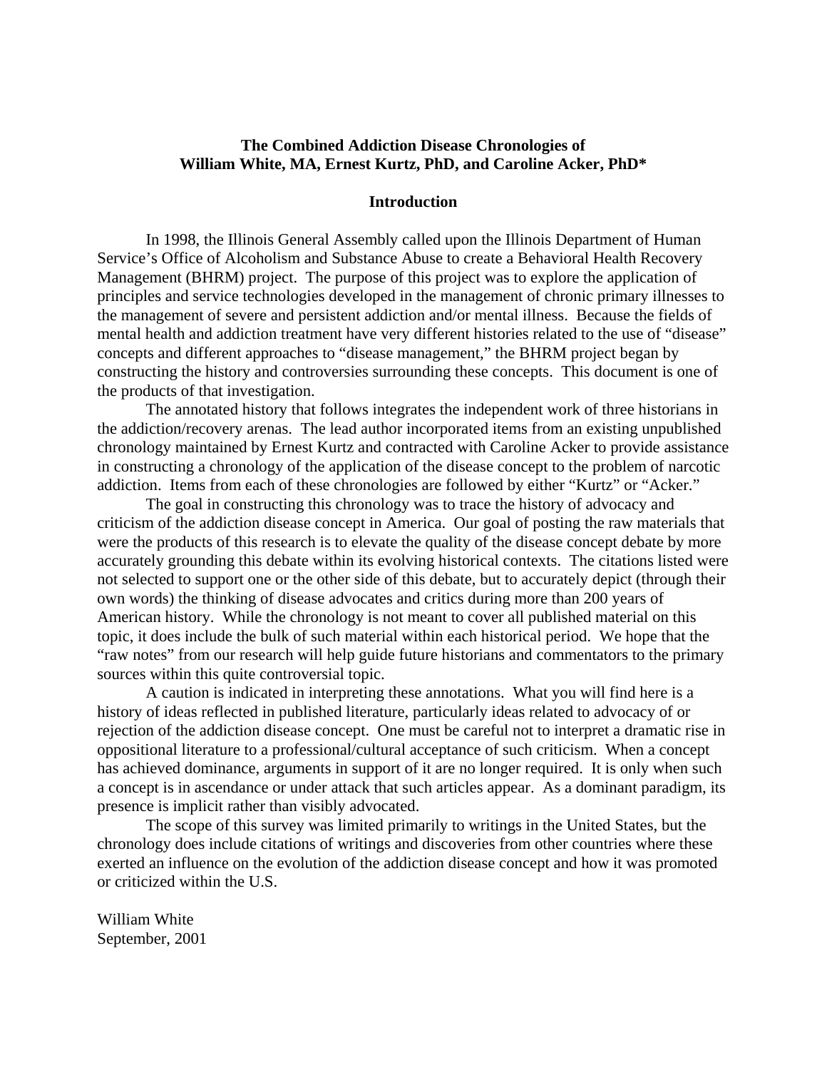**The Combined Addiction Disease Chronologies of**
**William White, MA, Ernest Kurtz, PhD, and Caroline Acker, PhD***

## Introduction

In 1998, the Illinois General Assembly called upon the Illinois Department of Human Service's Office of Alcoholism and Substance Abuse to create a Behavioral Health Recovery Management (BHRM) project. The purpose of this project was to explore the application of principles and service technologies developed in the management of chronic primary illnesses to the management of severe and persistent addiction and/or mental illness. Because the fields of mental health and addiction treatment have very different histories related to the use of "disease" concepts and different approaches to "disease management," the BHRM project began by constructing the history and controversies surrounding these concepts. This document is one of the products of that investigation.

The annotated history that follows integrates the independent work of three historians in the addiction/recovery arenas. The lead author incorporated items from an existing unpublished chronology maintained by Ernest Kurtz and contracted with Caroline Acker to provide assistance in constructing a chronology of the application of the disease concept to the problem of narcotic addiction. Items from each of these chronologies are followed by either "Kurtz" or "Acker."

The goal in constructing this chronology was to trace the history of advocacy and criticism of the addiction disease concept in America. Our goal of posting the raw materials that were the products of this research is to elevate the quality of the disease concept debate by more accurately grounding this debate within its evolving historical contexts. The citations listed were not selected to support one or the other side of this debate, but to accurately depict (through their own words) the thinking of disease advocates and critics during more than 200 years of American history. While the chronology is not meant to cover all published material on this topic, it does include the bulk of such material within each historical period. We hope that the "raw notes" from our research will help guide future historians and commentators to the primary sources within this quite controversial topic.

A caution is indicated in interpreting these annotations. What you will find here is a history of ideas reflected in published literature, particularly ideas related to advocacy of or rejection of the addiction disease concept. One must be careful not to interpret a dramatic rise in oppositional literature to a professional/cultural acceptance of such criticism. When a concept has achieved dominance, arguments in support of it are no longer required. It is only when such a concept is in ascendance or under attack that such articles appear. As a dominant paradigm, its presence is implicit rather than visibly advocated.

The scope of this survey was limited primarily to writings in the United States, but the chronology does include citations of writings and discoveries from other countries where these exerted an influence on the evolution of the addiction disease concept and how it was promoted or criticized within the U.S.

William White
September, 2001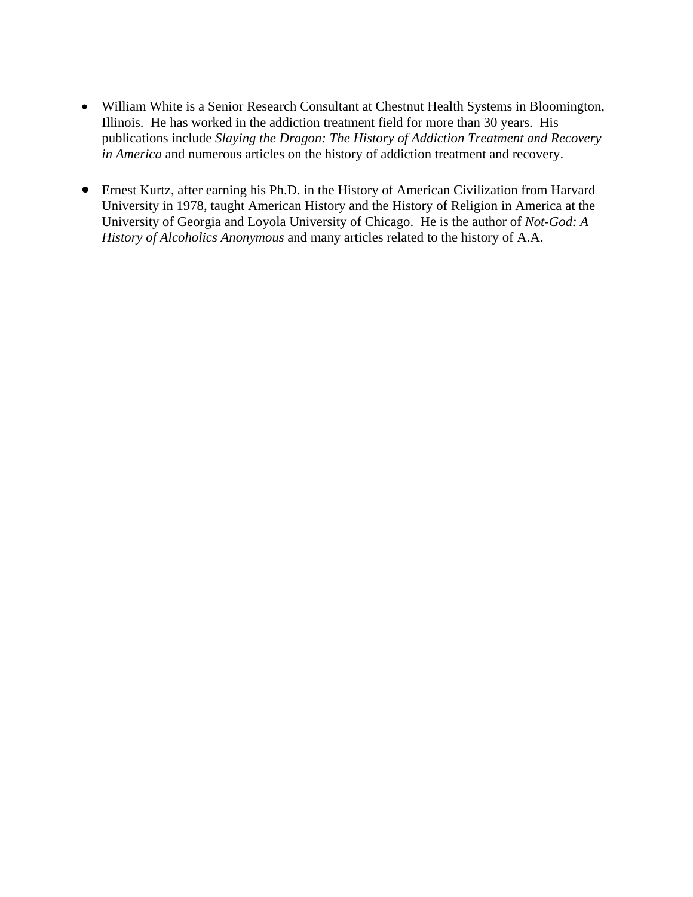- William White is a Senior Research Consultant at Chestnut Health Systems in Bloomington, Illinois. He has worked in the addiction treatment field for more than 30 years. His publications include *Slaying the Dragon: The History of Addiction Treatment and Recovery in America* and numerous articles on the history of addiction treatment and recovery.

- Ernest Kurtz, after earning his Ph.D. in the History of American Civilization from Harvard University in 1978, taught American History and the History of Religion in America at the University of Georgia and Loyola University of Chicago. He is the author of *Not-God: A History of Alcoholics Anonymous* and many articles related to the history of A.A.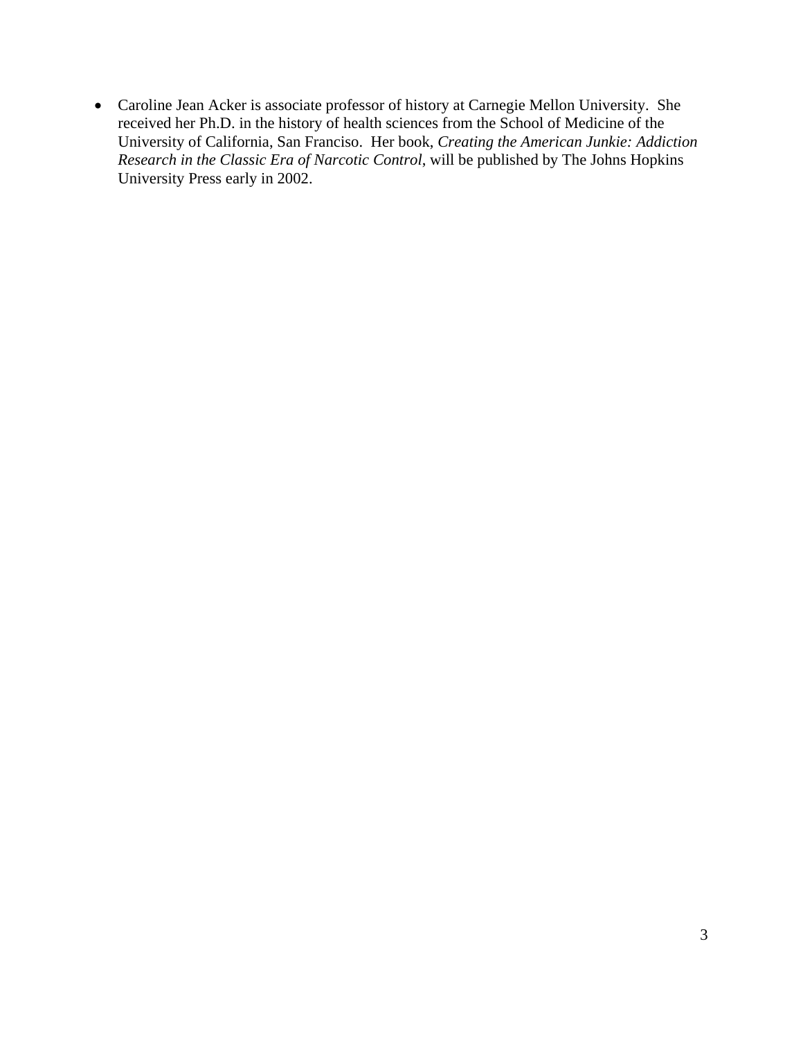- Caroline Jean Acker is associate professor of history at Carnegie Mellon University. She received her Ph.D. in the history of health sciences from the School of Medicine of the University of California, San Franciso. Her book, *Creating the American Junkie: Addiction Research in the Classic Era of Narcotic Control*, will be published by The Johns Hopkins University Press early in 2002.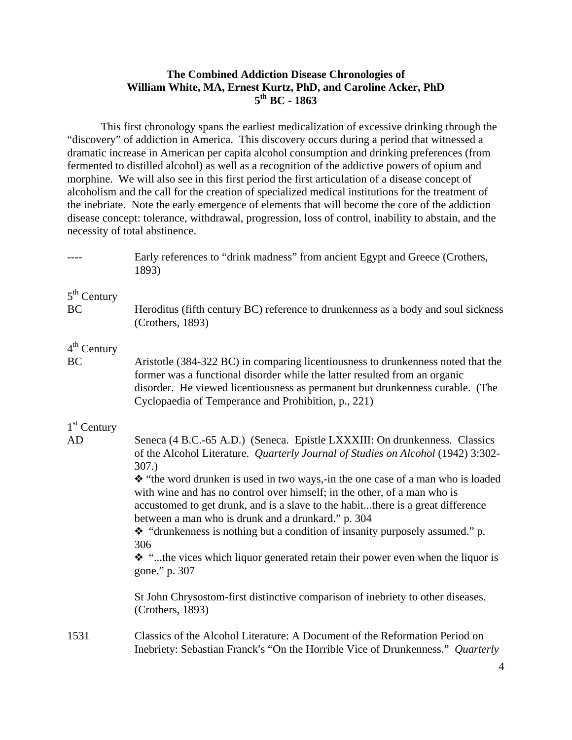**The Combined Addiction Disease Chronologies of**
**William White, MA, Ernest Kurtz, PhD, and Caroline Acker, PhD**
**5th BC - 1863**

This first chronology spans the earliest medicalization of excessive drinking through the "discovery" of addiction in America. This discovery occurs during a period that witnessed a dramatic increase in American per capita alcohol consumption and drinking preferences (from fermented to distilled alcohol) as well as a recognition of the addictive powers of opium and morphine. We will also see in this first period the first articulation of a disease concept of alcoholism and the call for the creation of specialized medical institutions for the treatment of the inebriate. Note the early emergence of elements that will become the core of the addiction disease concept: tolerance, withdrawal, progression, loss of control, inability to abstain, and the necessity of total abstinence.

---- Early references to "drink madness" from ancient Egypt and Greece (Crothers, 1893)

5th Century BC Heroditus (fifth century BC) reference to drunkenness as a body and soul sickness (Crothers, 1893)

4th Century BC Aristotle (384-322 BC) in comparing licentiousness to drunkenness noted that the former was a functional disorder while the latter resulted from an organic disorder. He viewed licentiousness as permanent but drunkenness curable. (The Cyclopaedia of Temperance and Prohibition, p., 221)

1st Century AD Seneca (4 B.C.-65 A.D.) (Seneca. Epistle LXXXIII: On drunkenness. Classics of the Alcohol Literature. *Quarterly Journal of Studies on Alcohol* (1942) 3:302-307.)

❖ "the word drunken is used in two ways,-in the one case of a man who is loaded with wine and has no control over himself; in the other, of a man who is accustomed to get drunk, and is a slave to the habit...there is a great difference between a man who is drunk and a drunkard." p. 304

❖ "drunkenness is nothing but a condition of insanity purposely assumed." p. 306

❖ "...the vices which liquor generated retain their power even when the liquor is gone." p. 307

St John Chrysostom-first distinctive comparison of inebriety to other diseases. (Crothers, 1893)

1531 Classics of the Alcohol Literature: A Document of the Reformation Period on Inebriety: Sebastian Franck's "On the Horrible Vice of Drunkenness." *Quarterly*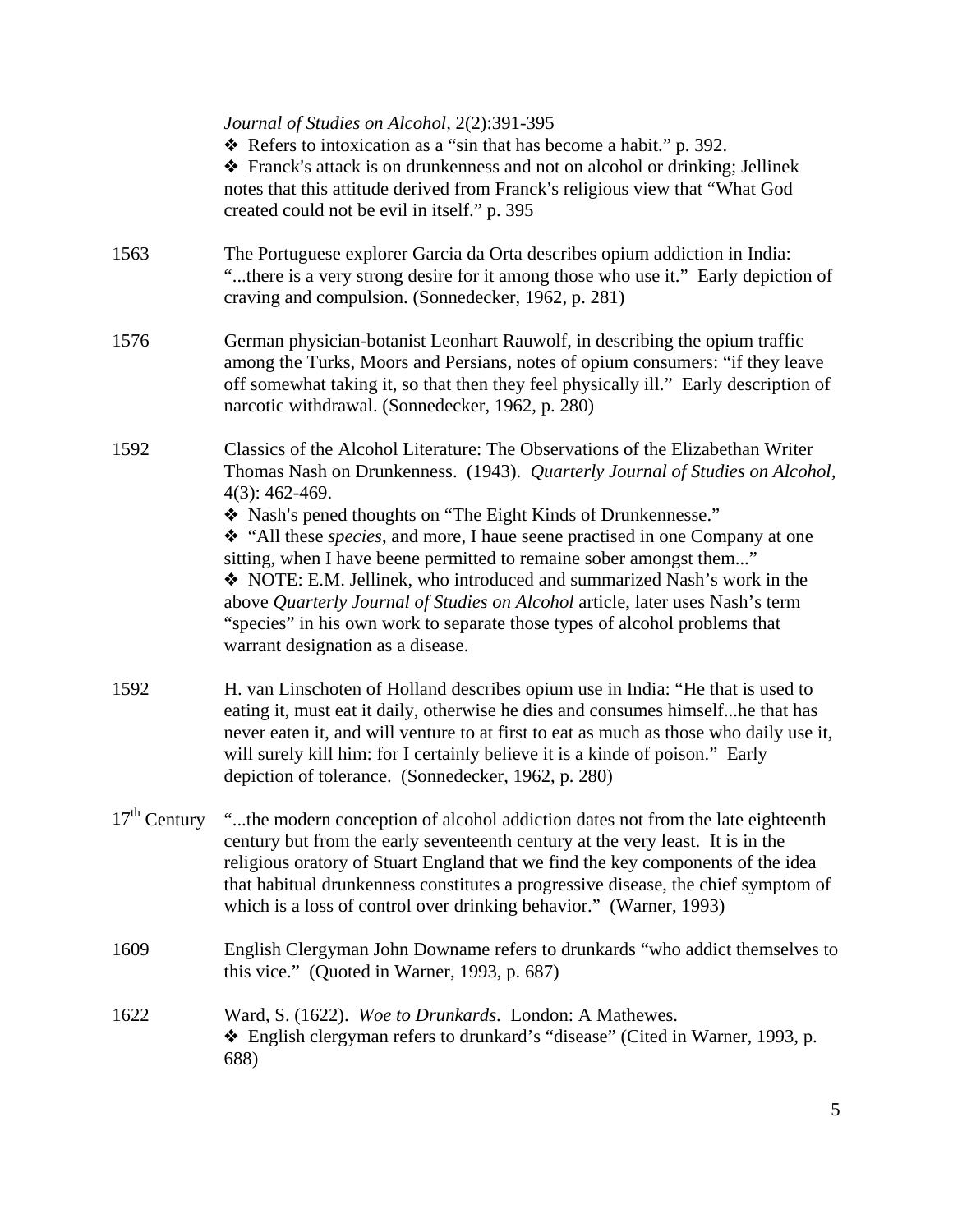*Journal of Studies on Alcohol*, 2(2):391-395

❖ Refers to intoxication as a "sin that has become a habit." p. 392.

❖ Franck's attack is on drunkenness and not on alcohol or drinking; Jellinek notes that this attitude derived from Franck's religious view that "What God created could not be evil in itself." p. 395

1563 The Portuguese explorer Garcia da Orta describes opium addiction in India: "...there is a very strong desire for it among those who use it." Early depiction of craving and compulsion. (Sonnedecker, 1962, p. 281)

1576 German physician-botanist Leonhart Rauwolf, in describing the opium traffic among the Turks, Moors and Persians, notes of opium consumers: "if they leave off somewhat taking it, so that then they feel physically ill." Early description of narcotic withdrawal. (Sonnedecker, 1962, p. 280)

1592 Classics of the Alcohol Literature: The Observations of the Elizabethan Writer Thomas Nash on Drunkenness. (1943). *Quarterly Journal of Studies on Alcohol*, 4(3): 462-469.

❖ Nash's pened thoughts on "The Eight Kinds of Drunkennesse."

❖ "All these *species*, and more, I haue seene practised in one Company at one sitting, when I have beene permitted to remaine sober amongst them..."

❖ NOTE: E.M. Jellinek, who introduced and summarized Nash's work in the above *Quarterly Journal of Studies on Alcohol* article, later uses Nash's term "species" in his own work to separate those types of alcohol problems that warrant designation as a disease.

1592 H. van Linschoten of Holland describes opium use in India: "He that is used to eating it, must eat it daily, otherwise he dies and consumes himself...he that has never eaten it, and will venture to at first to eat as much as those who daily use it, will surely kill him: for I certainly believe it is a kinde of poison." Early depiction of tolerance. (Sonnedecker, 1962, p. 280)

17th Century "...the modern conception of alcohol addiction dates not from the late eighteenth century but from the early seventeenth century at the very least. It is in the religious oratory of Stuart England that we find the key components of the idea that habitual drunkenness constitutes a progressive disease, the chief symptom of which is a loss of control over drinking behavior." (Warner, 1993)

1609 English Clergyman John Downame refers to drunkards "who addict themselves to this vice." (Quoted in Warner, 1993, p. 687)

1622 Ward, S. (1622). *Woe to Drunkards*. London: A Mathewes.

❖ English clergyman refers to drunkard's "disease" (Cited in Warner, 1993, p. 688)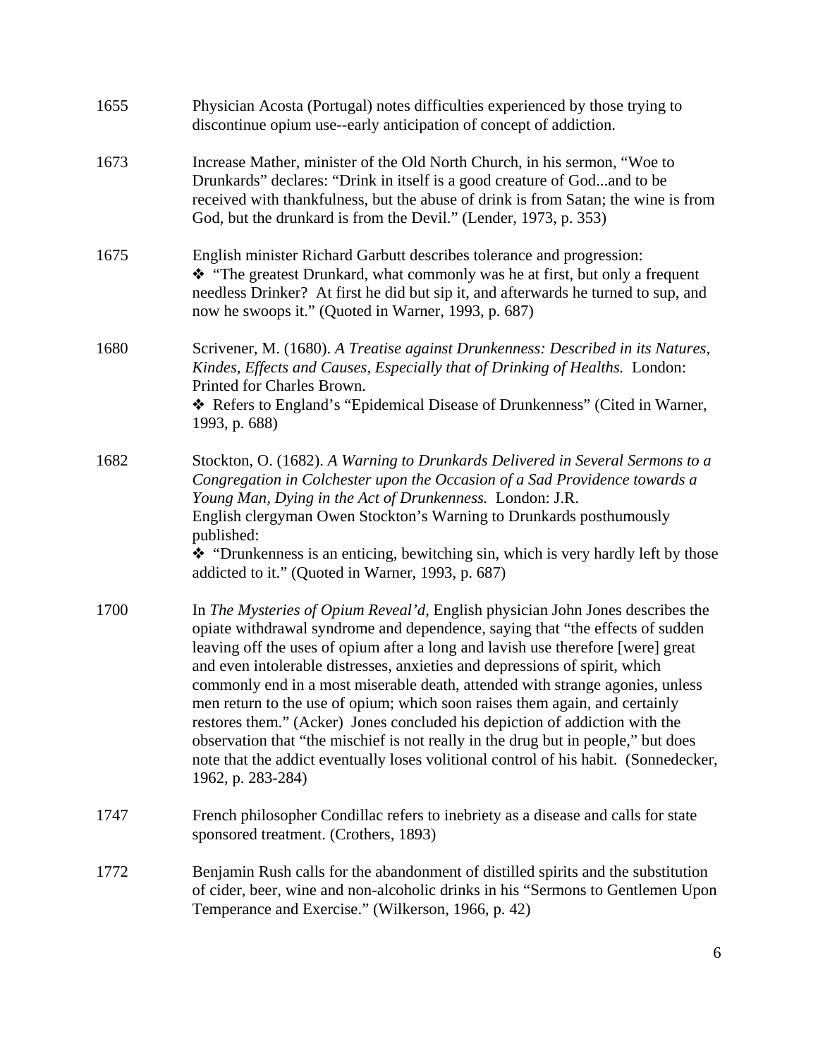| | |
|---|---|
| 1655 | Physician Acosta (Portugal) notes difficulties experienced by those trying to discontinue opium use--early anticipation of concept of addiction. |
| 1673 | Increase Mather, minister of the Old North Church, in his sermon, "Woe to Drunkards" declares: "Drink in itself is a good creature of God...and to be received with thankfulness, but the abuse of drink is from Satan; the wine is from God, but the drunkard is from the Devil." (Lender, 1973, p. 353) |
| 1675 | English minister Richard Garbutt describes tolerance and progression: ❖ "The greatest Drunkard, what commonly was he at first, but only a frequent needless Drinker? At first he did but sip it, and afterwards he turned to sup, and now he swoops it." (Quoted in Warner, 1993, p. 687) |
| 1680 | Scrivener, M. (1680). *A Treatise against Drunkenness: Described in its Natures, Kindes, Effects and Causes, Especially that of Drinking of Healths.* London: Printed for Charles Brown. ❖ Refers to England's "Epidemical Disease of Drunkenness" (Cited in Warner, 1993, p. 688) |
| 1682 | Stockton, O. (1682). *A Warning to Drunkards Delivered in Several Sermons to a Congregation in Colchester upon the Occasion of a Sad Providence towards a Young Man, Dying in the Act of Drunkenness.* London: J.R. English clergyman Owen Stockton's Warning to Drunkards posthumously published: ❖ "Drunkenness is an enticing, bewitching sin, which is very hardly left by those addicted to it." (Quoted in Warner, 1993, p. 687) |
| 1700 | In *The Mysteries of Opium Reveal'd*, English physician John Jones describes the opiate withdrawal syndrome and dependence, saying that "the effects of sudden leaving off the uses of opium after a long and lavish use therefore [were] great and even intolerable distresses, anxieties and depressions of spirit, which commonly end in a most miserable death, attended with strange agonies, unless men return to the use of opium; which soon raises them again, and certainly restores them." (Acker) Jones concluded his depiction of addiction with the observation that "the mischief is not really in the drug but in people," but does note that the addict eventually loses volitional control of his habit. (Sonnedecker, 1962, p. 283-284) |
| 1747 | French philosopher Condillac refers to inebriety as a disease and calls for state sponsored treatment. (Crothers, 1893) |
| 1772 | Benjamin Rush calls for the abandonment of distilled spirits and the substitution of cider, beer, wine and non-alcoholic drinks in his "Sermons to Gentlemen Upon Temperance and Exercise." (Wilkerson, 1966, p. 42) |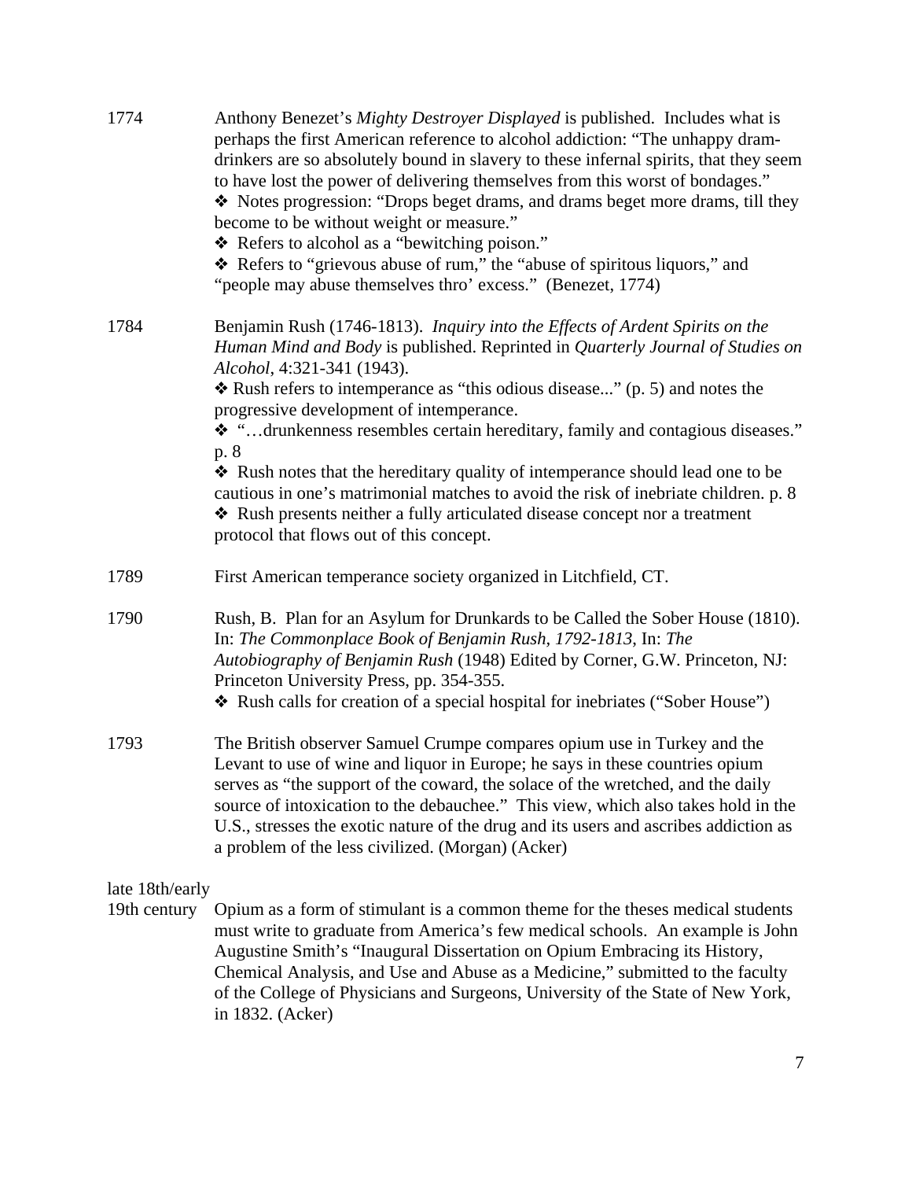1774 Anthony Benezet's *Mighty Destroyer Displayed* is published. Includes what is perhaps the first American reference to alcohol addiction: "The unhappy dram-drinkers are so absolutely bound in slavery to these infernal spirits, that they seem to have lost the power of delivering themselves from this worst of bondages."

❖ Notes progression: "Drops beget drams, and drams beget more drams, till they become to be without weight or measure."

❖ Refers to alcohol as a "bewitching poison."

❖ Refers to "grievous abuse of rum," the "abuse of spiritous liquors," and "people may abuse themselves thro' excess." (Benezet, 1774)

1784 Benjamin Rush (1746-1813). *Inquiry into the Effects of Ardent Spirits on the Human Mind and Body* is published. Reprinted in *Quarterly Journal of Studies on Alcohol*, 4:321-341 (1943).

❖ Rush refers to intemperance as "this odious disease..." (p. 5) and notes the progressive development of intemperance.

❖ "…drunkenness resembles certain hereditary, family and contagious diseases." p. 8

❖ Rush notes that the hereditary quality of intemperance should lead one to be cautious in one's matrimonial matches to avoid the risk of inebriate children. p. 8

❖ Rush presents neither a fully articulated disease concept nor a treatment protocol that flows out of this concept.

1789 First American temperance society organized in Litchfield, CT.

1790 Rush, B. Plan for an Asylum for Drunkards to be Called the Sober House (1810). In: *The Commonplace Book of Benjamin Rush, 1792-1813*, In: *The Autobiography of Benjamin Rush* (1948) Edited by Corner, G.W. Princeton, NJ: Princeton University Press, pp. 354-355.

❖ Rush calls for creation of a special hospital for inebriates ("Sober House")

1793 The British observer Samuel Crumpe compares opium use in Turkey and the Levant to use of wine and liquor in Europe; he says in these countries opium serves as "the support of the coward, the solace of the wretched, and the daily source of intoxication to the debauchee." This view, which also takes hold in the U.S., stresses the exotic nature of the drug and its users and ascribes addiction as a problem of the less civilized. (Morgan) (Acker)

late 18th/early 19th century Opium as a form of stimulant is a common theme for the theses medical students must write to graduate from America's few medical schools. An example is John Augustine Smith's "Inaugural Dissertation on Opium Embracing its History, Chemical Analysis, and Use and Abuse as a Medicine," submitted to the faculty of the College of Physicians and Surgeons, University of the State of New York, in 1832. (Acker)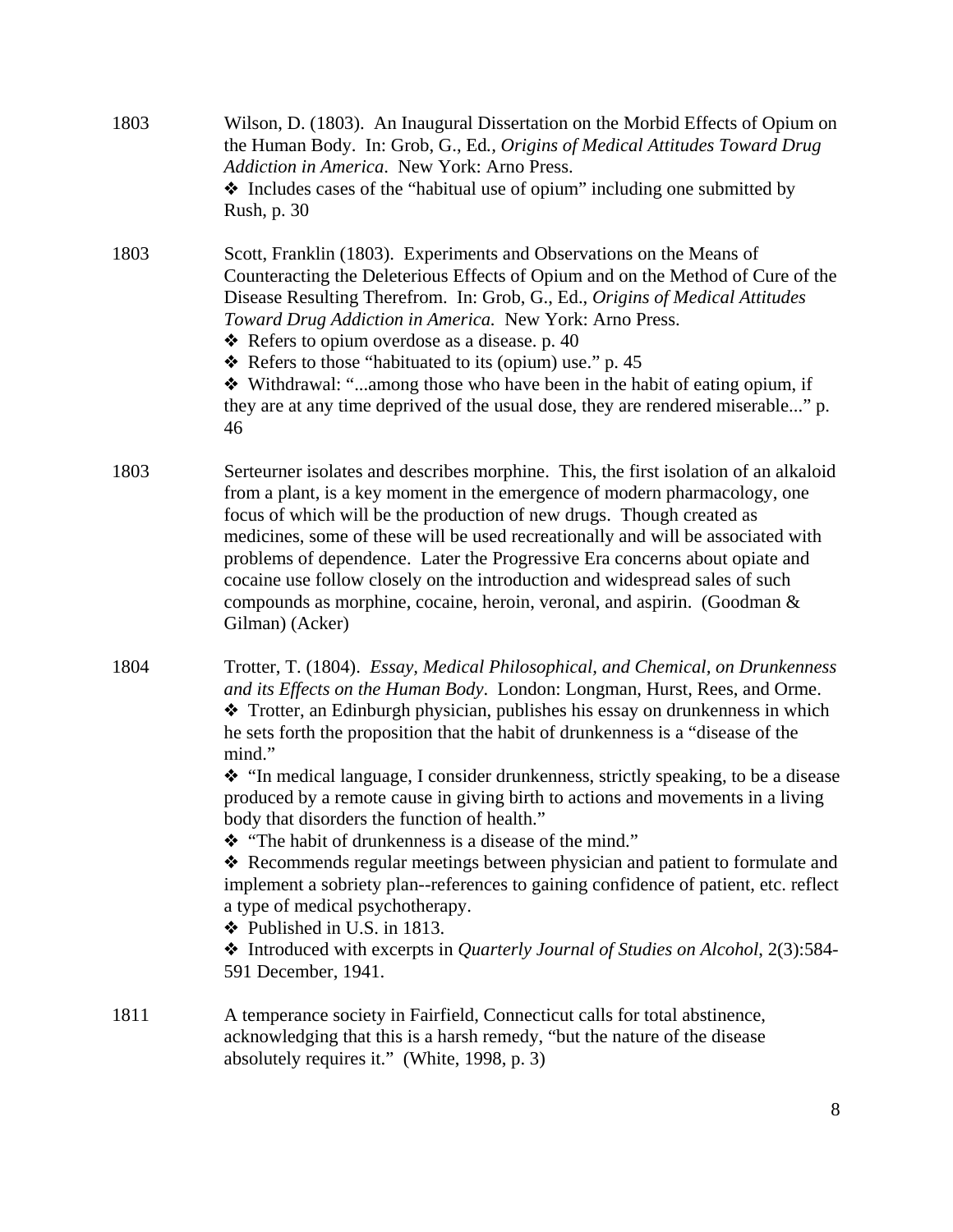1803 Wilson, D. (1803). An Inaugural Dissertation on the Morbid Effects of Opium on the Human Body. In: Grob, G., Ed., *Origins of Medical Attitudes Toward Drug Addiction in America*. New York: Arno Press.

❖ Includes cases of the "habitual use of opium" including one submitted by Rush, p. 30

1803 Scott, Franklin (1803). Experiments and Observations on the Means of Counteracting the Deleterious Effects of Opium and on the Method of Cure of the Disease Resulting Therefrom. In: Grob, G., Ed., *Origins of Medical Attitudes Toward Drug Addiction in America.* New York: Arno Press.

❖ Refers to opium overdose as a disease. p. 40

❖ Refers to those "habituated to its (opium) use." p. 45

❖ Withdrawal: "...among those who have been in the habit of eating opium, if they are at any time deprived of the usual dose, they are rendered miserable..." p. 46

1803 Serteurner isolates and describes morphine. This, the first isolation of an alkaloid from a plant, is a key moment in the emergence of modern pharmacology, one focus of which will be the production of new drugs. Though created as medicines, some of these will be used recreationally and will be associated with problems of dependence. Later the Progressive Era concerns about opiate and cocaine use follow closely on the introduction and widespread sales of such compounds as morphine, cocaine, heroin, veronal, and aspirin. (Goodman & Gilman) (Acker)

1804 Trotter, T. (1804). *Essay, Medical Philosophical, and Chemical, on Drunkenness and its Effects on the Human Body*. London: Longman, Hurst, Rees, and Orme.

❖ Trotter, an Edinburgh physician, publishes his essay on drunkenness in which he sets forth the proposition that the habit of drunkenness is a "disease of the mind."

❖ "In medical language, I consider drunkenness, strictly speaking, to be a disease produced by a remote cause in giving birth to actions and movements in a living body that disorders the function of health."

❖ "The habit of drunkenness is a disease of the mind."

❖ Recommends regular meetings between physician and patient to formulate and implement a sobriety plan--references to gaining confidence of patient, etc. reflect a type of medical psychotherapy.

❖ Published in U.S. in 1813.

❖ Introduced with excerpts in *Quarterly Journal of Studies on Alcohol*, 2(3):584-591 December, 1941.

1811 A temperance society in Fairfield, Connecticut calls for total abstinence, acknowledging that this is a harsh remedy, "but the nature of the disease absolutely requires it." (White, 1998, p. 3)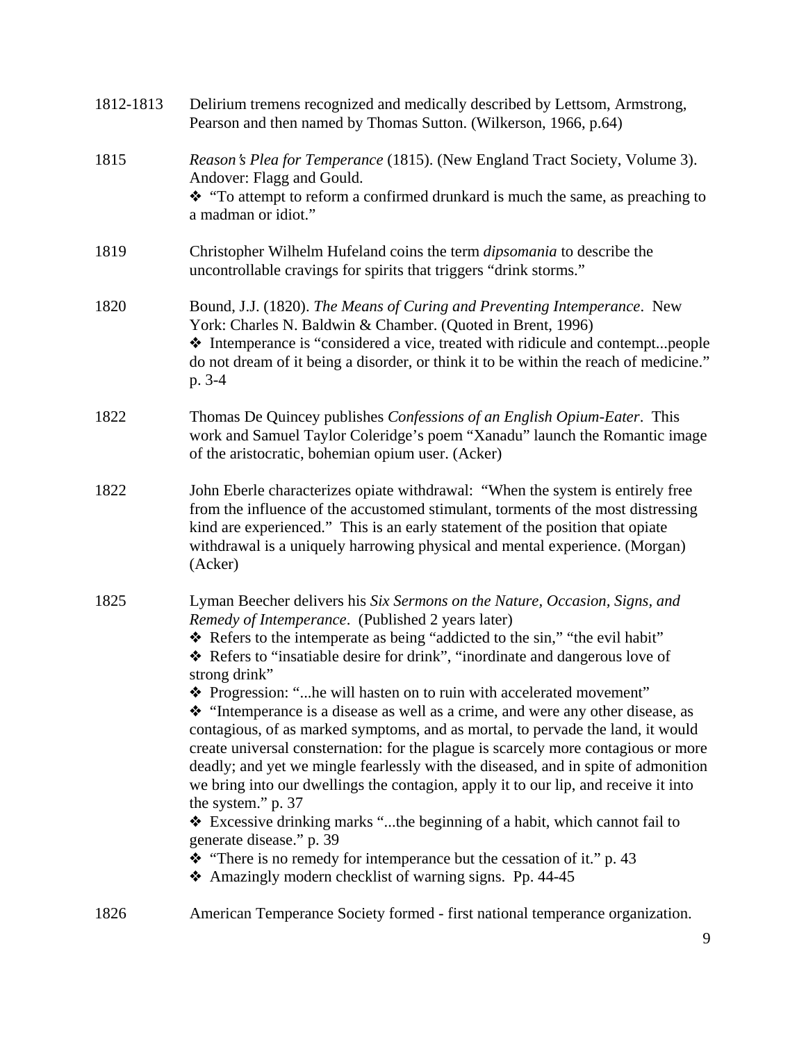1812-1813 Delirium tremens recognized and medically described by Lettsom, Armstrong, Pearson and then named by Thomas Sutton. (Wilkerson, 1966, p.64)

1815 *Reason's Plea for Temperance* (1815). (New England Tract Society, Volume 3). Andover: Flagg and Gould.

- "To attempt to reform a confirmed drunkard is much the same, as preaching to a madman or idiot."

1819 Christopher Wilhelm Hufeland coins the term *dipsomania* to describe the uncontrollable cravings for spirits that triggers "drink storms."

1820 Bound, J.J. (1820). *The Means of Curing and Preventing Intemperance*. New York: Charles N. Baldwin & Chamber. (Quoted in Brent, 1996)

- Intemperance is "considered a vice, treated with ridicule and contempt...people do not dream of it being a disorder, or think it to be within the reach of medicine." p. 3-4

1822 Thomas De Quincey publishes *Confessions of an English Opium-Eater*. This work and Samuel Taylor Coleridge's poem "Xanadu" launch the Romantic image of the aristocratic, bohemian opium user. (Acker)

1822 John Eberle characterizes opiate withdrawal: "When the system is entirely free from the influence of the accustomed stimulant, torments of the most distressing kind are experienced." This is an early statement of the position that opiate withdrawal is a uniquely harrowing physical and mental experience. (Morgan) (Acker)

1825 Lyman Beecher delivers his *Six Sermons on the Nature, Occasion, Signs, and Remedy of Intemperance*. (Published 2 years later)

- Refers to the intemperate as being "addicted to the sin," "the evil habit"
- Refers to "insatiable desire for drink", "inordinate and dangerous love of strong drink"
- Progression: "...he will hasten on to ruin with accelerated movement"
- "Intemperance is a disease as well as a crime, and were any other disease, as contagious, of as marked symptoms, and as mortal, to pervade the land, it would create universal consternation: for the plague is scarcely more contagious or more deadly; and yet we mingle fearlessly with the diseased, and in spite of admonition we bring into our dwellings the contagion, apply it to our lip, and receive it into the system." p. 37
- Excessive drinking marks "...the beginning of a habit, which cannot fail to generate disease." p. 39
- "There is no remedy for intemperance but the cessation of it." p. 43
- Amazingly modern checklist of warning signs. Pp. 44-45

1826 American Temperance Society formed - first national temperance organization.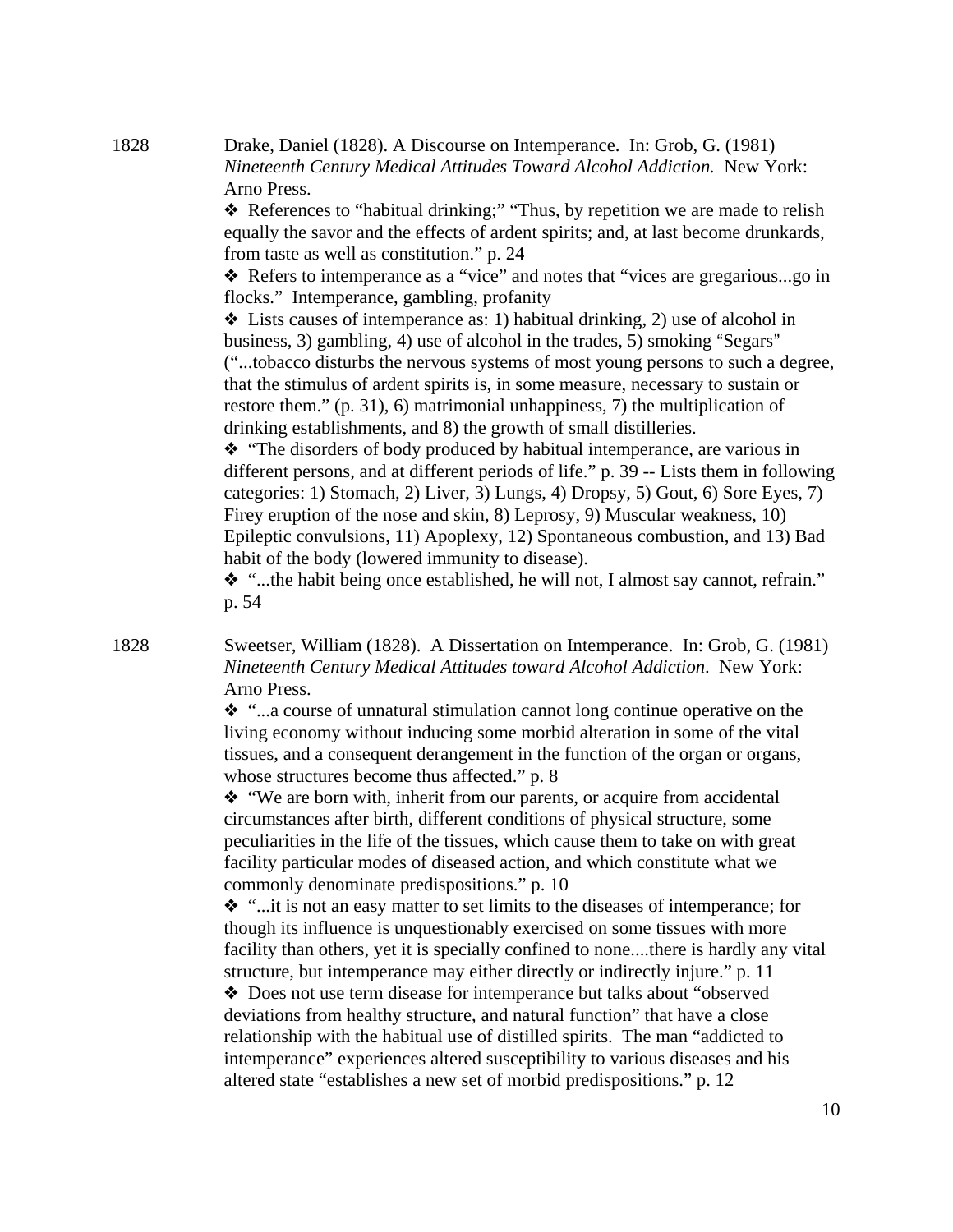1828 Drake, Daniel (1828). A Discourse on Intemperance. In: Grob, G. (1981) *Nineteenth Century Medical Attitudes Toward Alcohol Addiction.* New York: Arno Press.

- References to "habitual drinking;" "Thus, by repetition we are made to relish equally the savor and the effects of ardent spirits; and, at last become drunkards, from taste as well as constitution." p. 24
- Refers to intemperance as a "vice" and notes that "vices are gregarious...go in flocks." Intemperance, gambling, profanity
- Lists causes of intemperance as: 1) habitual drinking, 2) use of alcohol in business, 3) gambling, 4) use of alcohol in the trades, 5) smoking "Segars" ("...tobacco disturbs the nervous systems of most young persons to such a degree, that the stimulus of ardent spirits is, in some measure, necessary to sustain or restore them." (p. 31), 6) matrimonial unhappiness, 7) the multiplication of drinking establishments, and 8) the growth of small distilleries.
- "The disorders of body produced by habitual intemperance, are various in different persons, and at different periods of life." p. 39 -- Lists them in following categories: 1) Stomach, 2) Liver, 3) Lungs, 4) Dropsy, 5) Gout, 6) Sore Eyes, 7) Firey eruption of the nose and skin, 8) Leprosy, 9) Muscular weakness, 10) Epileptic convulsions, 11) Apoplexy, 12) Spontaneous combustion, and 13) Bad habit of the body (lowered immunity to disease).
- "...the habit being once established, he will not, I almost say cannot, refrain." p. 54

1828 Sweetser, William (1828). A Dissertation on Intemperance. In: Grob, G. (1981) *Nineteenth Century Medical Attitudes toward Alcohol Addiction*. New York: Arno Press.

- "...a course of unnatural stimulation cannot long continue operative on the living economy without inducing some morbid alteration in some of the vital tissues, and a consequent derangement in the function of the organ or organs, whose structures become thus affected." p. 8
- "We are born with, inherit from our parents, or acquire from accidental circumstances after birth, different conditions of physical structure, some peculiarities in the life of the tissues, which cause them to take on with great facility particular modes of diseased action, and which constitute what we commonly denominate predispositions." p. 10
- "...it is not an easy matter to set limits to the diseases of intemperance; for though its influence is unquestionably exercised on some tissues with more facility than others, yet it is specially confined to none....there is hardly any vital structure, but intemperance may either directly or indirectly injure." p. 11
- Does not use term disease for intemperance but talks about "observed deviations from healthy structure, and natural function" that have a close relationship with the habitual use of distilled spirits. The man "addicted to intemperance" experiences altered susceptibility to various diseases and his altered state "establishes a new set of morbid predispositions." p. 12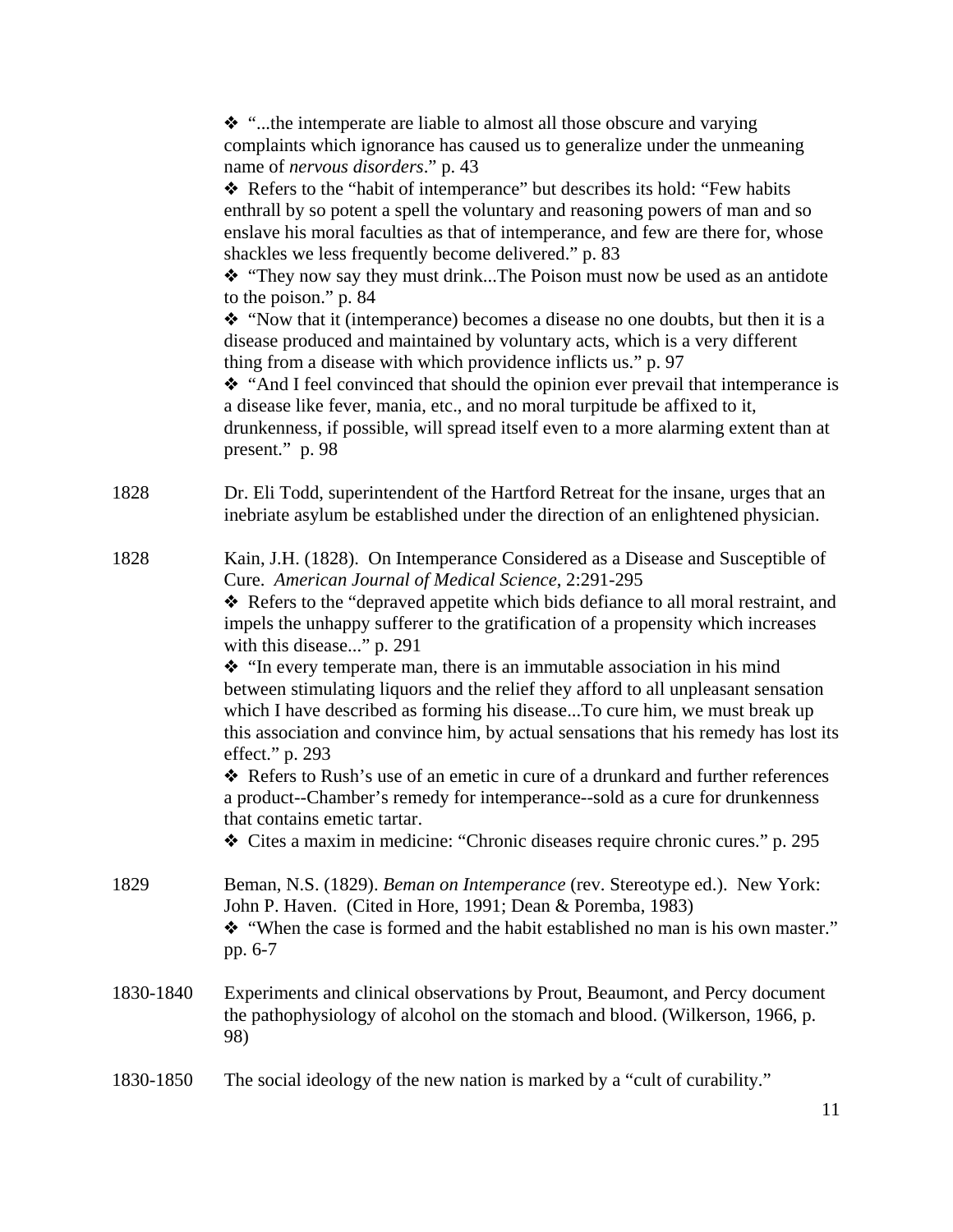- "...the intemperate are liable to almost all those obscure and varying complaints which ignorance has caused us to generalize under the unmeaning name of *nervous disorders*." p. 43
- Refers to the "habit of intemperance" but describes its hold: "Few habits enthrall by so potent a spell the voluntary and reasoning powers of man and so enslave his moral faculties as that of intemperance, and few are there for, whose shackles we less frequently become delivered." p. 83
- "They now say they must drink...The Poison must now be used as an antidote to the poison." p. 84
- "Now that it (intemperance) becomes a disease no one doubts, but then it is a disease produced and maintained by voluntary acts, which is a very different thing from a disease with which providence inflicts us." p. 97
- "And I feel convinced that should the opinion ever prevail that intemperance is a disease like fever, mania, etc., and no moral turpitude be affixed to it, drunkenness, if possible, will spread itself even to a more alarming extent than at present." p. 98

1828 Dr. Eli Todd, superintendent of the Hartford Retreat for the insane, urges that an inebriate asylum be established under the direction of an enlightened physician.

1828 Kain, J.H. (1828). On Intemperance Considered as a Disease and Susceptible of Cure. *American Journal of Medical Science*, 2:291-295

- Refers to the "depraved appetite which bids defiance to all moral restraint, and impels the unhappy sufferer to the gratification of a propensity which increases with this disease..." p. 291
- "In every temperate man, there is an immutable association in his mind between stimulating liquors and the relief they afford to all unpleasant sensation which I have described as forming his disease...To cure him, we must break up this association and convince him, by actual sensations that his remedy has lost its effect." p. 293
- Refers to Rush's use of an emetic in cure of a drunkard and further references a product--Chamber's remedy for intemperance--sold as a cure for drunkenness that contains emetic tartar.
- Cites a maxim in medicine: "Chronic diseases require chronic cures." p. 295

1829 Beman, N.S. (1829). *Beman on Intemperance* (rev. Stereotype ed.). New York: John P. Haven. (Cited in Hore, 1991; Dean & Poremba, 1983)

- "When the case is formed and the habit established no man is his own master." pp. 6-7

1830-1840 Experiments and clinical observations by Prout, Beaumont, and Percy document the pathophysiology of alcohol on the stomach and blood. (Wilkerson, 1966, p. 98)

1830-1850 The social ideology of the new nation is marked by a "cult of curability."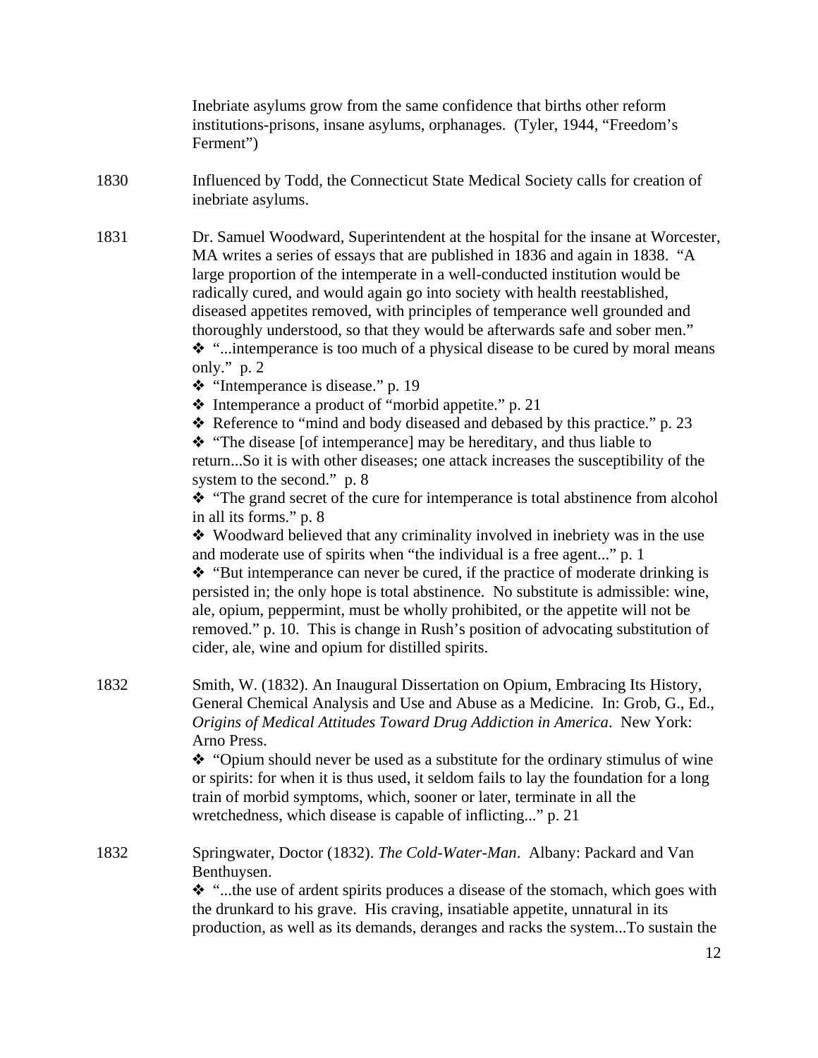Inebriate asylums grow from the same confidence that births other reform institutions-prisons, insane asylums, orphanages. (Tyler, 1944, "Freedom's Ferment")

1830 Influenced by Todd, the Connecticut State Medical Society calls for creation of inebriate asylums.

1831 Dr. Samuel Woodward, Superintendent at the hospital for the insane at Worcester, MA writes a series of essays that are published in 1836 and again in 1838. "A large proportion of the intemperate in a well-conducted institution would be radically cured, and would again go into society with health reestablished, diseased appetites removed, with principles of temperance well grounded and thoroughly understood, so that they would be afterwards safe and sober men."

- "...intemperance is too much of a physical disease to be cured by moral means only." p. 2
- "Intemperance is disease." p. 19
- Intemperance a product of "morbid appetite." p. 21
- Reference to "mind and body diseased and debased by this practice." p. 23
- "The disease [of intemperance] may be hereditary, and thus liable to return...So it is with other diseases; one attack increases the susceptibility of the system to the second." p. 8
- "The grand secret of the cure for intemperance is total abstinence from alcohol in all its forms." p. 8
- Woodward believed that any criminality involved in inebriety was in the use and moderate use of spirits when "the individual is a free agent..." p. 1
- "But intemperance can never be cured, if the practice of moderate drinking is persisted in; the only hope is total abstinence. No substitute is admissible: wine, ale, opium, peppermint, must be wholly prohibited, or the appetite will not be removed." p. 10. This is change in Rush's position of advocating substitution of cider, ale, wine and opium for distilled spirits.

1832 Smith, W. (1832). An Inaugural Dissertation on Opium, Embracing Its History, General Chemical Analysis and Use and Abuse as a Medicine. In: Grob, G., Ed., *Origins of Medical Attitudes Toward Drug Addiction in America*. New York: Arno Press.

- "Opium should never be used as a substitute for the ordinary stimulus of wine or spirits: for when it is thus used, it seldom fails to lay the foundation for a long train of morbid symptoms, which, sooner or later, terminate in all the wretchedness, which disease is capable of inflicting..." p. 21

1832 Springwater, Doctor (1832). *The Cold-Water-Man*. Albany: Packard and Van Benthuysen.

- "...the use of ardent spirits produces a disease of the stomach, which goes with the drunkard to his grave. His craving, insatiable appetite, unnatural in its production, as well as its demands, deranges and racks the system...To sustain the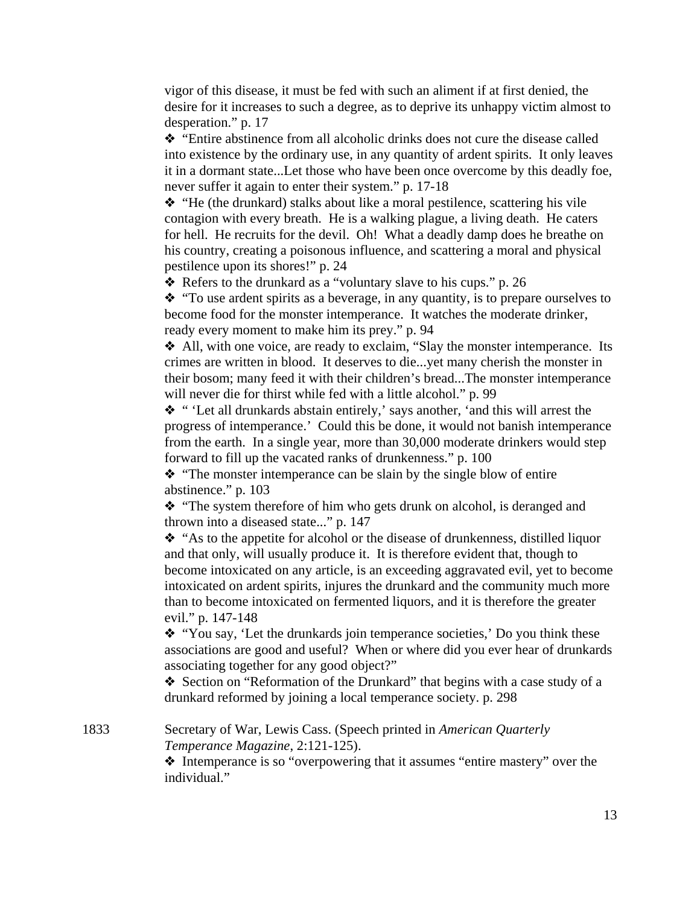vigor of this disease, it must be fed with such an aliment if at first denied, the desire for it increases to such a degree, as to deprive its unhappy victim almost to desperation." p. 17

❖ "Entire abstinence from all alcoholic drinks does not cure the disease called into existence by the ordinary use, in any quantity of ardent spirits. It only leaves it in a dormant state...Let those who have been once overcome by this deadly foe, never suffer it again to enter their system." p. 17-18

❖ "He (the drunkard) stalks about like a moral pestilence, scattering his vile contagion with every breath. He is a walking plague, a living death. He caters for hell. He recruits for the devil. Oh! What a deadly damp does he breathe on his country, creating a poisonous influence, and scattering a moral and physical pestilence upon its shores!" p. 24

❖ Refers to the drunkard as a "voluntary slave to his cups." p. 26

❖ "To use ardent spirits as a beverage, in any quantity, is to prepare ourselves to become food for the monster intemperance. It watches the moderate drinker, ready every moment to make him its prey." p. 94

❖ All, with one voice, are ready to exclaim, "Slay the monster intemperance. Its crimes are written in blood. It deserves to die...yet many cherish the monster in their bosom; many feed it with their children's bread...The monster intemperance will never die for thirst while fed with a little alcohol." p. 99

❖ " 'Let all drunkards abstain entirely,' says another, 'and this will arrest the progress of intemperance.' Could this be done, it would not banish intemperance from the earth. In a single year, more than 30,000 moderate drinkers would step forward to fill up the vacated ranks of drunkenness." p. 100

❖ "The monster intemperance can be slain by the single blow of entire abstinence." p. 103

❖ "The system therefore of him who gets drunk on alcohol, is deranged and thrown into a diseased state..." p. 147

❖ "As to the appetite for alcohol or the disease of drunkenness, distilled liquor and that only, will usually produce it. It is therefore evident that, though to become intoxicated on any article, is an exceeding aggravated evil, yet to become intoxicated on ardent spirits, injures the drunkard and the community much more than to become intoxicated on fermented liquors, and it is therefore the greater evil." p. 147-148

❖ "You say, 'Let the drunkards join temperance societies,' Do you think these associations are good and useful? When or where did you ever hear of drunkards associating together for any good object?"

❖ Section on "Reformation of the Drunkard" that begins with a case study of a drunkard reformed by joining a local temperance society. p. 298

1833 Secretary of War, Lewis Cass. (Speech printed in *American Quarterly Temperance Magazine*, 2:121-125).

❖ Intemperance is so "overpowering that it assumes "entire mastery" over the individual."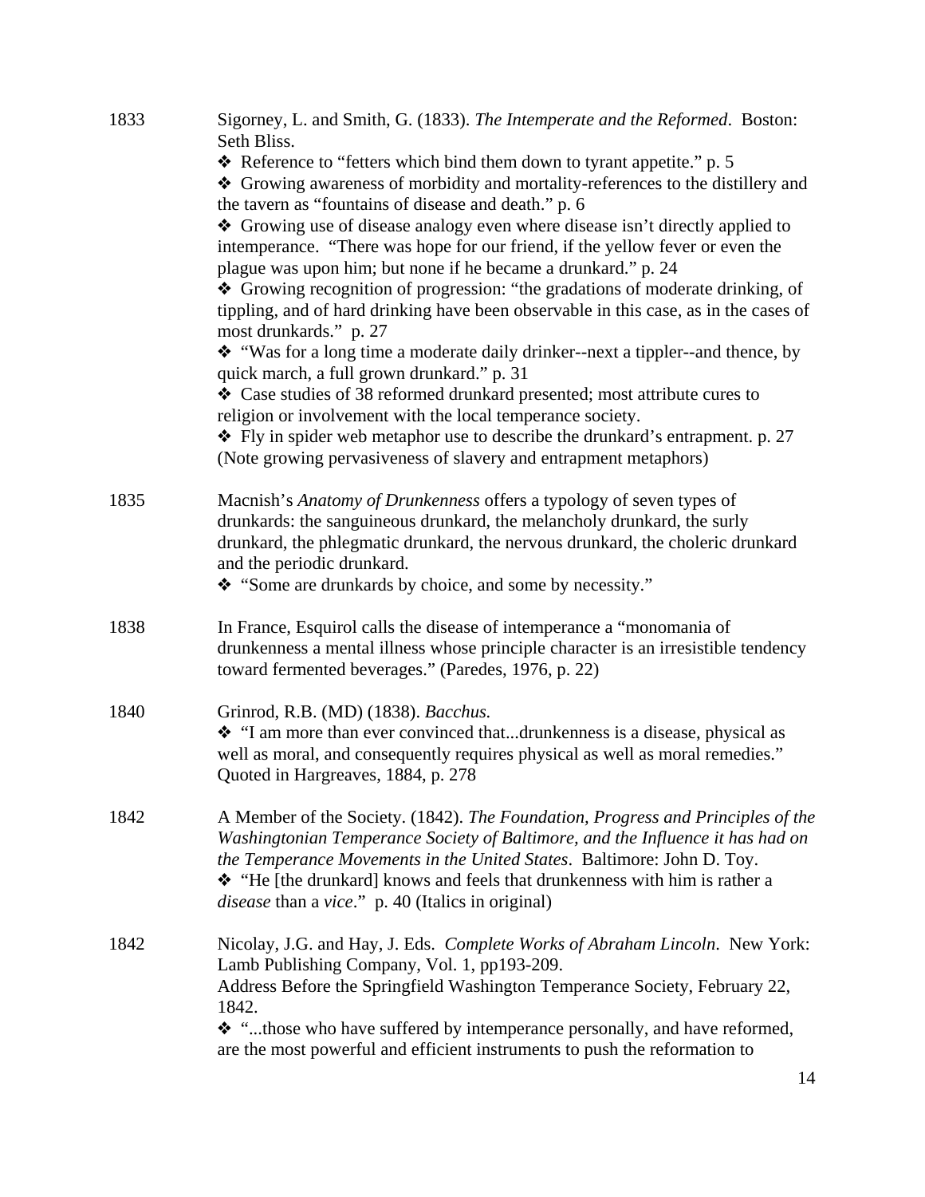1833 Sigorney, L. and Smith, G. (1833). *The Intemperate and the Reformed*. Boston: Seth Bliss.

- ❖ Reference to "fetters which bind them down to tyrant appetite." p. 5
- ❖ Growing awareness of morbidity and mortality-references to the distillery and the tavern as "fountains of disease and death." p. 6
- ❖ Growing use of disease analogy even where disease isn't directly applied to intemperance. "There was hope for our friend, if the yellow fever or even the plague was upon him; but none if he became a drunkard." p. 24
- ❖ Growing recognition of progression: "the gradations of moderate drinking, of tippling, and of hard drinking have been observable in this case, as in the cases of most drunkards." p. 27
- ❖ "Was for a long time a moderate daily drinker--next a tippler--and thence, by quick march, a full grown drunkard." p. 31
- ❖ Case studies of 38 reformed drunkard presented; most attribute cures to religion or involvement with the local temperance society.
- ❖ Fly in spider web metaphor use to describe the drunkard's entrapment. p. 27 (Note growing pervasiveness of slavery and entrapment metaphors)

1835 Macnish's *Anatomy of Drunkenness* offers a typology of seven types of drunkards: the sanguineous drunkard, the melancholy drunkard, the surly drunkard, the phlegmatic drunkard, the nervous drunkard, the choleric drunkard and the periodic drunkard.

- ❖ "Some are drunkards by choice, and some by necessity."

1838 In France, Esquirol calls the disease of intemperance a "monomania of drunkenness a mental illness whose principle character is an irresistible tendency toward fermented beverages." (Paredes, 1976, p. 22)

1840 Grinrod, R.B. (MD) (1838). *Bacchus.*

- ❖ "I am more than ever convinced that...drunkenness is a disease, physical as well as moral, and consequently requires physical as well as moral remedies." Quoted in Hargreaves, 1884, p. 278

1842 A Member of the Society. (1842). *The Foundation, Progress and Principles of the Washingtonian Temperance Society of Baltimore, and the Influence it has had on the Temperance Movements in the United States*. Baltimore: John D. Toy.

- ❖ "He [the drunkard] knows and feels that drunkenness with him is rather a *disease* than a *vice*." p. 40 (Italics in original)

1842 Nicolay, J.G. and Hay, J. Eds. *Complete Works of Abraham Lincoln*. New York: Lamb Publishing Company, Vol. 1, pp193-209.
Address Before the Springfield Washington Temperance Society, February 22, 1842.

- ❖ "...those who have suffered by intemperance personally, and have reformed, are the most powerful and efficient instruments to push the reformation to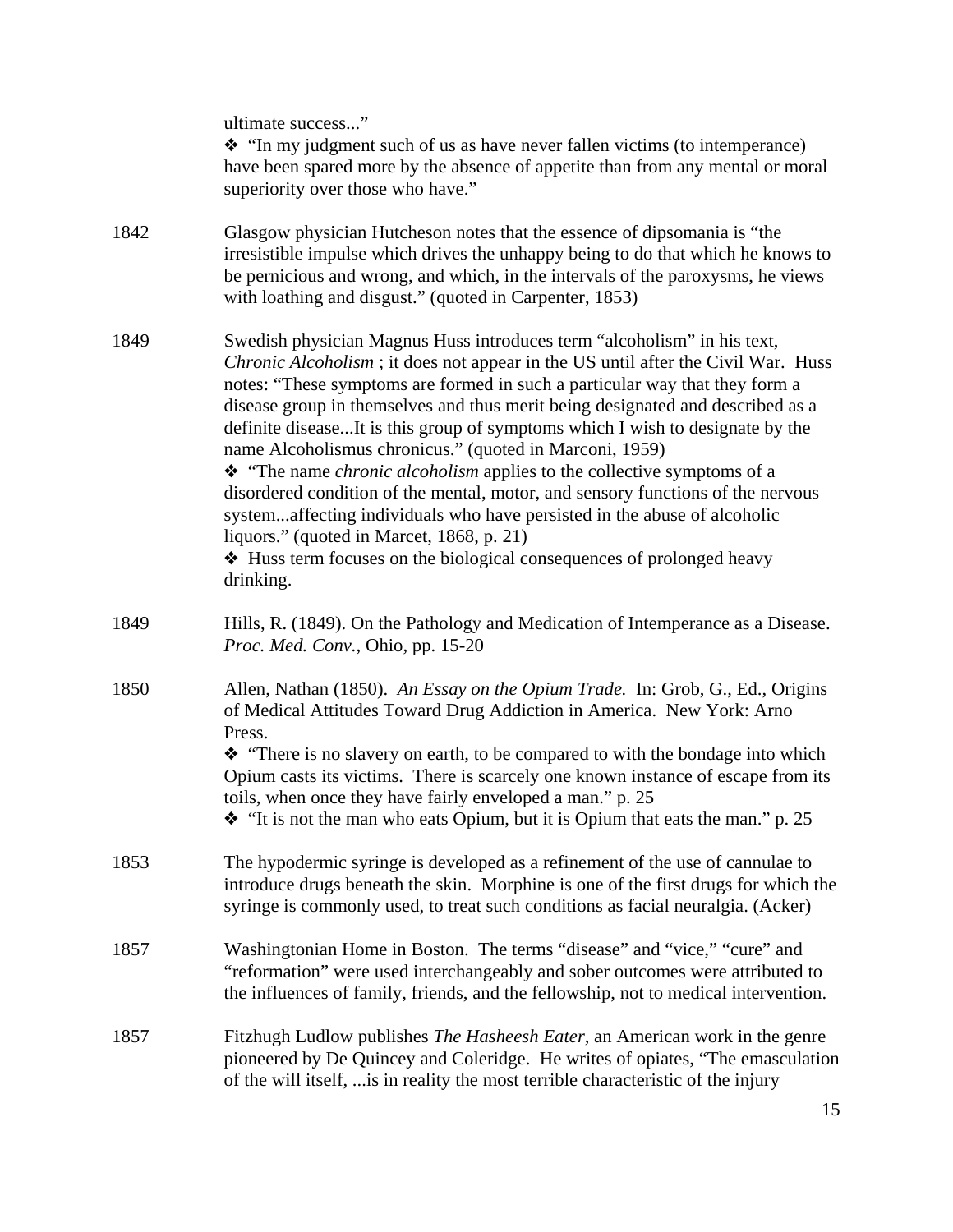ultimate success..."

❖ "In my judgment such of us as have never fallen victims (to intemperance) have been spared more by the absence of appetite than from any mental or moral superiority over those who have."

1842 Glasgow physician Hutcheson notes that the essence of dipsomania is "the irresistible impulse which drives the unhappy being to do that which he knows to be pernicious and wrong, and which, in the intervals of the paroxysms, he views with loathing and disgust." (quoted in Carpenter, 1853)

1849 Swedish physician Magnus Huss introduces term "alcoholism" in his text, *Chronic Alcoholism* ; it does not appear in the US until after the Civil War. Huss notes: "These symptoms are formed in such a particular way that they form a disease group in themselves and thus merit being designated and described as a definite disease...It is this group of symptoms which I wish to designate by the name Alcoholismus chronicus." (quoted in Marconi, 1959)

❖ "The name *chronic alcoholism* applies to the collective symptoms of a disordered condition of the mental, motor, and sensory functions of the nervous system...affecting individuals who have persisted in the abuse of alcoholic liquors." (quoted in Marcet, 1868, p. 21)

❖ Huss term focuses on the biological consequences of prolonged heavy drinking.

1849 Hills, R. (1849). On the Pathology and Medication of Intemperance as a Disease. *Proc. Med. Conv.*, Ohio, pp. 15-20

1850 Allen, Nathan (1850). *An Essay on the Opium Trade.* In: Grob, G., Ed., Origins of Medical Attitudes Toward Drug Addiction in America. New York: Arno Press.

❖ "There is no slavery on earth, to be compared to with the bondage into which Opium casts its victims. There is scarcely one known instance of escape from its toils, when once they have fairly enveloped a man." p. 25

❖ "It is not the man who eats Opium, but it is Opium that eats the man." p. 25

1853 The hypodermic syringe is developed as a refinement of the use of cannulae to introduce drugs beneath the skin. Morphine is one of the first drugs for which the syringe is commonly used, to treat such conditions as facial neuralgia. (Acker)

1857 Washingtonian Home in Boston. The terms "disease" and "vice," "cure" and "reformation" were used interchangeably and sober outcomes were attributed to the influences of family, friends, and the fellowship, not to medical intervention.

1857 Fitzhugh Ludlow publishes *The Hasheesh Eater*, an American work in the genre pioneered by De Quincey and Coleridge. He writes of opiates, "The emasculation of the will itself, ...is in reality the most terrible characteristic of the injury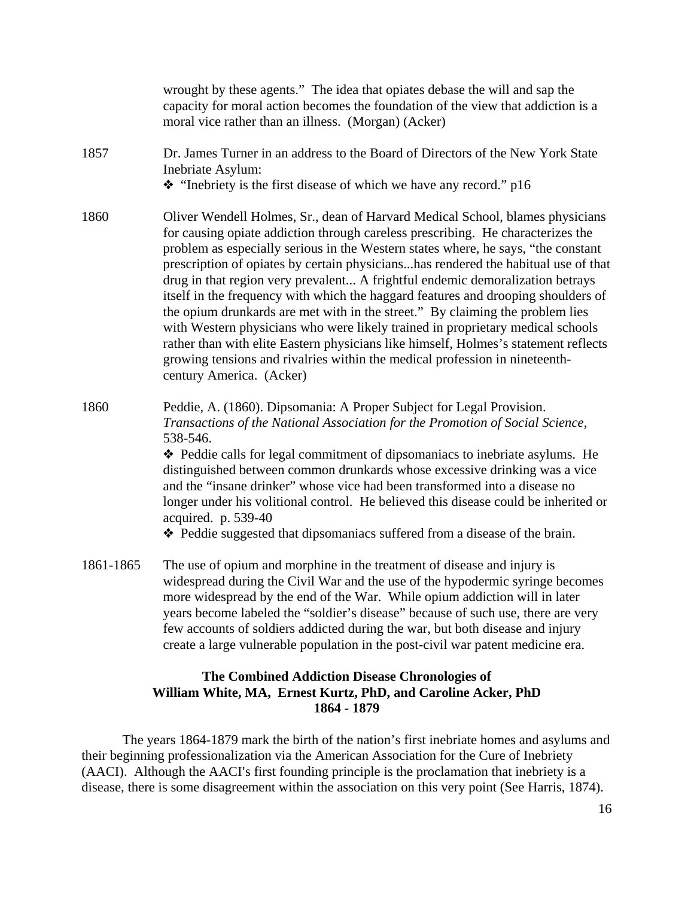wrought by these agents." The idea that opiates debase the will and sap the capacity for moral action becomes the foundation of the view that addiction is a moral vice rather than an illness. (Morgan) (Acker)

1857 Dr. James Turner in an address to the Board of Directors of the New York State Inebriate Asylum:

❖ "Inebriety is the first disease of which we have any record." p16

1860 Oliver Wendell Holmes, Sr., dean of Harvard Medical School, blames physicians for causing opiate addiction through careless prescribing. He characterizes the problem as especially serious in the Western states where, he says, "the constant prescription of opiates by certain physicians...has rendered the habitual use of that drug in that region very prevalent... A frightful endemic demoralization betrays itself in the frequency with which the haggard features and drooping shoulders of the opium drunkards are met with in the street." By claiming the problem lies with Western physicians who were likely trained in proprietary medical schools rather than with elite Eastern physicians like himself, Holmes's statement reflects growing tensions and rivalries within the medical profession in nineteenth-century America. (Acker)

1860 Peddie, A. (1860). Dipsomania: A Proper Subject for Legal Provision. *Transactions of the National Association for the Promotion of Social Science,* 538-546.

❖ Peddie calls for legal commitment of dipsomaniacs to inebriate asylums. He distinguished between common drunkards whose excessive drinking was a vice and the "insane drinker" whose vice had been transformed into a disease no longer under his volitional control. He believed this disease could be inherited or acquired. p. 539-40

❖ Peddie suggested that dipsomaniacs suffered from a disease of the brain.

1861-1865 The use of opium and morphine in the treatment of disease and injury is widespread during the Civil War and the use of the hypodermic syringe becomes more widespread by the end of the War. While opium addiction will in later years become labeled the "soldier's disease" because of such use, there are very few accounts of soldiers addicted during the war, but both disease and injury create a large vulnerable population in the post-civil war patent medicine era.

## The Combined Addiction Disease Chronologies of William White, MA, Ernest Kurtz, PhD, and Caroline Acker, PhD 1864 - 1879

The years 1864-1879 mark the birth of the nation's first inebriate homes and asylums and their beginning professionalization via the American Association for the Cure of Inebriety (AACI). Although the AACI's first founding principle is the proclamation that inebriety is a disease, there is some disagreement within the association on this very point (See Harris, 1874).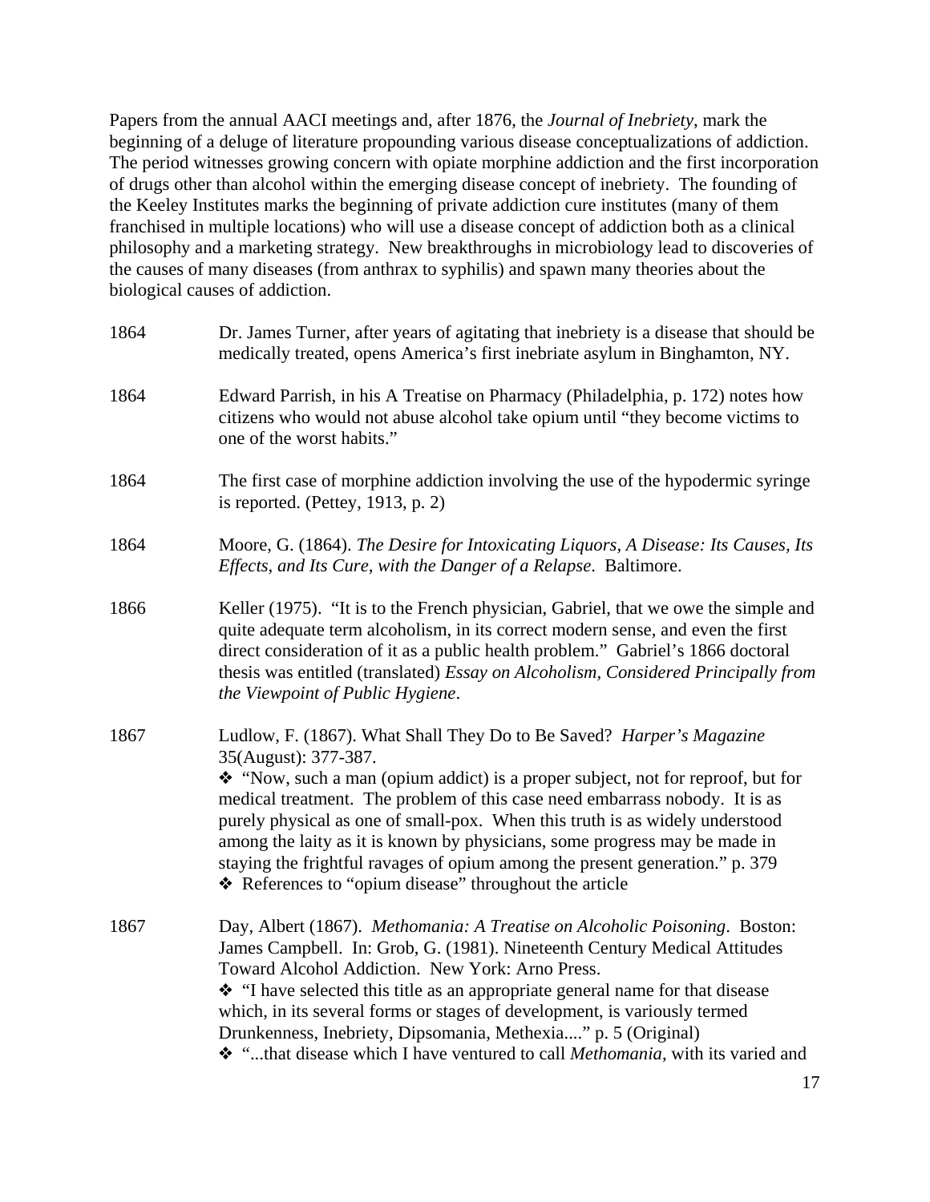Papers from the annual AACI meetings and, after 1876, the *Journal of Inebriety*, mark the beginning of a deluge of literature propounding various disease conceptualizations of addiction. The period witnesses growing concern with opiate morphine addiction and the first incorporation of drugs other than alcohol within the emerging disease concept of inebriety. The founding of the Keeley Institutes marks the beginning of private addiction cure institutes (many of them franchised in multiple locations) who will use a disease concept of addiction both as a clinical philosophy and a marketing strategy. New breakthroughs in microbiology lead to discoveries of the causes of many diseases (from anthrax to syphilis) and spawn many theories about the biological causes of addiction.

1864 — Dr. James Turner, after years of agitating that inebriety is a disease that should be medically treated, opens America's first inebriate asylum in Binghamton, NY.

1864 — Edward Parrish, in his A Treatise on Pharmacy (Philadelphia, p. 172) notes how citizens who would not abuse alcohol take opium until "they become victims to one of the worst habits."

1864 — The first case of morphine addiction involving the use of the hypodermic syringe is reported. (Pettey, 1913, p. 2)

1864 — Moore, G. (1864). *The Desire for Intoxicating Liquors, A Disease: Its Causes, Its Effects, and Its Cure, with the Danger of a Relapse*. Baltimore.

1866 — Keller (1975). "It is to the French physician, Gabriel, that we owe the simple and quite adequate term alcoholism, in its correct modern sense, and even the first direct consideration of it as a public health problem." Gabriel's 1866 doctoral thesis was entitled (translated) *Essay on Alcoholism, Considered Principally from the Viewpoint of Public Hygiene*.

1867 — Ludlow, F. (1867). What Shall They Do to Be Saved? *Harper's Magazine* 35(August): 377-387.

- "Now, such a man (opium addict) is a proper subject, not for reproof, but for medical treatment. The problem of this case need embarrass nobody. It is as purely physical as one of small-pox. When this truth is as widely understood among the laity as it is known by physicians, some progress may be made in staying the frightful ravages of opium among the present generation." p. 379
- References to "opium disease" throughout the article

1867 — Day, Albert (1867). *Methomania: A Treatise on Alcoholic Poisoning*. Boston: James Campbell. In: Grob, G. (1981). Nineteenth Century Medical Attitudes Toward Alcohol Addiction. New York: Arno Press.

- "I have selected this title as an appropriate general name for that disease which, in its several forms or stages of development, is variously termed Drunkenness, Inebriety, Dipsomania, Methexia...." p. 5 (Original)
- "...that disease which I have ventured to call *Methomania*, with its varied and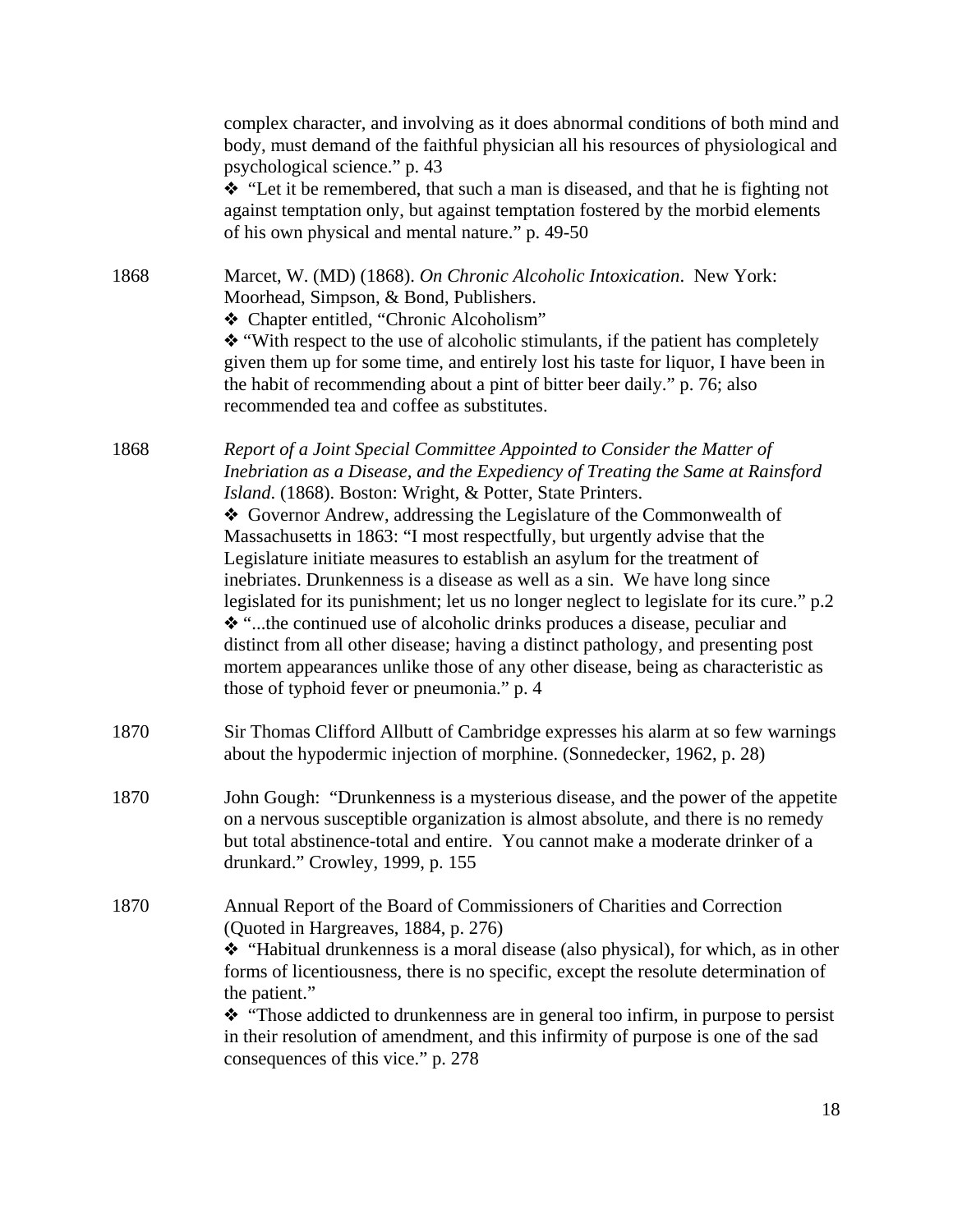complex character, and involving as it does abnormal conditions of both mind and body, must demand of the faithful physician all his resources of physiological and psychological science." p. 43
❖ "Let it be remembered, that such a man is diseased, and that he is fighting not against temptation only, but against temptation fostered by the morbid elements of his own physical and mental nature." p. 49-50

1868 Marcet, W. (MD) (1868). *On Chronic Alcoholic Intoxication*. New York: Moorhead, Simpson, & Bond, Publishers.
❖ Chapter entitled, "Chronic Alcoholism"
❖ "With respect to the use of alcoholic stimulants, if the patient has completely given them up for some time, and entirely lost his taste for liquor, I have been in the habit of recommending about a pint of bitter beer daily." p. 76; also recommended tea and coffee as substitutes.

1868 *Report of a Joint Special Committee Appointed to Consider the Matter of Inebriation as a Disease, and the Expediency of Treating the Same at Rainsford Island*. (1868). Boston: Wright, & Potter, State Printers.
❖ Governor Andrew, addressing the Legislature of the Commonwealth of Massachusetts in 1863: "I most respectfully, but urgently advise that the Legislature initiate measures to establish an asylum for the treatment of inebriates. Drunkenness is a disease as well as a sin. We have long since legislated for its punishment; let us no longer neglect to legislate for its cure." p.2
❖ "...the continued use of alcoholic drinks produces a disease, peculiar and distinct from all other disease; having a distinct pathology, and presenting post mortem appearances unlike those of any other disease, being as characteristic as those of typhoid fever or pneumonia." p. 4

1870 Sir Thomas Clifford Allbutt of Cambridge expresses his alarm at so few warnings about the hypodermic injection of morphine. (Sonnedecker, 1962, p. 28)

1870 John Gough: "Drunkenness is a mysterious disease, and the power of the appetite on a nervous susceptible organization is almost absolute, and there is no remedy but total abstinence-total and entire. You cannot make a moderate drinker of a drunkard." Crowley, 1999, p. 155

1870 Annual Report of the Board of Commissioners of Charities and Correction (Quoted in Hargreaves, 1884, p. 276)
❖ "Habitual drunkenness is a moral disease (also physical), for which, as in other forms of licentiousness, there is no specific, except the resolute determination of the patient."
❖ "Those addicted to drunkenness are in general too infirm, in purpose to persist in their resolution of amendment, and this infirmity of purpose is one of the sad consequences of this vice." p. 278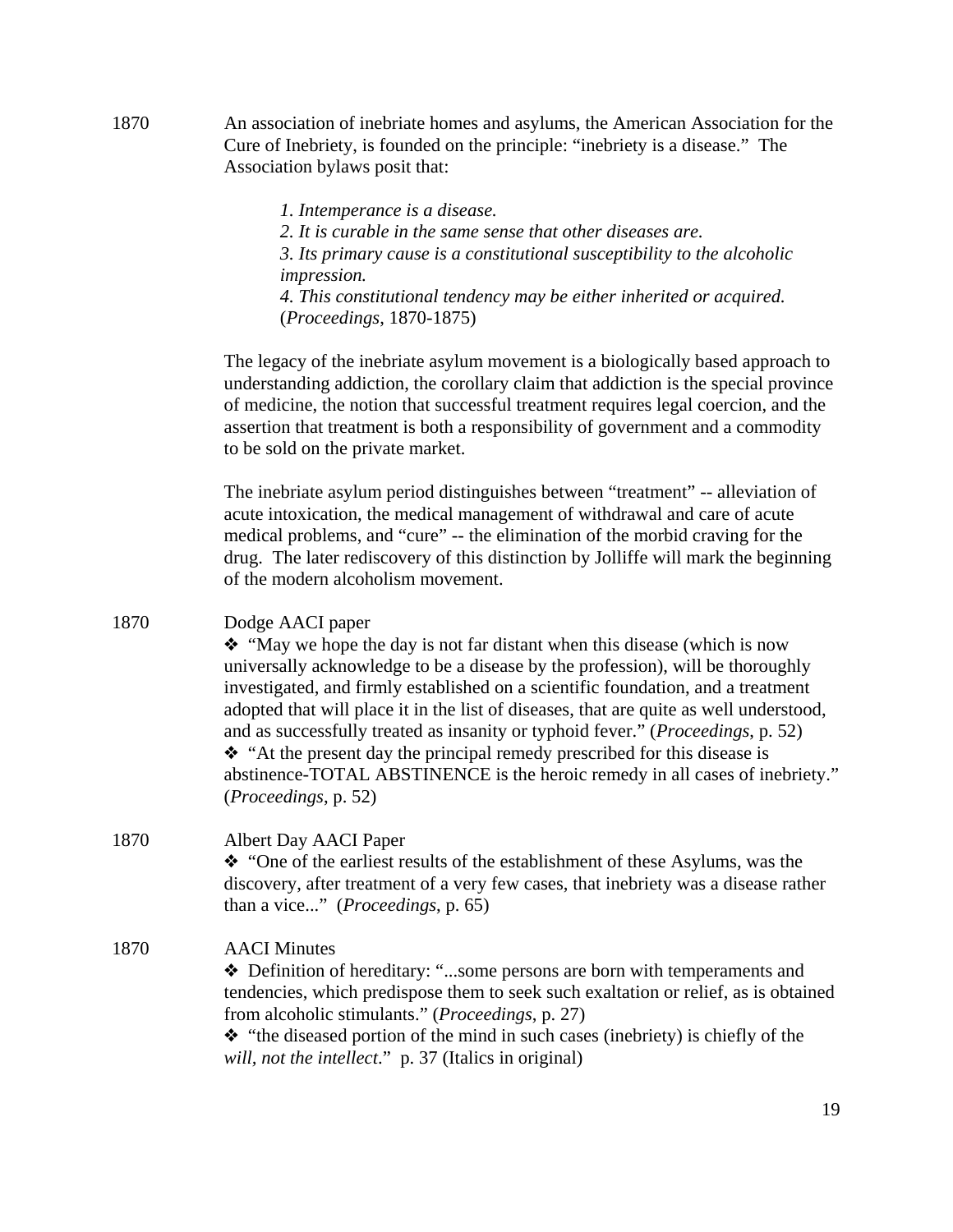1870 An association of inebriate homes and asylums, the American Association for the Cure of Inebriety, is founded on the principle: "inebriety is a disease." The Association bylaws posit that:

> *1. Intemperance is a disease.*
> *2. It is curable in the same sense that other diseases are.*
> *3. Its primary cause is a constitutional susceptibility to the alcoholic impression.*
> *4. This constitutional tendency may be either inherited or acquired.*
> (*Proceedings*, 1870-1875)

The legacy of the inebriate asylum movement is a biologically based approach to understanding addiction, the corollary claim that addiction is the special province of medicine, the notion that successful treatment requires legal coercion, and the assertion that treatment is both a responsibility of government and a commodity to be sold on the private market.

The inebriate asylum period distinguishes between "treatment" -- alleviation of acute intoxication, the medical management of withdrawal and care of acute medical problems, and "cure" -- the elimination of the morbid craving for the drug. The later rediscovery of this distinction by Jolliffe will mark the beginning of the modern alcoholism movement.

1870 Dodge AACI paper

❖ "May we hope the day is not far distant when this disease (which is now universally acknowledge to be a disease by the profession), will be thoroughly investigated, and firmly established on a scientific foundation, and a treatment adopted that will place it in the list of diseases, that are quite as well understood, and as successfully treated as insanity or typhoid fever." (*Proceedings*, p. 52)

❖ "At the present day the principal remedy prescribed for this disease is abstinence-TOTAL ABSTINENCE is the heroic remedy in all cases of inebriety." (*Proceedings*, p. 52)

1870 Albert Day AACI Paper

❖ "One of the earliest results of the establishment of these Asylums, was the discovery, after treatment of a very few cases, that inebriety was a disease rather than a vice..." (*Proceedings*, p. 65)

1870 AACI Minutes

❖ Definition of hereditary: "...some persons are born with temperaments and tendencies, which predispose them to seek such exaltation or relief, as is obtained from alcoholic stimulants." (*Proceedings*, p. 27)

❖ "the diseased portion of the mind in such cases (inebriety) is chiefly of the *will, not the intellect*." p. 37 (Italics in original)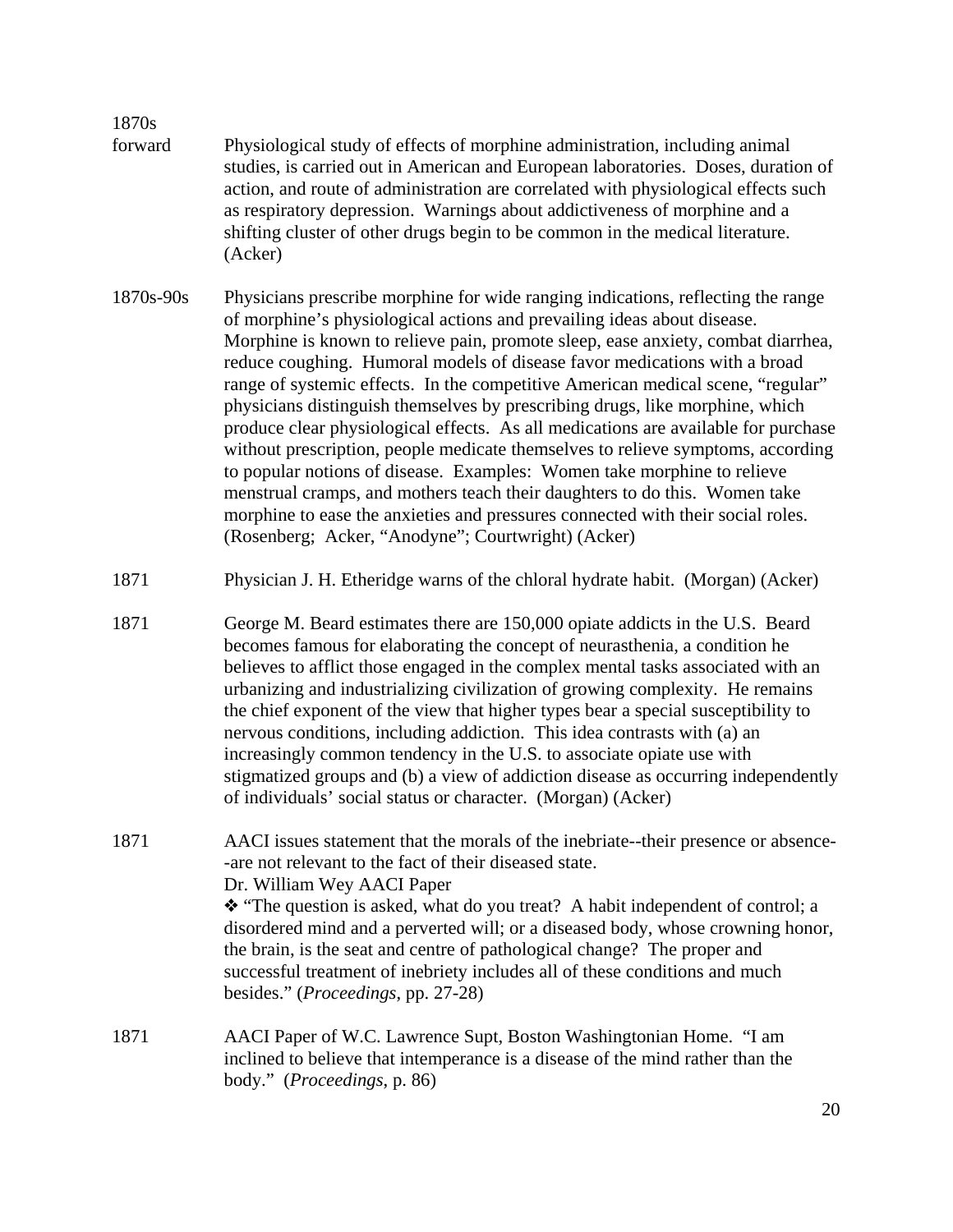**1870s forward** Physiological study of effects of morphine administration, including animal studies, is carried out in American and European laboratories. Doses, duration of action, and route of administration are correlated with physiological effects such as respiratory depression. Warnings about addictiveness of morphine and a shifting cluster of other drugs begin to be common in the medical literature. (Acker)

**1870s-90s** Physicians prescribe morphine for wide ranging indications, reflecting the range of morphine's physiological actions and prevailing ideas about disease. Morphine is known to relieve pain, promote sleep, ease anxiety, combat diarrhea, reduce coughing. Humoral models of disease favor medications with a broad range of systemic effects. In the competitive American medical scene, "regular" physicians distinguish themselves by prescribing drugs, like morphine, which produce clear physiological effects. As all medications are available for purchase without prescription, people medicate themselves to relieve symptoms, according to popular notions of disease. Examples: Women take morphine to relieve menstrual cramps, and mothers teach their daughters to do this. Women take morphine to ease the anxieties and pressures connected with their social roles. (Rosenberg; Acker, "Anodyne"; Courtwright) (Acker)

**1871** Physician J. H. Etheridge warns of the chloral hydrate habit. (Morgan) (Acker)

**1871** George M. Beard estimates there are 150,000 opiate addicts in the U.S. Beard becomes famous for elaborating the concept of neurasthenia, a condition he believes to afflict those engaged in the complex mental tasks associated with an urbanizing and industrializing civilization of growing complexity. He remains the chief exponent of the view that higher types bear a special susceptibility to nervous conditions, including addiction. This idea contrasts with (a) an increasingly common tendency in the U.S. to associate opiate use with stigmatized groups and (b) a view of addiction disease as occurring independently of individuals' social status or character. (Morgan) (Acker)

**1871** AACI issues statement that the morals of the inebriate--their presence or absence--are not relevant to the fact of their diseased state.
Dr. William Wey AACI Paper
❖ "The question is asked, what do you treat? A habit independent of control; a disordered mind and a perverted will; or a diseased body, whose crowning honor, the brain, is the seat and centre of pathological change? The proper and successful treatment of inebriety includes all of these conditions and much besides." (*Proceedings*, pp. 27-28)

**1871** AACI Paper of W.C. Lawrence Supt, Boston Washingtonian Home. "I am inclined to believe that intemperance is a disease of the mind rather than the body." (*Proceedings*, p. 86)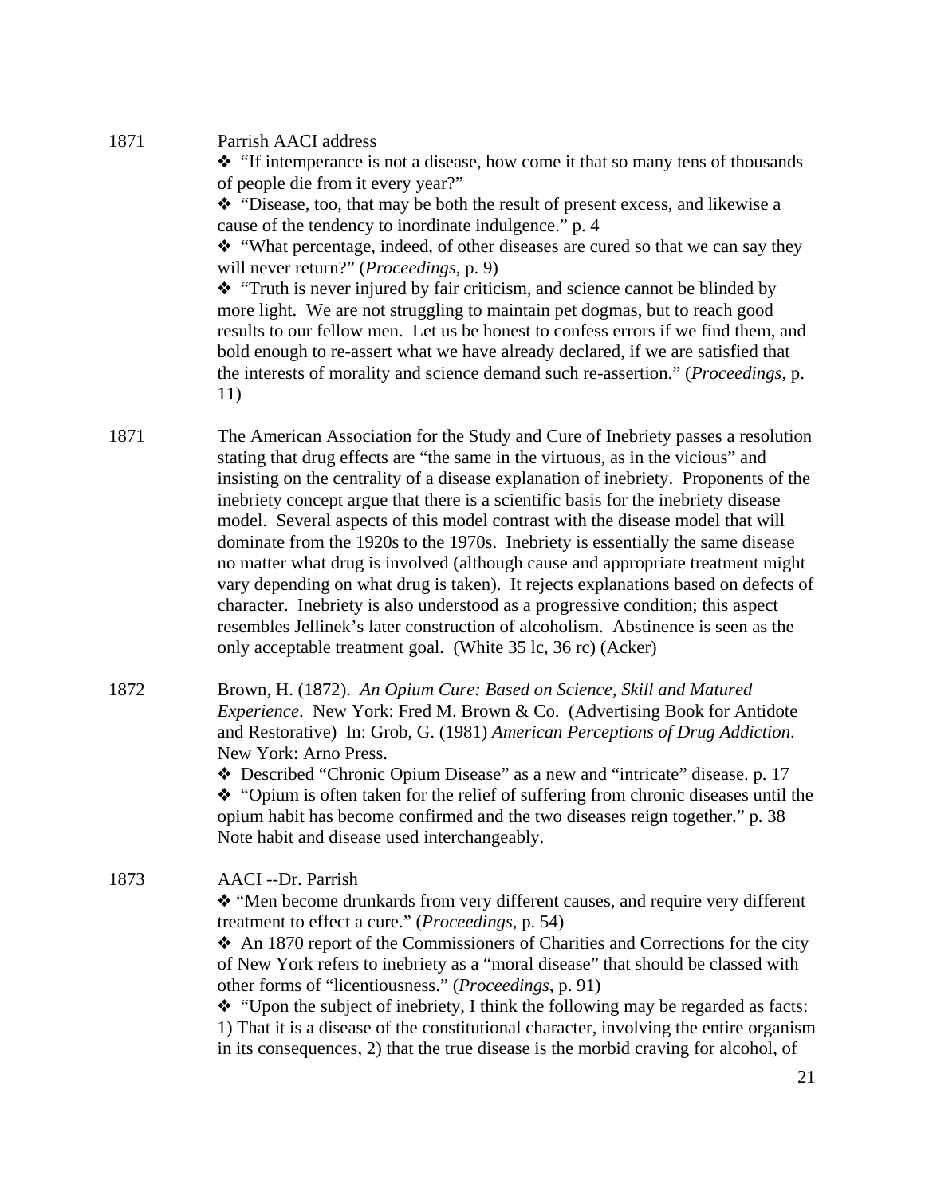1871 Parrish AACI address

- ❖ "If intemperance is not a disease, how come it that so many tens of thousands of people die from it every year?"
- ❖ "Disease, too, that may be both the result of present excess, and likewise a cause of the tendency to inordinate indulgence." p. 4
- ❖ "What percentage, indeed, of other diseases are cured so that we can say they will never return?" (*Proceedings*, p. 9)
- ❖ "Truth is never injured by fair criticism, and science cannot be blinded by more light. We are not struggling to maintain pet dogmas, but to reach good results to our fellow men. Let us be honest to confess errors if we find them, and bold enough to re-assert what we have already declared, if we are satisfied that the interests of morality and science demand such re-assertion." (*Proceedings*, p. 11)

1871 The American Association for the Study and Cure of Inebriety passes a resolution stating that drug effects are "the same in the virtuous, as in the vicious" and insisting on the centrality of a disease explanation of inebriety. Proponents of the inebriety concept argue that there is a scientific basis for the inebriety disease model. Several aspects of this model contrast with the disease model that will dominate from the 1920s to the 1970s. Inebriety is essentially the same disease no matter what drug is involved (although cause and appropriate treatment might vary depending on what drug is taken). It rejects explanations based on defects of character. Inebriety is also understood as a progressive condition; this aspect resembles Jellinek's later construction of alcoholism. Abstinence is seen as the only acceptable treatment goal. (White 35 lc, 36 rc) (Acker)

1872 Brown, H. (1872). *An Opium Cure: Based on Science, Skill and Matured Experience*. New York: Fred M. Brown & Co. (Advertising Book for Antidote and Restorative) In: Grob, G. (1981) *American Perceptions of Drug Addiction*. New York: Arno Press.

- ❖ Described "Chronic Opium Disease" as a new and "intricate" disease. p. 17
- ❖ "Opium is often taken for the relief of suffering from chronic diseases until the opium habit has become confirmed and the two diseases reign together." p. 38 Note habit and disease used interchangeably.

1873 AACI --Dr. Parrish

- ❖ "Men become drunkards from very different causes, and require very different treatment to effect a cure." (*Proceedings*, p. 54)
- ❖ An 1870 report of the Commissioners of Charities and Corrections for the city of New York refers to inebriety as a "moral disease" that should be classed with other forms of "licentiousness." (*Proceedings*, p. 91)
- ❖ "Upon the subject of inebriety, I think the following may be regarded as facts: 1) That it is a disease of the constitutional character, involving the entire organism in its consequences, 2) that the true disease is the morbid craving for alcohol, of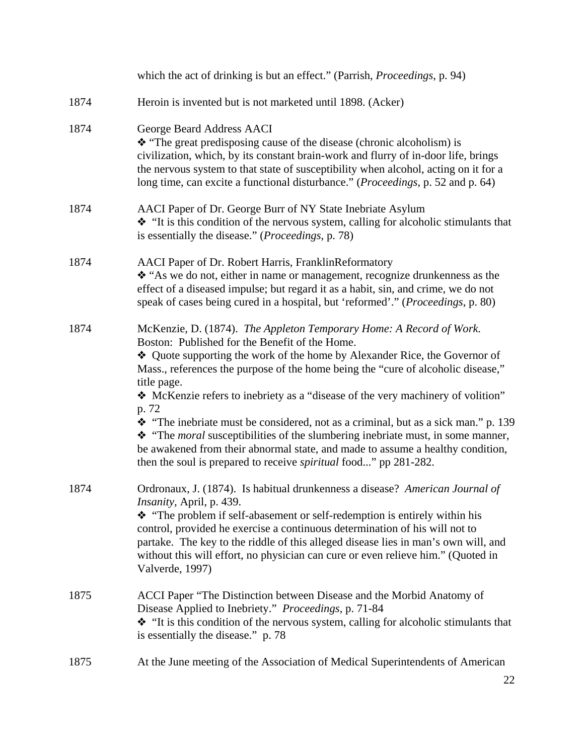which the act of drinking is but an effect." (Parrish, *Proceedings*, p. 94)

1874 Heroin is invented but is not marketed until 1898. (Acker)

1874 George Beard Address AACI
❖ "The great predisposing cause of the disease (chronic alcoholism) is civilization, which, by its constant brain-work and flurry of in-door life, brings the nervous system to that state of susceptibility when alcohol, acting on it for a long time, can excite a functional disturbance." (*Proceedings*, p. 52 and p. 64)

1874 AACI Paper of Dr. George Burr of NY State Inebriate Asylum
❖ "It is this condition of the nervous system, calling for alcoholic stimulants that is essentially the disease." (*Proceedings*, p. 78)

1874 AACI Paper of Dr. Robert Harris, FranklinReformatory
❖ "As we do not, either in name or management, recognize drunkenness as the effect of a diseased impulse; but regard it as a habit, sin, and crime, we do not speak of cases being cured in a hospital, but 'reformed'." (*Proceedings*, p. 80)

1874 McKenzie, D. (1874). *The Appleton Temporary Home: A Record of Work.* Boston: Published for the Benefit of the Home.
❖ Quote supporting the work of the home by Alexander Rice, the Governor of Mass., references the purpose of the home being the "cure of alcoholic disease," title page.
❖ McKenzie refers to inebriety as a "disease of the very machinery of volition" p. 72
❖ "The inebriate must be considered, not as a criminal, but as a sick man." p. 139
❖ "The *moral* susceptibilities of the slumbering inebriate must, in some manner, be awakened from their abnormal state, and made to assume a healthy condition, then the soul is prepared to receive *spiritual* food..." pp 281-282.

1874 Ordronaux, J. (1874). Is habitual drunkenness a disease? *American Journal of Insanity*, April, p. 439.
❖ "The problem if self-abasement or self-redemption is entirely within his control, provided he exercise a continuous determination of his will not to partake. The key to the riddle of this alleged disease lies in man's own will, and without this will effort, no physician can cure or even relieve him." (Quoted in Valverde, 1997)

1875 ACCI Paper "The Distinction between Disease and the Morbid Anatomy of Disease Applied to Inebriety." *Proceedings*, p. 71-84
❖ "It is this condition of the nervous system, calling for alcoholic stimulants that is essentially the disease." p. 78

1875 At the June meeting of the Association of Medical Superintendents of American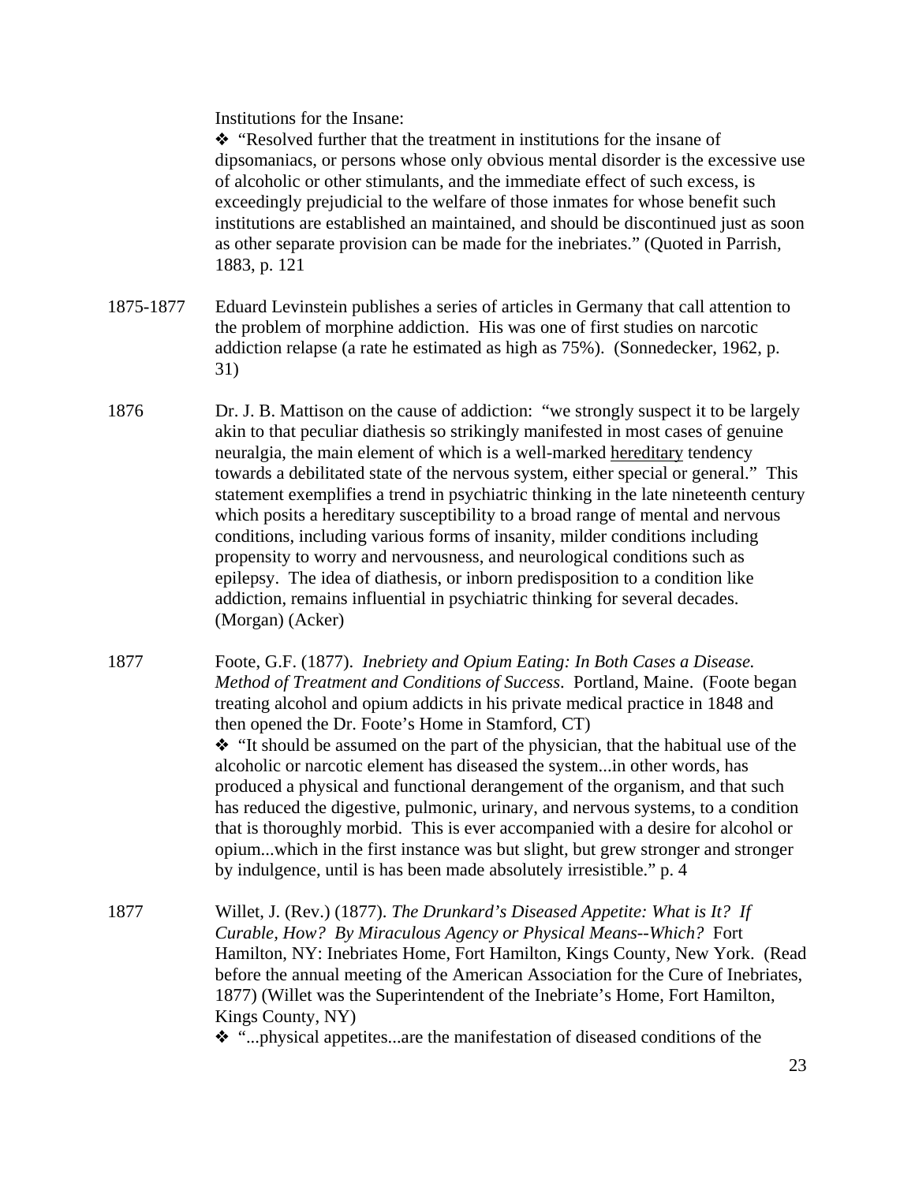Institutions for the Insane:

❖ "Resolved further that the treatment in institutions for the insane of dipsomaniacs, or persons whose only obvious mental disorder is the excessive use of alcoholic or other stimulants, and the immediate effect of such excess, is exceedingly prejudicial to the welfare of those inmates for whose benefit such institutions are established an maintained, and should be discontinued just as soon as other separate provision can be made for the inebriates." (Quoted in Parrish, 1883, p. 121

1875-1877 Eduard Levinstein publishes a series of articles in Germany that call attention to the problem of morphine addiction. His was one of first studies on narcotic addiction relapse (a rate he estimated as high as 75%). (Sonnedecker, 1962, p. 31)

1876 Dr. J. B. Mattison on the cause of addiction: "we strongly suspect it to be largely akin to that peculiar diathesis so strikingly manifested in most cases of genuine neuralgia, the main element of which is a well-marked <u>hereditary</u> tendency towards a debilitated state of the nervous system, either special or general." This statement exemplifies a trend in psychiatric thinking in the late nineteenth century which posits a hereditary susceptibility to a broad range of mental and nervous conditions, including various forms of insanity, milder conditions including propensity to worry and nervousness, and neurological conditions such as epilepsy. The idea of diathesis, or inborn predisposition to a condition like addiction, remains influential in psychiatric thinking for several decades. (Morgan) (Acker)

1877 Foote, G.F. (1877). *Inebriety and Opium Eating: In Both Cases a Disease. Method of Treatment and Conditions of Success*. Portland, Maine. (Foote began treating alcohol and opium addicts in his private medical practice in 1848 and then opened the Dr. Foote's Home in Stamford, CT)

❖ "It should be assumed on the part of the physician, that the habitual use of the alcoholic or narcotic element has diseased the system...in other words, has produced a physical and functional derangement of the organism, and that such has reduced the digestive, pulmonic, urinary, and nervous systems, to a condition that is thoroughly morbid. This is ever accompanied with a desire for alcohol or opium...which in the first instance was but slight, but grew stronger and stronger by indulgence, until is has been made absolutely irresistible." p. 4

1877 Willet, J. (Rev.) (1877). *The Drunkard's Diseased Appetite: What is It? If Curable, How? By Miraculous Agency or Physical Means--Which?* Fort Hamilton, NY: Inebriates Home, Fort Hamilton, Kings County, New York. (Read before the annual meeting of the American Association for the Cure of Inebriates, 1877) (Willet was the Superintendent of the Inebriate's Home, Fort Hamilton, Kings County, NY)

❖ "...physical appetites...are the manifestation of diseased conditions of the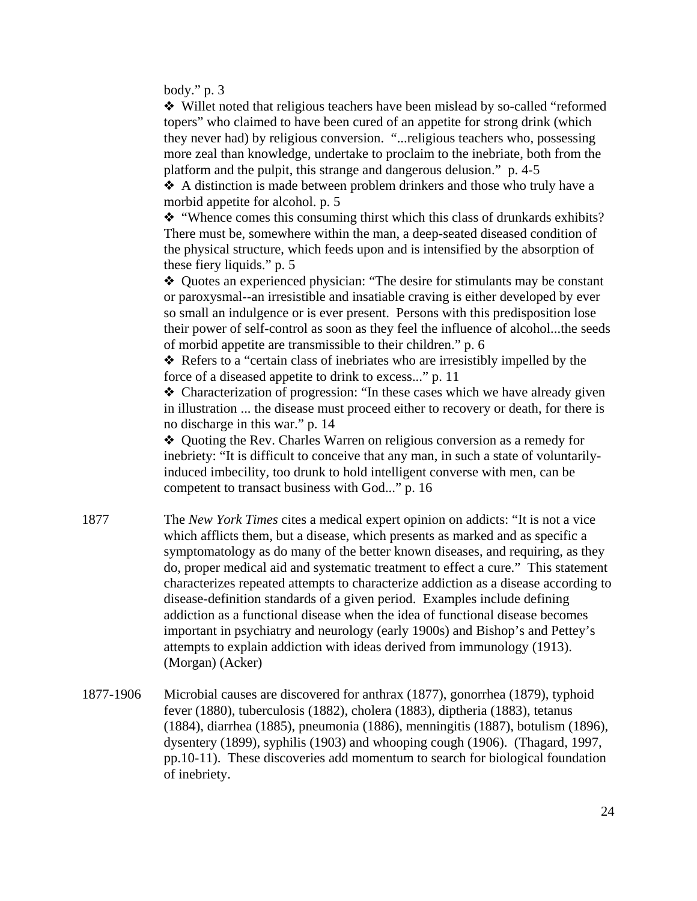body." p. 3

- ❖ Willet noted that religious teachers have been mislead by so-called "reformed topers" who claimed to have been cured of an appetite for strong drink (which they never had) by religious conversion. "...religious teachers who, possessing more zeal than knowledge, undertake to proclaim to the inebriate, both from the platform and the pulpit, this strange and dangerous delusion." p. 4-5
- ❖ A distinction is made between problem drinkers and those who truly have a morbid appetite for alcohol. p. 5
- ❖ "Whence comes this consuming thirst which this class of drunkards exhibits? There must be, somewhere within the man, a deep-seated diseased condition of the physical structure, which feeds upon and is intensified by the absorption of these fiery liquids." p. 5
- ❖ Quotes an experienced physician: "The desire for stimulants may be constant or paroxysmal--an irresistible and insatiable craving is either developed by ever so small an indulgence or is ever present. Persons with this predisposition lose their power of self-control as soon as they feel the influence of alcohol...the seeds of morbid appetite are transmissible to their children." p. 6
- ❖ Refers to a "certain class of inebriates who are irresistibly impelled by the force of a diseased appetite to drink to excess..." p. 11
- ❖ Characterization of progression: "In these cases which we have already given in illustration ... the disease must proceed either to recovery or death, for there is no discharge in this war." p. 14
- ❖ Quoting the Rev. Charles Warren on religious conversion as a remedy for inebriety: "It is difficult to conceive that any man, in such a state of voluntarily-induced imbecility, too drunk to hold intelligent converse with men, can be competent to transact business with God..." p. 16

1877 The *New York Times* cites a medical expert opinion on addicts: "It is not a vice which afflicts them, but a disease, which presents as marked and as specific a symptomatology as do many of the better known diseases, and requiring, as they do, proper medical aid and systematic treatment to effect a cure." This statement characterizes repeated attempts to characterize addiction as a disease according to disease-definition standards of a given period. Examples include defining addiction as a functional disease when the idea of functional disease becomes important in psychiatry and neurology (early 1900s) and Bishop's and Pettey's attempts to explain addiction with ideas derived from immunology (1913). (Morgan) (Acker)

1877-1906 Microbial causes are discovered for anthrax (1877), gonorrhea (1879), typhoid fever (1880), tuberculosis (1882), cholera (1883), diptheria (1883), tetanus (1884), diarrhea (1885), pneumonia (1886), menningitis (1887), botulism (1896), dysentery (1899), syphilis (1903) and whooping cough (1906). (Thagard, 1997, pp.10-11). These discoveries add momentum to search for biological foundation of inebriety.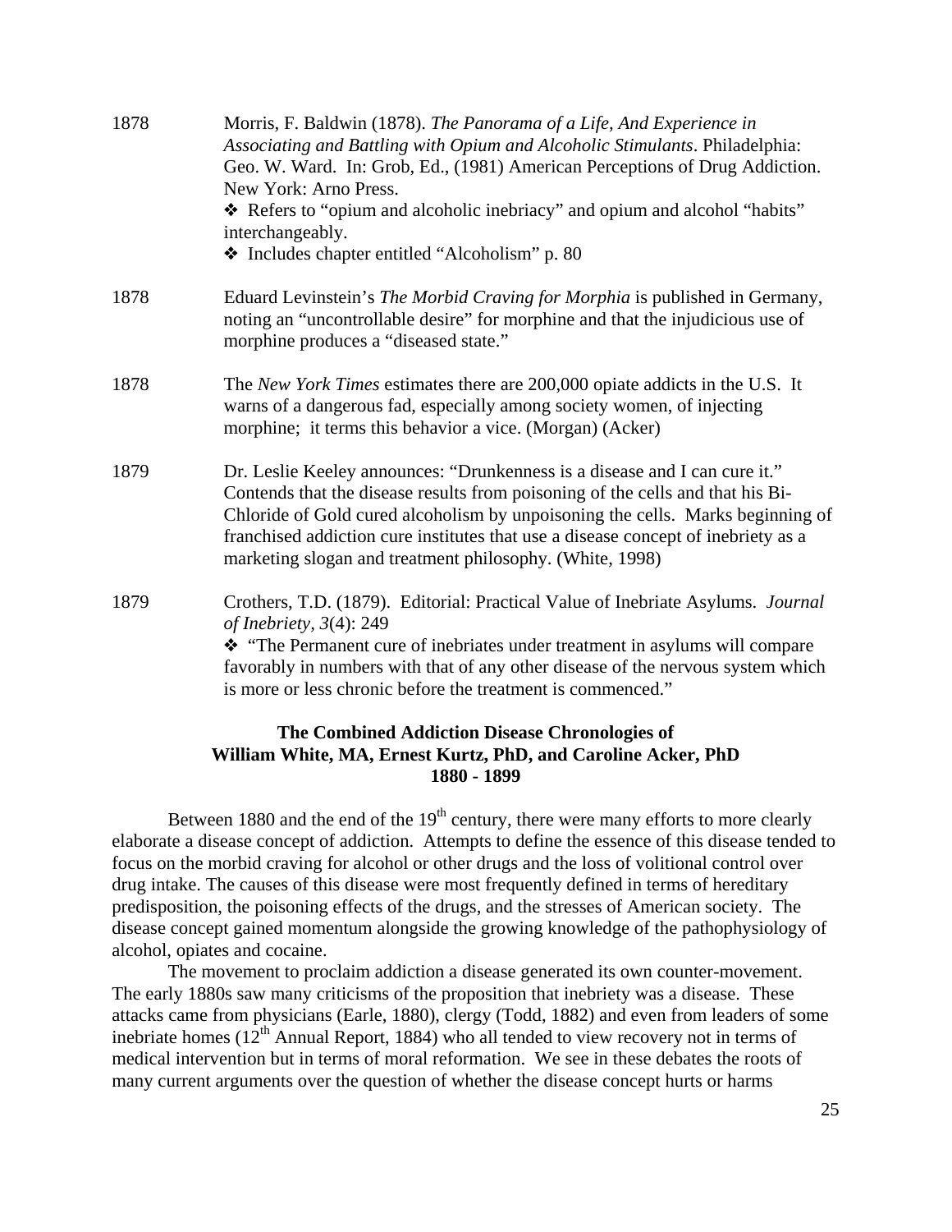1878 Morris, F. Baldwin (1878). *The Panorama of a Life, And Experience in Associating and Battling with Opium and Alcoholic Stimulants*. Philadelphia: Geo. W. Ward. In: Grob, Ed., (1981) American Perceptions of Drug Addiction. New York: Arno Press.

- ❖ Refers to "opium and alcoholic inebriacy" and opium and alcohol "habits" interchangeably.
- ❖ Includes chapter entitled "Alcoholism" p. 80

1878 Eduard Levinstein's *The Morbid Craving for Morphia* is published in Germany, noting an "uncontrollable desire" for morphine and that the injudicious use of morphine produces a "diseased state."

1878 The *New York Times* estimates there are 200,000 opiate addicts in the U.S. It warns of a dangerous fad, especially among society women, of injecting morphine; it terms this behavior a vice. (Morgan) (Acker)

1879 Dr. Leslie Keeley announces: "Drunkenness is a disease and I can cure it." Contends that the disease results from poisoning of the cells and that his Bi-Chloride of Gold cured alcoholism by unpoisoning the cells. Marks beginning of franchised addiction cure institutes that use a disease concept of inebriety as a marketing slogan and treatment philosophy. (White, 1998)

1879 Crothers, T.D. (1879). Editorial: Practical Value of Inebriate Asylums. *Journal of Inebriety*, *3*(4): 249

- ❖ "The Permanent cure of inebriates under treatment in asylums will compare favorably in numbers with that of any other disease of the nervous system which is more or less chronic before the treatment is commenced."

## The Combined Addiction Disease Chronologies of William White, MA, Ernest Kurtz, PhD, and Caroline Acker, PhD 1880 - 1899

Between 1880 and the end of the 19th century, there were many efforts to more clearly elaborate a disease concept of addiction. Attempts to define the essence of this disease tended to focus on the morbid craving for alcohol or other drugs and the loss of volitional control over drug intake. The causes of this disease were most frequently defined in terms of hereditary predisposition, the poisoning effects of the drugs, and the stresses of American society. The disease concept gained momentum alongside the growing knowledge of the pathophysiology of alcohol, opiates and cocaine.

The movement to proclaim addiction a disease generated its own counter-movement. The early 1880s saw many criticisms of the proposition that inebriety was a disease. These attacks came from physicians (Earle, 1880), clergy (Todd, 1882) and even from leaders of some inebriate homes (12th Annual Report, 1884) who all tended to view recovery not in terms of medical intervention but in terms of moral reformation. We see in these debates the roots of many current arguments over the question of whether the disease concept hurts or harms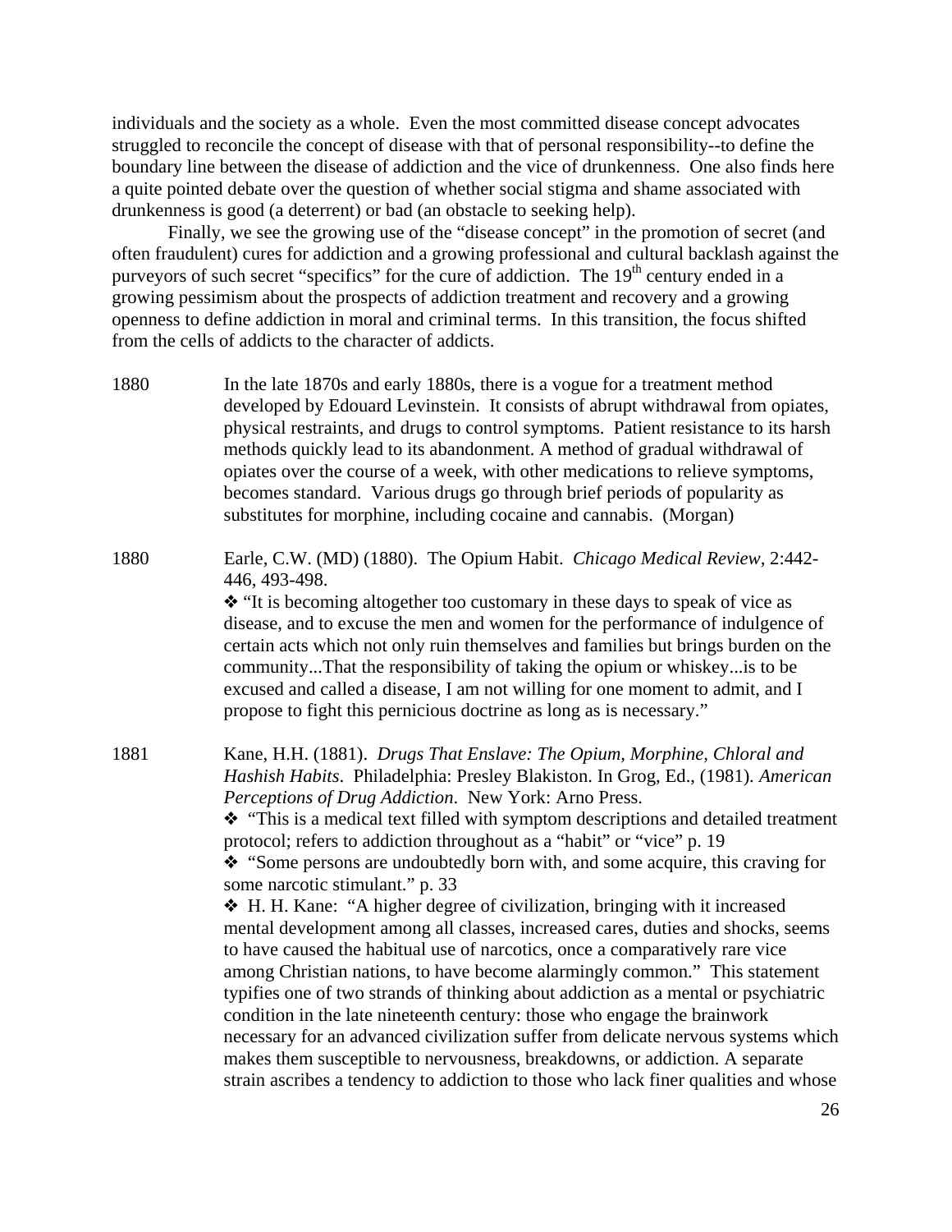individuals and the society as a whole. Even the most committed disease concept advocates struggled to reconcile the concept of disease with that of personal responsibility--to define the boundary line between the disease of addiction and the vice of drunkenness. One also finds here a quite pointed debate over the question of whether social stigma and shame associated with drunkenness is good (a deterrent) or bad (an obstacle to seeking help).

Finally, we see the growing use of the "disease concept" in the promotion of secret (and often fraudulent) cures for addiction and a growing professional and cultural backlash against the purveyors of such secret "specifics" for the cure of addiction. The 19th century ended in a growing pessimism about the prospects of addiction treatment and recovery and a growing openness to define addiction in moral and criminal terms. In this transition, the focus shifted from the cells of addicts to the character of addicts.

1880 — In the late 1870s and early 1880s, there is a vogue for a treatment method developed by Edouard Levinstein. It consists of abrupt withdrawal from opiates, physical restraints, and drugs to control symptoms. Patient resistance to its harsh methods quickly lead to its abandonment. A method of gradual withdrawal of opiates over the course of a week, with other medications to relieve symptoms, becomes standard. Various drugs go through brief periods of popularity as substitutes for morphine, including cocaine and cannabis. (Morgan)

1880 — Earle, C.W. (MD) (1880). The Opium Habit. *Chicago Medical Review,* 2:442-446, 493-498.

❖ "It is becoming altogether too customary in these days to speak of vice as disease, and to excuse the men and women for the performance of indulgence of certain acts which not only ruin themselves and families but brings burden on the community...That the responsibility of taking the opium or whiskey...is to be excused and called a disease, I am not willing for one moment to admit, and I propose to fight this pernicious doctrine as long as is necessary."

1881 — Kane, H.H. (1881). *Drugs That Enslave: The Opium, Morphine, Chloral and Hashish Habits*. Philadelphia: Presley Blakiston. In Grog, Ed., (1981). *American Perceptions of Drug Addiction*. New York: Arno Press.

❖ "This is a medical text filled with symptom descriptions and detailed treatment protocol; refers to addiction throughout as a "habit" or "vice" p. 19

❖ "Some persons are undoubtedly born with, and some acquire, this craving for some narcotic stimulant." p. 33

❖ H. H. Kane: "A higher degree of civilization, bringing with it increased mental development among all classes, increased cares, duties and shocks, seems to have caused the habitual use of narcotics, once a comparatively rare vice among Christian nations, to have become alarmingly common." This statement typifies one of two strands of thinking about addiction as a mental or psychiatric condition in the late nineteenth century: those who engage the brainwork necessary for an advanced civilization suffer from delicate nervous systems which makes them susceptible to nervousness, breakdowns, or addiction. A separate strain ascribes a tendency to addiction to those who lack finer qualities and whose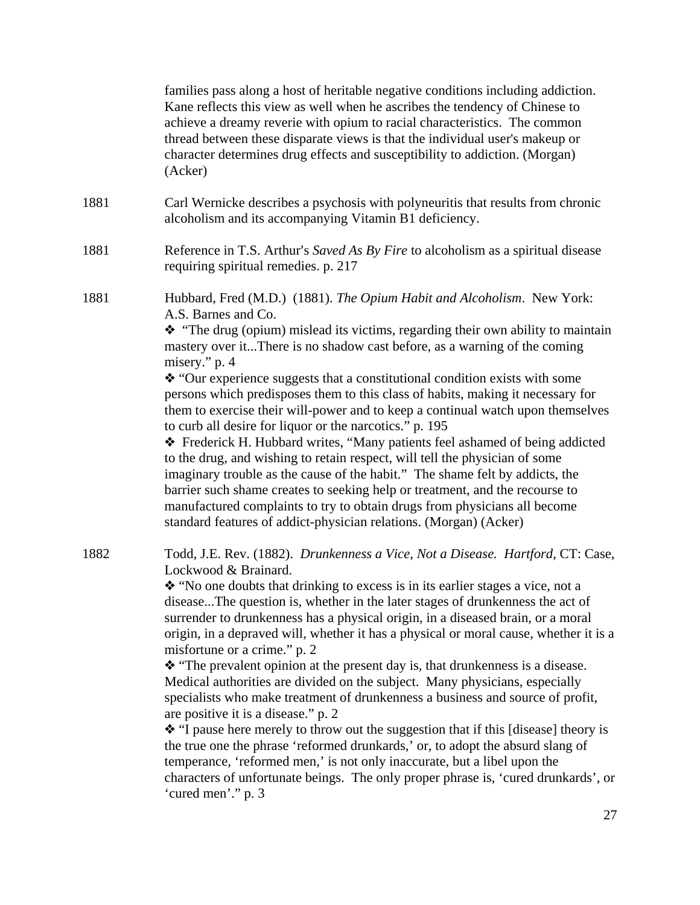families pass along a host of heritable negative conditions including addiction. Kane reflects this view as well when he ascribes the tendency of Chinese to achieve a dreamy reverie with opium to racial characteristics. The common thread between these disparate views is that the individual user's makeup or character determines drug effects and susceptibility to addiction. (Morgan) (Acker)

1881 Carl Wernicke describes a psychosis with polyneuritis that results from chronic alcoholism and its accompanying Vitamin B1 deficiency.

1881 Reference in T.S. Arthur's *Saved As By Fire* to alcoholism as a spiritual disease requiring spiritual remedies. p. 217

1881 Hubbard, Fred (M.D.) (1881). *The Opium Habit and Alcoholism*. New York: A.S. Barnes and Co.

❖ "The drug (opium) mislead its victims, regarding their own ability to maintain mastery over it...There is no shadow cast before, as a warning of the coming misery." p. 4

❖ "Our experience suggests that a constitutional condition exists with some persons which predisposes them to this class of habits, making it necessary for them to exercise their will-power and to keep a continual watch upon themselves to curb all desire for liquor or the narcotics." p. 195

❖ Frederick H. Hubbard writes, "Many patients feel ashamed of being addicted to the drug, and wishing to retain respect, will tell the physician of some imaginary trouble as the cause of the habit." The shame felt by addicts, the barrier such shame creates to seeking help or treatment, and the recourse to manufactured complaints to try to obtain drugs from physicians all become standard features of addict-physician relations. (Morgan) (Acker)

1882 Todd, J.E. Rev. (1882). *Drunkenness a Vice, Not a Disease. Hartford*, CT: Case, Lockwood & Brainard.

❖ "No one doubts that drinking to excess is in its earlier stages a vice, not a disease...The question is, whether in the later stages of drunkenness the act of surrender to drunkenness has a physical origin, in a diseased brain, or a moral origin, in a depraved will, whether it has a physical or moral cause, whether it is a misfortune or a crime." p. 2

❖ "The prevalent opinion at the present day is, that drunkenness is a disease. Medical authorities are divided on the subject. Many physicians, especially specialists who make treatment of drunkenness a business and source of profit, are positive it is a disease." p. 2

❖ "I pause here merely to throw out the suggestion that if this [disease] theory is the true one the phrase 'reformed drunkards,' or, to adopt the absurd slang of temperance, 'reformed men,' is not only inaccurate, but a libel upon the characters of unfortunate beings. The only proper phrase is, 'cured drunkards', or 'cured men'." p. 3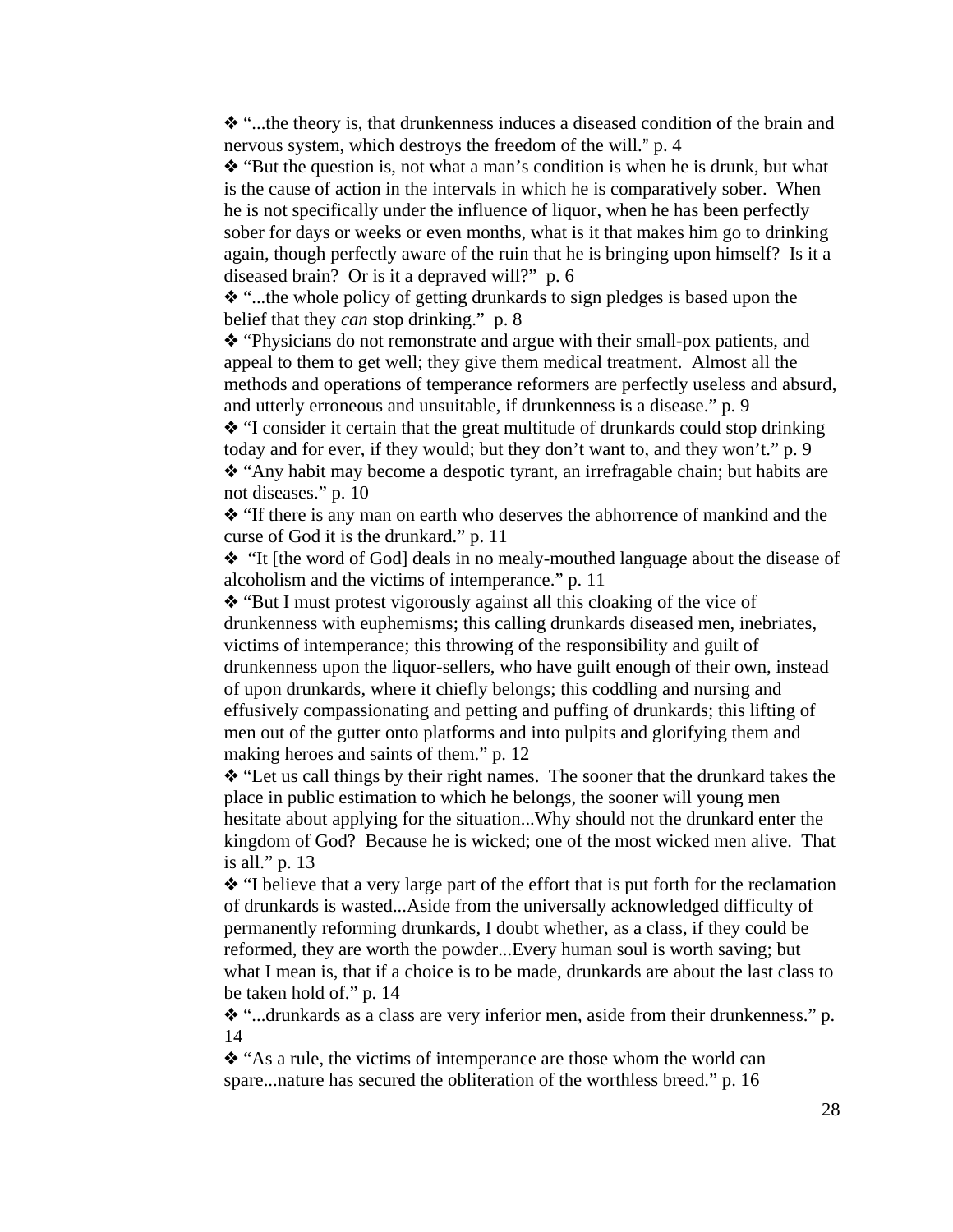- "...the theory is, that drunkenness induces a diseased condition of the brain and nervous system, which destroys the freedom of the will." p. 4
- "But the question is, not what a man's condition is when he is drunk, but what is the cause of action in the intervals in which he is comparatively sober. When he is not specifically under the influence of liquor, when he has been perfectly sober for days or weeks or even months, what is it that makes him go to drinking again, though perfectly aware of the ruin that he is bringing upon himself? Is it a diseased brain? Or is it a depraved will?" p. 6
- "...the whole policy of getting drunkards to sign pledges is based upon the belief that they *can* stop drinking." p. 8
- "Physicians do not remonstrate and argue with their small-pox patients, and appeal to them to get well; they give them medical treatment. Almost all the methods and operations of temperance reformers are perfectly useless and absurd, and utterly erroneous and unsuitable, if drunkenness is a disease." p. 9
- "I consider it certain that the great multitude of drunkards could stop drinking today and for ever, if they would; but they don't want to, and they won't." p. 9
- "Any habit may become a despotic tyrant, an irrefragable chain; but habits are not diseases." p. 10
- "If there is any man on earth who deserves the abhorrence of mankind and the curse of God it is the drunkard." p. 11
- "It [the word of God] deals in no mealy-mouthed language about the disease of alcoholism and the victims of intemperance." p. 11
- "But I must protest vigorously against all this cloaking of the vice of drunkenness with euphemisms; this calling drunkards diseased men, inebriates, victims of intemperance; this throwing of the responsibility and guilt of drunkenness upon the liquor-sellers, who have guilt enough of their own, instead of upon drunkards, where it chiefly belongs; this coddling and nursing and effusively compassionating and petting and puffing of drunkards; this lifting of men out of the gutter onto platforms and into pulpits and glorifying them and making heroes and saints of them." p. 12
- "Let us call things by their right names. The sooner that the drunkard takes the place in public estimation to which he belongs, the sooner will young men hesitate about applying for the situation...Why should not the drunkard enter the kingdom of God? Because he is wicked; one of the most wicked men alive. That is all." p. 13
- "I believe that a very large part of the effort that is put forth for the reclamation of drunkards is wasted...Aside from the universally acknowledged difficulty of permanently reforming drunkards, I doubt whether, as a class, if they could be reformed, they are worth the powder...Every human soul is worth saving; but what I mean is, that if a choice is to be made, drunkards are about the last class to be taken hold of." p. 14
- "...drunkards as a class are very inferior men, aside from their drunkenness." p. 14
- "As a rule, the victims of intemperance are those whom the world can spare...nature has secured the obliteration of the worthless breed." p. 16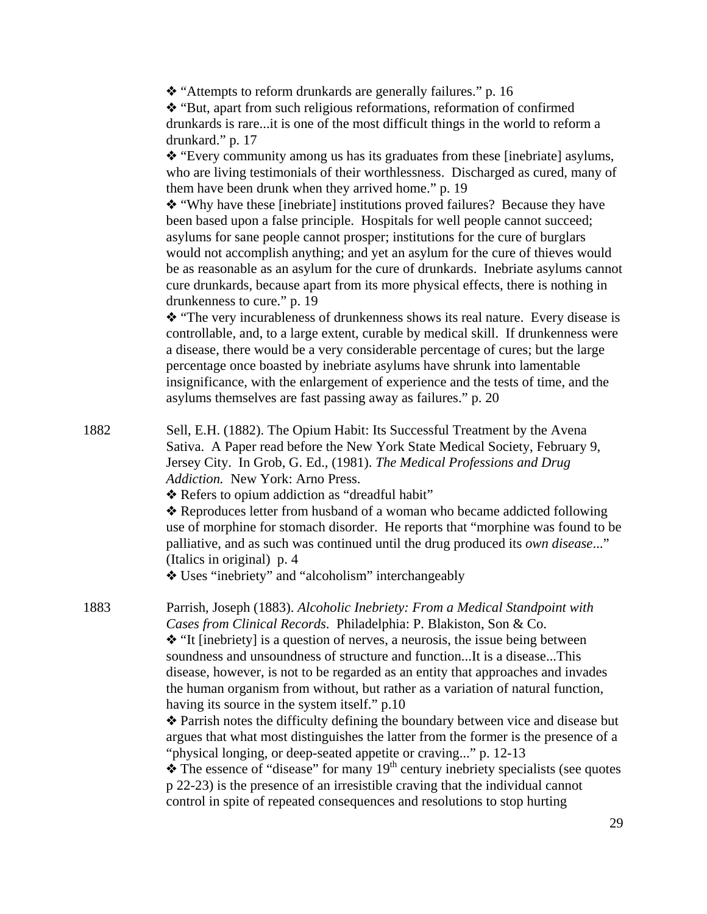❖ "Attempts to reform drunkards are generally failures." p. 16

❖ "But, apart from such religious reformations, reformation of confirmed drunkards is rare...it is one of the most difficult things in the world to reform a drunkard." p. 17

❖ "Every community among us has its graduates from these [inebriate] asylums, who are living testimonials of their worthlessness. Discharged as cured, many of them have been drunk when they arrived home." p. 19

❖ "Why have these [inebriate] institutions proved failures? Because they have been based upon a false principle. Hospitals for well people cannot succeed; asylums for sane people cannot prosper; institutions for the cure of burglars would not accomplish anything; and yet an asylum for the cure of thieves would be as reasonable as an asylum for the cure of drunkards. Inebriate asylums cannot cure drunkards, because apart from its more physical effects, there is nothing in drunkenness to cure." p. 19

❖ "The very incurableness of drunkenness shows its real nature. Every disease is controllable, and, to a large extent, curable by medical skill. If drunkenness were a disease, there would be a very considerable percentage of cures; but the large percentage once boasted by inebriate asylums have shrunk into lamentable insignificance, with the enlargement of experience and the tests of time, and the asylums themselves are fast passing away as failures." p. 20

1882 Sell, E.H. (1882). The Opium Habit: Its Successful Treatment by the Avena Sativa. A Paper read before the New York State Medical Society, February 9, Jersey City. In Grob, G. Ed., (1981). *The Medical Professions and Drug Addiction.* New York: Arno Press.

❖ Refers to opium addiction as "dreadful habit"

❖ Reproduces letter from husband of a woman who became addicted following use of morphine for stomach disorder. He reports that "morphine was found to be palliative, and as such was continued until the drug produced its *own disease*..." (Italics in original) p. 4

❖ Uses "inebriety" and "alcoholism" interchangeably

1883 Parrish, Joseph (1883). *Alcoholic Inebriety: From a Medical Standpoint with Cases from Clinical Records*. Philadelphia: P. Blakiston, Son & Co.

❖ "It [inebriety] is a question of nerves, a neurosis, the issue being between soundness and unsoundness of structure and function...It is a disease...This disease, however, is not to be regarded as an entity that approaches and invades the human organism from without, but rather as a variation of natural function, having its source in the system itself." p.10

❖ Parrish notes the difficulty defining the boundary between vice and disease but argues that what most distinguishes the latter from the former is the presence of a "physical longing, or deep-seated appetite or craving..." p. 12-13

❖ The essence of "disease" for many 19th century inebriety specialists (see quotes p 22-23) is the presence of an irresistible craving that the individual cannot control in spite of repeated consequences and resolutions to stop hurting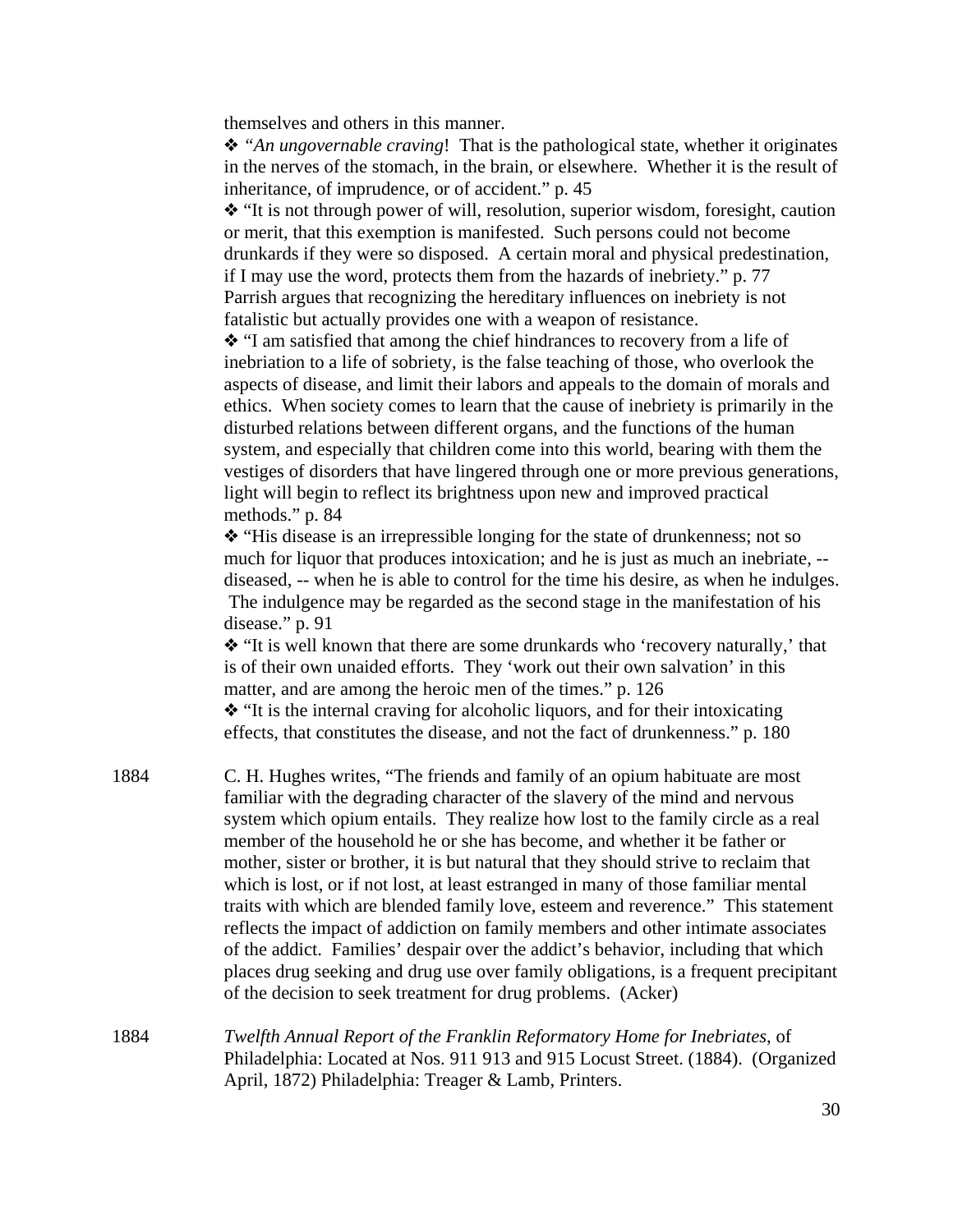themselves and others in this manner.

- ❖ "*An ungovernable craving*! That is the pathological state, whether it originates in the nerves of the stomach, in the brain, or elsewhere. Whether it is the result of inheritance, of imprudence, or of accident." p. 45
- ❖ "It is not through power of will, resolution, superior wisdom, foresight, caution or merit, that this exemption is manifested. Such persons could not become drunkards if they were so disposed. A certain moral and physical predestination, if I may use the word, protects them from the hazards of inebriety." p. 77

Parrish argues that recognizing the hereditary influences on inebriety is not fatalistic but actually provides one with a weapon of resistance.

- ❖ "I am satisfied that among the chief hindrances to recovery from a life of inebriation to a life of sobriety, is the false teaching of those, who overlook the aspects of disease, and limit their labors and appeals to the domain of morals and ethics. When society comes to learn that the cause of inebriety is primarily in the disturbed relations between different organs, and the functions of the human system, and especially that children come into this world, bearing with them the vestiges of disorders that have lingered through one or more previous generations, light will begin to reflect its brightness upon new and improved practical methods." p. 84
- ❖ "His disease is an irrepressible longing for the state of drunkenness; not so much for liquor that produces intoxication; and he is just as much an inebriate, -- diseased, -- when he is able to control for the time his desire, as when he indulges. The indulgence may be regarded as the second stage in the manifestation of his disease." p. 91
- ❖ "It is well known that there are some drunkards who 'recovery naturally,' that is of their own unaided efforts. They 'work out their own salvation' in this matter, and are among the heroic men of the times." p. 126
- ❖ "It is the internal craving for alcoholic liquors, and for their intoxicating effects, that constitutes the disease, and not the fact of drunkenness." p. 180

1884 C. H. Hughes writes, "The friends and family of an opium habituate are most familiar with the degrading character of the slavery of the mind and nervous system which opium entails. They realize how lost to the family circle as a real member of the household he or she has become, and whether it be father or mother, sister or brother, it is but natural that they should strive to reclaim that which is lost, or if not lost, at least estranged in many of those familiar mental traits with which are blended family love, esteem and reverence." This statement reflects the impact of addiction on family members and other intimate associates of the addict. Families' despair over the addict's behavior, including that which places drug seeking and drug use over family obligations, is a frequent precipitant of the decision to seek treatment for drug problems. (Acker)

1884 *Twelfth Annual Report of the Franklin Reformatory Home for Inebriates*, of Philadelphia: Located at Nos. 911 913 and 915 Locust Street. (1884). (Organized April, 1872) Philadelphia: Treager & Lamb, Printers.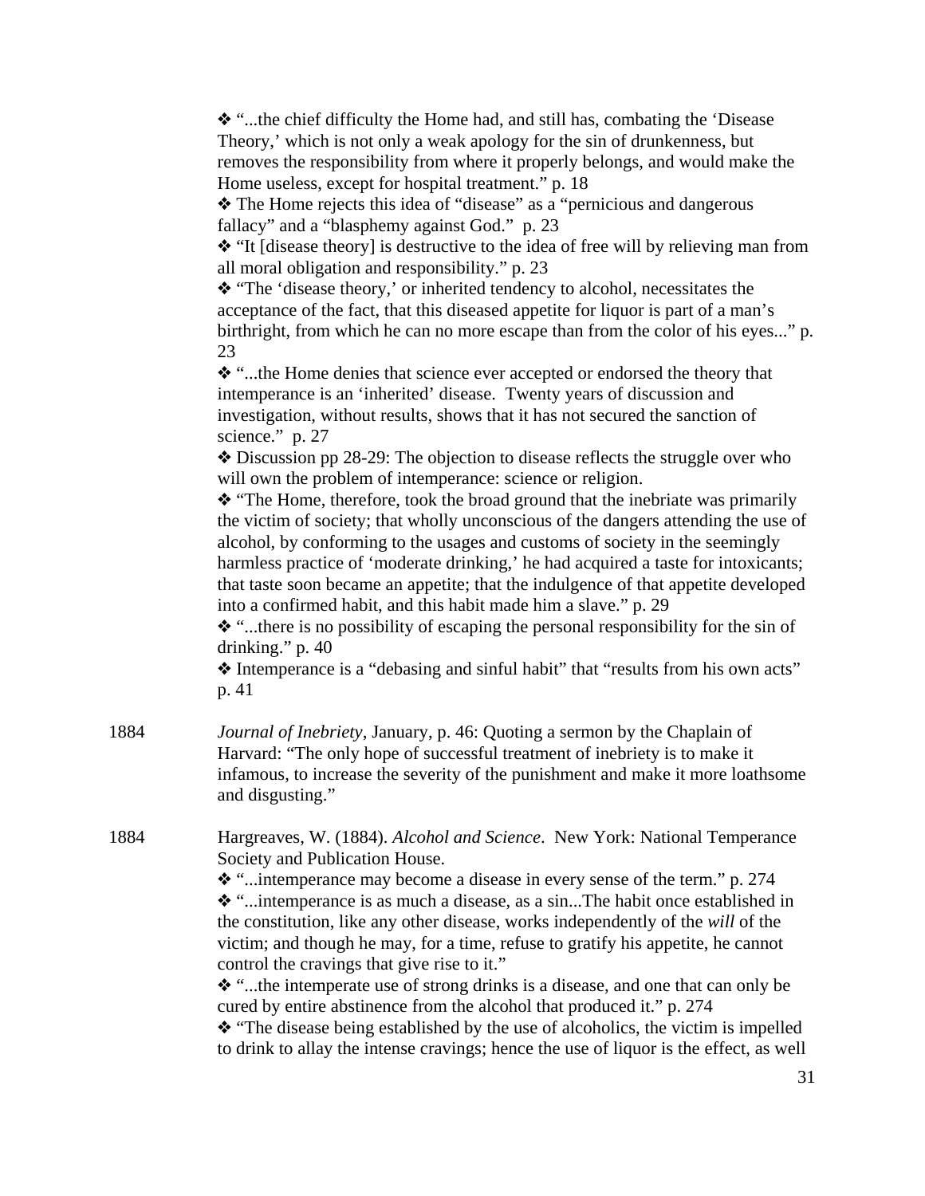❖ "...the chief difficulty the Home had, and still has, combating the 'Disease Theory,' which is not only a weak apology for the sin of drunkenness, but removes the responsibility from where it properly belongs, and would make the Home useless, except for hospital treatment." p. 18

❖ The Home rejects this idea of "disease" as a "pernicious and dangerous fallacy" and a "blasphemy against God." p. 23

❖ "It [disease theory] is destructive to the idea of free will by relieving man from all moral obligation and responsibility." p. 23

❖ "The 'disease theory,' or inherited tendency to alcohol, necessitates the acceptance of the fact, that this diseased appetite for liquor is part of a man's birthright, from which he can no more escape than from the color of his eyes..." p. 23

❖ "...the Home denies that science ever accepted or endorsed the theory that intemperance is an 'inherited' disease. Twenty years of discussion and investigation, without results, shows that it has not secured the sanction of science." p. 27

❖ Discussion pp 28-29: The objection to disease reflects the struggle over who will own the problem of intemperance: science or religion.

❖ "The Home, therefore, took the broad ground that the inebriate was primarily the victim of society; that wholly unconscious of the dangers attending the use of alcohol, by conforming to the usages and customs of society in the seemingly harmless practice of 'moderate drinking,' he had acquired a taste for intoxicants; that taste soon became an appetite; that the indulgence of that appetite developed into a confirmed habit, and this habit made him a slave." p. 29

❖ "...there is no possibility of escaping the personal responsibility for the sin of drinking." p. 40

❖ Intemperance is a "debasing and sinful habit" that "results from his own acts" p. 41

1884 *Journal of Inebriety*, January, p. 46: Quoting a sermon by the Chaplain of Harvard: "The only hope of successful treatment of inebriety is to make it infamous, to increase the severity of the punishment and make it more loathsome and disgusting."

1884 Hargreaves, W. (1884). *Alcohol and Science*. New York: National Temperance Society and Publication House.

❖ "...intemperance may become a disease in every sense of the term." p. 274

❖ "...intemperance is as much a disease, as a sin...The habit once established in the constitution, like any other disease, works independently of the *will* of the victim; and though he may, for a time, refuse to gratify his appetite, he cannot control the cravings that give rise to it."

❖ "...the intemperate use of strong drinks is a disease, and one that can only be cured by entire abstinence from the alcohol that produced it." p. 274

❖ "The disease being established by the use of alcoholics, the victim is impelled to drink to allay the intense cravings; hence the use of liquor is the effect, as well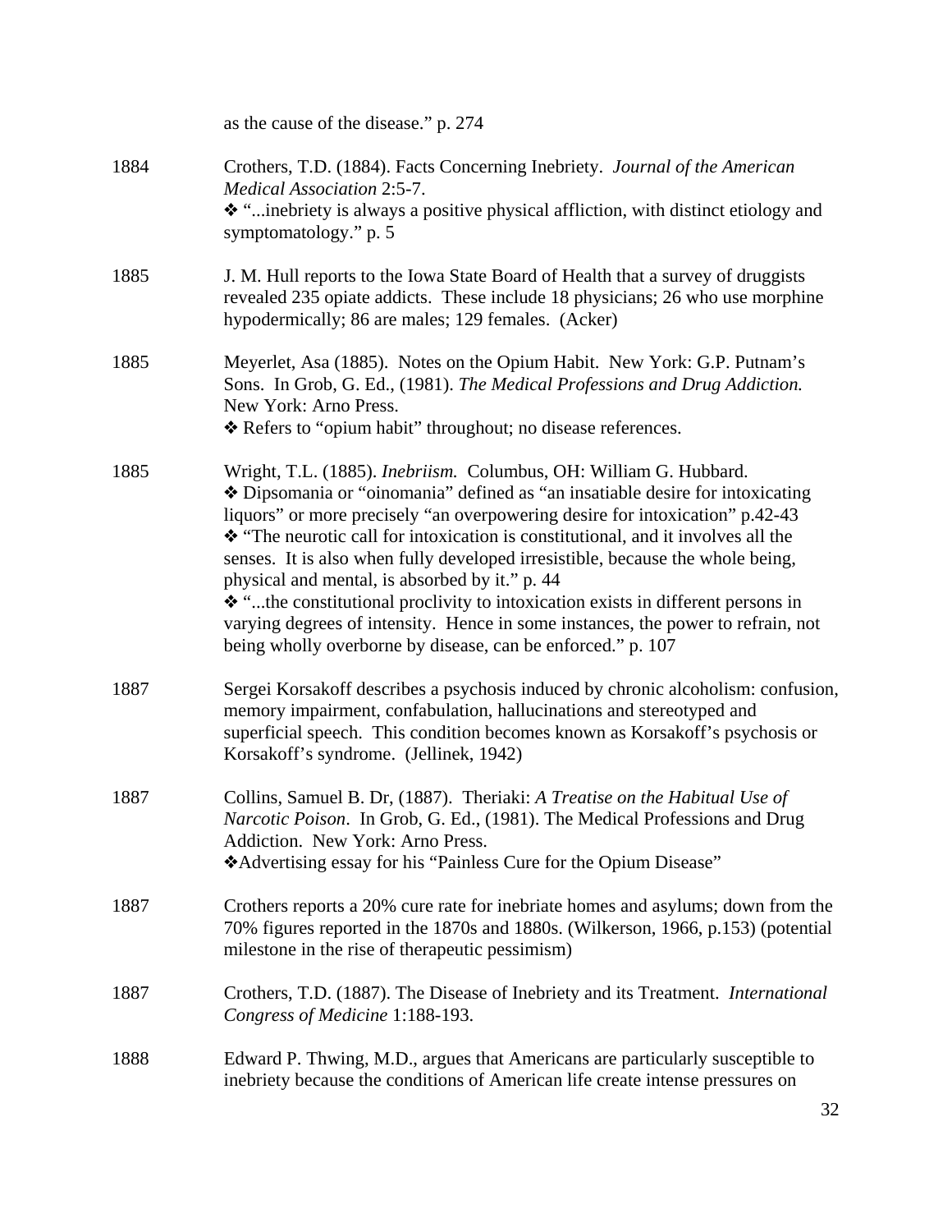as the cause of the disease." p. 274

1884 Crothers, T.D. (1884). Facts Concerning Inebriety. *Journal of the American Medical Association* 2:5-7.
❖ "...inebriety is always a positive physical affliction, with distinct etiology and symptomatology." p. 5

1885 J. M. Hull reports to the Iowa State Board of Health that a survey of druggists revealed 235 opiate addicts. These include 18 physicians; 26 who use morphine hypodermically; 86 are males; 129 females. (Acker)

1885 Meyerlet, Asa (1885). Notes on the Opium Habit. New York: G.P. Putnam's Sons. In Grob, G. Ed., (1981). *The Medical Professions and Drug Addiction.* New York: Arno Press.
❖ Refers to "opium habit" throughout; no disease references.

1885 Wright, T.L. (1885). *Inebriism.* Columbus, OH: William G. Hubbard.
❖ Dipsomania or "oinomania" defined as "an insatiable desire for intoxicating liquors" or more precisely "an overpowering desire for intoxication" p.42-43
❖ "The neurotic call for intoxication is constitutional, and it involves all the senses. It is also when fully developed irresistible, because the whole being, physical and mental, is absorbed by it." p. 44
❖ "...the constitutional proclivity to intoxication exists in different persons in varying degrees of intensity. Hence in some instances, the power to refrain, not being wholly overborne by disease, can be enforced." p. 107

1887 Sergei Korsakoff describes a psychosis induced by chronic alcoholism: confusion, memory impairment, confabulation, hallucinations and stereotyped and superficial speech. This condition becomes known as Korsakoff's psychosis or Korsakoff's syndrome. (Jellinek, 1942)

1887 Collins, Samuel B. Dr, (1887). Theriaki: *A Treatise on the Habitual Use of Narcotic Poison*. In Grob, G. Ed., (1981). The Medical Professions and Drug Addiction. New York: Arno Press.
❖Advertising essay for his "Painless Cure for the Opium Disease"

1887 Crothers reports a 20% cure rate for inebriate homes and asylums; down from the 70% figures reported in the 1870s and 1880s. (Wilkerson, 1966, p.153) (potential milestone in the rise of therapeutic pessimism)

1887 Crothers, T.D. (1887). The Disease of Inebriety and its Treatment. *International Congress of Medicine* 1:188-193.

1888 Edward P. Thwing, M.D., argues that Americans are particularly susceptible to inebriety because the conditions of American life create intense pressures on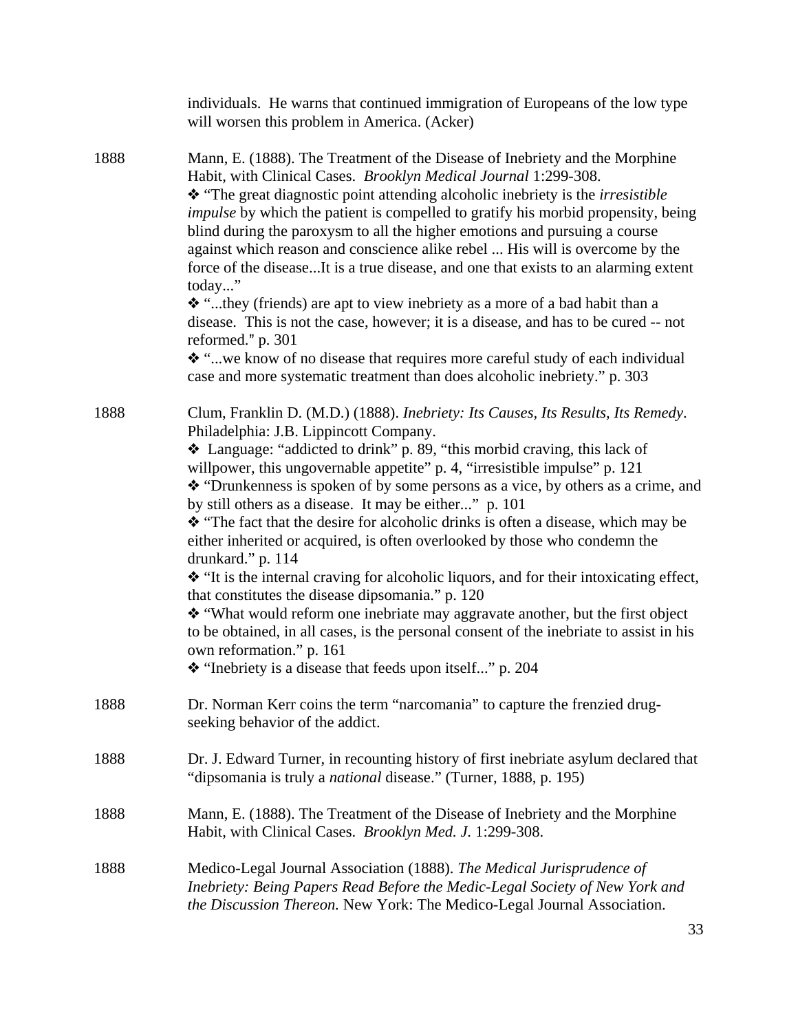individuals. He warns that continued immigration of Europeans of the low type will worsen this problem in America. (Acker)

1888 Mann, E. (1888). The Treatment of the Disease of Inebriety and the Morphine Habit, with Clinical Cases. *Brooklyn Medical Journal* 1:299-308.

❖ "The great diagnostic point attending alcoholic inebriety is the *irresistible impulse* by which the patient is compelled to gratify his morbid propensity, being blind during the paroxysm to all the higher emotions and pursuing a course against which reason and conscience alike rebel ... His will is overcome by the force of the disease...It is a true disease, and one that exists to an alarming extent today..."

❖ "...they (friends) are apt to view inebriety as a more of a bad habit than a disease. This is not the case, however; it is a disease, and has to be cured -- not reformed." p. 301

❖ "...we know of no disease that requires more careful study of each individual case and more systematic treatment than does alcoholic inebriety." p. 303

1888 Clum, Franklin D. (M.D.) (1888). *Inebriety: Its Causes, Its Results, Its Remedy*. Philadelphia: J.B. Lippincott Company.

❖ Language: "addicted to drink" p. 89, "this morbid craving, this lack of willpower, this ungovernable appetite" p. 4, "irresistible impulse" p. 121

❖ "Drunkenness is spoken of by some persons as a vice, by others as a crime, and by still others as a disease. It may be either..." p. 101

❖ "The fact that the desire for alcoholic drinks is often a disease, which may be either inherited or acquired, is often overlooked by those who condemn the drunkard." p. 114

❖ "It is the internal craving for alcoholic liquors, and for their intoxicating effect, that constitutes the disease dipsomania." p. 120

❖ "What would reform one inebriate may aggravate another, but the first object to be obtained, in all cases, is the personal consent of the inebriate to assist in his own reformation." p. 161

❖ "Inebriety is a disease that feeds upon itself..." p. 204

1888 Dr. Norman Kerr coins the term "narcomania" to capture the frenzied drug-seeking behavior of the addict.

1888 Dr. J. Edward Turner, in recounting history of first inebriate asylum declared that "dipsomania is truly a *national* disease." (Turner, 1888, p. 195)

1888 Mann, E. (1888). The Treatment of the Disease of Inebriety and the Morphine Habit, with Clinical Cases. *Brooklyn Med. J.* 1:299-308.

1888 Medico-Legal Journal Association (1888). *The Medical Jurisprudence of Inebriety: Being Papers Read Before the Medic-Legal Society of New York and the Discussion Thereon.* New York: The Medico-Legal Journal Association.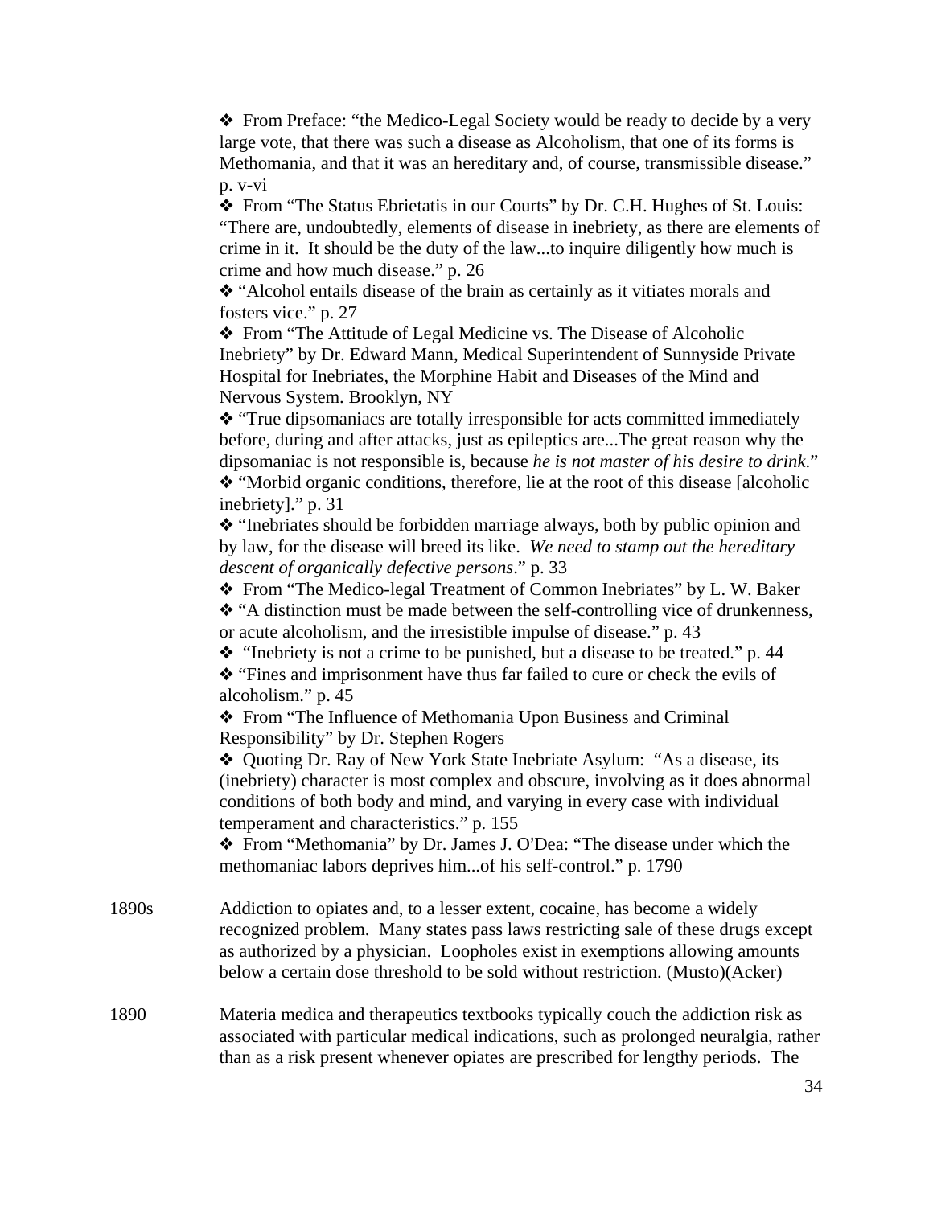- ❖ From Preface: "the Medico-Legal Society would be ready to decide by a very large vote, that there was such a disease as Alcoholism, that one of its forms is Methomania, and that it was an hereditary and, of course, transmissible disease." p. v-vi
- ❖ From "The Status Ebrietatis in our Courts" by Dr. C.H. Hughes of St. Louis: "There are, undoubtedly, elements of disease in inebriety, as there are elements of crime in it. It should be the duty of the law...to inquire diligently how much is crime and how much disease." p. 26
- ❖ "Alcohol entails disease of the brain as certainly as it vitiates morals and fosters vice." p. 27
- ❖ From "The Attitude of Legal Medicine vs. The Disease of Alcoholic Inebriety" by Dr. Edward Mann, Medical Superintendent of Sunnyside Private Hospital for Inebriates, the Morphine Habit and Diseases of the Mind and Nervous System. Brooklyn, NY
- ❖ "True dipsomaniacs are totally irresponsible for acts committed immediately before, during and after attacks, just as epileptics are...The great reason why the dipsomaniac is not responsible is, because *he is not master of his desire to drink*."
- ❖ "Morbid organic conditions, therefore, lie at the root of this disease [alcoholic inebriety]." p. 31
- ❖ "Inebriates should be forbidden marriage always, both by public opinion and by law, for the disease will breed its like. *We need to stamp out the hereditary descent of organically defective persons*." p. 33
- ❖ From "The Medico-legal Treatment of Common Inebriates" by L. W. Baker
- ❖ "A distinction must be made between the self-controlling vice of drunkenness, or acute alcoholism, and the irresistible impulse of disease." p. 43
- ❖ "Inebriety is not a crime to be punished, but a disease to be treated." p. 44
- ❖ "Fines and imprisonment have thus far failed to cure or check the evils of alcoholism." p. 45
- ❖ From "The Influence of Methomania Upon Business and Criminal Responsibility" by Dr. Stephen Rogers
- ❖ Quoting Dr. Ray of New York State Inebriate Asylum: "As a disease, its (inebriety) character is most complex and obscure, involving as it does abnormal conditions of both body and mind, and varying in every case with individual temperament and characteristics." p. 155
- ❖ From "Methomania" by Dr. James J. O'Dea: "The disease under which the methomaniac labors deprives him...of his self-control." p. 1790

1890s — Addiction to opiates and, to a lesser extent, cocaine, has become a widely recognized problem. Many states pass laws restricting sale of these drugs except as authorized by a physician. Loopholes exist in exemptions allowing amounts below a certain dose threshold to be sold without restriction. (Musto)(Acker)

1890 — Materia medica and therapeutics textbooks typically couch the addiction risk as associated with particular medical indications, such as prolonged neuralgia, rather than as a risk present whenever opiates are prescribed for lengthy periods. The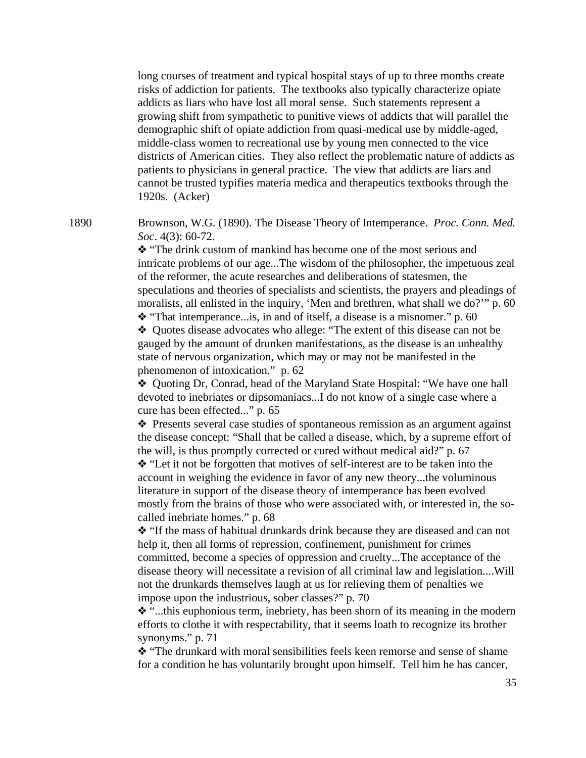long courses of treatment and typical hospital stays of up to three months create risks of addiction for patients. The textbooks also typically characterize opiate addicts as liars who have lost all moral sense. Such statements represent a growing shift from sympathetic to punitive views of addicts that will parallel the demographic shift of opiate addiction from quasi-medical use by middle-aged, middle-class women to recreational use by young men connected to the vice districts of American cities. They also reflect the problematic nature of addicts as patients to physicians in general practice. The view that addicts are liars and cannot be trusted typifies materia medica and therapeutics textbooks through the 1920s. (Acker)

1890 Brownson, W.G. (1890). The Disease Theory of Intemperance. *Proc. Conn. Med. Soc*. 4(3): 60-72.

❖ "The drink custom of mankind has become one of the most serious and intricate problems of our age...The wisdom of the philosopher, the impetuous zeal of the reformer, the acute researches and deliberations of statesmen, the speculations and theories of specialists and scientists, the prayers and pleadings of moralists, all enlisted in the inquiry, 'Men and brethren, what shall we do?'" p. 60

❖ "That intemperance...is, in and of itself, a disease is a misnomer." p. 60

❖ Quotes disease advocates who allege: "The extent of this disease can not be gauged by the amount of drunken manifestations, as the disease is an unhealthy state of nervous organization, which may or may not be manifested in the phenomenon of intoxication." p. 62

❖ Quoting Dr, Conrad, head of the Maryland State Hospital: "We have one hall devoted to inebriates or dipsomaniacs...I do not know of a single case where a cure has been effected..." p. 65

❖ Presents several case studies of spontaneous remission as an argument against the disease concept: "Shall that be called a disease, which, by a supreme effort of the will, is thus promptly corrected or cured without medical aid?" p. 67

❖ "Let it not be forgotten that motives of self-interest are to be taken into the account in weighing the evidence in favor of any new theory...the voluminous literature in support of the disease theory of intemperance has been evolved mostly from the brains of those who were associated with, or interested in, the so-called inebriate homes." p. 68

❖ "If the mass of habitual drunkards drink because they are diseased and can not help it, then all forms of repression, confinement, punishment for crimes committed, become a species of oppression and cruelty...The acceptance of the disease theory will necessitate a revision of all criminal law and legislation....Will not the drunkards themselves laugh at us for relieving them of penalties we impose upon the industrious, sober classes?" p. 70

❖ "...this euphonious term, inebriety, has been shorn of its meaning in the modern efforts to clothe it with respectability, that it seems loath to recognize its brother synonyms." p. 71

❖ "The drunkard with moral sensibilities feels keen remorse and sense of shame for a condition he has voluntarily brought upon himself. Tell him he has cancer,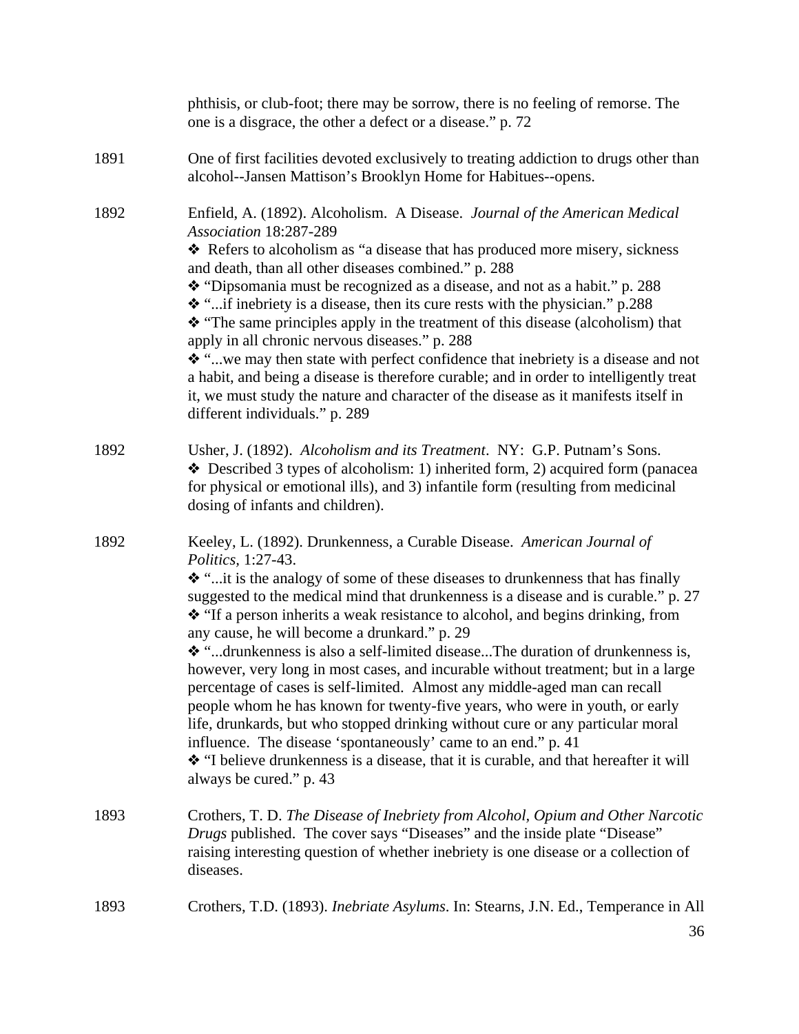phthisis, or club-foot; there may be sorrow, there is no feeling of remorse. The one is a disgrace, the other a defect or a disease." p. 72

1891 One of first facilities devoted exclusively to treating addiction to drugs other than alcohol--Jansen Mattison's Brooklyn Home for Habitues--opens.

1892 Enfield, A. (1892). Alcoholism. A Disease. *Journal of the American Medical Association* 18:287-289

- ❖ Refers to alcoholism as "a disease that has produced more misery, sickness and death, than all other diseases combined." p. 288
- ❖ "Dipsomania must be recognized as a disease, and not as a habit." p. 288
- ❖ "...if inebriety is a disease, then its cure rests with the physician." p.288
- ❖ "The same principles apply in the treatment of this disease (alcoholism) that apply in all chronic nervous diseases." p. 288
- ❖ "...we may then state with perfect confidence that inebriety is a disease and not a habit, and being a disease is therefore curable; and in order to intelligently treat it, we must study the nature and character of the disease as it manifests itself in different individuals." p. 289

1892 Usher, J. (1892). *Alcoholism and its Treatment*. NY: G.P. Putnam's Sons.

- ❖ Described 3 types of alcoholism: 1) inherited form, 2) acquired form (panacea for physical or emotional ills), and 3) infantile form (resulting from medicinal dosing of infants and children).

1892 Keeley, L. (1892). Drunkenness, a Curable Disease. *American Journal of Politics,* 1:27-43.

- ❖ "...it is the analogy of some of these diseases to drunkenness that has finally suggested to the medical mind that drunkenness is a disease and is curable." p. 27
- ❖ "If a person inherits a weak resistance to alcohol, and begins drinking, from any cause, he will become a drunkard." p. 29
- ❖ "...drunkenness is also a self-limited disease...The duration of drunkenness is, however, very long in most cases, and incurable without treatment; but in a large percentage of cases is self-limited. Almost any middle-aged man can recall people whom he has known for twenty-five years, who were in youth, or early life, drunkards, but who stopped drinking without cure or any particular moral influence. The disease 'spontaneously' came to an end." p. 41
- ❖ "I believe drunkenness is a disease, that it is curable, and that hereafter it will always be cured." p. 43

1893 Crothers, T. D. *The Disease of Inebriety from Alcohol, Opium and Other Narcotic Drugs* published. The cover says "Diseases" and the inside plate "Disease" raising interesting question of whether inebriety is one disease or a collection of diseases.

1893 Crothers, T.D. (1893). *Inebriate Asylums*. In: Stearns, J.N. Ed., Temperance in All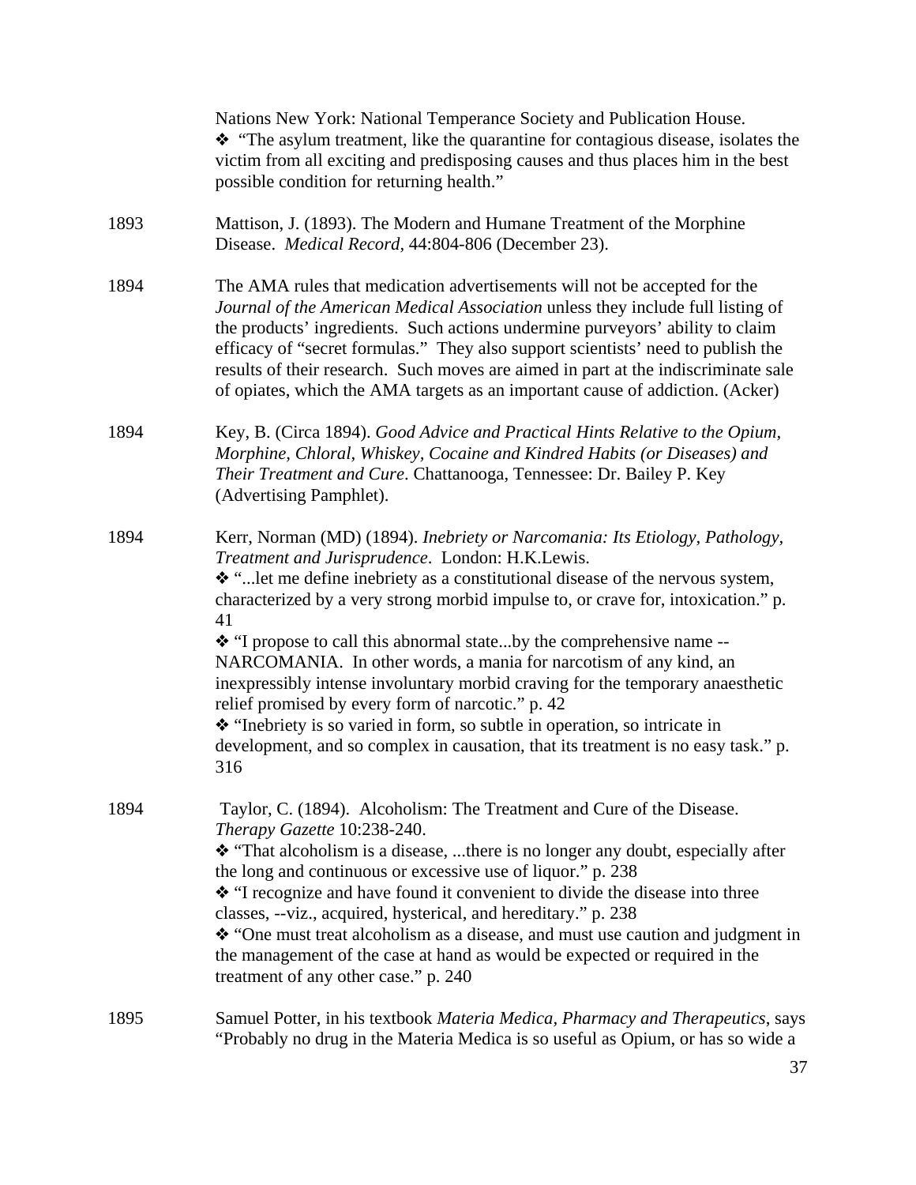Nations New York: National Temperance Society and Publication House.

❖ "The asylum treatment, like the quarantine for contagious disease, isolates the victim from all exciting and predisposing causes and thus places him in the best possible condition for returning health."

1893 Mattison, J. (1893). The Modern and Humane Treatment of the Morphine Disease. *Medical Record,* 44:804-806 (December 23).

1894 The AMA rules that medication advertisements will not be accepted for the *Journal of the American Medical Association* unless they include full listing of the products' ingredients. Such actions undermine purveyors' ability to claim efficacy of "secret formulas." They also support scientists' need to publish the results of their research. Such moves are aimed in part at the indiscriminate sale of opiates, which the AMA targets as an important cause of addiction. (Acker)

1894 Key, B. (Circa 1894). *Good Advice and Practical Hints Relative to the Opium, Morphine, Chloral, Whiskey, Cocaine and Kindred Habits (or Diseases) and Their Treatment and Cure*. Chattanooga, Tennessee: Dr. Bailey P. Key (Advertising Pamphlet).

1894 Kerr, Norman (MD) (1894). *Inebriety or Narcomania: Its Etiology, Pathology, Treatment and Jurisprudence*. London: H.K.Lewis.

❖ "...let me define inebriety as a constitutional disease of the nervous system, characterized by a very strong morbid impulse to, or crave for, intoxication." p. 41

❖ "I propose to call this abnormal state...by the comprehensive name -- NARCOMANIA. In other words, a mania for narcotism of any kind, an inexpressibly intense involuntary morbid craving for the temporary anaesthetic relief promised by every form of narcotic." p. 42

❖ "Inebriety is so varied in form, so subtle in operation, so intricate in development, and so complex in causation, that its treatment is no easy task." p. 316

1894 Taylor, C. (1894). Alcoholism: The Treatment and Cure of the Disease. *Therapy Gazette* 10:238-240.

❖ "That alcoholism is a disease, ...there is no longer any doubt, especially after the long and continuous or excessive use of liquor." p. 238

❖ "I recognize and have found it convenient to divide the disease into three classes, --viz., acquired, hysterical, and hereditary." p. 238

❖ "One must treat alcoholism as a disease, and must use caution and judgment in the management of the case at hand as would be expected or required in the treatment of any other case." p. 240

1895 Samuel Potter, in his textbook *Materia Medica, Pharmacy and Therapeutics*, says "Probably no drug in the Materia Medica is so useful as Opium, or has so wide a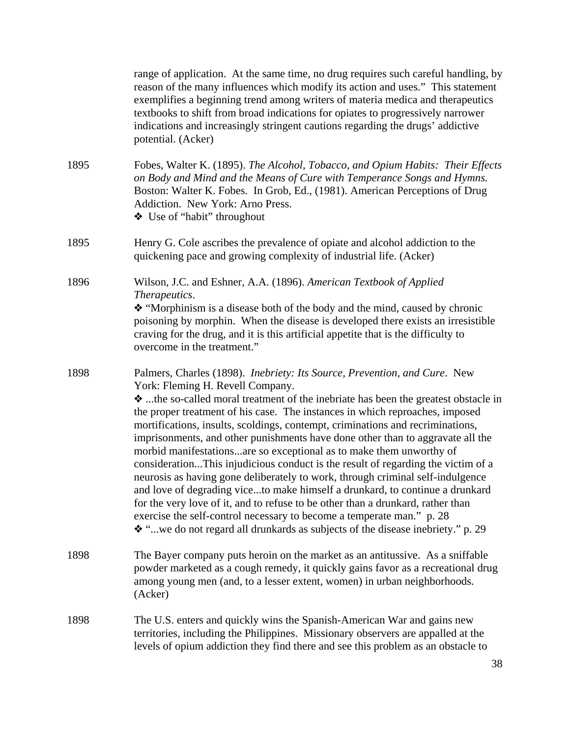range of application. At the same time, no drug requires such careful handling, by reason of the many influences which modify its action and uses." This statement exemplifies a beginning trend among writers of materia medica and therapeutics textbooks to shift from broad indications for opiates to progressively narrower indications and increasingly stringent cautions regarding the drugs' addictive potential. (Acker)

1895 Fobes, Walter K. (1895). *The Alcohol, Tobacco, and Opium Habits: Their Effects on Body and Mind and the Means of Cure with Temperance Songs and Hymns.* Boston: Walter K. Fobes. In Grob, Ed., (1981). American Perceptions of Drug Addiction. New York: Arno Press.

❖ Use of "habit" throughout

1895 Henry G. Cole ascribes the prevalence of opiate and alcohol addiction to the quickening pace and growing complexity of industrial life. (Acker)

1896 Wilson, J.C. and Eshner, A.A. (1896). *American Textbook of Applied Therapeutics*.

❖ "Morphinism is a disease both of the body and the mind, caused by chronic poisoning by morphin. When the disease is developed there exists an irresistible craving for the drug, and it is this artificial appetite that is the difficulty to overcome in the treatment."

1898 Palmers, Charles (1898). *Inebriety: Its Source, Prevention, and Cure*. New York: Fleming H. Revell Company.

❖ ...the so-called moral treatment of the inebriate has been the greatest obstacle in the proper treatment of his case. The instances in which reproaches, imposed mortifications, insults, scoldings, contempt, criminations and recriminations, imprisonments, and other punishments have done other than to aggravate all the morbid manifestations...are so exceptional as to make them unworthy of consideration...This injudicious conduct is the result of regarding the victim of a neurosis as having gone deliberately to work, through criminal self-indulgence and love of degrading vice...to make himself a drunkard, to continue a drunkard for the very love of it, and to refuse to be other than a drunkard, rather than exercise the self-control necessary to become a temperate man." p. 28

❖ "...we do not regard all drunkards as subjects of the disease inebriety." p. 29

1898 The Bayer company puts heroin on the market as an antitussive. As a sniffable powder marketed as a cough remedy, it quickly gains favor as a recreational drug among young men (and, to a lesser extent, women) in urban neighborhoods. (Acker)

1898 The U.S. enters and quickly wins the Spanish-American War and gains new territories, including the Philippines. Missionary observers are appalled at the levels of opium addiction they find there and see this problem as an obstacle to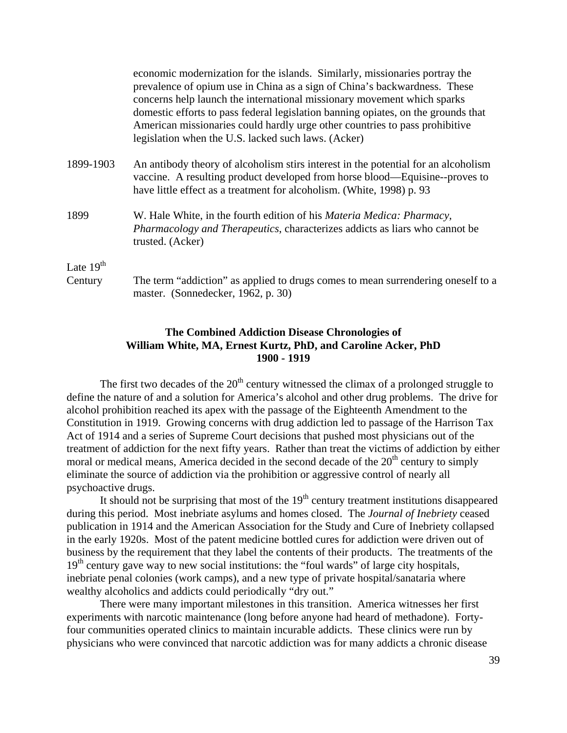economic modernization for the islands. Similarly, missionaries portray the prevalence of opium use in China as a sign of China's backwardness. These concerns help launch the international missionary movement which sparks domestic efforts to pass federal legislation banning opiates, on the grounds that American missionaries could hardly urge other countries to pass prohibitive legislation when the U.S. lacked such laws. (Acker)

1899-1903 An antibody theory of alcoholism stirs interest in the potential for an alcoholism vaccine. A resulting product developed from horse blood—Equisine--proves to have little effect as a treatment for alcoholism. (White, 1998) p. 93

1899 W. Hale White, in the fourth edition of his *Materia Medica: Pharmacy, Pharmacology and Therapeutics*, characterizes addicts as liars who cannot be trusted. (Acker)

Late 19th Century The term "addiction" as applied to drugs comes to mean surrendering oneself to a master. (Sonnedecker, 1962, p. 30)

## The Combined Addiction Disease Chronologies of William White, MA, Ernest Kurtz, PhD, and Caroline Acker, PhD 1900 - 1919

The first two decades of the 20th century witnessed the climax of a prolonged struggle to define the nature of and a solution for America's alcohol and other drug problems. The drive for alcohol prohibition reached its apex with the passage of the Eighteenth Amendment to the Constitution in 1919. Growing concerns with drug addiction led to passage of the Harrison Tax Act of 1914 and a series of Supreme Court decisions that pushed most physicians out of the treatment of addiction for the next fifty years. Rather than treat the victims of addiction by either moral or medical means, America decided in the second decade of the 20th century to simply eliminate the source of addiction via the prohibition or aggressive control of nearly all psychoactive drugs.

It should not be surprising that most of the 19th century treatment institutions disappeared during this period. Most inebriate asylums and homes closed. The *Journal of Inebriety* ceased publication in 1914 and the American Association for the Study and Cure of Inebriety collapsed in the early 1920s. Most of the patent medicine bottled cures for addiction were driven out of business by the requirement that they label the contents of their products. The treatments of the 19th century gave way to new social institutions: the "foul wards" of large city hospitals, inebriate penal colonies (work camps), and a new type of private hospital/sanataria where wealthy alcoholics and addicts could periodically "dry out."

There were many important milestones in this transition. America witnesses her first experiments with narcotic maintenance (long before anyone had heard of methadone). Forty-four communities operated clinics to maintain incurable addicts. These clinics were run by physicians who were convinced that narcotic addiction was for many addicts a chronic disease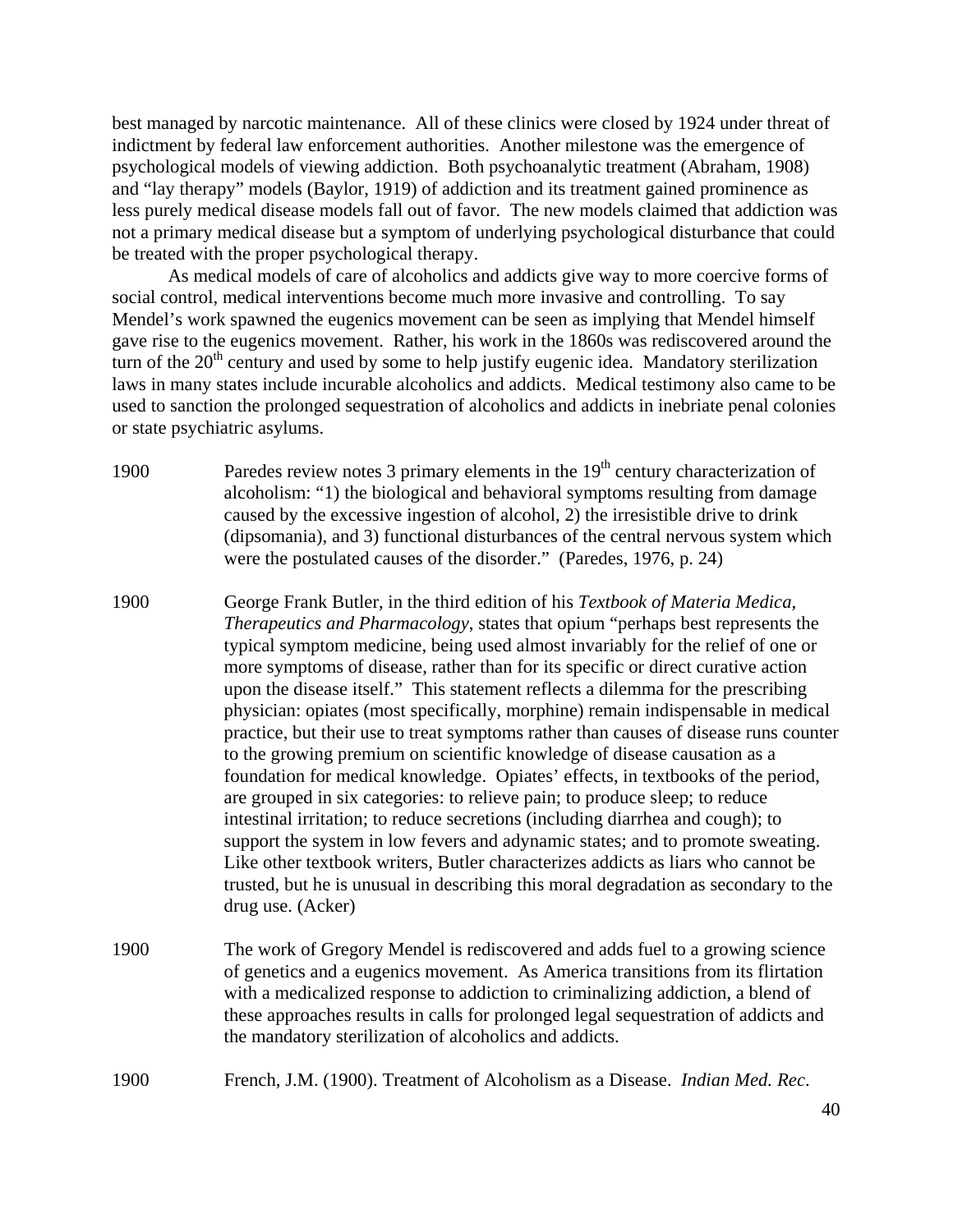best managed by narcotic maintenance. All of these clinics were closed by 1924 under threat of indictment by federal law enforcement authorities. Another milestone was the emergence of psychological models of viewing addiction. Both psychoanalytic treatment (Abraham, 1908) and "lay therapy" models (Baylor, 1919) of addiction and its treatment gained prominence as less purely medical disease models fall out of favor. The new models claimed that addiction was not a primary medical disease but a symptom of underlying psychological disturbance that could be treated with the proper psychological therapy.

As medical models of care of alcoholics and addicts give way to more coercive forms of social control, medical interventions become much more invasive and controlling. To say Mendel's work spawned the eugenics movement can be seen as implying that Mendel himself gave rise to the eugenics movement. Rather, his work in the 1860s was rediscovered around the turn of the 20th century and used by some to help justify eugenic idea. Mandatory sterilization laws in many states include incurable alcoholics and addicts. Medical testimony also came to be used to sanction the prolonged sequestration of alcoholics and addicts in inebriate penal colonies or state psychiatric asylums.

1900 — Paredes review notes 3 primary elements in the 19th century characterization of alcoholism: "1) the biological and behavioral symptoms resulting from damage caused by the excessive ingestion of alcohol, 2) the irresistible drive to drink (dipsomania), and 3) functional disturbances of the central nervous system which were the postulated causes of the disorder." (Paredes, 1976, p. 24)

1900 — George Frank Butler, in the third edition of his *Textbook of Materia Medica, Therapeutics and Pharmacology*, states that opium "perhaps best represents the typical symptom medicine, being used almost invariably for the relief of one or more symptoms of disease, rather than for its specific or direct curative action upon the disease itself." This statement reflects a dilemma for the prescribing physician: opiates (most specifically, morphine) remain indispensable in medical practice, but their use to treat symptoms rather than causes of disease runs counter to the growing premium on scientific knowledge of disease causation as a foundation for medical knowledge. Opiates' effects, in textbooks of the period, are grouped in six categories: to relieve pain; to produce sleep; to reduce intestinal irritation; to reduce secretions (including diarrhea and cough); to support the system in low fevers and adynamic states; and to promote sweating. Like other textbook writers, Butler characterizes addicts as liars who cannot be trusted, but he is unusual in describing this moral degradation as secondary to the drug use. (Acker)

1900 — The work of Gregory Mendel is rediscovered and adds fuel to a growing science of genetics and a eugenics movement. As America transitions from its flirtation with a medicalized response to addiction to criminalizing addiction, a blend of these approaches results in calls for prolonged legal sequestration of addicts and the mandatory sterilization of alcoholics and addicts.

1900 — French, J.M. (1900). Treatment of Alcoholism as a Disease. *Indian Med. Rec*.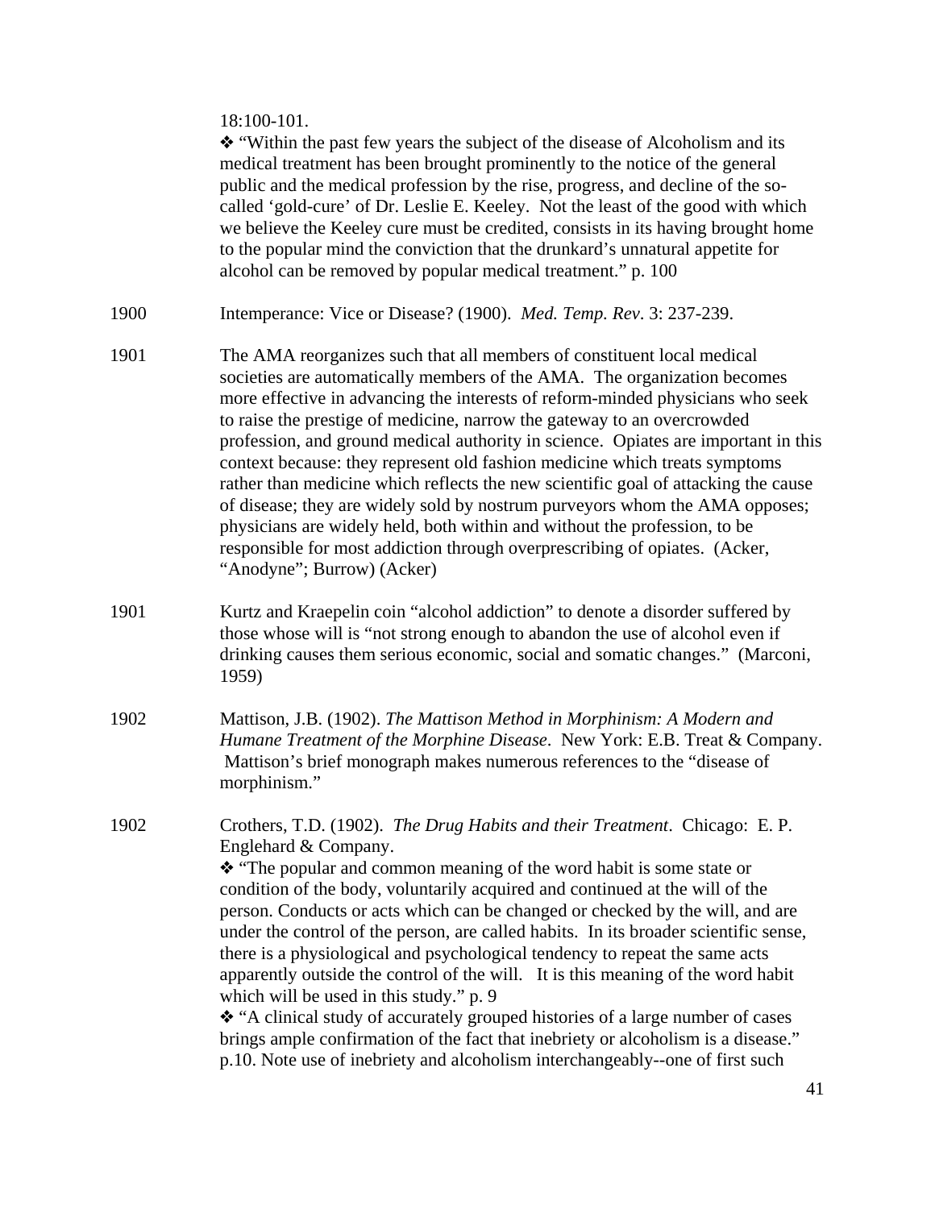18:100-101.

❖ "Within the past few years the subject of the disease of Alcoholism and its medical treatment has been brought prominently to the notice of the general public and the medical profession by the rise, progress, and decline of the so-called 'gold-cure' of Dr. Leslie E. Keeley. Not the least of the good with which we believe the Keeley cure must be credited, consists in its having brought home to the popular mind the conviction that the drunkard's unnatural appetite for alcohol can be removed by popular medical treatment." p. 100

1900 Intemperance: Vice or Disease? (1900). *Med. Temp. Rev*. 3: 237-239.

1901 The AMA reorganizes such that all members of constituent local medical societies are automatically members of the AMA. The organization becomes more effective in advancing the interests of reform-minded physicians who seek to raise the prestige of medicine, narrow the gateway to an overcrowded profession, and ground medical authority in science. Opiates are important in this context because: they represent old fashion medicine which treats symptoms rather than medicine which reflects the new scientific goal of attacking the cause of disease; they are widely sold by nostrum purveyors whom the AMA opposes; physicians are widely held, both within and without the profession, to be responsible for most addiction through overprescribing of opiates. (Acker, "Anodyne"; Burrow) (Acker)

1901 Kurtz and Kraepelin coin "alcohol addiction" to denote a disorder suffered by those whose will is "not strong enough to abandon the use of alcohol even if drinking causes them serious economic, social and somatic changes." (Marconi, 1959)

1902 Mattison, J.B. (1902). *The Mattison Method in Morphinism: A Modern and Humane Treatment of the Morphine Disease*. New York: E.B. Treat & Company. Mattison's brief monograph makes numerous references to the "disease of morphinism."

1902 Crothers, T.D. (1902). *The Drug Habits and their Treatment*. Chicago: E. P. Englehard & Company.

❖ "The popular and common meaning of the word habit is some state or condition of the body, voluntarily acquired and continued at the will of the person. Conducts or acts which can be changed or checked by the will, and are under the control of the person, are called habits. In its broader scientific sense, there is a physiological and psychological tendency to repeat the same acts apparently outside the control of the will. It is this meaning of the word habit which will be used in this study." p. 9

❖ "A clinical study of accurately grouped histories of a large number of cases brings ample confirmation of the fact that inebriety or alcoholism is a disease." p.10. Note use of inebriety and alcoholism interchangeably--one of first such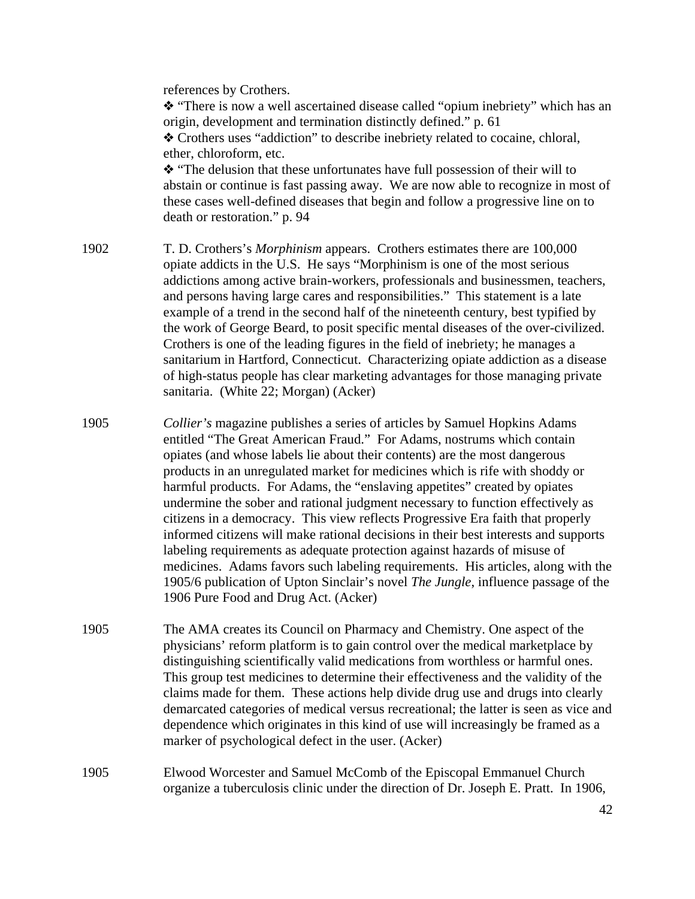references by Crothers.

❖ "There is now a well ascertained disease called "opium inebriety" which has an origin, development and termination distinctly defined." p. 61

❖ Crothers uses "addiction" to describe inebriety related to cocaine, chloral, ether, chloroform, etc.

❖ "The delusion that these unfortunates have full possession of their will to abstain or continue is fast passing away. We are now able to recognize in most of these cases well-defined diseases that begin and follow a progressive line on to death or restoration." p. 94

1902 T. D. Crothers's *Morphinism* appears. Crothers estimates there are 100,000 opiate addicts in the U.S. He says "Morphinism is one of the most serious addictions among active brain-workers, professionals and businessmen, teachers, and persons having large cares and responsibilities." This statement is a late example of a trend in the second half of the nineteenth century, best typified by the work of George Beard, to posit specific mental diseases of the over-civilized. Crothers is one of the leading figures in the field of inebriety; he manages a sanitarium in Hartford, Connecticut. Characterizing opiate addiction as a disease of high-status people has clear marketing advantages for those managing private sanitaria. (White 22; Morgan) (Acker)

1905 *Collier's* magazine publishes a series of articles by Samuel Hopkins Adams entitled "The Great American Fraud." For Adams, nostrums which contain opiates (and whose labels lie about their contents) are the most dangerous products in an unregulated market for medicines which is rife with shoddy or harmful products. For Adams, the "enslaving appetites" created by opiates undermine the sober and rational judgment necessary to function effectively as citizens in a democracy. This view reflects Progressive Era faith that properly informed citizens will make rational decisions in their best interests and supports labeling requirements as adequate protection against hazards of misuse of medicines. Adams favors such labeling requirements. His articles, along with the 1905/6 publication of Upton Sinclair's novel *The Jungle*, influence passage of the 1906 Pure Food and Drug Act. (Acker)

1905 The AMA creates its Council on Pharmacy and Chemistry. One aspect of the physicians' reform platform is to gain control over the medical marketplace by distinguishing scientifically valid medications from worthless or harmful ones. This group test medicines to determine their effectiveness and the validity of the claims made for them. These actions help divide drug use and drugs into clearly demarcated categories of medical versus recreational; the latter is seen as vice and dependence which originates in this kind of use will increasingly be framed as a marker of psychological defect in the user. (Acker)

1905 Elwood Worcester and Samuel McComb of the Episcopal Emmanuel Church organize a tuberculosis clinic under the direction of Dr. Joseph E. Pratt. In 1906,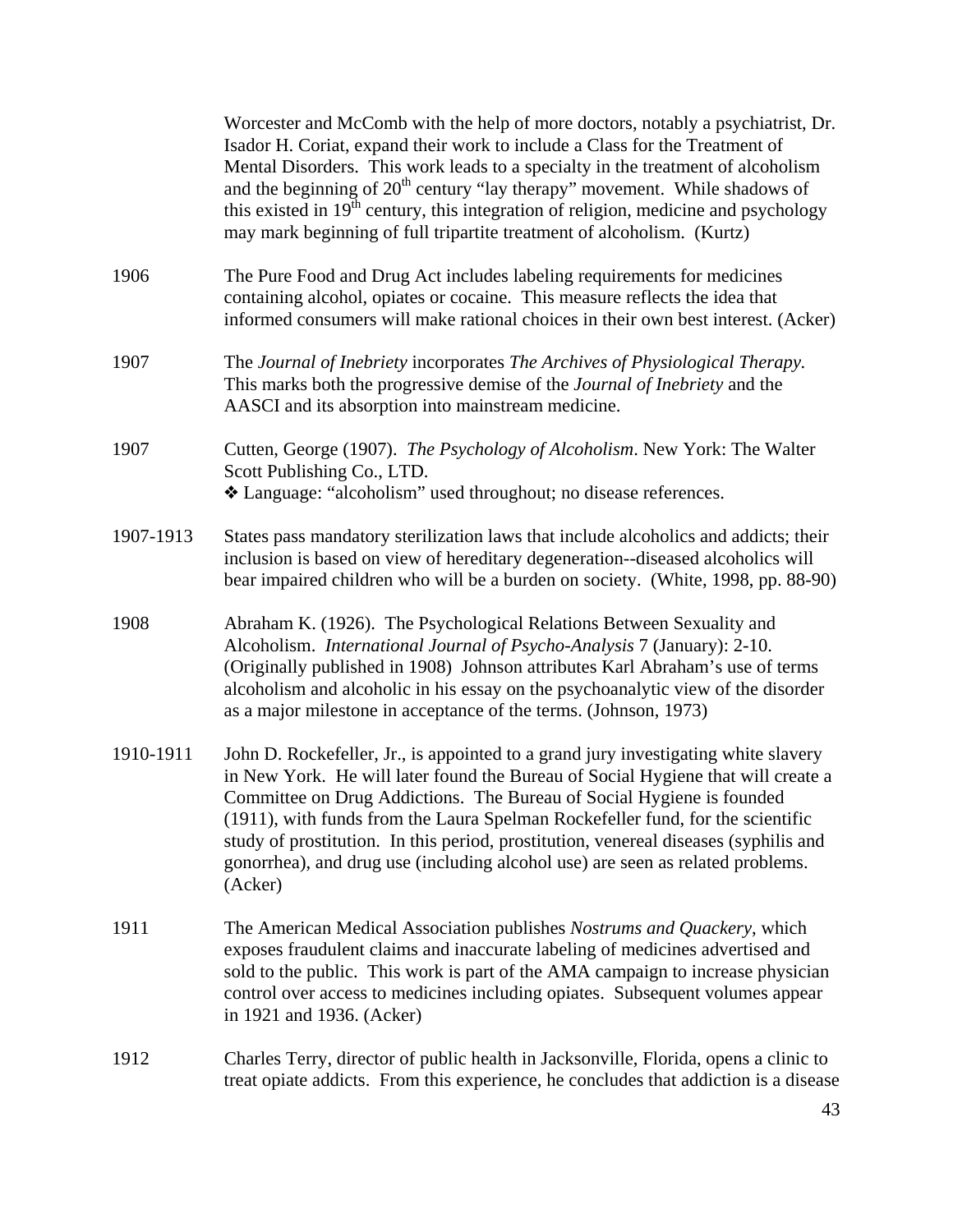Worcester and McComb with the help of more doctors, notably a psychiatrist, Dr. Isador H. Coriat, expand their work to include a Class for the Treatment of Mental Disorders. This work leads to a specialty in the treatment of alcoholism and the beginning of 20th century "lay therapy" movement. While shadows of this existed in 19th century, this integration of religion, medicine and psychology may mark beginning of full tripartite treatment of alcoholism. (Kurtz)

| | |
|---|---|
| 1906 | The Pure Food and Drug Act includes labeling requirements for medicines containing alcohol, opiates or cocaine. This measure reflects the idea that informed consumers will make rational choices in their own best interest. (Acker) |
| 1907 | The *Journal of Inebriety* incorporates *The Archives of Physiological Therapy*. This marks both the progressive demise of the *Journal of Inebriety* and the AASCI and its absorption into mainstream medicine. |
| 1907 | Cutten, George (1907). *The Psychology of Alcoholism*. New York: The Walter Scott Publishing Co., LTD. ❖ Language: "alcoholism" used throughout; no disease references. |
| 1907-1913 | States pass mandatory sterilization laws that include alcoholics and addicts; their inclusion is based on view of hereditary degeneration--diseased alcoholics will bear impaired children who will be a burden on society. (White, 1998, pp. 88-90) |
| 1908 | Abraham K. (1926). The Psychological Relations Between Sexuality and Alcoholism. *International Journal of Psycho-Analysis* 7 (January): 2-10. (Originally published in 1908) Johnson attributes Karl Abraham's use of terms alcoholism and alcoholic in his essay on the psychoanalytic view of the disorder as a major milestone in acceptance of the terms. (Johnson, 1973) |
| 1910-1911 | John D. Rockefeller, Jr., is appointed to a grand jury investigating white slavery in New York. He will later found the Bureau of Social Hygiene that will create a Committee on Drug Addictions. The Bureau of Social Hygiene is founded (1911), with funds from the Laura Spelman Rockefeller fund, for the scientific study of prostitution. In this period, prostitution, venereal diseases (syphilis and gonorrhea), and drug use (including alcohol use) are seen as related problems. (Acker) |
| 1911 | The American Medical Association publishes *Nostrums and Quackery*, which exposes fraudulent claims and inaccurate labeling of medicines advertised and sold to the public. This work is part of the AMA campaign to increase physician control over access to medicines including opiates. Subsequent volumes appear in 1921 and 1936. (Acker) |
| 1912 | Charles Terry, director of public health in Jacksonville, Florida, opens a clinic to treat opiate addicts. From this experience, he concludes that addiction is a disease |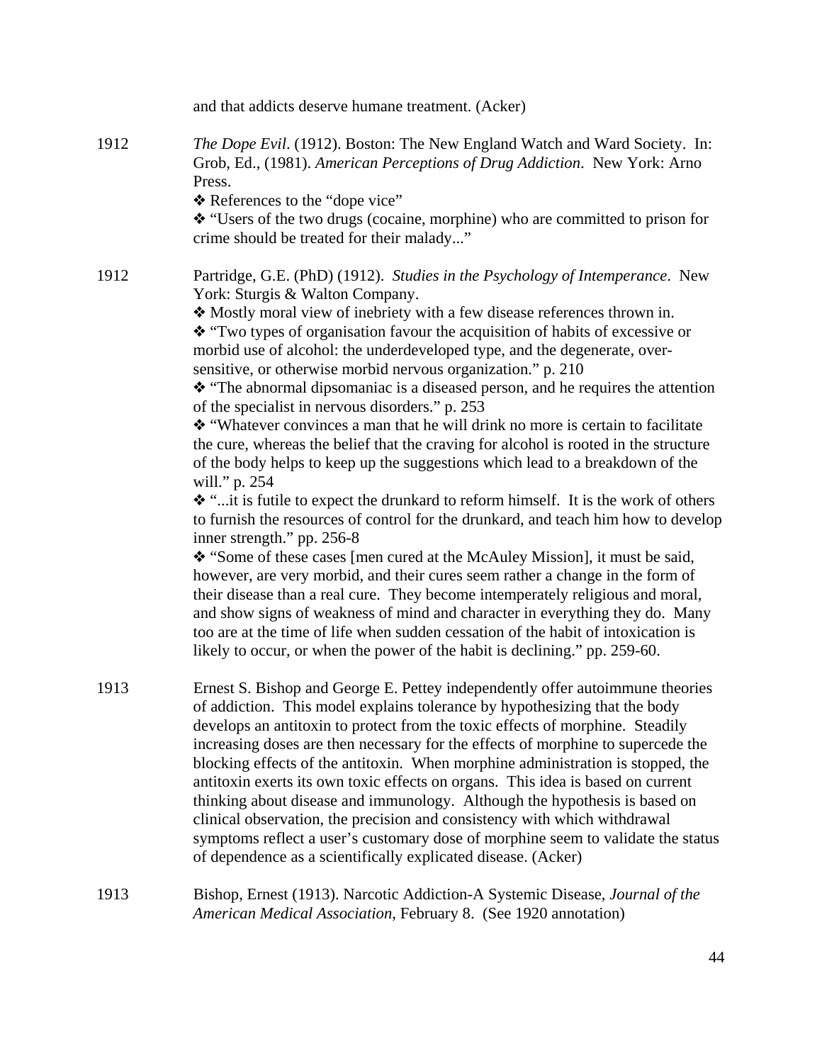and that addicts deserve humane treatment. (Acker)

1912 *The Dope Evil*. (1912). Boston: The New England Watch and Ward Society. In: Grob, Ed., (1981). *American Perceptions of Drug Addiction*. New York: Arno Press.

❖ References to the "dope vice"

❖ "Users of the two drugs (cocaine, morphine) who are committed to prison for crime should be treated for their malady..."

1912 Partridge, G.E. (PhD) (1912). *Studies in the Psychology of Intemperance*. New York: Sturgis & Walton Company.

❖ Mostly moral view of inebriety with a few disease references thrown in.

❖ "Two types of organisation favour the acquisition of habits of excessive or morbid use of alcohol: the underdeveloped type, and the degenerate, over-sensitive, or otherwise morbid nervous organization." p. 210

❖ "The abnormal dipsomaniac is a diseased person, and he requires the attention of the specialist in nervous disorders." p. 253

❖ "Whatever convinces a man that he will drink no more is certain to facilitate the cure, whereas the belief that the craving for alcohol is rooted in the structure of the body helps to keep up the suggestions which lead to a breakdown of the will." p. 254

❖ "...it is futile to expect the drunkard to reform himself. It is the work of others to furnish the resources of control for the drunkard, and teach him how to develop inner strength." pp. 256-8

❖ "Some of these cases [men cured at the McAuley Mission], it must be said, however, are very morbid, and their cures seem rather a change in the form of their disease than a real cure. They become intemperately religious and moral, and show signs of weakness of mind and character in everything they do. Many too are at the time of life when sudden cessation of the habit of intoxication is likely to occur, or when the power of the habit is declining." pp. 259-60.

1913 Ernest S. Bishop and George E. Pettey independently offer autoimmune theories of addiction. This model explains tolerance by hypothesizing that the body develops an antitoxin to protect from the toxic effects of morphine. Steadily increasing doses are then necessary for the effects of morphine to supercede the blocking effects of the antitoxin. When morphine administration is stopped, the antitoxin exerts its own toxic effects on organs. This idea is based on current thinking about disease and immunology. Although the hypothesis is based on clinical observation, the precision and consistency with which withdrawal symptoms reflect a user's customary dose of morphine seem to validate the status of dependence as a scientifically explicated disease. (Acker)

1913 Bishop, Ernest (1913). Narcotic Addiction-A Systemic Disease, *Journal of the American Medical Association*, February 8. (See 1920 annotation)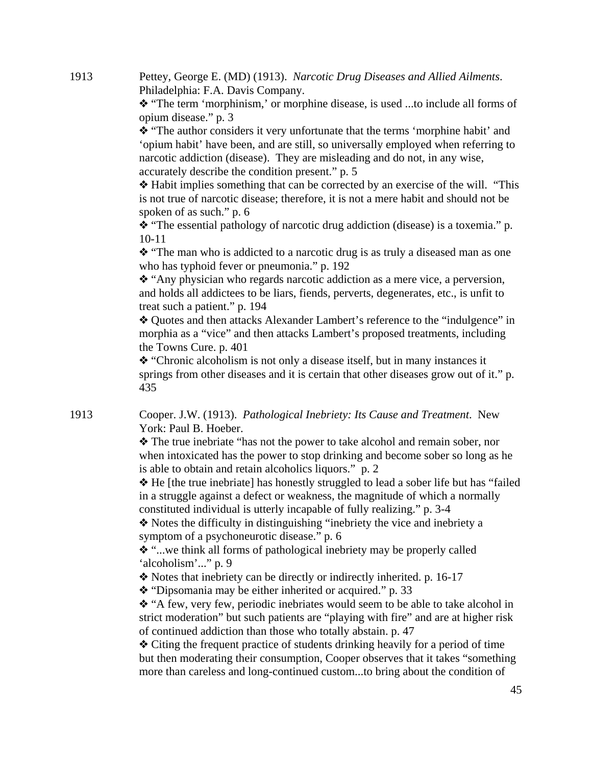1913 Pettey, George E. (MD) (1913). *Narcotic Drug Diseases and Allied Ailments*. Philadelphia: F.A. Davis Company.

- ❖ "The term 'morphinism,' or morphine disease, is used ...to include all forms of opium disease." p. 3
- ❖ "The author considers it very unfortunate that the terms 'morphine habit' and 'opium habit' have been, and are still, so universally employed when referring to narcotic addiction (disease). They are misleading and do not, in any wise, accurately describe the condition present." p. 5
- ❖ Habit implies something that can be corrected by an exercise of the will. "This is not true of narcotic disease; therefore, it is not a mere habit and should not be spoken of as such." p. 6
- ❖ "The essential pathology of narcotic drug addiction (disease) is a toxemia." p. 10-11
- ❖ "The man who is addicted to a narcotic drug is as truly a diseased man as one who has typhoid fever or pneumonia." p. 192
- ❖ "Any physician who regards narcotic addiction as a mere vice, a perversion, and holds all addictees to be liars, fiends, perverts, degenerates, etc., is unfit to treat such a patient." p. 194
- ❖ Quotes and then attacks Alexander Lambert's reference to the "indulgence" in morphia as a "vice" and then attacks Lambert's proposed treatments, including the Towns Cure. p. 401
- ❖ "Chronic alcoholism is not only a disease itself, but in many instances it springs from other diseases and it is certain that other diseases grow out of it." p. 435

1913 Cooper. J.W. (1913). *Pathological Inebriety: Its Cause and Treatment*. New York: Paul B. Hoeber.

- ❖ The true inebriate "has not the power to take alcohol and remain sober, nor when intoxicated has the power to stop drinking and become sober so long as he is able to obtain and retain alcoholics liquors." p. 2
- ❖ He [the true inebriate] has honestly struggled to lead a sober life but has "failed in a struggle against a defect or weakness, the magnitude of which a normally constituted individual is utterly incapable of fully realizing." p. 3-4
- ❖ Notes the difficulty in distinguishing "inebriety the vice and inebriety a symptom of a psychoneurotic disease." p. 6
- ❖ "...we think all forms of pathological inebriety may be properly called 'alcoholism'..." p. 9
- ❖ Notes that inebriety can be directly or indirectly inherited. p. 16-17
- ❖ "Dipsomania may be either inherited or acquired." p. 33
- ❖ "A few, very few, periodic inebriates would seem to be able to take alcohol in strict moderation" but such patients are "playing with fire" and are at higher risk of continued addiction than those who totally abstain. p. 47
- ❖ Citing the frequent practice of students drinking heavily for a period of time but then moderating their consumption, Cooper observes that it takes "something more than careless and long-continued custom...to bring about the condition of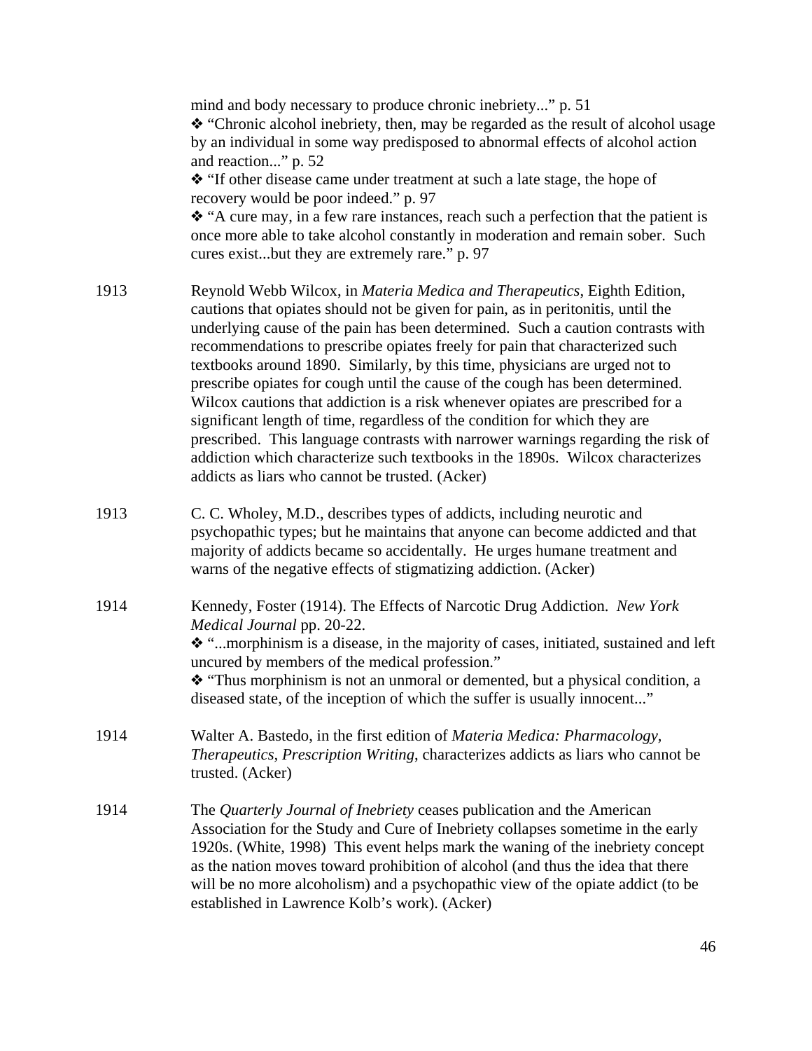mind and body necessary to produce chronic inebriety..." p. 51

❖ "Chronic alcohol inebriety, then, may be regarded as the result of alcohol usage by an individual in some way predisposed to abnormal effects of alcohol action and reaction..." p. 52

❖ "If other disease came under treatment at such a late stage, the hope of recovery would be poor indeed." p. 97

❖ "A cure may, in a few rare instances, reach such a perfection that the patient is once more able to take alcohol constantly in moderation and remain sober. Such cures exist...but they are extremely rare." p. 97

1913 Reynold Webb Wilcox, in *Materia Medica and Therapeutics*, Eighth Edition, cautions that opiates should not be given for pain, as in peritonitis, until the underlying cause of the pain has been determined. Such a caution contrasts with recommendations to prescribe opiates freely for pain that characterized such textbooks around 1890. Similarly, by this time, physicians are urged not to prescribe opiates for cough until the cause of the cough has been determined. Wilcox cautions that addiction is a risk whenever opiates are prescribed for a significant length of time, regardless of the condition for which they are prescribed. This language contrasts with narrower warnings regarding the risk of addiction which characterize such textbooks in the 1890s. Wilcox characterizes addicts as liars who cannot be trusted. (Acker)

1913 C. C. Wholey, M.D., describes types of addicts, including neurotic and psychopathic types; but he maintains that anyone can become addicted and that majority of addicts became so accidentally. He urges humane treatment and warns of the negative effects of stigmatizing addiction. (Acker)

1914 Kennedy, Foster (1914). The Effects of Narcotic Drug Addiction. *New York Medical Journal* pp. 20-22.

❖ "...morphinism is a disease, in the majority of cases, initiated, sustained and left uncured by members of the medical profession."

❖ "Thus morphinism is not an unmoral or demented, but a physical condition, a diseased state, of the inception of which the suffer is usually innocent..."

1914 Walter A. Bastedo, in the first edition of *Materia Medica: Pharmacology, Therapeutics, Prescription Writing*, characterizes addicts as liars who cannot be trusted. (Acker)

1914 The *Quarterly Journal of Inebriety* ceases publication and the American Association for the Study and Cure of Inebriety collapses sometime in the early 1920s. (White, 1998) This event helps mark the waning of the inebriety concept as the nation moves toward prohibition of alcohol (and thus the idea that there will be no more alcoholism) and a psychopathic view of the opiate addict (to be established in Lawrence Kolb's work). (Acker)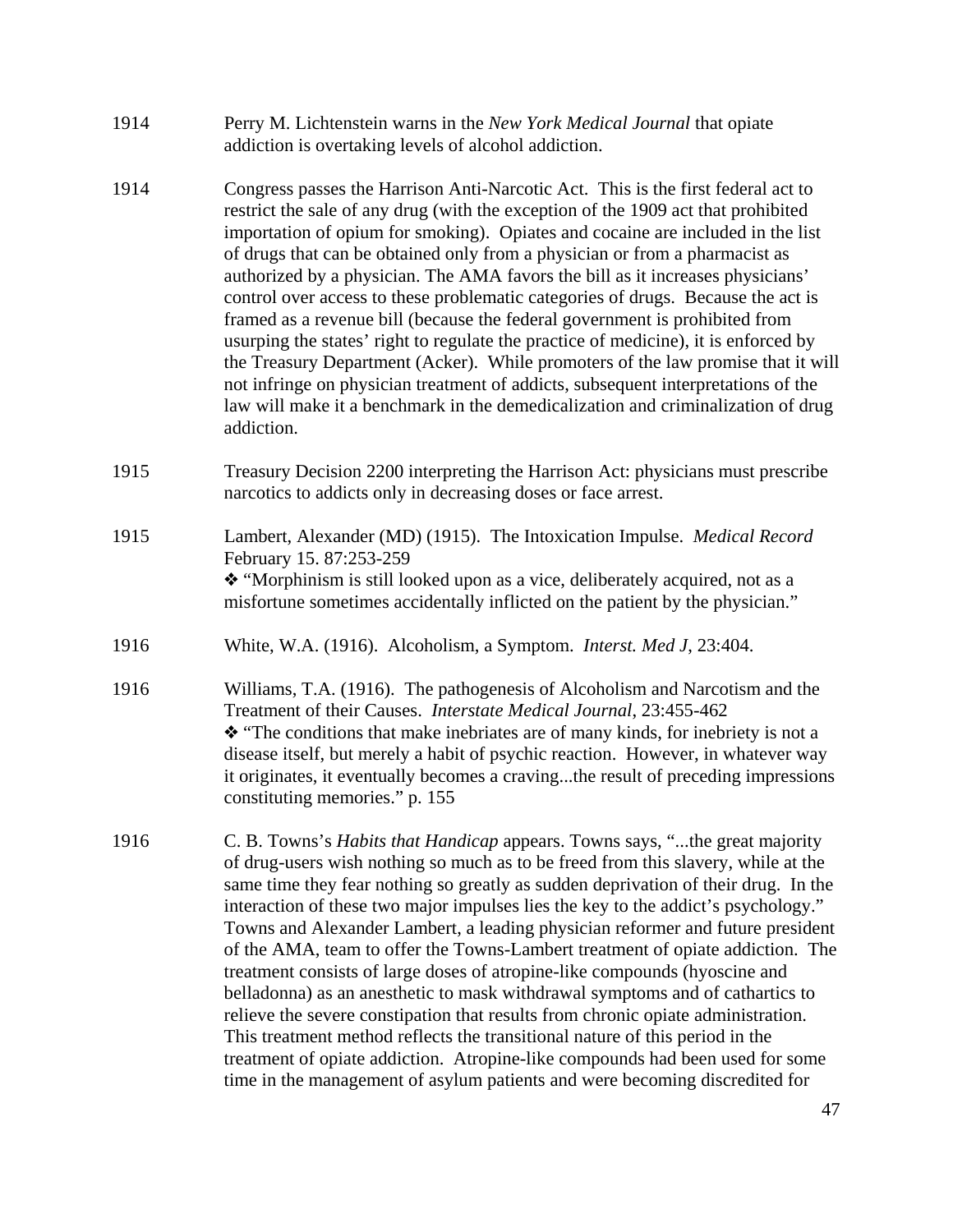1914 Perry M. Lichtenstein warns in the *New York Medical Journal* that opiate addiction is overtaking levels of alcohol addiction.

1914 Congress passes the Harrison Anti-Narcotic Act. This is the first federal act to restrict the sale of any drug (with the exception of the 1909 act that prohibited importation of opium for smoking). Opiates and cocaine are included in the list of drugs that can be obtained only from a physician or from a pharmacist as authorized by a physician. The AMA favors the bill as it increases physicians' control over access to these problematic categories of drugs. Because the act is framed as a revenue bill (because the federal government is prohibited from usurping the states' right to regulate the practice of medicine), it is enforced by the Treasury Department (Acker). While promoters of the law promise that it will not infringe on physician treatment of addicts, subsequent interpretations of the law will make it a benchmark in the demedicalization and criminalization of drug addiction.

1915 Treasury Decision 2200 interpreting the Harrison Act: physicians must prescribe narcotics to addicts only in decreasing doses or face arrest.

1915 Lambert, Alexander (MD) (1915). The Intoxication Impulse. *Medical Record* February 15. 87:253-259

❖ "Morphinism is still looked upon as a vice, deliberately acquired, not as a misfortune sometimes accidentally inflicted on the patient by the physician."

1916 White, W.A. (1916). Alcoholism, a Symptom. *Interst. Med J*, 23:404.

1916 Williams, T.A. (1916). The pathogenesis of Alcoholism and Narcotism and the Treatment of their Causes. *Interstate Medical Journal*, 23:455-462

❖ "The conditions that make inebriates are of many kinds, for inebriety is not a disease itself, but merely a habit of psychic reaction. However, in whatever way it originates, it eventually becomes a craving...the result of preceding impressions constituting memories." p. 155

1916 C. B. Towns's *Habits that Handicap* appears. Towns says, "...the great majority of drug-users wish nothing so much as to be freed from this slavery, while at the same time they fear nothing so greatly as sudden deprivation of their drug. In the interaction of these two major impulses lies the key to the addict's psychology." Towns and Alexander Lambert, a leading physician reformer and future president of the AMA, team to offer the Towns-Lambert treatment of opiate addiction. The treatment consists of large doses of atropine-like compounds (hyoscine and belladonna) as an anesthetic to mask withdrawal symptoms and of cathartics to relieve the severe constipation that results from chronic opiate administration. This treatment method reflects the transitional nature of this period in the treatment of opiate addiction. Atropine-like compounds had been used for some time in the management of asylum patients and were becoming discredited for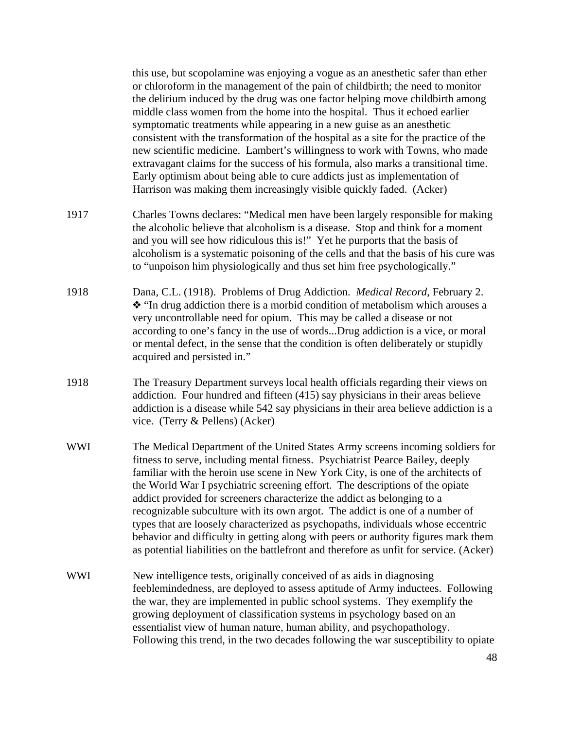this use, but scopolamine was enjoying a vogue as an anesthetic safer than ether or chloroform in the management of the pain of childbirth; the need to monitor the delirium induced by the drug was one factor helping move childbirth among middle class women from the home into the hospital. Thus it echoed earlier symptomatic treatments while appearing in a new guise as an anesthetic consistent with the transformation of the hospital as a site for the practice of the new scientific medicine. Lambert's willingness to work with Towns, who made extravagant claims for the success of his formula, also marks a transitional time. Early optimism about being able to cure addicts just as implementation of Harrison was making them increasingly visible quickly faded. (Acker)

1917 Charles Towns declares: "Medical men have been largely responsible for making the alcoholic believe that alcoholism is a disease. Stop and think for a moment and you will see how ridiculous this is!" Yet he purports that the basis of alcoholism is a systematic poisoning of the cells and that the basis of his cure was to "unpoison him physiologically and thus set him free psychologically."

1918 Dana, C.L. (1918). Problems of Drug Addiction. *Medical Record*, February 2. ❖ "In drug addiction there is a morbid condition of metabolism which arouses a very uncontrollable need for opium. This may be called a disease or not according to one's fancy in the use of words...Drug addiction is a vice, or moral or mental defect, in the sense that the condition is often deliberately or stupidly acquired and persisted in."

1918 The Treasury Department surveys local health officials regarding their views on addiction. Four hundred and fifteen (415) say physicians in their areas believe addiction is a disease while 542 say physicians in their area believe addiction is a vice. (Terry & Pellens) (Acker)

WWI The Medical Department of the United States Army screens incoming soldiers for fitness to serve, including mental fitness. Psychiatrist Pearce Bailey, deeply familiar with the heroin use scene in New York City, is one of the architects of the World War I psychiatric screening effort. The descriptions of the opiate addict provided for screeners characterize the addict as belonging to a recognizable subculture with its own argot. The addict is one of a number of types that are loosely characterized as psychopaths, individuals whose eccentric behavior and difficulty in getting along with peers or authority figures mark them as potential liabilities on the battlefront and therefore as unfit for service. (Acker)

WWI New intelligence tests, originally conceived of as aids in diagnosing feeblemindedness, are deployed to assess aptitude of Army inductees. Following the war, they are implemented in public school systems. They exemplify the growing deployment of classification systems in psychology based on an essentialist view of human nature, human ability, and psychopathology. Following this trend, in the two decades following the war susceptibility to opiate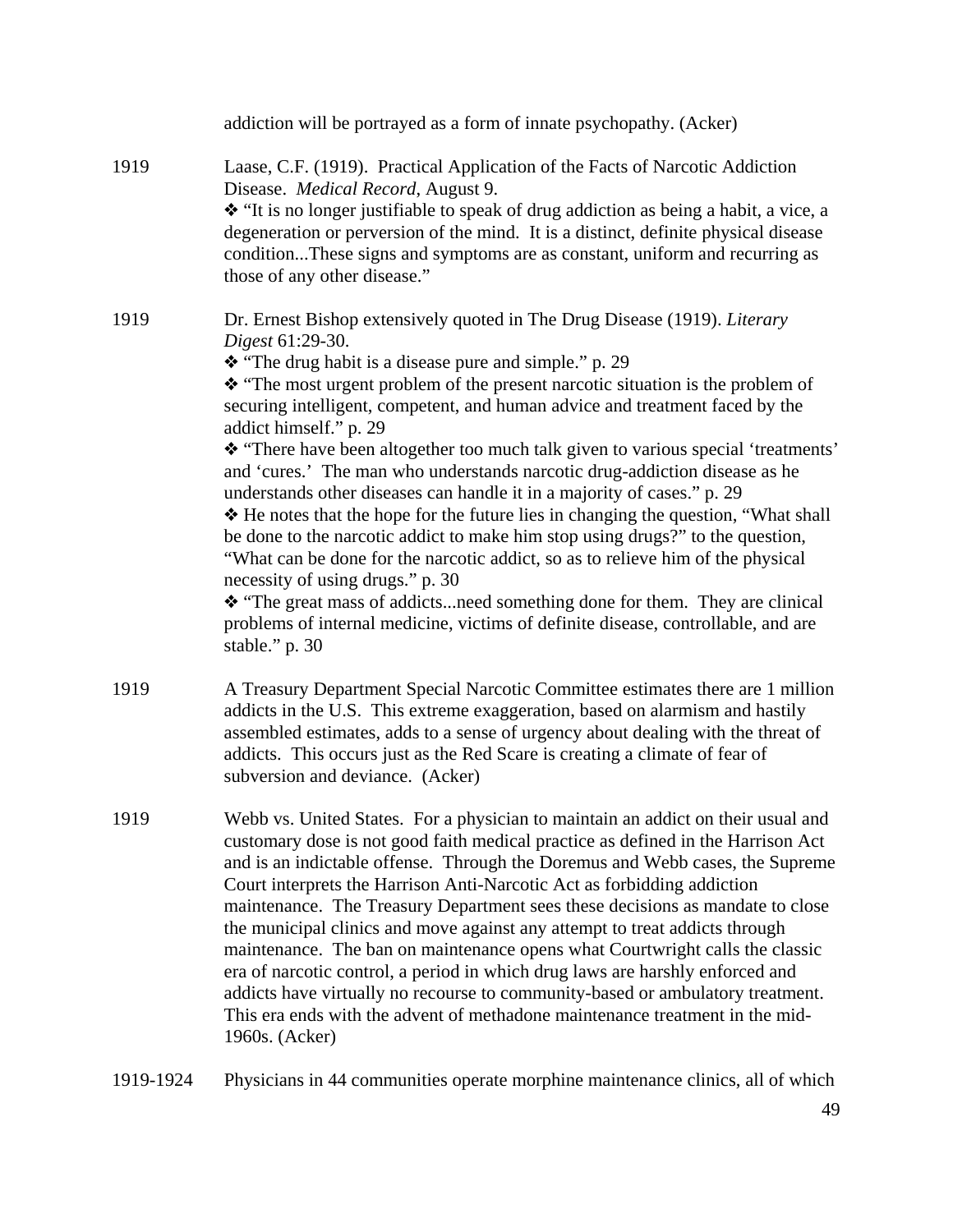addiction will be portrayed as a form of innate psychopathy. (Acker)

1919 Laase, C.F. (1919). Practical Application of the Facts of Narcotic Addiction Disease. *Medical Record*, August 9.

❖ "It is no longer justifiable to speak of drug addiction as being a habit, a vice, a degeneration or perversion of the mind. It is a distinct, definite physical disease condition...These signs and symptoms are as constant, uniform and recurring as those of any other disease."

1919 Dr. Ernest Bishop extensively quoted in The Drug Disease (1919). *Literary Digest* 61:29-30.

❖ "The drug habit is a disease pure and simple." p. 29

❖ "The most urgent problem of the present narcotic situation is the problem of securing intelligent, competent, and human advice and treatment faced by the addict himself." p. 29

❖ "There have been altogether too much talk given to various special 'treatments' and 'cures.' The man who understands narcotic drug-addiction disease as he understands other diseases can handle it in a majority of cases." p. 29

❖ He notes that the hope for the future lies in changing the question, "What shall be done to the narcotic addict to make him stop using drugs?" to the question, "What can be done for the narcotic addict, so as to relieve him of the physical necessity of using drugs." p. 30

❖ "The great mass of addicts...need something done for them. They are clinical problems of internal medicine, victims of definite disease, controllable, and are stable." p. 30

1919 A Treasury Department Special Narcotic Committee estimates there are 1 million addicts in the U.S. This extreme exaggeration, based on alarmism and hastily assembled estimates, adds to a sense of urgency about dealing with the threat of addicts. This occurs just as the Red Scare is creating a climate of fear of subversion and deviance. (Acker)

1919 Webb vs. United States. For a physician to maintain an addict on their usual and customary dose is not good faith medical practice as defined in the Harrison Act and is an indictable offense. Through the Doremus and Webb cases, the Supreme Court interprets the Harrison Anti-Narcotic Act as forbidding addiction maintenance. The Treasury Department sees these decisions as mandate to close the municipal clinics and move against any attempt to treat addicts through maintenance. The ban on maintenance opens what Courtwright calls the classic era of narcotic control, a period in which drug laws are harshly enforced and addicts have virtually no recourse to community-based or ambulatory treatment. This era ends with the advent of methadone maintenance treatment in the mid-1960s. (Acker)

1919-1924 Physicians in 44 communities operate morphine maintenance clinics, all of which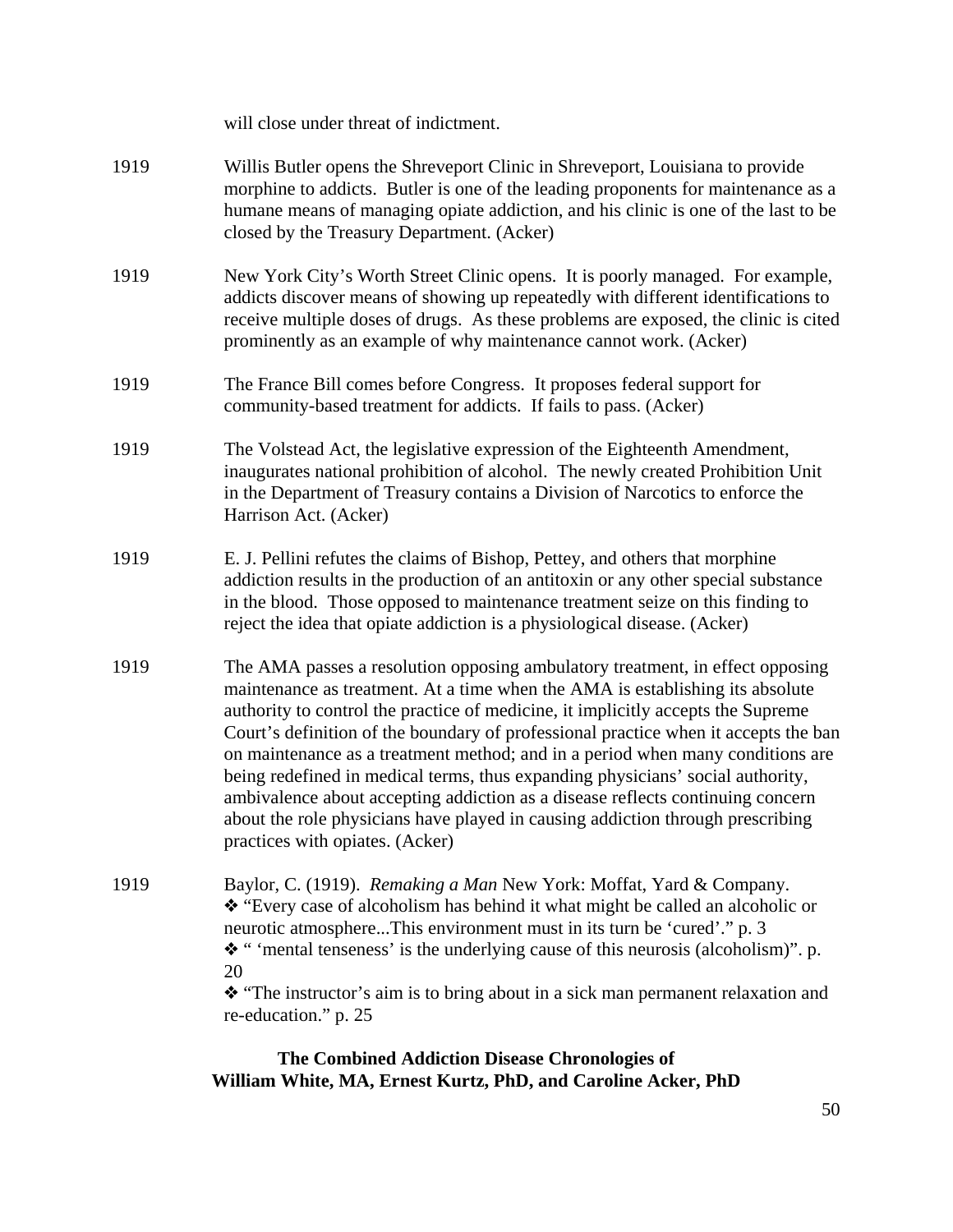will close under threat of indictment.

1919 Willis Butler opens the Shreveport Clinic in Shreveport, Louisiana to provide morphine to addicts. Butler is one of the leading proponents for maintenance as a humane means of managing opiate addiction, and his clinic is one of the last to be closed by the Treasury Department. (Acker)

1919 New York City's Worth Street Clinic opens. It is poorly managed. For example, addicts discover means of showing up repeatedly with different identifications to receive multiple doses of drugs. As these problems are exposed, the clinic is cited prominently as an example of why maintenance cannot work. (Acker)

1919 The France Bill comes before Congress. It proposes federal support for community-based treatment for addicts. If fails to pass. (Acker)

1919 The Volstead Act, the legislative expression of the Eighteenth Amendment, inaugurates national prohibition of alcohol. The newly created Prohibition Unit in the Department of Treasury contains a Division of Narcotics to enforce the Harrison Act. (Acker)

1919 E. J. Pellini refutes the claims of Bishop, Pettey, and others that morphine addiction results in the production of an antitoxin or any other special substance in the blood. Those opposed to maintenance treatment seize on this finding to reject the idea that opiate addiction is a physiological disease. (Acker)

1919 The AMA passes a resolution opposing ambulatory treatment, in effect opposing maintenance as treatment. At a time when the AMA is establishing its absolute authority to control the practice of medicine, it implicitly accepts the Supreme Court's definition of the boundary of professional practice when it accepts the ban on maintenance as a treatment method; and in a period when many conditions are being redefined in medical terms, thus expanding physicians' social authority, ambivalence about accepting addiction as a disease reflects continuing concern about the role physicians have played in causing addiction through prescribing practices with opiates. (Acker)

1919 Baylor, C. (1919). *Remaking a Man* New York: Moffat, Yard & Company.
❖ "Every case of alcoholism has behind it what might be called an alcoholic or neurotic atmosphere...This environment must in its turn be 'cured'." p. 3
❖ " 'mental tenseness' is the underlying cause of this neurosis (alcoholism)". p. 20
❖ "The instructor's aim is to bring about in a sick man permanent relaxation and re-education." p. 25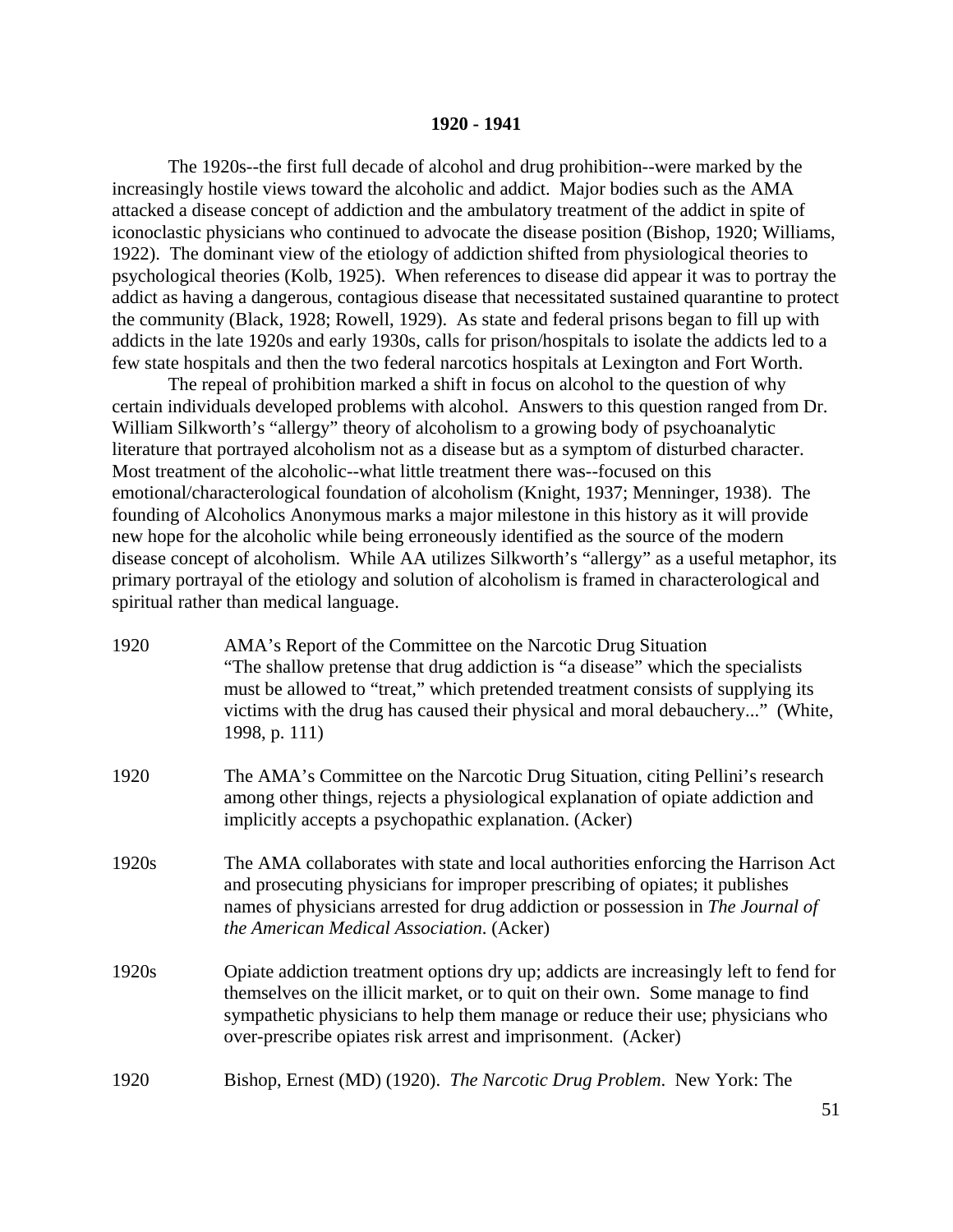**1920 - 1941**

The 1920s--the first full decade of alcohol and drug prohibition--were marked by the increasingly hostile views toward the alcoholic and addict. Major bodies such as the AMA attacked a disease concept of addiction and the ambulatory treatment of the addict in spite of iconoclastic physicians who continued to advocate the disease position (Bishop, 1920; Williams, 1922). The dominant view of the etiology of addiction shifted from physiological theories to psychological theories (Kolb, 1925). When references to disease did appear it was to portray the addict as having a dangerous, contagious disease that necessitated sustained quarantine to protect the community (Black, 1928; Rowell, 1929). As state and federal prisons began to fill up with addicts in the late 1920s and early 1930s, calls for prison/hospitals to isolate the addicts led to a few state hospitals and then the two federal narcotics hospitals at Lexington and Fort Worth.

The repeal of prohibition marked a shift in focus on alcohol to the question of why certain individuals developed problems with alcohol. Answers to this question ranged from Dr. William Silkworth's "allergy" theory of alcoholism to a growing body of psychoanalytic literature that portrayed alcoholism not as a disease but as a symptom of disturbed character. Most treatment of the alcoholic--what little treatment there was--focused on this emotional/characterological foundation of alcoholism (Knight, 1937; Menninger, 1938). The founding of Alcoholics Anonymous marks a major milestone in this history as it will provide new hope for the alcoholic while being erroneously identified as the source of the modern disease concept of alcoholism. While AA utilizes Silkworth's "allergy" as a useful metaphor, its primary portrayal of the etiology and solution of alcoholism is framed in characterological and spiritual rather than medical language.

| | |
|---|---|
| 1920 | AMA's Report of the Committee on the Narcotic Drug Situation "The shallow pretense that drug addiction is "a disease" which the specialists must be allowed to "treat," which pretended treatment consists of supplying its victims with the drug has caused their physical and moral debauchery..." (White, 1998, p. 111) |
| 1920 | The AMA's Committee on the Narcotic Drug Situation, citing Pellini's research among other things, rejects a physiological explanation of opiate addiction and implicitly accepts a psychopathic explanation. (Acker) |
| 1920s | The AMA collaborates with state and local authorities enforcing the Harrison Act and prosecuting physicians for improper prescribing of opiates; it publishes names of physicians arrested for drug addiction or possession in *The Journal of the American Medical Association*. (Acker) |
| 1920s | Opiate addiction treatment options dry up; addicts are increasingly left to fend for themselves on the illicit market, or to quit on their own. Some manage to find sympathetic physicians to help them manage or reduce their use; physicians who over-prescribe opiates risk arrest and imprisonment. (Acker) |
| 1920 | Bishop, Ernest (MD) (1920). *The Narcotic Drug Problem*. New York: The |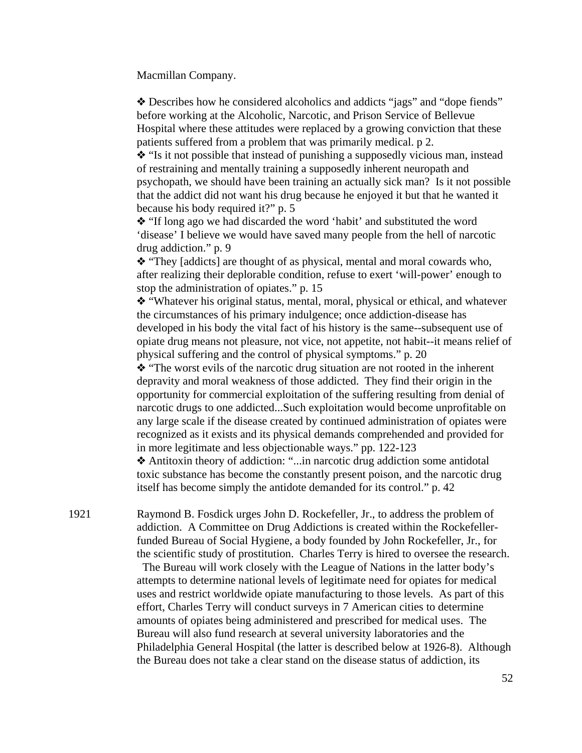Macmillan Company.

❖ Describes how he considered alcoholics and addicts "jags" and "dope fiends" before working at the Alcoholic, Narcotic, and Prison Service of Bellevue Hospital where these attitudes were replaced by a growing conviction that these patients suffered from a problem that was primarily medical. p 2.

❖ "Is it not possible that instead of punishing a supposedly vicious man, instead of restraining and mentally training a supposedly inherent neuropath and psychopath, we should have been training an actually sick man? Is it not possible that the addict did not want his drug because he enjoyed it but that he wanted it because his body required it?" p. 5

❖ "If long ago we had discarded the word 'habit' and substituted the word 'disease' I believe we would have saved many people from the hell of narcotic drug addiction." p. 9

❖ "They [addicts] are thought of as physical, mental and moral cowards who, after realizing their deplorable condition, refuse to exert 'will-power' enough to stop the administration of opiates." p. 15

❖ "Whatever his original status, mental, moral, physical or ethical, and whatever the circumstances of his primary indulgence; once addiction-disease has developed in his body the vital fact of his history is the same--subsequent use of opiate drug means not pleasure, not vice, not appetite, not habit--it means relief of physical suffering and the control of physical symptoms." p. 20

❖ "The worst evils of the narcotic drug situation are not rooted in the inherent depravity and moral weakness of those addicted. They find their origin in the opportunity for commercial exploitation of the suffering resulting from denial of narcotic drugs to one addicted...Such exploitation would become unprofitable on any large scale if the disease created by continued administration of opiates were recognized as it exists and its physical demands comprehended and provided for in more legitimate and less objectionable ways." pp. 122-123

❖ Antitoxin theory of addiction: "...in narcotic drug addiction some antidotal toxic substance has become the constantly present poison, and the narcotic drug itself has become simply the antidote demanded for its control." p. 42

1921 Raymond B. Fosdick urges John D. Rockefeller, Jr., to address the problem of addiction. A Committee on Drug Addictions is created within the Rockefeller-funded Bureau of Social Hygiene, a body founded by John Rockefeller, Jr., for the scientific study of prostitution. Charles Terry is hired to oversee the research. The Bureau will work closely with the League of Nations in the latter body's attempts to determine national levels of legitimate need for opiates for medical uses and restrict worldwide opiate manufacturing to those levels. As part of this effort, Charles Terry will conduct surveys in 7 American cities to determine amounts of opiates being administered and prescribed for medical uses. The Bureau will also fund research at several university laboratories and the Philadelphia General Hospital (the latter is described below at 1926-8). Although the Bureau does not take a clear stand on the disease status of addiction, its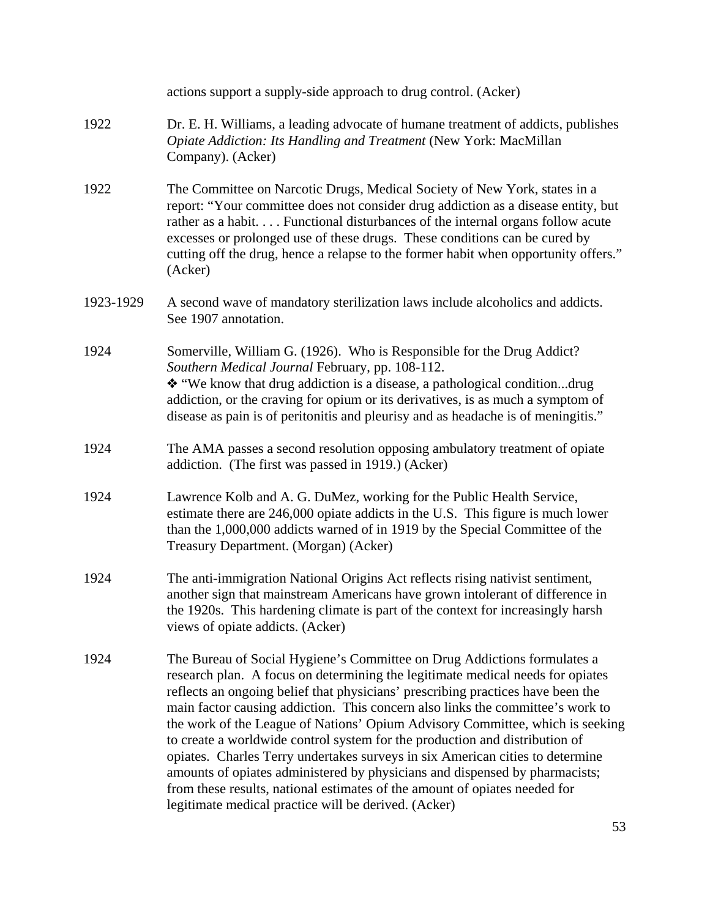actions support a supply-side approach to drug control. (Acker)

| | |
|---|---|
| 1922 | Dr. E. H. Williams, a leading advocate of humane treatment of addicts, publishes *Opiate Addiction: Its Handling and Treatment* (New York: MacMillan Company). (Acker) |
| 1922 | The Committee on Narcotic Drugs, Medical Society of New York, states in a report: "Your committee does not consider drug addiction as a disease entity, but rather as a habit. . . . Functional disturbances of the internal organs follow acute excesses or prolonged use of these drugs. These conditions can be cured by cutting off the drug, hence a relapse to the former habit when opportunity offers." (Acker) |
| 1923-1929 | A second wave of mandatory sterilization laws include alcoholics and addicts. See 1907 annotation. |
| 1924 | Somerville, William G. (1926). Who is Responsible for the Drug Addict? *Southern Medical Journal* February, pp. 108-112. ❖ "We know that drug addiction is a disease, a pathological condition...drug addiction, or the craving for opium or its derivatives, is as much a symptom of disease as pain is of peritonitis and pleurisy and as headache is of meningitis." |
| 1924 | The AMA passes a second resolution opposing ambulatory treatment of opiate addiction. (The first was passed in 1919.) (Acker) |
| 1924 | Lawrence Kolb and A. G. DuMez, working for the Public Health Service, estimate there are 246,000 opiate addicts in the U.S. This figure is much lower than the 1,000,000 addicts warned of in 1919 by the Special Committee of the Treasury Department. (Morgan) (Acker) |
| 1924 | The anti-immigration National Origins Act reflects rising nativist sentiment, another sign that mainstream Americans have grown intolerant of difference in the 1920s. This hardening climate is part of the context for increasingly harsh views of opiate addicts. (Acker) |
| 1924 | The Bureau of Social Hygiene's Committee on Drug Addictions formulates a research plan. A focus on determining the legitimate medical needs for opiates reflects an ongoing belief that physicians' prescribing practices have been the main factor causing addiction. This concern also links the committee's work to the work of the League of Nations' Opium Advisory Committee, which is seeking to create a worldwide control system for the production and distribution of opiates. Charles Terry undertakes surveys in six American cities to determine amounts of opiates administered by physicians and dispensed by pharmacists; from these results, national estimates of the amount of opiates needed for legitimate medical practice will be derived. (Acker) |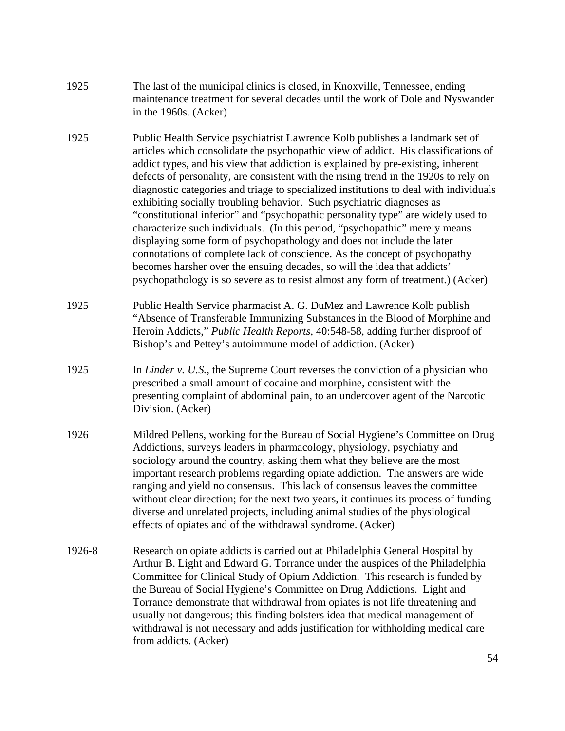| | |
|---|---|
| 1925 | The last of the municipal clinics is closed, in Knoxville, Tennessee, ending maintenance treatment for several decades until the work of Dole and Nyswander in the 1960s. (Acker) |
| 1925 | Public Health Service psychiatrist Lawrence Kolb publishes a landmark set of articles which consolidate the psychopathic view of addict. His classifications of addict types, and his view that addiction is explained by pre-existing, inherent defects of personality, are consistent with the rising trend in the 1920s to rely on diagnostic categories and triage to specialized institutions to deal with individuals exhibiting socially troubling behavior. Such psychiatric diagnoses as "constitutional inferior" and "psychopathic personality type" are widely used to characterize such individuals. (In this period, "psychopathic" merely means displaying some form of psychopathology and does not include the later connotations of complete lack of conscience. As the concept of psychopathy becomes harsher over the ensuing decades, so will the idea that addicts' psychopathology is so severe as to resist almost any form of treatment.) (Acker) |
| 1925 | Public Health Service pharmacist A. G. DuMez and Lawrence Kolb publish "Absence of Transferable Immunizing Substances in the Blood of Morphine and Heroin Addicts," *Public Health Reports*, 40:548-58, adding further disproof of Bishop's and Pettey's autoimmune model of addiction. (Acker) |
| 1925 | In *Linder v. U.S.*, the Supreme Court reverses the conviction of a physician who prescribed a small amount of cocaine and morphine, consistent with the presenting complaint of abdominal pain, to an undercover agent of the Narcotic Division. (Acker) |
| 1926 | Mildred Pellens, working for the Bureau of Social Hygiene's Committee on Drug Addictions, surveys leaders in pharmacology, physiology, psychiatry and sociology around the country, asking them what they believe are the most important research problems regarding opiate addiction. The answers are wide ranging and yield no consensus. This lack of consensus leaves the committee without clear direction; for the next two years, it continues its process of funding diverse and unrelated projects, including animal studies of the physiological effects of opiates and of the withdrawal syndrome. (Acker) |
| 1926-8 | Research on opiate addicts is carried out at Philadelphia General Hospital by Arthur B. Light and Edward G. Torrance under the auspices of the Philadelphia Committee for Clinical Study of Opium Addiction. This research is funded by the Bureau of Social Hygiene's Committee on Drug Addictions. Light and Torrance demonstrate that withdrawal from opiates is not life threatening and usually not dangerous; this finding bolsters idea that medical management of withdrawal is not necessary and adds justification for withholding medical care from addicts. (Acker) |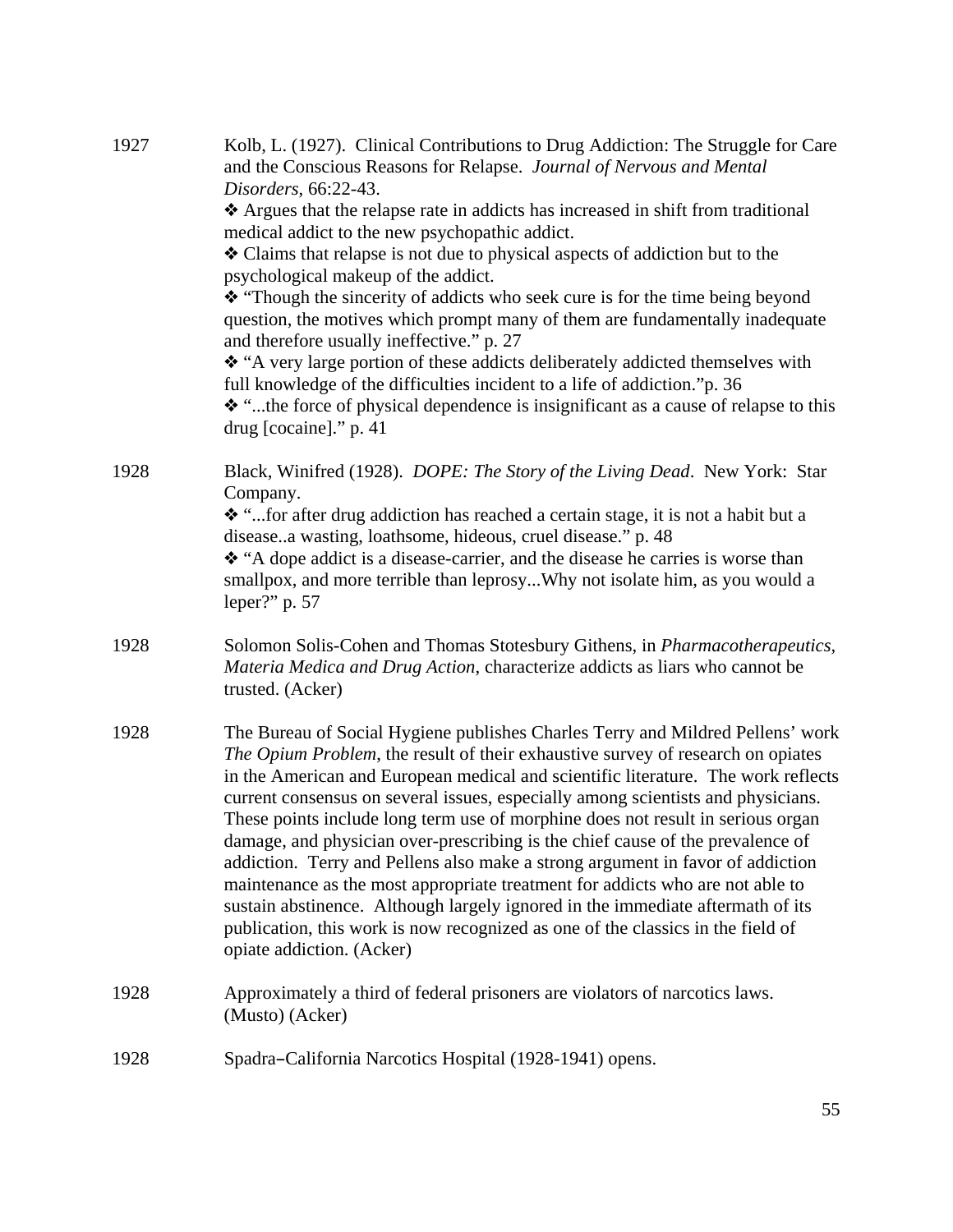1927 Kolb, L. (1927). Clinical Contributions to Drug Addiction: The Struggle for Care and the Conscious Reasons for Relapse. *Journal of Nervous and Mental Disorders*, 66:22-43.

- ❖ Argues that the relapse rate in addicts has increased in shift from traditional medical addict to the new psychopathic addict.
- ❖ Claims that relapse is not due to physical aspects of addiction but to the psychological makeup of the addict.
- ❖ "Though the sincerity of addicts who seek cure is for the time being beyond question, the motives which prompt many of them are fundamentally inadequate and therefore usually ineffective." p. 27
- ❖ "A very large portion of these addicts deliberately addicted themselves with full knowledge of the difficulties incident to a life of addiction."p. 36
- ❖ "...the force of physical dependence is insignificant as a cause of relapse to this drug [cocaine]." p. 41

1928 Black, Winifred (1928). *DOPE: The Story of the Living Dead*. New York: Star Company.

- ❖ "...for after drug addiction has reached a certain stage, it is not a habit but a disease..a wasting, loathsome, hideous, cruel disease." p. 48
- ❖ "A dope addict is a disease-carrier, and the disease he carries is worse than smallpox, and more terrible than leprosy...Why not isolate him, as you would a leper?" p. 57

1928 Solomon Solis-Cohen and Thomas Stotesbury Githens, in *Pharmacotherapeutics, Materia Medica and Drug Action*, characterize addicts as liars who cannot be trusted. (Acker)

1928 The Bureau of Social Hygiene publishes Charles Terry and Mildred Pellens' work *The Opium Problem*, the result of their exhaustive survey of research on opiates in the American and European medical and scientific literature. The work reflects current consensus on several issues, especially among scientists and physicians. These points include long term use of morphine does not result in serious organ damage, and physician over-prescribing is the chief cause of the prevalence of addiction. Terry and Pellens also make a strong argument in favor of addiction maintenance as the most appropriate treatment for addicts who are not able to sustain abstinence. Although largely ignored in the immediate aftermath of its publication, this work is now recognized as one of the classics in the field of opiate addiction. (Acker)

1928 Approximately a third of federal prisoners are violators of narcotics laws. (Musto) (Acker)

1928 Spadra–California Narcotics Hospital (1928-1941) opens.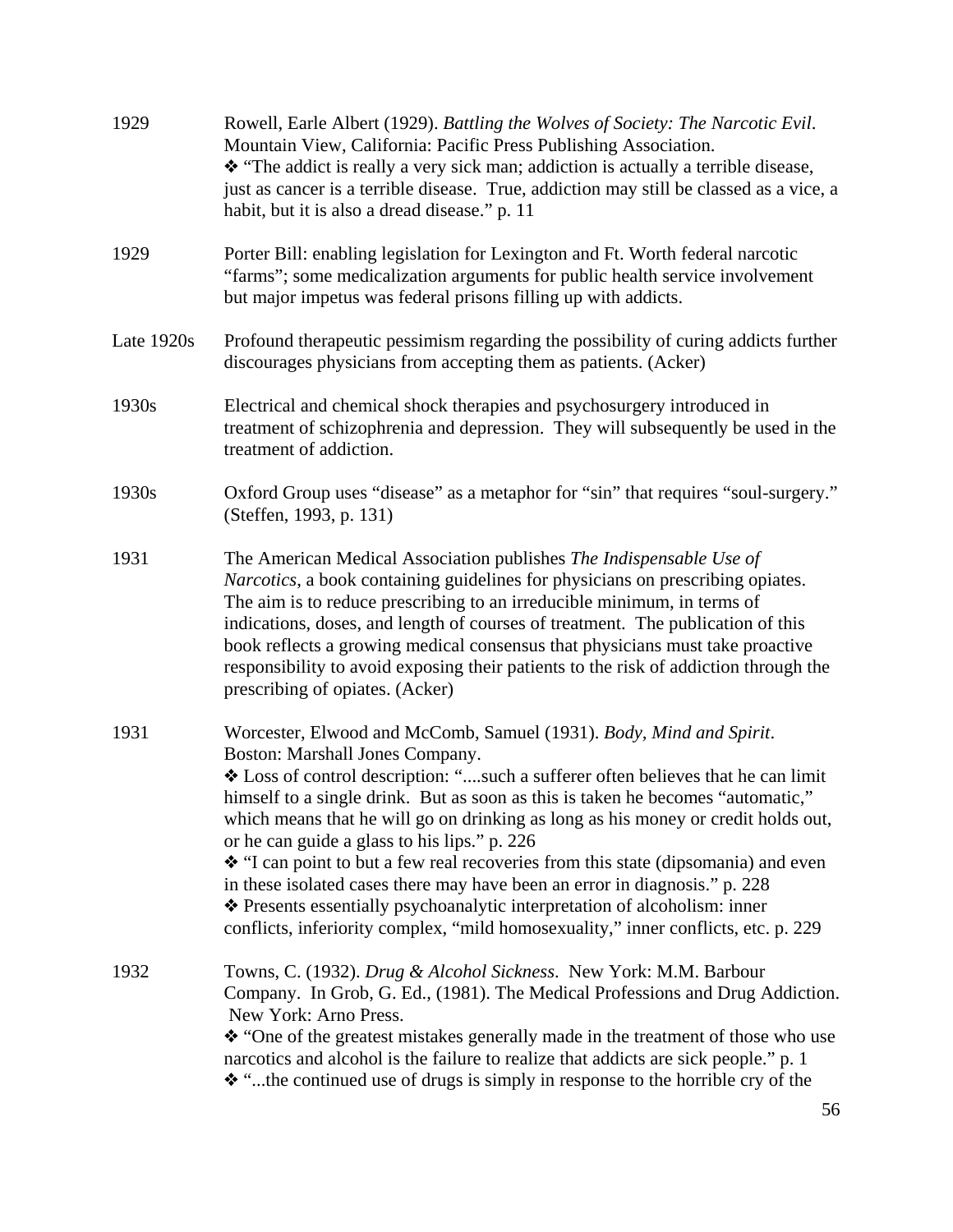1929 Rowell, Earle Albert (1929). *Battling the Wolves of Society: The Narcotic Evil*. Mountain View, California: Pacific Press Publishing Association.

❖ "The addict is really a very sick man; addiction is actually a terrible disease, just as cancer is a terrible disease. True, addiction may still be classed as a vice, a habit, but it is also a dread disease." p. 11

1929 Porter Bill: enabling legislation for Lexington and Ft. Worth federal narcotic "farms"; some medicalization arguments for public health service involvement but major impetus was federal prisons filling up with addicts.

Late 1920s Profound therapeutic pessimism regarding the possibility of curing addicts further discourages physicians from accepting them as patients. (Acker)

1930s Electrical and chemical shock therapies and psychosurgery introduced in treatment of schizophrenia and depression. They will subsequently be used in the treatment of addiction.

1930s Oxford Group uses "disease" as a metaphor for "sin" that requires "soul-surgery." (Steffen, 1993, p. 131)

1931 The American Medical Association publishes *The Indispensable Use of Narcotics*, a book containing guidelines for physicians on prescribing opiates. The aim is to reduce prescribing to an irreducible minimum, in terms of indications, doses, and length of courses of treatment. The publication of this book reflects a growing medical consensus that physicians must take proactive responsibility to avoid exposing their patients to the risk of addiction through the prescribing of opiates. (Acker)

1931 Worcester, Elwood and McComb, Samuel (1931). *Body, Mind and Spirit*. Boston: Marshall Jones Company.

❖ Loss of control description: "....such a sufferer often believes that he can limit himself to a single drink. But as soon as this is taken he becomes "automatic," which means that he will go on drinking as long as his money or credit holds out, or he can guide a glass to his lips." p. 226

❖ "I can point to but a few real recoveries from this state (dipsomania) and even in these isolated cases there may have been an error in diagnosis." p. 228

❖ Presents essentially psychoanalytic interpretation of alcoholism: inner conflicts, inferiority complex, "mild homosexuality," inner conflicts, etc. p. 229

1932 Towns, C. (1932). *Drug & Alcohol Sickness*. New York: M.M. Barbour Company. In Grob, G. Ed., (1981). The Medical Professions and Drug Addiction. New York: Arno Press.

❖ "One of the greatest mistakes generally made in the treatment of those who use narcotics and alcohol is the failure to realize that addicts are sick people." p. 1

❖ "...the continued use of drugs is simply in response to the horrible cry of the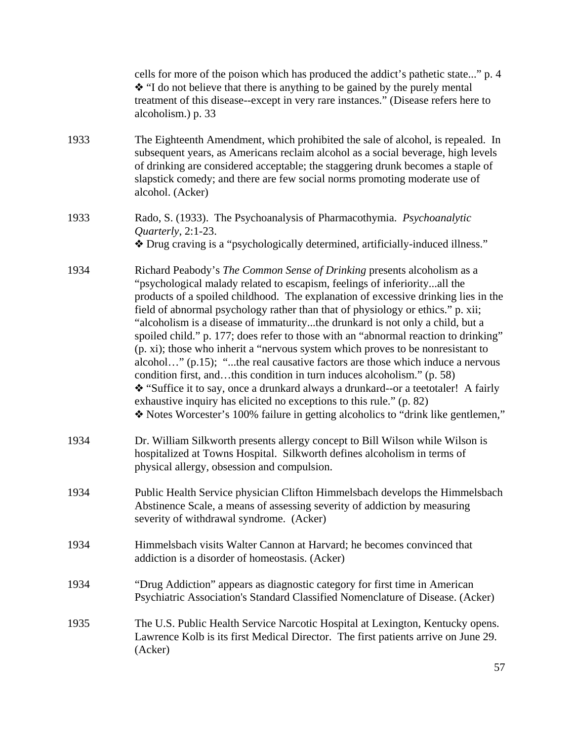cells for more of the poison which has produced the addict's pathetic state..." p. 4
❖ "I do not believe that there is anything to be gained by the purely mental treatment of this disease--except in very rare instances." (Disease refers here to alcoholism.) p. 33

1933 The Eighteenth Amendment, which prohibited the sale of alcohol, is repealed. In subsequent years, as Americans reclaim alcohol as a social beverage, high levels of drinking are considered acceptable; the staggering drunk becomes a staple of slapstick comedy; and there are few social norms promoting moderate use of alcohol. (Acker)

1933 Rado, S. (1933). The Psychoanalysis of Pharmacothymia. *Psychoanalytic Quarterly*, 2:1-23.
❖ Drug craving is a "psychologically determined, artificially-induced illness."

1934 Richard Peabody's *The Common Sense of Drinking* presents alcoholism as a "psychological malady related to escapism, feelings of inferiority...all the products of a spoiled childhood. The explanation of excessive drinking lies in the field of abnormal psychology rather than that of physiology or ethics." p. xii; "alcoholism is a disease of immaturity...the drunkard is not only a child, but a spoiled child." p. 177; does refer to those with an "abnormal reaction to drinking" (p. xi); those who inherit a "nervous system which proves to be nonresistant to alcohol…" (p.15); "...the real causative factors are those which induce a nervous condition first, and…this condition in turn induces alcoholism." (p. 58)
❖ "Suffice it to say, once a drunkard always a drunkard--or a teetotaler! A fairly exhaustive inquiry has elicited no exceptions to this rule." (p. 82)
❖ Notes Worcester's 100% failure in getting alcoholics to "drink like gentlemen,"

1934 Dr. William Silkworth presents allergy concept to Bill Wilson while Wilson is hospitalized at Towns Hospital. Silkworth defines alcoholism in terms of physical allergy, obsession and compulsion.

1934 Public Health Service physician Clifton Himmelsbach develops the Himmelsbach Abstinence Scale, a means of assessing severity of addiction by measuring severity of withdrawal syndrome. (Acker)

1934 Himmelsbach visits Walter Cannon at Harvard; he becomes convinced that addiction is a disorder of homeostasis. (Acker)

1934 "Drug Addiction" appears as diagnostic category for first time in American Psychiatric Association's Standard Classified Nomenclature of Disease. (Acker)

1935 The U.S. Public Health Service Narcotic Hospital at Lexington, Kentucky opens. Lawrence Kolb is its first Medical Director. The first patients arrive on June 29. (Acker)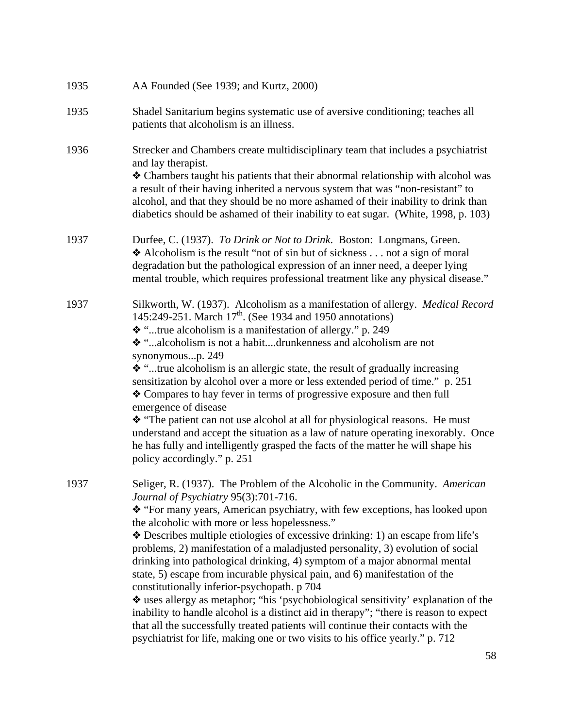1935 AA Founded (See 1939; and Kurtz, 2000)

1935 Shadel Sanitarium begins systematic use of aversive conditioning; teaches all patients that alcoholism is an illness.

1936 Strecker and Chambers create multidisciplinary team that includes a psychiatrist and lay therapist.
❖ Chambers taught his patients that their abnormal relationship with alcohol was a result of their having inherited a nervous system that was "non-resistant" to alcohol, and that they should be no more ashamed of their inability to drink than diabetics should be ashamed of their inability to eat sugar. (White, 1998, p. 103)

1937 Durfee, C. (1937). *To Drink or Not to Drink*. Boston: Longmans, Green.
❖ Alcoholism is the result "not of sin but of sickness . . . not a sign of moral degradation but the pathological expression of an inner need, a deeper lying mental trouble, which requires professional treatment like any physical disease."

1937 Silkworth, W. (1937). Alcoholism as a manifestation of allergy. *Medical Record* 145:249-251. March 17th. (See 1934 and 1950 annotations)
❖ "...true alcoholism is a manifestation of allergy." p. 249
❖ "...alcoholism is not a habit....drunkenness and alcoholism are not synonymous...p. 249
❖ "...true alcoholism is an allergic state, the result of gradually increasing sensitization by alcohol over a more or less extended period of time." p. 251
❖ Compares to hay fever in terms of progressive exposure and then full emergence of disease
❖ "The patient can not use alcohol at all for physiological reasons. He must understand and accept the situation as a law of nature operating inexorably. Once he has fully and intelligently grasped the facts of the matter he will shape his policy accordingly." p. 251

1937 Seliger, R. (1937). The Problem of the Alcoholic in the Community. *American Journal of Psychiatry* 95(3):701-716.
❖ "For many years, American psychiatry, with few exceptions, has looked upon the alcoholic with more or less hopelessness."
❖ Describes multiple etiologies of excessive drinking: 1) an escape from life's problems, 2) manifestation of a maladjusted personality, 3) evolution of social drinking into pathological drinking, 4) symptom of a major abnormal mental state, 5) escape from incurable physical pain, and 6) manifestation of the constitutionally inferior-psychopath. p 704
❖ uses allergy as metaphor; "his 'psychobiological sensitivity' explanation of the inability to handle alcohol is a distinct aid in therapy"; "there is reason to expect that all the successfully treated patients will continue their contacts with the psychiatrist for life, making one or two visits to his office yearly." p. 712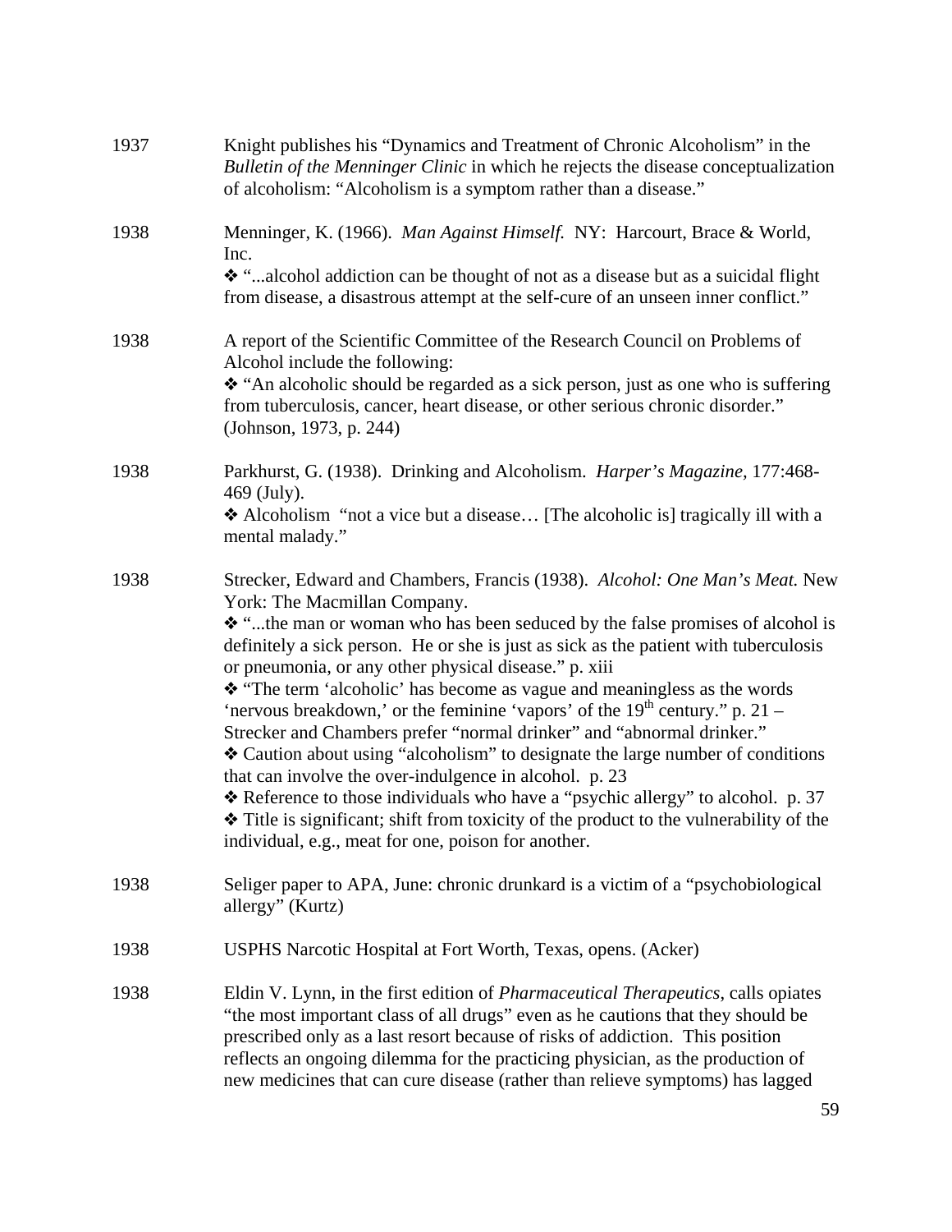| | |
|---|---|
| 1937 | Knight publishes his "Dynamics and Treatment of Chronic Alcoholism" in the *Bulletin of the Menninger Clinic* in which he rejects the disease conceptualization of alcoholism: "Alcoholism is a symptom rather than a disease." |
| 1938 | Menninger, K. (1966). *Man Against Himself.* NY: Harcourt, Brace & World, Inc.<br>❖ "...alcohol addiction can be thought of not as a disease but as a suicidal flight from disease, a disastrous attempt at the self-cure of an unseen inner conflict." |
| 1938 | A report of the Scientific Committee of the Research Council on Problems of Alcohol include the following:<br>❖ "An alcoholic should be regarded as a sick person, just as one who is suffering from tuberculosis, cancer, heart disease, or other serious chronic disorder." (Johnson, 1973, p. 244) |
| 1938 | Parkhurst, G. (1938). Drinking and Alcoholism. *Harper's Magazine,* 177:468-469 (July).<br>❖ Alcoholism "not a vice but a disease… [The alcoholic is] tragically ill with a mental malady." |
| 1938 | Strecker, Edward and Chambers, Francis (1938). *Alcohol: One Man's Meat.* New York: The Macmillan Company.<br>❖ "...the man or woman who has been seduced by the false promises of alcohol is definitely a sick person. He or she is just as sick as the patient with tuberculosis or pneumonia, or any other physical disease." p. xiii<br>❖ "The term 'alcoholic' has become as vague and meaningless as the words 'nervous breakdown,' or the feminine 'vapors' of the 19th century." p. 21 – Strecker and Chambers prefer "normal drinker" and "abnormal drinker."<br>❖ Caution about using "alcoholism" to designate the large number of conditions that can involve the over-indulgence in alcohol. p. 23<br>❖ Reference to those individuals who have a "psychic allergy" to alcohol. p. 37<br>❖ Title is significant; shift from toxicity of the product to the vulnerability of the individual, e.g., meat for one, poison for another. |
| 1938 | Seliger paper to APA, June: chronic drunkard is a victim of a "psychobiological allergy" (Kurtz) |
| 1938 | USPHS Narcotic Hospital at Fort Worth, Texas, opens. (Acker) |
| 1938 | Eldin V. Lynn, in the first edition of *Pharmaceutical Therapeutics*, calls opiates "the most important class of all drugs" even as he cautions that they should be prescribed only as a last resort because of risks of addiction. This position reflects an ongoing dilemma for the practicing physician, as the production of new medicines that can cure disease (rather than relieve symptoms) has lagged |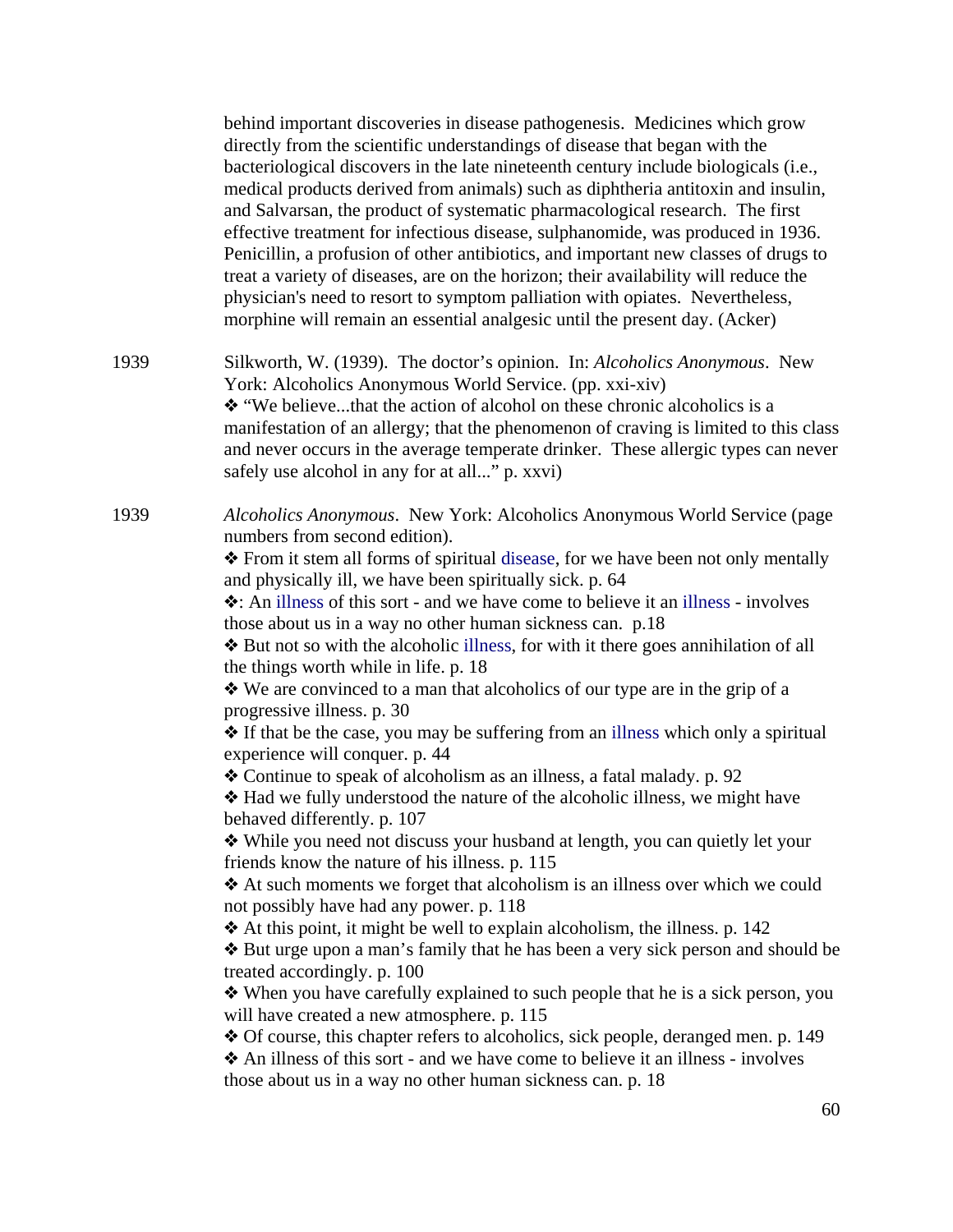behind important discoveries in disease pathogenesis. Medicines which grow directly from the scientific understandings of disease that began with the bacteriological discovers in the late nineteenth century include biologicals (i.e., medical products derived from animals) such as diphtheria antitoxin and insulin, and Salvarsan, the product of systematic pharmacological research. The first effective treatment for infectious disease, sulphanomide, was produced in 1936. Penicillin, a profusion of other antibiotics, and important new classes of drugs to treat a variety of diseases, are on the horizon; their availability will reduce the physician's need to resort to symptom palliation with opiates. Nevertheless, morphine will remain an essential analgesic until the present day. (Acker)

1939 Silkworth, W. (1939). The doctor's opinion. In: *Alcoholics Anonymous*. New York: Alcoholics Anonymous World Service. (pp. xxi-xiv)

❖ "We believe...that the action of alcohol on these chronic alcoholics is a manifestation of an allergy; that the phenomenon of craving is limited to this class and never occurs in the average temperate drinker. These allergic types can never safely use alcohol in any for at all..." p. xxvi)

1939 *Alcoholics Anonymous*. New York: Alcoholics Anonymous World Service (page numbers from second edition).

❖ From it stem all forms of spiritual disease, for we have been not only mentally and physically ill, we have been spiritually sick. p. 64

❖: An illness of this sort - and we have come to believe it an illness - involves those about us in a way no other human sickness can. p.18

❖ But not so with the alcoholic illness, for with it there goes annihilation of all the things worth while in life. p. 18

❖ We are convinced to a man that alcoholics of our type are in the grip of a progressive illness. p. 30

❖ If that be the case, you may be suffering from an illness which only a spiritual experience will conquer. p. 44

❖ Continue to speak of alcoholism as an illness, a fatal malady. p. 92

❖ Had we fully understood the nature of the alcoholic illness, we might have behaved differently. p. 107

❖ While you need not discuss your husband at length, you can quietly let your friends know the nature of his illness. p. 115

❖ At such moments we forget that alcoholism is an illness over which we could not possibly have had any power. p. 118

❖ At this point, it might be well to explain alcoholism, the illness. p. 142

❖ But urge upon a man's family that he has been a very sick person and should be treated accordingly. p. 100

❖ When you have carefully explained to such people that he is a sick person, you will have created a new atmosphere. p. 115

❖ Of course, this chapter refers to alcoholics, sick people, deranged men. p. 149

❖ An illness of this sort - and we have come to believe it an illness - involves those about us in a way no other human sickness can. p. 18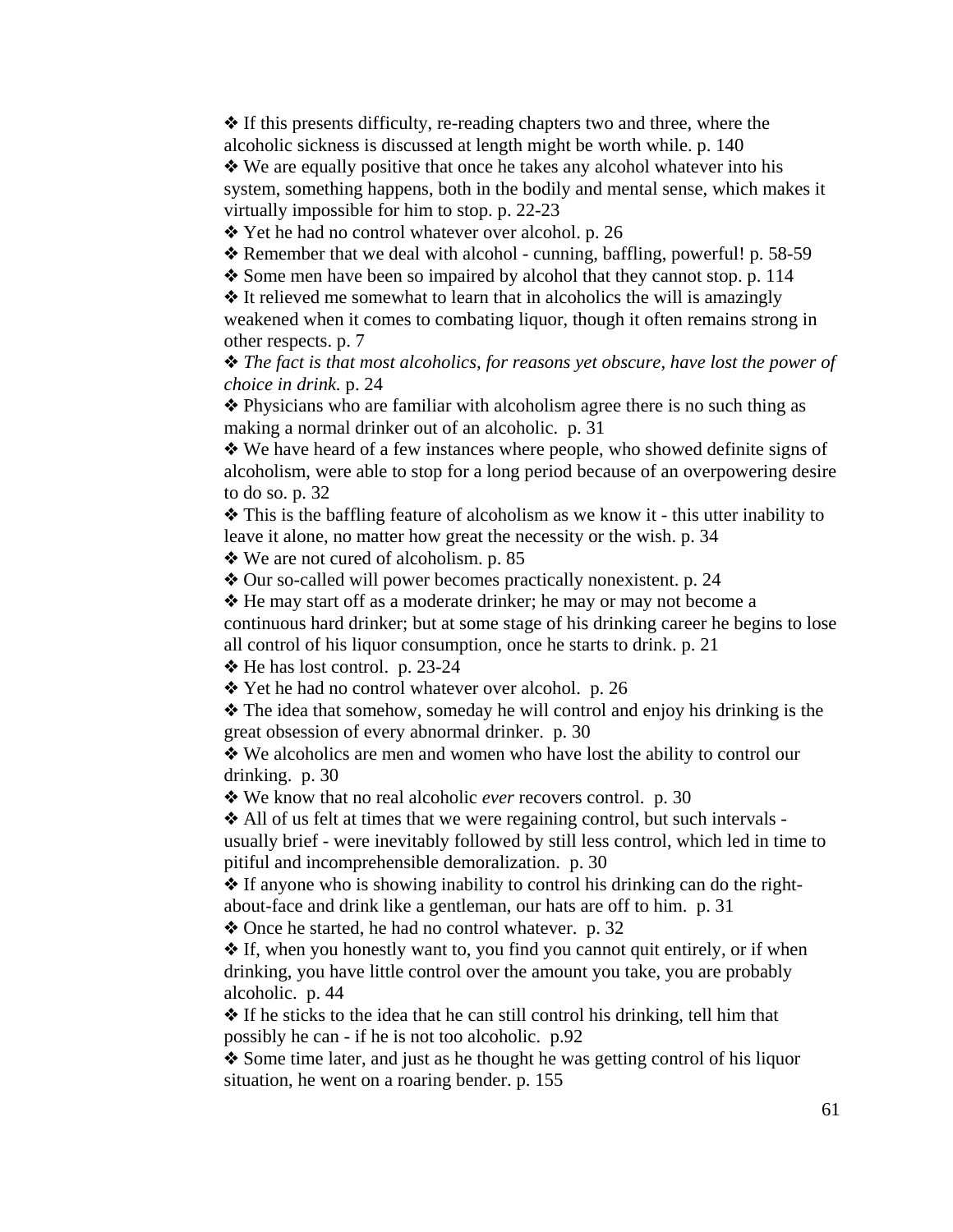❖ If this presents difficulty, re-reading chapters two and three, where the alcoholic sickness is discussed at length might be worth while. p. 140

❖ We are equally positive that once he takes any alcohol whatever into his system, something happens, both in the bodily and mental sense, which makes it virtually impossible for him to stop. p. 22-23

❖ Yet he had no control whatever over alcohol. p. 26

❖ Remember that we deal with alcohol - cunning, baffling, powerful! p. 58-59

❖ Some men have been so impaired by alcohol that they cannot stop. p. 114

❖ It relieved me somewhat to learn that in alcoholics the will is amazingly weakened when it comes to combating liquor, though it often remains strong in other respects. p. 7

❖ *The fact is that most alcoholics, for reasons yet obscure, have lost the power of choice in drink.* p. 24

❖ Physicians who are familiar with alcoholism agree there is no such thing as making a normal drinker out of an alcoholic. p. 31

❖ We have heard of a few instances where people, who showed definite signs of alcoholism, were able to stop for a long period because of an overpowering desire to do so. p. 32

❖ This is the baffling feature of alcoholism as we know it - this utter inability to leave it alone, no matter how great the necessity or the wish. p. 34

❖ We are not cured of alcoholism. p. 85

❖ Our so-called will power becomes practically nonexistent. p. 24

❖ He may start off as a moderate drinker; he may or may not become a continuous hard drinker; but at some stage of his drinking career he begins to lose all control of his liquor consumption, once he starts to drink. p. 21

❖ He has lost control. p. 23-24

❖ Yet he had no control whatever over alcohol. p. 26

❖ The idea that somehow, someday he will control and enjoy his drinking is the great obsession of every abnormal drinker. p. 30

❖ We alcoholics are men and women who have lost the ability to control our drinking. p. 30

❖ We know that no real alcoholic *ever* recovers control. p. 30

❖ All of us felt at times that we were regaining control, but such intervals - usually brief - were inevitably followed by still less control, which led in time to pitiful and incomprehensible demoralization. p. 30

❖ If anyone who is showing inability to control his drinking can do the right-about-face and drink like a gentleman, our hats are off to him. p. 31

❖ Once he started, he had no control whatever. p. 32

❖ If, when you honestly want to, you find you cannot quit entirely, or if when drinking, you have little control over the amount you take, you are probably alcoholic. p. 44

❖ If he sticks to the idea that he can still control his drinking, tell him that possibly he can - if he is not too alcoholic. p.92

❖ Some time later, and just as he thought he was getting control of his liquor situation, he went on a roaring bender. p. 155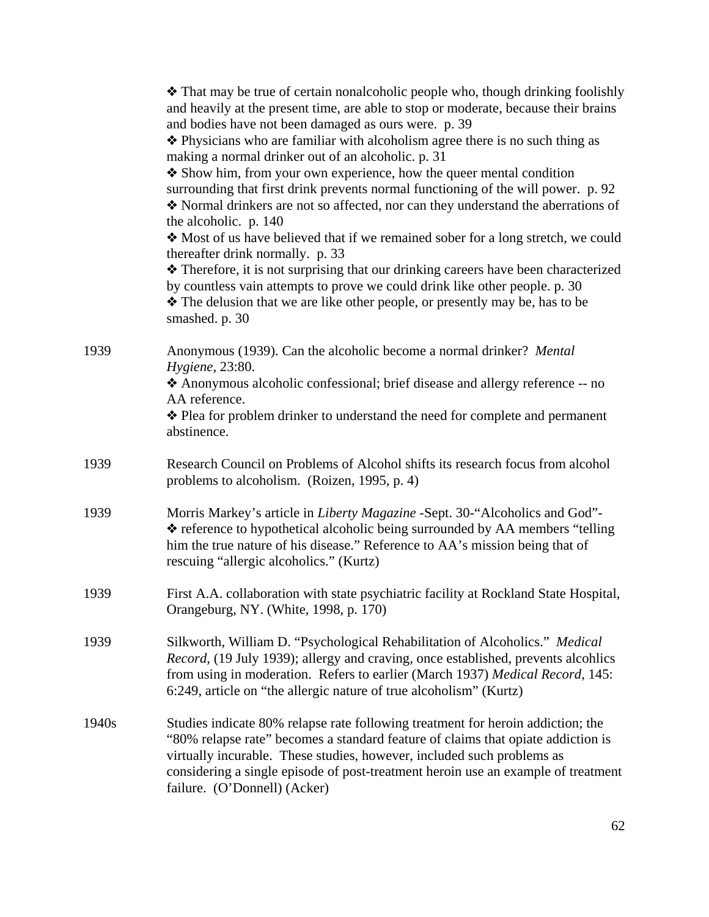❖ That may be true of certain nonalcoholic people who, though drinking foolishly and heavily at the present time, are able to stop or moderate, because their brains and bodies have not been damaged as ours were. p. 39
❖ Physicians who are familiar with alcoholism agree there is no such thing as making a normal drinker out of an alcoholic. p. 31
❖ Show him, from your own experience, how the queer mental condition surrounding that first drink prevents normal functioning of the will power. p. 92
❖ Normal drinkers are not so affected, nor can they understand the aberrations of the alcoholic. p. 140
❖ Most of us have believed that if we remained sober for a long stretch, we could thereafter drink normally. p. 33
❖ Therefore, it is not surprising that our drinking careers have been characterized by countless vain attempts to prove we could drink like other people. p. 30
❖ The delusion that we are like other people, or presently may be, has to be smashed. p. 30

1939 Anonymous (1939). Can the alcoholic become a normal drinker? *Mental Hygiene*, 23:80.
❖ Anonymous alcoholic confessional; brief disease and allergy reference -- no AA reference.
❖ Plea for problem drinker to understand the need for complete and permanent abstinence.

1939 Research Council on Problems of Alcohol shifts its research focus from alcohol problems to alcoholism. (Roizen, 1995, p. 4)

1939 Morris Markey's article in *Liberty Magazine* -Sept. 30-"Alcoholics and God"-
❖ reference to hypothetical alcoholic being surrounded by AA members "telling him the true nature of his disease." Reference to AA's mission being that of rescuing "allergic alcoholics." (Kurtz)

1939 First A.A. collaboration with state psychiatric facility at Rockland State Hospital, Orangeburg, NY. (White, 1998, p. 170)

1939 Silkworth, William D. "Psychological Rehabilitation of Alcoholics." *Medical Record*, (19 July 1939); allergy and craving, once established, prevents alcohlics from using in moderation. Refers to earlier (March 1937) *Medical Record*, 145: 6:249, article on "the allergic nature of true alcoholism" (Kurtz)

1940s Studies indicate 80% relapse rate following treatment for heroin addiction; the "80% relapse rate" becomes a standard feature of claims that opiate addiction is virtually incurable. These studies, however, included such problems as considering a single episode of post-treatment heroin use an example of treatment failure. (O'Donnell) (Acker)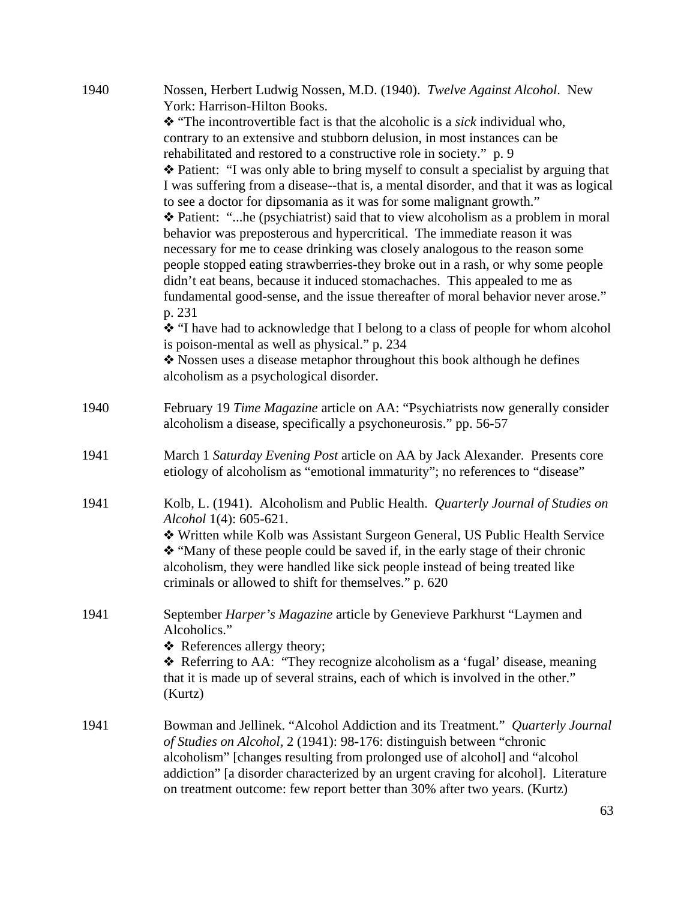1940 Nossen, Herbert Ludwig Nossen, M.D. (1940). *Twelve Against Alcohol*. New York: Harrison-Hilton Books.

❖ "The incontrovertible fact is that the alcoholic is a *sick* individual who, contrary to an extensive and stubborn delusion, in most instances can be rehabilitated and restored to a constructive role in society." p. 9

❖ Patient: "I was only able to bring myself to consult a specialist by arguing that I was suffering from a disease--that is, a mental disorder, and that it was as logical to see a doctor for dipsomania as it was for some malignant growth."

❖ Patient: "...he (psychiatrist) said that to view alcoholism as a problem in moral behavior was preposterous and hypercritical. The immediate reason it was necessary for me to cease drinking was closely analogous to the reason some people stopped eating strawberries-they broke out in a rash, or why some people didn't eat beans, because it induced stomachaches. This appealed to me as fundamental good-sense, and the issue thereafter of moral behavior never arose." p. 231

❖ "I have had to acknowledge that I belong to a class of people for whom alcohol is poison-mental as well as physical." p. 234

❖ Nossen uses a disease metaphor throughout this book although he defines alcoholism as a psychological disorder.

1940 February 19 *Time Magazine* article on AA: "Psychiatrists now generally consider alcoholism a disease, specifically a psychoneurosis." pp. 56-57

1941 March 1 *Saturday Evening Post* article on AA by Jack Alexander. Presents core etiology of alcoholism as "emotional immaturity"; no references to "disease"

1941 Kolb, L. (1941). Alcoholism and Public Health. *Quarterly Journal of Studies on Alcohol* 1(4): 605-621.

❖ Written while Kolb was Assistant Surgeon General, US Public Health Service

❖ "Many of these people could be saved if, in the early stage of their chronic alcoholism, they were handled like sick people instead of being treated like criminals or allowed to shift for themselves." p. 620

1941 September *Harper's Magazine* article by Genevieve Parkhurst "Laymen and Alcoholics."

❖ References allergy theory;

❖ Referring to AA: "They recognize alcoholism as a 'fugal' disease, meaning that it is made up of several strains, each of which is involved in the other." (Kurtz)

1941 Bowman and Jellinek. "Alcohol Addiction and its Treatment." *Quarterly Journal of Studies on Alcohol,* 2 (1941): 98-176: distinguish between "chronic alcoholism" [changes resulting from prolonged use of alcohol] and "alcohol addiction" [a disorder characterized by an urgent craving for alcohol]. Literature on treatment outcome: few report better than 30% after two years. (Kurtz)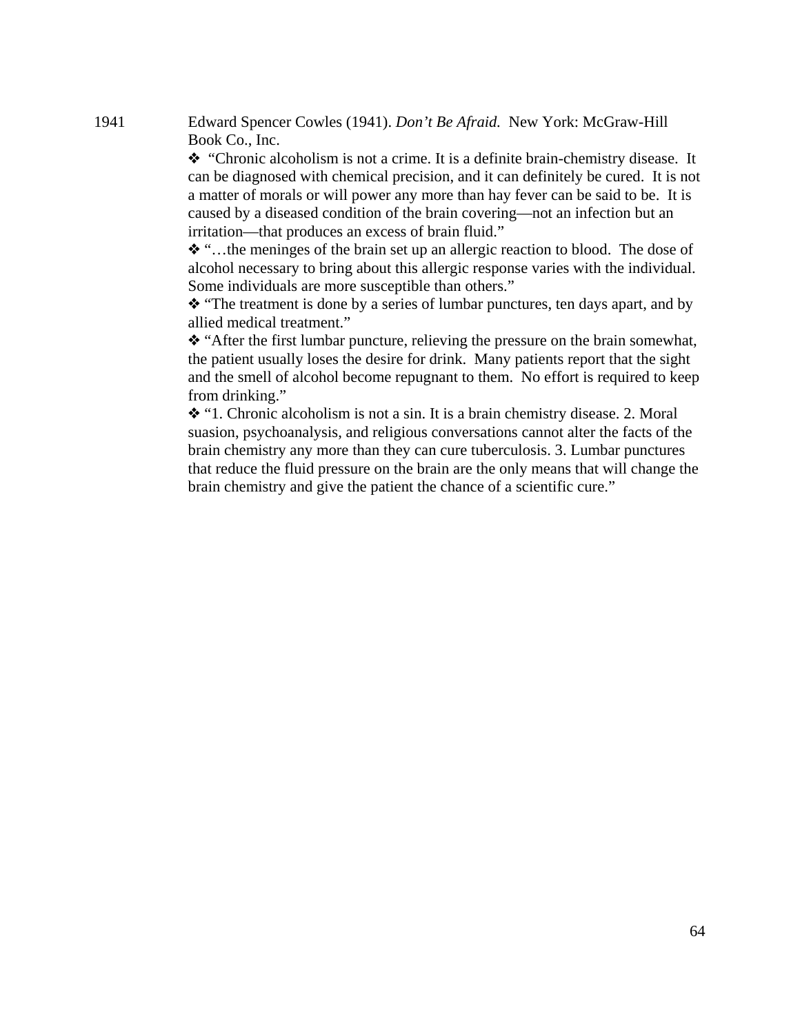1941 Edward Spencer Cowles (1941). *Don't Be Afraid.* New York: McGraw-Hill Book Co., Inc.

- ❖ "Chronic alcoholism is not a crime. It is a definite brain-chemistry disease. It can be diagnosed with chemical precision, and it can definitely be cured. It is not a matter of morals or will power any more than hay fever can be said to be. It is caused by a diseased condition of the brain covering—not an infection but an irritation—that produces an excess of brain fluid."
- ❖ "…the meninges of the brain set up an allergic reaction to blood. The dose of alcohol necessary to bring about this allergic response varies with the individual. Some individuals are more susceptible than others."
- ❖ "The treatment is done by a series of lumbar punctures, ten days apart, and by allied medical treatment."
- ❖ "After the first lumbar puncture, relieving the pressure on the brain somewhat, the patient usually loses the desire for drink. Many patients report that the sight and the smell of alcohol become repugnant to them. No effort is required to keep from drinking."
- ❖ "1. Chronic alcoholism is not a sin. It is a brain chemistry disease. 2. Moral suasion, psychoanalysis, and religious conversations cannot alter the facts of the brain chemistry any more than they can cure tuberculosis. 3. Lumbar punctures that reduce the fluid pressure on the brain are the only means that will change the brain chemistry and give the patient the chance of a scientific cure."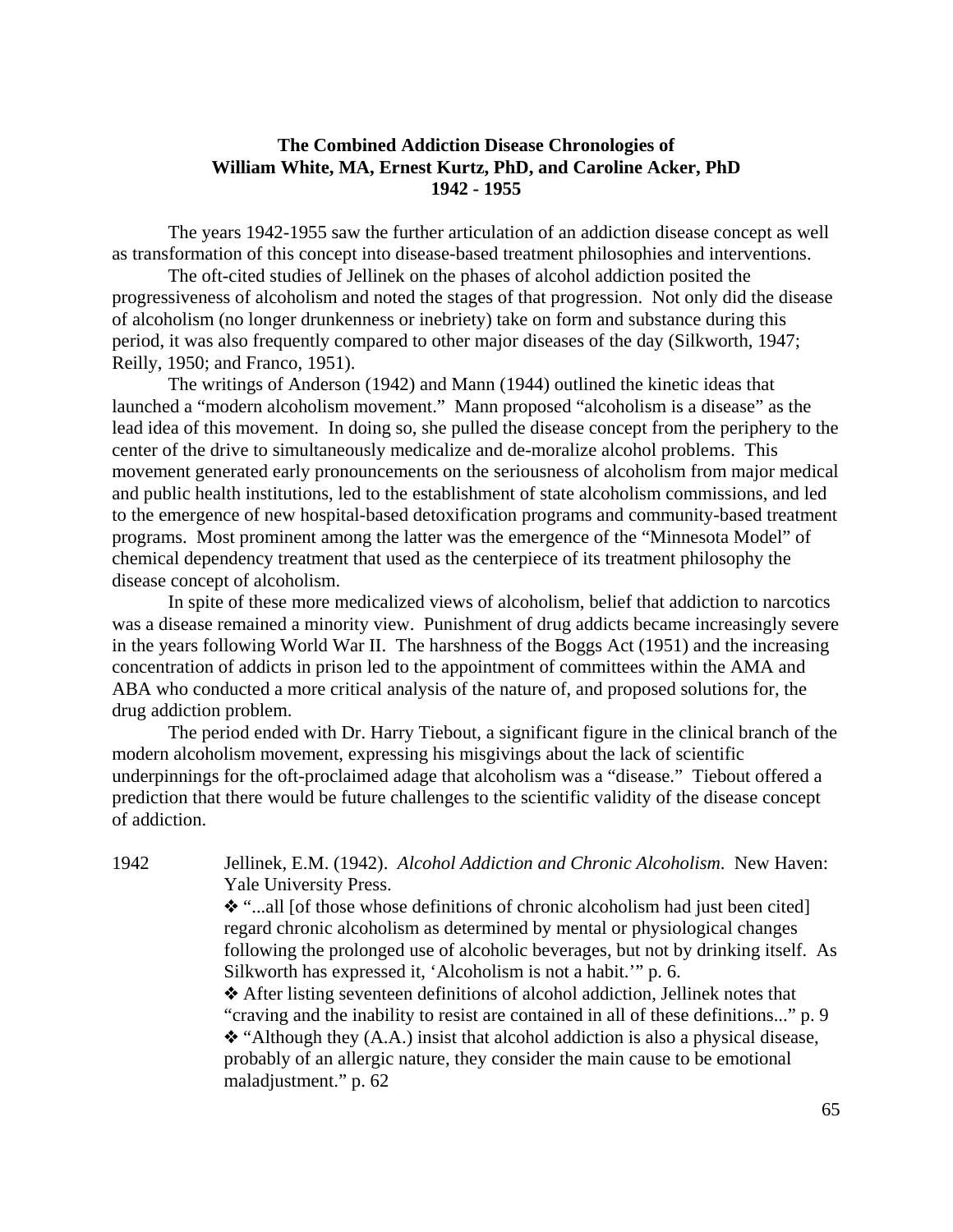**The Combined Addiction Disease Chronologies of**
**William White, MA, Ernest Kurtz, PhD, and Caroline Acker, PhD**
**1942 - 1955**

The years 1942-1955 saw the further articulation of an addiction disease concept as well as transformation of this concept into disease-based treatment philosophies and interventions.

The oft-cited studies of Jellinek on the phases of alcohol addiction posited the progressiveness of alcoholism and noted the stages of that progression. Not only did the disease of alcoholism (no longer drunkenness or inebriety) take on form and substance during this period, it was also frequently compared to other major diseases of the day (Silkworth, 1947; Reilly, 1950; and Franco, 1951).

The writings of Anderson (1942) and Mann (1944) outlined the kinetic ideas that launched a "modern alcoholism movement." Mann proposed "alcoholism is a disease" as the lead idea of this movement. In doing so, she pulled the disease concept from the periphery to the center of the drive to simultaneously medicalize and de-moralize alcohol problems. This movement generated early pronouncements on the seriousness of alcoholism from major medical and public health institutions, led to the establishment of state alcoholism commissions, and led to the emergence of new hospital-based detoxification programs and community-based treatment programs. Most prominent among the latter was the emergence of the "Minnesota Model" of chemical dependency treatment that used as the centerpiece of its treatment philosophy the disease concept of alcoholism.

In spite of these more medicalized views of alcoholism, belief that addiction to narcotics was a disease remained a minority view. Punishment of drug addicts became increasingly severe in the years following World War II. The harshness of the Boggs Act (1951) and the increasing concentration of addicts in prison led to the appointment of committees within the AMA and ABA who conducted a more critical analysis of the nature of, and proposed solutions for, the drug addiction problem.

The period ended with Dr. Harry Tiebout, a significant figure in the clinical branch of the modern alcoholism movement, expressing his misgivings about the lack of scientific underpinnings for the oft-proclaimed adage that alcoholism was a "disease." Tiebout offered a prediction that there would be future challenges to the scientific validity of the disease concept of addiction.

1942 Jellinek, E.M. (1942). *Alcohol Addiction and Chronic Alcoholism*. New Haven: Yale University Press.

❖ "...all [of those whose definitions of chronic alcoholism had just been cited] regard chronic alcoholism as determined by mental or physiological changes following the prolonged use of alcoholic beverages, but not by drinking itself. As Silkworth has expressed it, 'Alcoholism is not a habit.'" p. 6.

❖ After listing seventeen definitions of alcohol addiction, Jellinek notes that "craving and the inability to resist are contained in all of these definitions..." p. 9

❖ "Although they (A.A.) insist that alcohol addiction is also a physical disease, probably of an allergic nature, they consider the main cause to be emotional maladjustment." p. 62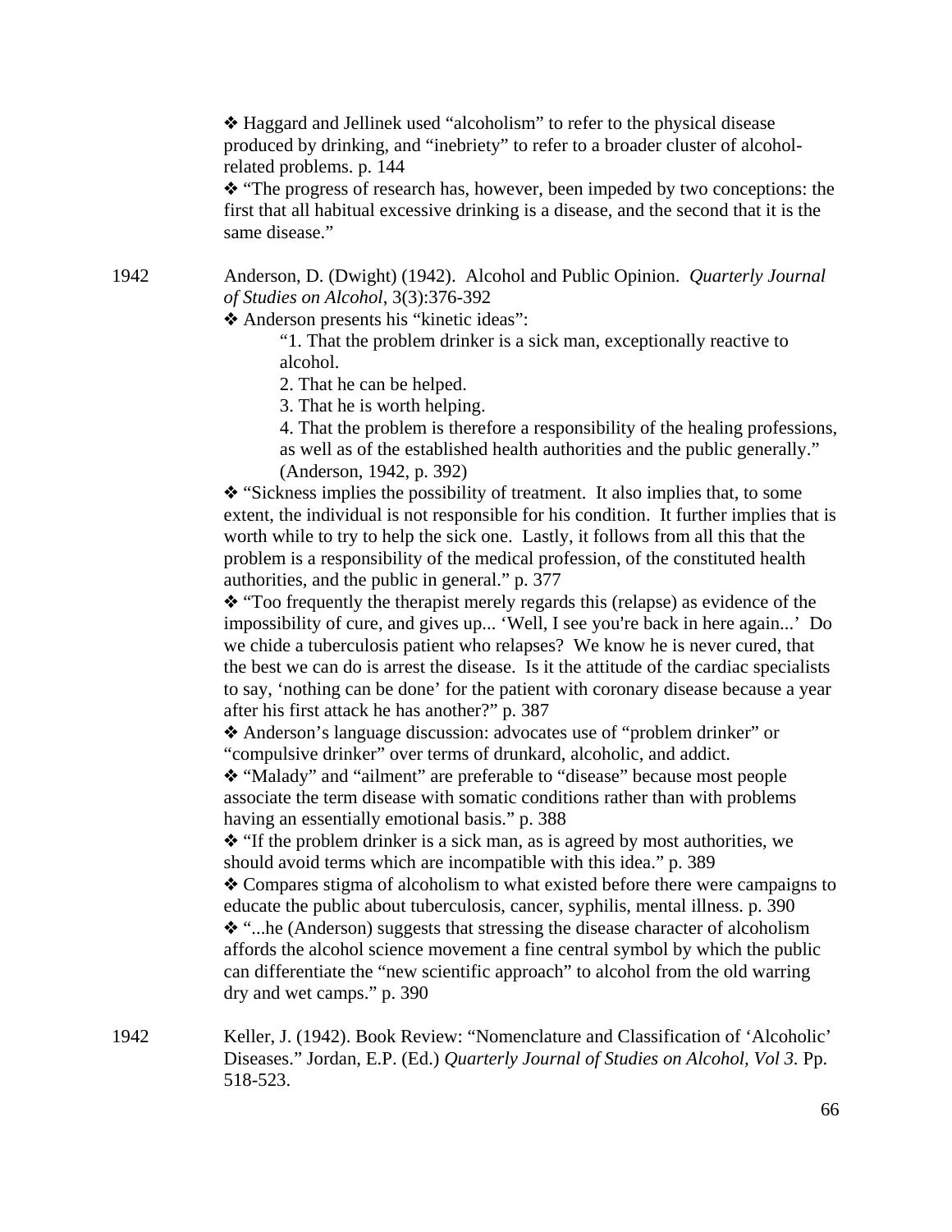❖ Haggard and Jellinek used “alcoholism” to refer to the physical disease produced by drinking, and “inebriety” to refer to a broader cluster of alcohol-related problems. p. 144

❖ “The progress of research has, however, been impeded by two conceptions: the first that all habitual excessive drinking is a disease, and the second that it is the same disease.”

1942 Anderson, D. (Dwight) (1942). Alcohol and Public Opinion. *Quarterly Journal of Studies on Alcohol*, 3(3):376-392

❖ Anderson presents his “kinetic ideas”:

> “1. That the problem drinker is a sick man, exceptionally reactive to alcohol.
>
> 2. That he can be helped.
>
> 3. That he is worth helping.
>
> 4. That the problem is therefore a responsibility of the healing professions, as well as of the established health authorities and the public generally.” (Anderson, 1942, p. 392)

❖ “Sickness implies the possibility of treatment. It also implies that, to some extent, the individual is not responsible for his condition. It further implies that is worth while to try to help the sick one. Lastly, it follows from all this that the problem is a responsibility of the medical profession, of the constituted health authorities, and the public in general.” p. 377

❖ “Too frequently the therapist merely regards this (relapse) as evidence of the impossibility of cure, and gives up... ‘Well, I see you're back in here again...’ Do we chide a tuberculosis patient who relapses? We know he is never cured, that the best we can do is arrest the disease. Is it the attitude of the cardiac specialists to say, ‘nothing can be done’ for the patient with coronary disease because a year after his first attack he has another?” p. 387

❖ Anderson’s language discussion: advocates use of “problem drinker” or “compulsive drinker” over terms of drunkard, alcoholic, and addict.

❖ “Malady” and “ailment” are preferable to “disease” because most people associate the term disease with somatic conditions rather than with problems having an essentially emotional basis.” p. 388

❖ “If the problem drinker is a sick man, as is agreed by most authorities, we should avoid terms which are incompatible with this idea.” p. 389

❖ Compares stigma of alcoholism to what existed before there were campaigns to educate the public about tuberculosis, cancer, syphilis, mental illness. p. 390

❖ “...he (Anderson) suggests that stressing the disease character of alcoholism affords the alcohol science movement a fine central symbol by which the public can differentiate the “new scientific approach” to alcohol from the old warring dry and wet camps.” p. 390

1942 Keller, J. (1942). Book Review: “Nomenclature and Classification of ‘Alcoholic’ Diseases.” Jordan, E.P. (Ed.) *Quarterly Journal of Studies on Alcohol, Vol 3.* Pp. 518-523.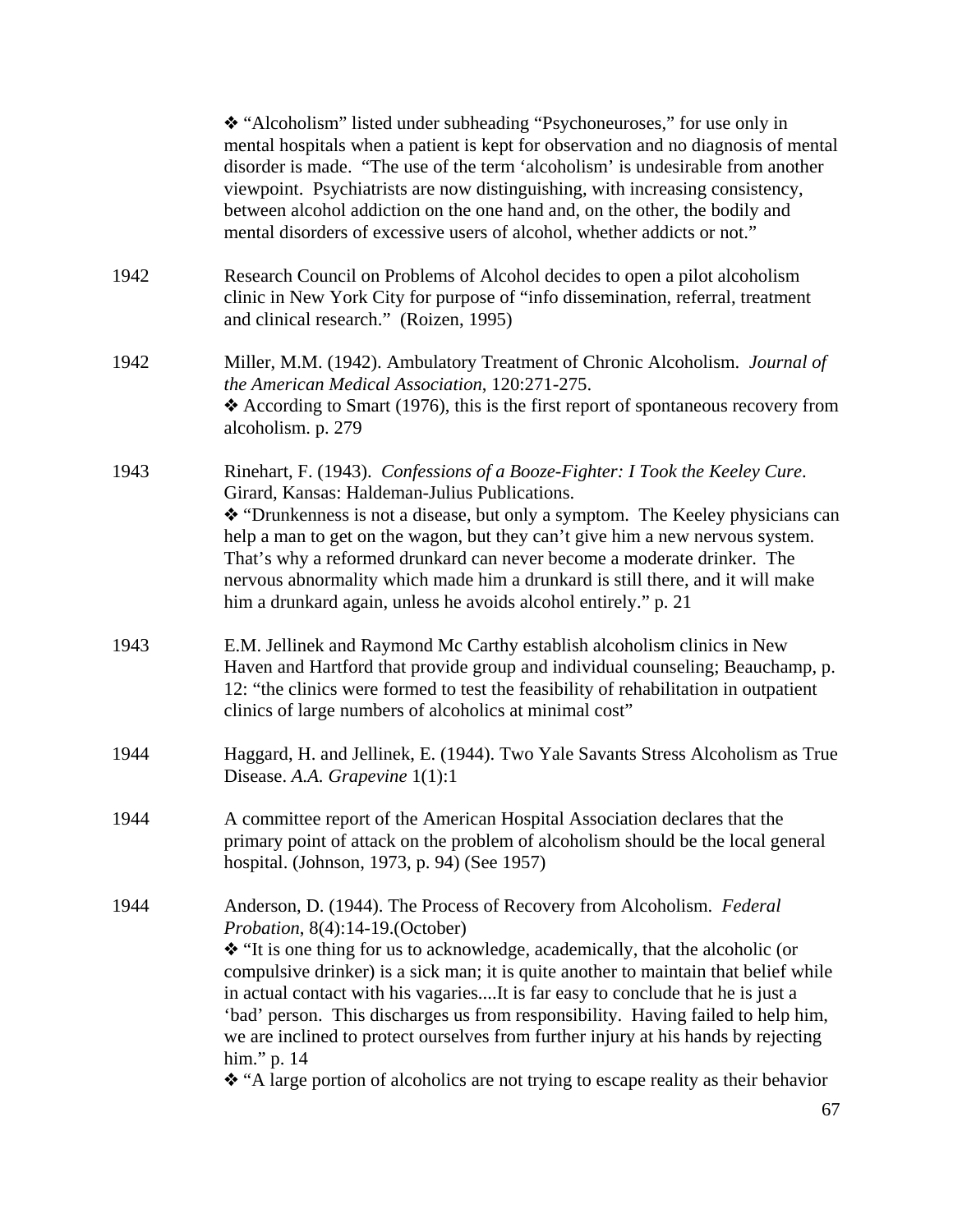❖ "Alcoholism" listed under subheading "Psychoneuroses," for use only in mental hospitals when a patient is kept for observation and no diagnosis of mental disorder is made. "The use of the term 'alcoholism' is undesirable from another viewpoint. Psychiatrists are now distinguishing, with increasing consistency, between alcohol addiction on the one hand and, on the other, the bodily and mental disorders of excessive users of alcohol, whether addicts or not."

1942 — Research Council on Problems of Alcohol decides to open a pilot alcoholism clinic in New York City for purpose of "info dissemination, referral, treatment and clinical research." (Roizen, 1995)

1942 — Miller, M.M. (1942). Ambulatory Treatment of Chronic Alcoholism. *Journal of the American Medical Association*, 120:271-275.
❖ According to Smart (1976), this is the first report of spontaneous recovery from alcoholism. p. 279

1943 — Rinehart, F. (1943). *Confessions of a Booze-Fighter: I Took the Keeley Cure*. Girard, Kansas: Haldeman-Julius Publications.
❖ "Drunkenness is not a disease, but only a symptom. The Keeley physicians can help a man to get on the wagon, but they can't give him a new nervous system. That's why a reformed drunkard can never become a moderate drinker. The nervous abnormality which made him a drunkard is still there, and it will make him a drunkard again, unless he avoids alcohol entirely." p. 21

1943 — E.M. Jellinek and Raymond Mc Carthy establish alcoholism clinics in New Haven and Hartford that provide group and individual counseling; Beauchamp, p. 12: "the clinics were formed to test the feasibility of rehabilitation in outpatient clinics of large numbers of alcoholics at minimal cost"

1944 — Haggard, H. and Jellinek, E. (1944). Two Yale Savants Stress Alcoholism as True Disease. *A.A. Grapevine* 1(1):1

1944 — A committee report of the American Hospital Association declares that the primary point of attack on the problem of alcoholism should be the local general hospital. (Johnson, 1973, p. 94) (See 1957)

1944 — Anderson, D. (1944). The Process of Recovery from Alcoholism. *Federal Probation*, 8(4):14-19.(October)
❖ "It is one thing for us to acknowledge, academically, that the alcoholic (or compulsive drinker) is a sick man; it is quite another to maintain that belief while in actual contact with his vagaries....It is far easy to conclude that he is just a 'bad' person. This discharges us from responsibility. Having failed to help him, we are inclined to protect ourselves from further injury at his hands by rejecting him." p. 14
❖ "A large portion of alcoholics are not trying to escape reality as their behavior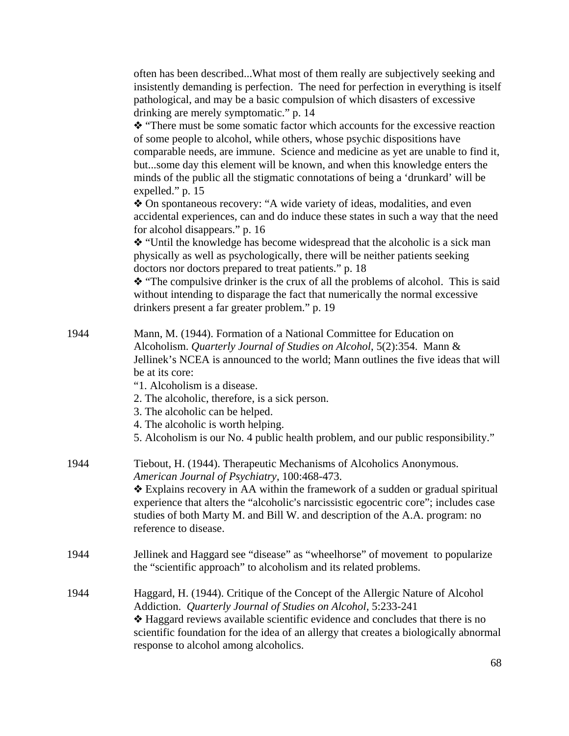often has been described...What most of them really are subjectively seeking and insistently demanding is perfection. The need for perfection in everything is itself pathological, and may be a basic compulsion of which disasters of excessive drinking are merely symptomatic." p. 14

❖ "There must be some somatic factor which accounts for the excessive reaction of some people to alcohol, while others, whose psychic dispositions have comparable needs, are immune. Science and medicine as yet are unable to find it, but...some day this element will be known, and when this knowledge enters the minds of the public all the stigmatic connotations of being a 'drunkard' will be expelled." p. 15

❖ On spontaneous recovery: "A wide variety of ideas, modalities, and even accidental experiences, can and do induce these states in such a way that the need for alcohol disappears." p. 16

❖ "Until the knowledge has become widespread that the alcoholic is a sick man physically as well as psychologically, there will be neither patients seeking doctors nor doctors prepared to treat patients." p. 18

❖ "The compulsive drinker is the crux of all the problems of alcohol. This is said without intending to disparage the fact that numerically the normal excessive drinkers present a far greater problem." p. 19

1944 Mann, M. (1944). Formation of a National Committee for Education on Alcoholism. *Quarterly Journal of Studies on Alcohol*, 5(2):354. Mann & Jellinek's NCEA is announced to the world; Mann outlines the five ideas that will be at its core:

"1. Alcoholism is a disease.
2. The alcoholic, therefore, is a sick person.
3. The alcoholic can be helped.
4. The alcoholic is worth helping.
5. Alcoholism is our No. 4 public health problem, and our public responsibility."

1944 Tiebout, H. (1944). Therapeutic Mechanisms of Alcoholics Anonymous. *American Journal of Psychiatry*, 100:468-473.

❖ Explains recovery in AA within the framework of a sudden or gradual spiritual experience that alters the "alcoholic's narcissistic egocentric core"; includes case studies of both Marty M. and Bill W. and description of the A.A. program: no reference to disease.

1944 Jellinek and Haggard see "disease" as "wheelhorse" of movement to popularize the "scientific approach" to alcoholism and its related problems.

1944 Haggard, H. (1944). Critique of the Concept of the Allergic Nature of Alcohol Addiction. *Quarterly Journal of Studies on Alcohol*, 5:233-241

❖ Haggard reviews available scientific evidence and concludes that there is no scientific foundation for the idea of an allergy that creates a biologically abnormal response to alcohol among alcoholics.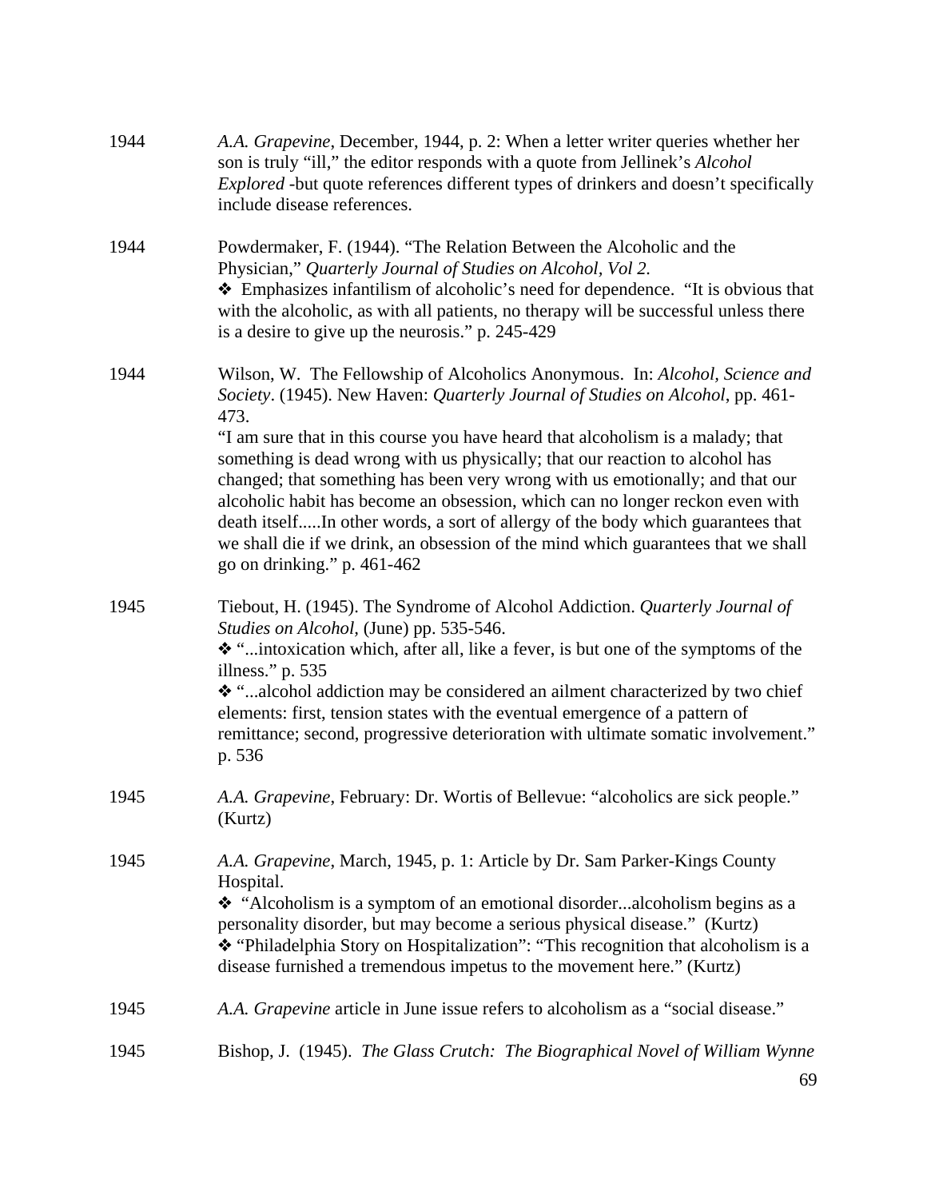1944 *A.A. Grapevine*, December, 1944, p. 2: When a letter writer queries whether her son is truly "ill," the editor responds with a quote from Jellinek's *Alcohol Explored* -but quote references different types of drinkers and doesn't specifically include disease references.

1944 Powdermaker, F. (1944). "The Relation Between the Alcoholic and the Physician," *Quarterly Journal of Studies on Alcohol, Vol 2.*

❖ Emphasizes infantilism of alcoholic's need for dependence. "It is obvious that with the alcoholic, as with all patients, no therapy will be successful unless there is a desire to give up the neurosis." p. 245-429

1944 Wilson, W. The Fellowship of Alcoholics Anonymous. In: *Alcohol, Science and Society*. (1945). New Haven: *Quarterly Journal of Studies on Alcohol,* pp. 461-473.

"I am sure that in this course you have heard that alcoholism is a malady; that something is dead wrong with us physically; that our reaction to alcohol has changed; that something has been very wrong with us emotionally; and that our alcoholic habit has become an obsession, which can no longer reckon even with death itself.....In other words, a sort of allergy of the body which guarantees that we shall die if we drink, an obsession of the mind which guarantees that we shall go on drinking." p. 461-462

1945 Tiebout, H. (1945). The Syndrome of Alcohol Addiction. *Quarterly Journal of Studies on Alcohol,* (June) pp. 535-546.

❖ "...intoxication which, after all, like a fever, is but one of the symptoms of the illness." p. 535

❖ "...alcohol addiction may be considered an ailment characterized by two chief elements: first, tension states with the eventual emergence of a pattern of remittance; second, progressive deterioration with ultimate somatic involvement." p. 536

1945 *A.A. Grapevine*, February: Dr. Wortis of Bellevue: "alcoholics are sick people." (Kurtz)

1945 *A.A. Grapevine*, March, 1945, p. 1: Article by Dr. Sam Parker-Kings County Hospital.

❖ "Alcoholism is a symptom of an emotional disorder...alcoholism begins as a personality disorder, but may become a serious physical disease." (Kurtz)

❖ "Philadelphia Story on Hospitalization": "This recognition that alcoholism is a disease furnished a tremendous impetus to the movement here." (Kurtz)

1945 *A.A. Grapevine* article in June issue refers to alcoholism as a "social disease."

1945 Bishop, J. (1945). *The Glass Crutch: The Biographical Novel of William Wynne*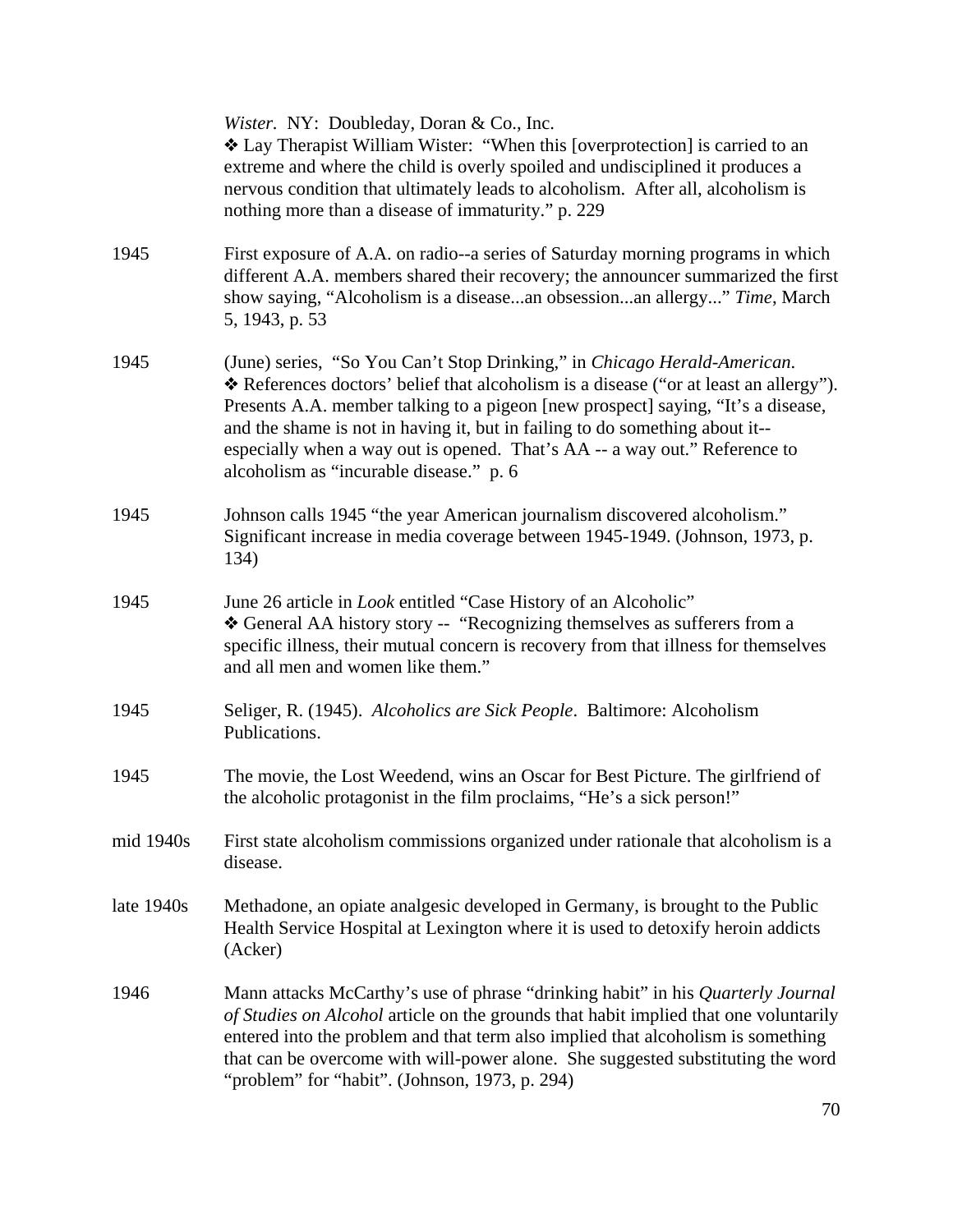*Wister.* NY: Doubleday, Doran & Co., Inc.

❖ Lay Therapist William Wister: "When this [overprotection] is carried to an extreme and where the child is overly spoiled and undisciplined it produces a nervous condition that ultimately leads to alcoholism. After all, alcoholism is nothing more than a disease of immaturity." p. 229

1945 — First exposure of A.A. on radio--a series of Saturday morning programs in which different A.A. members shared their recovery; the announcer summarized the first show saying, "Alcoholism is a disease...an obsession...an allergy..." *Time*, March 5, 1943, p. 53

1945 — (June) series, "So You Can't Stop Drinking," in *Chicago Herald-American*.
❖ References doctors' belief that alcoholism is a disease ("or at least an allergy"). Presents A.A. member talking to a pigeon [new prospect] saying, "It's a disease, and the shame is not in having it, but in failing to do something about it--especially when a way out is opened. That's AA -- a way out." Reference to alcoholism as "incurable disease." p. 6

1945 — Johnson calls 1945 "the year American journalism discovered alcoholism." Significant increase in media coverage between 1945-1949. (Johnson, 1973, p. 134)

1945 — June 26 article in *Look* entitled "Case History of an Alcoholic"
❖ General AA history story -- "Recognizing themselves as sufferers from a specific illness, their mutual concern is recovery from that illness for themselves and all men and women like them."

1945 — Seliger, R. (1945). *Alcoholics are Sick People*. Baltimore: Alcoholism Publications.

1945 — The movie, the Lost Weedend, wins an Oscar for Best Picture. The girlfriend of the alcoholic protagonist in the film proclaims, "He's a sick person!"

mid 1940s — First state alcoholism commissions organized under rationale that alcoholism is a disease.

late 1940s — Methadone, an opiate analgesic developed in Germany, is brought to the Public Health Service Hospital at Lexington where it is used to detoxify heroin addicts (Acker)

1946 — Mann attacks McCarthy's use of phrase "drinking habit" in his *Quarterly Journal of Studies on Alcohol* article on the grounds that habit implied that one voluntarily entered into the problem and that term also implied that alcoholism is something that can be overcome with will-power alone. She suggested substituting the word "problem" for "habit". (Johnson, 1973, p. 294)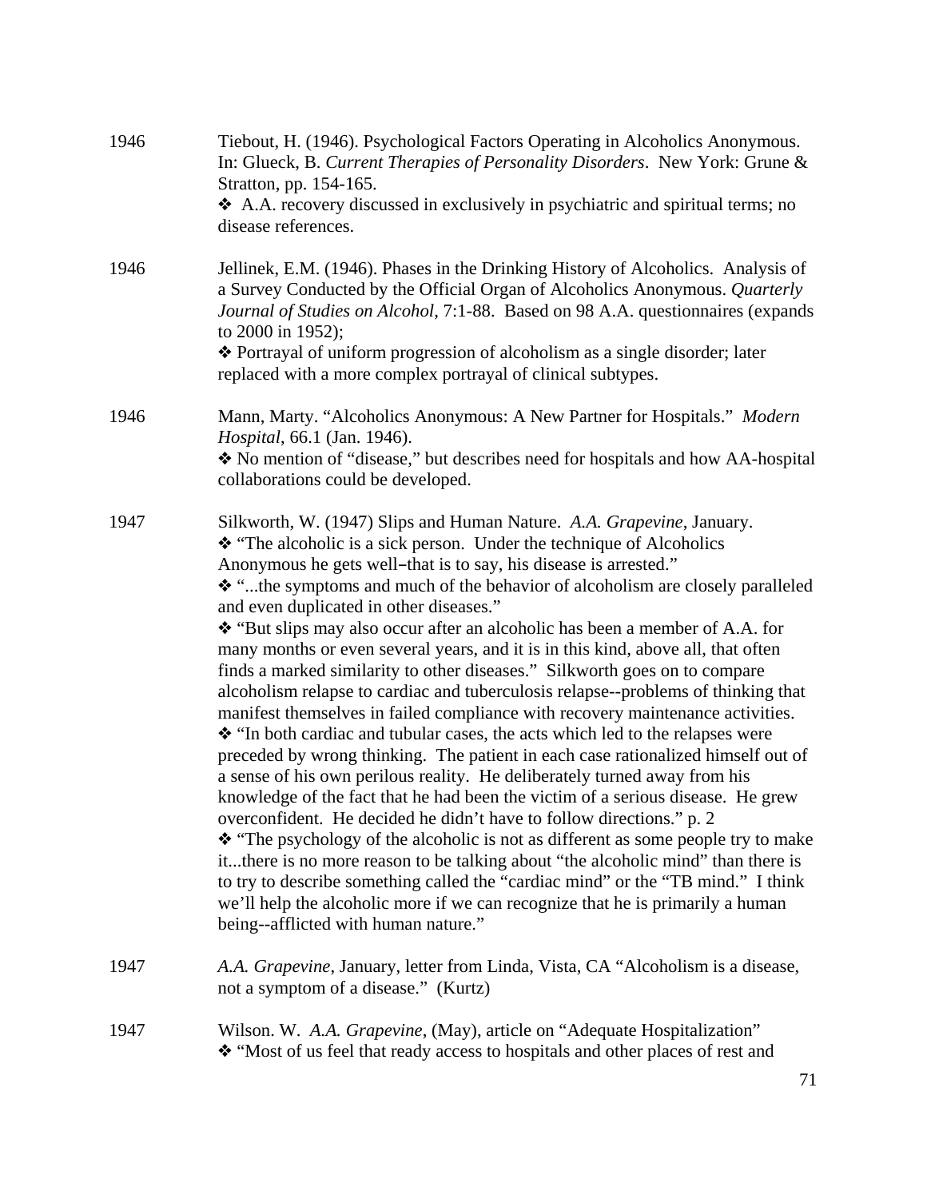1946 Tiebout, H. (1946). Psychological Factors Operating in Alcoholics Anonymous. In: Glueck, B. *Current Therapies of Personality Disorders*. New York: Grune & Stratton, pp. 154-165.

❖ A.A. recovery discussed in exclusively in psychiatric and spiritual terms; no disease references.

1946 Jellinek, E.M. (1946). Phases in the Drinking History of Alcoholics. Analysis of a Survey Conducted by the Official Organ of Alcoholics Anonymous. *Quarterly Journal of Studies on Alcohol*, 7:1-88. Based on 98 A.A. questionnaires (expands to 2000 in 1952);

❖ Portrayal of uniform progression of alcoholism as a single disorder; later replaced with a more complex portrayal of clinical subtypes.

1946 Mann, Marty. "Alcoholics Anonymous: A New Partner for Hospitals." *Modern Hospital*, 66.1 (Jan. 1946).

❖ No mention of "disease," but describes need for hospitals and how AA-hospital collaborations could be developed.

1947 Silkworth, W. (1947) Slips and Human Nature. *A.A. Grapevine*, January.

❖ "The alcoholic is a sick person. Under the technique of Alcoholics Anonymous he gets well–that is to say, his disease is arrested."

❖ "...the symptoms and much of the behavior of alcoholism are closely paralleled and even duplicated in other diseases."

❖ "But slips may also occur after an alcoholic has been a member of A.A. for many months or even several years, and it is in this kind, above all, that often finds a marked similarity to other diseases." Silkworth goes on to compare alcoholism relapse to cardiac and tuberculosis relapse--problems of thinking that manifest themselves in failed compliance with recovery maintenance activities.

❖ "In both cardiac and tubular cases, the acts which led to the relapses were preceded by wrong thinking. The patient in each case rationalized himself out of a sense of his own perilous reality. He deliberately turned away from his knowledge of the fact that he had been the victim of a serious disease. He grew overconfident. He decided he didn't have to follow directions." p. 2

❖ "The psychology of the alcoholic is not as different as some people try to make it...there is no more reason to be talking about "the alcoholic mind" than there is to try to describe something called the "cardiac mind" or the "TB mind." I think we'll help the alcoholic more if we can recognize that he is primarily a human being--afflicted with human nature."

1947 *A.A. Grapevine*, January, letter from Linda, Vista, CA "Alcoholism is a disease, not a symptom of a disease." (Kurtz)

1947 Wilson. W. *A.A. Grapevine*, (May), article on "Adequate Hospitalization"

❖ "Most of us feel that ready access to hospitals and other places of rest and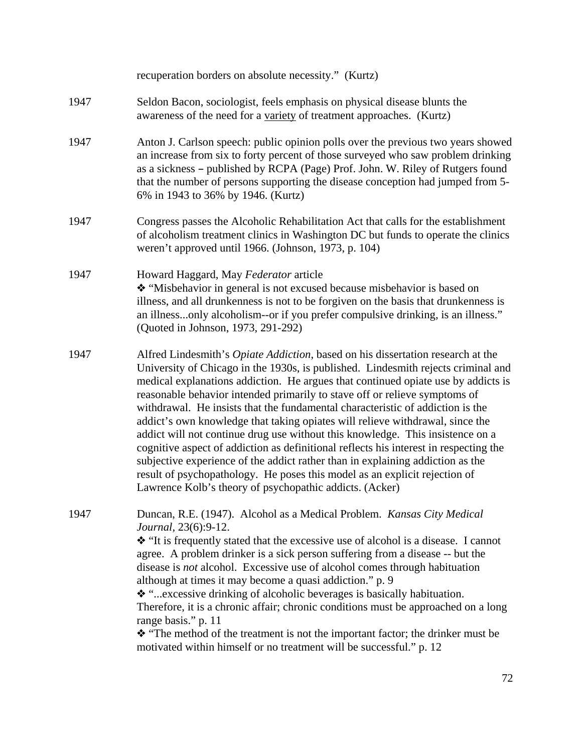recuperation borders on absolute necessity." (Kurtz)

1947 Seldon Bacon, sociologist, feels emphasis on physical disease blunts the awareness of the need for a <u>variety</u> of treatment approaches. (Kurtz)

1947 Anton J. Carlson speech: public opinion polls over the previous two years showed an increase from six to forty percent of those surveyed who saw problem drinking as a sickness – published by RCPA (Page) Prof. John. W. Riley of Rutgers found that the number of persons supporting the disease conception had jumped from 5-6% in 1943 to 36% by 1946. (Kurtz)

1947 Congress passes the Alcoholic Rehabilitation Act that calls for the establishment of alcoholism treatment clinics in Washington DC but funds to operate the clinics weren't approved until 1966. (Johnson, 1973, p. 104)

1947 Howard Haggard, May *Federator* article

❖ "Misbehavior in general is not excused because misbehavior is based on illness, and all drunkenness is not to be forgiven on the basis that drunkenness is an illness...only alcoholism--or if you prefer compulsive drinking, is an illness." (Quoted in Johnson, 1973, 291-292)

1947 Alfred Lindesmith's *Opiate Addiction*, based on his dissertation research at the University of Chicago in the 1930s, is published. Lindesmith rejects criminal and medical explanations addiction. He argues that continued opiate use by addicts is reasonable behavior intended primarily to stave off or relieve symptoms of withdrawal. He insists that the fundamental characteristic of addiction is the addict's own knowledge that taking opiates will relieve withdrawal, since the addict will not continue drug use without this knowledge. This insistence on a cognitive aspect of addiction as definitional reflects his interest in respecting the subjective experience of the addict rather than in explaining addiction as the result of psychopathology. He poses this model as an explicit rejection of Lawrence Kolb's theory of psychopathic addicts. (Acker)

1947 Duncan, R.E. (1947). Alcohol as a Medical Problem. *Kansas City Medical Journal*, 23(6):9-12.

❖ "It is frequently stated that the excessive use of alcohol is a disease. I cannot agree. A problem drinker is a sick person suffering from a disease -- but the disease is *not* alcohol. Excessive use of alcohol comes through habituation although at times it may become a quasi addiction." p. 9

❖ "...excessive drinking of alcoholic beverages is basically habituation. Therefore, it is a chronic affair; chronic conditions must be approached on a long range basis." p. 11

❖ "The method of the treatment is not the important factor; the drinker must be motivated within himself or no treatment will be successful." p. 12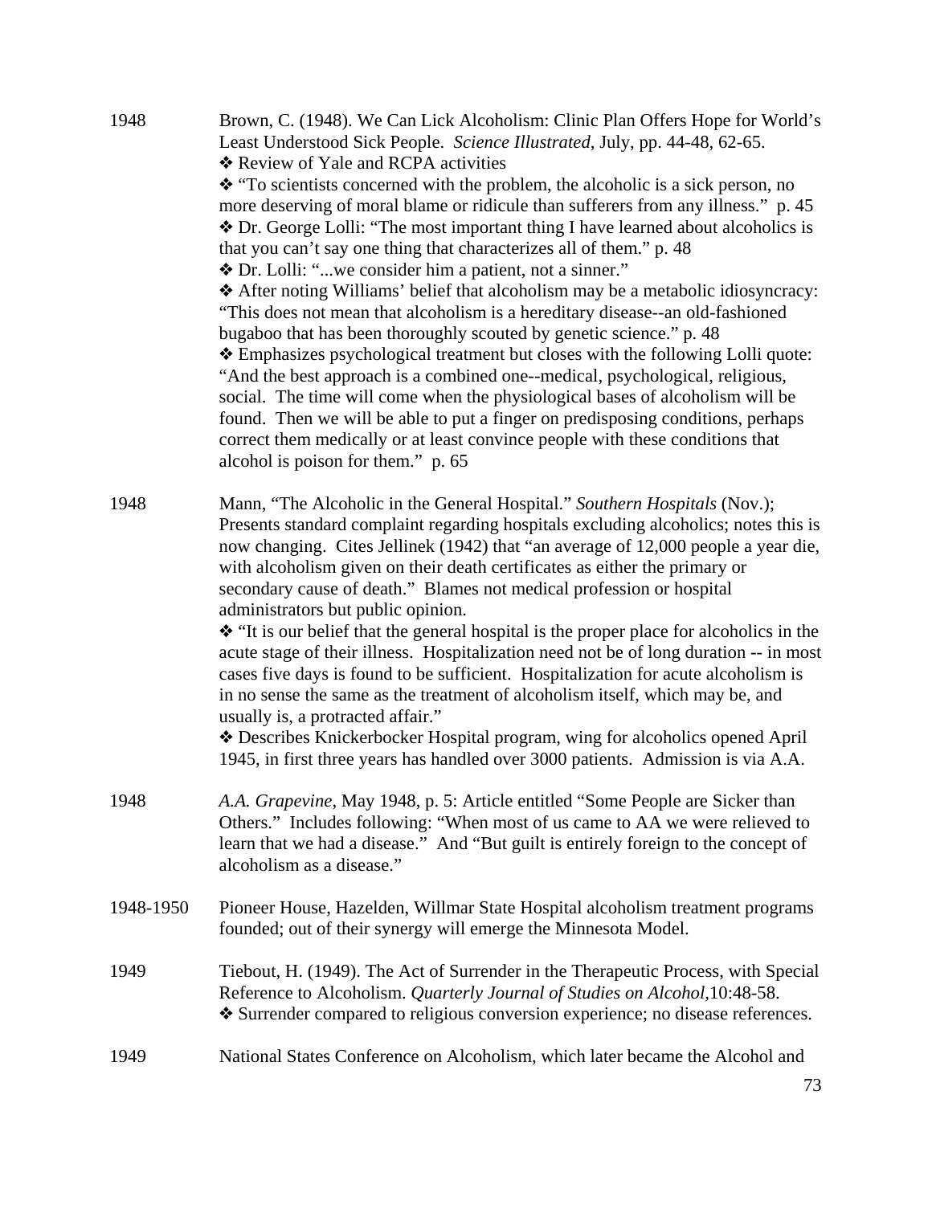1948 Brown, C. (1948). We Can Lick Alcoholism: Clinic Plan Offers Hope for World's Least Understood Sick People. *Science Illustrated*, July, pp. 44-48, 62-65.

❖ Review of Yale and RCPA activities

❖ "To scientists concerned with the problem, the alcoholic is a sick person, no more deserving of moral blame or ridicule than sufferers from any illness." p. 45

❖ Dr. George Lolli: "The most important thing I have learned about alcoholics is that you can't say one thing that characterizes all of them." p. 48

❖ Dr. Lolli: "...we consider him a patient, not a sinner."

❖ After noting Williams' belief that alcoholism may be a metabolic idiosyncracy: "This does not mean that alcoholism is a hereditary disease--an old-fashioned bugaboo that has been thoroughly scouted by genetic science." p. 48

❖ Emphasizes psychological treatment but closes with the following Lolli quote: "And the best approach is a combined one--medical, psychological, religious, social. The time will come when the physiological bases of alcoholism will be found. Then we will be able to put a finger on predisposing conditions, perhaps correct them medically or at least convince people with these conditions that alcohol is poison for them." p. 65

1948 Mann, "The Alcoholic in the General Hospital." *Southern Hospitals* (Nov.); Presents standard complaint regarding hospitals excluding alcoholics; notes this is now changing. Cites Jellinek (1942) that "an average of 12,000 people a year die, with alcoholism given on their death certificates as either the primary or secondary cause of death." Blames not medical profession or hospital administrators but public opinion.

❖ "It is our belief that the general hospital is the proper place for alcoholics in the acute stage of their illness. Hospitalization need not be of long duration -- in most cases five days is found to be sufficient. Hospitalization for acute alcoholism is in no sense the same as the treatment of alcoholism itself, which may be, and usually is, a protracted affair."

❖ Describes Knickerbocker Hospital program, wing for alcoholics opened April 1945, in first three years has handled over 3000 patients. Admission is via A.A.

1948 *A.A. Grapevine*, May 1948, p. 5: Article entitled "Some People are Sicker than Others." Includes following: "When most of us came to AA we were relieved to learn that we had a disease." And "But guilt is entirely foreign to the concept of alcoholism as a disease."

1948-1950 Pioneer House, Hazelden, Willmar State Hospital alcoholism treatment programs founded; out of their synergy will emerge the Minnesota Model.

1949 Tiebout, H. (1949). The Act of Surrender in the Therapeutic Process, with Special Reference to Alcoholism. *Quarterly Journal of Studies on Alcohol*,10:48-58.

❖ Surrender compared to religious conversion experience; no disease references.

1949 National States Conference on Alcoholism, which later became the Alcohol and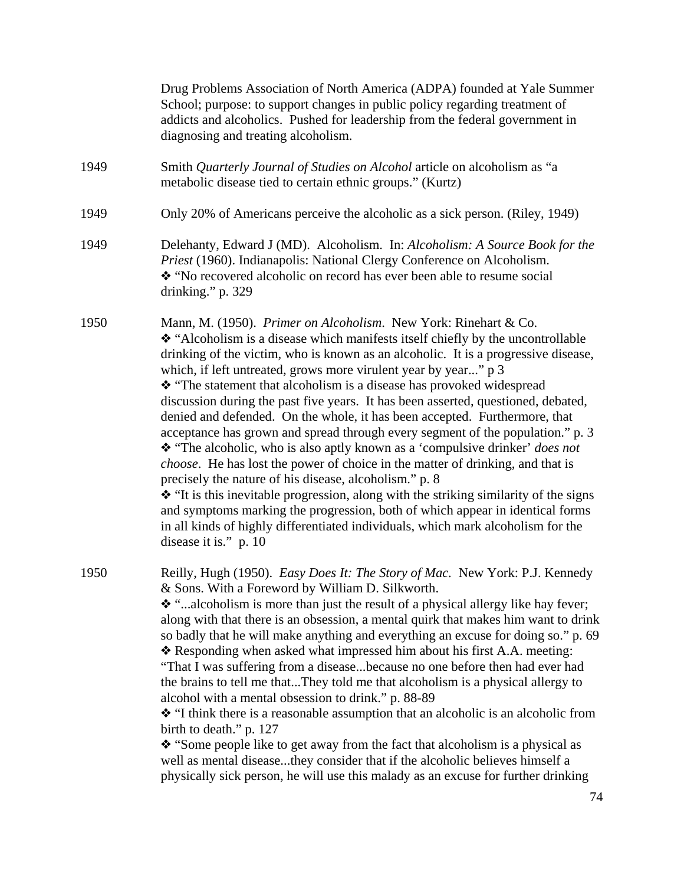Drug Problems Association of North America (ADPA) founded at Yale Summer School; purpose: to support changes in public policy regarding treatment of addicts and alcoholics. Pushed for leadership from the federal government in diagnosing and treating alcoholism.

1949 Smith *Quarterly Journal of Studies on Alcohol* article on alcoholism as "a metabolic disease tied to certain ethnic groups." (Kurtz)

1949 Only 20% of Americans perceive the alcoholic as a sick person. (Riley, 1949)

1949 Delehanty, Edward J (MD). Alcoholism. In: *Alcoholism: A Source Book for the Priest* (1960). Indianapolis: National Clergy Conference on Alcoholism.
❖ "No recovered alcoholic on record has ever been able to resume social drinking." p. 329

1950 Mann, M. (1950). *Primer on Alcoholism*. New York: Rinehart & Co.
❖ "Alcoholism is a disease which manifests itself chiefly by the uncontrollable drinking of the victim, who is known as an alcoholic. It is a progressive disease, which, if left untreated, grows more virulent year by year..." p 3
❖ "The statement that alcoholism is a disease has provoked widespread discussion during the past five years. It has been asserted, questioned, debated, denied and defended. On the whole, it has been accepted. Furthermore, that acceptance has grown and spread through every segment of the population." p. 3
❖ "The alcoholic, who is also aptly known as a 'compulsive drinker' *does not choose*. He has lost the power of choice in the matter of drinking, and that is precisely the nature of his disease, alcoholism." p. 8
❖ "It is this inevitable progression, along with the striking similarity of the signs and symptoms marking the progression, both of which appear in identical forms in all kinds of highly differentiated individuals, which mark alcoholism for the disease it is." p. 10

1950 Reilly, Hugh (1950). *Easy Does It: The Story of Mac.* New York: P.J. Kennedy & Sons. With a Foreword by William D. Silkworth.
❖ "...alcoholism is more than just the result of a physical allergy like hay fever; along with that there is an obsession, a mental quirk that makes him want to drink so badly that he will make anything and everything an excuse for doing so." p. 69
❖ Responding when asked what impressed him about his first A.A. meeting: "That I was suffering from a disease...because no one before then had ever had the brains to tell me that...They told me that alcoholism is a physical allergy to alcohol with a mental obsession to drink." p. 88-89
❖ "I think there is a reasonable assumption that an alcoholic is an alcoholic from birth to death." p. 127
❖ "Some people like to get away from the fact that alcoholism is a physical as well as mental disease...they consider that if the alcoholic believes himself a physically sick person, he will use this malady as an excuse for further drinking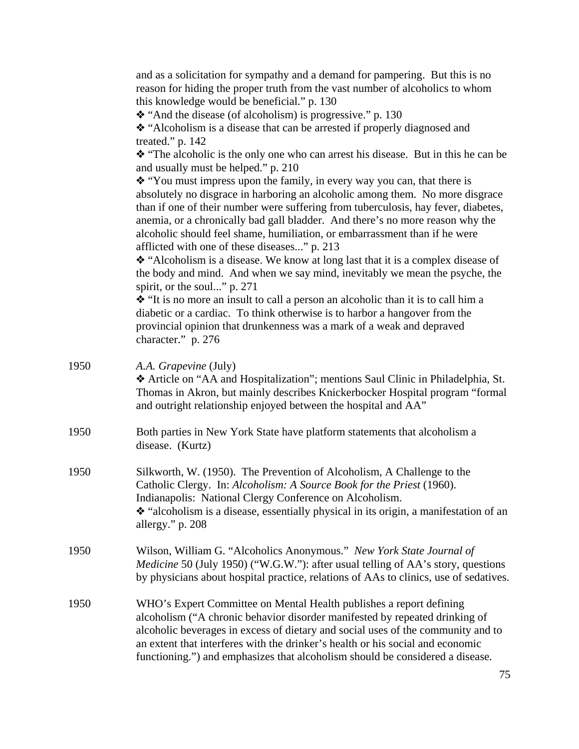and as a solicitation for sympathy and a demand for pampering. But this is no reason for hiding the proper truth from the vast number of alcoholics to whom this knowledge would be beneficial." p. 130

❖ "And the disease (of alcoholism) is progressive." p. 130

❖ "Alcoholism is a disease that can be arrested if properly diagnosed and treated." p. 142

❖ "The alcoholic is the only one who can arrest his disease. But in this he can be and usually must be helped." p. 210

❖ "You must impress upon the family, in every way you can, that there is absolutely no disgrace in harboring an alcoholic among them. No more disgrace than if one of their number were suffering from tuberculosis, hay fever, diabetes, anemia, or a chronically bad gall bladder. And there's no more reason why the alcoholic should feel shame, humiliation, or embarrassment than if he were afflicted with one of these diseases..." p. 213

❖ "Alcoholism is a disease. We know at long last that it is a complex disease of the body and mind. And when we say mind, inevitably we mean the psyche, the spirit, or the soul..." p. 271

❖ "It is no more an insult to call a person an alcoholic than it is to call him a diabetic or a cardiac. To think otherwise is to harbor a hangover from the provincial opinion that drunkenness was a mark of a weak and depraved character." p. 276

1950 — *A.A. Grapevine* (July)

❖ Article on "AA and Hospitalization"; mentions Saul Clinic in Philadelphia, St. Thomas in Akron, but mainly describes Knickerbocker Hospital program "formal and outright relationship enjoyed between the hospital and AA"

1950 — Both parties in New York State have platform statements that alcoholism a disease. (Kurtz)

1950 — Silkworth, W. (1950). The Prevention of Alcoholism, A Challenge to the Catholic Clergy. In: *Alcoholism: A Source Book for the Priest* (1960). Indianapolis: National Clergy Conference on Alcoholism.

❖ "alcoholism is a disease, essentially physical in its origin, a manifestation of an allergy." p. 208

1950 — Wilson, William G. "Alcoholics Anonymous." *New York State Journal of Medicine* 50 (July 1950) ("W.G.W."): after usual telling of AA's story, questions by physicians about hospital practice, relations of AAs to clinics, use of sedatives.

1950 — WHO's Expert Committee on Mental Health publishes a report defining alcoholism ("A chronic behavior disorder manifested by repeated drinking of alcoholic beverages in excess of dietary and social uses of the community and to an extent that interferes with the drinker's health or his social and economic functioning.") and emphasizes that alcoholism should be considered a disease.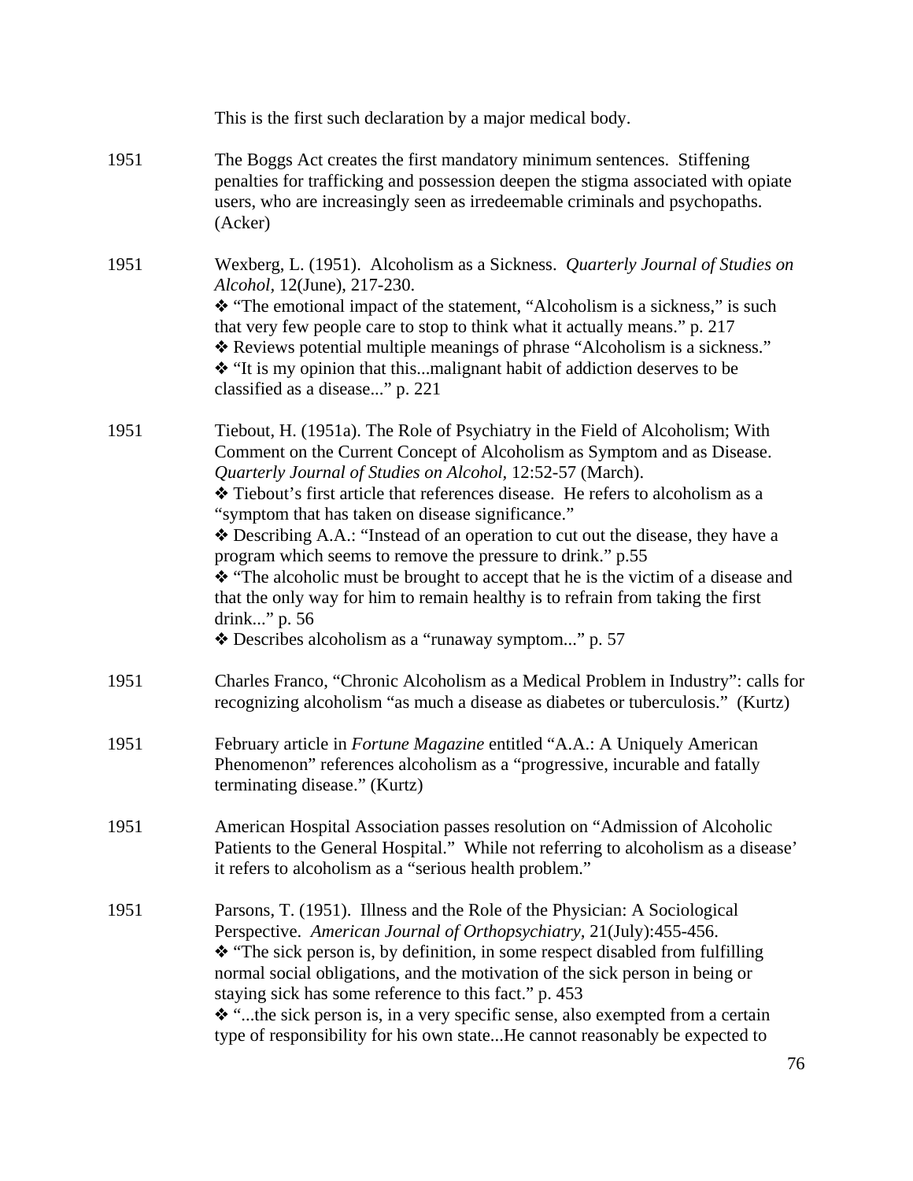This is the first such declaration by a major medical body.

1951 The Boggs Act creates the first mandatory minimum sentences. Stiffening penalties for trafficking and possession deepen the stigma associated with opiate users, who are increasingly seen as irredeemable criminals and psychopaths. (Acker)

1951 Wexberg, L. (1951). Alcoholism as a Sickness. *Quarterly Journal of Studies on Alcohol*, 12(June), 217-230.
❖ "The emotional impact of the statement, "Alcoholism is a sickness," is such that very few people care to stop to think what it actually means." p. 217
❖ Reviews potential multiple meanings of phrase "Alcoholism is a sickness."
❖ "It is my opinion that this...malignant habit of addiction deserves to be classified as a disease..." p. 221

1951 Tiebout, H. (1951a). The Role of Psychiatry in the Field of Alcoholism; With Comment on the Current Concept of Alcoholism as Symptom and as Disease. *Quarterly Journal of Studies on Alcohol*, 12:52-57 (March).
❖ Tiebout's first article that references disease. He refers to alcoholism as a "symptom that has taken on disease significance."
❖ Describing A.A.: "Instead of an operation to cut out the disease, they have a program which seems to remove the pressure to drink." p.55
❖ "The alcoholic must be brought to accept that he is the victim of a disease and that the only way for him to remain healthy is to refrain from taking the first drink..." p. 56
❖ Describes alcoholism as a "runaway symptom..." p. 57

1951 Charles Franco, "Chronic Alcoholism as a Medical Problem in Industry": calls for recognizing alcoholism "as much a disease as diabetes or tuberculosis." (Kurtz)

1951 February article in *Fortune Magazine* entitled "A.A.: A Uniquely American Phenomenon" references alcoholism as a "progressive, incurable and fatally terminating disease." (Kurtz)

1951 American Hospital Association passes resolution on "Admission of Alcoholic Patients to the General Hospital." While not referring to alcoholism as a disease' it refers to alcoholism as a "serious health problem."

1951 Parsons, T. (1951). Illness and the Role of the Physician: A Sociological Perspective. *American Journal of Orthopsychiatry*, 21(July):455-456.
❖ "The sick person is, by definition, in some respect disabled from fulfilling normal social obligations, and the motivation of the sick person in being or staying sick has some reference to this fact." p. 453
❖ "...the sick person is, in a very specific sense, also exempted from a certain type of responsibility for his own state...He cannot reasonably be expected to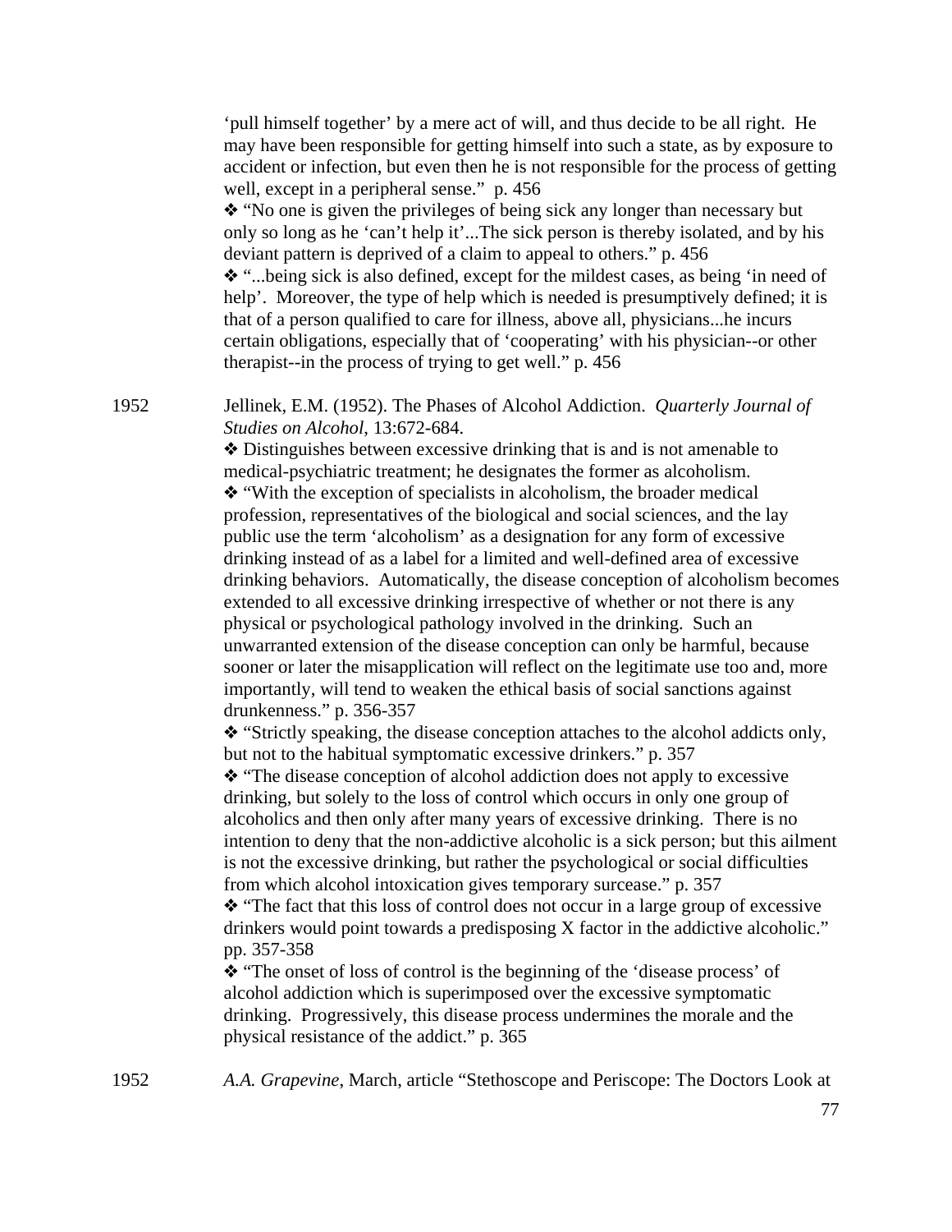'pull himself together' by a mere act of will, and thus decide to be all right. He may have been responsible for getting himself into such a state, as by exposure to accident or infection, but even then he is not responsible for the process of getting well, except in a peripheral sense." p. 456

❖ "No one is given the privileges of being sick any longer than necessary but only so long as he 'can't help it'...The sick person is thereby isolated, and by his deviant pattern is deprived of a claim to appeal to others." p. 456

❖ "...being sick is also defined, except for the mildest cases, as being 'in need of help'. Moreover, the type of help which is needed is presumptively defined; it is that of a person qualified to care for illness, above all, physicians...he incurs certain obligations, especially that of 'cooperating' with his physician--or other therapist--in the process of trying to get well." p. 456

1952 Jellinek, E.M. (1952). The Phases of Alcohol Addiction. *Quarterly Journal of Studies on Alcohol*, 13:672-684.

❖ Distinguishes between excessive drinking that is and is not amenable to medical-psychiatric treatment; he designates the former as alcoholism.

❖ "With the exception of specialists in alcoholism, the broader medical profession, representatives of the biological and social sciences, and the lay public use the term 'alcoholism' as a designation for any form of excessive drinking instead of as a label for a limited and well-defined area of excessive drinking behaviors. Automatically, the disease conception of alcoholism becomes extended to all excessive drinking irrespective of whether or not there is any physical or psychological pathology involved in the drinking. Such an unwarranted extension of the disease conception can only be harmful, because sooner or later the misapplication will reflect on the legitimate use too and, more importantly, will tend to weaken the ethical basis of social sanctions against drunkenness." p. 356-357

❖ "Strictly speaking, the disease conception attaches to the alcohol addicts only, but not to the habitual symptomatic excessive drinkers." p. 357

❖ "The disease conception of alcohol addiction does not apply to excessive drinking, but solely to the loss of control which occurs in only one group of alcoholics and then only after many years of excessive drinking. There is no intention to deny that the non-addictive alcoholic is a sick person; but this ailment is not the excessive drinking, but rather the psychological or social difficulties from which alcohol intoxication gives temporary surcease." p. 357

❖ "The fact that this loss of control does not occur in a large group of excessive drinkers would point towards a predisposing X factor in the addictive alcoholic." pp. 357-358

❖ "The onset of loss of control is the beginning of the 'disease process' of alcohol addiction which is superimposed over the excessive symptomatic drinking. Progressively, this disease process undermines the morale and the physical resistance of the addict." p. 365

1952 *A.A. Grapevine*, March, article "Stethoscope and Periscope: The Doctors Look at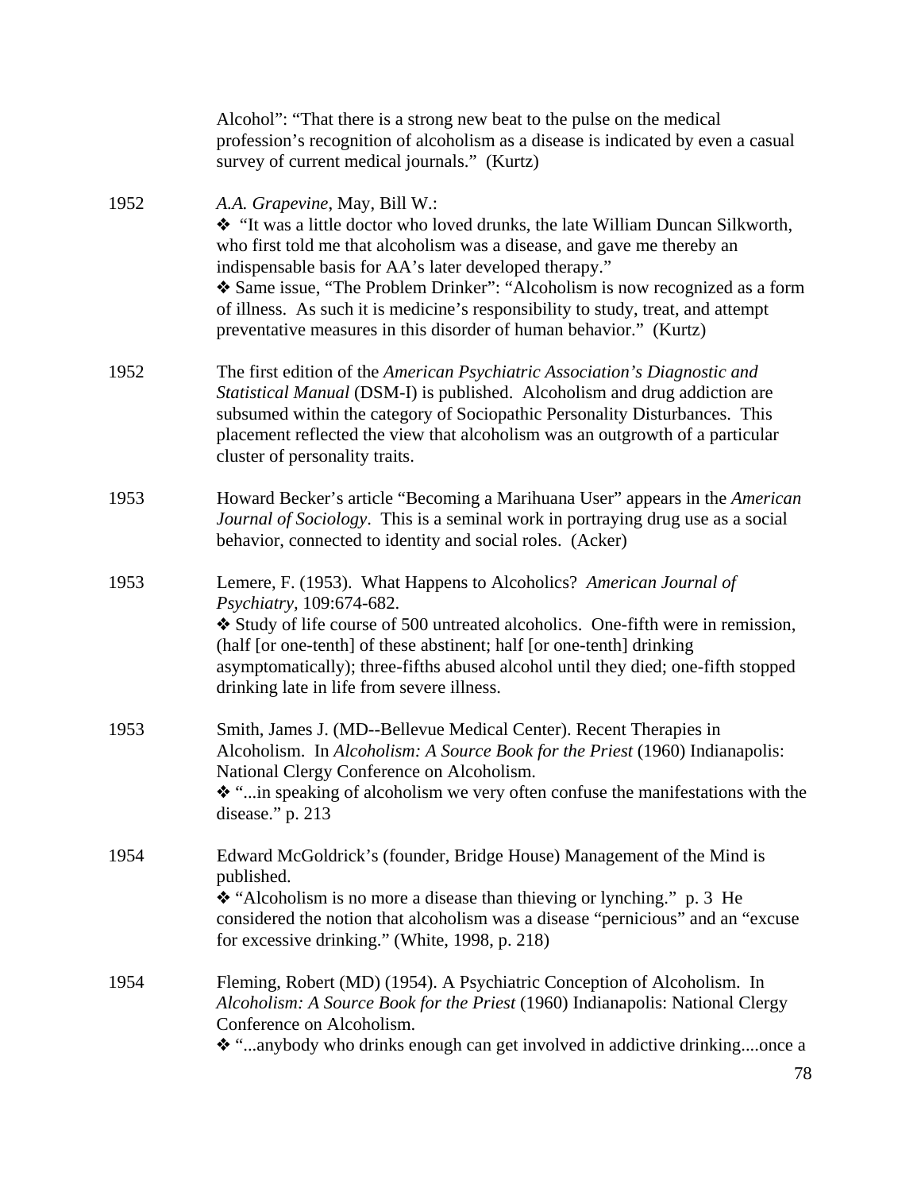Alcohol": "That there is a strong new beat to the pulse on the medical profession's recognition of alcoholism as a disease is indicated by even a casual survey of current medical journals." (Kurtz)

1952 *A.A. Grapevine*, May, Bill W.:

❖ "It was a little doctor who loved drunks, the late William Duncan Silkworth, who first told me that alcoholism was a disease, and gave me thereby an indispensable basis for AA's later developed therapy."

❖ Same issue, "The Problem Drinker": "Alcoholism is now recognized as a form of illness. As such it is medicine's responsibility to study, treat, and attempt preventative measures in this disorder of human behavior." (Kurtz)

1952 The first edition of the *American Psychiatric Association's Diagnostic and Statistical Manual* (DSM-I) is published. Alcoholism and drug addiction are subsumed within the category of Sociopathic Personality Disturbances. This placement reflected the view that alcoholism was an outgrowth of a particular cluster of personality traits.

1953 Howard Becker's article "Becoming a Marihuana User" appears in the *American Journal of Sociology*. This is a seminal work in portraying drug use as a social behavior, connected to identity and social roles. (Acker)

1953 Lemere, F. (1953). What Happens to Alcoholics? *American Journal of Psychiatry*, 109:674-682.

❖ Study of life course of 500 untreated alcoholics. One-fifth were in remission, (half [or one-tenth] of these abstinent; half [or one-tenth] drinking asymptomatically); three-fifths abused alcohol until they died; one-fifth stopped drinking late in life from severe illness.

1953 Smith, James J. (MD--Bellevue Medical Center). Recent Therapies in Alcoholism. In *Alcoholism: A Source Book for the Priest* (1960) Indianapolis: National Clergy Conference on Alcoholism.

❖ "...in speaking of alcoholism we very often confuse the manifestations with the disease." p. 213

1954 Edward McGoldrick's (founder, Bridge House) Management of the Mind is published.

❖ "Alcoholism is no more a disease than thieving or lynching." p. 3 He considered the notion that alcoholism was a disease "pernicious" and an "excuse for excessive drinking." (White, 1998, p. 218)

1954 Fleming, Robert (MD) (1954). A Psychiatric Conception of Alcoholism. In *Alcoholism: A Source Book for the Priest* (1960) Indianapolis: National Clergy Conference on Alcoholism.

❖ "...anybody who drinks enough can get involved in addictive drinking....once a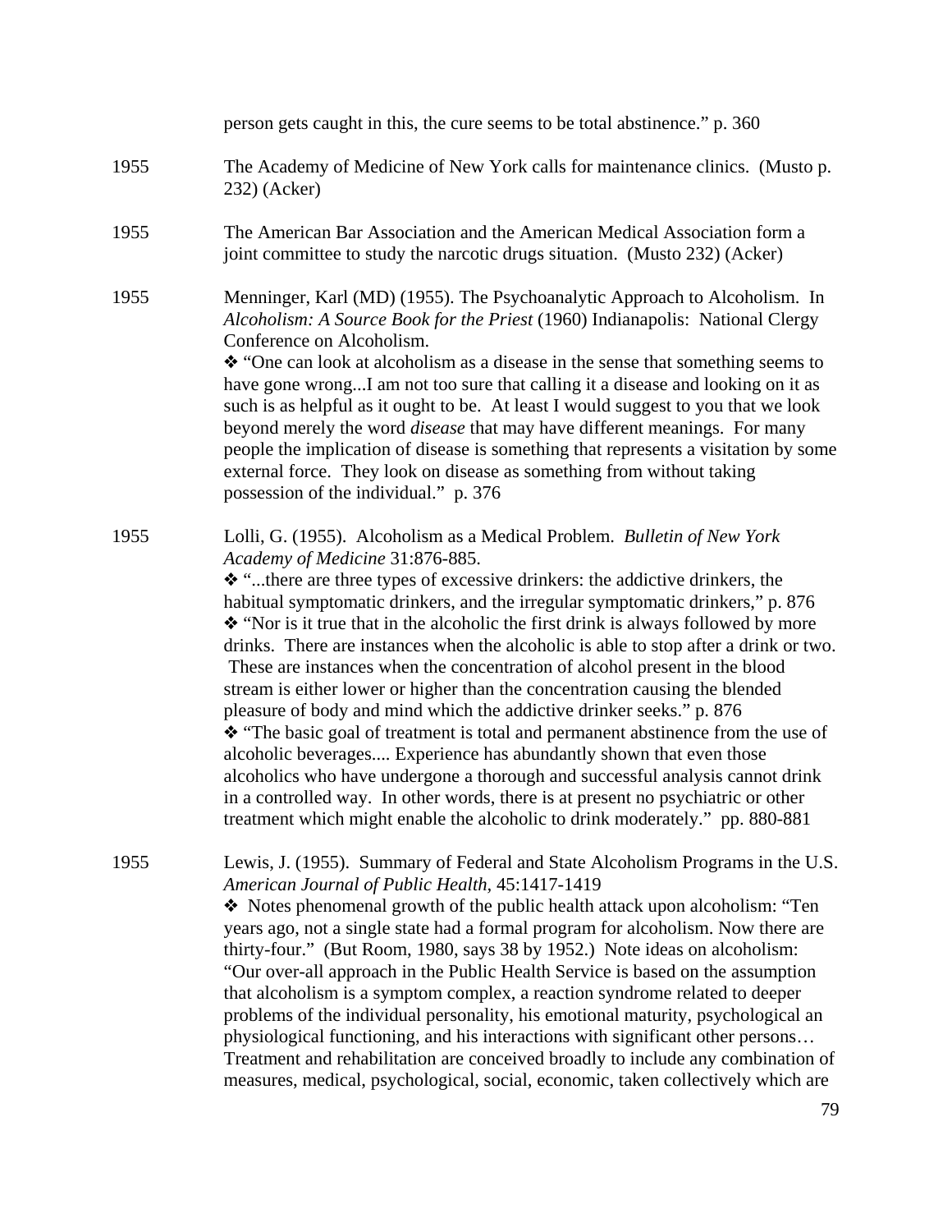person gets caught in this, the cure seems to be total abstinence." p. 360

1955 The Academy of Medicine of New York calls for maintenance clinics. (Musto p. 232) (Acker)

1955 The American Bar Association and the American Medical Association form a joint committee to study the narcotic drugs situation. (Musto 232) (Acker)

1955 Menninger, Karl (MD) (1955). The Psychoanalytic Approach to Alcoholism. In *Alcoholism: A Source Book for the Priest* (1960) Indianapolis: National Clergy Conference on Alcoholism.

❖ "One can look at alcoholism as a disease in the sense that something seems to have gone wrong...I am not too sure that calling it a disease and looking on it as such is as helpful as it ought to be. At least I would suggest to you that we look beyond merely the word *disease* that may have different meanings. For many people the implication of disease is something that represents a visitation by some external force. They look on disease as something from without taking possession of the individual." p. 376

1955 Lolli, G. (1955). Alcoholism as a Medical Problem. *Bulletin of New York Academy of Medicine* 31:876-885.

❖ "...there are three types of excessive drinkers: the addictive drinkers, the habitual symptomatic drinkers, and the irregular symptomatic drinkers," p. 876

❖ "Nor is it true that in the alcoholic the first drink is always followed by more drinks. There are instances when the alcoholic is able to stop after a drink or two. These are instances when the concentration of alcohol present in the blood stream is either lower or higher than the concentration causing the blended pleasure of body and mind which the addictive drinker seeks." p. 876

❖ "The basic goal of treatment is total and permanent abstinence from the use of alcoholic beverages.... Experience has abundantly shown that even those alcoholics who have undergone a thorough and successful analysis cannot drink in a controlled way. In other words, there is at present no psychiatric or other treatment which might enable the alcoholic to drink moderately." pp. 880-881

1955 Lewis, J. (1955). Summary of Federal and State Alcoholism Programs in the U.S. *American Journal of Public Health*, 45:1417-1419

❖ Notes phenomenal growth of the public health attack upon alcoholism: "Ten years ago, not a single state had a formal program for alcoholism. Now there are thirty-four." (But Room, 1980, says 38 by 1952.) Note ideas on alcoholism: "Our over-all approach in the Public Health Service is based on the assumption that alcoholism is a symptom complex, a reaction syndrome related to deeper problems of the individual personality, his emotional maturity, psychological an physiological functioning, and his interactions with significant other persons… Treatment and rehabilitation are conceived broadly to include any combination of measures, medical, psychological, social, economic, taken collectively which are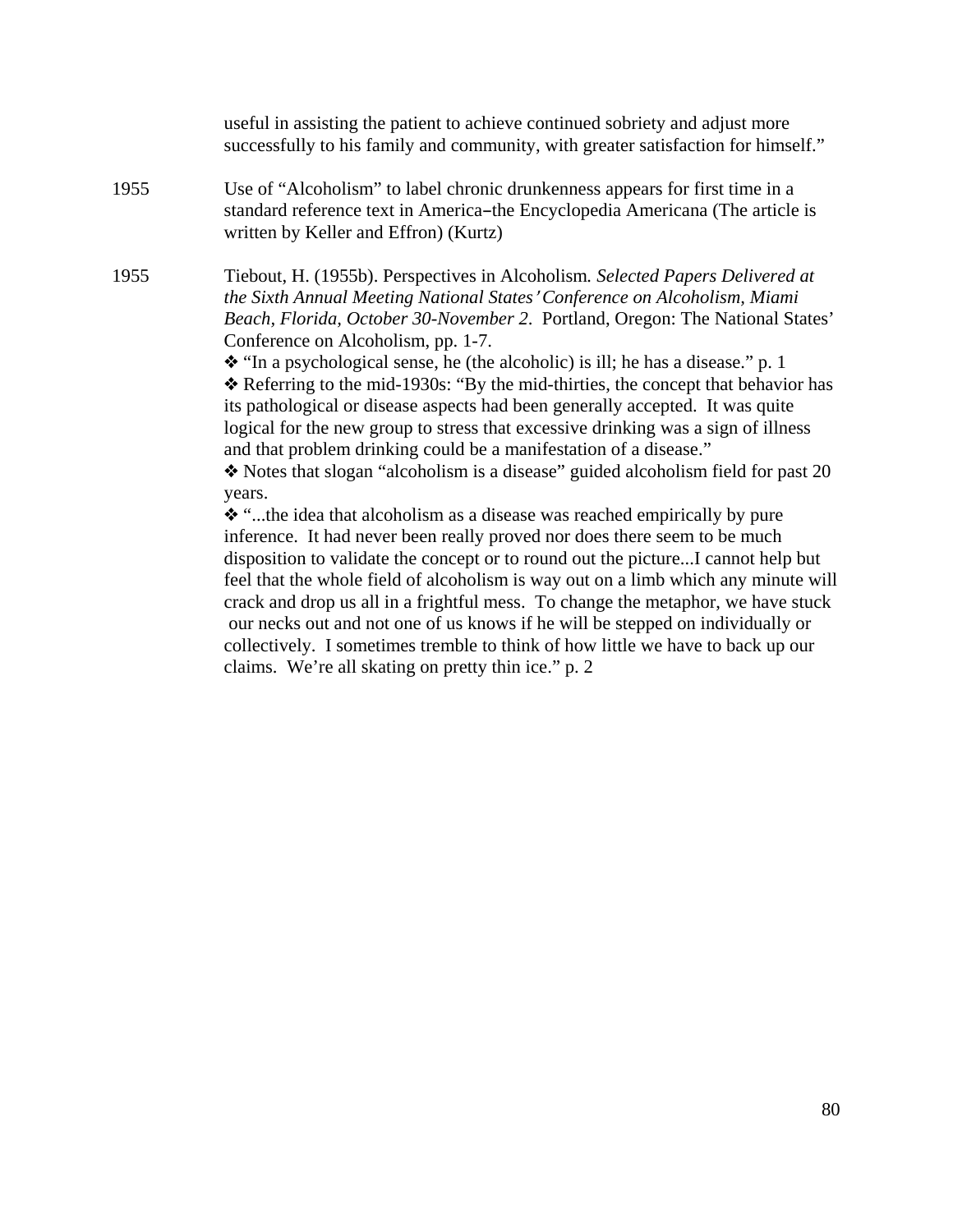useful in assisting the patient to achieve continued sobriety and adjust more successfully to his family and community, with greater satisfaction for himself."

1955 Use of "Alcoholism" to label chronic drunkenness appears for first time in a standard reference text in America–the Encyclopedia Americana (The article is written by Keller and Effron) (Kurtz)

1955 Tiebout, H. (1955b). Perspectives in Alcoholism. *Selected Papers Delivered at the Sixth Annual Meeting National States' Conference on Alcoholism, Miami Beach, Florida, October 30-November 2*. Portland, Oregon: The National States' Conference on Alcoholism, pp. 1-7.

❖ "In a psychological sense, he (the alcoholic) is ill; he has a disease." p. 1

❖ Referring to the mid-1930s: "By the mid-thirties, the concept that behavior has its pathological or disease aspects had been generally accepted. It was quite logical for the new group to stress that excessive drinking was a sign of illness and that problem drinking could be a manifestation of a disease."

❖ Notes that slogan "alcoholism is a disease" guided alcoholism field for past 20 years.

❖ "...the idea that alcoholism as a disease was reached empirically by pure inference. It had never been really proved nor does there seem to be much disposition to validate the concept or to round out the picture...I cannot help but feel that the whole field of alcoholism is way out on a limb which any minute will crack and drop us all in a frightful mess. To change the metaphor, we have stuck our necks out and not one of us knows if he will be stepped on individually or collectively. I sometimes tremble to think of how little we have to back up our claims. We're all skating on pretty thin ice." p. 2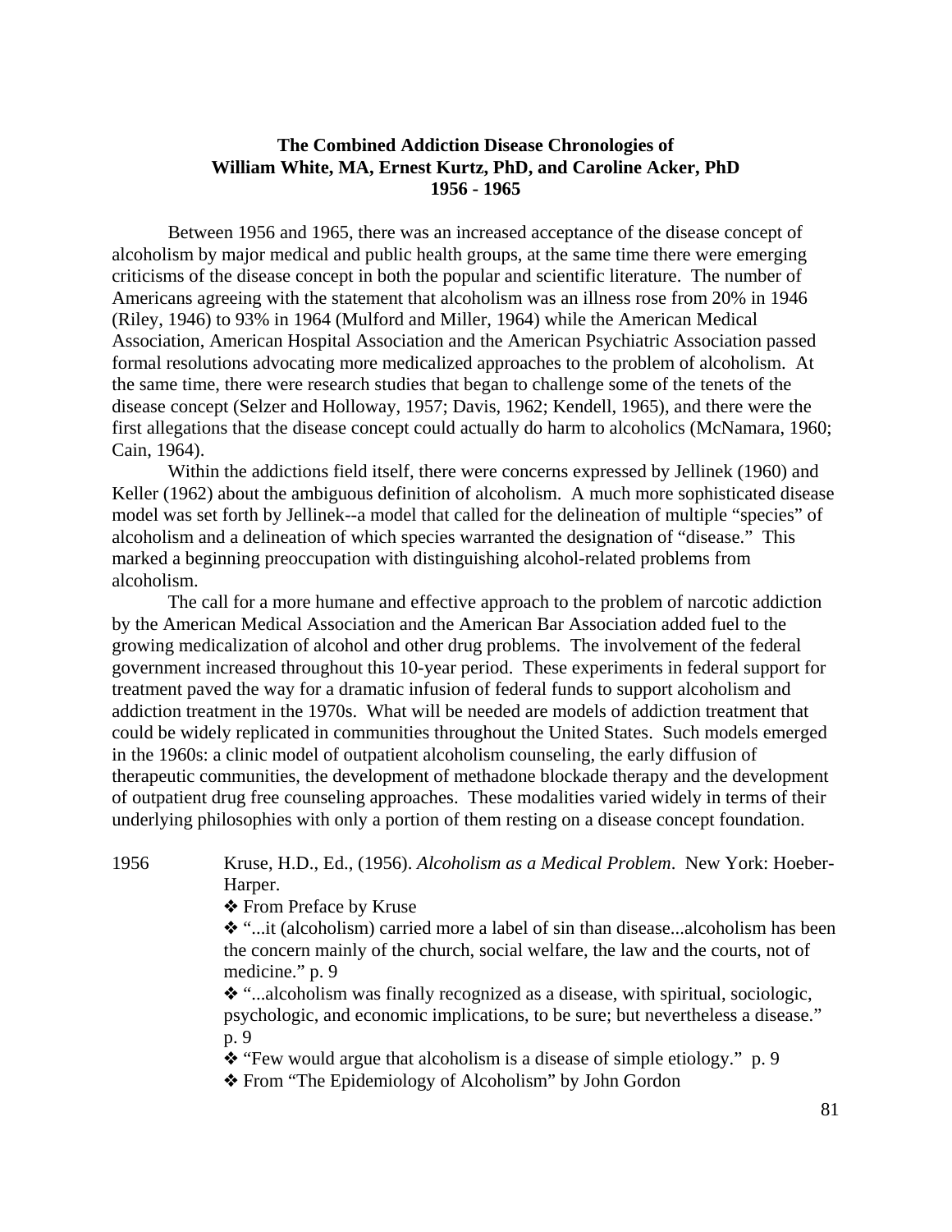**The Combined Addiction Disease Chronologies of**
**William White, MA, Ernest Kurtz, PhD, and Caroline Acker, PhD**
**1956 - 1965**

Between 1956 and 1965, there was an increased acceptance of the disease concept of alcoholism by major medical and public health groups, at the same time there were emerging criticisms of the disease concept in both the popular and scientific literature. The number of Americans agreeing with the statement that alcoholism was an illness rose from 20% in 1946 (Riley, 1946) to 93% in 1964 (Mulford and Miller, 1964) while the American Medical Association, American Hospital Association and the American Psychiatric Association passed formal resolutions advocating more medicalized approaches to the problem of alcoholism. At the same time, there were research studies that began to challenge some of the tenets of the disease concept (Selzer and Holloway, 1957; Davis, 1962; Kendell, 1965), and there were the first allegations that the disease concept could actually do harm to alcoholics (McNamara, 1960; Cain, 1964).

Within the addictions field itself, there were concerns expressed by Jellinek (1960) and Keller (1962) about the ambiguous definition of alcoholism. A much more sophisticated disease model was set forth by Jellinek--a model that called for the delineation of multiple "species" of alcoholism and a delineation of which species warranted the designation of "disease." This marked a beginning preoccupation with distinguishing alcohol-related problems from alcoholism.

The call for a more humane and effective approach to the problem of narcotic addiction by the American Medical Association and the American Bar Association added fuel to the growing medicalization of alcohol and other drug problems. The involvement of the federal government increased throughout this 10-year period. These experiments in federal support for treatment paved the way for a dramatic infusion of federal funds to support alcoholism and addiction treatment in the 1970s. What will be needed are models of addiction treatment that could be widely replicated in communities throughout the United States. Such models emerged in the 1960s: a clinic model of outpatient alcoholism counseling, the early diffusion of therapeutic communities, the development of methadone blockade therapy and the development of outpatient drug free counseling approaches. These modalities varied widely in terms of their underlying philosophies with only a portion of them resting on a disease concept foundation.

1956 Kruse, H.D., Ed., (1956). *Alcoholism as a Medical Problem*. New York: Hoeber-Harper.

❖ From Preface by Kruse

❖ "...it (alcoholism) carried more a label of sin than disease...alcoholism has been the concern mainly of the church, social welfare, the law and the courts, not of medicine." p. 9

❖ "...alcoholism was finally recognized as a disease, with spiritual, sociologic, psychologic, and economic implications, to be sure; but nevertheless a disease." p. 9

❖ "Few would argue that alcoholism is a disease of simple etiology." p. 9

❖ From "The Epidemiology of Alcoholism" by John Gordon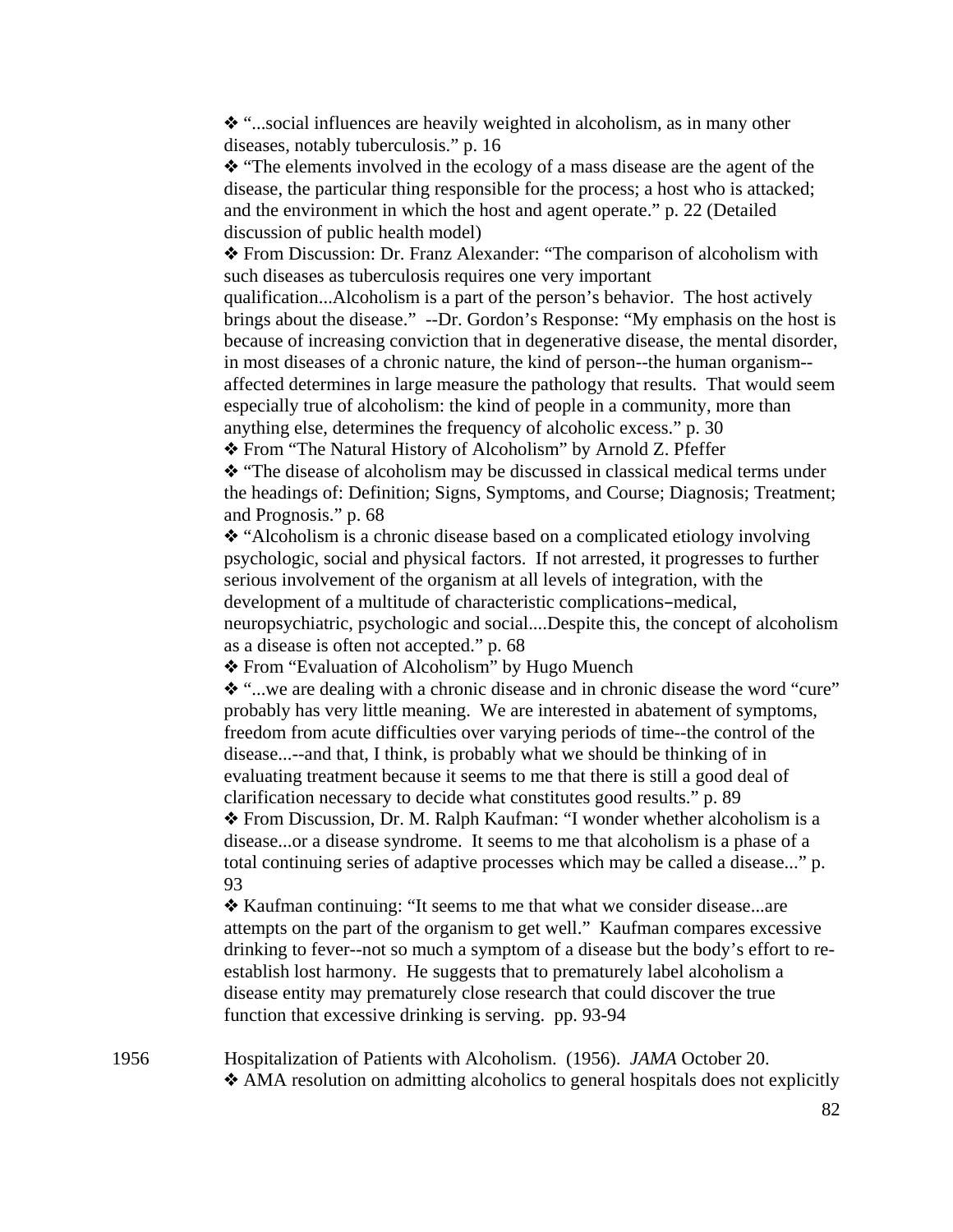❖ "...social influences are heavily weighted in alcoholism, as in many other diseases, notably tuberculosis." p. 16

❖ "The elements involved in the ecology of a mass disease are the agent of the disease, the particular thing responsible for the process; a host who is attacked; and the environment in which the host and agent operate." p. 22 (Detailed discussion of public health model)

❖ From Discussion: Dr. Franz Alexander: "The comparison of alcoholism with such diseases as tuberculosis requires one very important qualification...Alcoholism is a part of the person's behavior. The host actively brings about the disease." --Dr. Gordon's Response: "My emphasis on the host is because of increasing conviction that in degenerative disease, the mental disorder, in most diseases of a chronic nature, the kind of person--the human organism--affected determines in large measure the pathology that results. That would seem especially true of alcoholism: the kind of people in a community, more than anything else, determines the frequency of alcoholic excess." p. 30

❖ From "The Natural History of Alcoholism" by Arnold Z. Pfeffer

❖ "The disease of alcoholism may be discussed in classical medical terms under the headings of: Definition; Signs, Symptoms, and Course; Diagnosis; Treatment; and Prognosis." p. 68

❖ "Alcoholism is a chronic disease based on a complicated etiology involving psychologic, social and physical factors. If not arrested, it progresses to further serious involvement of the organism at all levels of integration, with the development of a multitude of characteristic complications–medical, neuropsychiatric, psychologic and social....Despite this, the concept of alcoholism as a disease is often not accepted." p. 68

❖ From "Evaluation of Alcoholism" by Hugo Muench

❖ "...we are dealing with a chronic disease and in chronic disease the word "cure" probably has very little meaning. We are interested in abatement of symptoms, freedom from acute difficulties over varying periods of time--the control of the disease...--and that, I think, is probably what we should be thinking of in evaluating treatment because it seems to me that there is still a good deal of clarification necessary to decide what constitutes good results." p. 89

❖ From Discussion, Dr. M. Ralph Kaufman: "I wonder whether alcoholism is a disease...or a disease syndrome. It seems to me that alcoholism is a phase of a total continuing series of adaptive processes which may be called a disease..." p. 93

❖ Kaufman continuing: "It seems to me that what we consider disease...are attempts on the part of the organism to get well." Kaufman compares excessive drinking to fever--not so much a symptom of a disease but the body's effort to re-establish lost harmony. He suggests that to prematurely label alcoholism a disease entity may prematurely close research that could discover the true function that excessive drinking is serving. pp. 93-94

1956 Hospitalization of Patients with Alcoholism. (1956). *JAMA* October 20.

❖ AMA resolution on admitting alcoholics to general hospitals does not explicitly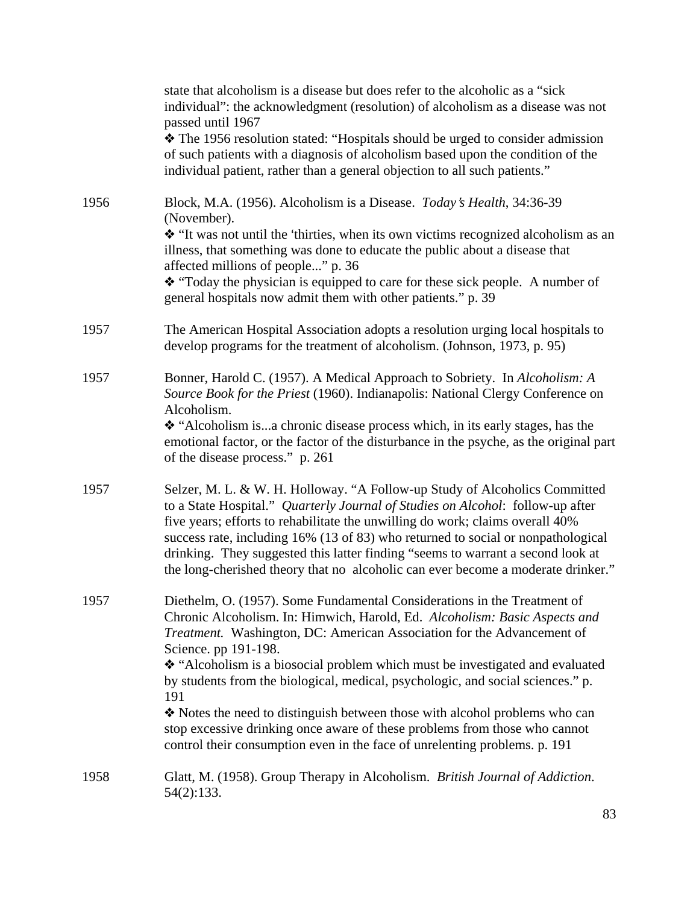| | |
|---|---|
| | state that alcoholism is a disease but does refer to the alcoholic as a "sick individual": the acknowledgment (resolution) of alcoholism as a disease was not passed until 1967<br>❖ The 1956 resolution stated: "Hospitals should be urged to consider admission of such patients with a diagnosis of alcoholism based upon the condition of the individual patient, rather than a general objection to all such patients." |
| 1956 | Block, M.A. (1956). Alcoholism is a Disease. *Today's Health*, 34:36-39 (November).<br>❖ "It was not until the 'thirties, when its own victims recognized alcoholism as an illness, that something was done to educate the public about a disease that affected millions of people..." p. 36<br>❖ "Today the physician is equipped to care for these sick people. A number of general hospitals now admit them with other patients." p. 39 |
| 1957 | The American Hospital Association adopts a resolution urging local hospitals to develop programs for the treatment of alcoholism. (Johnson, 1973, p. 95) |
| 1957 | Bonner, Harold C. (1957). A Medical Approach to Sobriety. In *Alcoholism: A Source Book for the Priest* (1960). Indianapolis: National Clergy Conference on Alcoholism.<br>❖ "Alcoholism is...a chronic disease process which, in its early stages, has the emotional factor, or the factor of the disturbance in the psyche, as the original part of the disease process." p. 261 |
| 1957 | Selzer, M. L. & W. H. Holloway. "A Follow-up Study of Alcoholics Committed to a State Hospital." *Quarterly Journal of Studies on Alcohol*: follow-up after five years; efforts to rehabilitate the unwilling do work; claims overall 40% success rate, including 16% (13 of 83) who returned to social or nonpathological drinking. They suggested this latter finding "seems to warrant a second look at the long-cherished theory that no alcoholic can ever become a moderate drinker." |
| 1957 | Diethelm, O. (1957). Some Fundamental Considerations in the Treatment of Chronic Alcoholism. In: Himwich, Harold, Ed. *Alcoholism: Basic Aspects and Treatment.* Washington, DC: American Association for the Advancement of Science. pp 191-198.<br>❖ "Alcoholism is a biosocial problem which must be investigated and evaluated by students from the biological, medical, psychologic, and social sciences." p. 191<br>❖ Notes the need to distinguish between those with alcohol problems who can stop excessive drinking once aware of these problems from those who cannot control their consumption even in the face of unrelenting problems. p. 191 |
| 1958 | Glatt, M. (1958). Group Therapy in Alcoholism. *British Journal of Addiction*. 54(2):133. |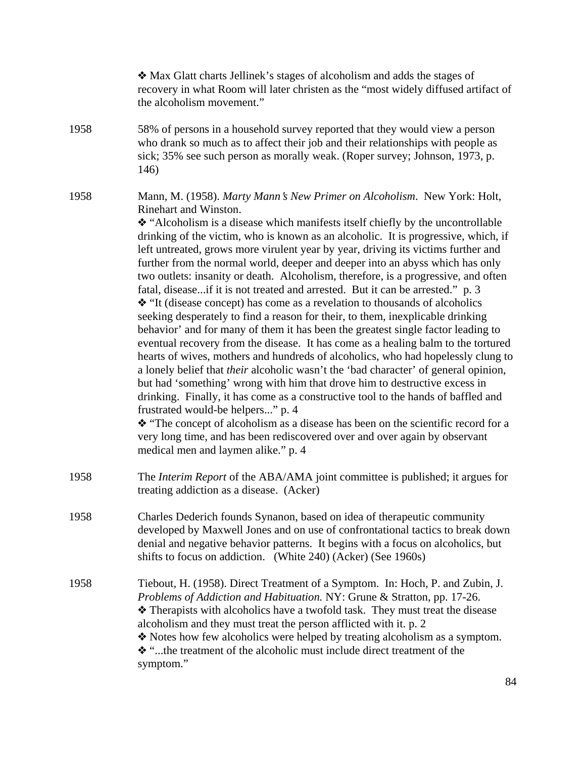❖ Max Glatt charts Jellinek's stages of alcoholism and adds the stages of recovery in what Room will later christen as the "most widely diffused artifact of the alcoholism movement."

1958 — 58% of persons in a household survey reported that they would view a person who drank so much as to affect their job and their relationships with people as sick; 35% see such person as morally weak. (Roper survey; Johnson, 1973, p. 146)

1958 — Mann, M. (1958). *Marty Mann's New Primer on Alcoholism*. New York: Holt, Rinehart and Winston.

❖ "Alcoholism is a disease which manifests itself chiefly by the uncontrollable drinking of the victim, who is known as an alcoholic. It is progressive, which, if left untreated, grows more virulent year by year, driving its victims further and further from the normal world, deeper and deeper into an abyss which has only two outlets: insanity or death. Alcoholism, therefore, is a progressive, and often fatal, disease...if it is not treated and arrested. But it can be arrested." p. 3

❖ "It (disease concept) has come as a revelation to thousands of alcoholics seeking desperately to find a reason for their, to them, inexplicable drinking behavior' and for many of them it has been the greatest single factor leading to eventual recovery from the disease. It has come as a healing balm to the tortured hearts of wives, mothers and hundreds of alcoholics, who had hopelessly clung to a lonely belief that *their* alcoholic wasn't the 'bad character' of general opinion, but had 'something' wrong with him that drove him to destructive excess in drinking. Finally, it has come as a constructive tool to the hands of baffled and frustrated would-be helpers..." p. 4

❖ "The concept of alcoholism as a disease has been on the scientific record for a very long time, and has been rediscovered over and over again by observant medical men and laymen alike." p. 4

1958 — The *Interim Report* of the ABA/AMA joint committee is published; it argues for treating addiction as a disease. (Acker)

1958 — Charles Dederich founds Synanon, based on idea of therapeutic community developed by Maxwell Jones and on use of confrontational tactics to break down denial and negative behavior patterns. It begins with a focus on alcoholics, but shifts to focus on addiction. (White 240) (Acker) (See 1960s)

1958 — Tiebout, H. (1958). Direct Treatment of a Symptom. In: Hoch, P. and Zubin, J. *Problems of Addiction and Habituation.* NY: Grune & Stratton, pp. 17-26.

❖ Therapists with alcoholics have a twofold task. They must treat the disease alcoholism and they must treat the person afflicted with it. p. 2

❖ Notes how few alcoholics were helped by treating alcoholism as a symptom.

❖ "...the treatment of the alcoholic must include direct treatment of the symptom."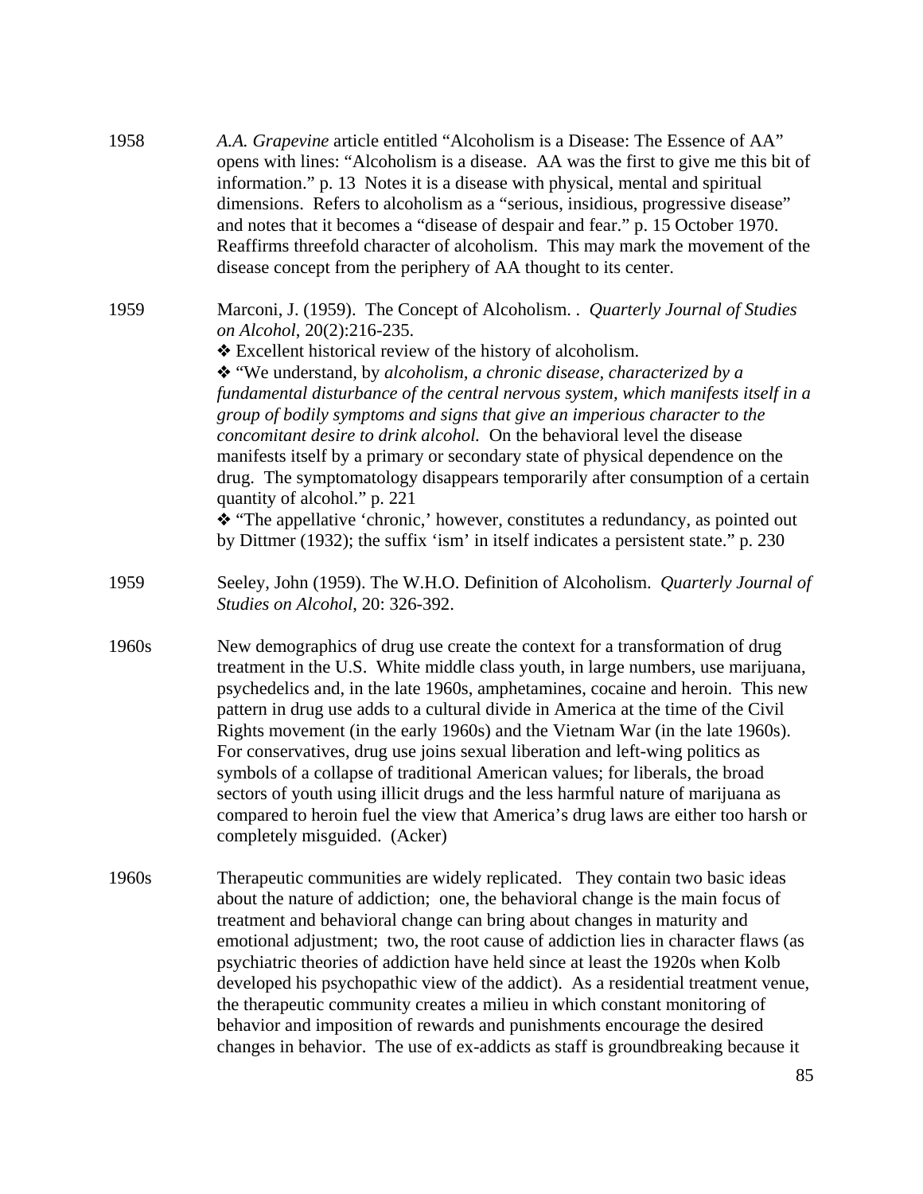1958 *A.A. Grapevine* article entitled "Alcoholism is a Disease: The Essence of AA" opens with lines: "Alcoholism is a disease. AA was the first to give me this bit of information." p. 13 Notes it is a disease with physical, mental and spiritual dimensions. Refers to alcoholism as a "serious, insidious, progressive disease" and notes that it becomes a "disease of despair and fear." p. 15 October 1970. Reaffirms threefold character of alcoholism. This may mark the movement of the disease concept from the periphery of AA thought to its center.

1959 Marconi, J. (1959). The Concept of Alcoholism. . *Quarterly Journal of Studies on Alcohol*, 20(2):216-235.

- ❖ Excellent historical review of the history of alcoholism.
- ❖ "We understand, by *alcoholism, a chronic disease, characterized by a fundamental disturbance of the central nervous system, which manifests itself in a group of bodily symptoms and signs that give an imperious character to the concomitant desire to drink alcohol.* On the behavioral level the disease manifests itself by a primary or secondary state of physical dependence on the drug. The symptomatology disappears temporarily after consumption of a certain quantity of alcohol." p. 221
- ❖ "The appellative 'chronic,' however, constitutes a redundancy, as pointed out by Dittmer (1932); the suffix 'ism' in itself indicates a persistent state." p. 230

1959 Seeley, John (1959). The W.H.O. Definition of Alcoholism. *Quarterly Journal of Studies on Alcohol*, 20: 326-392.

1960s New demographics of drug use create the context for a transformation of drug treatment in the U.S. White middle class youth, in large numbers, use marijuana, psychedelics and, in the late 1960s, amphetamines, cocaine and heroin. This new pattern in drug use adds to a cultural divide in America at the time of the Civil Rights movement (in the early 1960s) and the Vietnam War (in the late 1960s). For conservatives, drug use joins sexual liberation and left-wing politics as symbols of a collapse of traditional American values; for liberals, the broad sectors of youth using illicit drugs and the less harmful nature of marijuana as compared to heroin fuel the view that America's drug laws are either too harsh or completely misguided. (Acker)

1960s Therapeutic communities are widely replicated. They contain two basic ideas about the nature of addiction; one, the behavioral change is the main focus of treatment and behavioral change can bring about changes in maturity and emotional adjustment; two, the root cause of addiction lies in character flaws (as psychiatric theories of addiction have held since at least the 1920s when Kolb developed his psychopathic view of the addict). As a residential treatment venue, the therapeutic community creates a milieu in which constant monitoring of behavior and imposition of rewards and punishments encourage the desired changes in behavior. The use of ex-addicts as staff is groundbreaking because it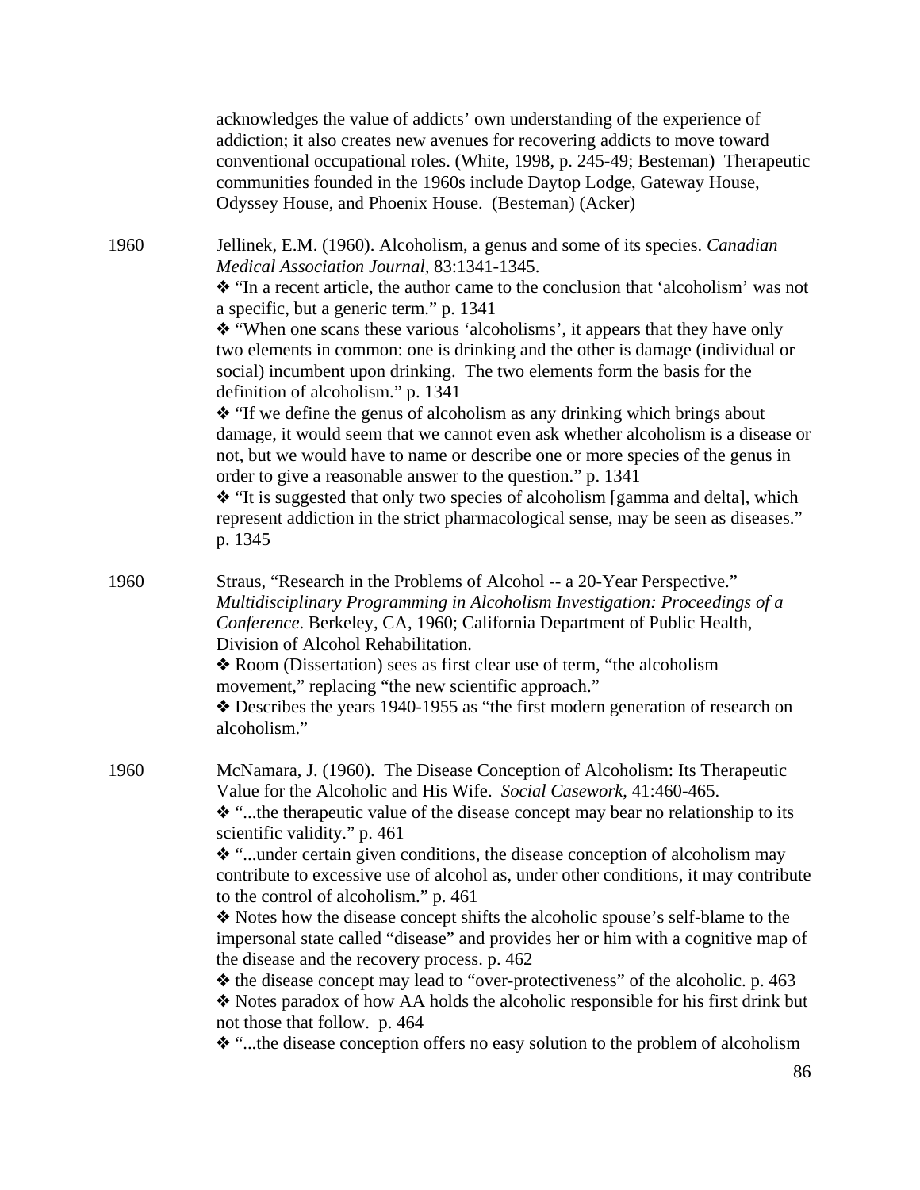acknowledges the value of addicts' own understanding of the experience of addiction; it also creates new avenues for recovering addicts to move toward conventional occupational roles. (White, 1998, p. 245-49; Besteman) Therapeutic communities founded in the 1960s include Daytop Lodge, Gateway House, Odyssey House, and Phoenix House. (Besteman) (Acker)

1960 Jellinek, E.M. (1960). Alcoholism, a genus and some of its species. *Canadian Medical Association Journal*, 83:1341-1345.

❖ "In a recent article, the author came to the conclusion that 'alcoholism' was not a specific, but a generic term." p. 1341

❖ "When one scans these various 'alcoholisms', it appears that they have only two elements in common: one is drinking and the other is damage (individual or social) incumbent upon drinking. The two elements form the basis for the definition of alcoholism." p. 1341

❖ "If we define the genus of alcoholism as any drinking which brings about damage, it would seem that we cannot even ask whether alcoholism is a disease or not, but we would have to name or describe one or more species of the genus in order to give a reasonable answer to the question." p. 1341

❖ "It is suggested that only two species of alcoholism [gamma and delta], which represent addiction in the strict pharmacological sense, may be seen as diseases." p. 1345

1960 Straus, "Research in the Problems of Alcohol -- a 20-Year Perspective." *Multidisciplinary Programming in Alcoholism Investigation: Proceedings of a Conference*. Berkeley, CA, 1960; California Department of Public Health, Division of Alcohol Rehabilitation.

❖ Room (Dissertation) sees as first clear use of term, "the alcoholism movement," replacing "the new scientific approach."

❖ Describes the years 1940-1955 as "the first modern generation of research on alcoholism."

1960 McNamara, J. (1960). The Disease Conception of Alcoholism: Its Therapeutic Value for the Alcoholic and His Wife. *Social Casework*, 41:460-465.

❖ "...the therapeutic value of the disease concept may bear no relationship to its scientific validity." p. 461

❖ "...under certain given conditions, the disease conception of alcoholism may contribute to excessive use of alcohol as, under other conditions, it may contribute to the control of alcoholism." p. 461

❖ Notes how the disease concept shifts the alcoholic spouse's self-blame to the impersonal state called "disease" and provides her or him with a cognitive map of the disease and the recovery process. p. 462

❖ the disease concept may lead to "over-protectiveness" of the alcoholic. p. 463

❖ Notes paradox of how AA holds the alcoholic responsible for his first drink but not those that follow. p. 464

❖ "...the disease conception offers no easy solution to the problem of alcoholism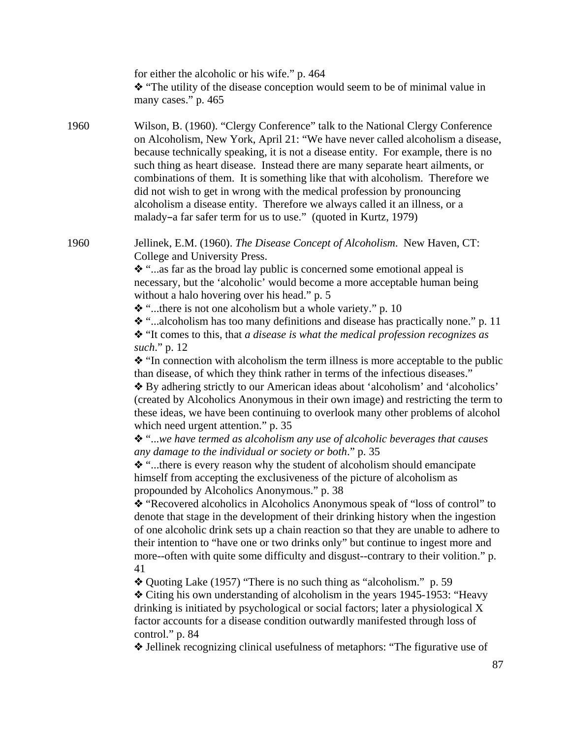for either the alcoholic or his wife." p. 464
❖ "The utility of the disease conception would seem to be of minimal value in many cases." p. 465

1960 Wilson, B. (1960). "Clergy Conference" talk to the National Clergy Conference on Alcoholism, New York, April 21: "We have never called alcoholism a disease, because technically speaking, it is not a disease entity. For example, there is no such thing as heart disease. Instead there are many separate heart ailments, or combinations of them. It is something like that with alcoholism. Therefore we did not wish to get in wrong with the medical profession by pronouncing alcoholism a disease entity. Therefore we always called it an illness, or a malady–a far safer term for us to use." (quoted in Kurtz, 1979)

1960 Jellinek, E.M. (1960). *The Disease Concept of Alcoholism*. New Haven, CT: College and University Press.
❖ "...as far as the broad lay public is concerned some emotional appeal is necessary, but the 'alcoholic' would become a more acceptable human being without a halo hovering over his head." p. 5
❖ "...there is not one alcoholism but a whole variety." p. 10
❖ "...alcoholism has too many definitions and disease has practically none." p. 11
❖ "It comes to this, that *a disease is what the medical profession recognizes as such*." p. 12
❖ "In connection with alcoholism the term illness is more acceptable to the public than disease, of which they think rather in terms of the infectious diseases."
❖ By adhering strictly to our American ideas about 'alcoholism' and 'alcoholics' (created by Alcoholics Anonymous in their own image) and restricting the term to these ideas, we have been continuing to overlook many other problems of alcohol which need urgent attention." p. 35
❖ "*...we have termed as alcoholism any use of alcoholic beverages that causes any damage to the individual or society or both*." p. 35
❖ "...there is every reason why the student of alcoholism should emancipate himself from accepting the exclusiveness of the picture of alcoholism as propounded by Alcoholics Anonymous." p. 38
❖ "Recovered alcoholics in Alcoholics Anonymous speak of "loss of control" to denote that stage in the development of their drinking history when the ingestion of one alcoholic drink sets up a chain reaction so that they are unable to adhere to their intention to "have one or two drinks only" but continue to ingest more and more--often with quite some difficulty and disgust--contrary to their volition." p. 41
❖ Quoting Lake (1957) "There is no such thing as "alcoholism." p. 59
❖ Citing his own understanding of alcoholism in the years 1945-1953: "Heavy drinking is initiated by psychological or social factors; later a physiological X factor accounts for a disease condition outwardly manifested through loss of control." p. 84
❖ Jellinek recognizing clinical usefulness of metaphors: "The figurative use of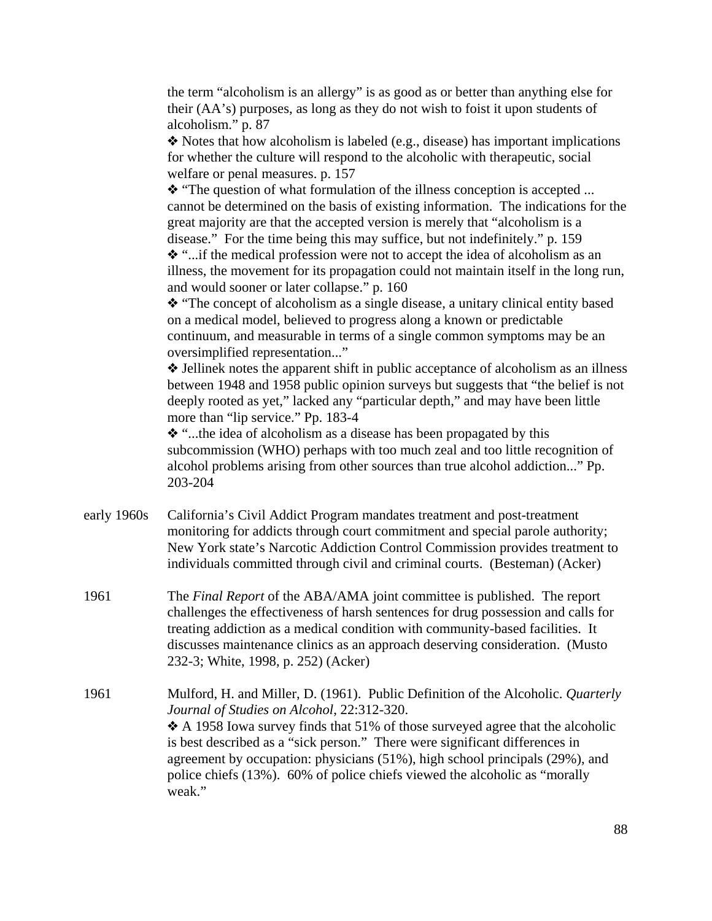the term "alcoholism is an allergy" is as good as or better than anything else for their (AA's) purposes, as long as they do not wish to foist it upon students of alcoholism." p. 87

❖ Notes that how alcoholism is labeled (e.g., disease) has important implications for whether the culture will respond to the alcoholic with therapeutic, social welfare or penal measures. p. 157

❖ "The question of what formulation of the illness conception is accepted ... cannot be determined on the basis of existing information. The indications for the great majority are that the accepted version is merely that "alcoholism is a disease." For the time being this may suffice, but not indefinitely." p. 159

❖ "...if the medical profession were not to accept the idea of alcoholism as an illness, the movement for its propagation could not maintain itself in the long run, and would sooner or later collapse." p. 160

❖ "The concept of alcoholism as a single disease, a unitary clinical entity based on a medical model, believed to progress along a known or predictable continuum, and measurable in terms of a single common symptoms may be an oversimplified representation..."

❖ Jellinek notes the apparent shift in public acceptance of alcoholism as an illness between 1948 and 1958 public opinion surveys but suggests that "the belief is not deeply rooted as yet," lacked any "particular depth," and may have been little more than "lip service." Pp. 183-4

❖ "...the idea of alcoholism as a disease has been propagated by this subcommission (WHO) perhaps with too much zeal and too little recognition of alcohol problems arising from other sources than true alcohol addiction..." Pp. 203-204

early 1960s — California's Civil Addict Program mandates treatment and post-treatment monitoring for addicts through court commitment and special parole authority; New York state's Narcotic Addiction Control Commission provides treatment to individuals committed through civil and criminal courts. (Besteman) (Acker)

1961 — The *Final Report* of the ABA/AMA joint committee is published. The report challenges the effectiveness of harsh sentences for drug possession and calls for treating addiction as a medical condition with community-based facilities. It discusses maintenance clinics as an approach deserving consideration. (Musto 232-3; White, 1998, p. 252) (Acker)

1961 — Mulford, H. and Miller, D. (1961). Public Definition of the Alcoholic. *Quarterly Journal of Studies on Alcohol*, 22:312-320.

❖ A 1958 Iowa survey finds that 51% of those surveyed agree that the alcoholic is best described as a "sick person." There were significant differences in agreement by occupation: physicians (51%), high school principals (29%), and police chiefs (13%). 60% of police chiefs viewed the alcoholic as "morally weak."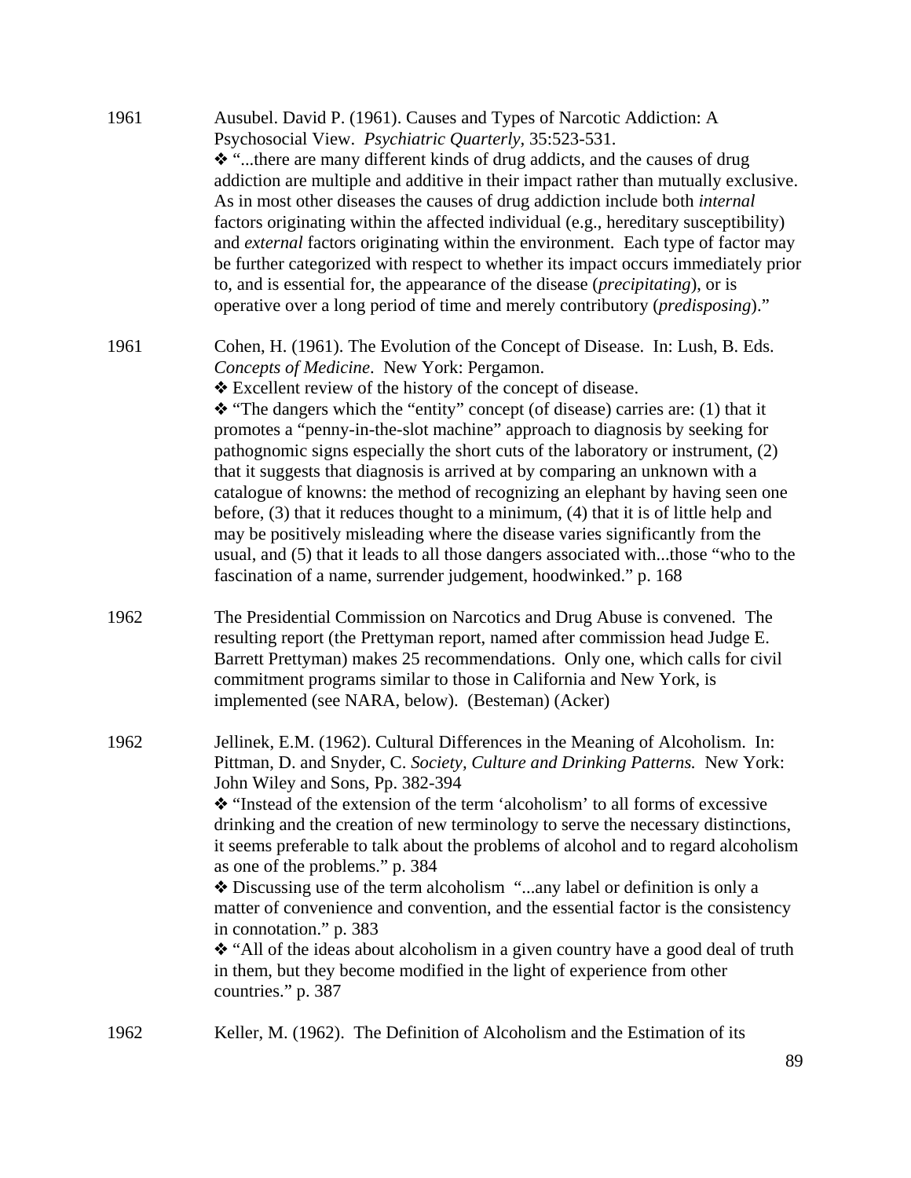1961 Ausubel. David P. (1961). Causes and Types of Narcotic Addiction: A Psychosocial View. *Psychiatric Quarterly,* 35:523-531.

❖ "...there are many different kinds of drug addicts, and the causes of drug addiction are multiple and additive in their impact rather than mutually exclusive. As in most other diseases the causes of drug addiction include both *internal* factors originating within the affected individual (e.g., hereditary susceptibility) and *external* factors originating within the environment. Each type of factor may be further categorized with respect to whether its impact occurs immediately prior to, and is essential for, the appearance of the disease (*precipitating*), or is operative over a long period of time and merely contributory (*predisposing*)."

1961 Cohen, H. (1961). The Evolution of the Concept of Disease. In: Lush, B. Eds. *Concepts of Medicine*. New York: Pergamon.

❖ Excellent review of the history of the concept of disease.

❖ "The dangers which the "entity" concept (of disease) carries are: (1) that it promotes a "penny-in-the-slot machine" approach to diagnosis by seeking for pathognomic signs especially the short cuts of the laboratory or instrument, (2) that it suggests that diagnosis is arrived at by comparing an unknown with a catalogue of knowns: the method of recognizing an elephant by having seen one before, (3) that it reduces thought to a minimum, (4) that it is of little help and may be positively misleading where the disease varies significantly from the usual, and (5) that it leads to all those dangers associated with...those "who to the fascination of a name, surrender judgement, hoodwinked." p. 168

1962 The Presidential Commission on Narcotics and Drug Abuse is convened. The resulting report (the Prettyman report, named after commission head Judge E. Barrett Prettyman) makes 25 recommendations. Only one, which calls for civil commitment programs similar to those in California and New York, is implemented (see NARA, below). (Besteman) (Acker)

1962 Jellinek, E.M. (1962). Cultural Differences in the Meaning of Alcoholism. In: Pittman, D. and Snyder, C. *Society, Culture and Drinking Patterns.* New York: John Wiley and Sons, Pp. 382-394

❖ "Instead of the extension of the term 'alcoholism' to all forms of excessive drinking and the creation of new terminology to serve the necessary distinctions, it seems preferable to talk about the problems of alcohol and to regard alcoholism as one of the problems." p. 384

❖ Discussing use of the term alcoholism "...any label or definition is only a matter of convenience and convention, and the essential factor is the consistency in connotation." p. 383

❖ "All of the ideas about alcoholism in a given country have a good deal of truth in them, but they become modified in the light of experience from other countries." p. 387

1962 Keller, M. (1962). The Definition of Alcoholism and the Estimation of its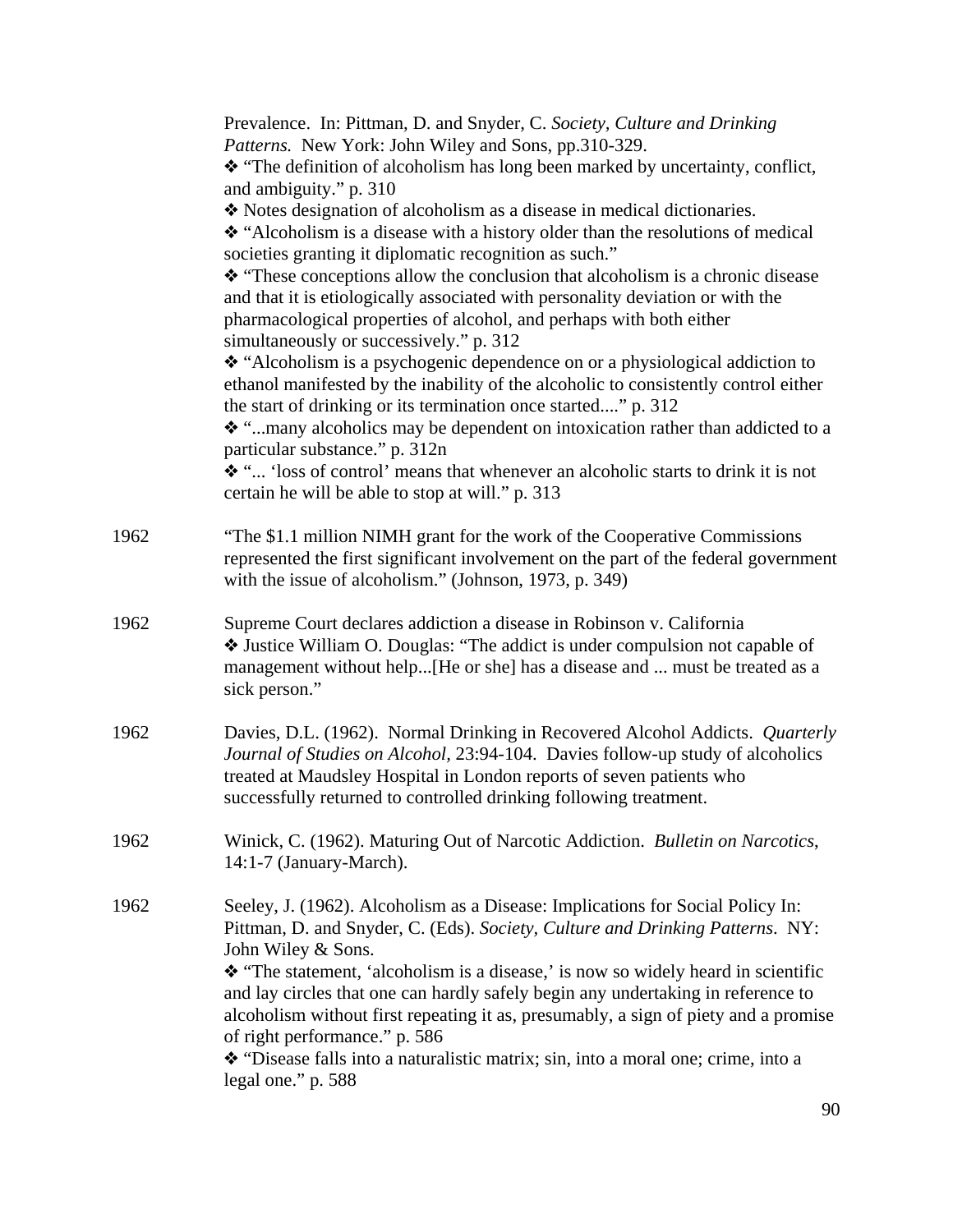Prevalence. In: Pittman, D. and Snyder, C. *Society, Culture and Drinking Patterns.* New York: John Wiley and Sons, pp.310-329.

❖ "The definition of alcoholism has long been marked by uncertainty, conflict, and ambiguity." p. 310

❖ Notes designation of alcoholism as a disease in medical dictionaries.

❖ "Alcoholism is a disease with a history older than the resolutions of medical societies granting it diplomatic recognition as such."

❖ "These conceptions allow the conclusion that alcoholism is a chronic disease and that it is etiologically associated with personality deviation or with the pharmacological properties of alcohol, and perhaps with both either simultaneously or successively." p. 312

❖ "Alcoholism is a psychogenic dependence on or a physiological addiction to ethanol manifested by the inability of the alcoholic to consistently control either the start of drinking or its termination once started...." p. 312

❖ "...many alcoholics may be dependent on intoxication rather than addicted to a particular substance." p. 312n

❖ "... 'loss of control' means that whenever an alcoholic starts to drink it is not certain he will be able to stop at will." p. 313

1962 — "The $1.1 million NIMH grant for the work of the Cooperative Commissions represented the first significant involvement on the part of the federal government with the issue of alcoholism." (Johnson, 1973, p. 349)

1962 — Supreme Court declares addiction a disease in Robinson v. California

❖ Justice William O. Douglas: "The addict is under compulsion not capable of management without help...[He or she] has a disease and ... must be treated as a sick person."

1962 — Davies, D.L. (1962). Normal Drinking in Recovered Alcohol Addicts. *Quarterly Journal of Studies on Alcohol*, 23:94-104. Davies follow-up study of alcoholics treated at Maudsley Hospital in London reports of seven patients who successfully returned to controlled drinking following treatment.

1962 — Winick, C. (1962). Maturing Out of Narcotic Addiction. *Bulletin on Narcotics*, 14:1-7 (January-March).

1962 — Seeley, J. (1962). Alcoholism as a Disease: Implications for Social Policy In: Pittman, D. and Snyder, C. (Eds). *Society, Culture and Drinking Patterns*. NY: John Wiley & Sons.

❖ "The statement, 'alcoholism is a disease,' is now so widely heard in scientific and lay circles that one can hardly safely begin any undertaking in reference to alcoholism without first repeating it as, presumably, a sign of piety and a promise of right performance." p. 586

❖ "Disease falls into a naturalistic matrix; sin, into a moral one; crime, into a legal one." p. 588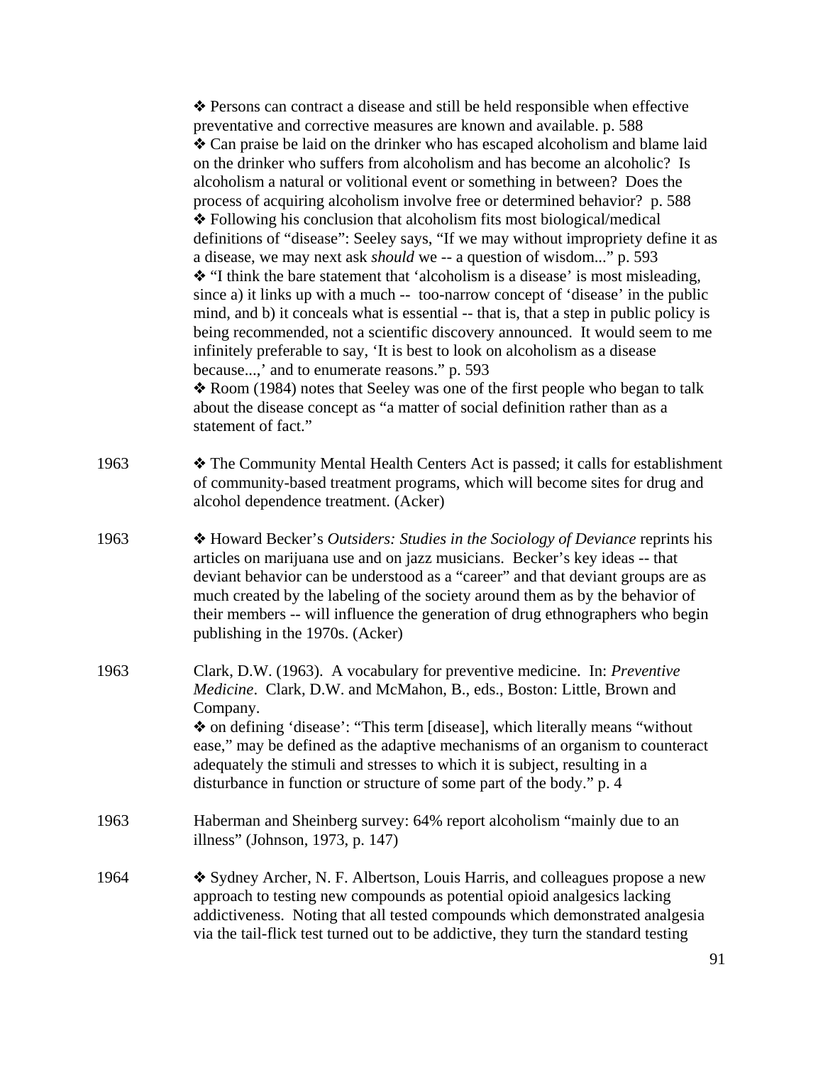❖ Persons can contract a disease and still be held responsible when effective preventative and corrective measures are known and available. p. 588
❖ Can praise be laid on the drinker who has escaped alcoholism and blame laid on the drinker who suffers from alcoholism and has become an alcoholic? Is alcoholism a natural or volitional event or something in between? Does the process of acquiring alcoholism involve free or determined behavior? p. 588
❖ Following his conclusion that alcoholism fits most biological/medical definitions of "disease": Seeley says, "If we may without impropriety define it as a disease, we may next ask *should* we -- a question of wisdom..." p. 593
❖ "I think the bare statement that 'alcoholism is a disease' is most misleading, since a) it links up with a much -- too-narrow concept of 'disease' in the public mind, and b) it conceals what is essential -- that is, that a step in public policy is being recommended, not a scientific discovery announced. It would seem to me infinitely preferable to say, 'It is best to look on alcoholism as a disease because...,' and to enumerate reasons." p. 593
❖ Room (1984) notes that Seeley was one of the first people who began to talk about the disease concept as "a matter of social definition rather than as a statement of fact."

1963 ❖ The Community Mental Health Centers Act is passed; it calls for establishment of community-based treatment programs, which will become sites for drug and alcohol dependence treatment. (Acker)

1963 ❖ Howard Becker's *Outsiders: Studies in the Sociology of Deviance* reprints his articles on marijuana use and on jazz musicians. Becker's key ideas -- that deviant behavior can be understood as a "career" and that deviant groups are as much created by the labeling of the society around them as by the behavior of their members -- will influence the generation of drug ethnographers who begin publishing in the 1970s. (Acker)

1963 Clark, D.W. (1963). A vocabulary for preventive medicine. In: *Preventive Medicine*. Clark, D.W. and McMahon, B., eds., Boston: Little, Brown and Company.
❖ on defining 'disease': "This term [disease], which literally means "without ease," may be defined as the adaptive mechanisms of an organism to counteract adequately the stimuli and stresses to which it is subject, resulting in a disturbance in function or structure of some part of the body." p. 4

1963 Haberman and Sheinberg survey: 64% report alcoholism "mainly due to an illness" (Johnson, 1973, p. 147)

1964 ❖ Sydney Archer, N. F. Albertson, Louis Harris, and colleagues propose a new approach to testing new compounds as potential opioid analgesics lacking addictiveness. Noting that all tested compounds which demonstrated analgesia via the tail-flick test turned out to be addictive, they turn the standard testing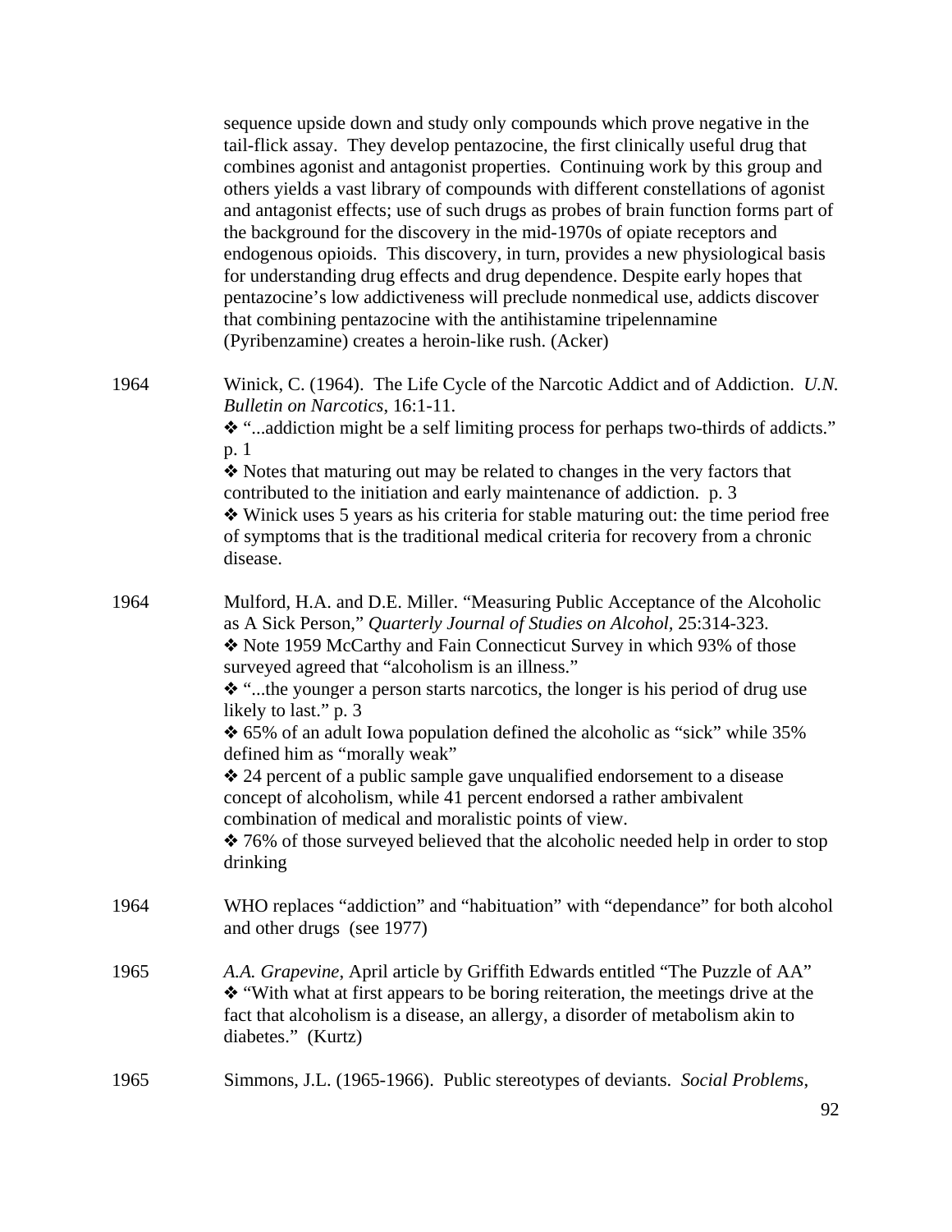sequence upside down and study only compounds which prove negative in the tail-flick assay. They develop pentazocine, the first clinically useful drug that combines agonist and antagonist properties. Continuing work by this group and others yields a vast library of compounds with different constellations of agonist and antagonist effects; use of such drugs as probes of brain function forms part of the background for the discovery in the mid-1970s of opiate receptors and endogenous opioids. This discovery, in turn, provides a new physiological basis for understanding drug effects and drug dependence. Despite early hopes that pentazocine's low addictiveness will preclude nonmedical use, addicts discover that combining pentazocine with the antihistamine tripelennamine (Pyribenzamine) creates a heroin-like rush. (Acker)

1964 Winick, C. (1964). The Life Cycle of the Narcotic Addict and of Addiction. *U.N. Bulletin on Narcotics*, 16:1-11.

❖ "...addiction might be a self limiting process for perhaps two-thirds of addicts." p. 1

❖ Notes that maturing out may be related to changes in the very factors that contributed to the initiation and early maintenance of addiction. p. 3

❖ Winick uses 5 years as his criteria for stable maturing out: the time period free of symptoms that is the traditional medical criteria for recovery from a chronic disease.

1964 Mulford, H.A. and D.E. Miller. "Measuring Public Acceptance of the Alcoholic as A Sick Person," *Quarterly Journal of Studies on Alcohol*, 25:314-323.

❖ Note 1959 McCarthy and Fain Connecticut Survey in which 93% of those surveyed agreed that "alcoholism is an illness."

❖ "...the younger a person starts narcotics, the longer is his period of drug use likely to last." p. 3

❖ 65% of an adult Iowa population defined the alcoholic as "sick" while 35% defined him as "morally weak"

❖ 24 percent of a public sample gave unqualified endorsement to a disease concept of alcoholism, while 41 percent endorsed a rather ambivalent combination of medical and moralistic points of view.

❖ 76% of those surveyed believed that the alcoholic needed help in order to stop drinking

1964 WHO replaces "addiction" and "habituation" with "dependance" for both alcohol and other drugs (see 1977)

1965 *A.A. Grapevine*, April article by Griffith Edwards entitled "The Puzzle of AA"

❖ "With what at first appears to be boring reiteration, the meetings drive at the fact that alcoholism is a disease, an allergy, a disorder of metabolism akin to diabetes." (Kurtz)

1965 Simmons, J.L. (1965-1966). Public stereotypes of deviants. *Social Problems*,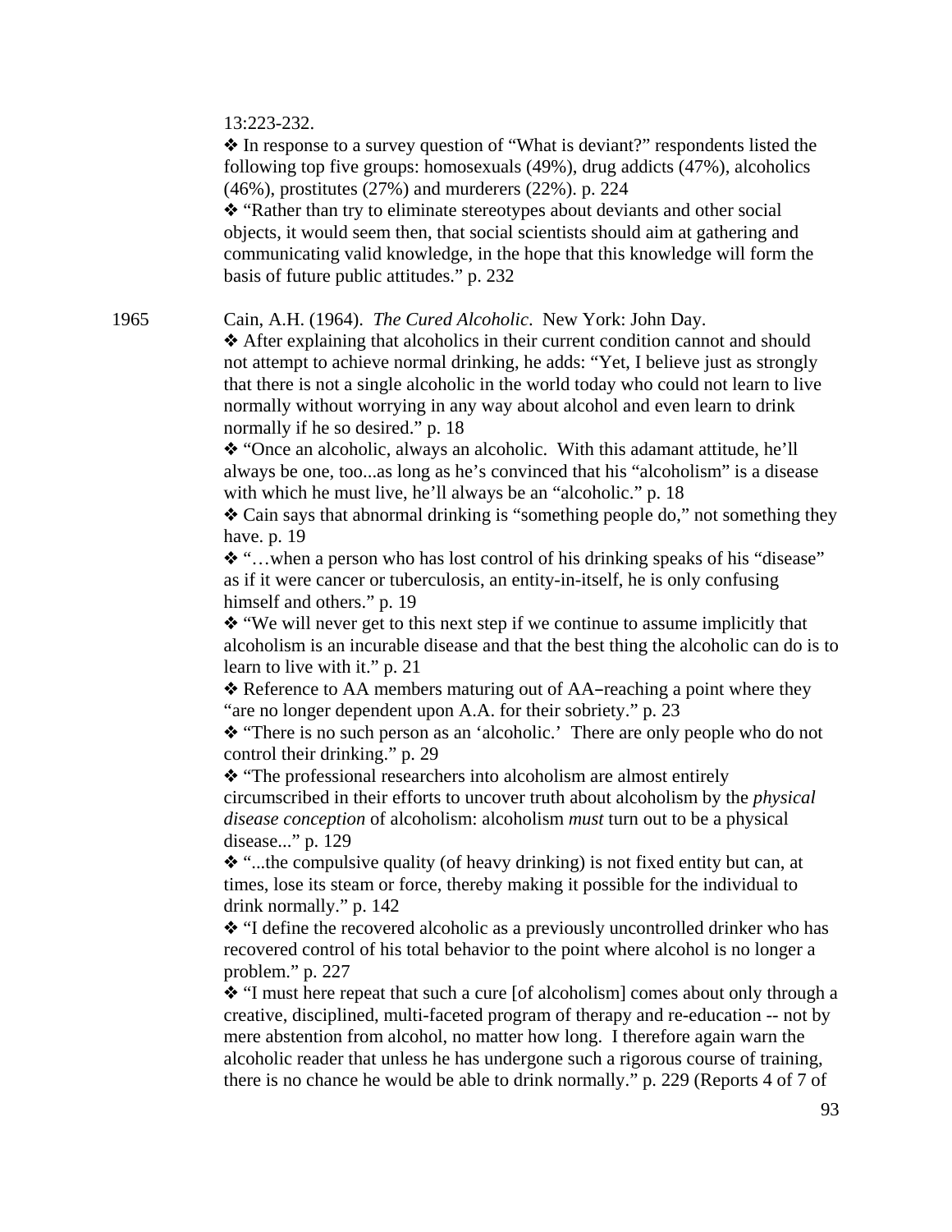13:223-232.

❖ In response to a survey question of "What is deviant?" respondents listed the following top five groups: homosexuals (49%), drug addicts (47%), alcoholics (46%), prostitutes (27%) and murderers (22%). p. 224

❖ "Rather than try to eliminate stereotypes about deviants and other social objects, it would seem then, that social scientists should aim at gathering and communicating valid knowledge, in the hope that this knowledge will form the basis of future public attitudes." p. 232

1965 Cain, A.H. (1964). *The Cured Alcoholic*. New York: John Day.

❖ After explaining that alcoholics in their current condition cannot and should not attempt to achieve normal drinking, he adds: "Yet, I believe just as strongly that there is not a single alcoholic in the world today who could not learn to live normally without worrying in any way about alcohol and even learn to drink normally if he so desired." p. 18

❖ "Once an alcoholic, always an alcoholic. With this adamant attitude, he'll always be one, too...as long as he's convinced that his "alcoholism" is a disease with which he must live, he'll always be an "alcoholic." p. 18

❖ Cain says that abnormal drinking is "something people do," not something they have. p. 19

❖ "…when a person who has lost control of his drinking speaks of his "disease" as if it were cancer or tuberculosis, an entity-in-itself, he is only confusing himself and others." p. 19

❖ "We will never get to this next step if we continue to assume implicitly that alcoholism is an incurable disease and that the best thing the alcoholic can do is to learn to live with it." p. 21

❖ Reference to AA members maturing out of AA–reaching a point where they "are no longer dependent upon A.A. for their sobriety." p. 23

❖ "There is no such person as an 'alcoholic.' There are only people who do not control their drinking." p. 29

❖ "The professional researchers into alcoholism are almost entirely circumscribed in their efforts to uncover truth about alcoholism by the *physical disease conception* of alcoholism: alcoholism *must* turn out to be a physical disease..." p. 129

❖ "...the compulsive quality (of heavy drinking) is not fixed entity but can, at times, lose its steam or force, thereby making it possible for the individual to drink normally." p. 142

❖ "I define the recovered alcoholic as a previously uncontrolled drinker who has recovered control of his total behavior to the point where alcohol is no longer a problem." p. 227

❖ "I must here repeat that such a cure [of alcoholism] comes about only through a creative, disciplined, multi-faceted program of therapy and re-education -- not by mere abstention from alcohol, no matter how long. I therefore again warn the alcoholic reader that unless he has undergone such a rigorous course of training, there is no chance he would be able to drink normally." p. 229 (Reports 4 of 7 of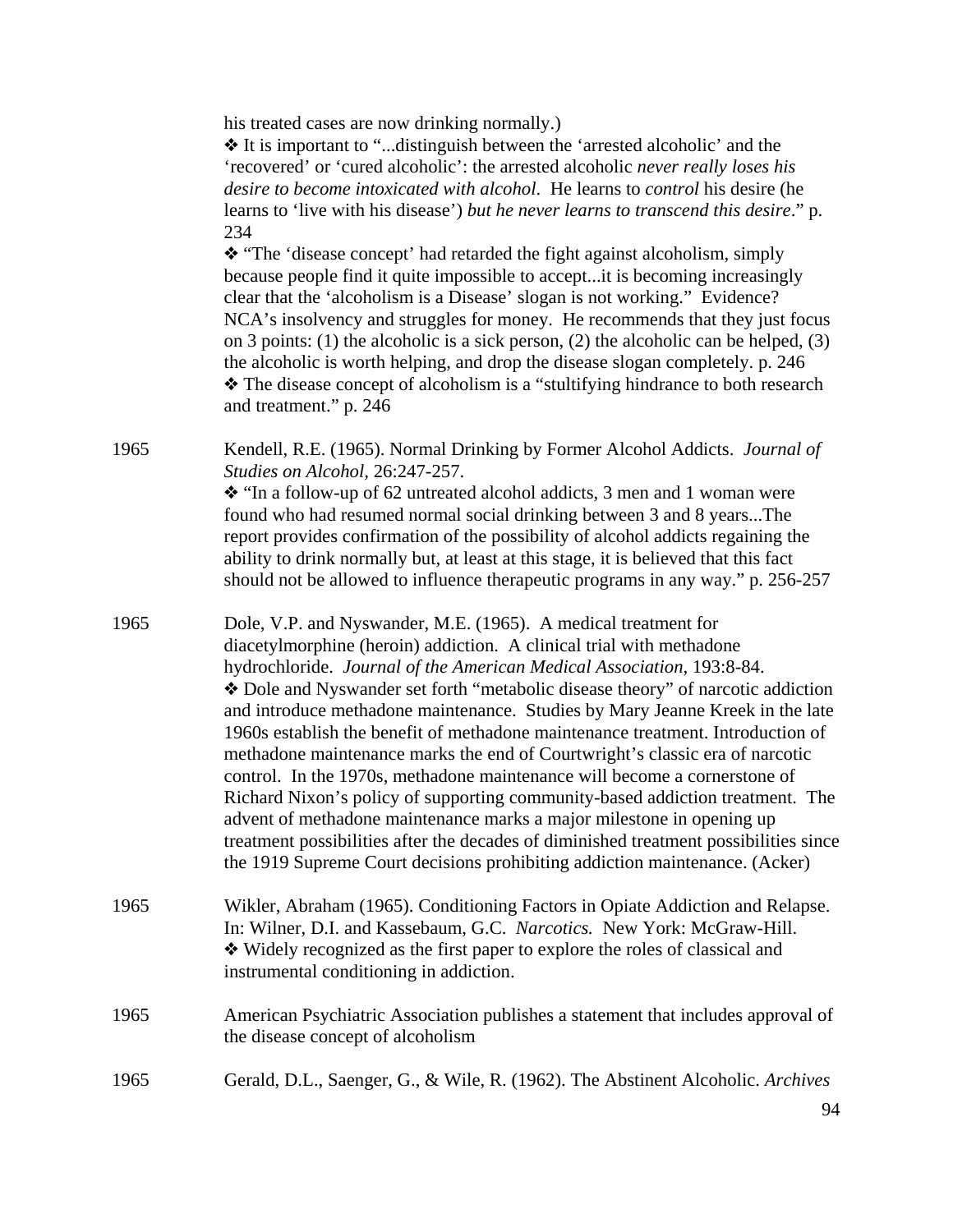his treated cases are now drinking normally.)

❖ It is important to "...distinguish between the 'arrested alcoholic' and the 'recovered' or 'cured alcoholic': the arrested alcoholic *never really loses his desire to become intoxicated with alcohol*. He learns to *control* his desire (he learns to 'live with his disease') *but he never learns to transcend this desire*." p. 234

❖ "The 'disease concept' had retarded the fight against alcoholism, simply because people find it quite impossible to accept...it is becoming increasingly clear that the 'alcoholism is a Disease' slogan is not working." Evidence? NCA's insolvency and struggles for money. He recommends that they just focus on 3 points: (1) the alcoholic is a sick person, (2) the alcoholic can be helped, (3) the alcoholic is worth helping, and drop the disease slogan completely. p. 246

❖ The disease concept of alcoholism is a "stultifying hindrance to both research and treatment." p. 246

1965 Kendell, R.E. (1965). Normal Drinking by Former Alcohol Addicts. *Journal of Studies on Alcohol*, 26:247-257.

❖ "In a follow-up of 62 untreated alcohol addicts, 3 men and 1 woman were found who had resumed normal social drinking between 3 and 8 years...The report provides confirmation of the possibility of alcohol addicts regaining the ability to drink normally but, at least at this stage, it is believed that this fact should not be allowed to influence therapeutic programs in any way." p. 256-257

1965 Dole, V.P. and Nyswander, M.E. (1965). A medical treatment for diacetylmorphine (heroin) addiction. A clinical trial with methadone hydrochloride. *Journal of the American Medical Association*, 193:8-84.

❖ Dole and Nyswander set forth "metabolic disease theory" of narcotic addiction and introduce methadone maintenance. Studies by Mary Jeanne Kreek in the late 1960s establish the benefit of methadone maintenance treatment. Introduction of methadone maintenance marks the end of Courtwright's classic era of narcotic control. In the 1970s, methadone maintenance will become a cornerstone of Richard Nixon's policy of supporting community-based addiction treatment. The advent of methadone maintenance marks a major milestone in opening up treatment possibilities after the decades of diminished treatment possibilities since the 1919 Supreme Court decisions prohibiting addiction maintenance. (Acker)

1965 Wikler, Abraham (1965). Conditioning Factors in Opiate Addiction and Relapse. In: Wilner, D.I. and Kassebaum, G.C. *Narcotics.* New York: McGraw-Hill.

❖ Widely recognized as the first paper to explore the roles of classical and instrumental conditioning in addiction.

1965 American Psychiatric Association publishes a statement that includes approval of the disease concept of alcoholism

1965 Gerald, D.L., Saenger, G., & Wile, R. (1962). The Abstinent Alcoholic. *Archives*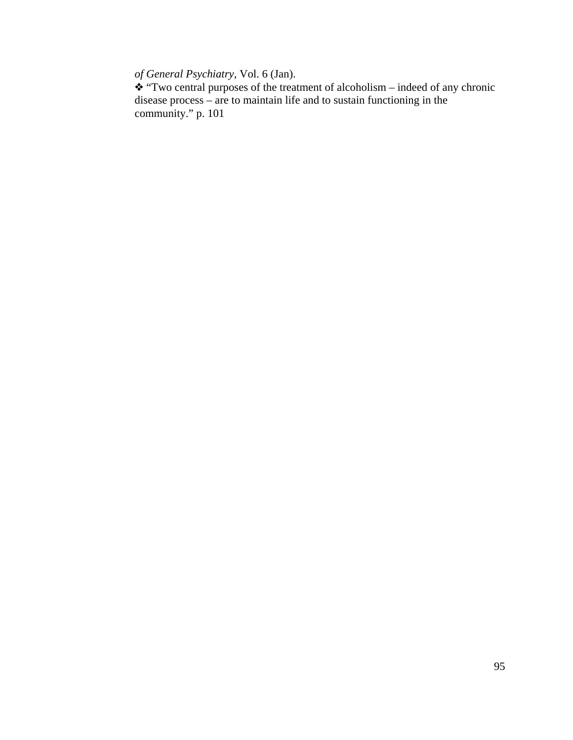*of General Psychiatry*, Vol. 6 (Jan).

❖ "Two central purposes of the treatment of alcoholism – indeed of any chronic disease process – are to maintain life and to sustain functioning in the community." p. 101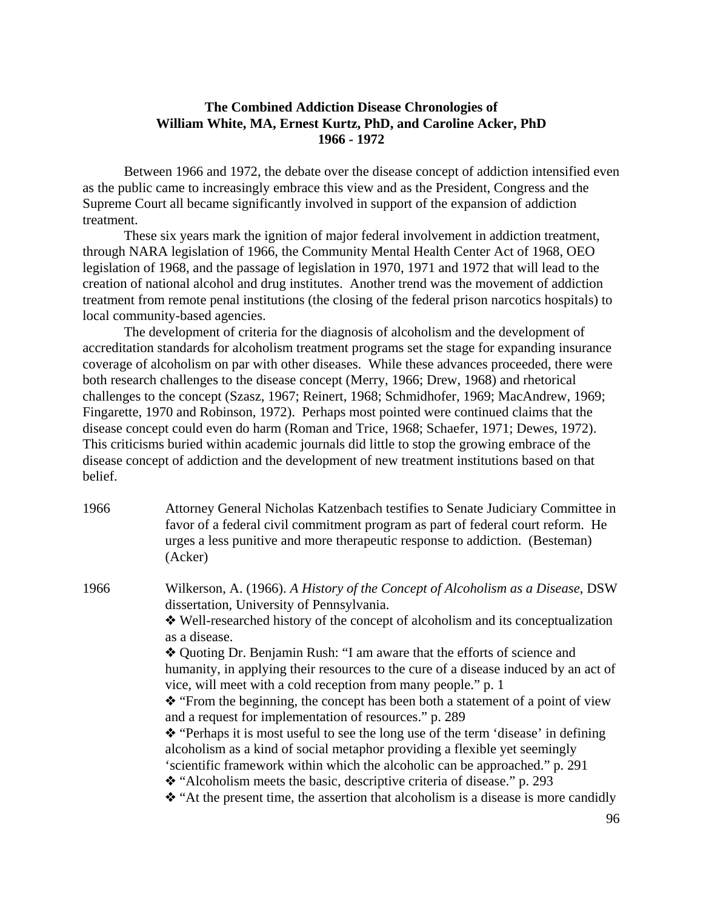**The Combined Addiction Disease Chronologies of William White, MA, Ernest Kurtz, PhD, and Caroline Acker, PhD 1966 - 1972**

Between 1966 and 1972, the debate over the disease concept of addiction intensified even as the public came to increasingly embrace this view and as the President, Congress and the Supreme Court all became significantly involved in support of the expansion of addiction treatment.

These six years mark the ignition of major federal involvement in addiction treatment, through NARA legislation of 1966, the Community Mental Health Center Act of 1968, OEO legislation of 1968, and the passage of legislation in 1970, 1971 and 1972 that will lead to the creation of national alcohol and drug institutes. Another trend was the movement of addiction treatment from remote penal institutions (the closing of the federal prison narcotics hospitals) to local community-based agencies.

The development of criteria for the diagnosis of alcoholism and the development of accreditation standards for alcoholism treatment programs set the stage for expanding insurance coverage of alcoholism on par with other diseases. While these advances proceeded, there were both research challenges to the disease concept (Merry, 1966; Drew, 1968) and rhetorical challenges to the concept (Szasz, 1967; Reinert, 1968; Schmidhofer, 1969; MacAndrew, 1969; Fingarette, 1970 and Robinson, 1972). Perhaps most pointed were continued claims that the disease concept could even do harm (Roman and Trice, 1968; Schaefer, 1971; Dewes, 1972). This criticisms buried within academic journals did little to stop the growing embrace of the disease concept of addiction and the development of new treatment institutions based on that belief.

1966 Attorney General Nicholas Katzenbach testifies to Senate Judiciary Committee in favor of a federal civil commitment program as part of federal court reform. He urges a less punitive and more therapeutic response to addiction. (Besteman) (Acker)

1966 Wilkerson, A. (1966). *A History of the Concept of Alcoholism as a Disease*, DSW dissertation, University of Pennsylvania.

❖ Well-researched history of the concept of alcoholism and its conceptualization as a disease.

❖ Quoting Dr. Benjamin Rush: "I am aware that the efforts of science and humanity, in applying their resources to the cure of a disease induced by an act of vice, will meet with a cold reception from many people." p. 1

❖ "From the beginning, the concept has been both a statement of a point of view and a request for implementation of resources." p. 289

❖ "Perhaps it is most useful to see the long use of the term 'disease' in defining alcoholism as a kind of social metaphor providing a flexible yet seemingly 'scientific framework within which the alcoholic can be approached." p. 291

❖ "Alcoholism meets the basic, descriptive criteria of disease." p. 293

❖ "At the present time, the assertion that alcoholism is a disease is more candidly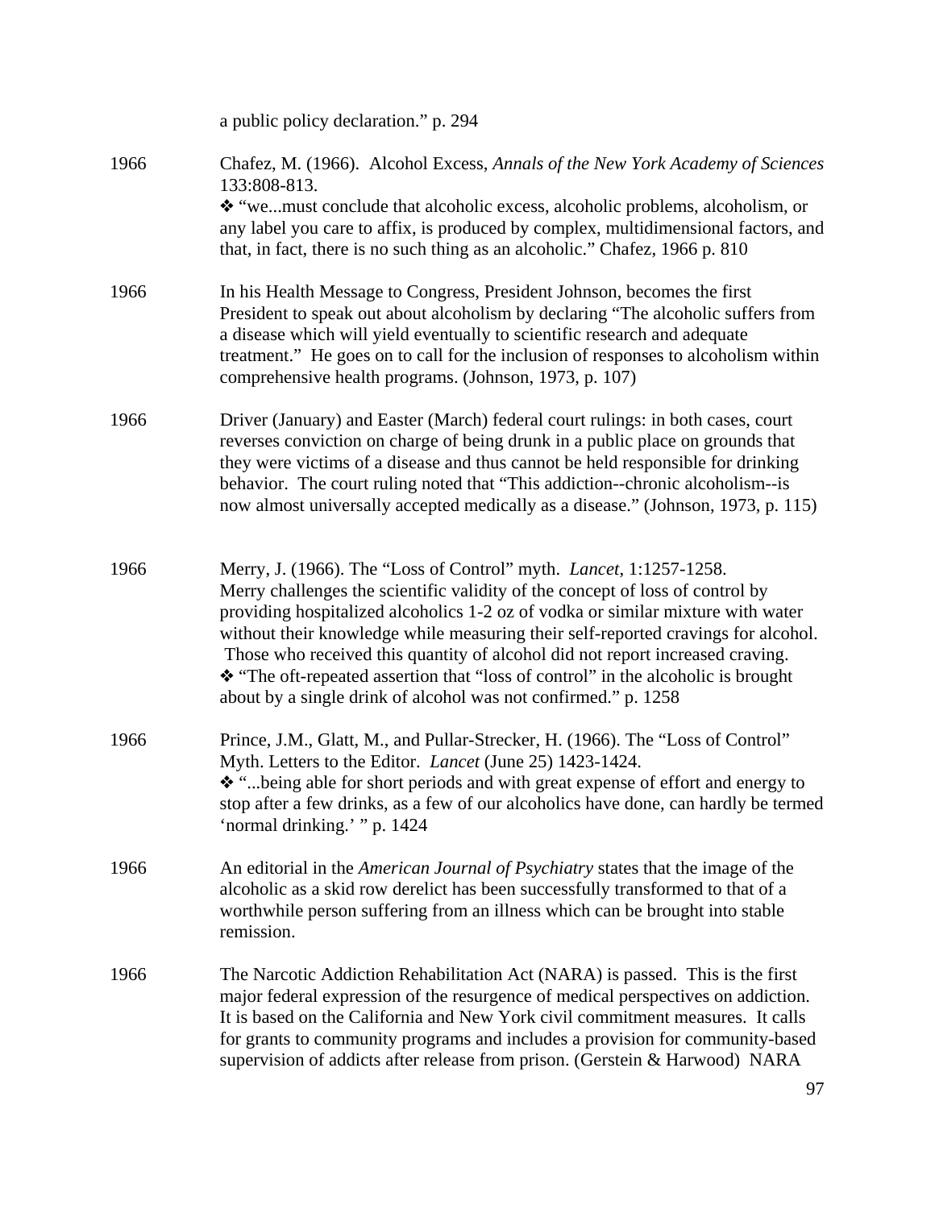a public policy declaration." p. 294

1966 Chafez, M. (1966). Alcohol Excess, *Annals of the New York Academy of Sciences* 133:808-813.
❖ "we...must conclude that alcoholic excess, alcoholic problems, alcoholism, or any label you care to affix, is produced by complex, multidimensional factors, and that, in fact, there is no such thing as an alcoholic." Chafez, 1966 p. 810

1966 In his Health Message to Congress, President Johnson, becomes the first President to speak out about alcoholism by declaring "The alcoholic suffers from a disease which will yield eventually to scientific research and adequate treatment." He goes on to call for the inclusion of responses to alcoholism within comprehensive health programs. (Johnson, 1973, p. 107)

1966 Driver (January) and Easter (March) federal court rulings: in both cases, court reverses conviction on charge of being drunk in a public place on grounds that they were victims of a disease and thus cannot be held responsible for drinking behavior. The court ruling noted that "This addiction--chronic alcoholism--is now almost universally accepted medically as a disease." (Johnson, 1973, p. 115)

1966 Merry, J. (1966). The "Loss of Control" myth. *Lancet*, 1:1257-1258.
Merry challenges the scientific validity of the concept of loss of control by providing hospitalized alcoholics 1-2 oz of vodka or similar mixture with water without their knowledge while measuring their self-reported cravings for alcohol. Those who received this quantity of alcohol did not report increased craving.
❖ "The oft-repeated assertion that "loss of control" in the alcoholic is brought about by a single drink of alcohol was not confirmed." p. 1258

1966 Prince, J.M., Glatt, M., and Pullar-Strecker, H. (1966). The "Loss of Control" Myth. Letters to the Editor. *Lancet* (June 25) 1423-1424.
❖ "...being able for short periods and with great expense of effort and energy to stop after a few drinks, as a few of our alcoholics have done, can hardly be termed 'normal drinking.' " p. 1424

1966 An editorial in the *American Journal of Psychiatry* states that the image of the alcoholic as a skid row derelict has been successfully transformed to that of a worthwhile person suffering from an illness which can be brought into stable remission.

1966 The Narcotic Addiction Rehabilitation Act (NARA) is passed. This is the first major federal expression of the resurgence of medical perspectives on addiction. It is based on the California and New York civil commitment measures. It calls for grants to community programs and includes a provision for community-based supervision of addicts after release from prison. (Gerstein & Harwood) NARA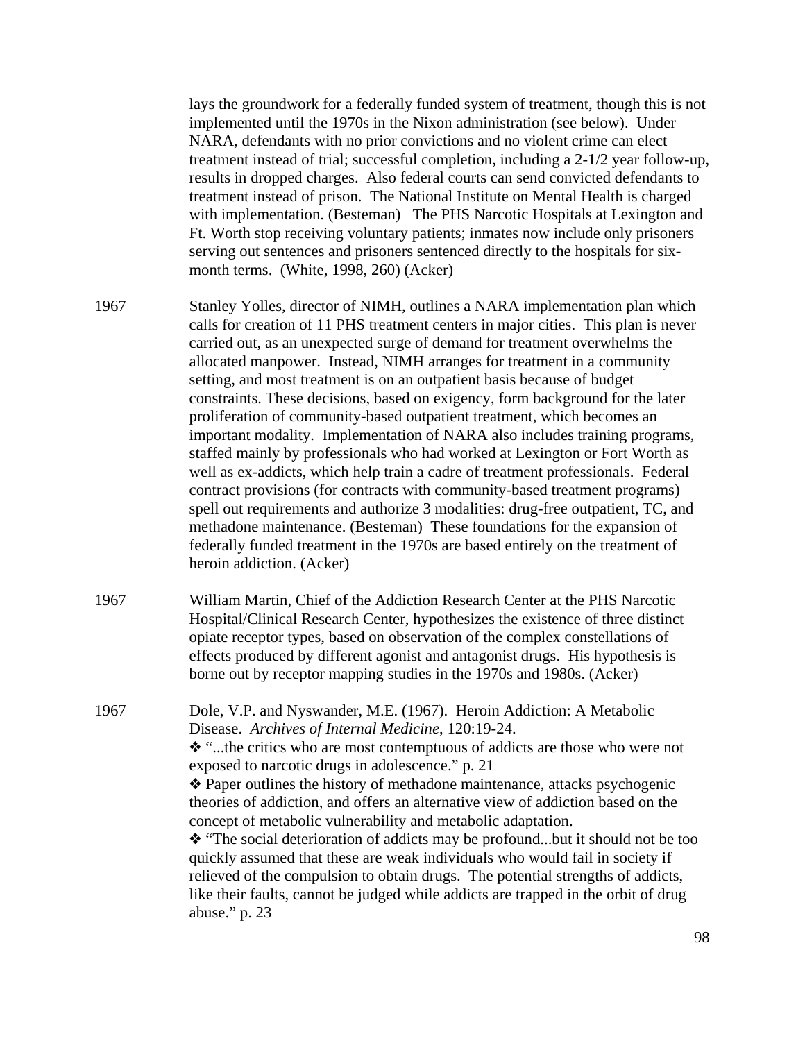lays the groundwork for a federally funded system of treatment, though this is not implemented until the 1970s in the Nixon administration (see below). Under NARA, defendants with no prior convictions and no violent crime can elect treatment instead of trial; successful completion, including a 2-1/2 year follow-up, results in dropped charges. Also federal courts can send convicted defendants to treatment instead of prison. The National Institute on Mental Health is charged with implementation. (Besteman) The PHS Narcotic Hospitals at Lexington and Ft. Worth stop receiving voluntary patients; inmates now include only prisoners serving out sentences and prisoners sentenced directly to the hospitals for six-month terms. (White, 1998, 260) (Acker)

1967 Stanley Yolles, director of NIMH, outlines a NARA implementation plan which calls for creation of 11 PHS treatment centers in major cities. This plan is never carried out, as an unexpected surge of demand for treatment overwhelms the allocated manpower. Instead, NIMH arranges for treatment in a community setting, and most treatment is on an outpatient basis because of budget constraints. These decisions, based on exigency, form background for the later proliferation of community-based outpatient treatment, which becomes an important modality. Implementation of NARA also includes training programs, staffed mainly by professionals who had worked at Lexington or Fort Worth as well as ex-addicts, which help train a cadre of treatment professionals. Federal contract provisions (for contracts with community-based treatment programs) spell out requirements and authorize 3 modalities: drug-free outpatient, TC, and methadone maintenance. (Besteman) These foundations for the expansion of federally funded treatment in the 1970s are based entirely on the treatment of heroin addiction. (Acker)

1967 William Martin, Chief of the Addiction Research Center at the PHS Narcotic Hospital/Clinical Research Center, hypothesizes the existence of three distinct opiate receptor types, based on observation of the complex constellations of effects produced by different agonist and antagonist drugs. His hypothesis is borne out by receptor mapping studies in the 1970s and 1980s. (Acker)

1967 Dole, V.P. and Nyswander, M.E. (1967). Heroin Addiction: A Metabolic Disease. *Archives of Internal Medicine*, 120:19-24.

❖ "...the critics who are most contemptuous of addicts are those who were not exposed to narcotic drugs in adolescence." p. 21

❖ Paper outlines the history of methadone maintenance, attacks psychogenic theories of addiction, and offers an alternative view of addiction based on the concept of metabolic vulnerability and metabolic adaptation.

❖ "The social deterioration of addicts may be profound...but it should not be too quickly assumed that these are weak individuals who would fail in society if relieved of the compulsion to obtain drugs. The potential strengths of addicts, like their faults, cannot be judged while addicts are trapped in the orbit of drug abuse." p. 23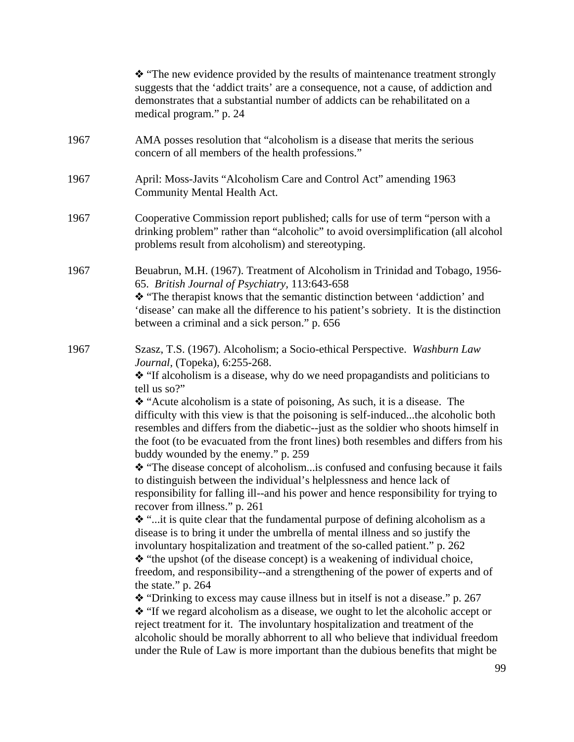❖ "The new evidence provided by the results of maintenance treatment strongly suggests that the 'addict traits' are a consequence, not a cause, of addiction and demonstrates that a substantial number of addicts can be rehabilitated on a medical program." p. 24

1967 AMA posses resolution that "alcoholism is a disease that merits the serious concern of all members of the health professions."

1967 April: Moss-Javits "Alcoholism Care and Control Act" amending 1963 Community Mental Health Act.

1967 Cooperative Commission report published; calls for use of term "person with a drinking problem" rather than "alcoholic" to avoid oversimplification (all alcohol problems result from alcoholism) and stereotyping.

1967 Beuabrun, M.H. (1967). Treatment of Alcoholism in Trinidad and Tobago, 1956-65. *British Journal of Psychiatry*, 113:643-658

❖ "The therapist knows that the semantic distinction between 'addiction' and 'disease' can make all the difference to his patient's sobriety. It is the distinction between a criminal and a sick person." p. 656

1967 Szasz, T.S. (1967). Alcoholism; a Socio-ethical Perspective. *Washburn Law Journal*, (Topeka), 6:255-268.

❖ "If alcoholism is a disease, why do we need propagandists and politicians to tell us so?"

❖ "Acute alcoholism is a state of poisoning, As such, it is a disease. The difficulty with this view is that the poisoning is self-induced...the alcoholic both resembles and differs from the diabetic--just as the soldier who shoots himself in the foot (to be evacuated from the front lines) both resembles and differs from his buddy wounded by the enemy." p. 259

❖ "The disease concept of alcoholism...is confused and confusing because it fails to distinguish between the individual's helplessness and hence lack of responsibility for falling ill--and his power and hence responsibility for trying to recover from illness." p. 261

❖ "...it is quite clear that the fundamental purpose of defining alcoholism as a disease is to bring it under the umbrella of mental illness and so justify the involuntary hospitalization and treatment of the so-called patient." p. 262

❖ "the upshot (of the disease concept) is a weakening of individual choice, freedom, and responsibility--and a strengthening of the power of experts and of the state." p. 264

❖ "Drinking to excess may cause illness but in itself is not a disease." p. 267

❖ "If we regard alcoholism as a disease, we ought to let the alcoholic accept or reject treatment for it. The involuntary hospitalization and treatment of the alcoholic should be morally abhorrent to all who believe that individual freedom under the Rule of Law is more important than the dubious benefits that might be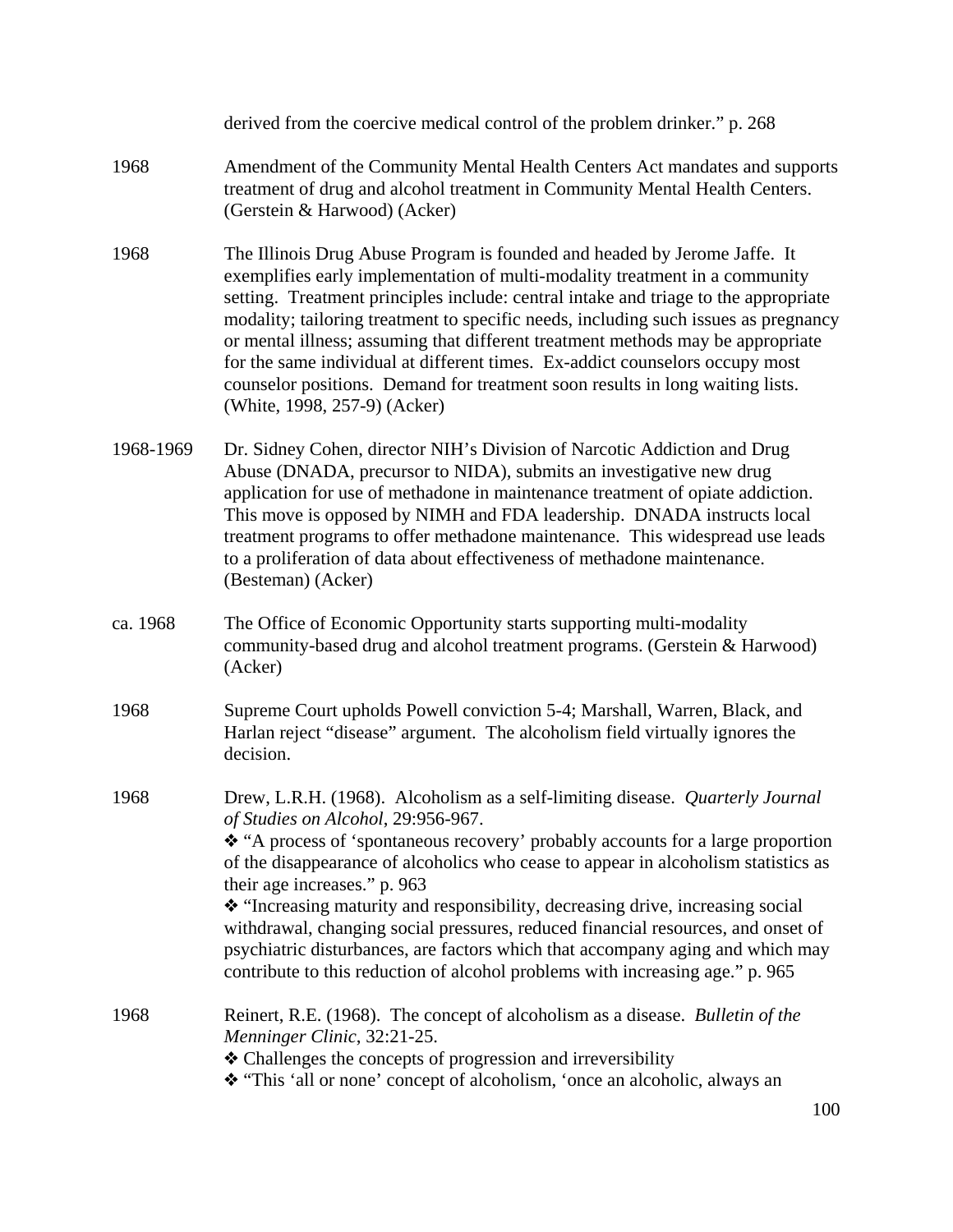derived from the coercive medical control of the problem drinker." p. 268

1968 Amendment of the Community Mental Health Centers Act mandates and supports treatment of drug and alcohol treatment in Community Mental Health Centers. (Gerstein & Harwood) (Acker)

1968 The Illinois Drug Abuse Program is founded and headed by Jerome Jaffe. It exemplifies early implementation of multi-modality treatment in a community setting. Treatment principles include: central intake and triage to the appropriate modality; tailoring treatment to specific needs, including such issues as pregnancy or mental illness; assuming that different treatment methods may be appropriate for the same individual at different times. Ex-addict counselors occupy most counselor positions. Demand for treatment soon results in long waiting lists. (White, 1998, 257-9) (Acker)

1968-1969 Dr. Sidney Cohen, director NIH's Division of Narcotic Addiction and Drug Abuse (DNADA, precursor to NIDA), submits an investigative new drug application for use of methadone in maintenance treatment of opiate addiction. This move is opposed by NIMH and FDA leadership. DNADA instructs local treatment programs to offer methadone maintenance. This widespread use leads to a proliferation of data about effectiveness of methadone maintenance. (Besteman) (Acker)

ca. 1968 The Office of Economic Opportunity starts supporting multi-modality community-based drug and alcohol treatment programs. (Gerstein & Harwood) (Acker)

1968 Supreme Court upholds Powell conviction 5-4; Marshall, Warren, Black, and Harlan reject "disease" argument. The alcoholism field virtually ignores the decision.

1968 Drew, L.R.H. (1968). Alcoholism as a self-limiting disease. *Quarterly Journal of Studies on Alcohol*, 29:956-967.

❖ "A process of 'spontaneous recovery' probably accounts for a large proportion of the disappearance of alcoholics who cease to appear in alcoholism statistics as their age increases." p. 963

❖ "Increasing maturity and responsibility, decreasing drive, increasing social withdrawal, changing social pressures, reduced financial resources, and onset of psychiatric disturbances, are factors which that accompany aging and which may contribute to this reduction of alcohol problems with increasing age." p. 965

1968 Reinert, R.E. (1968). The concept of alcoholism as a disease. *Bulletin of the Menninger Clinic*, 32:21-25.

❖ Challenges the concepts of progression and irreversibility

❖ "This 'all or none' concept of alcoholism, 'once an alcoholic, always an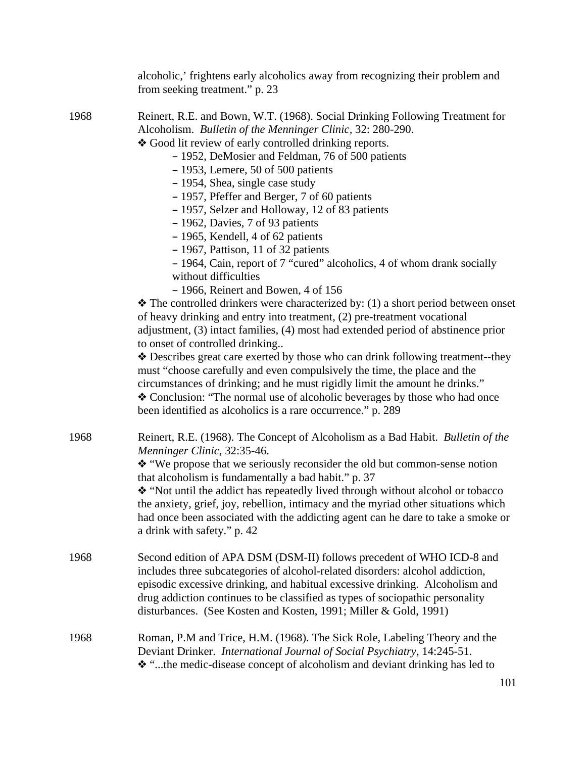alcoholic,' frightens early alcoholics away from recognizing their problem and from seeking treatment." p. 23

1968 Reinert, R.E. and Bown, W.T. (1968). Social Drinking Following Treatment for Alcoholism. *Bulletin of the Menninger Clinic*, 32: 280-290.

❖ Good lit review of early controlled drinking reports.

- 1952, DeMosier and Feldman, 76 of 500 patients
- 1953, Lemere, 50 of 500 patients
- 1954, Shea, single case study
- 1957, Pfeffer and Berger, 7 of 60 patients
- 1957, Selzer and Holloway, 12 of 83 patients
- 1962, Davies, 7 of 93 patients
- 1965, Kendell, 4 of 62 patients
- 1967, Pattison, 11 of 32 patients
- 1964, Cain, report of 7 "cured" alcoholics, 4 of whom drank socially without difficulties
- 1966, Reinert and Bowen, 4 of 156

❖ The controlled drinkers were characterized by: (1) a short period between onset of heavy drinking and entry into treatment, (2) pre-treatment vocational adjustment, (3) intact families, (4) most had extended period of abstinence prior to onset of controlled drinking..

❖ Describes great care exerted by those who can drink following treatment--they must "choose carefully and even compulsively the time, the place and the circumstances of drinking; and he must rigidly limit the amount he drinks."

❖ Conclusion: "The normal use of alcoholic beverages by those who had once been identified as alcoholics is a rare occurrence." p. 289

1968 Reinert, R.E. (1968). The Concept of Alcoholism as a Bad Habit. *Bulletin of the Menninger Clinic*, 32:35-46.

❖ "We propose that we seriously reconsider the old but common-sense notion that alcoholism is fundamentally a bad habit." p. 37

❖ "Not until the addict has repeatedly lived through without alcohol or tobacco the anxiety, grief, joy, rebellion, intimacy and the myriad other situations which had once been associated with the addicting agent can he dare to take a smoke or a drink with safety." p. 42

1968 Second edition of APA DSM (DSM-II) follows precedent of WHO ICD-8 and includes three subcategories of alcohol-related disorders: alcohol addiction, episodic excessive drinking, and habitual excessive drinking. Alcoholism and drug addiction continues to be classified as types of sociopathic personality disturbances. (See Kosten and Kosten, 1991; Miller & Gold, 1991)

1968 Roman, P.M and Trice, H.M. (1968). The Sick Role, Labeling Theory and the Deviant Drinker. *International Journal of Social Psychiatry*, 14:245-51.

❖ "...the medic-disease concept of alcoholism and deviant drinking has led to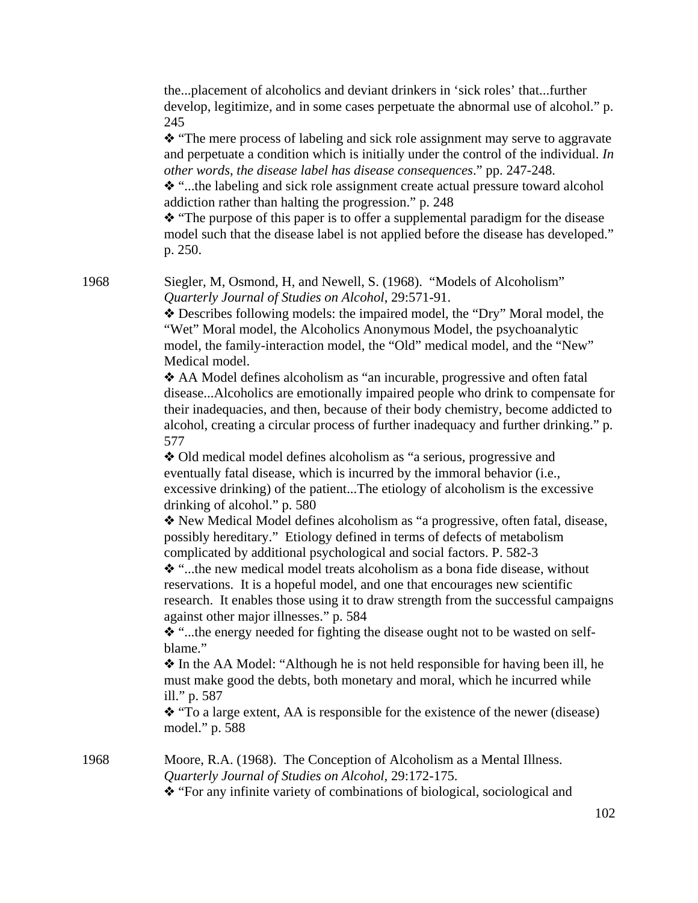the...placement of alcoholics and deviant drinkers in 'sick roles' that...further develop, legitimize, and in some cases perpetuate the abnormal use of alcohol." p. 245

❖ "The mere process of labeling and sick role assignment may serve to aggravate and perpetuate a condition which is initially under the control of the individual. *In other words, the disease label has disease consequences*." pp. 247-248.

❖ "...the labeling and sick role assignment create actual pressure toward alcohol addiction rather than halting the progression." p. 248

❖ "The purpose of this paper is to offer a supplemental paradigm for the disease model such that the disease label is not applied before the disease has developed." p. 250.

1968 Siegler, M, Osmond, H, and Newell, S. (1968). "Models of Alcoholism" *Quarterly Journal of Studies on Alcohol*, 29:571-91.

❖ Describes following models: the impaired model, the "Dry" Moral model, the "Wet" Moral model, the Alcoholics Anonymous Model, the psychoanalytic model, the family-interaction model, the "Old" medical model, and the "New" Medical model.

❖ AA Model defines alcoholism as "an incurable, progressive and often fatal disease...Alcoholics are emotionally impaired people who drink to compensate for their inadequacies, and then, because of their body chemistry, become addicted to alcohol, creating a circular process of further inadequacy and further drinking." p. 577

❖ Old medical model defines alcoholism as "a serious, progressive and eventually fatal disease, which is incurred by the immoral behavior (i.e., excessive drinking) of the patient...The etiology of alcoholism is the excessive drinking of alcohol." p. 580

❖ New Medical Model defines alcoholism as "a progressive, often fatal, disease, possibly hereditary." Etiology defined in terms of defects of metabolism complicated by additional psychological and social factors. P. 582-3

❖ "...the new medical model treats alcoholism as a bona fide disease, without reservations. It is a hopeful model, and one that encourages new scientific research. It enables those using it to draw strength from the successful campaigns against other major illnesses." p. 584

❖ "...the energy needed for fighting the disease ought not to be wasted on self-blame."

❖ In the AA Model: "Although he is not held responsible for having been ill, he must make good the debts, both monetary and moral, which he incurred while ill." p. 587

❖ "To a large extent, AA is responsible for the existence of the newer (disease) model." p. 588

1968 Moore, R.A. (1968). The Conception of Alcoholism as a Mental Illness. *Quarterly Journal of Studies on Alcohol*, 29:172-175.

❖ "For any infinite variety of combinations of biological, sociological and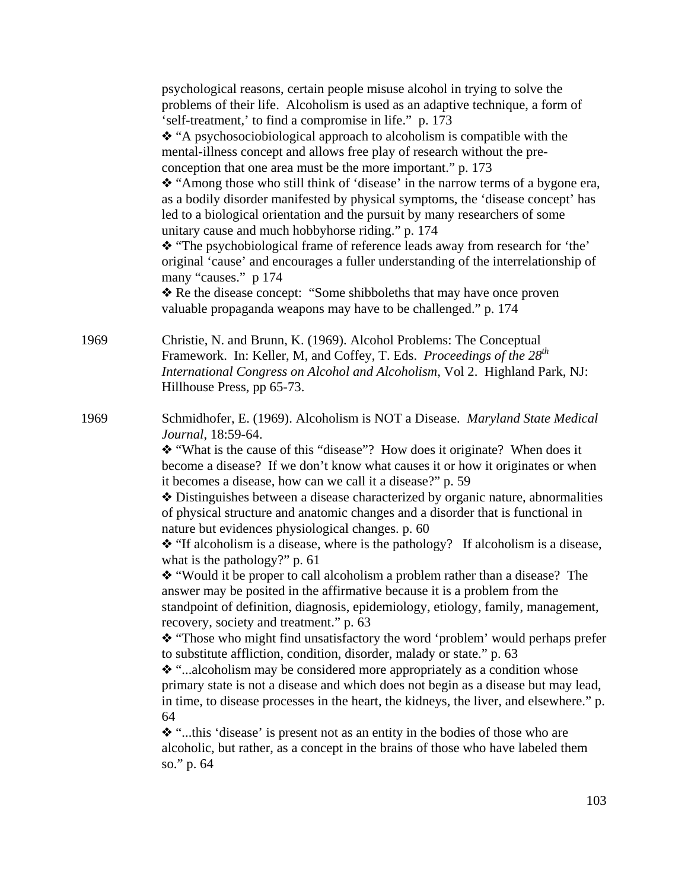psychological reasons, certain people misuse alcohol in trying to solve the problems of their life. Alcoholism is used as an adaptive technique, a form of 'self-treatment,' to find a compromise in life." p. 173

❖ "A psychosociobiological approach to alcoholism is compatible with the mental-illness concept and allows free play of research without the pre-conception that one area must be the more important." p. 173

❖ "Among those who still think of 'disease' in the narrow terms of a bygone era, as a bodily disorder manifested by physical symptoms, the 'disease concept' has led to a biological orientation and the pursuit by many researchers of some unitary cause and much hobbyhorse riding." p. 174

❖ "The psychobiological frame of reference leads away from research for 'the' original 'cause' and encourages a fuller understanding of the interrelationship of many "causes." p 174

❖ Re the disease concept: "Some shibboleths that may have once proven valuable propaganda weapons may have to be challenged." p. 174

1969 Christie, N. and Brunn, K. (1969). Alcohol Problems: The Conceptual Framework. In: Keller, M, and Coffey, T. Eds. *Proceedings of the 28th International Congress on Alcohol and Alcoholism*, Vol 2. Highland Park, NJ: Hillhouse Press, pp 65-73.

1969 Schmidhofer, E. (1969). Alcoholism is NOT a Disease. *Maryland State Medical Journal*, 18:59-64.

❖ "What is the cause of this "disease"? How does it originate? When does it become a disease? If we don't know what causes it or how it originates or when it becomes a disease, how can we call it a disease?" p. 59

❖ Distinguishes between a disease characterized by organic nature, abnormalities of physical structure and anatomic changes and a disorder that is functional in nature but evidences physiological changes. p. 60

❖ "If alcoholism is a disease, where is the pathology? If alcoholism is a disease, what is the pathology?" p. 61

❖ "Would it be proper to call alcoholism a problem rather than a disease? The answer may be posited in the affirmative because it is a problem from the standpoint of definition, diagnosis, epidemiology, etiology, family, management, recovery, society and treatment." p. 63

❖ "Those who might find unsatisfactory the word 'problem' would perhaps prefer to substitute affliction, condition, disorder, malady or state." p. 63

❖ "...alcoholism may be considered more appropriately as a condition whose primary state is not a disease and which does not begin as a disease but may lead, in time, to disease processes in the heart, the kidneys, the liver, and elsewhere." p. 64

❖ "...this 'disease' is present not as an entity in the bodies of those who are alcoholic, but rather, as a concept in the brains of those who have labeled them so." p. 64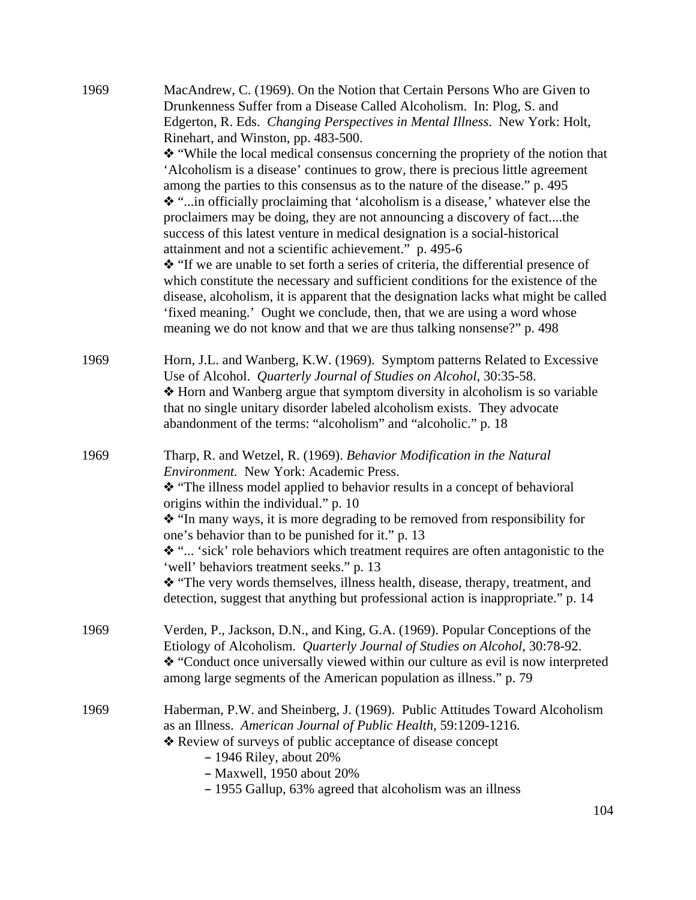1969 MacAndrew, C. (1969). On the Notion that Certain Persons Who are Given to Drunkenness Suffer from a Disease Called Alcoholism. In: Plog, S. and Edgerton, R. Eds. *Changing Perspectives in Mental Illness*. New York: Holt, Rinehart, and Winston, pp. 483-500.

❖ "While the local medical consensus concerning the propriety of the notion that 'Alcoholism is a disease' continues to grow, there is precious little agreement among the parties to this consensus as to the nature of the disease." p. 495

❖ "...in officially proclaiming that 'alcoholism is a disease,' whatever else the proclaimers may be doing, they are not announcing a discovery of fact....the success of this latest venture in medical designation is a social-historical attainment and not a scientific achievement." p. 495-6

❖ "If we are unable to set forth a series of criteria, the differential presence of which constitute the necessary and sufficient conditions for the existence of the disease, alcoholism, it is apparent that the designation lacks what might be called 'fixed meaning.' Ought we conclude, then, that we are using a word whose meaning we do not know and that we are thus talking nonsense?" p. 498

1969 Horn, J.L. and Wanberg, K.W. (1969). Symptom patterns Related to Excessive Use of Alcohol. *Quarterly Journal of Studies on Alcohol*, 30:35-58.

❖ Horn and Wanberg argue that symptom diversity in alcoholism is so variable that no single unitary disorder labeled alcoholism exists. They advocate abandonment of the terms: "alcoholism" and "alcoholic." p. 18

1969 Tharp, R. and Wetzel, R. (1969). *Behavior Modification in the Natural Environment.* New York: Academic Press.

❖ "The illness model applied to behavior results in a concept of behavioral origins within the individual." p. 10

❖ "In many ways, it is more degrading to be removed from responsibility for one's behavior than to be punished for it." p. 13

❖ "... 'sick' role behaviors which treatment requires are often antagonistic to the 'well' behaviors treatment seeks." p. 13

❖ "The very words themselves, illness health, disease, therapy, treatment, and detection, suggest that anything but professional action is inappropriate." p. 14

1969 Verden, P., Jackson, D.N., and King, G.A. (1969). Popular Conceptions of the Etiology of Alcoholism. *Quarterly Journal of Studies on Alcohol*, 30:78-92.

❖ "Conduct once universally viewed within our culture as evil is now interpreted among large segments of the American population as illness." p. 79

1969 Haberman, P.W. and Sheinberg, J. (1969). Public Attitudes Toward Alcoholism as an Illness. *American Journal of Public Health,* 59:1209-1216.

❖ Review of surveys of public acceptance of disease concept

- 1946 Riley, about 20%
- Maxwell, 1950 about 20%
- 1955 Gallup, 63% agreed that alcoholism was an illness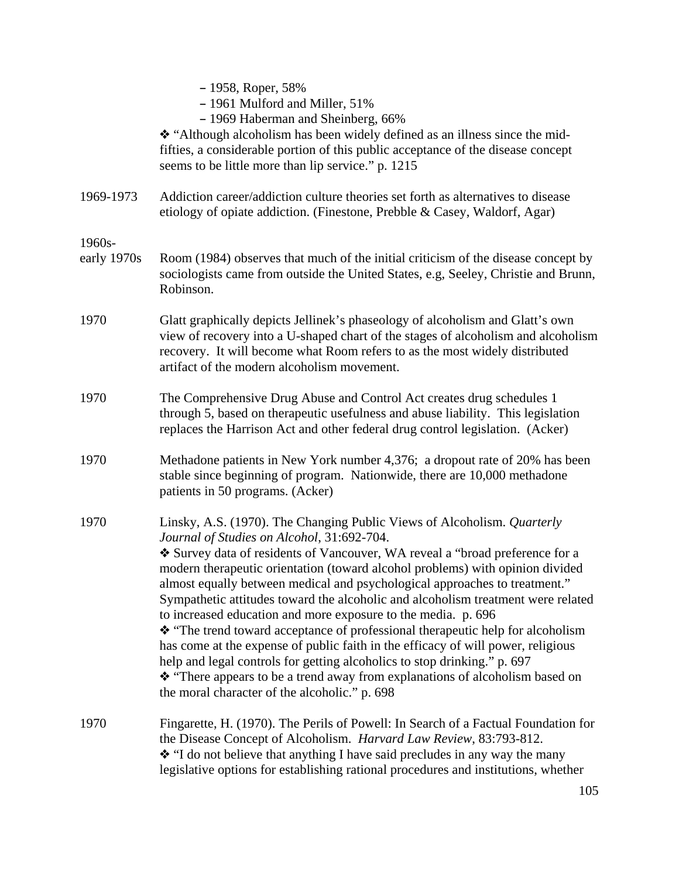– 1958, Roper, 58%
– 1961 Mulford and Miller, 51%
– 1969 Haberman and Sheinberg, 66%

❖ "Although alcoholism has been widely defined as an illness since the mid-fifties, a considerable portion of this public acceptance of the disease concept seems to be little more than lip service." p. 1215

1969-1973 Addiction career/addiction culture theories set forth as alternatives to disease etiology of opiate addiction. (Finestone, Prebble & Casey, Waldorf, Agar)

1960s-early 1970s Room (1984) observes that much of the initial criticism of the disease concept by sociologists came from outside the United States, e.g, Seeley, Christie and Brunn, Robinson.

1970 Glatt graphically depicts Jellinek's phaseology of alcoholism and Glatt's own view of recovery into a U-shaped chart of the stages of alcoholism and alcoholism recovery. It will become what Room refers to as the most widely distributed artifact of the modern alcoholism movement.

1970 The Comprehensive Drug Abuse and Control Act creates drug schedules 1 through 5, based on therapeutic usefulness and abuse liability. This legislation replaces the Harrison Act and other federal drug control legislation. (Acker)

1970 Methadone patients in New York number 4,376; a dropout rate of 20% has been stable since beginning of program. Nationwide, there are 10,000 methadone patients in 50 programs. (Acker)

1970 Linsky, A.S. (1970). The Changing Public Views of Alcoholism. *Quarterly Journal of Studies on Alcohol*, 31:692-704.

❖ Survey data of residents of Vancouver, WA reveal a "broad preference for a modern therapeutic orientation (toward alcohol problems) with opinion divided almost equally between medical and psychological approaches to treatment." Sympathetic attitudes toward the alcoholic and alcoholism treatment were related to increased education and more exposure to the media. p. 696

❖ "The trend toward acceptance of professional therapeutic help for alcoholism has come at the expense of public faith in the efficacy of will power, religious help and legal controls for getting alcoholics to stop drinking." p. 697

❖ "There appears to be a trend away from explanations of alcoholism based on the moral character of the alcoholic." p. 698

1970 Fingarette, H. (1970). The Perils of Powell: In Search of a Factual Foundation for the Disease Concept of Alcoholism. *Harvard Law Review*, 83:793-812.

❖ "I do not believe that anything I have said precludes in any way the many legislative options for establishing rational procedures and institutions, whether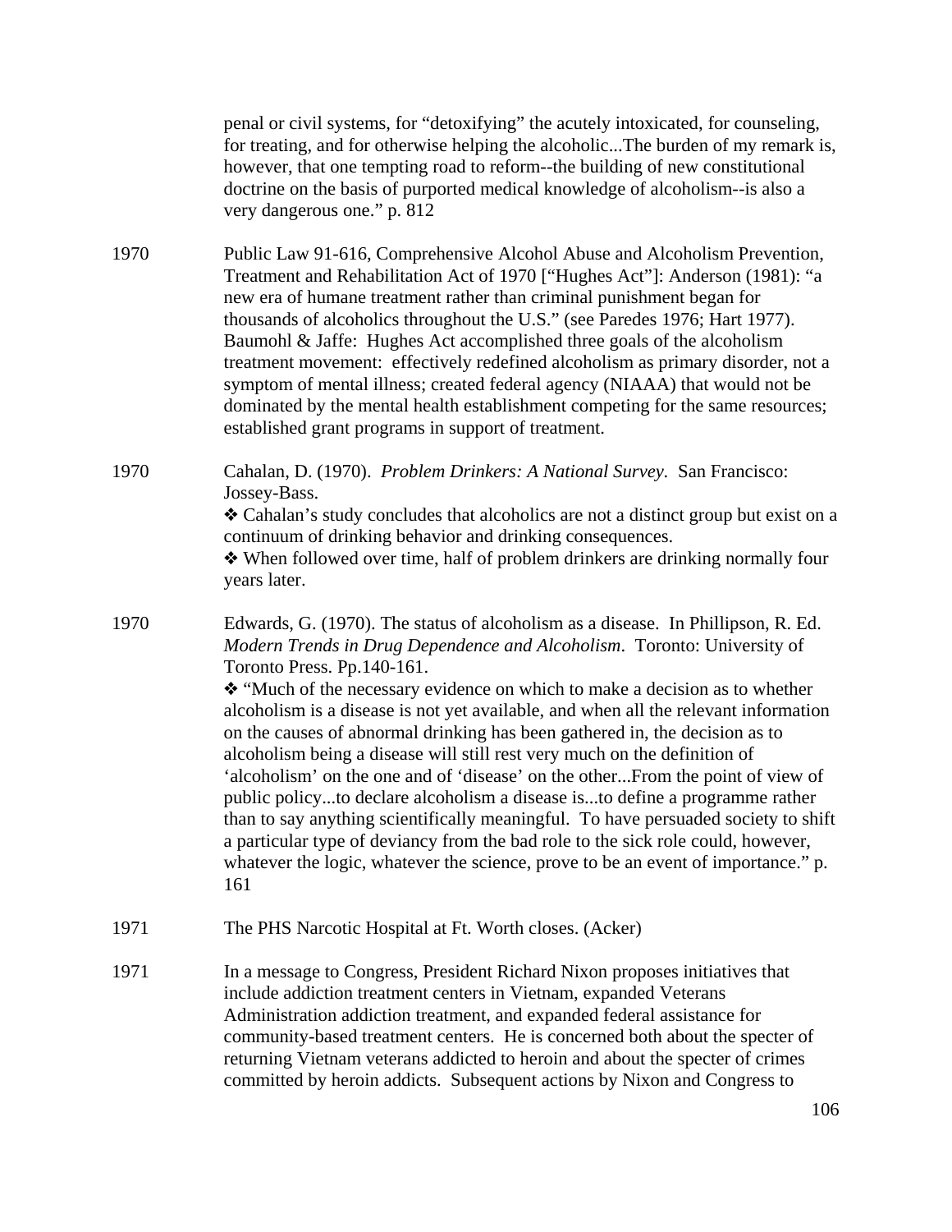penal or civil systems, for "detoxifying" the acutely intoxicated, for counseling, for treating, and for otherwise helping the alcoholic...The burden of my remark is, however, that one tempting road to reform--the building of new constitutional doctrine on the basis of purported medical knowledge of alcoholism--is also a very dangerous one." p. 812

1970 Public Law 91-616, Comprehensive Alcohol Abuse and Alcoholism Prevention, Treatment and Rehabilitation Act of 1970 ["Hughes Act"]: Anderson (1981): "a new era of humane treatment rather than criminal punishment began for thousands of alcoholics throughout the U.S." (see Paredes 1976; Hart 1977). Baumohl & Jaffe: Hughes Act accomplished three goals of the alcoholism treatment movement: effectively redefined alcoholism as primary disorder, not a symptom of mental illness; created federal agency (NIAAA) that would not be dominated by the mental health establishment competing for the same resources; established grant programs in support of treatment.

1970 Cahalan, D. (1970). *Problem Drinkers: A National Survey*. San Francisco: Jossey-Bass.

❖ Cahalan's study concludes that alcoholics are not a distinct group but exist on a continuum of drinking behavior and drinking consequences.

❖ When followed over time, half of problem drinkers are drinking normally four years later.

1970 Edwards, G. (1970). The status of alcoholism as a disease. In Phillipson, R. Ed. *Modern Trends in Drug Dependence and Alcoholism*. Toronto: University of Toronto Press. Pp.140-161.

❖ "Much of the necessary evidence on which to make a decision as to whether alcoholism is a disease is not yet available, and when all the relevant information on the causes of abnormal drinking has been gathered in, the decision as to alcoholism being a disease will still rest very much on the definition of 'alcoholism' on the one and of 'disease' on the other...From the point of view of public policy...to declare alcoholism a disease is...to define a programme rather than to say anything scientifically meaningful. To have persuaded society to shift a particular type of deviancy from the bad role to the sick role could, however, whatever the logic, whatever the science, prove to be an event of importance." p. 161

1971 The PHS Narcotic Hospital at Ft. Worth closes. (Acker)

1971 In a message to Congress, President Richard Nixon proposes initiatives that include addiction treatment centers in Vietnam, expanded Veterans Administration addiction treatment, and expanded federal assistance for community-based treatment centers. He is concerned both about the specter of returning Vietnam veterans addicted to heroin and about the specter of crimes committed by heroin addicts. Subsequent actions by Nixon and Congress to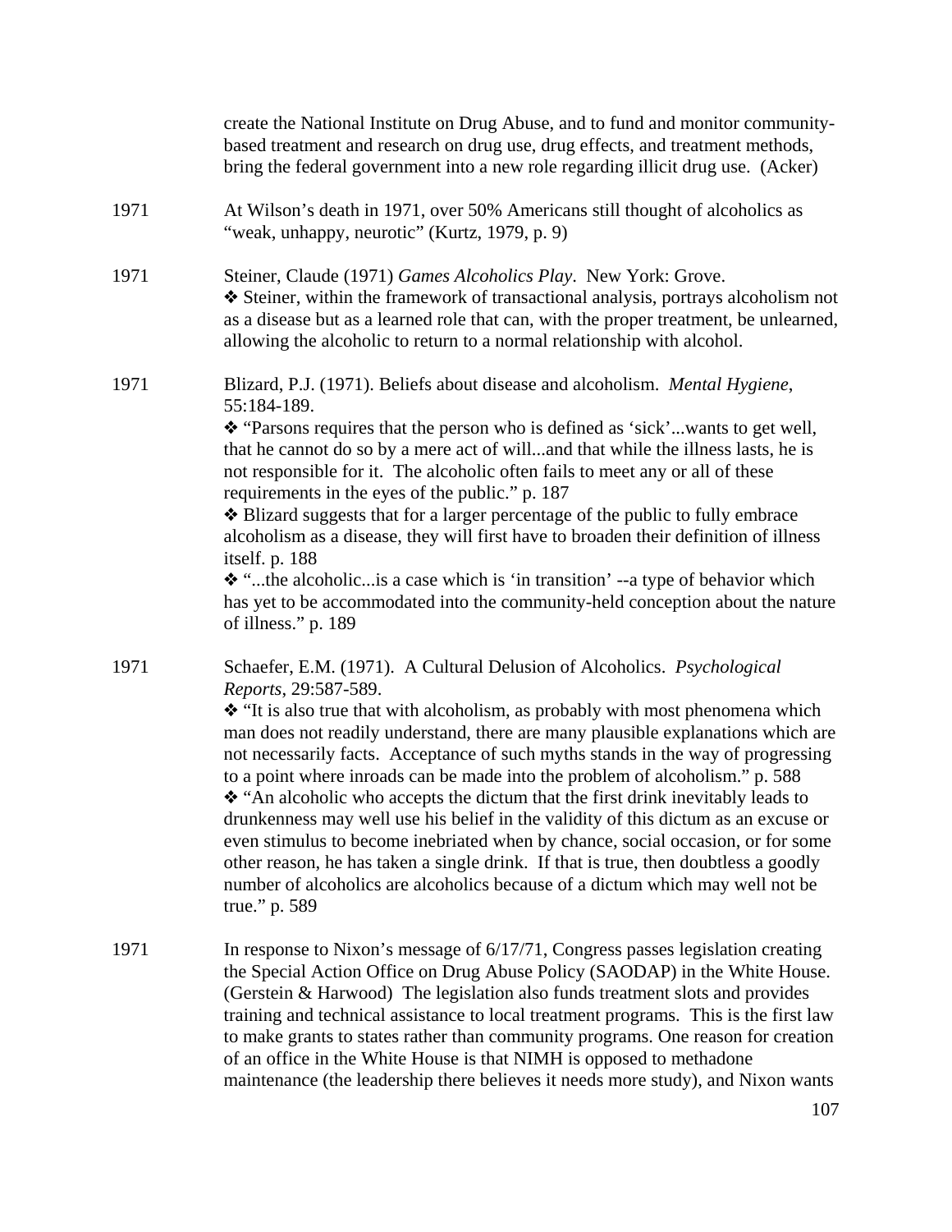create the National Institute on Drug Abuse, and to fund and monitor community-based treatment and research on drug use, drug effects, and treatment methods, bring the federal government into a new role regarding illicit drug use. (Acker)

1971 At Wilson's death in 1971, over 50% Americans still thought of alcoholics as "weak, unhappy, neurotic" (Kurtz, 1979, p. 9)

1971 Steiner, Claude (1971) *Games Alcoholics Play*. New York: Grove.
❖ Steiner, within the framework of transactional analysis, portrays alcoholism not as a disease but as a learned role that can, with the proper treatment, be unlearned, allowing the alcoholic to return to a normal relationship with alcohol.

1971 Blizard, P.J. (1971). Beliefs about disease and alcoholism. *Mental Hygiene*, 55:184-189.
❖ "Parsons requires that the person who is defined as 'sick'...wants to get well, that he cannot do so by a mere act of will...and that while the illness lasts, he is not responsible for it. The alcoholic often fails to meet any or all of these requirements in the eyes of the public." p. 187
❖ Blizard suggests that for a larger percentage of the public to fully embrace alcoholism as a disease, they will first have to broaden their definition of illness itself. p. 188
❖ "...the alcoholic...is a case which is 'in transition' --a type of behavior which has yet to be accommodated into the community-held conception about the nature of illness." p. 189

1971 Schaefer, E.M. (1971). A Cultural Delusion of Alcoholics. *Psychological Reports*, 29:587-589.
❖ "It is also true that with alcoholism, as probably with most phenomena which man does not readily understand, there are many plausible explanations which are not necessarily facts. Acceptance of such myths stands in the way of progressing to a point where inroads can be made into the problem of alcoholism." p. 588
❖ "An alcoholic who accepts the dictum that the first drink inevitably leads to drunkenness may well use his belief in the validity of this dictum as an excuse or even stimulus to become inebriated when by chance, social occasion, or for some other reason, he has taken a single drink. If that is true, then doubtless a goodly number of alcoholics are alcoholics because of a dictum which may well not be true." p. 589

1971 In response to Nixon's message of 6/17/71, Congress passes legislation creating the Special Action Office on Drug Abuse Policy (SAODAP) in the White House. (Gerstein & Harwood) The legislation also funds treatment slots and provides training and technical assistance to local treatment programs. This is the first law to make grants to states rather than community programs. One reason for creation of an office in the White House is that NIMH is opposed to methadone maintenance (the leadership there believes it needs more study), and Nixon wants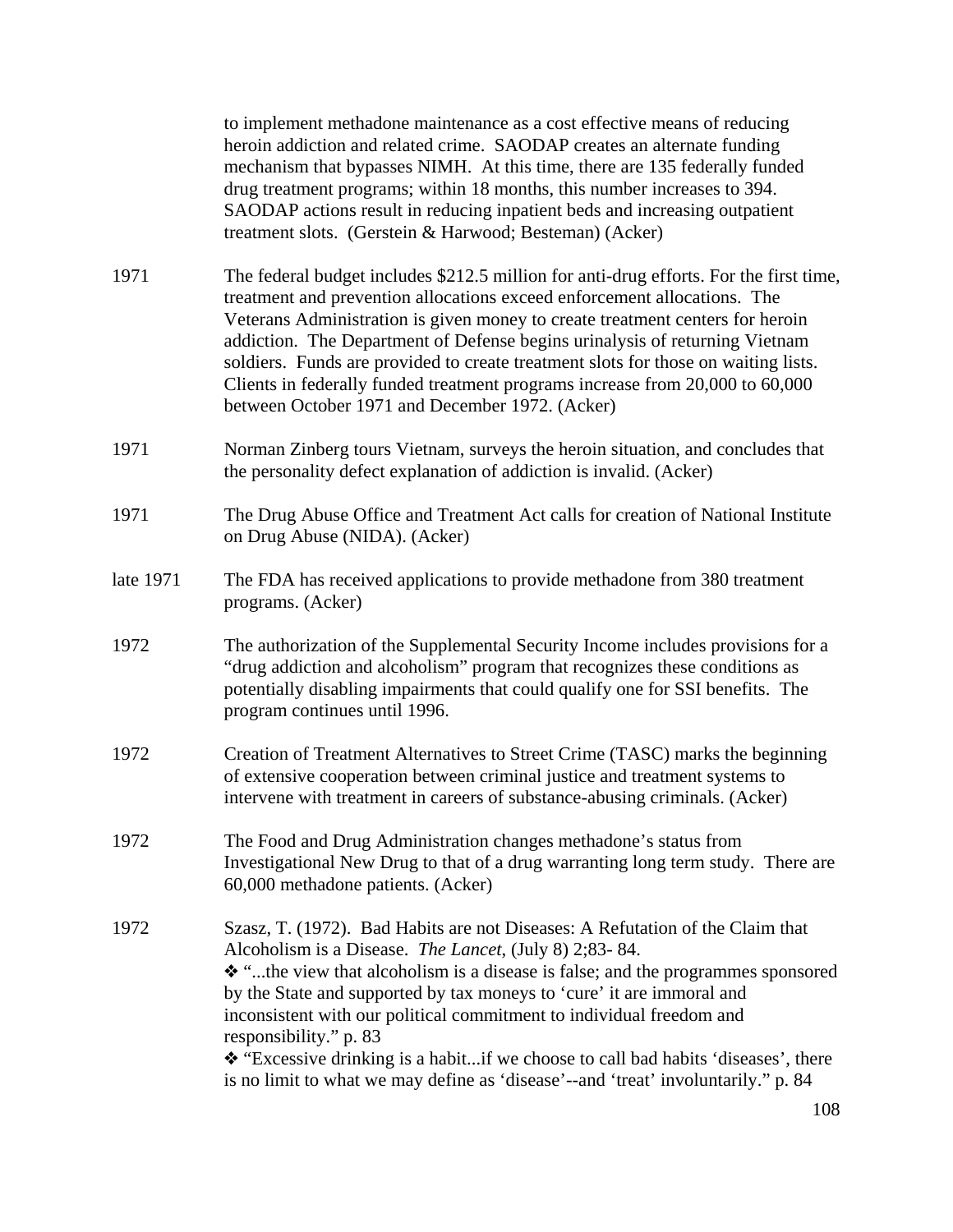to implement methadone maintenance as a cost effective means of reducing heroin addiction and related crime. SAODAP creates an alternate funding mechanism that bypasses NIMH. At this time, there are 135 federally funded drug treatment programs; within 18 months, this number increases to 394. SAODAP actions result in reducing inpatient beds and increasing outpatient treatment slots. (Gerstein & Harwood; Besteman) (Acker)

| | |
|---|---|
| 1971 | The federal budget includes $212.5 million for anti-drug efforts. For the first time, treatment and prevention allocations exceed enforcement allocations. The Veterans Administration is given money to create treatment centers for heroin addiction. The Department of Defense begins urinalysis of returning Vietnam soldiers. Funds are provided to create treatment slots for those on waiting lists. Clients in federally funded treatment programs increase from 20,000 to 60,000 between October 1971 and December 1972. (Acker) |
| 1971 | Norman Zinberg tours Vietnam, surveys the heroin situation, and concludes that the personality defect explanation of addiction is invalid. (Acker) |
| 1971 | The Drug Abuse Office and Treatment Act calls for creation of National Institute on Drug Abuse (NIDA). (Acker) |
| late 1971 | The FDA has received applications to provide methadone from 380 treatment programs. (Acker) |
| 1972 | The authorization of the Supplemental Security Income includes provisions for a "drug addiction and alcoholism" program that recognizes these conditions as potentially disabling impairments that could qualify one for SSI benefits. The program continues until 1996. |
| 1972 | Creation of Treatment Alternatives to Street Crime (TASC) marks the beginning of extensive cooperation between criminal justice and treatment systems to intervene with treatment in careers of substance-abusing criminals. (Acker) |
| 1972 | The Food and Drug Administration changes methadone's status from Investigational New Drug to that of a drug warranting long term study. There are 60,000 methadone patients. (Acker) |
| 1972 | Szasz, T. (1972). Bad Habits are not Diseases: A Refutation of the Claim that Alcoholism is a Disease. *The Lancet*, (July 8) 2;83- 84.<br>❖ "...the view that alcoholism is a disease is false; and the programmes sponsored by the State and supported by tax moneys to 'cure' it are immoral and inconsistent with our political commitment to individual freedom and responsibility." p. 83<br>❖ "Excessive drinking is a habit...if we choose to call bad habits 'diseases', there is no limit to what we may define as 'disease'--and 'treat' involuntarily." p. 84 |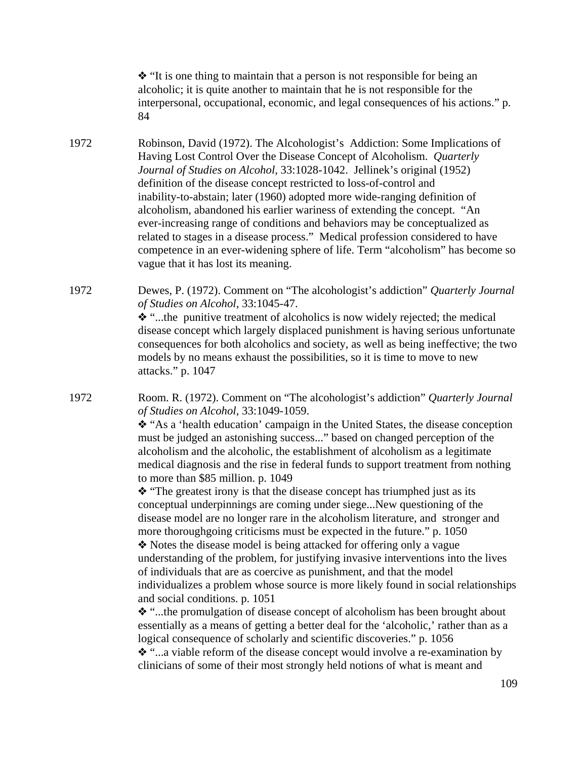❖ "It is one thing to maintain that a person is not responsible for being an alcoholic; it is quite another to maintain that he is not responsible for the interpersonal, occupational, economic, and legal consequences of his actions." p. 84

1972 Robinson, David (1972). The Alcohologist's Addiction: Some Implications of Having Lost Control Over the Disease Concept of Alcoholism. *Quarterly Journal of Studies on Alcohol*, 33:1028-1042. Jellinek's original (1952) definition of the disease concept restricted to loss-of-control and inability-to-abstain; later (1960) adopted more wide-ranging definition of alcoholism, abandoned his earlier wariness of extending the concept. "An ever-increasing range of conditions and behaviors may be conceptualized as related to stages in a disease process." Medical profession considered to have competence in an ever-widening sphere of life. Term "alcoholism" has become so vague that it has lost its meaning.

1972 Dewes, P. (1972). Comment on "The alcohologist's addiction" *Quarterly Journal of Studies on Alcohol*, 33:1045-47.
❖ "...the punitive treatment of alcoholics is now widely rejected; the medical disease concept which largely displaced punishment is having serious unfortunate consequences for both alcoholics and society, as well as being ineffective; the two models by no means exhaust the possibilities, so it is time to move to new attacks." p. 1047

1972 Room. R. (1972). Comment on "The alcohologist's addiction" *Quarterly Journal of Studies on Alcohol*, 33:1049-1059.
❖ "As a 'health education' campaign in the United States, the disease conception must be judged an astonishing success..." based on changed perception of the alcoholism and the alcoholic, the establishment of alcoholism as a legitimate medical diagnosis and the rise in federal funds to support treatment from nothing to more than $85 million. p. 1049
❖ "The greatest irony is that the disease concept has triumphed just as its conceptual underpinnings are coming under siege...New questioning of the disease model are no longer rare in the alcoholism literature, and stronger and more thoroughgoing criticisms must be expected in the future." p. 1050
❖ Notes the disease model is being attacked for offering only a vague understanding of the problem, for justifying invasive interventions into the lives of individuals that are as coercive as punishment, and that the model individualizes a problem whose source is more likely found in social relationships and social conditions. p. 1051
❖ "...the promulgation of disease concept of alcoholism has been brought about essentially as a means of getting a better deal for the 'alcoholic,' rather than as a logical consequence of scholarly and scientific discoveries." p. 1056
❖ "...a viable reform of the disease concept would involve a re-examination by clinicians of some of their most strongly held notions of what is meant and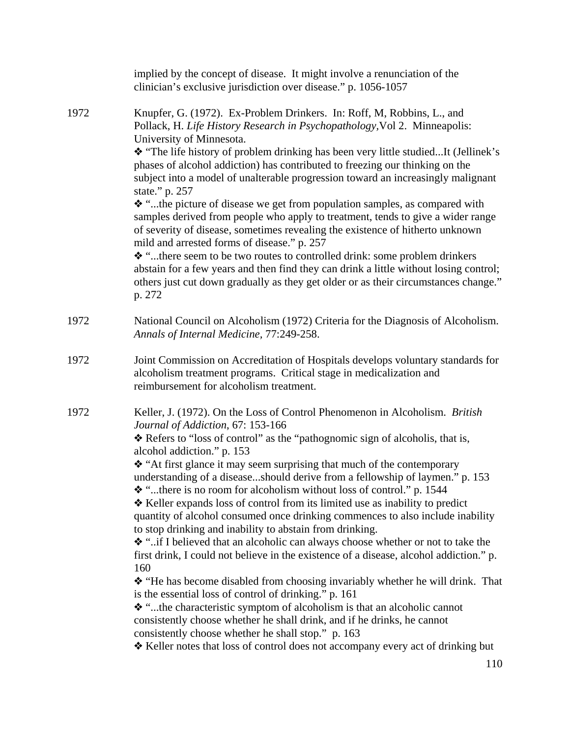implied by the concept of disease. It might involve a renunciation of the clinician's exclusive jurisdiction over disease." p. 1056-1057

1972 Knupfer, G. (1972). Ex-Problem Drinkers. In: Roff, M, Robbins, L., and Pollack, H. *Life History Research in Psychopathology*,Vol 2. Minneapolis: University of Minnesota.

❖ "The life history of problem drinking has been very little studied...It (Jellinek's phases of alcohol addiction) has contributed to freezing our thinking on the subject into a model of unalterable progression toward an increasingly malignant state." p. 257

❖ "...the picture of disease we get from population samples, as compared with samples derived from people who apply to treatment, tends to give a wider range of severity of disease, sometimes revealing the existence of hitherto unknown mild and arrested forms of disease." p. 257

❖ "...there seem to be two routes to controlled drink: some problem drinkers abstain for a few years and then find they can drink a little without losing control; others just cut down gradually as they get older or as their circumstances change." p. 272

1972 National Council on Alcoholism (1972) Criteria for the Diagnosis of Alcoholism. *Annals of Internal Medicine*, 77:249-258.

1972 Joint Commission on Accreditation of Hospitals develops voluntary standards for alcoholism treatment programs. Critical stage in medicalization and reimbursement for alcoholism treatment.

1972 Keller, J. (1972). On the Loss of Control Phenomenon in Alcoholism. *British Journal of Addiction*, 67: 153-166

❖ Refers to "loss of control" as the "pathognomic sign of alcoholis, that is, alcohol addiction." p. 153

❖ "At first glance it may seem surprising that much of the contemporary understanding of a disease...should derive from a fellowship of laymen." p. 153

❖ "...there is no room for alcoholism without loss of control." p. 1544

❖ Keller expands loss of control from its limited use as inability to predict quantity of alcohol consumed once drinking commences to also include inability to stop drinking and inability to abstain from drinking.

❖ "..if I believed that an alcoholic can always choose whether or not to take the first drink, I could not believe in the existence of a disease, alcohol addiction." p. 160

❖ "He has become disabled from choosing invariably whether he will drink. That is the essential loss of control of drinking." p. 161

❖ "...the characteristic symptom of alcoholism is that an alcoholic cannot consistently choose whether he shall drink, and if he drinks, he cannot consistently choose whether he shall stop." p. 163

❖ Keller notes that loss of control does not accompany every act of drinking but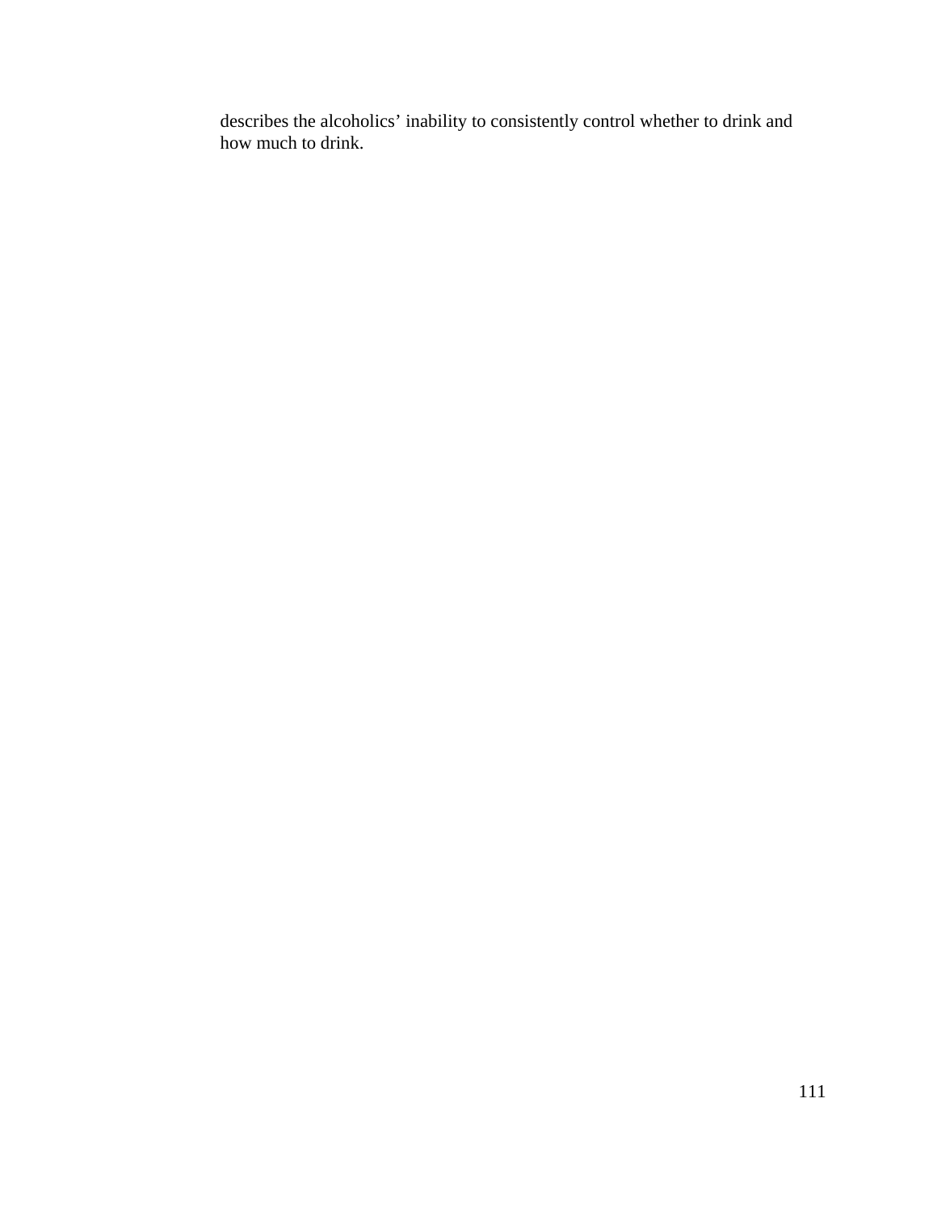describes the alcoholics' inability to consistently control whether to drink and how much to drink.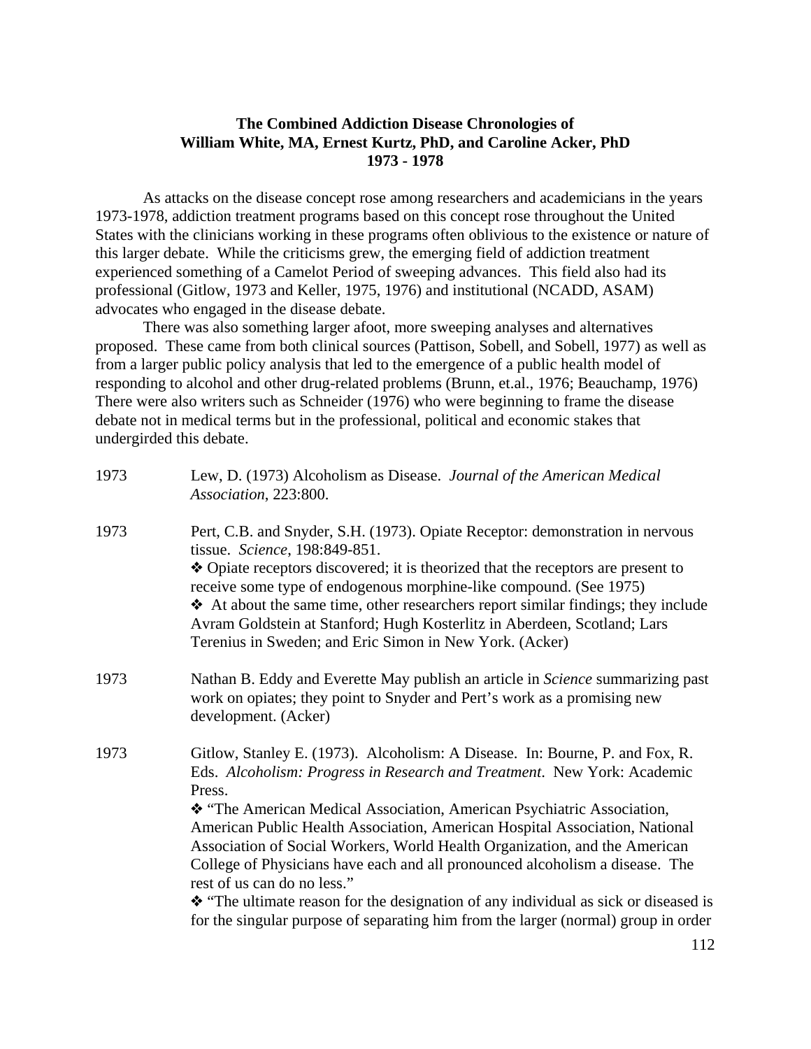**The Combined Addiction Disease Chronologies of William White, MA, Ernest Kurtz, PhD, and Caroline Acker, PhD 1973 - 1978**

As attacks on the disease concept rose among researchers and academicians in the years 1973-1978, addiction treatment programs based on this concept rose throughout the United States with the clinicians working in these programs often oblivious to the existence or nature of this larger debate. While the criticisms grew, the emerging field of addiction treatment experienced something of a Camelot Period of sweeping advances. This field also had its professional (Gitlow, 1973 and Keller, 1975, 1976) and institutional (NCADD, ASAM) advocates who engaged in the disease debate.

There was also something larger afoot, more sweeping analyses and alternatives proposed. These came from both clinical sources (Pattison, Sobell, and Sobell, 1977) as well as from a larger public policy analysis that led to the emergence of a public health model of responding to alcohol and other drug-related problems (Brunn, et.al., 1976; Beauchamp, 1976) There were also writers such as Schneider (1976) who were beginning to frame the disease debate not in medical terms but in the professional, political and economic stakes that undergirded this debate.

1973 — Lew, D. (1973) Alcoholism as Disease. *Journal of the American Medical Association*, 223:800.

1973 — Pert, C.B. and Snyder, S.H. (1973). Opiate Receptor: demonstration in nervous tissue. *Science*, 198:849-851.

- ❖ Opiate receptors discovered; it is theorized that the receptors are present to receive some type of endogenous morphine-like compound. (See 1975)
- ❖ At about the same time, other researchers report similar findings; they include Avram Goldstein at Stanford; Hugh Kosterlitz in Aberdeen, Scotland; Lars Terenius in Sweden; and Eric Simon in New York. (Acker)

1973 — Nathan B. Eddy and Everette May publish an article in *Science* summarizing past work on opiates; they point to Snyder and Pert's work as a promising new development. (Acker)

1973 — Gitlow, Stanley E. (1973). Alcoholism: A Disease. In: Bourne, P. and Fox, R. Eds. *Alcoholism: Progress in Research and Treatment*. New York: Academic Press.

- ❖ "The American Medical Association, American Psychiatric Association, American Public Health Association, American Hospital Association, National Association of Social Workers, World Health Organization, and the American College of Physicians have each and all pronounced alcoholism a disease. The rest of us can do no less."
- ❖ "The ultimate reason for the designation of any individual as sick or diseased is for the singular purpose of separating him from the larger (normal) group in order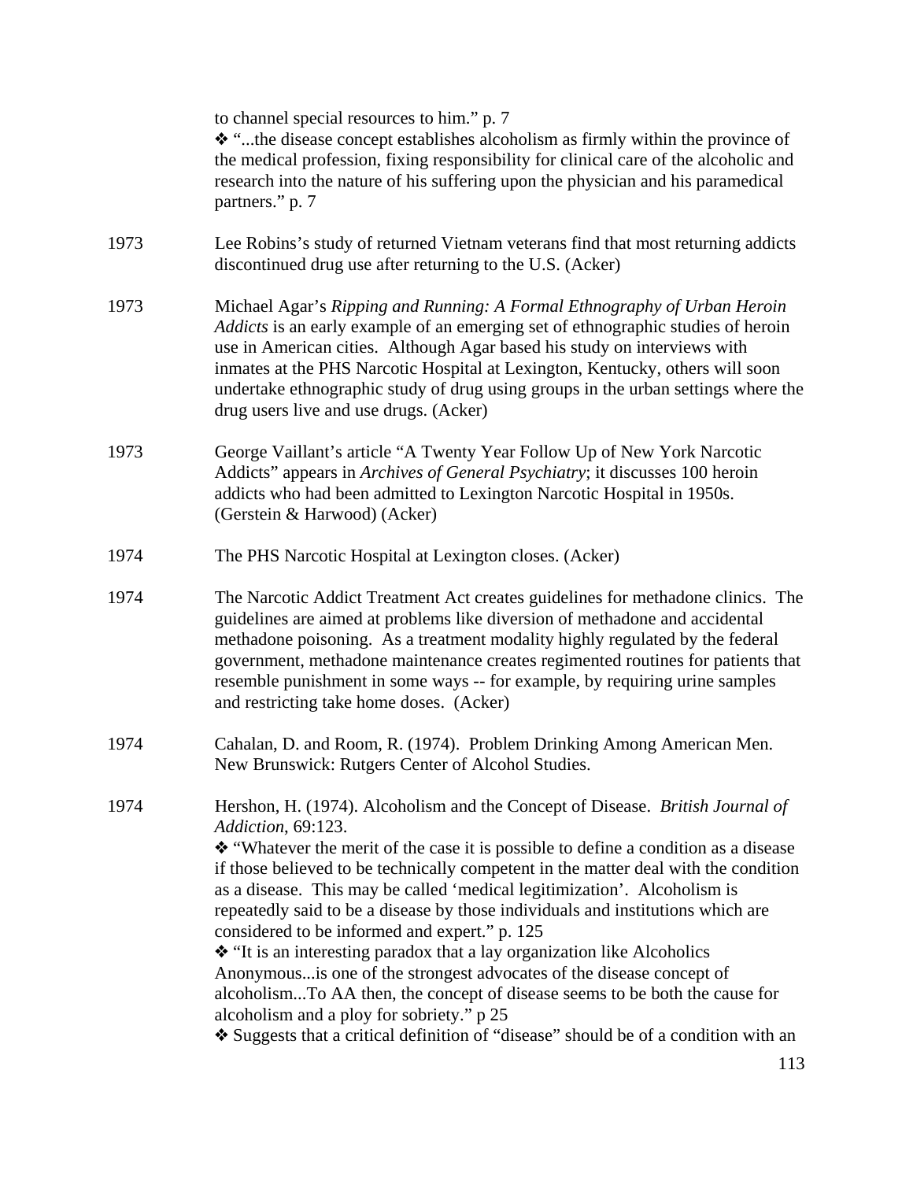to channel special resources to him." p. 7

❖ "...the disease concept establishes alcoholism as firmly within the province of the medical profession, fixing responsibility for clinical care of the alcoholic and research into the nature of his suffering upon the physician and his paramedical partners." p. 7

1973 Lee Robins's study of returned Vietnam veterans find that most returning addicts discontinued drug use after returning to the U.S. (Acker)

1973 Michael Agar's *Ripping and Running: A Formal Ethnography of Urban Heroin Addicts* is an early example of an emerging set of ethnographic studies of heroin use in American cities. Although Agar based his study on interviews with inmates at the PHS Narcotic Hospital at Lexington, Kentucky, others will soon undertake ethnographic study of drug using groups in the urban settings where the drug users live and use drugs. (Acker)

1973 George Vaillant's article "A Twenty Year Follow Up of New York Narcotic Addicts" appears in *Archives of General Psychiatry*; it discusses 100 heroin addicts who had been admitted to Lexington Narcotic Hospital in 1950s. (Gerstein & Harwood) (Acker)

1974 The PHS Narcotic Hospital at Lexington closes. (Acker)

1974 The Narcotic Addict Treatment Act creates guidelines for methadone clinics. The guidelines are aimed at problems like diversion of methadone and accidental methadone poisoning. As a treatment modality highly regulated by the federal government, methadone maintenance creates regimented routines for patients that resemble punishment in some ways -- for example, by requiring urine samples and restricting take home doses. (Acker)

1974 Cahalan, D. and Room, R. (1974). Problem Drinking Among American Men. New Brunswick: Rutgers Center of Alcohol Studies.

1974 Hershon, H. (1974). Alcoholism and the Concept of Disease. *British Journal of Addiction*, 69:123.

❖ "Whatever the merit of the case it is possible to define a condition as a disease if those believed to be technically competent in the matter deal with the condition as a disease. This may be called 'medical legitimization'. Alcoholism is repeatedly said to be a disease by those individuals and institutions which are considered to be informed and expert." p. 125

❖ "It is an interesting paradox that a lay organization like Alcoholics Anonymous...is one of the strongest advocates of the disease concept of alcoholism...To AA then, the concept of disease seems to be both the cause for alcoholism and a ploy for sobriety." p 25

❖ Suggests that a critical definition of "disease" should be of a condition with an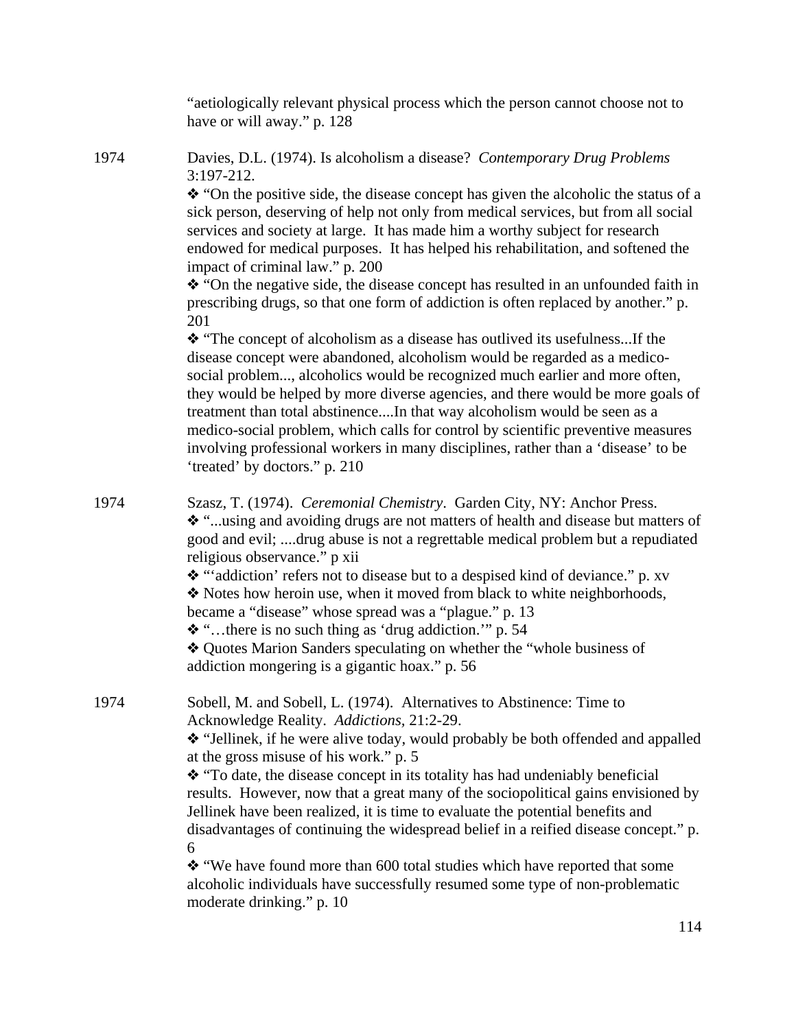"aetiologically relevant physical process which the person cannot choose not to have or will away." p. 128

1974 Davies, D.L. (1974). Is alcoholism a disease? *Contemporary Drug Problems* 3:197-212.

❖ "On the positive side, the disease concept has given the alcoholic the status of a sick person, deserving of help not only from medical services, but from all social services and society at large. It has made him a worthy subject for research endowed for medical purposes. It has helped his rehabilitation, and softened the impact of criminal law." p. 200

❖ "On the negative side, the disease concept has resulted in an unfounded faith in prescribing drugs, so that one form of addiction is often replaced by another." p. 201

❖ "The concept of alcoholism as a disease has outlived its usefulness...If the disease concept were abandoned, alcoholism would be regarded as a medico-social problem..., alcoholics would be recognized much earlier and more often, they would be helped by more diverse agencies, and there would be more goals of treatment than total abstinence....In that way alcoholism would be seen as a medico-social problem, which calls for control by scientific preventive measures involving professional workers in many disciplines, rather than a 'disease' to be 'treated' by doctors." p. 210

1974 Szasz, T. (1974). *Ceremonial Chemistry*. Garden City, NY: Anchor Press.

❖ "...using and avoiding drugs are not matters of health and disease but matters of good and evil; ....drug abuse is not a regrettable medical problem but a repudiated religious observance." p xii

❖ "'addiction' refers not to disease but to a despised kind of deviance." p. xv

❖ Notes how heroin use, when it moved from black to white neighborhoods, became a "disease" whose spread was a "plague." p. 13

❖ "…there is no such thing as 'drug addiction.'" p. 54

❖ Quotes Marion Sanders speculating on whether the "whole business of addiction mongering is a gigantic hoax." p. 56

1974 Sobell, M. and Sobell, L. (1974). Alternatives to Abstinence: Time to Acknowledge Reality. *Addictions*, 21:2-29.

❖ "Jellinek, if he were alive today, would probably be both offended and appalled at the gross misuse of his work." p. 5

❖ "To date, the disease concept in its totality has had undeniably beneficial results. However, now that a great many of the sociopolitical gains envisioned by Jellinek have been realized, it is time to evaluate the potential benefits and disadvantages of continuing the widespread belief in a reified disease concept." p. 6

❖ "We have found more than 600 total studies which have reported that some alcoholic individuals have successfully resumed some type of non-problematic moderate drinking." p. 10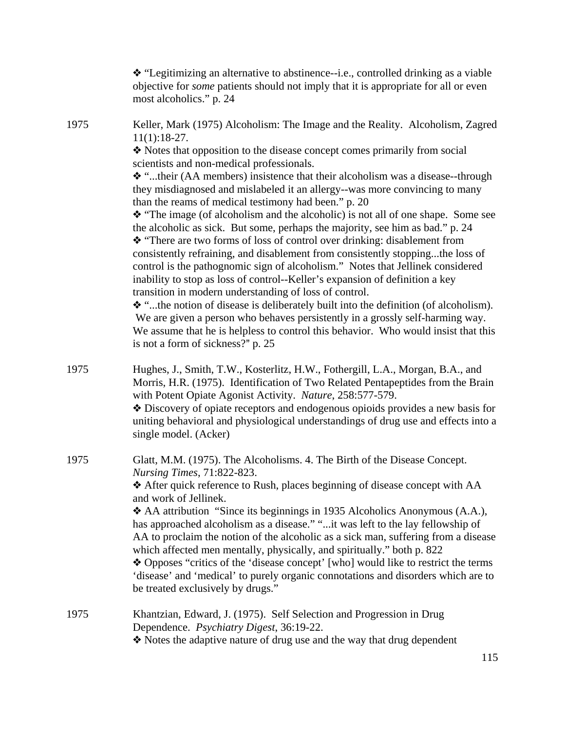❖ "Legitimizing an alternative to abstinence--i.e., controlled drinking as a viable objective for *some* patients should not imply that it is appropriate for all or even most alcoholics." p. 24

1975 Keller, Mark (1975) Alcoholism: The Image and the Reality. Alcoholism, Zagred 11(1):18-27.

❖ Notes that opposition to the disease concept comes primarily from social scientists and non-medical professionals.

❖ "...their (AA members) insistence that their alcoholism was a disease--through they misdiagnosed and mislabeled it an allergy--was more convincing to many than the reams of medical testimony had been." p. 20

❖ "The image (of alcoholism and the alcoholic) is not all of one shape. Some see the alcoholic as sick. But some, perhaps the majority, see him as bad." p. 24

❖ "There are two forms of loss of control over drinking: disablement from consistently refraining, and disablement from consistently stopping...the loss of control is the pathognomic sign of alcoholism." Notes that Jellinek considered inability to stop as loss of control--Keller's expansion of definition a key transition in modern understanding of loss of control.

❖ "...the notion of disease is deliberately built into the definition (of alcoholism). We are given a person who behaves persistently in a grossly self-harming way. We assume that he is helpless to control this behavior. Who would insist that this is not a form of sickness?" p. 25

1975 Hughes, J., Smith, T.W., Kosterlitz, H.W., Fothergill, L.A., Morgan, B.A., and Morris, H.R. (1975). Identification of Two Related Pentapeptides from the Brain with Potent Opiate Agonist Activity. *Nature*, 258:577-579.

❖ Discovery of opiate receptors and endogenous opioids provides a new basis for uniting behavioral and physiological understandings of drug use and effects into a single model. (Acker)

1975 Glatt, M.M. (1975). The Alcoholisms. 4. The Birth of the Disease Concept. *Nursing Times*, 71:822-823.

❖ After quick reference to Rush, places beginning of disease concept with AA and work of Jellinek.

❖ AA attribution "Since its beginnings in 1935 Alcoholics Anonymous (A.A.), has approached alcoholism as a disease." "...it was left to the lay fellowship of AA to proclaim the notion of the alcoholic as a sick man, suffering from a disease which affected men mentally, physically, and spiritually." both p. 822

❖ Opposes "critics of the 'disease concept' [who] would like to restrict the terms 'disease' and 'medical' to purely organic connotations and disorders which are to be treated exclusively by drugs."

1975 Khantzian, Edward, J. (1975). Self Selection and Progression in Drug Dependence. *Psychiatry Digest*, 36:19-22.

❖ Notes the adaptive nature of drug use and the way that drug dependent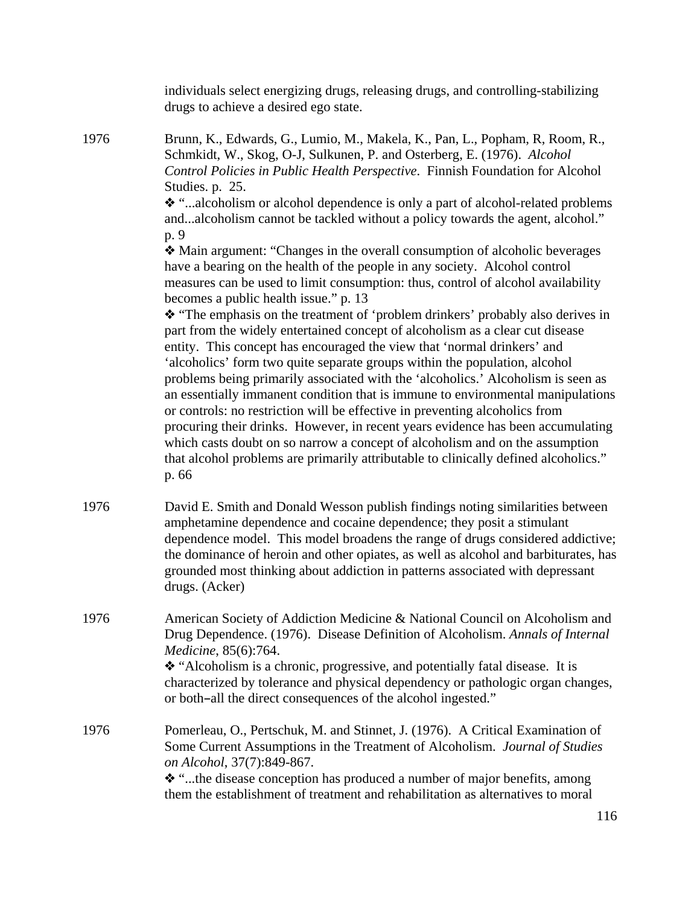individuals select energizing drugs, releasing drugs, and controlling-stabilizing drugs to achieve a desired ego state.

1976 Brunn, K., Edwards, G., Lumio, M., Makela, K., Pan, L., Popham, R, Room, R., Schmkidt, W., Skog, O-J, Sulkunen, P. and Osterberg, E. (1976). *Alcohol Control Policies in Public Health Perspective*. Finnish Foundation for Alcohol Studies. p. 25.

❖ "...alcoholism or alcohol dependence is only a part of alcohol-related problems and...alcoholism cannot be tackled without a policy towards the agent, alcohol." p. 9

❖ Main argument: "Changes in the overall consumption of alcoholic beverages have a bearing on the health of the people in any society. Alcohol control measures can be used to limit consumption: thus, control of alcohol availability becomes a public health issue." p. 13

❖ "The emphasis on the treatment of 'problem drinkers' probably also derives in part from the widely entertained concept of alcoholism as a clear cut disease entity. This concept has encouraged the view that 'normal drinkers' and 'alcoholics' form two quite separate groups within the population, alcohol problems being primarily associated with the 'alcoholics.' Alcoholism is seen as an essentially immanent condition that is immune to environmental manipulations or controls: no restriction will be effective in preventing alcoholics from procuring their drinks. However, in recent years evidence has been accumulating which casts doubt on so narrow a concept of alcoholism and on the assumption that alcohol problems are primarily attributable to clinically defined alcoholics." p. 66

1976 David E. Smith and Donald Wesson publish findings noting similarities between amphetamine dependence and cocaine dependence; they posit a stimulant dependence model. This model broadens the range of drugs considered addictive; the dominance of heroin and other opiates, as well as alcohol and barbiturates, has grounded most thinking about addiction in patterns associated with depressant drugs. (Acker)

1976 American Society of Addiction Medicine & National Council on Alcoholism and Drug Dependence. (1976). Disease Definition of Alcoholism. *Annals of Internal Medicine*, 85(6):764.

❖ "Alcoholism is a chronic, progressive, and potentially fatal disease. It is characterized by tolerance and physical dependency or pathologic organ changes, or both–all the direct consequences of the alcohol ingested."

1976 Pomerleau, O., Pertschuk, M. and Stinnet, J. (1976). A Critical Examination of Some Current Assumptions in the Treatment of Alcoholism. *Journal of Studies on Alcohol*, 37(7):849-867.

❖ "...the disease conception has produced a number of major benefits, among them the establishment of treatment and rehabilitation as alternatives to moral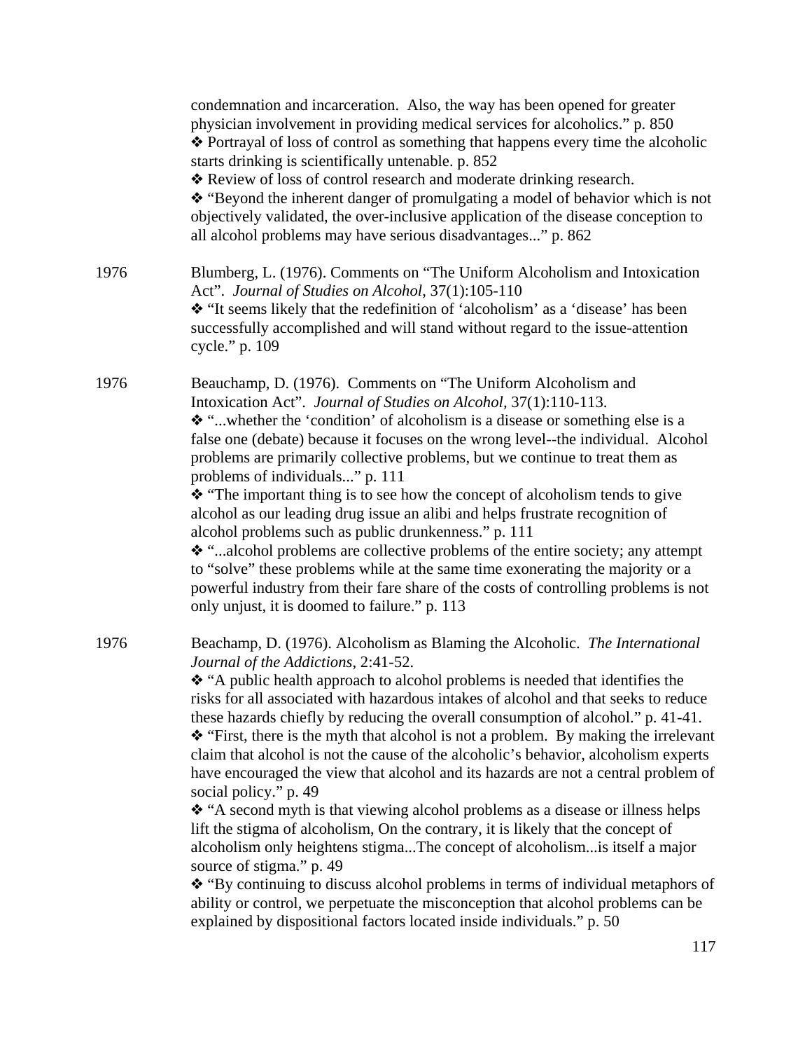condemnation and incarceration. Also, the way has been opened for greater physician involvement in providing medical services for alcoholics." p. 850
❖ Portrayal of loss of control as something that happens every time the alcoholic starts drinking is scientifically untenable. p. 852
❖ Review of loss of control research and moderate drinking research.
❖ "Beyond the inherent danger of promulgating a model of behavior which is not objectively validated, the over-inclusive application of the disease conception to all alcohol problems may have serious disadvantages..." p. 862

1976 Blumberg, L. (1976). Comments on "The Uniform Alcoholism and Intoxication Act". *Journal of Studies on Alcohol*, 37(1):105-110
❖ "It seems likely that the redefinition of 'alcoholism' as a 'disease' has been successfully accomplished and will stand without regard to the issue-attention cycle." p. 109

1976 Beauchamp, D. (1976). Comments on "The Uniform Alcoholism and Intoxication Act". *Journal of Studies on Alcohol*, 37(1):110-113.
❖ "...whether the 'condition' of alcoholism is a disease or something else is a false one (debate) because it focuses on the wrong level--the individual. Alcohol problems are primarily collective problems, but we continue to treat them as problems of individuals..." p. 111
❖ "The important thing is to see how the concept of alcoholism tends to give alcohol as our leading drug issue an alibi and helps frustrate recognition of alcohol problems such as public drunkenness." p. 111
❖ "...alcohol problems are collective problems of the entire society; any attempt to "solve" these problems while at the same time exonerating the majority or a powerful industry from their fare share of the costs of controlling problems is not only unjust, it is doomed to failure." p. 113

1976 Beachamp, D. (1976). Alcoholism as Blaming the Alcoholic. *The International Journal of the Addictions*, 2:41-52.
❖ "A public health approach to alcohol problems is needed that identifies the risks for all associated with hazardous intakes of alcohol and that seeks to reduce these hazards chiefly by reducing the overall consumption of alcohol." p. 41-41.
❖ "First, there is the myth that alcohol is not a problem. By making the irrelevant claim that alcohol is not the cause of the alcoholic's behavior, alcoholism experts have encouraged the view that alcohol and its hazards are not a central problem of social policy." p. 49
❖ "A second myth is that viewing alcohol problems as a disease or illness helps lift the stigma of alcoholism, On the contrary, it is likely that the concept of alcoholism only heightens stigma...The concept of alcoholism...is itself a major source of stigma." p. 49
❖ "By continuing to discuss alcohol problems in terms of individual metaphors of ability or control, we perpetuate the misconception that alcohol problems can be explained by dispositional factors located inside individuals." p. 50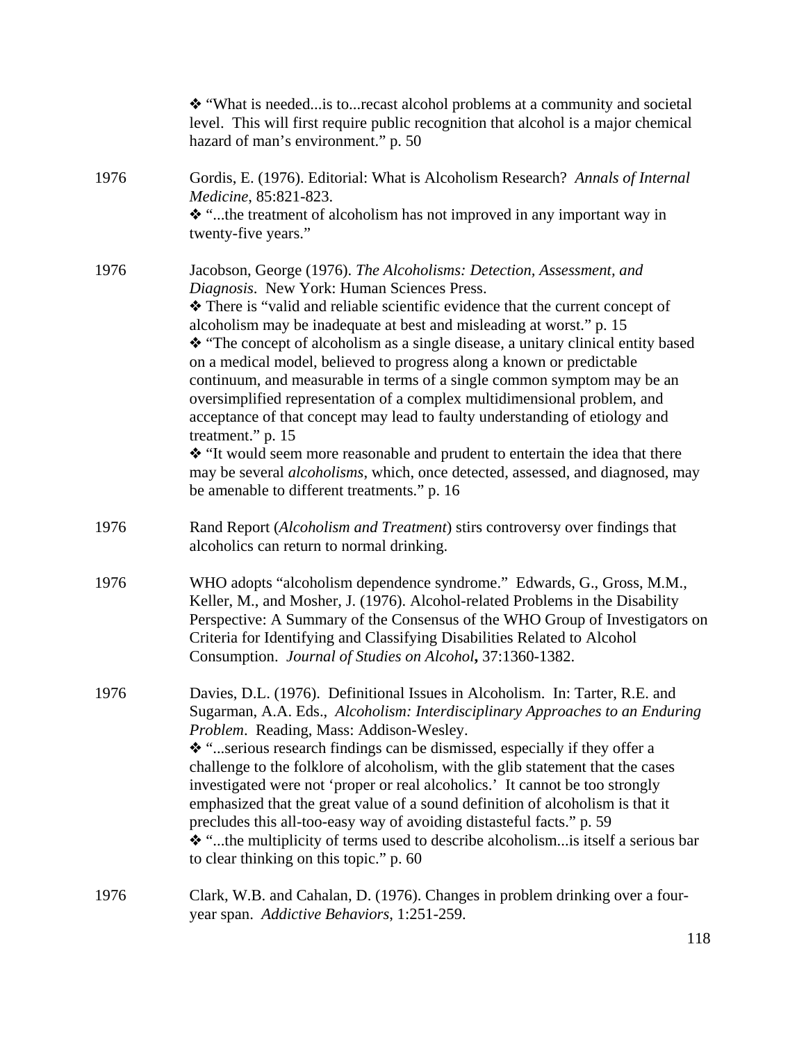❖ "What is needed...is to...recast alcohol problems at a community and societal level. This will first require public recognition that alcohol is a major chemical hazard of man's environment." p. 50

1976 Gordis, E. (1976). Editorial: What is Alcoholism Research? *Annals of Internal Medicine*, 85:821-823.

❖ "...the treatment of alcoholism has not improved in any important way in twenty-five years."

1976 Jacobson, George (1976). *The Alcoholisms: Detection, Assessment, and Diagnosis*. New York: Human Sciences Press.

❖ There is "valid and reliable scientific evidence that the current concept of alcoholism may be inadequate at best and misleading at worst." p. 15

❖ "The concept of alcoholism as a single disease, a unitary clinical entity based on a medical model, believed to progress along a known or predictable continuum, and measurable in terms of a single common symptom may be an oversimplified representation of a complex multidimensional problem, and acceptance of that concept may lead to faulty understanding of etiology and treatment." p. 15

❖ "It would seem more reasonable and prudent to entertain the idea that there may be several *alcoholisms*, which, once detected, assessed, and diagnosed, may be amenable to different treatments." p. 16

1976 Rand Report (*Alcoholism and Treatment*) stirs controversy over findings that alcoholics can return to normal drinking.

1976 WHO adopts "alcoholism dependence syndrome." Edwards, G., Gross, M.M., Keller, M., and Mosher, J. (1976). Alcohol-related Problems in the Disability Perspective: A Summary of the Consensus of the WHO Group of Investigators on Criteria for Identifying and Classifying Disabilities Related to Alcohol Consumption. *Journal of Studies on Alcohol***,** 37:1360-1382.

1976 Davies, D.L. (1976). Definitional Issues in Alcoholism. In: Tarter, R.E. and Sugarman, A.A. Eds., *Alcoholism: Interdisciplinary Approaches to an Enduring Problem*. Reading, Mass: Addison-Wesley.

❖ "...serious research findings can be dismissed, especially if they offer a challenge to the folklore of alcoholism, with the glib statement that the cases investigated were not 'proper or real alcoholics.' It cannot be too strongly emphasized that the great value of a sound definition of alcoholism is that it precludes this all-too-easy way of avoiding distasteful facts." p. 59

❖ "...the multiplicity of terms used to describe alcoholism...is itself a serious bar to clear thinking on this topic." p. 60

1976 Clark, W.B. and Cahalan, D. (1976). Changes in problem drinking over a four-year span. *Addictive Behaviors*, 1:251-259.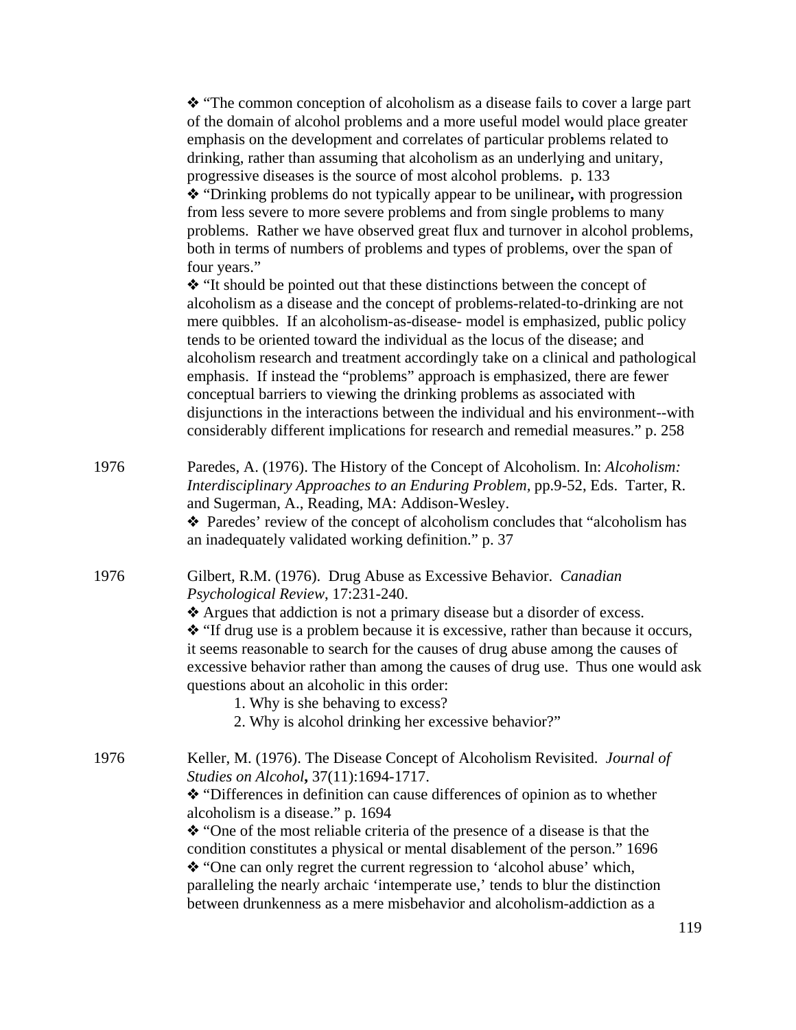❖ "The common conception of alcoholism as a disease fails to cover a large part of the domain of alcohol problems and a more useful model would place greater emphasis on the development and correlates of particular problems related to drinking, rather than assuming that alcoholism as an underlying and unitary, progressive diseases is the source of most alcohol problems. p. 133

❖ "Drinking problems do not typically appear to be unilinear**,** with progression from less severe to more severe problems and from single problems to many problems. Rather we have observed great flux and turnover in alcohol problems, both in terms of numbers of problems and types of problems, over the span of four years."

❖ "It should be pointed out that these distinctions between the concept of alcoholism as a disease and the concept of problems-related-to-drinking are not mere quibbles. If an alcoholism-as-disease- model is emphasized, public policy tends to be oriented toward the individual as the locus of the disease; and alcoholism research and treatment accordingly take on a clinical and pathological emphasis. If instead the "problems" approach is emphasized, there are fewer conceptual barriers to viewing the drinking problems as associated with disjunctions in the interactions between the individual and his environment--with considerably different implications for research and remedial measures." p. 258

1976 Paredes, A. (1976). The History of the Concept of Alcoholism. In: *Alcoholism: Interdisciplinary Approaches to an Enduring Problem,* pp.9-52, Eds. Tarter, R. and Sugerman, A., Reading, MA: Addison-Wesley.

❖ Paredes' review of the concept of alcoholism concludes that "alcoholism has an inadequately validated working definition." p. 37

1976 Gilbert, R.M. (1976). Drug Abuse as Excessive Behavior. *Canadian Psychological Review*, 17:231-240.

❖ Argues that addiction is not a primary disease but a disorder of excess.

❖ "If drug use is a problem because it is excessive, rather than because it occurs, it seems reasonable to search for the causes of drug abuse among the causes of excessive behavior rather than among the causes of drug use. Thus one would ask questions about an alcoholic in this order:

1. Why is she behaving to excess?
2. Why is alcohol drinking her excessive behavior?"

1976 Keller, M. (1976). The Disease Concept of Alcoholism Revisited. *Journal of Studies on Alcohol***,** 37(11):1694-1717.

❖ "Differences in definition can cause differences of opinion as to whether alcoholism is a disease." p. 1694

❖ "One of the most reliable criteria of the presence of a disease is that the condition constitutes a physical or mental disablement of the person." 1696

❖ "One can only regret the current regression to 'alcohol abuse' which, paralleling the nearly archaic 'intemperate use,' tends to blur the distinction between drunkenness as a mere misbehavior and alcoholism-addiction as a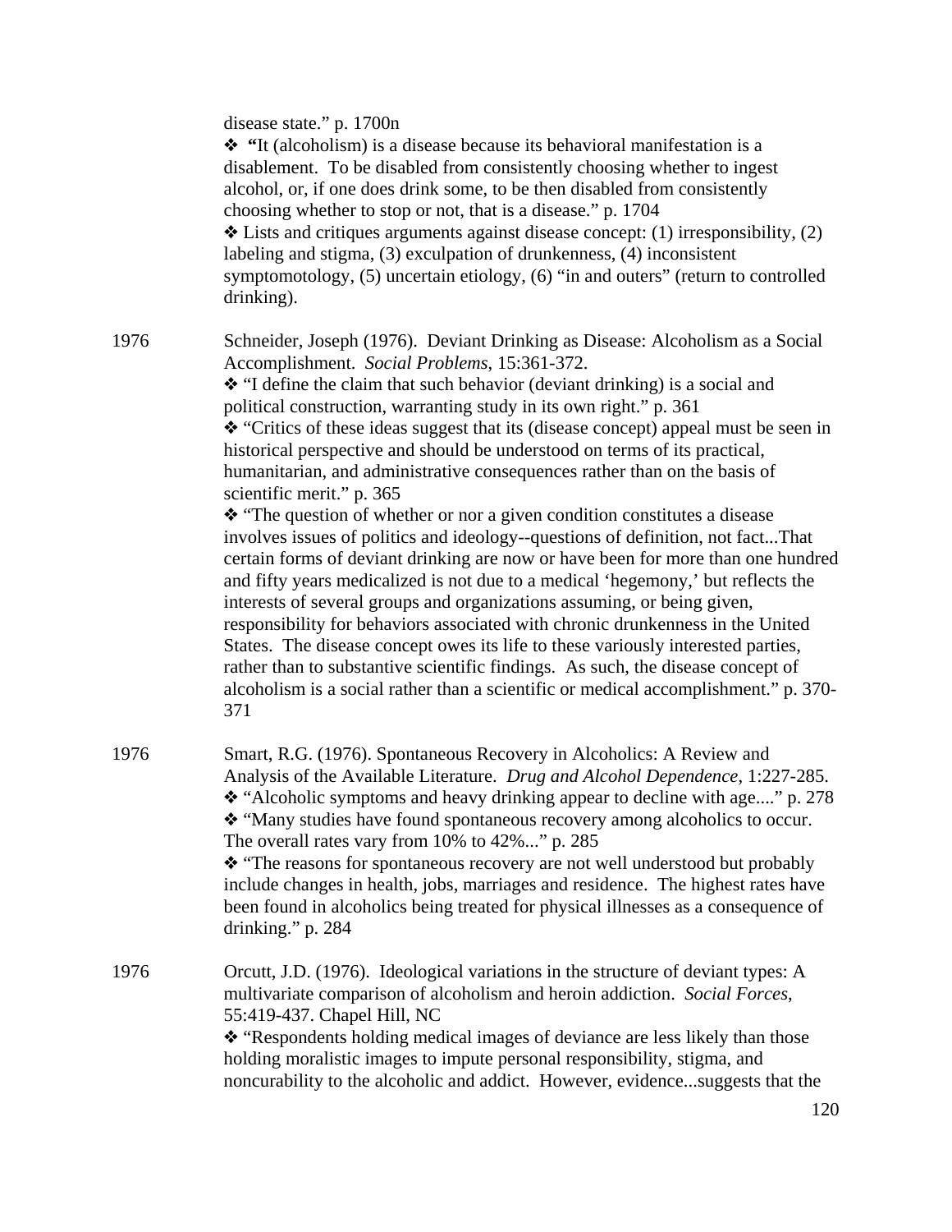disease state." p. 1700n

❖ **"**It (alcoholism) is a disease because its behavioral manifestation is a disablement. To be disabled from consistently choosing whether to ingest alcohol, or, if one does drink some, to be then disabled from consistently choosing whether to stop or not, that is a disease." p. 1704

❖ Lists and critiques arguments against disease concept: (1) irresponsibility, (2) labeling and stigma, (3) exculpation of drunkenness, (4) inconsistent symptomotology, (5) uncertain etiology, (6) "in and outers" (return to controlled drinking).

1976 Schneider, Joseph (1976). Deviant Drinking as Disease: Alcoholism as a Social Accomplishment. *Social Problems*, 15:361-372.

❖ "I define the claim that such behavior (deviant drinking) is a social and political construction, warranting study in its own right." p. 361

❖ "Critics of these ideas suggest that its (disease concept) appeal must be seen in historical perspective and should be understood on terms of its practical, humanitarian, and administrative consequences rather than on the basis of scientific merit." p. 365

❖ "The question of whether or nor a given condition constitutes a disease involves issues of politics and ideology--questions of definition, not fact...That certain forms of deviant drinking are now or have been for more than one hundred and fifty years medicalized is not due to a medical 'hegemony,' but reflects the interests of several groups and organizations assuming, or being given, responsibility for behaviors associated with chronic drunkenness in the United States. The disease concept owes its life to these variously interested parties, rather than to substantive scientific findings. As such, the disease concept of alcoholism is a social rather than a scientific or medical accomplishment." p. 370-371

1976 Smart, R.G. (1976). Spontaneous Recovery in Alcoholics: A Review and Analysis of the Available Literature. *Drug and Alcohol Dependence*, 1:227-285.

❖ "Alcoholic symptoms and heavy drinking appear to decline with age...." p. 278

❖ "Many studies have found spontaneous recovery among alcoholics to occur. The overall rates vary from 10% to 42%..." p. 285

❖ "The reasons for spontaneous recovery are not well understood but probably include changes in health, jobs, marriages and residence. The highest rates have been found in alcoholics being treated for physical illnesses as a consequence of drinking." p. 284

1976 Orcutt, J.D. (1976). Ideological variations in the structure of deviant types: A multivariate comparison of alcoholism and heroin addiction. *Social Forces*, 55:419-437. Chapel Hill, NC

❖ "Respondents holding medical images of deviance are less likely than those holding moralistic images to impute personal responsibility, stigma, and noncurability to the alcoholic and addict. However, evidence...suggests that the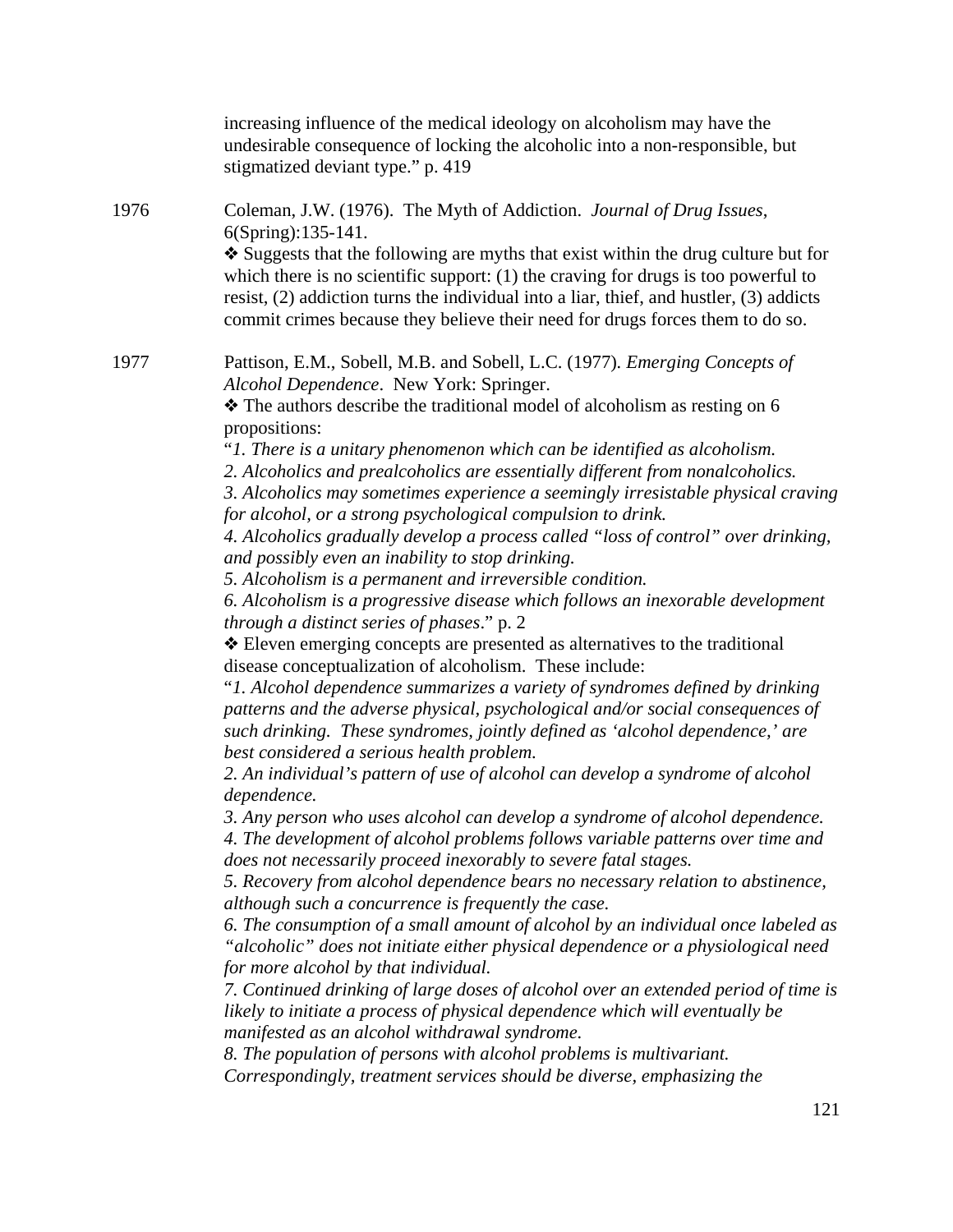increasing influence of the medical ideology on alcoholism may have the undesirable consequence of locking the alcoholic into a non-responsible, but stigmatized deviant type." p. 419

1976 Coleman, J.W. (1976). The Myth of Addiction. *Journal of Drug Issues*, 6(Spring):135-141.

❖ Suggests that the following are myths that exist within the drug culture but for which there is no scientific support: (1) the craving for drugs is too powerful to resist, (2) addiction turns the individual into a liar, thief, and hustler, (3) addicts commit crimes because they believe their need for drugs forces them to do so.

1977 Pattison, E.M., Sobell, M.B. and Sobell, L.C. (1977). *Emerging Concepts of Alcohol Dependence*. New York: Springer.

❖ The authors describe the traditional model of alcoholism as resting on 6 propositions:

"*1. There is a unitary phenomenon which can be identified as alcoholism.*
*2. Alcoholics and prealcoholics are essentially different from nonalcoholics.*
*3. Alcoholics may sometimes experience a seemingly irresistable physical craving for alcohol, or a strong psychological compulsion to drink.*
*4. Alcoholics gradually develop a process called "loss of control" over drinking, and possibly even an inability to stop drinking.*
*5. Alcoholism is a permanent and irreversible condition.*
*6. Alcoholism is a progressive disease which follows an inexorable development through a distinct series of phases*." p. 2

❖ Eleven emerging concepts are presented as alternatives to the traditional disease conceptualization of alcoholism. These include:

"*1. Alcohol dependence summarizes a variety of syndromes defined by drinking patterns and the adverse physical, psychological and/or social consequences of such drinking. These syndromes, jointly defined as 'alcohol dependence,' are best considered a serious health problem.*
*2. An individual's pattern of use of alcohol can develop a syndrome of alcohol dependence.*
*3. Any person who uses alcohol can develop a syndrome of alcohol dependence.*
*4. The development of alcohol problems follows variable patterns over time and does not necessarily proceed inexorably to severe fatal stages.*
*5. Recovery from alcohol dependence bears no necessary relation to abstinence, although such a concurrence is frequently the case.*
*6. The consumption of a small amount of alcohol by an individual once labeled as "alcoholic" does not initiate either physical dependence or a physiological need for more alcohol by that individual.*
*7. Continued drinking of large doses of alcohol over an extended period of time is likely to initiate a process of physical dependence which will eventually be manifested as an alcohol withdrawal syndrome.*
*8. The population of persons with alcohol problems is multivariant. Correspondingly, treatment services should be diverse, emphasizing the*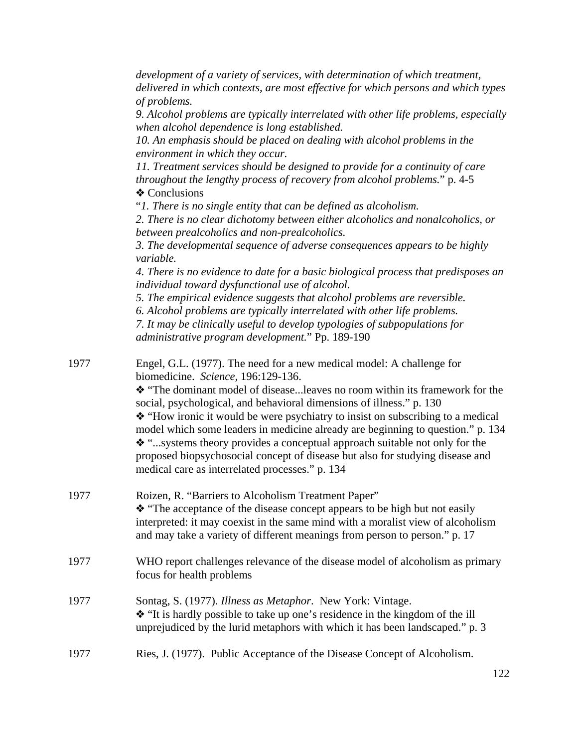*development of a variety of services, with determination of which treatment, delivered in which contexts, are most effective for which persons and which types of problems.*
*9. Alcohol problems are typically interrelated with other life problems, especially when alcohol dependence is long established.*
*10. An emphasis should be placed on dealing with alcohol problems in the environment in which they occur.*
*11. Treatment services should be designed to provide for a continuity of care throughout the lengthy process of recovery from alcohol problems.*" p. 4-5

❖ Conclusions

"*1. There is no single entity that can be defined as alcoholism.*
*2. There is no clear dichotomy between either alcoholics and nonalcoholics, or between prealcoholics and non-prealcoholics.*
*3. The developmental sequence of adverse consequences appears to be highly variable.*
*4. There is no evidence to date for a basic biological process that predisposes an individual toward dysfunctional use of alcohol.*
*5. The empirical evidence suggests that alcohol problems are reversible.*
*6. Alcohol problems are typically interrelated with other life problems.*
*7. It may be clinically useful to develop typologies of subpopulations for administrative program development.*" Pp. 189-190

1977 Engel, G.L. (1977). The need for a new medical model: A challenge for biomedicine. *Science,* 196:129-136.

❖ "The dominant model of disease...leaves no room within its framework for the social, psychological, and behavioral dimensions of illness." p. 130

❖ "How ironic it would be were psychiatry to insist on subscribing to a medical model which some leaders in medicine already are beginning to question." p. 134

❖ "...systems theory provides a conceptual approach suitable not only for the proposed biopsychosocial concept of disease but also for studying disease and medical care as interrelated processes." p. 134

1977 Roizen, R. "Barriers to Alcoholism Treatment Paper"

❖ "The acceptance of the disease concept appears to be high but not easily interpreted: it may coexist in the same mind with a moralist view of alcoholism and may take a variety of different meanings from person to person." p. 17

1977 WHO report challenges relevance of the disease model of alcoholism as primary focus for health problems

1977 Sontag, S. (1977). *Illness as Metaphor*. New York: Vintage.

❖ "It is hardly possible to take up one's residence in the kingdom of the ill unprejudiced by the lurid metaphors with which it has been landscaped." p. 3

1977 Ries, J. (1977). Public Acceptance of the Disease Concept of Alcoholism.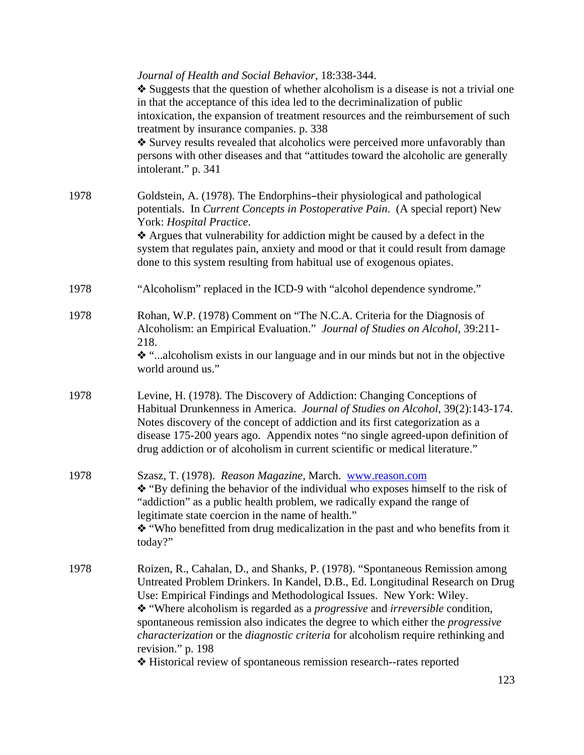*Journal of Health and Social Behavior*, 18:338-344.
❖ Suggests that the question of whether alcoholism is a disease is not a trivial one in that the acceptance of this idea led to the decriminalization of public intoxication, the expansion of treatment resources and the reimbursement of such treatment by insurance companies. p. 338
❖ Survey results revealed that alcoholics were perceived more unfavorably than persons with other diseases and that "attitudes toward the alcoholic are generally intolerant." p. 341

1978 Goldstein, A. (1978). The Endorphins–their physiological and pathological potentials. In *Current Concepts in Postoperative Pain*. (A special report) New York: *Hospital Practice*.
❖ Argues that vulnerability for addiction might be caused by a defect in the system that regulates pain, anxiety and mood or that it could result from damage done to this system resulting from habitual use of exogenous opiates.

1978 "Alcoholism" replaced in the ICD-9 with "alcohol dependence syndrome."

1978 Rohan, W.P. (1978) Comment on "The N.C.A. Criteria for the Diagnosis of Alcoholism: an Empirical Evaluation." *Journal of Studies on Alcohol*, 39:211-218.
❖ "...alcoholism exists in our language and in our minds but not in the objective world around us."

1978 Levine, H. (1978). The Discovery of Addiction: Changing Conceptions of Habitual Drunkenness in America. *Journal of Studies on Alcohol*, 39(2):143-174. Notes discovery of the concept of addiction and its first categorization as a disease 175-200 years ago. Appendix notes "no single agreed-upon definition of drug addiction or of alcoholism in current scientific or medical literature."

1978 Szasz, T. (1978). *Reason Magazine*, March. www.reason.com
❖ "By defining the behavior of the individual who exposes himself to the risk of "addiction" as a public health problem, we radically expand the range of legitimate state coercion in the name of health."
❖ "Who benefitted from drug medicalization in the past and who benefits from it today?"

1978 Roizen, R., Cahalan, D., and Shanks, P. (1978). "Spontaneous Remission among Untreated Problem Drinkers. In Kandel, D.B., Ed. Longitudinal Research on Drug Use: Empirical Findings and Methodological Issues. New York: Wiley.
❖ "Where alcoholism is regarded as a *progressive* and *irreversible* condition, spontaneous remission also indicates the degree to which either the *progressive characterization* or the *diagnostic criteria* for alcoholism require rethinking and revision." p. 198
❖ Historical review of spontaneous remission research--rates reported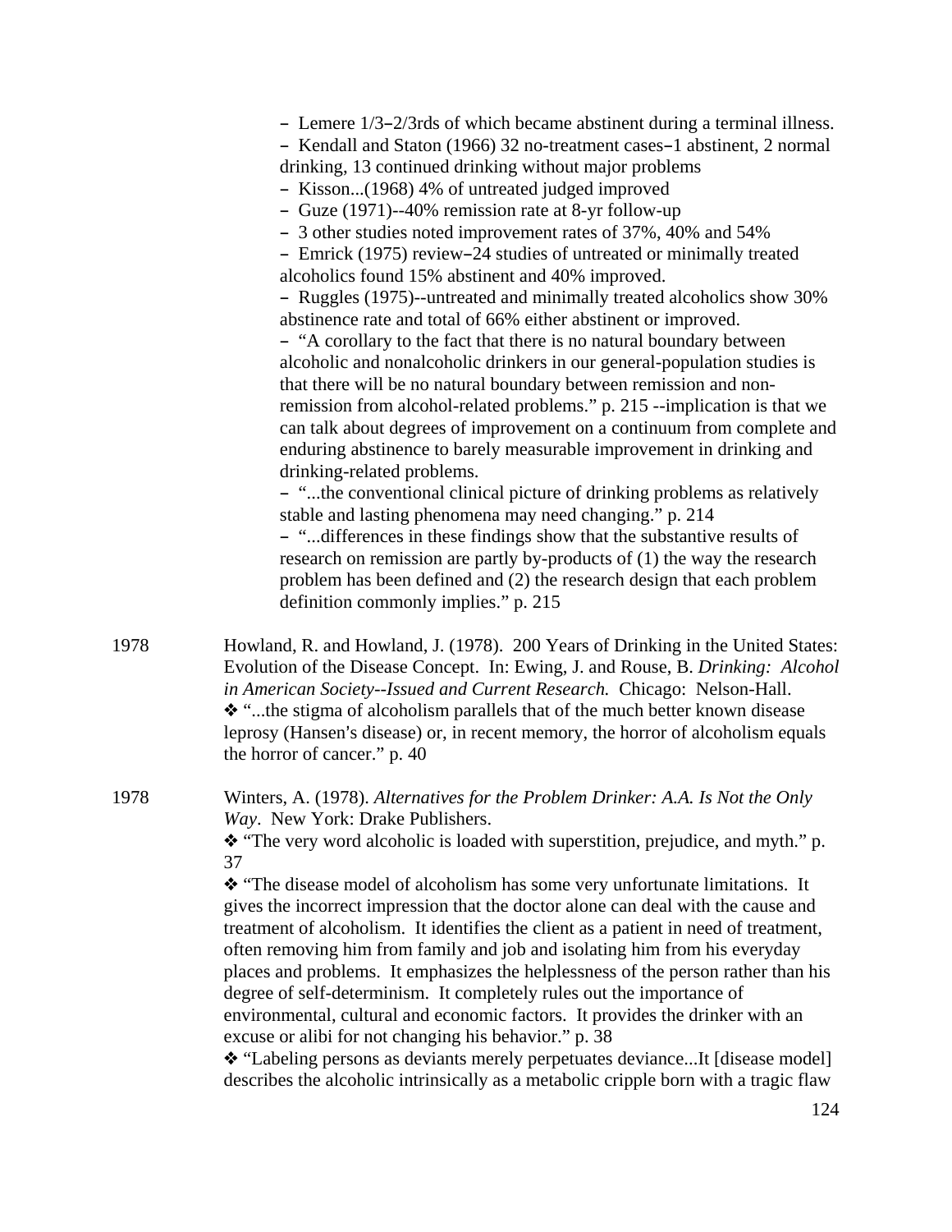– Lemere 1/3–2/3rds of which became abstinent during a terminal illness.
– Kendall and Staton (1966) 32 no-treatment cases–1 abstinent, 2 normal drinking, 13 continued drinking without major problems
– Kisson...(1968) 4% of untreated judged improved
– Guze (1971)--40% remission rate at 8-yr follow-up
– 3 other studies noted improvement rates of 37%, 40% and 54%
– Emrick (1975) review–24 studies of untreated or minimally treated alcoholics found 15% abstinent and 40% improved.
– Ruggles (1975)--untreated and minimally treated alcoholics show 30% abstinence rate and total of 66% either abstinent or improved.
– "A corollary to the fact that there is no natural boundary between alcoholic and nonalcoholic drinkers in our general-population studies is that there will be no natural boundary between remission and non-remission from alcohol-related problems." p. 215 --implication is that we can talk about degrees of improvement on a continuum from complete and enduring abstinence to barely measurable improvement in drinking and drinking-related problems.
– "...the conventional clinical picture of drinking problems as relatively stable and lasting phenomena may need changing." p. 214
– "...differences in these findings show that the substantive results of research on remission are partly by-products of (1) the way the research problem has been defined and (2) the research design that each problem definition commonly implies." p. 215

1978 Howland, R. and Howland, J. (1978). 200 Years of Drinking in the United States: Evolution of the Disease Concept. In: Ewing, J. and Rouse, B. *Drinking: Alcohol in American Society--Issued and Current Research.* Chicago: Nelson-Hall.
❖ "...the stigma of alcoholism parallels that of the much better known disease leprosy (Hansen's disease) or, in recent memory, the horror of alcoholism equals the horror of cancer." p. 40

1978 Winters, A. (1978). *Alternatives for the Problem Drinker: A.A. Is Not the Only Way*. New York: Drake Publishers.
❖ "The very word alcoholic is loaded with superstition, prejudice, and myth." p. 37
❖ "The disease model of alcoholism has some very unfortunate limitations. It gives the incorrect impression that the doctor alone can deal with the cause and treatment of alcoholism. It identifies the client as a patient in need of treatment, often removing him from family and job and isolating him from his everyday places and problems. It emphasizes the helplessness of the person rather than his degree of self-determinism. It completely rules out the importance of environmental, cultural and economic factors. It provides the drinker with an excuse or alibi for not changing his behavior." p. 38
❖ "Labeling persons as deviants merely perpetuates deviance...It [disease model] describes the alcoholic intrinsically as a metabolic cripple born with a tragic flaw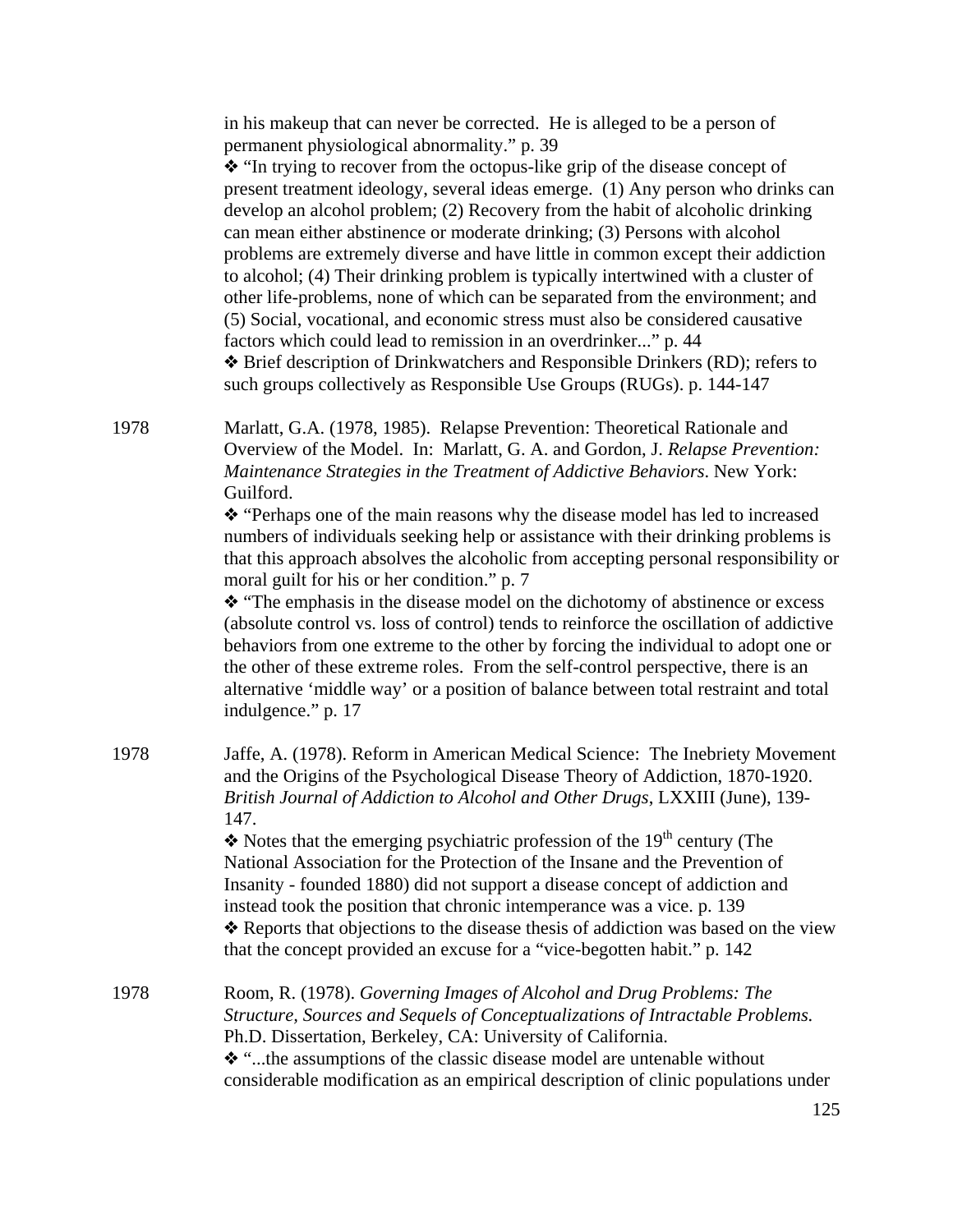in his makeup that can never be corrected. He is alleged to be a person of permanent physiological abnormality." p. 39

❖ "In trying to recover from the octopus-like grip of the disease concept of present treatment ideology, several ideas emerge. (1) Any person who drinks can develop an alcohol problem; (2) Recovery from the habit of alcoholic drinking can mean either abstinence or moderate drinking; (3) Persons with alcohol problems are extremely diverse and have little in common except their addiction to alcohol; (4) Their drinking problem is typically intertwined with a cluster of other life-problems, none of which can be separated from the environment; and (5) Social, vocational, and economic stress must also be considered causative factors which could lead to remission in an overdrinker..." p. 44

❖ Brief description of Drinkwatchers and Responsible Drinkers (RD); refers to such groups collectively as Responsible Use Groups (RUGs). p. 144-147

1978 Marlatt, G.A. (1978, 1985). Relapse Prevention: Theoretical Rationale and Overview of the Model. In: Marlatt, G. A. and Gordon, J. *Relapse Prevention: Maintenance Strategies in the Treatment of Addictive Behaviors*. New York: Guilford.

❖ "Perhaps one of the main reasons why the disease model has led to increased numbers of individuals seeking help or assistance with their drinking problems is that this approach absolves the alcoholic from accepting personal responsibility or moral guilt for his or her condition." p. 7

❖ "The emphasis in the disease model on the dichotomy of abstinence or excess (absolute control vs. loss of control) tends to reinforce the oscillation of addictive behaviors from one extreme to the other by forcing the individual to adopt one or the other of these extreme roles. From the self-control perspective, there is an alternative 'middle way' or a position of balance between total restraint and total indulgence." p. 17

1978 Jaffe, A. (1978). Reform in American Medical Science: The Inebriety Movement and the Origins of the Psychological Disease Theory of Addiction, 1870-1920. *British Journal of Addiction to Alcohol and Other Drugs*, LXXIII (June), 139-147.

❖ Notes that the emerging psychiatric profession of the 19th century (The National Association for the Protection of the Insane and the Prevention of Insanity - founded 1880) did not support a disease concept of addiction and instead took the position that chronic intemperance was a vice. p. 139

❖ Reports that objections to the disease thesis of addiction was based on the view that the concept provided an excuse for a "vice-begotten habit." p. 142

1978 Room, R. (1978). *Governing Images of Alcohol and Drug Problems: The Structure, Sources and Sequels of Conceptualizations of Intractable Problems.* Ph.D. Dissertation, Berkeley, CA: University of California.

❖ "...the assumptions of the classic disease model are untenable without considerable modification as an empirical description of clinic populations under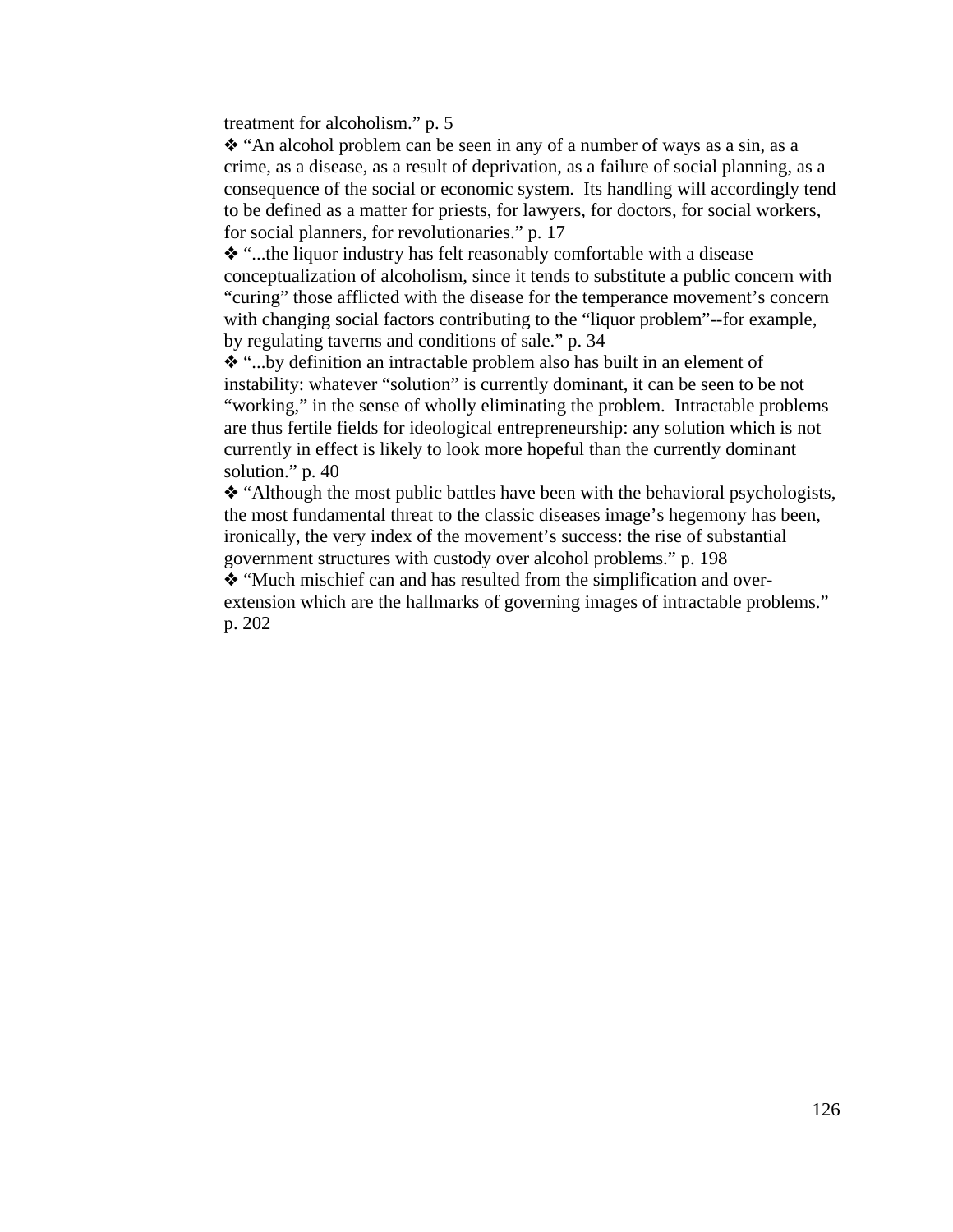treatment for alcoholism." p. 5

- ❖ "An alcohol problem can be seen in any of a number of ways as a sin, as a crime, as a disease, as a result of deprivation, as a failure of social planning, as a consequence of the social or economic system. Its handling will accordingly tend to be defined as a matter for priests, for lawyers, for doctors, for social workers, for social planners, for revolutionaries." p. 17
- ❖ "...the liquor industry has felt reasonably comfortable with a disease conceptualization of alcoholism, since it tends to substitute a public concern with "curing" those afflicted with the disease for the temperance movement's concern with changing social factors contributing to the "liquor problem"--for example, by regulating taverns and conditions of sale." p. 34
- ❖ "...by definition an intractable problem also has built in an element of instability: whatever "solution" is currently dominant, it can be seen to be not "working," in the sense of wholly eliminating the problem. Intractable problems are thus fertile fields for ideological entrepreneurship: any solution which is not currently in effect is likely to look more hopeful than the currently dominant solution." p. 40
- ❖ "Although the most public battles have been with the behavioral psychologists, the most fundamental threat to the classic diseases image's hegemony has been, ironically, the very index of the movement's success: the rise of substantial government structures with custody over alcohol problems." p. 198
- ❖ "Much mischief can and has resulted from the simplification and over-extension which are the hallmarks of governing images of intractable problems." p. 202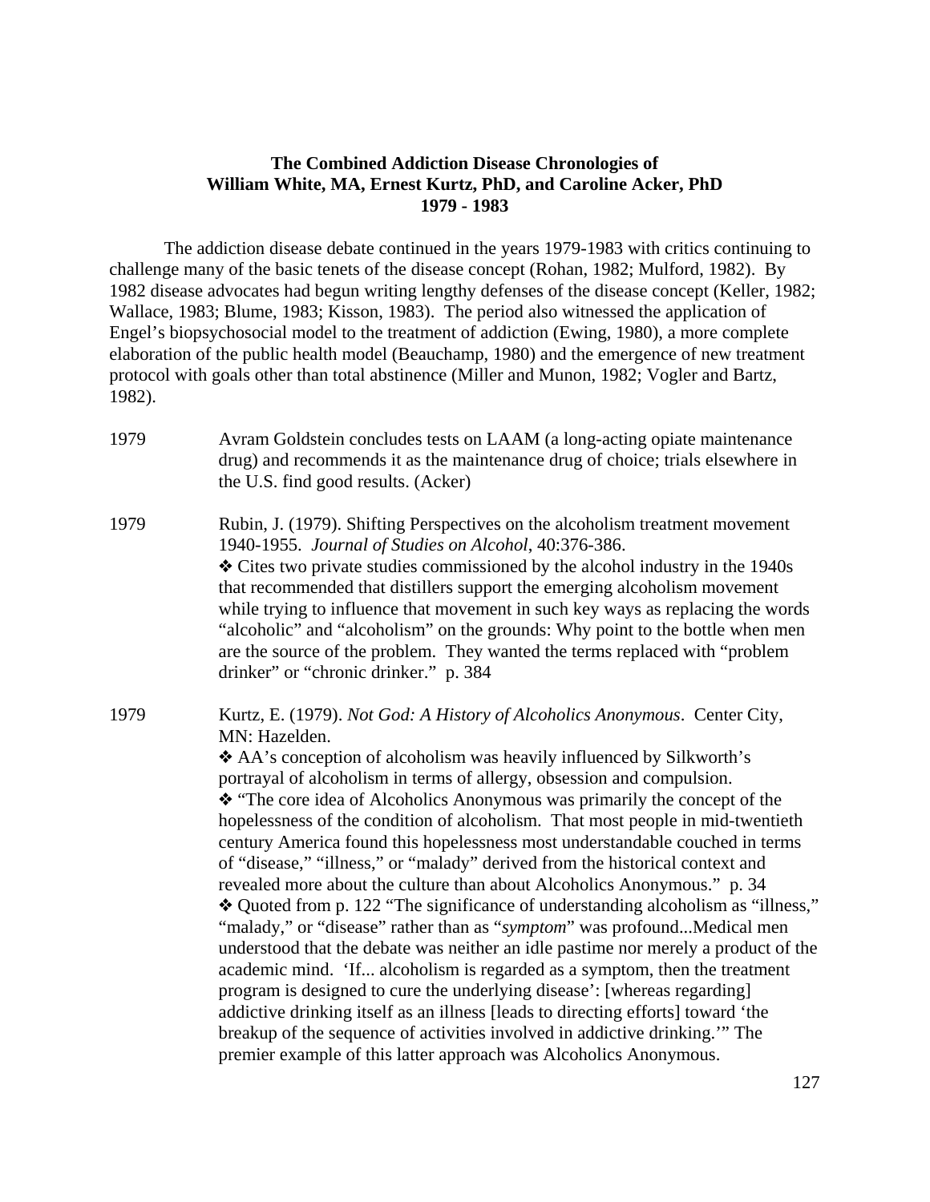**The Combined Addiction Disease Chronologies of**
**William White, MA, Ernest Kurtz, PhD, and Caroline Acker, PhD**
**1979 - 1983**

The addiction disease debate continued in the years 1979-1983 with critics continuing to challenge many of the basic tenets of the disease concept (Rohan, 1982; Mulford, 1982). By 1982 disease advocates had begun writing lengthy defenses of the disease concept (Keller, 1982; Wallace, 1983; Blume, 1983; Kisson, 1983). The period also witnessed the application of Engel's biopsychosocial model to the treatment of addiction (Ewing, 1980), a more complete elaboration of the public health model (Beauchamp, 1980) and the emergence of new treatment protocol with goals other than total abstinence (Miller and Munon, 1982; Vogler and Bartz, 1982).

1979 — Avram Goldstein concludes tests on LAAM (a long-acting opiate maintenance drug) and recommends it as the maintenance drug of choice; trials elsewhere in the U.S. find good results. (Acker)

1979 — Rubin, J. (1979). Shifting Perspectives on the alcoholism treatment movement 1940-1955. *Journal of Studies on Alcohol*, 40:376-386.

❖ Cites two private studies commissioned by the alcohol industry in the 1940s that recommended that distillers support the emerging alcoholism movement while trying to influence that movement in such key ways as replacing the words "alcoholic" and "alcoholism" on the grounds: Why point to the bottle when men are the source of the problem. They wanted the terms replaced with "problem drinker" or "chronic drinker." p. 384

1979 — Kurtz, E. (1979). *Not God: A History of Alcoholics Anonymous*. Center City, MN: Hazelden.

❖ AA's conception of alcoholism was heavily influenced by Silkworth's portrayal of alcoholism in terms of allergy, obsession and compulsion.

❖ "The core idea of Alcoholics Anonymous was primarily the concept of the hopelessness of the condition of alcoholism. That most people in mid-twentieth century America found this hopelessness most understandable couched in terms of "disease," "illness," or "malady" derived from the historical context and revealed more about the culture than about Alcoholics Anonymous." p. 34

❖ Quoted from p. 122 "The significance of understanding alcoholism as "illness," "malady," or "disease" rather than as "*symptom*" was profound...Medical men understood that the debate was neither an idle pastime nor merely a product of the academic mind. 'If... alcoholism is regarded as a symptom, then the treatment program is designed to cure the underlying disease': [whereas regarding] addictive drinking itself as an illness [leads to directing efforts] toward 'the breakup of the sequence of activities involved in addictive drinking.'" The premier example of this latter approach was Alcoholics Anonymous.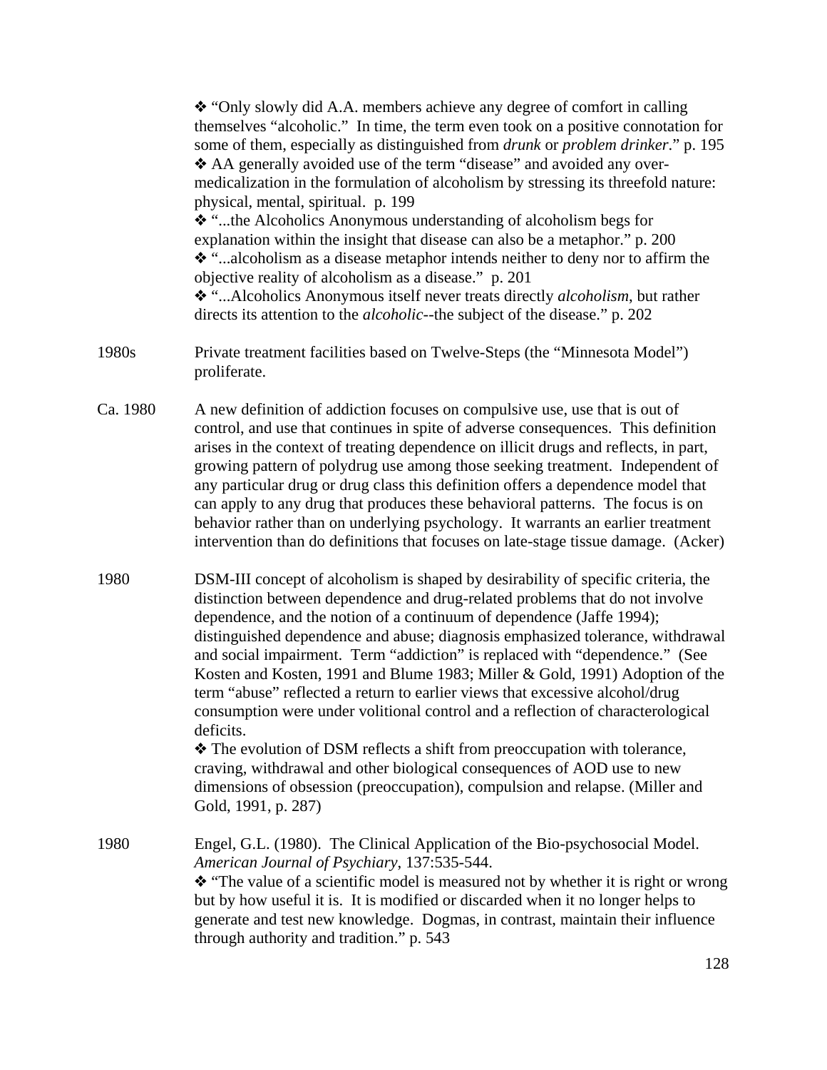❖ "Only slowly did A.A. members achieve any degree of comfort in calling themselves "alcoholic." In time, the term even took on a positive connotation for some of them, especially as distinguished from *drunk* or *problem drinker*." p. 195

❖ AA generally avoided use of the term "disease" and avoided any over-medicalization in the formulation of alcoholism by stressing its threefold nature: physical, mental, spiritual. p. 199

❖ "...the Alcoholics Anonymous understanding of alcoholism begs for explanation within the insight that disease can also be a metaphor." p. 200

❖ "...alcoholism as a disease metaphor intends neither to deny nor to affirm the objective reality of alcoholism as a disease." p. 201

❖ "...Alcoholics Anonymous itself never treats directly *alcoholism*, but rather directs its attention to the *alcoholic*--the subject of the disease." p. 202

1980s — Private treatment facilities based on Twelve-Steps (the "Minnesota Model") proliferate.

Ca. 1980 — A new definition of addiction focuses on compulsive use, use that is out of control, and use that continues in spite of adverse consequences. This definition arises in the context of treating dependence on illicit drugs and reflects, in part, growing pattern of polydrug use among those seeking treatment. Independent of any particular drug or drug class this definition offers a dependence model that can apply to any drug that produces these behavioral patterns. The focus is on behavior rather than on underlying psychology. It warrants an earlier treatment intervention than do definitions that focuses on late-stage tissue damage. (Acker)

1980 — DSM-III concept of alcoholism is shaped by desirability of specific criteria, the distinction between dependence and drug-related problems that do not involve dependence, and the notion of a continuum of dependence (Jaffe 1994); distinguished dependence and abuse; diagnosis emphasized tolerance, withdrawal and social impairment. Term "addiction" is replaced with "dependence." (See Kosten and Kosten, 1991 and Blume 1983; Miller & Gold, 1991) Adoption of the term "abuse" reflected a return to earlier views that excessive alcohol/drug consumption were under volitional control and a reflection of characterological deficits.

❖ The evolution of DSM reflects a shift from preoccupation with tolerance, craving, withdrawal and other biological consequences of AOD use to new dimensions of obsession (preoccupation), compulsion and relapse. (Miller and Gold, 1991, p. 287)

1980 — Engel, G.L. (1980). The Clinical Application of the Bio-psychosocial Model. *American Journal of Psychiary*, 137:535-544.

❖ "The value of a scientific model is measured not by whether it is right or wrong but by how useful it is. It is modified or discarded when it no longer helps to generate and test new knowledge. Dogmas, in contrast, maintain their influence through authority and tradition." p. 543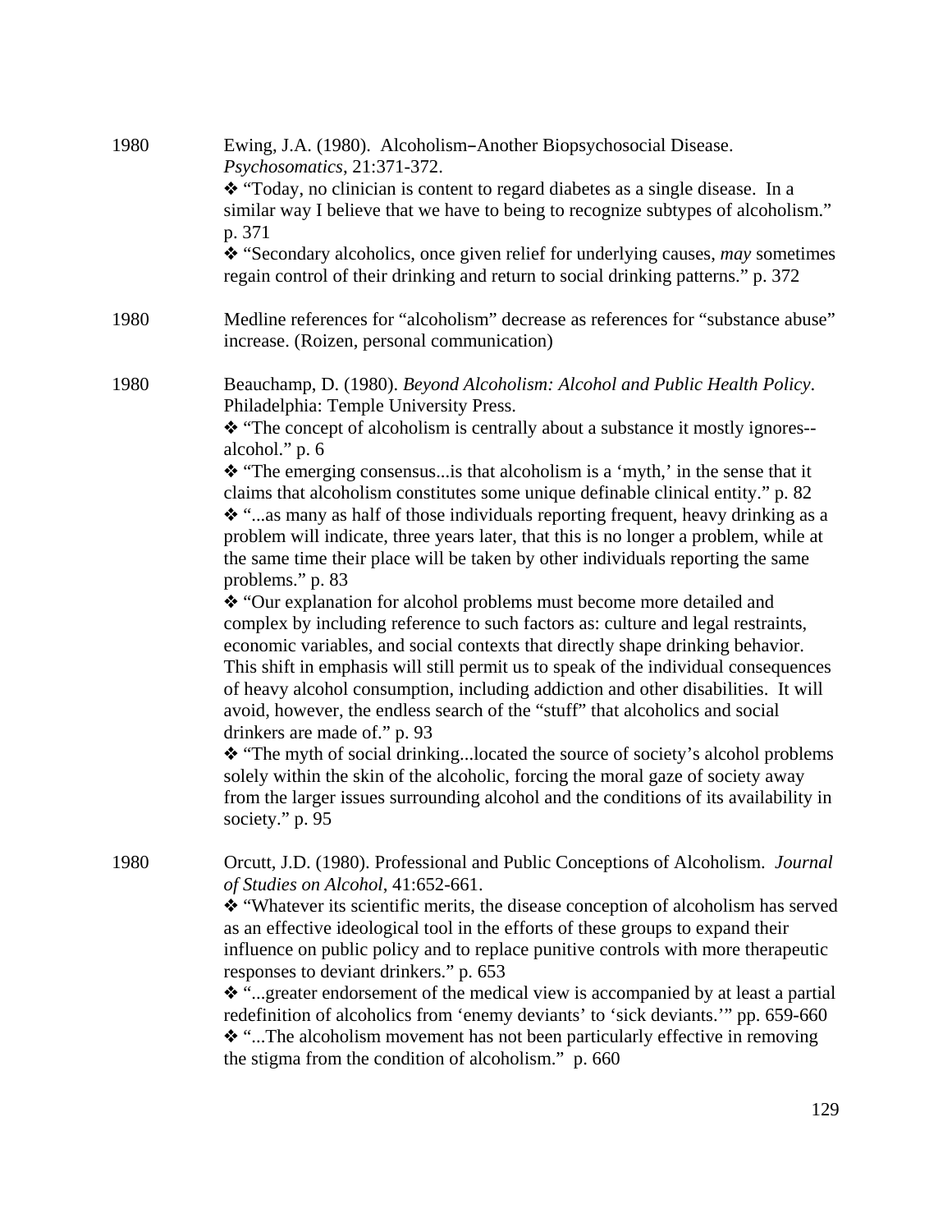1980 Ewing, J.A. (1980). Alcoholism–Another Biopsychosocial Disease. *Psychosomatics*, 21:371-372.

❖ "Today, no clinician is content to regard diabetes as a single disease. In a similar way I believe that we have to being to recognize subtypes of alcoholism." p. 371

❖ "Secondary alcoholics, once given relief for underlying causes, *may* sometimes regain control of their drinking and return to social drinking patterns." p. 372

1980 Medline references for "alcoholism" decrease as references for "substance abuse" increase. (Roizen, personal communication)

1980 Beauchamp, D. (1980). *Beyond Alcoholism: Alcohol and Public Health Policy*. Philadelphia: Temple University Press.

❖ "The concept of alcoholism is centrally about a substance it mostly ignores--alcohol." p. 6

❖ "The emerging consensus...is that alcoholism is a 'myth,' in the sense that it claims that alcoholism constitutes some unique definable clinical entity." p. 82

❖ "...as many as half of those individuals reporting frequent, heavy drinking as a problem will indicate, three years later, that this is no longer a problem, while at the same time their place will be taken by other individuals reporting the same problems." p. 83

❖ "Our explanation for alcohol problems must become more detailed and complex by including reference to such factors as: culture and legal restraints, economic variables, and social contexts that directly shape drinking behavior. This shift in emphasis will still permit us to speak of the individual consequences of heavy alcohol consumption, including addiction and other disabilities. It will avoid, however, the endless search of the "stuff" that alcoholics and social drinkers are made of." p. 93

❖ "The myth of social drinking...located the source of society's alcohol problems solely within the skin of the alcoholic, forcing the moral gaze of society away from the larger issues surrounding alcohol and the conditions of its availability in society." p. 95

1980 Orcutt, J.D. (1980). Professional and Public Conceptions of Alcoholism. *Journal of Studies on Alcohol*, 41:652-661.

❖ "Whatever its scientific merits, the disease conception of alcoholism has served as an effective ideological tool in the efforts of these groups to expand their influence on public policy and to replace punitive controls with more therapeutic responses to deviant drinkers." p. 653

❖ "...greater endorsement of the medical view is accompanied by at least a partial redefinition of alcoholics from 'enemy deviants' to 'sick deviants.'" pp. 659-660

❖ "...The alcoholism movement has not been particularly effective in removing the stigma from the condition of alcoholism." p. 660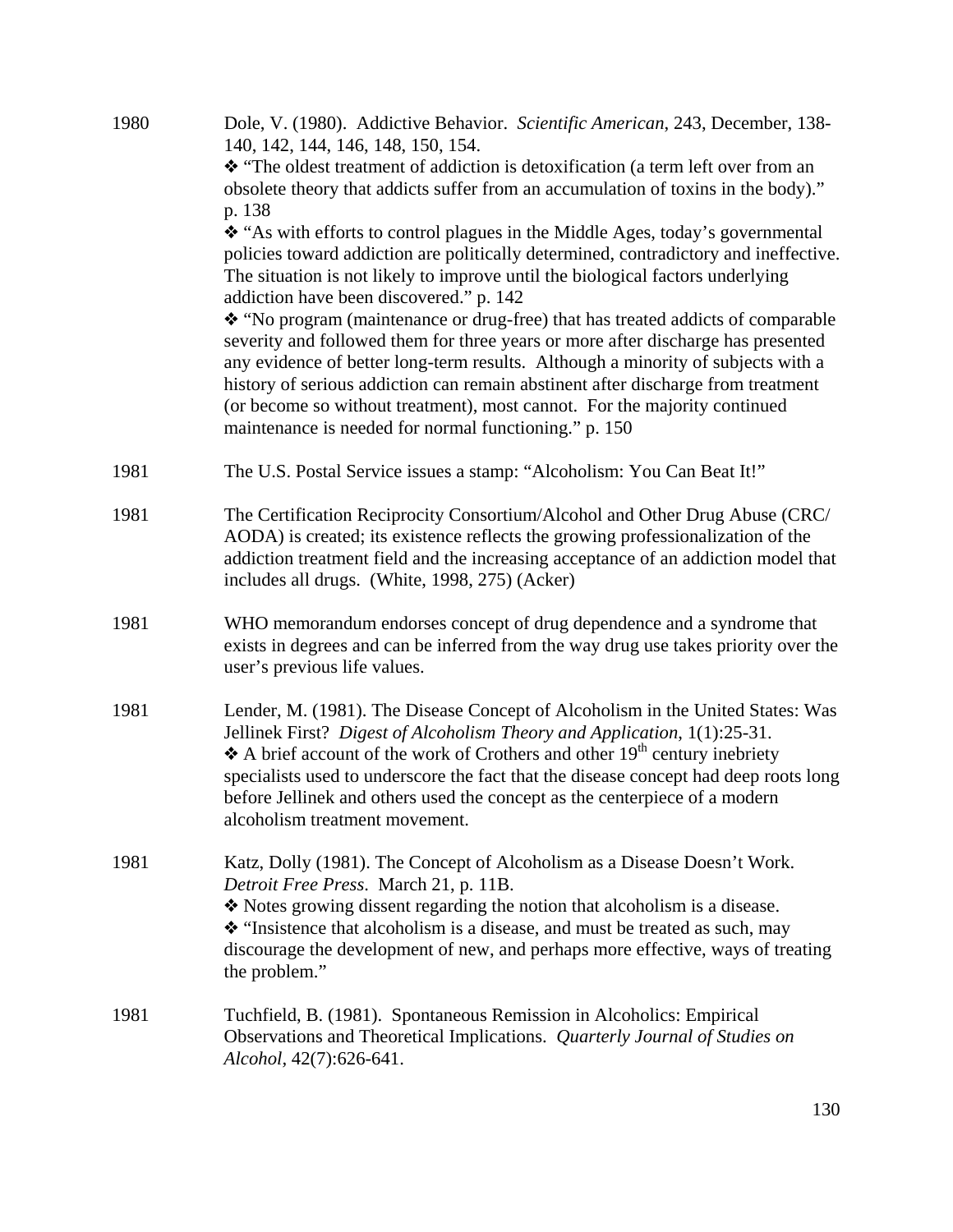1980 Dole, V. (1980). Addictive Behavior. *Scientific American*, 243, December, 138-140, 142, 144, 146, 148, 150, 154.

❖ "The oldest treatment of addiction is detoxification (a term left over from an obsolete theory that addicts suffer from an accumulation of toxins in the body)." p. 138

❖ "As with efforts to control plagues in the Middle Ages, today's governmental policies toward addiction are politically determined, contradictory and ineffective. The situation is not likely to improve until the biological factors underlying addiction have been discovered." p. 142

❖ "No program (maintenance or drug-free) that has treated addicts of comparable severity and followed them for three years or more after discharge has presented any evidence of better long-term results. Although a minority of subjects with a history of serious addiction can remain abstinent after discharge from treatment (or become so without treatment), most cannot. For the majority continued maintenance is needed for normal functioning." p. 150

1981 The U.S. Postal Service issues a stamp: "Alcoholism: You Can Beat It!"

1981 The Certification Reciprocity Consortium/Alcohol and Other Drug Abuse (CRC/AODA) is created; its existence reflects the growing professionalization of the addiction treatment field and the increasing acceptance of an addiction model that includes all drugs. (White, 1998, 275) (Acker)

1981 WHO memorandum endorses concept of drug dependence and a syndrome that exists in degrees and can be inferred from the way drug use takes priority over the user's previous life values.

1981 Lender, M. (1981). The Disease Concept of Alcoholism in the United States: Was Jellinek First? *Digest of Alcoholism Theory and Application*, 1(1):25-31.

❖ A brief account of the work of Crothers and other 19th century inebriety specialists used to underscore the fact that the disease concept had deep roots long before Jellinek and others used the concept as the centerpiece of a modern alcoholism treatment movement.

1981 Katz, Dolly (1981). The Concept of Alcoholism as a Disease Doesn't Work. *Detroit Free Press*. March 21, p. 11B.

❖ Notes growing dissent regarding the notion that alcoholism is a disease.

❖ "Insistence that alcoholism is a disease, and must be treated as such, may discourage the development of new, and perhaps more effective, ways of treating the problem."

1981 Tuchfield, B. (1981). Spontaneous Remission in Alcoholics: Empirical Observations and Theoretical Implications. *Quarterly Journal of Studies on Alcohol*, 42(7):626-641.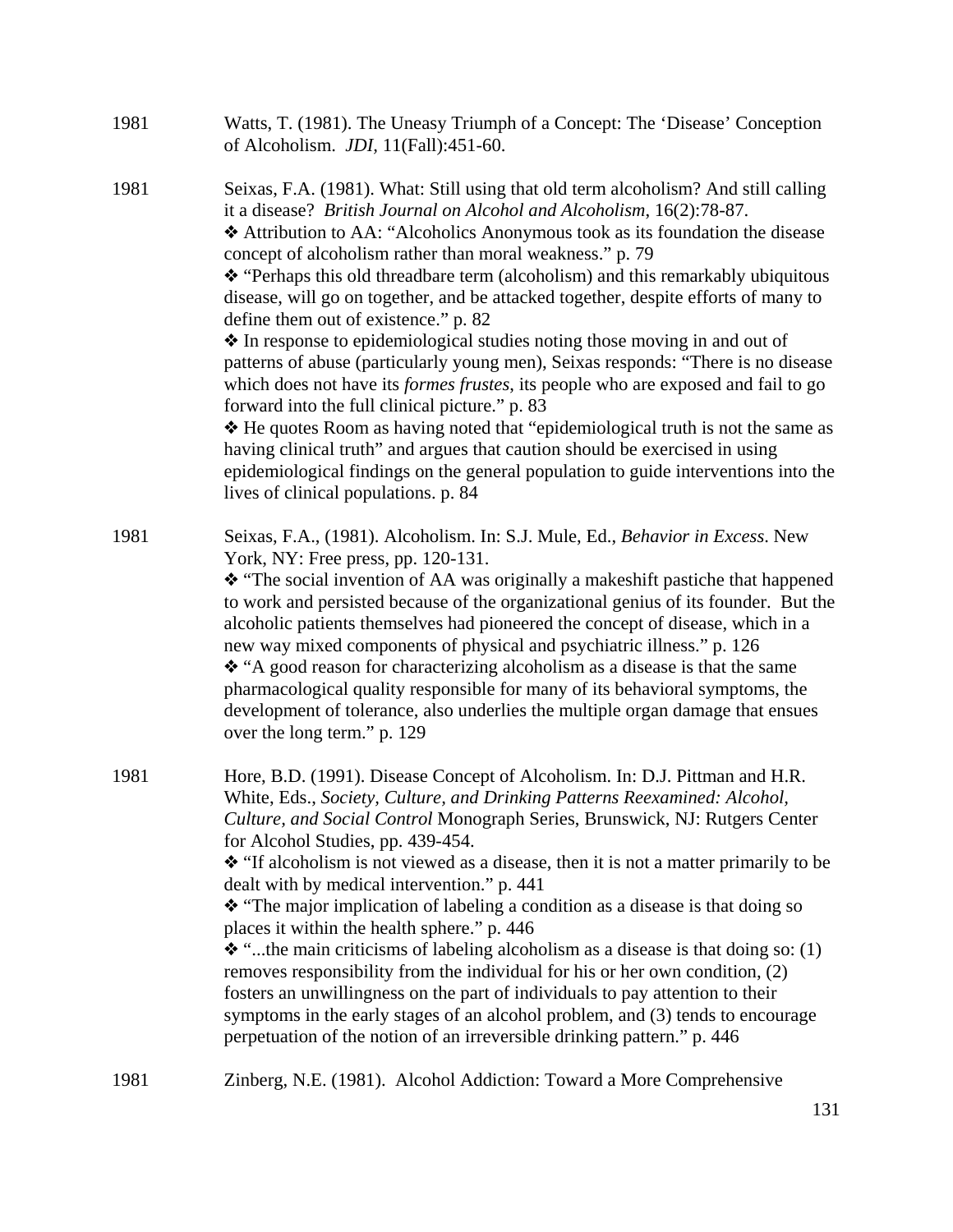1981 Watts, T. (1981). The Uneasy Triumph of a Concept: The 'Disease' Conception of Alcoholism. *JDI,* 11(Fall):451-60.

1981 Seixas, F.A. (1981). What: Still using that old term alcoholism? And still calling it a disease? *British Journal on Alcohol and Alcoholism*, 16(2):78-87.

❖ Attribution to AA: "Alcoholics Anonymous took as its foundation the disease concept of alcoholism rather than moral weakness." p. 79

❖ "Perhaps this old threadbare term (alcoholism) and this remarkably ubiquitous disease, will go on together, and be attacked together, despite efforts of many to define them out of existence." p. 82

❖ In response to epidemiological studies noting those moving in and out of patterns of abuse (particularly young men), Seixas responds: "There is no disease which does not have its *formes frustes*, its people who are exposed and fail to go forward into the full clinical picture." p. 83

❖ He quotes Room as having noted that "epidemiological truth is not the same as having clinical truth" and argues that caution should be exercised in using epidemiological findings on the general population to guide interventions into the lives of clinical populations. p. 84

1981 Seixas, F.A., (1981). Alcoholism. In: S.J. Mule, Ed., *Behavior in Excess*. New York, NY: Free press, pp. 120-131.

❖ "The social invention of AA was originally a makeshift pastiche that happened to work and persisted because of the organizational genius of its founder. But the alcoholic patients themselves had pioneered the concept of disease, which in a new way mixed components of physical and psychiatric illness." p. 126

❖ "A good reason for characterizing alcoholism as a disease is that the same pharmacological quality responsible for many of its behavioral symptoms, the development of tolerance, also underlies the multiple organ damage that ensues over the long term." p. 129

1981 Hore, B.D. (1991). Disease Concept of Alcoholism. In: D.J. Pittman and H.R. White, Eds., *Society, Culture, and Drinking Patterns Reexamined: Alcohol, Culture, and Social Control* Monograph Series, Brunswick, NJ: Rutgers Center for Alcohol Studies, pp. 439-454.

❖ "If alcoholism is not viewed as a disease, then it is not a matter primarily to be dealt with by medical intervention." p. 441

❖ "The major implication of labeling a condition as a disease is that doing so places it within the health sphere." p. 446

❖ "...the main criticisms of labeling alcoholism as a disease is that doing so: (1) removes responsibility from the individual for his or her own condition, (2) fosters an unwillingness on the part of individuals to pay attention to their symptoms in the early stages of an alcohol problem, and (3) tends to encourage perpetuation of the notion of an irreversible drinking pattern." p. 446

1981 Zinberg, N.E. (1981). Alcohol Addiction: Toward a More Comprehensive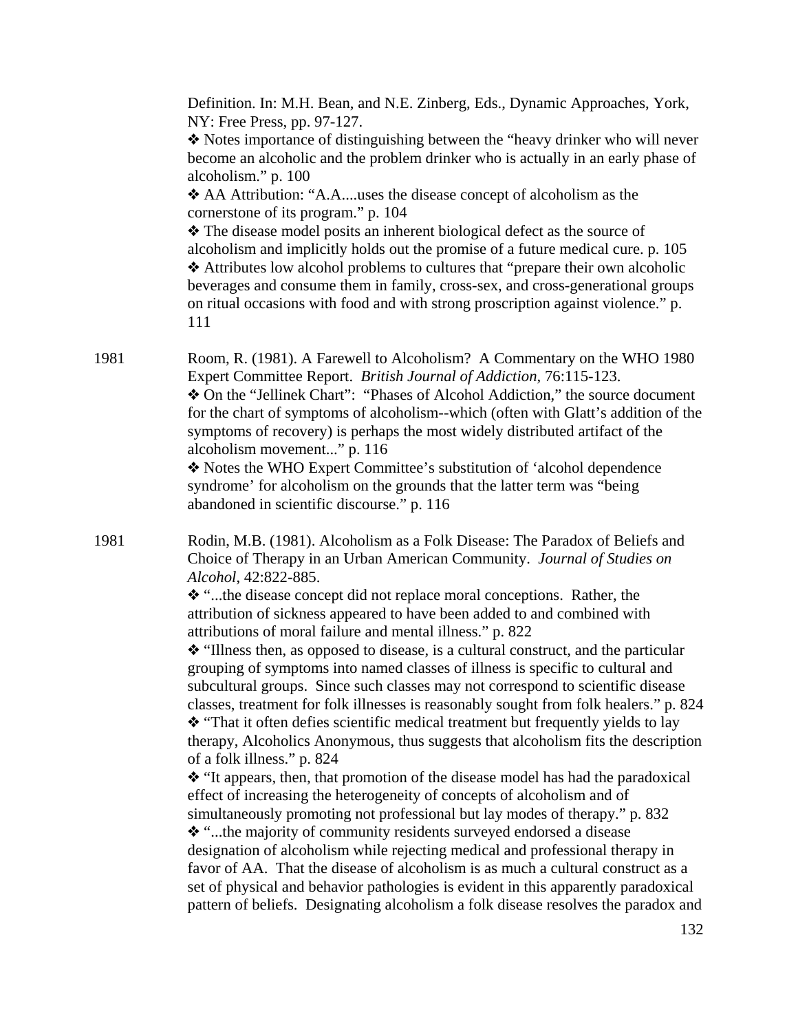Definition. In: M.H. Bean, and N.E. Zinberg, Eds., Dynamic Approaches, York, NY: Free Press, pp. 97-127.

❖ Notes importance of distinguishing between the "heavy drinker who will never become an alcoholic and the problem drinker who is actually in an early phase of alcoholism." p. 100

❖ AA Attribution: "A.A....uses the disease concept of alcoholism as the cornerstone of its program." p. 104

❖ The disease model posits an inherent biological defect as the source of alcoholism and implicitly holds out the promise of a future medical cure. p. 105

❖ Attributes low alcohol problems to cultures that "prepare their own alcoholic beverages and consume them in family, cross-sex, and cross-generational groups on ritual occasions with food and with strong proscription against violence." p. 111

1981 Room, R. (1981). A Farewell to Alcoholism? A Commentary on the WHO 1980 Expert Committee Report. *British Journal of Addiction*, 76:115-123.

❖ On the "Jellinek Chart": "Phases of Alcohol Addiction," the source document for the chart of symptoms of alcoholism--which (often with Glatt's addition of the symptoms of recovery) is perhaps the most widely distributed artifact of the alcoholism movement..." p. 116

❖ Notes the WHO Expert Committee's substitution of 'alcohol dependence syndrome' for alcoholism on the grounds that the latter term was "being abandoned in scientific discourse." p. 116

1981 Rodin, M.B. (1981). Alcoholism as a Folk Disease: The Paradox of Beliefs and Choice of Therapy in an Urban American Community. *Journal of Studies on Alcohol*, 42:822-885.

❖ "...the disease concept did not replace moral conceptions. Rather, the attribution of sickness appeared to have been added to and combined with attributions of moral failure and mental illness." p. 822

❖ "Illness then, as opposed to disease, is a cultural construct, and the particular grouping of symptoms into named classes of illness is specific to cultural and subcultural groups. Since such classes may not correspond to scientific disease classes, treatment for folk illnesses is reasonably sought from folk healers." p. 824

❖ "That it often defies scientific medical treatment but frequently yields to lay therapy, Alcoholics Anonymous, thus suggests that alcoholism fits the description of a folk illness." p. 824

❖ "It appears, then, that promotion of the disease model has had the paradoxical effect of increasing the heterogeneity of concepts of alcoholism and of simultaneously promoting not professional but lay modes of therapy." p. 832

❖ "...the majority of community residents surveyed endorsed a disease designation of alcoholism while rejecting medical and professional therapy in favor of AA. That the disease of alcoholism is as much a cultural construct as a set of physical and behavior pathologies is evident in this apparently paradoxical pattern of beliefs. Designating alcoholism a folk disease resolves the paradox and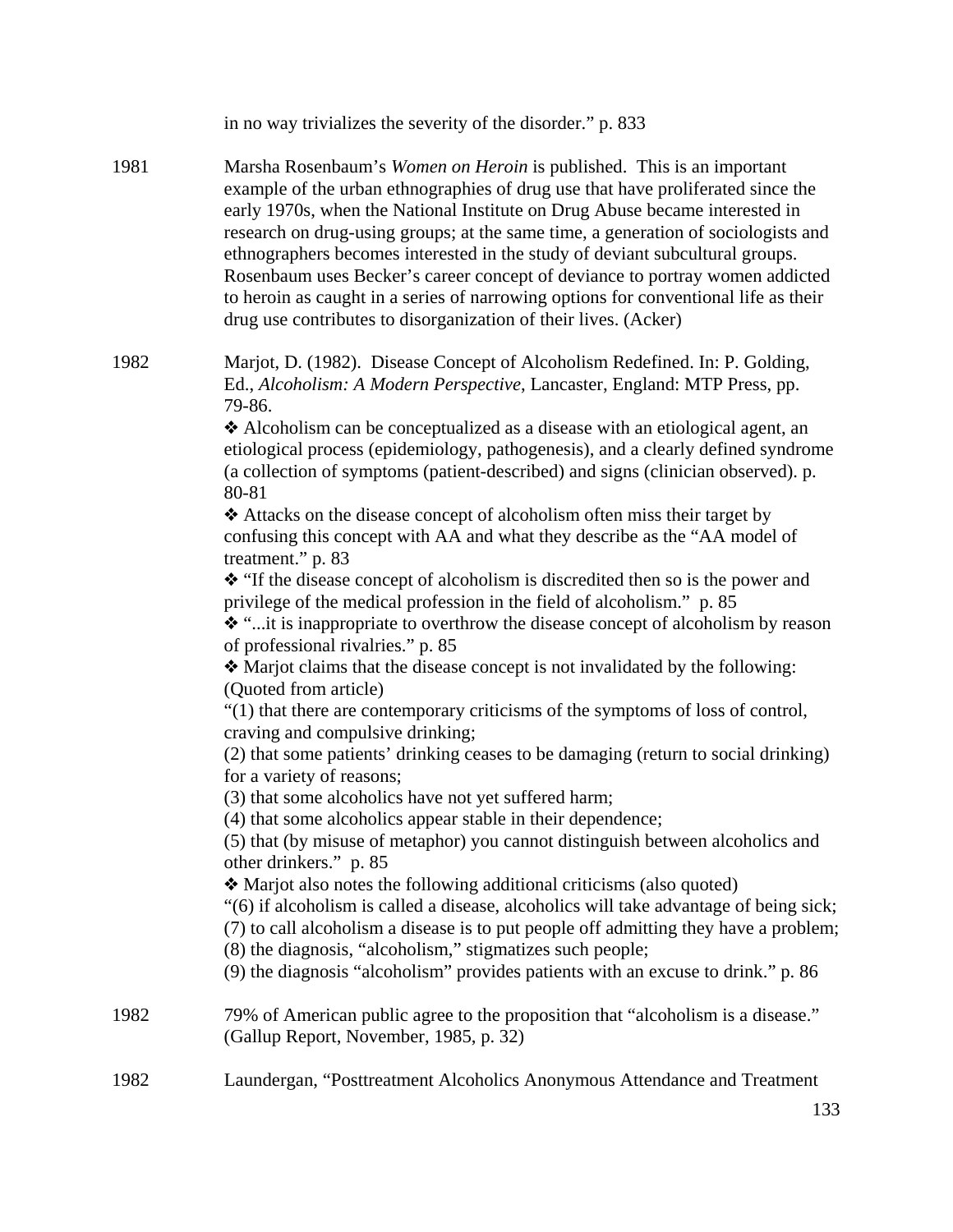in no way trivializes the severity of the disorder." p. 833

1981 Marsha Rosenbaum's *Women on Heroin* is published. This is an important example of the urban ethnographies of drug use that have proliferated since the early 1970s, when the National Institute on Drug Abuse became interested in research on drug-using groups; at the same time, a generation of sociologists and ethnographers becomes interested in the study of deviant subcultural groups. Rosenbaum uses Becker's career concept of deviance to portray women addicted to heroin as caught in a series of narrowing options for conventional life as their drug use contributes to disorganization of their lives. (Acker)

1982 Marjot, D. (1982). Disease Concept of Alcoholism Redefined. In: P. Golding, Ed., *Alcoholism: A Modern Perspective*, Lancaster, England: MTP Press, pp. 79-86.

❖ Alcoholism can be conceptualized as a disease with an etiological agent, an etiological process (epidemiology, pathogenesis), and a clearly defined syndrome (a collection of symptoms (patient-described) and signs (clinician observed). p. 80-81

❖ Attacks on the disease concept of alcoholism often miss their target by confusing this concept with AA and what they describe as the "AA model of treatment." p. 83

❖ "If the disease concept of alcoholism is discredited then so is the power and privilege of the medical profession in the field of alcoholism." p. 85

❖ "...it is inappropriate to overthrow the disease concept of alcoholism by reason of professional rivalries." p. 85

❖ Marjot claims that the disease concept is not invalidated by the following: (Quoted from article)

"(1) that there are contemporary criticisms of the symptoms of loss of control, craving and compulsive drinking;
(2) that some patients' drinking ceases to be damaging (return to social drinking) for a variety of reasons;
(3) that some alcoholics have not yet suffered harm;
(4) that some alcoholics appear stable in their dependence;
(5) that (by misuse of metaphor) you cannot distinguish between alcoholics and other drinkers." p. 85

❖ Marjot also notes the following additional criticisms (also quoted)

"(6) if alcoholism is called a disease, alcoholics will take advantage of being sick;
(7) to call alcoholism a disease is to put people off admitting they have a problem;
(8) the diagnosis, "alcoholism," stigmatizes such people;
(9) the diagnosis "alcoholism" provides patients with an excuse to drink." p. 86

1982 79% of American public agree to the proposition that "alcoholism is a disease." (Gallup Report, November, 1985, p. 32)

1982 Laundergan, "Posttreatment Alcoholics Anonymous Attendance and Treatment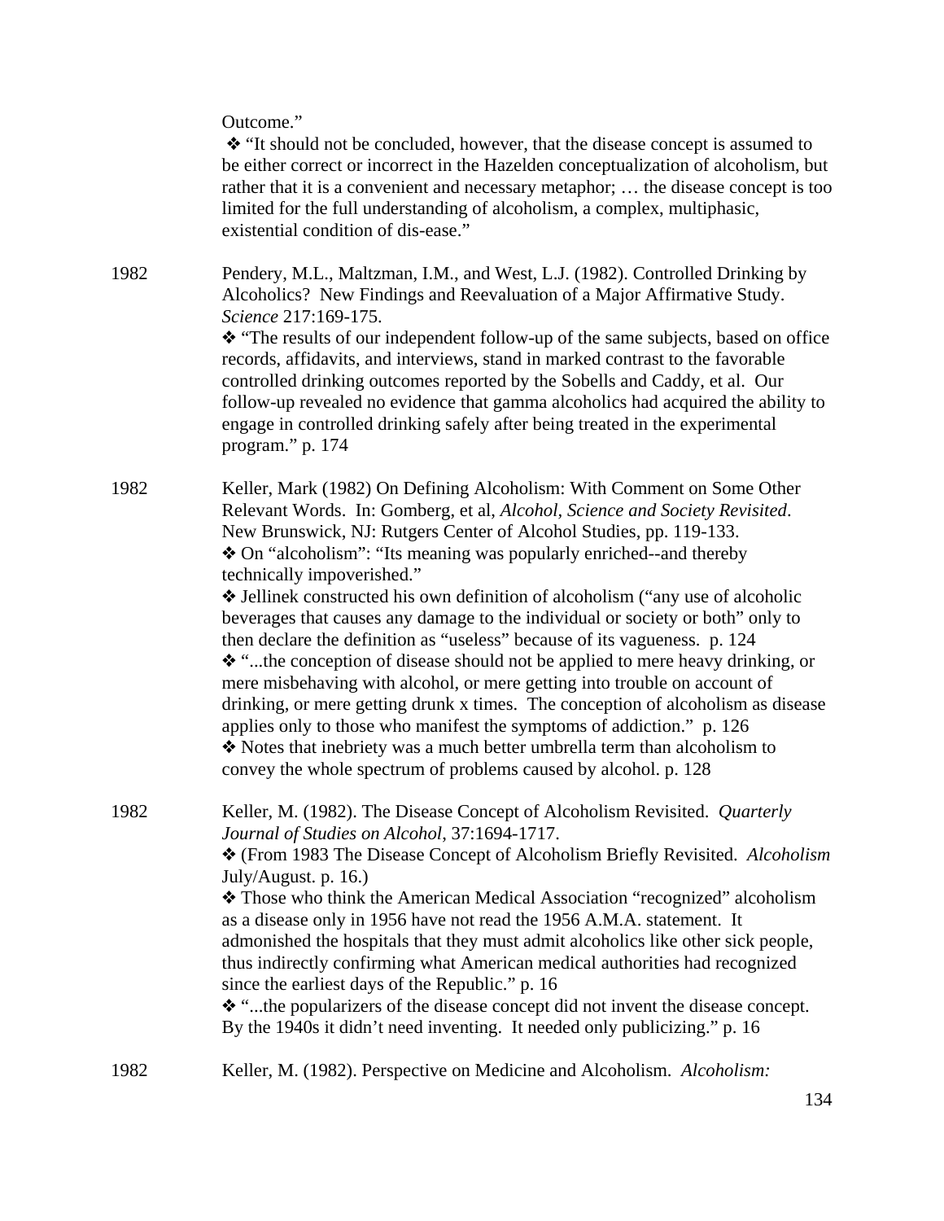Outcome."

❖ "It should not be concluded, however, that the disease concept is assumed to be either correct or incorrect in the Hazelden conceptualization of alcoholism, but rather that it is a convenient and necessary metaphor; … the disease concept is too limited for the full understanding of alcoholism, a complex, multiphasic, existential condition of dis-ease."

1982 Pendery, M.L., Maltzman, I.M., and West, L.J. (1982). Controlled Drinking by Alcoholics? New Findings and Reevaluation of a Major Affirmative Study. *Science* 217:169-175.

❖ "The results of our independent follow-up of the same subjects, based on office records, affidavits, and interviews, stand in marked contrast to the favorable controlled drinking outcomes reported by the Sobells and Caddy, et al. Our follow-up revealed no evidence that gamma alcoholics had acquired the ability to engage in controlled drinking safely after being treated in the experimental program." p. 174

1982 Keller, Mark (1982) On Defining Alcoholism: With Comment on Some Other Relevant Words. In: Gomberg, et al, *Alcohol, Science and Society Revisited*. New Brunswick, NJ: Rutgers Center of Alcohol Studies, pp. 119-133.

❖ On "alcoholism": "Its meaning was popularly enriched--and thereby technically impoverished."

❖ Jellinek constructed his own definition of alcoholism ("any use of alcoholic beverages that causes any damage to the individual or society or both" only to then declare the definition as "useless" because of its vagueness. p. 124

❖ "...the conception of disease should not be applied to mere heavy drinking, or mere misbehaving with alcohol, or mere getting into trouble on account of drinking, or mere getting drunk x times. The conception of alcoholism as disease applies only to those who manifest the symptoms of addiction." p. 126

❖ Notes that inebriety was a much better umbrella term than alcoholism to convey the whole spectrum of problems caused by alcohol. p. 128

1982 Keller, M. (1982). The Disease Concept of Alcoholism Revisited. *Quarterly Journal of Studies on Alcohol*, 37:1694-1717.

❖ (From 1983 The Disease Concept of Alcoholism Briefly Revisited. *Alcoholism* July/August. p. 16.)

❖ Those who think the American Medical Association "recognized" alcoholism as a disease only in 1956 have not read the 1956 A.M.A. statement. It admonished the hospitals that they must admit alcoholics like other sick people, thus indirectly confirming what American medical authorities had recognized since the earliest days of the Republic." p. 16

❖ "...the popularizers of the disease concept did not invent the disease concept. By the 1940s it didn't need inventing. It needed only publicizing." p. 16

1982 Keller, M. (1982). Perspective on Medicine and Alcoholism. *Alcoholism:*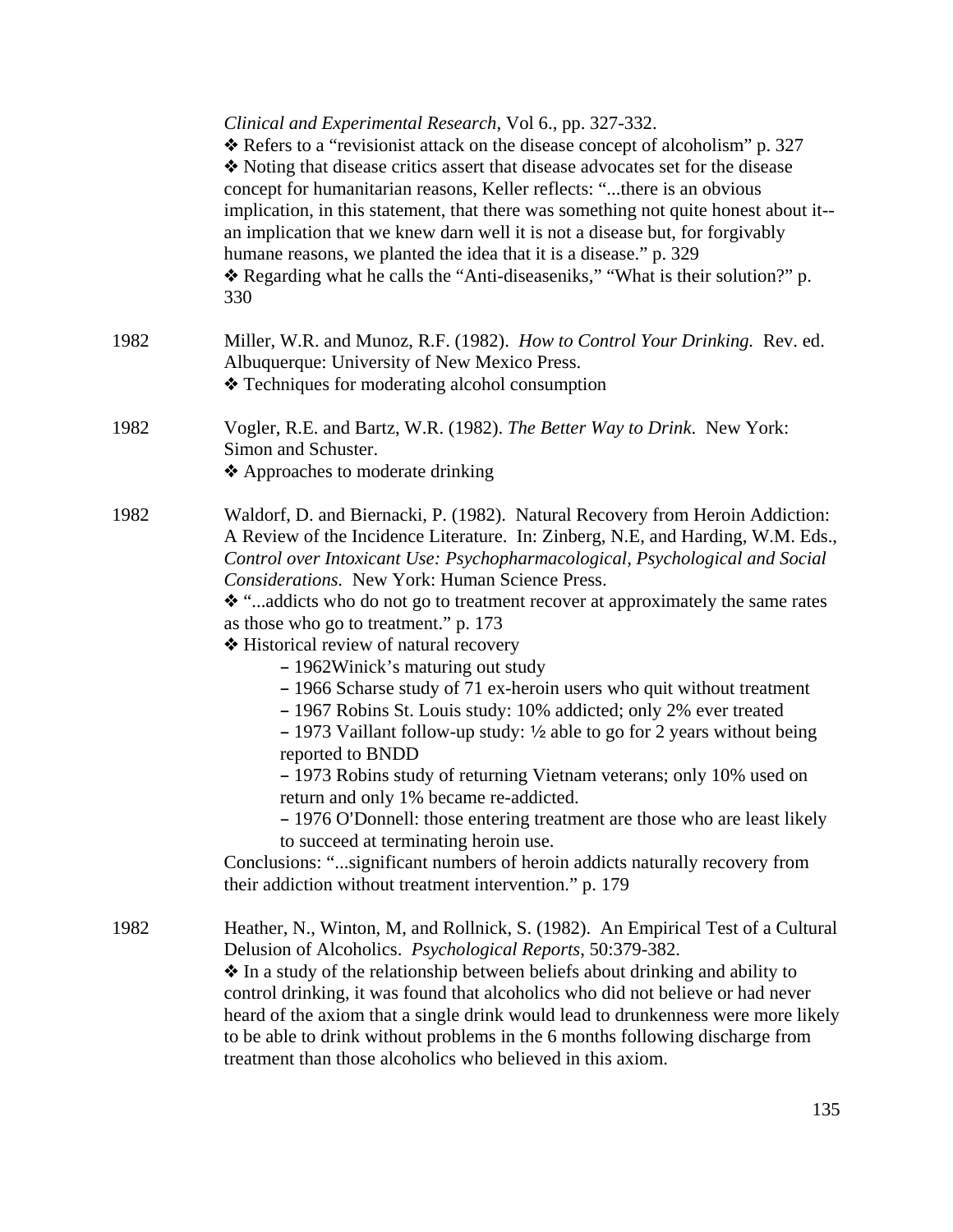*Clinical and Experimental Research*, Vol 6., pp. 327-332.

❖ Refers to a "revisionist attack on the disease concept of alcoholism" p. 327

❖ Noting that disease critics assert that disease advocates set for the disease concept for humanitarian reasons, Keller reflects: "...there is an obvious implication, in this statement, that there was something not quite honest about it--an implication that we knew darn well it is not a disease but, for forgivably humane reasons, we planted the idea that it is a disease." p. 329

❖ Regarding what he calls the "Anti-diseaseniks," "What is their solution?" p. 330

1982 Miller, W.R. and Munoz, R.F. (1982). *How to Control Your Drinking.* Rev. ed. Albuquerque: University of New Mexico Press.

❖ Techniques for moderating alcohol consumption

1982 Vogler, R.E. and Bartz, W.R. (1982). *The Better Way to Drink.* New York: Simon and Schuster.

❖ Approaches to moderate drinking

1982 Waldorf, D. and Biernacki, P. (1982). Natural Recovery from Heroin Addiction: A Review of the Incidence Literature. In: Zinberg, N.E, and Harding, W.M. Eds., *Control over Intoxicant Use: Psychopharmacological, Psychological and Social Considerations.* New York: Human Science Press.

❖ "...addicts who do not go to treatment recover at approximately the same rates as those who go to treatment." p. 173

❖ Historical review of natural recovery

- 1962Winick's maturing out study
- 1966 Scharse study of 71 ex-heroin users who quit without treatment
- 1967 Robins St. Louis study: 10% addicted; only 2% ever treated
- 1973 Vaillant follow-up study: ½ able to go for 2 years without being reported to BNDD
- 1973 Robins study of returning Vietnam veterans; only 10% used on return and only 1% became re-addicted.
- 1976 O'Donnell: those entering treatment are those who are least likely to succeed at terminating heroin use.

Conclusions: "...significant numbers of heroin addicts naturally recovery from their addiction without treatment intervention." p. 179

1982 Heather, N., Winton, M, and Rollnick, S. (1982). An Empirical Test of a Cultural Delusion of Alcoholics. *Psychological Reports*, 50:379-382.

❖ In a study of the relationship between beliefs about drinking and ability to control drinking, it was found that alcoholics who did not believe or had never heard of the axiom that a single drink would lead to drunkenness were more likely to be able to drink without problems in the 6 months following discharge from treatment than those alcoholics who believed in this axiom.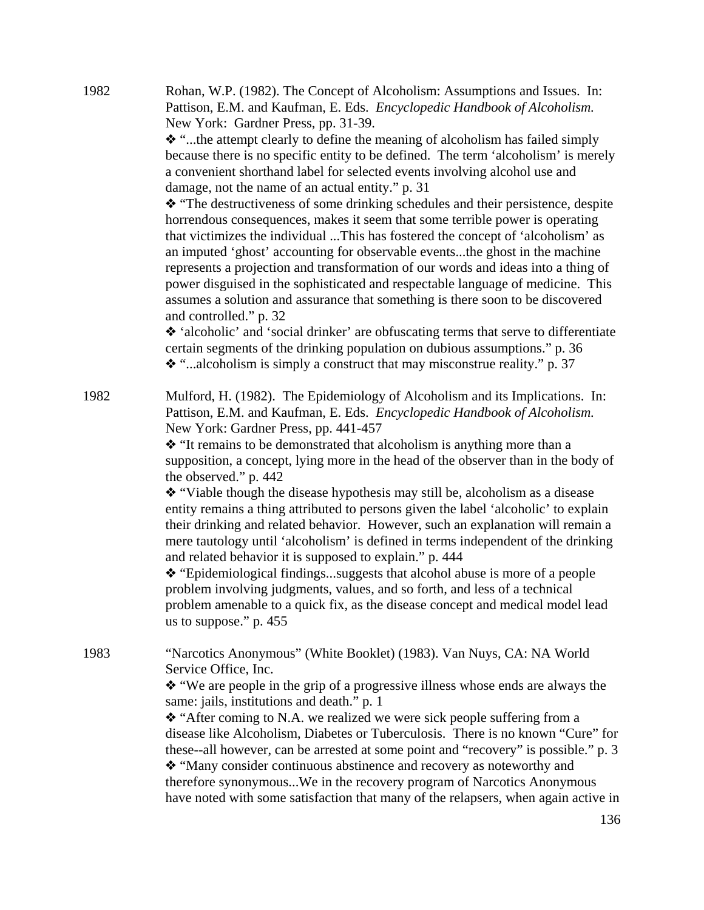1982 Rohan, W.P. (1982). The Concept of Alcoholism: Assumptions and Issues. In: Pattison, E.M. and Kaufman, E. Eds. *Encyclopedic Handbook of Alcoholism.* New York: Gardner Press, pp. 31-39.

❖ "...the attempt clearly to define the meaning of alcoholism has failed simply because there is no specific entity to be defined. The term 'alcoholism' is merely a convenient shorthand label for selected events involving alcohol use and damage, not the name of an actual entity." p. 31

❖ "The destructiveness of some drinking schedules and their persistence, despite horrendous consequences, makes it seem that some terrible power is operating that victimizes the individual ...This has fostered the concept of 'alcoholism' as an imputed 'ghost' accounting for observable events...the ghost in the machine represents a projection and transformation of our words and ideas into a thing of power disguised in the sophisticated and respectable language of medicine. This assumes a solution and assurance that something is there soon to be discovered and controlled." p. 32

❖ 'alcoholic' and 'social drinker' are obfuscating terms that serve to differentiate certain segments of the drinking population on dubious assumptions." p. 36

❖ "...alcoholism is simply a construct that may misconstrue reality." p. 37

1982 Mulford, H. (1982). The Epidemiology of Alcoholism and its Implications. In: Pattison, E.M. and Kaufman, E. Eds. *Encyclopedic Handbook of Alcoholism.* New York: Gardner Press, pp. 441-457

❖ "It remains to be demonstrated that alcoholism is anything more than a supposition, a concept, lying more in the head of the observer than in the body of the observed." p. 442

❖ "Viable though the disease hypothesis may still be, alcoholism as a disease entity remains a thing attributed to persons given the label 'alcoholic' to explain their drinking and related behavior. However, such an explanation will remain a mere tautology until 'alcoholism' is defined in terms independent of the drinking and related behavior it is supposed to explain." p. 444

❖ "Epidemiological findings...suggests that alcohol abuse is more of a people problem involving judgments, values, and so forth, and less of a technical problem amenable to a quick fix, as the disease concept and medical model lead us to suppose." p. 455

1983 "Narcotics Anonymous" (White Booklet) (1983). Van Nuys, CA: NA World Service Office, Inc.

❖ "We are people in the grip of a progressive illness whose ends are always the same: jails, institutions and death." p. 1

❖ "After coming to N.A. we realized we were sick people suffering from a disease like Alcoholism, Diabetes or Tuberculosis. There is no known "Cure" for these--all however, can be arrested at some point and "recovery" is possible." p. 3

❖ "Many consider continuous abstinence and recovery as noteworthy and therefore synonymous...We in the recovery program of Narcotics Anonymous have noted with some satisfaction that many of the relapsers, when again active in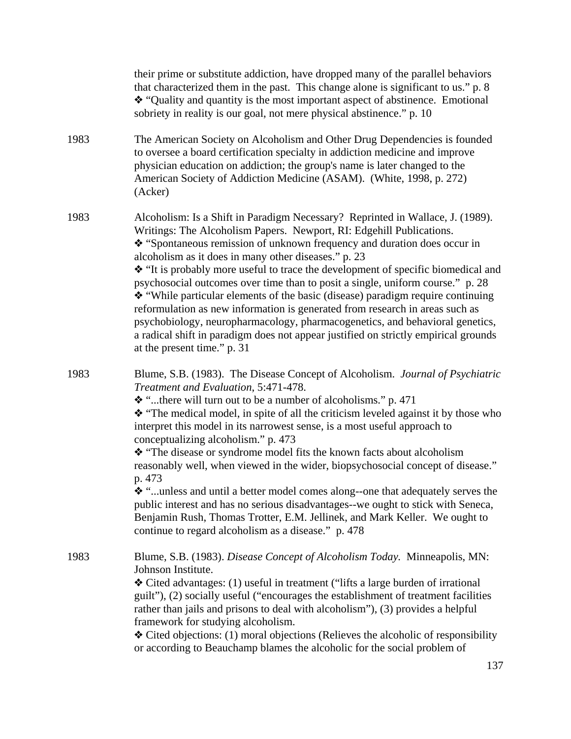their prime or substitute addiction, have dropped many of the parallel behaviors that characterized them in the past. This change alone is significant to us." p. 8
❖ "Quality and quantity is the most important aspect of abstinence. Emotional sobriety in reality is our goal, not mere physical abstinence." p. 10

1983 The American Society on Alcoholism and Other Drug Dependencies is founded to oversee a board certification specialty in addiction medicine and improve physician education on addiction; the group's name is later changed to the American Society of Addiction Medicine (ASAM). (White, 1998, p. 272) (Acker)

1983 Alcoholism: Is a Shift in Paradigm Necessary? Reprinted in Wallace, J. (1989). Writings: The Alcoholism Papers. Newport, RI: Edgehill Publications.
❖ "Spontaneous remission of unknown frequency and duration does occur in alcoholism as it does in many other diseases." p. 23
❖ "It is probably more useful to trace the development of specific biomedical and psychosocial outcomes over time than to posit a single, uniform course." p. 28
❖ "While particular elements of the basic (disease) paradigm require continuing reformulation as new information is generated from research in areas such as psychobiology, neuropharmacology, pharmacogenetics, and behavioral genetics, a radical shift in paradigm does not appear justified on strictly empirical grounds at the present time." p. 31

1983 Blume, S.B. (1983). The Disease Concept of Alcoholism. *Journal of Psychiatric Treatment and Evaluation*, 5:471-478.
❖ "...there will turn out to be a number of alcoholisms." p. 471
❖ "The medical model, in spite of all the criticism leveled against it by those who interpret this model in its narrowest sense, is a most useful approach to conceptualizing alcoholism." p. 473
❖ "The disease or syndrome model fits the known facts about alcoholism reasonably well, when viewed in the wider, biopsychosocial concept of disease." p. 473
❖ "...unless and until a better model comes along--one that adequately serves the public interest and has no serious disadvantages--we ought to stick with Seneca, Benjamin Rush, Thomas Trotter, E.M. Jellinek, and Mark Keller. We ought to continue to regard alcoholism as a disease." p. 478

1983 Blume, S.B. (1983). *Disease Concept of Alcoholism Today.* Minneapolis, MN: Johnson Institute.
❖ Cited advantages: (1) useful in treatment ("lifts a large burden of irrational guilt"), (2) socially useful ("encourages the establishment of treatment facilities rather than jails and prisons to deal with alcoholism"), (3) provides a helpful framework for studying alcoholism.
❖ Cited objections: (1) moral objections (Relieves the alcoholic of responsibility or according to Beauchamp blames the alcoholic for the social problem of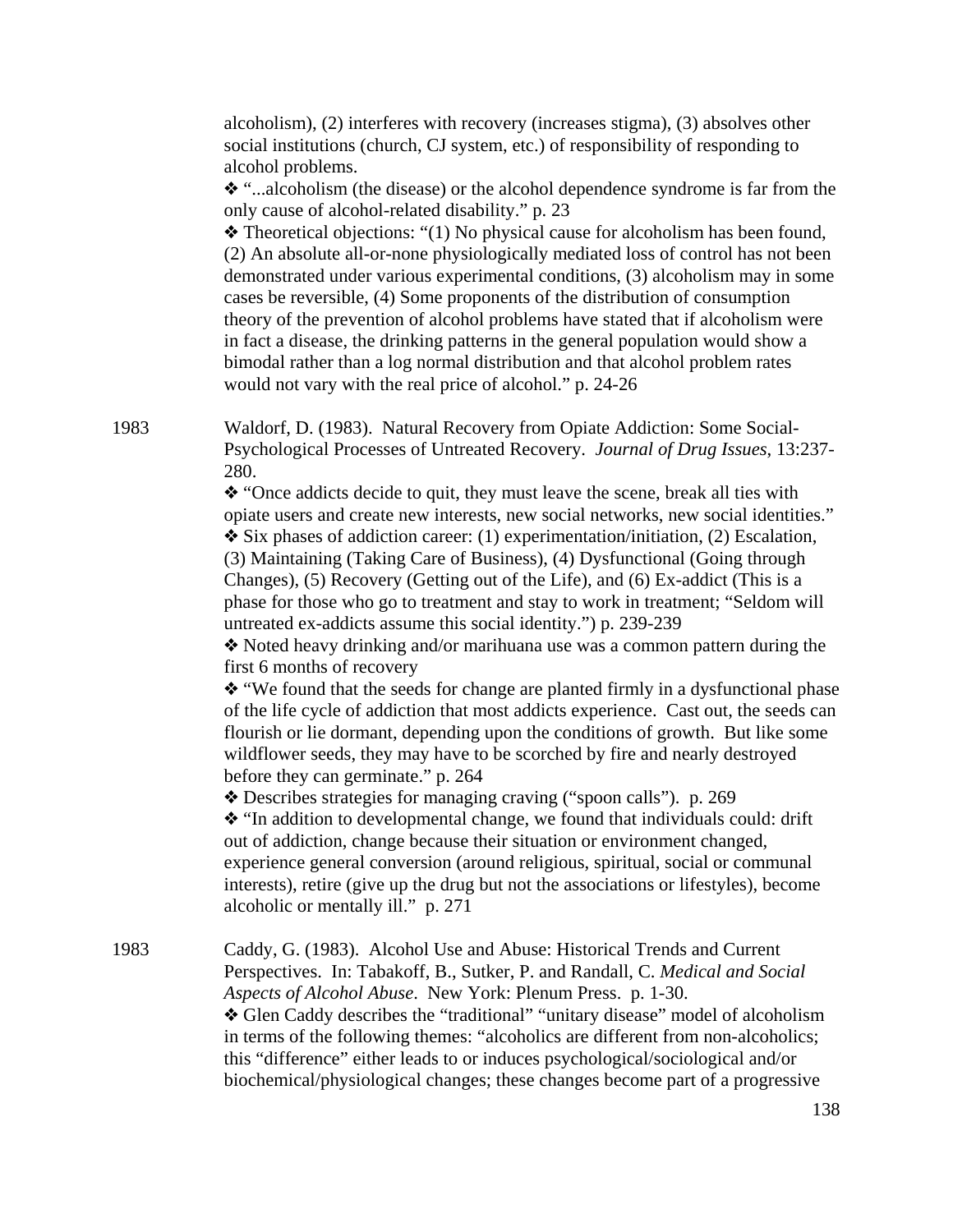alcoholism), (2) interferes with recovery (increases stigma), (3) absolves other social institutions (church, CJ system, etc.) of responsibility of responding to alcohol problems.

❖ "...alcoholism (the disease) or the alcohol dependence syndrome is far from the only cause of alcohol-related disability." p. 23

❖ Theoretical objections: "(1) No physical cause for alcoholism has been found, (2) An absolute all-or-none physiologically mediated loss of control has not been demonstrated under various experimental conditions, (3) alcoholism may in some cases be reversible, (4) Some proponents of the distribution of consumption theory of the prevention of alcohol problems have stated that if alcoholism were in fact a disease, the drinking patterns in the general population would show a bimodal rather than a log normal distribution and that alcohol problem rates would not vary with the real price of alcohol." p. 24-26

1983 Waldorf, D. (1983). Natural Recovery from Opiate Addiction: Some Social-Psychological Processes of Untreated Recovery. *Journal of Drug Issues*, 13:237-280.

❖ "Once addicts decide to quit, they must leave the scene, break all ties with opiate users and create new interests, new social networks, new social identities."

❖ Six phases of addiction career: (1) experimentation/initiation, (2) Escalation, (3) Maintaining (Taking Care of Business), (4) Dysfunctional (Going through Changes), (5) Recovery (Getting out of the Life), and (6) Ex-addict (This is a phase for those who go to treatment and stay to work in treatment; "Seldom will untreated ex-addicts assume this social identity.") p. 239-239

❖ Noted heavy drinking and/or marihuana use was a common pattern during the first 6 months of recovery

❖ "We found that the seeds for change are planted firmly in a dysfunctional phase of the life cycle of addiction that most addicts experience. Cast out, the seeds can flourish or lie dormant, depending upon the conditions of growth. But like some wildflower seeds, they may have to be scorched by fire and nearly destroyed before they can germinate." p. 264

❖ Describes strategies for managing craving ("spoon calls"). p. 269

❖ "In addition to developmental change, we found that individuals could: drift out of addiction, change because their situation or environment changed, experience general conversion (around religious, spiritual, social or communal interests), retire (give up the drug but not the associations or lifestyles), become alcoholic or mentally ill." p. 271

1983 Caddy, G. (1983). Alcohol Use and Abuse: Historical Trends and Current Perspectives. In: Tabakoff, B., Sutker, P. and Randall, C. *Medical and Social Aspects of Alcohol Abuse*. New York: Plenum Press. p. 1-30.

❖ Glen Caddy describes the "traditional" "unitary disease" model of alcoholism in terms of the following themes: "alcoholics are different from non-alcoholics; this "difference" either leads to or induces psychological/sociological and/or biochemical/physiological changes; these changes become part of a progressive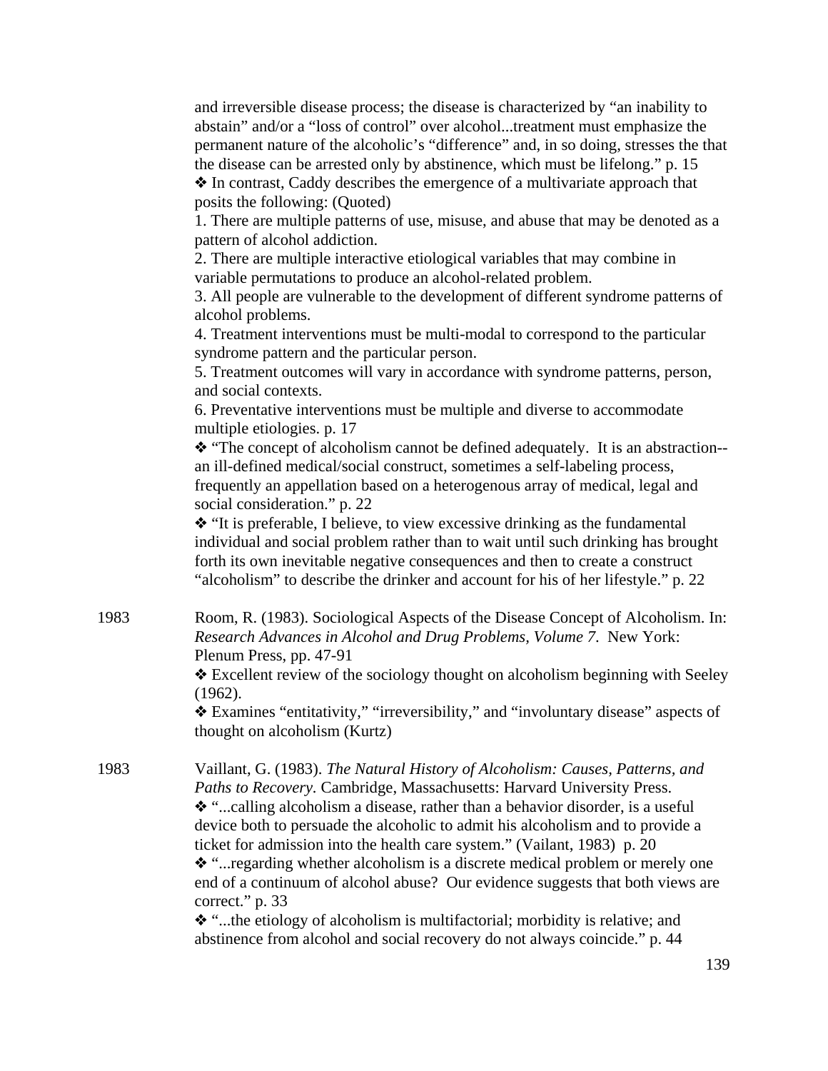and irreversible disease process; the disease is characterized by "an inability to abstain" and/or a "loss of control" over alcohol...treatment must emphasize the permanent nature of the alcoholic's "difference" and, in so doing, stresses the that the disease can be arrested only by abstinence, which must be lifelong." p. 15

❖ In contrast, Caddy describes the emergence of a multivariate approach that posits the following: (Quoted)

1. There are multiple patterns of use, misuse, and abuse that may be denoted as a pattern of alcohol addiction.
2. There are multiple interactive etiological variables that may combine in variable permutations to produce an alcohol-related problem.
3. All people are vulnerable to the development of different syndrome patterns of alcohol problems.
4. Treatment interventions must be multi-modal to correspond to the particular syndrome pattern and the particular person.
5. Treatment outcomes will vary in accordance with syndrome patterns, person, and social contexts.
6. Preventative interventions must be multiple and diverse to accommodate multiple etiologies. p. 17

❖ "The concept of alcoholism cannot be defined adequately. It is an abstraction--an ill-defined medical/social construct, sometimes a self-labeling process, frequently an appellation based on a heterogenous array of medical, legal and social consideration." p. 22

❖ "It is preferable, I believe, to view excessive drinking as the fundamental individual and social problem rather than to wait until such drinking has brought forth its own inevitable negative consequences and then to create a construct "alcoholism" to describe the drinker and account for his of her lifestyle." p. 22

1983 Room, R. (1983). Sociological Aspects of the Disease Concept of Alcoholism. In: *Research Advances in Alcohol and Drug Problems, Volume 7*. New York: Plenum Press, pp. 47-91

❖ Excellent review of the sociology thought on alcoholism beginning with Seeley (1962).

❖ Examines "entitativity," "irreversibility," and "involuntary disease" aspects of thought on alcoholism (Kurtz)

1983 Vaillant, G. (1983). *The Natural History of Alcoholism: Causes, Patterns, and Paths to Recovery*. Cambridge, Massachusetts: Harvard University Press.

❖ "...calling alcoholism a disease, rather than a behavior disorder, is a useful device both to persuade the alcoholic to admit his alcoholism and to provide a ticket for admission into the health care system." (Vailant, 1983) p. 20

❖ "...regarding whether alcoholism is a discrete medical problem or merely one end of a continuum of alcohol abuse? Our evidence suggests that both views are correct." p. 33

❖ "...the etiology of alcoholism is multifactorial; morbidity is relative; and abstinence from alcohol and social recovery do not always coincide." p. 44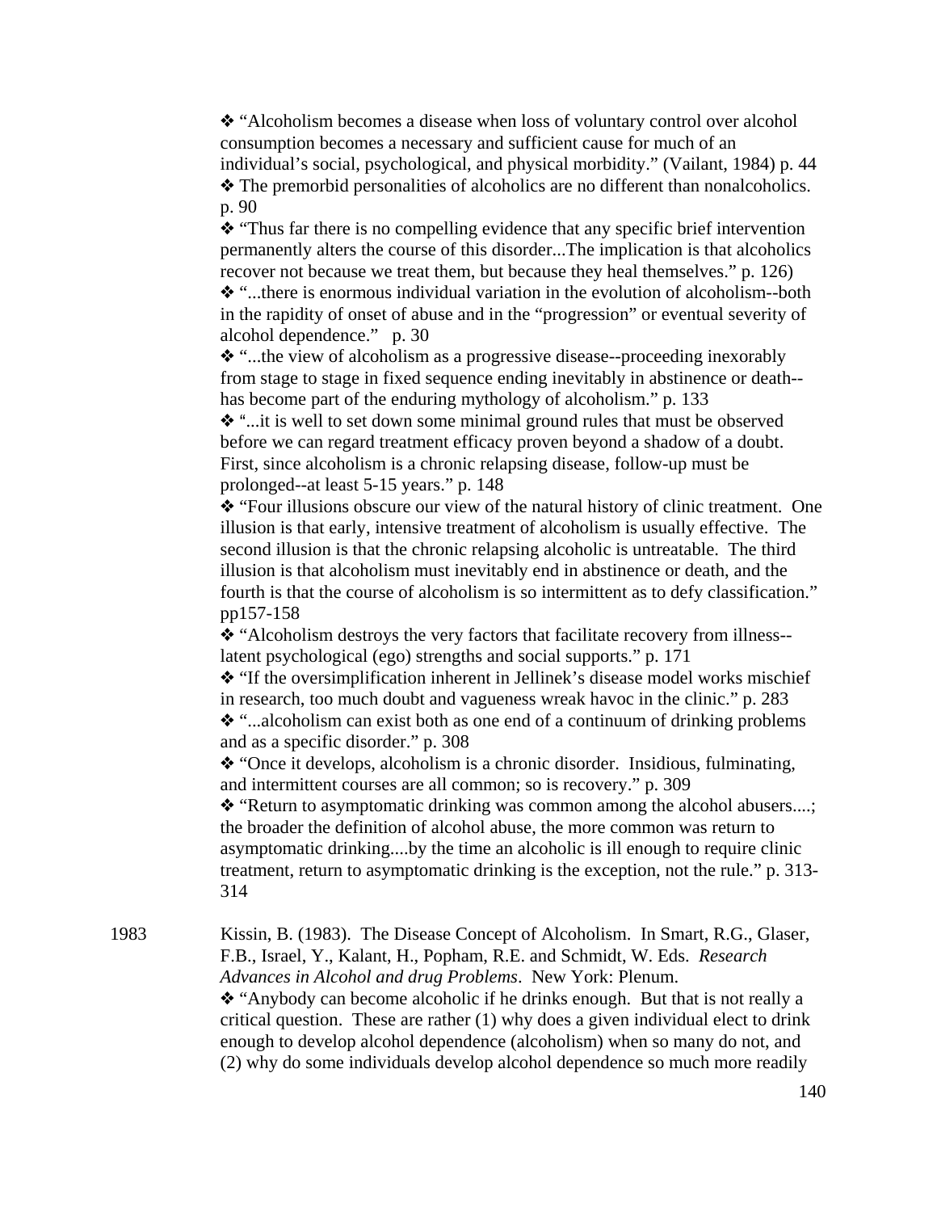- "Alcoholism becomes a disease when loss of voluntary control over alcohol consumption becomes a necessary and sufficient cause for much of an individual's social, psychological, and physical morbidity." (Vailant, 1984) p. 44
- The premorbid personalities of alcoholics are no different than nonalcoholics. p. 90
- "Thus far there is no compelling evidence that any specific brief intervention permanently alters the course of this disorder...The implication is that alcoholics recover not because we treat them, but because they heal themselves." p. 126)
- "...there is enormous individual variation in the evolution of alcoholism--both in the rapidity of onset of abuse and in the "progression" or eventual severity of alcohol dependence." p. 30
- "...the view of alcoholism as a progressive disease--proceeding inexorably from stage to stage in fixed sequence ending inevitably in abstinence or death--has become part of the enduring mythology of alcoholism." p. 133
- "...it is well to set down some minimal ground rules that must be observed before we can regard treatment efficacy proven beyond a shadow of a doubt. First, since alcoholism is a chronic relapsing disease, follow-up must be prolonged--at least 5-15 years." p. 148
- "Four illusions obscure our view of the natural history of clinic treatment. One illusion is that early, intensive treatment of alcoholism is usually effective. The second illusion is that the chronic relapsing alcoholic is untreatable. The third illusion is that alcoholism must inevitably end in abstinence or death, and the fourth is that the course of alcoholism is so intermittent as to defy classification." pp157-158
- "Alcoholism destroys the very factors that facilitate recovery from illness--latent psychological (ego) strengths and social supports." p. 171
- "If the oversimplification inherent in Jellinek's disease model works mischief in research, too much doubt and vagueness wreak havoc in the clinic." p. 283
- "...alcoholism can exist both as one end of a continuum of drinking problems and as a specific disorder." p. 308
- "Once it develops, alcoholism is a chronic disorder. Insidious, fulminating, and intermittent courses are all common; so is recovery." p. 309
- "Return to asymptomatic drinking was common among the alcohol abusers....; the broader the definition of alcohol abuse, the more common was return to asymptomatic drinking....by the time an alcoholic is ill enough to require clinic treatment, return to asymptomatic drinking is the exception, not the rule." p. 313-314

1983 Kissin, B. (1983). The Disease Concept of Alcoholism. In Smart, R.G., Glaser, F.B., Israel, Y., Kalant, H., Popham, R.E. and Schmidt, W. Eds. *Research Advances in Alcohol and drug Problems*. New York: Plenum.

- "Anybody can become alcoholic if he drinks enough. But that is not really a critical question. These are rather (1) why does a given individual elect to drink enough to develop alcohol dependence (alcoholism) when so many do not, and (2) why do some individuals develop alcohol dependence so much more readily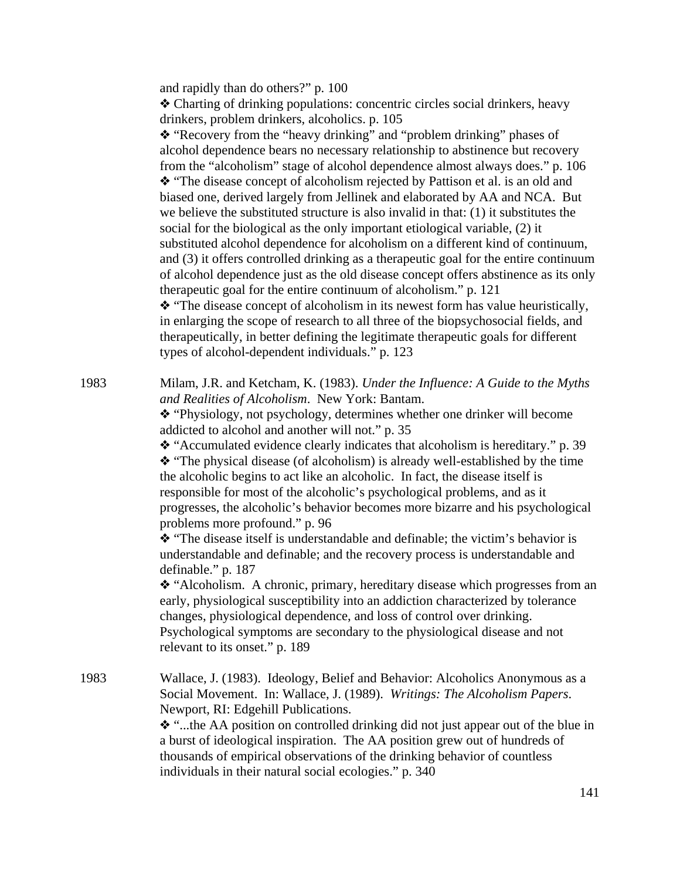and rapidly than do others?" p. 100

❖ Charting of drinking populations: concentric circles social drinkers, heavy drinkers, problem drinkers, alcoholics. p. 105

❖ "Recovery from the "heavy drinking" and "problem drinking" phases of alcohol dependence bears no necessary relationship to abstinence but recovery from the "alcoholism" stage of alcohol dependence almost always does." p. 106

❖ "The disease concept of alcoholism rejected by Pattison et al. is an old and biased one, derived largely from Jellinek and elaborated by AA and NCA. But we believe the substituted structure is also invalid in that: (1) it substitutes the social for the biological as the only important etiological variable, (2) it substituted alcohol dependence for alcoholism on a different kind of continuum, and (3) it offers controlled drinking as a therapeutic goal for the entire continuum of alcohol dependence just as the old disease concept offers abstinence as its only therapeutic goal for the entire continuum of alcoholism." p. 121

❖ "The disease concept of alcoholism in its newest form has value heuristically, in enlarging the scope of research to all three of the biopsychosocial fields, and therapeutically, in better defining the legitimate therapeutic goals for different types of alcohol-dependent individuals." p. 123

1983 Milam, J.R. and Ketcham, K. (1983). *Under the Influence: A Guide to the Myths and Realities of Alcoholism*. New York: Bantam.

❖ "Physiology, not psychology, determines whether one drinker will become addicted to alcohol and another will not." p. 35

❖ "Accumulated evidence clearly indicates that alcoholism is hereditary." p. 39

❖ "The physical disease (of alcoholism) is already well-established by the time the alcoholic begins to act like an alcoholic. In fact, the disease itself is responsible for most of the alcoholic's psychological problems, and as it progresses, the alcoholic's behavior becomes more bizarre and his psychological problems more profound." p. 96

❖ "The disease itself is understandable and definable; the victim's behavior is understandable and definable; and the recovery process is understandable and definable." p. 187

❖ "Alcoholism. A chronic, primary, hereditary disease which progresses from an early, physiological susceptibility into an addiction characterized by tolerance changes, physiological dependence, and loss of control over drinking. Psychological symptoms are secondary to the physiological disease and not relevant to its onset." p. 189

1983 Wallace, J. (1983). Ideology, Belief and Behavior: Alcoholics Anonymous as a Social Movement. In: Wallace, J. (1989). *Writings: The Alcoholism Papers*. Newport, RI: Edgehill Publications.

❖ "...the AA position on controlled drinking did not just appear out of the blue in a burst of ideological inspiration. The AA position grew out of hundreds of thousands of empirical observations of the drinking behavior of countless individuals in their natural social ecologies." p. 340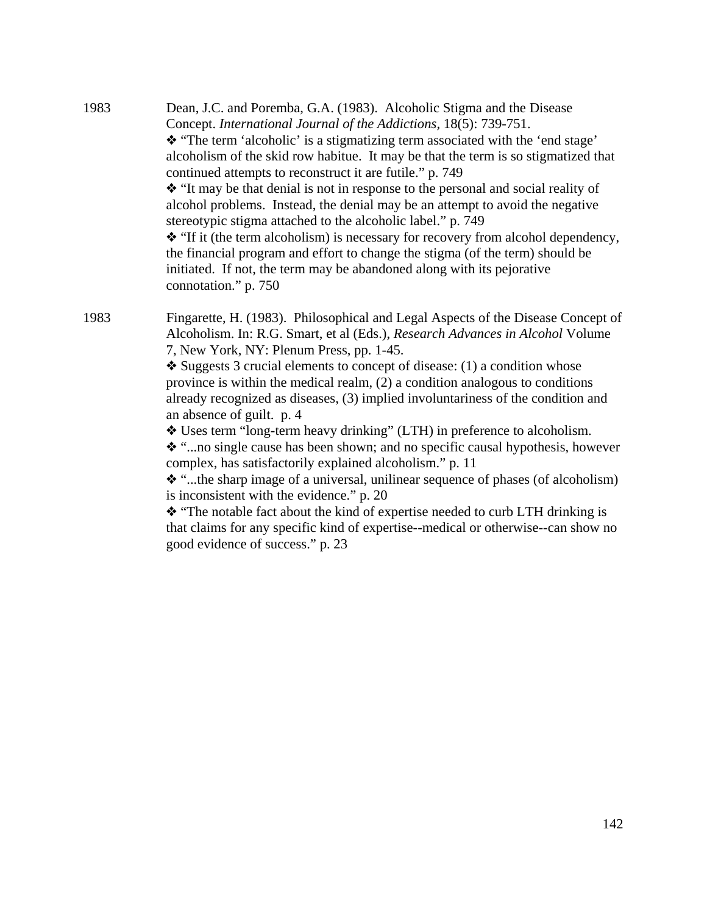1983 Dean, J.C. and Poremba, G.A. (1983). Alcoholic Stigma and the Disease Concept. *International Journal of the Addictions*, 18(5): 739-751.

❖ "The term 'alcoholic' is a stigmatizing term associated with the 'end stage' alcoholism of the skid row habitue. It may be that the term is so stigmatized that continued attempts to reconstruct it are futile." p. 749

❖ "It may be that denial is not in response to the personal and social reality of alcohol problems. Instead, the denial may be an attempt to avoid the negative stereotypic stigma attached to the alcoholic label." p. 749

❖ "If it (the term alcoholism) is necessary for recovery from alcohol dependency, the financial program and effort to change the stigma (of the term) should be initiated. If not, the term may be abandoned along with its pejorative connotation." p. 750

1983 Fingarette, H. (1983). Philosophical and Legal Aspects of the Disease Concept of Alcoholism. In: R.G. Smart, et al (Eds.), *Research Advances in Alcohol* Volume 7, New York, NY: Plenum Press, pp. 1-45.

❖ Suggests 3 crucial elements to concept of disease: (1) a condition whose province is within the medical realm, (2) a condition analogous to conditions already recognized as diseases, (3) implied involuntariness of the condition and an absence of guilt. p. 4

❖ Uses term "long-term heavy drinking" (LTH) in preference to alcoholism.

❖ "...no single cause has been shown; and no specific causal hypothesis, however complex, has satisfactorily explained alcoholism." p. 11

❖ "...the sharp image of a universal, unilinear sequence of phases (of alcoholism) is inconsistent with the evidence." p. 20

❖ "The notable fact about the kind of expertise needed to curb LTH drinking is that claims for any specific kind of expertise--medical or otherwise--can show no good evidence of success." p. 23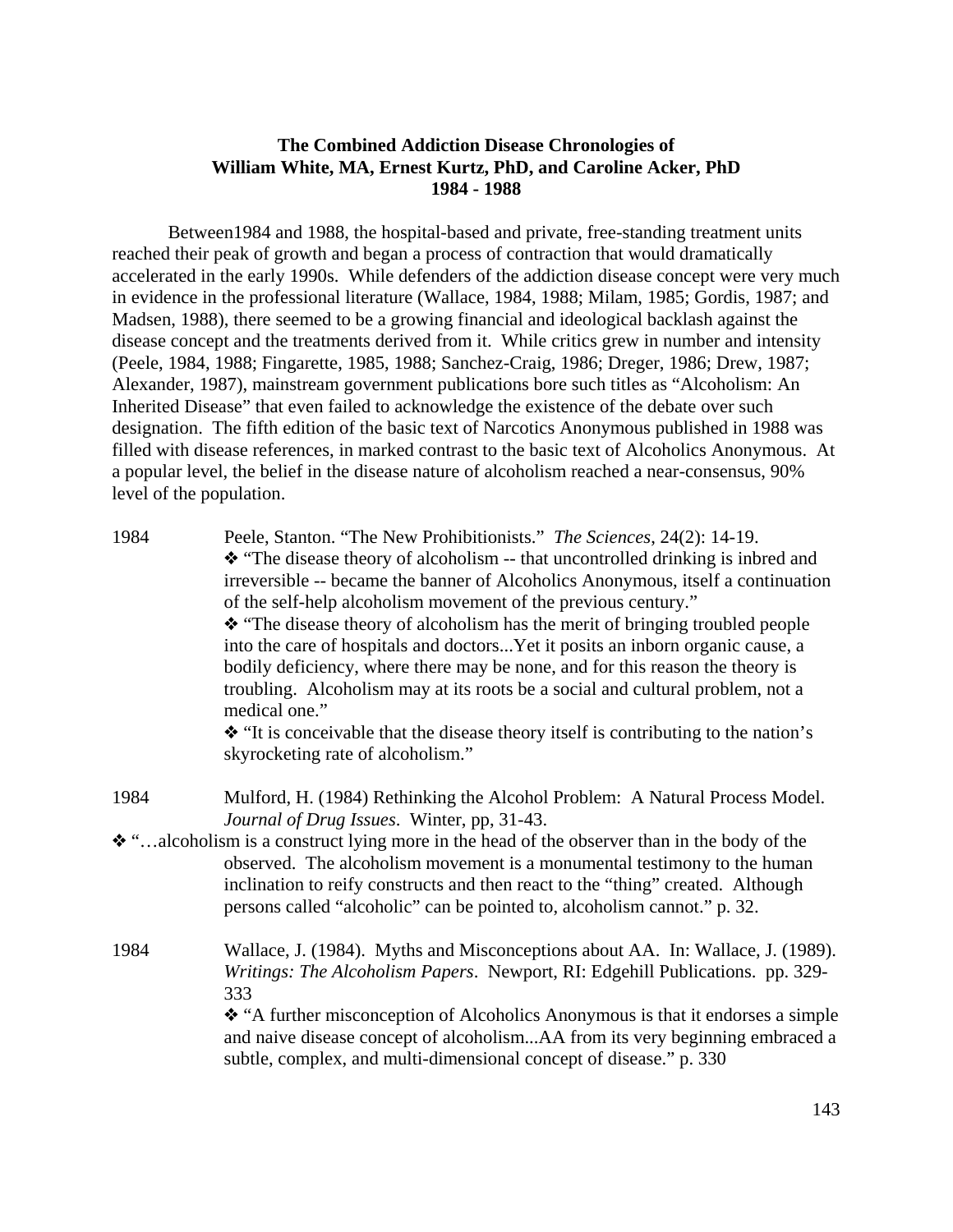**The Combined Addiction Disease Chronologies of**
**William White, MA, Ernest Kurtz, PhD, and Caroline Acker, PhD**
**1984 - 1988**

Between1984 and 1988, the hospital-based and private, free-standing treatment units reached their peak of growth and began a process of contraction that would dramatically accelerated in the early 1990s. While defenders of the addiction disease concept were very much in evidence in the professional literature (Wallace, 1984, 1988; Milam, 1985; Gordis, 1987; and Madsen, 1988), there seemed to be a growing financial and ideological backlash against the disease concept and the treatments derived from it. While critics grew in number and intensity (Peele, 1984, 1988; Fingarette, 1985, 1988; Sanchez-Craig, 1986; Dreger, 1986; Drew, 1987; Alexander, 1987), mainstream government publications bore such titles as "Alcoholism: An Inherited Disease" that even failed to acknowledge the existence of the debate over such designation. The fifth edition of the basic text of Narcotics Anonymous published in 1988 was filled with disease references, in marked contrast to the basic text of Alcoholics Anonymous. At a popular level, the belief in the disease nature of alcoholism reached a near-consensus, 90% level of the population.

1984 Peele, Stanton. "The New Prohibitionists." *The Sciences*, 24(2): 14-19.

❖ "The disease theory of alcoholism -- that uncontrolled drinking is inbred and irreversible -- became the banner of Alcoholics Anonymous, itself a continuation of the self-help alcoholism movement of the previous century."

❖ "The disease theory of alcoholism has the merit of bringing troubled people into the care of hospitals and doctors...Yet it posits an inborn organic cause, a bodily deficiency, where there may be none, and for this reason the theory is troubling. Alcoholism may at its roots be a social and cultural problem, not a medical one."

❖ "It is conceivable that the disease theory itself is contributing to the nation's skyrocketing rate of alcoholism."

1984 Mulford, H. (1984) Rethinking the Alcohol Problem: A Natural Process Model. *Journal of Drug Issues*. Winter, pp, 31-43.

❖ "…alcoholism is a construct lying more in the head of the observer than in the body of the observed. The alcoholism movement is a monumental testimony to the human inclination to reify constructs and then react to the "thing" created. Although persons called "alcoholic" can be pointed to, alcoholism cannot." p. 32.

1984 Wallace, J. (1984). Myths and Misconceptions about AA. In: Wallace, J. (1989). *Writings: The Alcoholism Papers*. Newport, RI: Edgehill Publications. pp. 329-333

❖ "A further misconception of Alcoholics Anonymous is that it endorses a simple and naive disease concept of alcoholism...AA from its very beginning embraced a subtle, complex, and multi-dimensional concept of disease." p. 330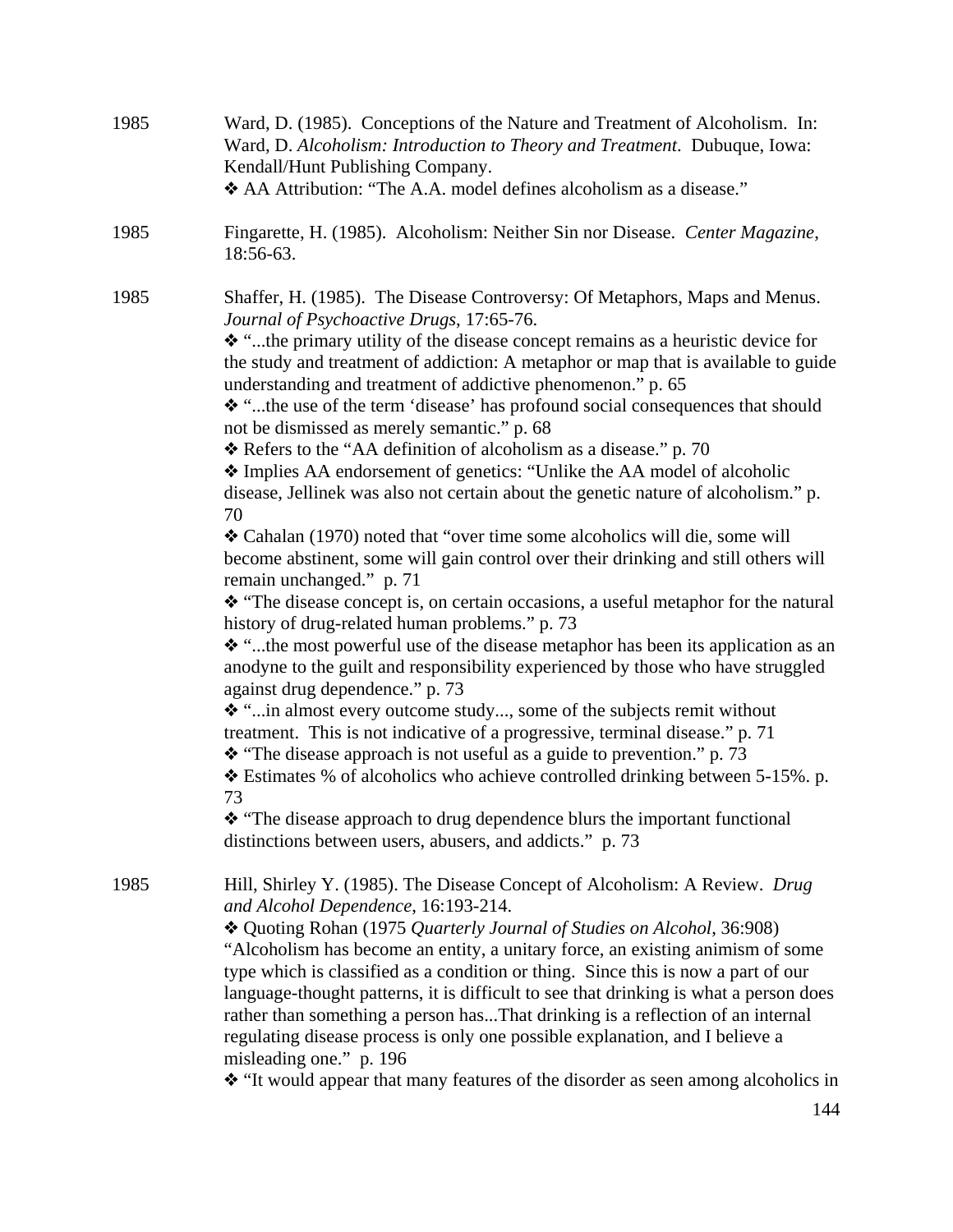1985 Ward, D. (1985). Conceptions of the Nature and Treatment of Alcoholism. In: Ward, D. *Alcoholism: Introduction to Theory and Treatment*. Dubuque, Iowa: Kendall/Hunt Publishing Company.

❖ AA Attribution: "The A.A. model defines alcoholism as a disease."

1985 Fingarette, H. (1985). Alcoholism: Neither Sin nor Disease. *Center Magazine*, 18:56-63.

1985 Shaffer, H. (1985). The Disease Controversy: Of Metaphors, Maps and Menus. *Journal of Psychoactive Drugs*, 17:65-76.

❖ "...the primary utility of the disease concept remains as a heuristic device for the study and treatment of addiction: A metaphor or map that is available to guide understanding and treatment of addictive phenomenon." p. 65

❖ "...the use of the term 'disease' has profound social consequences that should not be dismissed as merely semantic." p. 68

❖ Refers to the "AA definition of alcoholism as a disease." p. 70

❖ Implies AA endorsement of genetics: "Unlike the AA model of alcoholic disease, Jellinek was also not certain about the genetic nature of alcoholism." p. 70

❖ Cahalan (1970) noted that "over time some alcoholics will die, some will become abstinent, some will gain control over their drinking and still others will remain unchanged." p. 71

❖ "The disease concept is, on certain occasions, a useful metaphor for the natural history of drug-related human problems." p. 73

❖ "...the most powerful use of the disease metaphor has been its application as an anodyne to the guilt and responsibility experienced by those who have struggled against drug dependence." p. 73

❖ "...in almost every outcome study..., some of the subjects remit without treatment. This is not indicative of a progressive, terminal disease." p. 71

❖ "The disease approach is not useful as a guide to prevention." p. 73

❖ Estimates % of alcoholics who achieve controlled drinking between 5-15%. p. 73

❖ "The disease approach to drug dependence blurs the important functional distinctions between users, abusers, and addicts." p. 73

1985 Hill, Shirley Y. (1985). The Disease Concept of Alcoholism: A Review. *Drug and Alcohol Dependence*, 16:193-214.

❖ Quoting Rohan (1975 *Quarterly Journal of Studies on Alcohol*, 36:908) "Alcoholism has become an entity, a unitary force, an existing animism of some type which is classified as a condition or thing. Since this is now a part of our language-thought patterns, it is difficult to see that drinking is what a person does rather than something a person has...That drinking is a reflection of an internal regulating disease process is only one possible explanation, and I believe a misleading one." p. 196

❖ "It would appear that many features of the disorder as seen among alcoholics in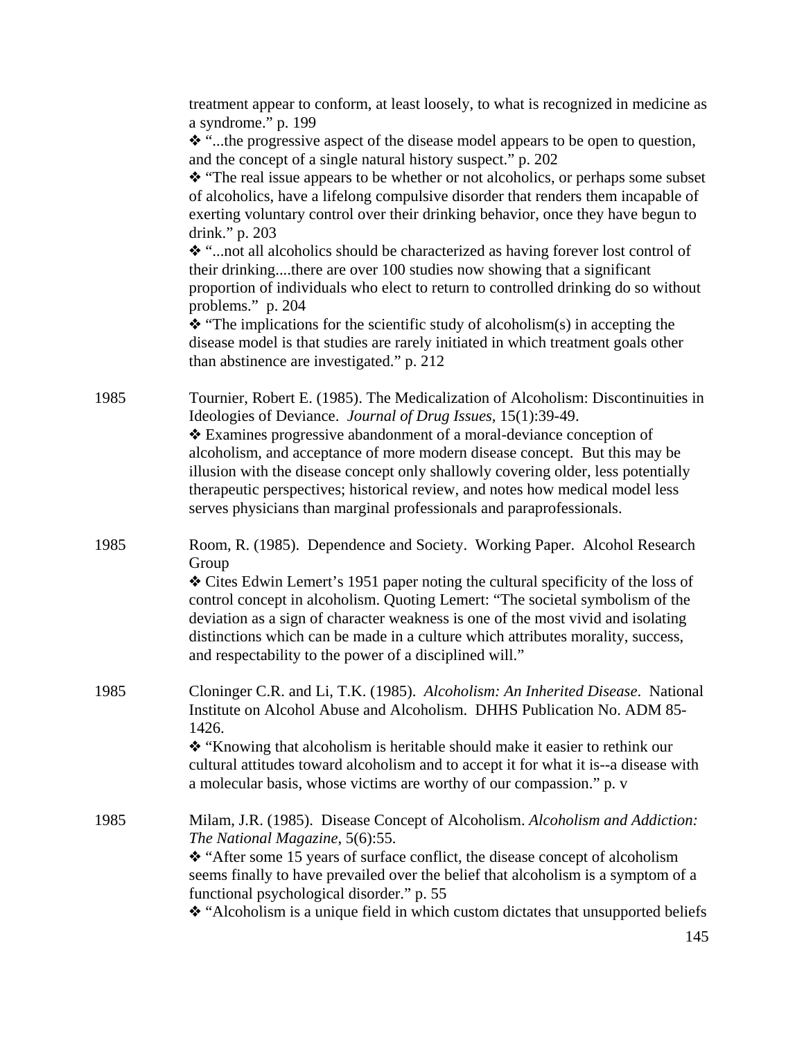treatment appear to conform, at least loosely, to what is recognized in medicine as a syndrome." p. 199

❖ "...the progressive aspect of the disease model appears to be open to question, and the concept of a single natural history suspect." p. 202

❖ "The real issue appears to be whether or not alcoholics, or perhaps some subset of alcoholics, have a lifelong compulsive disorder that renders them incapable of exerting voluntary control over their drinking behavior, once they have begun to drink." p. 203

❖ "...not all alcoholics should be characterized as having forever lost control of their drinking....there are over 100 studies now showing that a significant proportion of individuals who elect to return to controlled drinking do so without problems." p. 204

❖ "The implications for the scientific study of alcoholism(s) in accepting the disease model is that studies are rarely initiated in which treatment goals other than abstinence are investigated." p. 212

1985 Tournier, Robert E. (1985). The Medicalization of Alcoholism: Discontinuities in Ideologies of Deviance. *Journal of Drug Issues*, 15(1):39-49.

❖ Examines progressive abandonment of a moral-deviance conception of alcoholism, and acceptance of more modern disease concept. But this may be illusion with the disease concept only shallowly covering older, less potentially therapeutic perspectives; historical review, and notes how medical model less serves physicians than marginal professionals and paraprofessionals.

1985 Room, R. (1985). Dependence and Society. Working Paper. Alcohol Research Group

❖ Cites Edwin Lemert's 1951 paper noting the cultural specificity of the loss of control concept in alcoholism. Quoting Lemert: "The societal symbolism of the deviation as a sign of character weakness is one of the most vivid and isolating distinctions which can be made in a culture which attributes morality, success, and respectability to the power of a disciplined will."

1985 Cloninger C.R. and Li, T.K. (1985). *Alcoholism: An Inherited Disease*. National Institute on Alcohol Abuse and Alcoholism. DHHS Publication No. ADM 85-1426.

❖ "Knowing that alcoholism is heritable should make it easier to rethink our cultural attitudes toward alcoholism and to accept it for what it is--a disease with a molecular basis, whose victims are worthy of our compassion." p. v

1985 Milam, J.R. (1985). Disease Concept of Alcoholism. *Alcoholism and Addiction: The National Magazine*, 5(6):55.

❖ "After some 15 years of surface conflict, the disease concept of alcoholism seems finally to have prevailed over the belief that alcoholism is a symptom of a functional psychological disorder." p. 55

❖ "Alcoholism is a unique field in which custom dictates that unsupported beliefs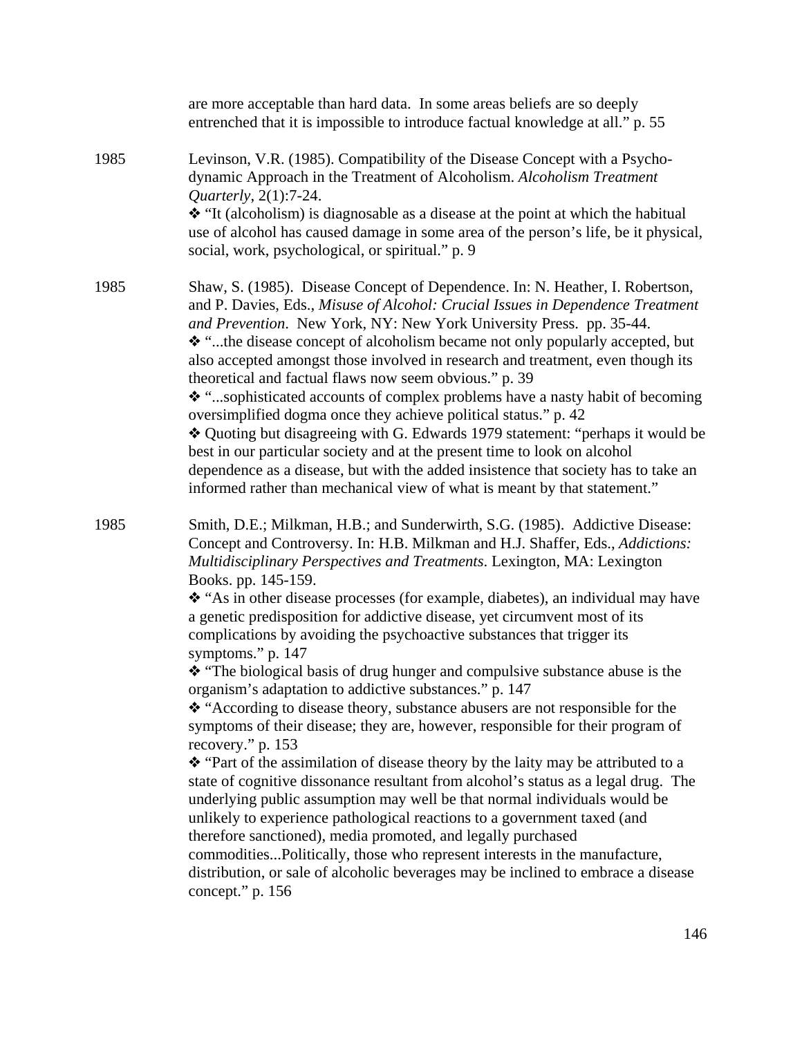are more acceptable than hard data. In some areas beliefs are so deeply entrenched that it is impossible to introduce factual knowledge at all." p. 55

1985 Levinson, V.R. (1985). Compatibility of the Disease Concept with a Psychodynamic Approach in the Treatment of Alcoholism. *Alcoholism Treatment Quarterly*, 2(1):7-24.

❖ "It (alcoholism) is diagnosable as a disease at the point at which the habitual use of alcohol has caused damage in some area of the person's life, be it physical, social, work, psychological, or spiritual." p. 9

1985 Shaw, S. (1985). Disease Concept of Dependence. In: N. Heather, I. Robertson, and P. Davies, Eds., *Misuse of Alcohol: Crucial Issues in Dependence Treatment and Prevention*. New York, NY: New York University Press. pp. 35-44.

❖ "...the disease concept of alcoholism became not only popularly accepted, but also accepted amongst those involved in research and treatment, even though its theoretical and factual flaws now seem obvious." p. 39

❖ "...sophisticated accounts of complex problems have a nasty habit of becoming oversimplified dogma once they achieve political status." p. 42

❖ Quoting but disagreeing with G. Edwards 1979 statement: "perhaps it would be best in our particular society and at the present time to look on alcohol dependence as a disease, but with the added insistence that society has to take an informed rather than mechanical view of what is meant by that statement."

1985 Smith, D.E.; Milkman, H.B.; and Sunderwirth, S.G. (1985). Addictive Disease: Concept and Controversy. In: H.B. Milkman and H.J. Shaffer, Eds., *Addictions: Multidisciplinary Perspectives and Treatments*. Lexington, MA: Lexington Books. pp. 145-159.

❖ "As in other disease processes (for example, diabetes), an individual may have a genetic predisposition for addictive disease, yet circumvent most of its complications by avoiding the psychoactive substances that trigger its symptoms." p. 147

❖ "The biological basis of drug hunger and compulsive substance abuse is the organism's adaptation to addictive substances." p. 147

❖ "According to disease theory, substance abusers are not responsible for the symptoms of their disease; they are, however, responsible for their program of recovery." p. 153

❖ "Part of the assimilation of disease theory by the laity may be attributed to a state of cognitive dissonance resultant from alcohol's status as a legal drug. The underlying public assumption may well be that normal individuals would be unlikely to experience pathological reactions to a government taxed (and therefore sanctioned), media promoted, and legally purchased commodities...Politically, those who represent interests in the manufacture, distribution, or sale of alcoholic beverages may be inclined to embrace a disease concept." p. 156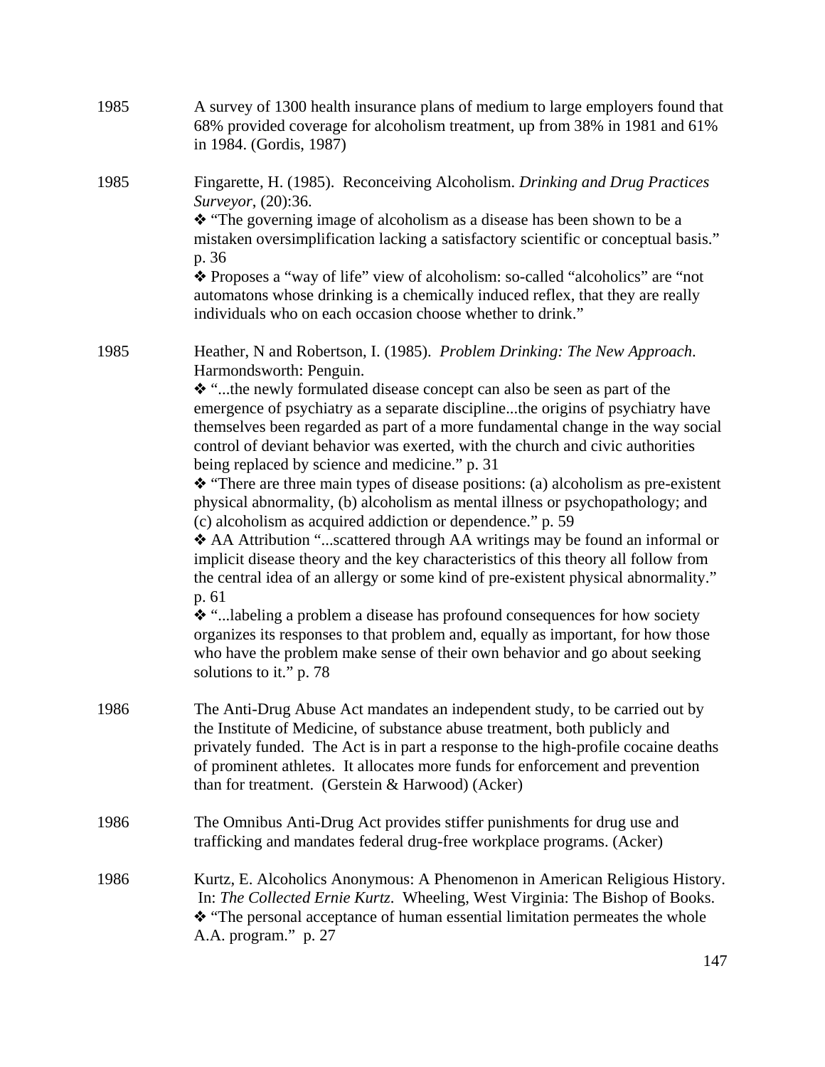1985 A survey of 1300 health insurance plans of medium to large employers found that 68% provided coverage for alcoholism treatment, up from 38% in 1981 and 61% in 1984. (Gordis, 1987)

1985 Fingarette, H. (1985). Reconceiving Alcoholism. *Drinking and Drug Practices Surveyor*, (20):36.

❖ "The governing image of alcoholism as a disease has been shown to be a mistaken oversimplification lacking a satisfactory scientific or conceptual basis." p. 36

❖ Proposes a "way of life" view of alcoholism: so-called "alcoholics" are "not automatons whose drinking is a chemically induced reflex, that they are really individuals who on each occasion choose whether to drink."

1985 Heather, N and Robertson, I. (1985). *Problem Drinking: The New Approach*. Harmondsworth: Penguin.

❖ "...the newly formulated disease concept can also be seen as part of the emergence of psychiatry as a separate discipline...the origins of psychiatry have themselves been regarded as part of a more fundamental change in the way social control of deviant behavior was exerted, with the church and civic authorities being replaced by science and medicine." p. 31

❖ "There are three main types of disease positions: (a) alcoholism as pre-existent physical abnormality, (b) alcoholism as mental illness or psychopathology; and (c) alcoholism as acquired addiction or dependence." p. 59

❖ AA Attribution "...scattered through AA writings may be found an informal or implicit disease theory and the key characteristics of this theory all follow from the central idea of an allergy or some kind of pre-existent physical abnormality." p. 61

❖ "...labeling a problem a disease has profound consequences for how society organizes its responses to that problem and, equally as important, for how those who have the problem make sense of their own behavior and go about seeking solutions to it." p. 78

1986 The Anti-Drug Abuse Act mandates an independent study, to be carried out by the Institute of Medicine, of substance abuse treatment, both publicly and privately funded. The Act is in part a response to the high-profile cocaine deaths of prominent athletes. It allocates more funds for enforcement and prevention than for treatment. (Gerstein & Harwood) (Acker)

1986 The Omnibus Anti-Drug Act provides stiffer punishments for drug use and trafficking and mandates federal drug-free workplace programs. (Acker)

1986 Kurtz, E. Alcoholics Anonymous: A Phenomenon in American Religious History. In: *The Collected Ernie Kurtz*. Wheeling, West Virginia: The Bishop of Books.

❖ "The personal acceptance of human essential limitation permeates the whole A.A. program." p. 27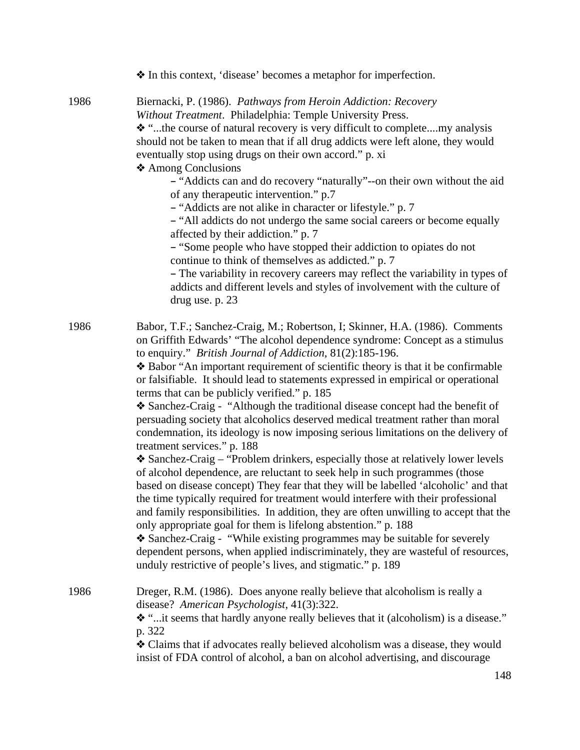❖ In this context, 'disease' becomes a metaphor for imperfection.

1986 Biernacki, P. (1986). *Pathways from Heroin Addiction: Recovery Without Treatment*. Philadelphia: Temple University Press.

❖ "...the course of natural recovery is very difficult to complete....my analysis should not be taken to mean that if all drug addicts were left alone, they would eventually stop using drugs on their own accord." p. xi

❖ Among Conclusions

– "Addicts can and do recovery "naturally"--on their own without the aid of any therapeutic intervention." p.7

– "Addicts are not alike in character or lifestyle." p. 7

– "All addicts do not undergo the same social careers or become equally affected by their addiction." p. 7

– "Some people who have stopped their addiction to opiates do not continue to think of themselves as addicted." p. 7

– The variability in recovery careers may reflect the variability in types of addicts and different levels and styles of involvement with the culture of drug use. p. 23

1986 Babor, T.F.; Sanchez-Craig, M.; Robertson, I; Skinner, H.A. (1986). Comments on Griffith Edwards' "The alcohol dependence syndrome: Concept as a stimulus to enquiry." *British Journal of Addiction*, 81(2):185-196.

❖ Babor "An important requirement of scientific theory is that it be confirmable or falsifiable. It should lead to statements expressed in empirical or operational terms that can be publicly verified." p. 185

❖ Sanchez-Craig - "Although the traditional disease concept had the benefit of persuading society that alcoholics deserved medical treatment rather than moral condemnation, its ideology is now imposing serious limitations on the delivery of treatment services." p. 188

❖ Sanchez-Craig – "Problem drinkers, especially those at relatively lower levels of alcohol dependence, are reluctant to seek help in such programmes (those based on disease concept) They fear that they will be labelled 'alcoholic' and that the time typically required for treatment would interfere with their professional and family responsibilities. In addition, they are often unwilling to accept that the only appropriate goal for them is lifelong abstention." p. 188

❖ Sanchez-Craig - "While existing programmes may be suitable for severely dependent persons, when applied indiscriminately, they are wasteful of resources, unduly restrictive of people's lives, and stigmatic." p. 189

1986 Dreger, R.M. (1986). Does anyone really believe that alcoholism is really a disease? *American Psychologist*, 41(3):322.

❖ "...it seems that hardly anyone really believes that it (alcoholism) is a disease." p. 322

❖ Claims that if advocates really believed alcoholism was a disease, they would insist of FDA control of alcohol, a ban on alcohol advertising, and discourage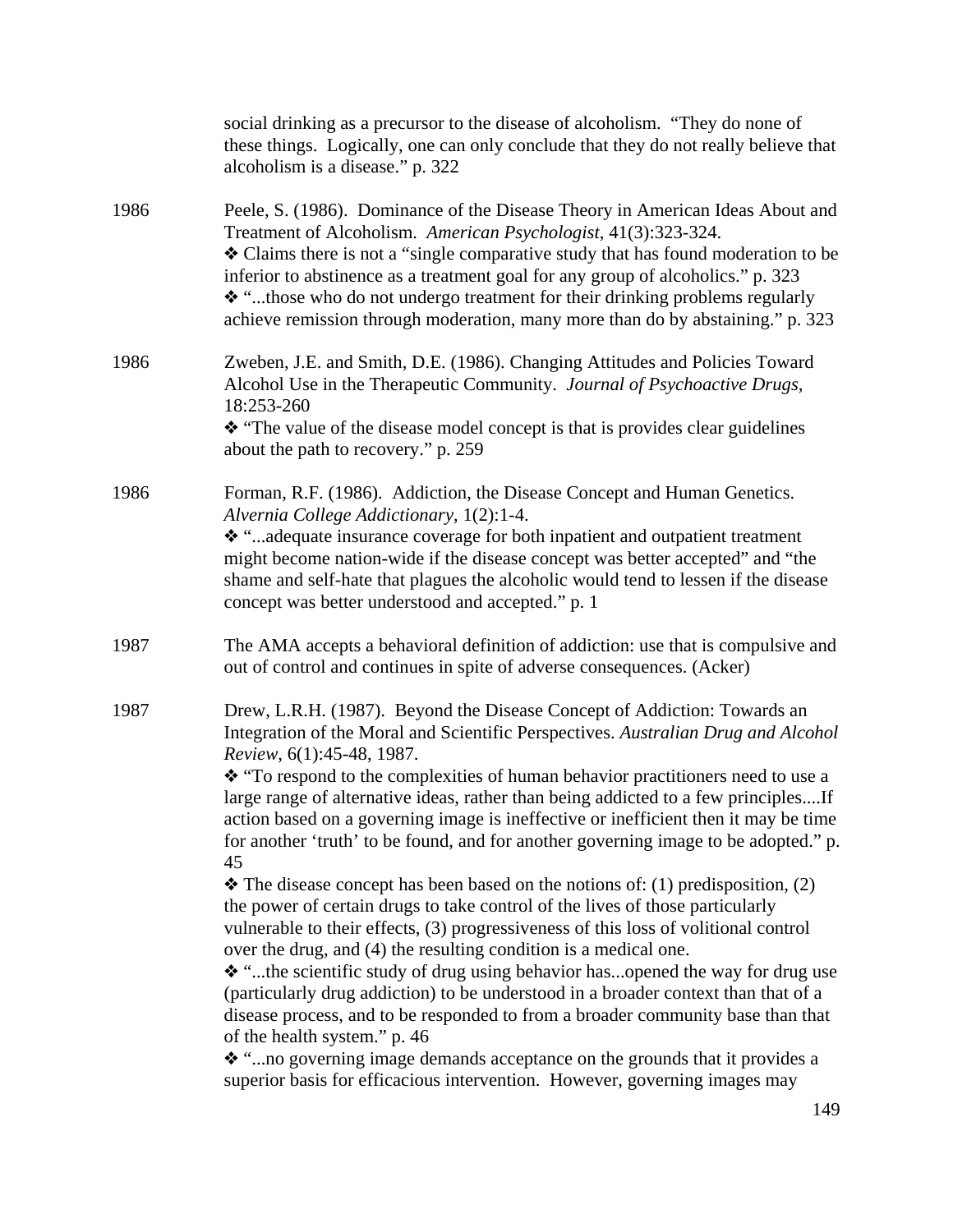social drinking as a precursor to the disease of alcoholism. "They do none of these things. Logically, one can only conclude that they do not really believe that alcoholism is a disease." p. 322

1986 Peele, S. (1986). Dominance of the Disease Theory in American Ideas About and Treatment of Alcoholism. *American Psychologist*, 41(3):323-324.
❖ Claims there is not a "single comparative study that has found moderation to be inferior to abstinence as a treatment goal for any group of alcoholics." p. 323
❖ "...those who do not undergo treatment for their drinking problems regularly achieve remission through moderation, many more than do by abstaining." p. 323

1986 Zweben, J.E. and Smith, D.E. (1986). Changing Attitudes and Policies Toward Alcohol Use in the Therapeutic Community. *Journal of Psychoactive Drugs,* 18:253-260
❖ "The value of the disease model concept is that is provides clear guidelines about the path to recovery." p. 259

1986 Forman, R.F. (1986). Addiction, the Disease Concept and Human Genetics. *Alvernia College Addictionary*, 1(2):1-4.
❖ "...adequate insurance coverage for both inpatient and outpatient treatment might become nation-wide if the disease concept was better accepted" and "the shame and self-hate that plagues the alcoholic would tend to lessen if the disease concept was better understood and accepted." p. 1

1987 The AMA accepts a behavioral definition of addiction: use that is compulsive and out of control and continues in spite of adverse consequences. (Acker)

1987 Drew, L.R.H. (1987). Beyond the Disease Concept of Addiction: Towards an Integration of the Moral and Scientific Perspectives. *Australian Drug and Alcohol Review*, 6(1):45-48, 1987.
❖ "To respond to the complexities of human behavior practitioners need to use a large range of alternative ideas, rather than being addicted to a few principles....If action based on a governing image is ineffective or inefficient then it may be time for another 'truth' to be found, and for another governing image to be adopted." p. 45
❖ The disease concept has been based on the notions of: (1) predisposition, (2) the power of certain drugs to take control of the lives of those particularly vulnerable to their effects, (3) progressiveness of this loss of volitional control over the drug, and (4) the resulting condition is a medical one.
❖ "...the scientific study of drug using behavior has...opened the way for drug use (particularly drug addiction) to be understood in a broader context than that of a disease process, and to be responded to from a broader community base than that of the health system." p. 46
❖ "...no governing image demands acceptance on the grounds that it provides a superior basis for efficacious intervention. However, governing images may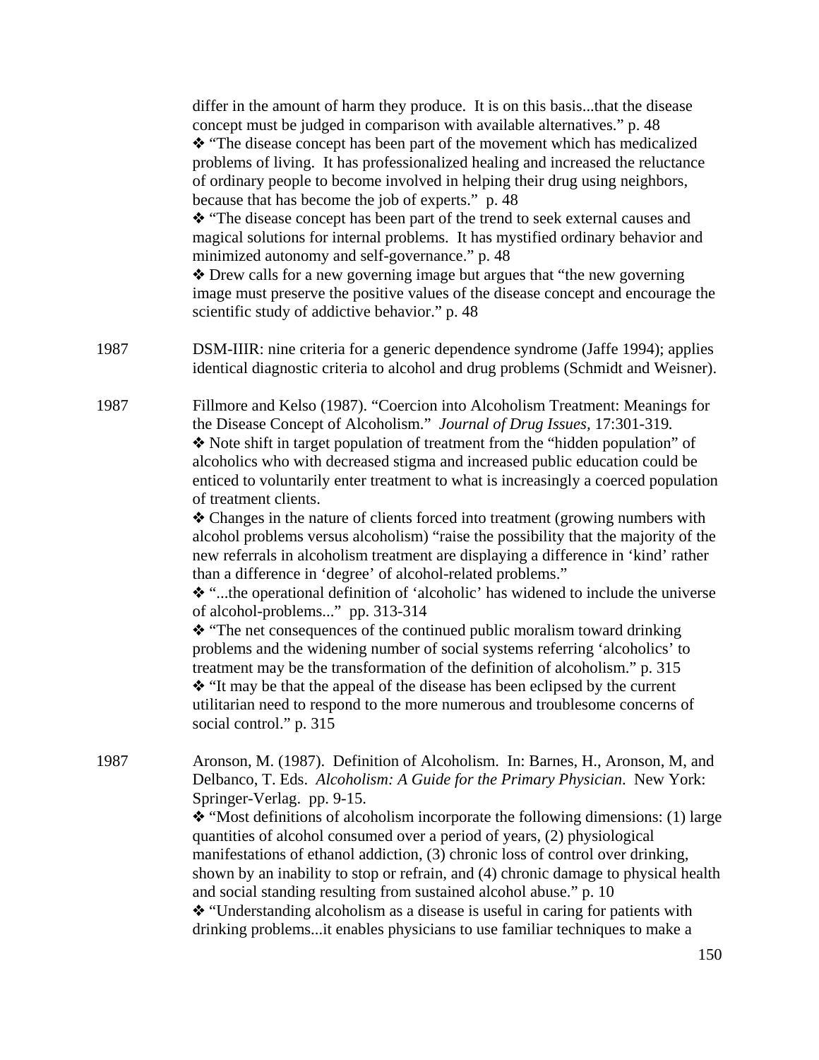differ in the amount of harm they produce. It is on this basis...that the disease concept must be judged in comparison with available alternatives." p. 48

❖ "The disease concept has been part of the movement which has medicalized problems of living. It has professionalized healing and increased the reluctance of ordinary people to become involved in helping their drug using neighbors, because that has become the job of experts." p. 48

❖ "The disease concept has been part of the trend to seek external causes and magical solutions for internal problems. It has mystified ordinary behavior and minimized autonomy and self-governance." p. 48

❖ Drew calls for a new governing image but argues that "the new governing image must preserve the positive values of the disease concept and encourage the scientific study of addictive behavior." p. 48

1987 DSM-IIIR: nine criteria for a generic dependence syndrome (Jaffe 1994); applies identical diagnostic criteria to alcohol and drug problems (Schmidt and Weisner).

1987 Fillmore and Kelso (1987). "Coercion into Alcoholism Treatment: Meanings for the Disease Concept of Alcoholism." *Journal of Drug Issues,* 17:301-319.

❖ Note shift in target population of treatment from the "hidden population" of alcoholics who with decreased stigma and increased public education could be enticed to voluntarily enter treatment to what is increasingly a coerced population of treatment clients.

❖ Changes in the nature of clients forced into treatment (growing numbers with alcohol problems versus alcoholism) "raise the possibility that the majority of the new referrals in alcoholism treatment are displaying a difference in 'kind' rather than a difference in 'degree' of alcohol-related problems."

❖ "...the operational definition of 'alcoholic' has widened to include the universe of alcohol-problems..." pp. 313-314

❖ "The net consequences of the continued public moralism toward drinking problems and the widening number of social systems referring 'alcoholics' to treatment may be the transformation of the definition of alcoholism." p. 315

❖ "It may be that the appeal of the disease has been eclipsed by the current utilitarian need to respond to the more numerous and troublesome concerns of social control." p. 315

1987 Aronson, M. (1987). Definition of Alcoholism. In: Barnes, H., Aronson, M, and Delbanco, T. Eds. *Alcoholism: A Guide for the Primary Physician*. New York: Springer-Verlag. pp. 9-15.

❖ "Most definitions of alcoholism incorporate the following dimensions: (1) large quantities of alcohol consumed over a period of years, (2) physiological manifestations of ethanol addiction, (3) chronic loss of control over drinking, shown by an inability to stop or refrain, and (4) chronic damage to physical health and social standing resulting from sustained alcohol abuse." p. 10

❖ "Understanding alcoholism as a disease is useful in caring for patients with drinking problems...it enables physicians to use familiar techniques to make a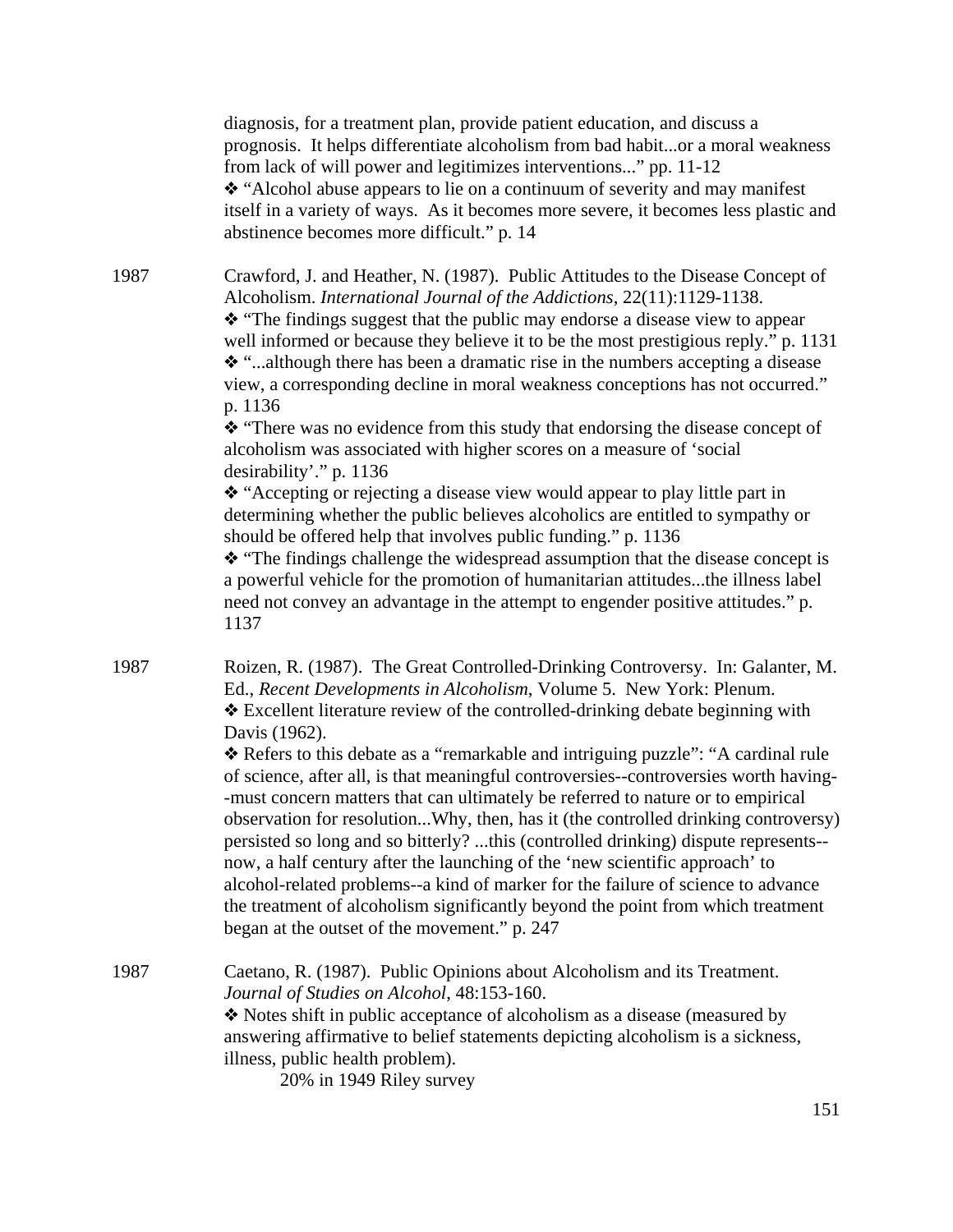diagnosis, for a treatment plan, provide patient education, and discuss a prognosis. It helps differentiate alcoholism from bad habit...or a moral weakness from lack of will power and legitimizes interventions..." pp. 11-12

❖ "Alcohol abuse appears to lie on a continuum of severity and may manifest itself in a variety of ways. As it becomes more severe, it becomes less plastic and abstinence becomes more difficult." p. 14

1987 Crawford, J. and Heather, N. (1987). Public Attitudes to the Disease Concept of Alcoholism. *International Journal of the Addictions*, 22(11):1129-1138.

❖ "The findings suggest that the public may endorse a disease view to appear well informed or because they believe it to be the most prestigious reply." p. 1131

❖ "...although there has been a dramatic rise in the numbers accepting a disease view, a corresponding decline in moral weakness conceptions has not occurred." p. 1136

❖ "There was no evidence from this study that endorsing the disease concept of alcoholism was associated with higher scores on a measure of 'social desirability'." p. 1136

❖ "Accepting or rejecting a disease view would appear to play little part in determining whether the public believes alcoholics are entitled to sympathy or should be offered help that involves public funding." p. 1136

❖ "The findings challenge the widespread assumption that the disease concept is a powerful vehicle for the promotion of humanitarian attitudes...the illness label need not convey an advantage in the attempt to engender positive attitudes." p. 1137

1987 Roizen, R. (1987). The Great Controlled-Drinking Controversy. In: Galanter, M. Ed., *Recent Developments in Alcoholism*, Volume 5. New York: Plenum.

❖ Excellent literature review of the controlled-drinking debate beginning with Davis (1962).

❖ Refers to this debate as a "remarkable and intriguing puzzle": "A cardinal rule of science, after all, is that meaningful controversies--controversies worth having--must concern matters that can ultimately be referred to nature or to empirical observation for resolution...Why, then, has it (the controlled drinking controversy) persisted so long and so bitterly? ...this (controlled drinking) dispute represents--now, a half century after the launching of the 'new scientific approach' to alcohol-related problems--a kind of marker for the failure of science to advance the treatment of alcoholism significantly beyond the point from which treatment began at the outset of the movement." p. 247

1987 Caetano, R. (1987). Public Opinions about Alcoholism and its Treatment. *Journal of Studies on Alcohol*, 48:153-160.

❖ Notes shift in public acceptance of alcoholism as a disease (measured by answering affirmative to belief statements depicting alcoholism is a sickness, illness, public health problem).

20% in 1949 Riley survey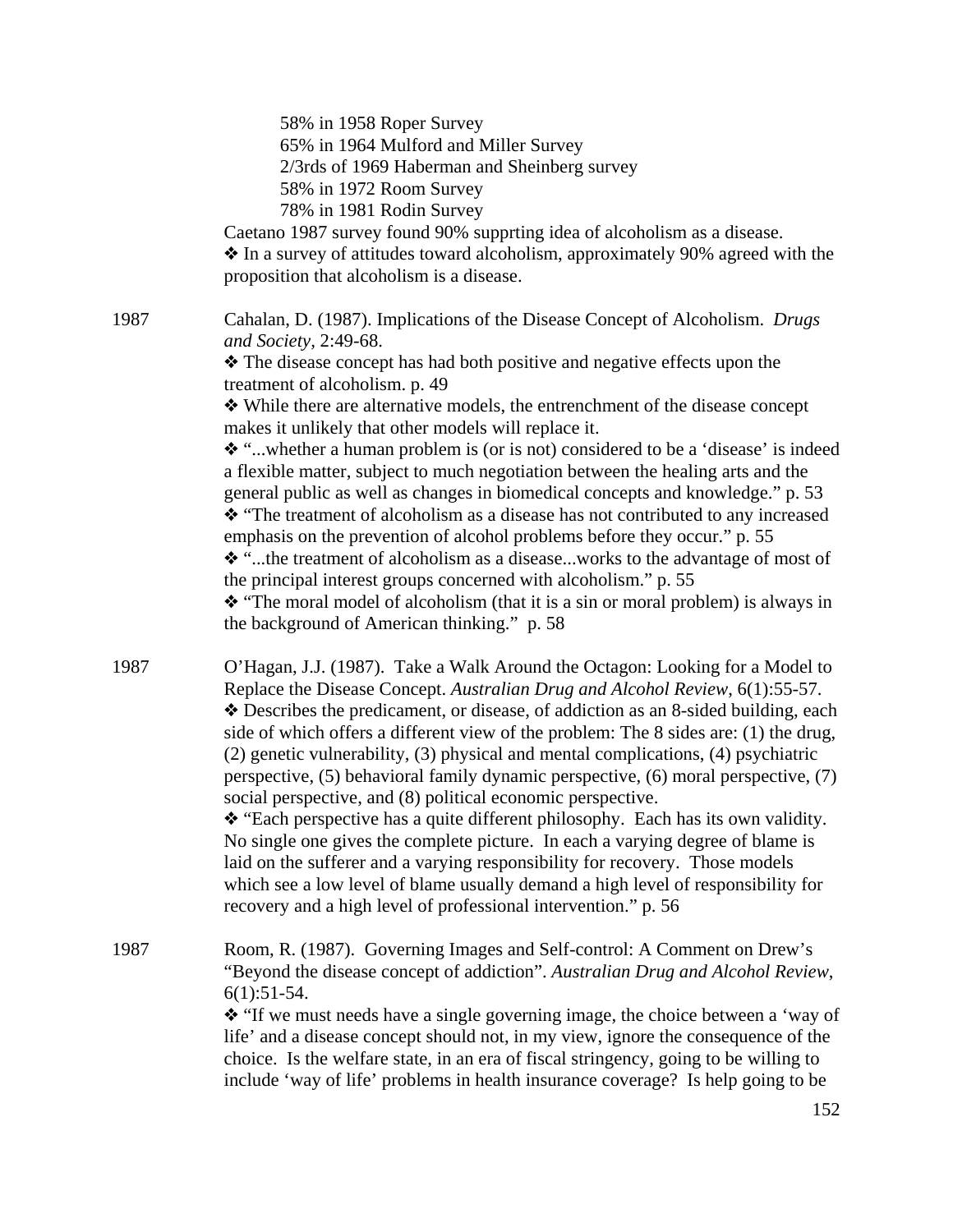58% in 1958 Roper Survey
65% in 1964 Mulford and Miller Survey
2/3rds of 1969 Haberman and Sheinberg survey
58% in 1972 Room Survey
78% in 1981 Rodin Survey

Caetano 1987 survey found 90% supprting idea of alcoholism as a disease.
❖ In a survey of attitudes toward alcoholism, approximately 90% agreed with the proposition that alcoholism is a disease.

1987 Cahalan, D. (1987). Implications of the Disease Concept of Alcoholism. *Drugs and Society*, 2:49-68.
❖ The disease concept has had both positive and negative effects upon the treatment of alcoholism. p. 49
❖ While there are alternative models, the entrenchment of the disease concept makes it unlikely that other models will replace it.
❖ "...whether a human problem is (or is not) considered to be a 'disease' is indeed a flexible matter, subject to much negotiation between the healing arts and the general public as well as changes in biomedical concepts and knowledge." p. 53
❖ "The treatment of alcoholism as a disease has not contributed to any increased emphasis on the prevention of alcohol problems before they occur." p. 55
❖ "...the treatment of alcoholism as a disease...works to the advantage of most of the principal interest groups concerned with alcoholism." p. 55
❖ "The moral model of alcoholism (that it is a sin or moral problem) is always in the background of American thinking." p. 58

1987 O'Hagan, J.J. (1987). Take a Walk Around the Octagon: Looking for a Model to Replace the Disease Concept. *Australian Drug and Alcohol Review*, 6(1):55-57.
❖ Describes the predicament, or disease, of addiction as an 8-sided building, each side of which offers a different view of the problem: The 8 sides are: (1) the drug, (2) genetic vulnerability, (3) physical and mental complications, (4) psychiatric perspective, (5) behavioral family dynamic perspective, (6) moral perspective, (7) social perspective, and (8) political economic perspective.
❖ "Each perspective has a quite different philosophy. Each has its own validity. No single one gives the complete picture. In each a varying degree of blame is laid on the sufferer and a varying responsibility for recovery. Those models which see a low level of blame usually demand a high level of responsibility for recovery and a high level of professional intervention." p. 56

1987 Room, R. (1987). Governing Images and Self-control: A Comment on Drew's "Beyond the disease concept of addiction". *Australian Drug and Alcohol Review*, 6(1):51-54.
❖ "If we must needs have a single governing image, the choice between a 'way of life' and a disease concept should not, in my view, ignore the consequence of the choice. Is the welfare state, in an era of fiscal stringency, going to be willing to include 'way of life' problems in health insurance coverage? Is help going to be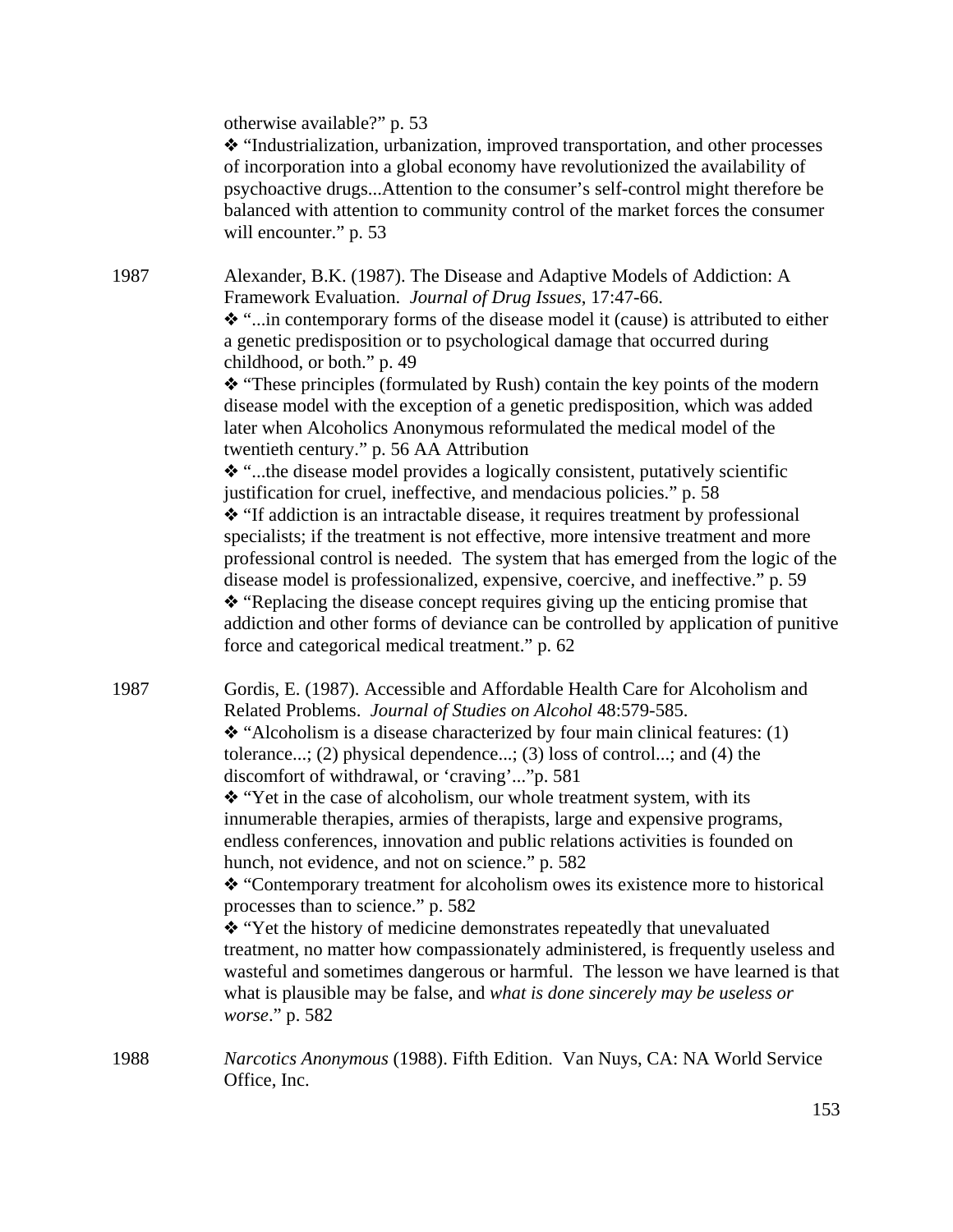otherwise available?" p. 53

❖ "Industrialization, urbanization, improved transportation, and other processes of incorporation into a global economy have revolutionized the availability of psychoactive drugs...Attention to the consumer's self-control might therefore be balanced with attention to community control of the market forces the consumer will encounter." p. 53

1987 Alexander, B.K. (1987). The Disease and Adaptive Models of Addiction: A Framework Evaluation. *Journal of Drug Issues*, 17:47-66.

❖ "...in contemporary forms of the disease model it (cause) is attributed to either a genetic predisposition or to psychological damage that occurred during childhood, or both." p. 49

❖ "These principles (formulated by Rush) contain the key points of the modern disease model with the exception of a genetic predisposition, which was added later when Alcoholics Anonymous reformulated the medical model of the twentieth century." p. 56 AA Attribution

❖ "...the disease model provides a logically consistent, putatively scientific justification for cruel, ineffective, and mendacious policies." p. 58

❖ "If addiction is an intractable disease, it requires treatment by professional specialists; if the treatment is not effective, more intensive treatment and more professional control is needed. The system that has emerged from the logic of the disease model is professionalized, expensive, coercive, and ineffective." p. 59

❖ "Replacing the disease concept requires giving up the enticing promise that addiction and other forms of deviance can be controlled by application of punitive force and categorical medical treatment." p. 62

1987 Gordis, E. (1987). Accessible and Affordable Health Care for Alcoholism and Related Problems. *Journal of Studies on Alcohol* 48:579-585.

❖ "Alcoholism is a disease characterized by four main clinical features: (1) tolerance...; (2) physical dependence...; (3) loss of control...; and (4) the discomfort of withdrawal, or 'craving'..."p. 581

❖ "Yet in the case of alcoholism, our whole treatment system, with its innumerable therapies, armies of therapists, large and expensive programs, endless conferences, innovation and public relations activities is founded on hunch, not evidence, and not on science." p. 582

❖ "Contemporary treatment for alcoholism owes its existence more to historical processes than to science." p. 582

❖ "Yet the history of medicine demonstrates repeatedly that unevaluated treatment, no matter how compassionately administered, is frequently useless and wasteful and sometimes dangerous or harmful. The lesson we have learned is that what is plausible may be false, and *what is done sincerely may be useless or worse*." p. 582

1988 *Narcotics Anonymous* (1988). Fifth Edition. Van Nuys, CA: NA World Service Office, Inc.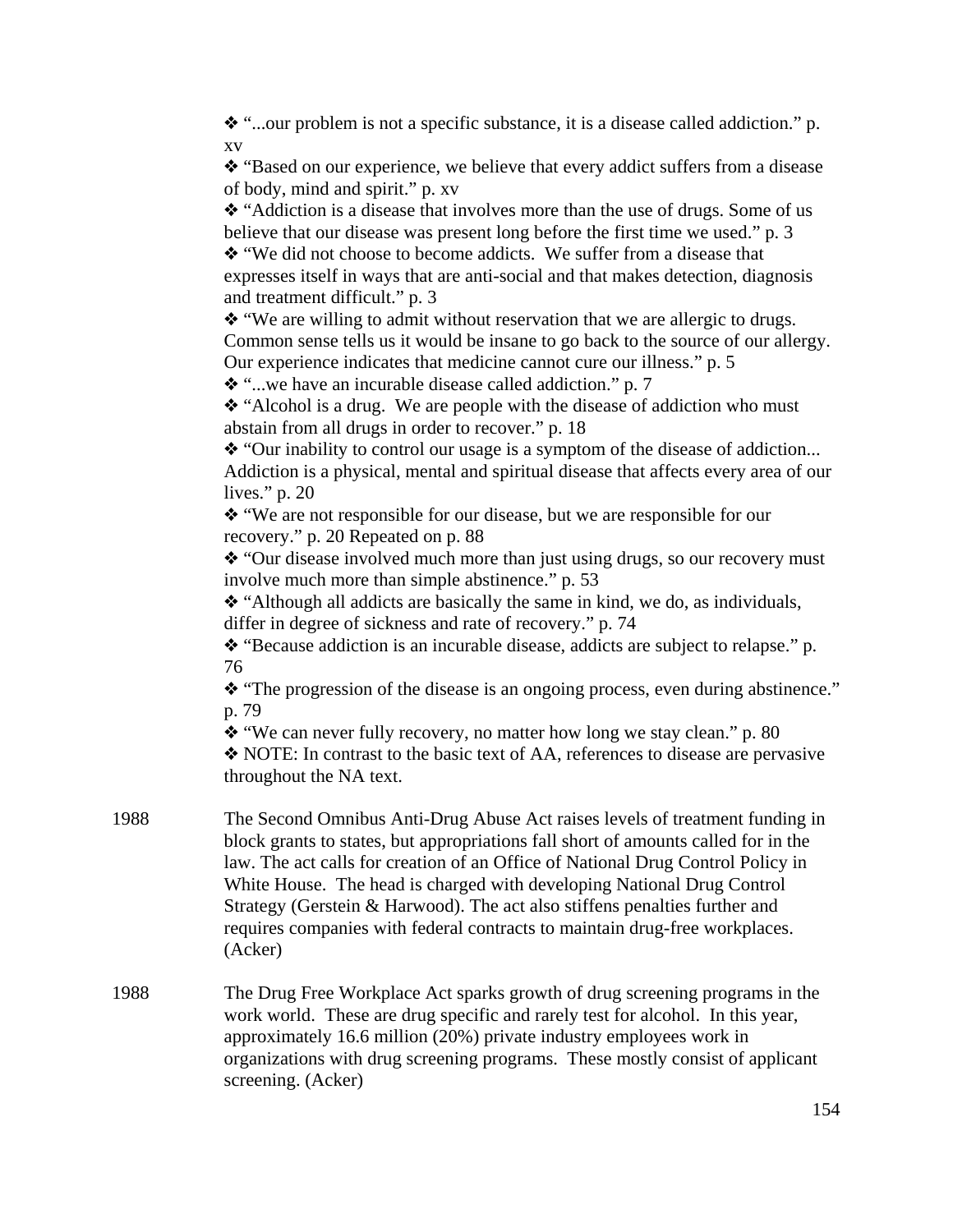❖ "...our problem is not a specific substance, it is a disease called addiction." p. xv

❖ "Based on our experience, we believe that every addict suffers from a disease of body, mind and spirit." p. xv

❖ "Addiction is a disease that involves more than the use of drugs. Some of us believe that our disease was present long before the first time we used." p. 3

❖ "We did not choose to become addicts. We suffer from a disease that expresses itself in ways that are anti-social and that makes detection, diagnosis and treatment difficult." p. 3

❖ "We are willing to admit without reservation that we are allergic to drugs. Common sense tells us it would be insane to go back to the source of our allergy. Our experience indicates that medicine cannot cure our illness." p. 5

❖ "...we have an incurable disease called addiction." p. 7

❖ "Alcohol is a drug. We are people with the disease of addiction who must abstain from all drugs in order to recover." p. 18

❖ "Our inability to control our usage is a symptom of the disease of addiction... Addiction is a physical, mental and spiritual disease that affects every area of our lives." p. 20

❖ "We are not responsible for our disease, but we are responsible for our recovery." p. 20 Repeated on p. 88

❖ "Our disease involved much more than just using drugs, so our recovery must involve much more than simple abstinence." p. 53

❖ "Although all addicts are basically the same in kind, we do, as individuals, differ in degree of sickness and rate of recovery." p. 74

❖ "Because addiction is an incurable disease, addicts are subject to relapse." p. 76

❖ "The progression of the disease is an ongoing process, even during abstinence." p. 79

❖ "We can never fully recovery, no matter how long we stay clean." p. 80

❖ NOTE: In contrast to the basic text of AA, references to disease are pervasive throughout the NA text.

1988 The Second Omnibus Anti-Drug Abuse Act raises levels of treatment funding in block grants to states, but appropriations fall short of amounts called for in the law. The act calls for creation of an Office of National Drug Control Policy in White House. The head is charged with developing National Drug Control Strategy (Gerstein & Harwood). The act also stiffens penalties further and requires companies with federal contracts to maintain drug-free workplaces. (Acker)

1988 The Drug Free Workplace Act sparks growth of drug screening programs in the work world. These are drug specific and rarely test for alcohol. In this year, approximately 16.6 million (20%) private industry employees work in organizations with drug screening programs. These mostly consist of applicant screening. (Acker)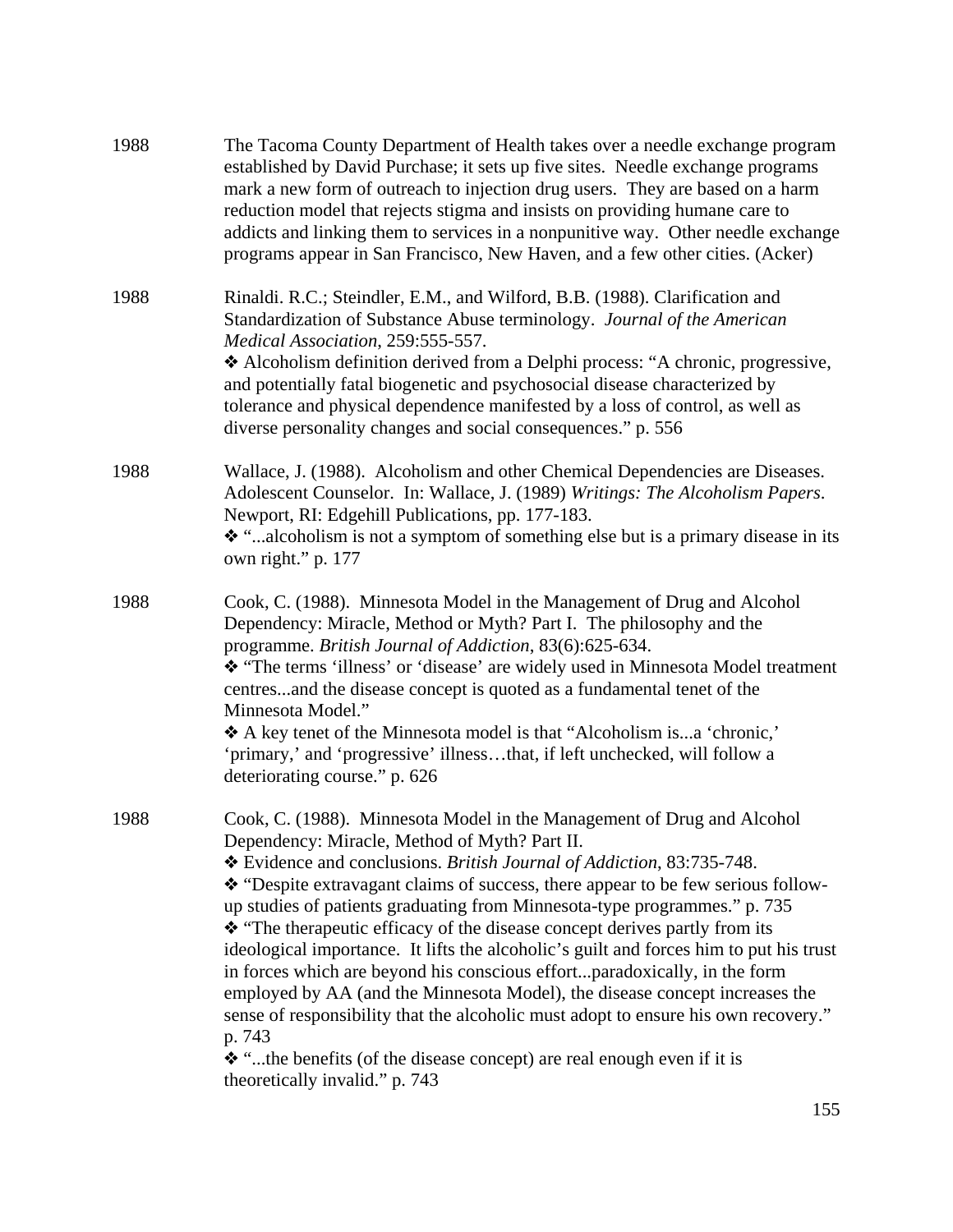1988 The Tacoma County Department of Health takes over a needle exchange program established by David Purchase; it sets up five sites. Needle exchange programs mark a new form of outreach to injection drug users. They are based on a harm reduction model that rejects stigma and insists on providing humane care to addicts and linking them to services in a nonpunitive way. Other needle exchange programs appear in San Francisco, New Haven, and a few other cities. (Acker)

1988 Rinaldi. R.C.; Steindler, E.M., and Wilford, B.B. (1988). Clarification and Standardization of Substance Abuse terminology. *Journal of the American Medical Association*, 259:555-557.
❖ Alcoholism definition derived from a Delphi process: "A chronic, progressive, and potentially fatal biogenetic and psychosocial disease characterized by tolerance and physical dependence manifested by a loss of control, as well as diverse personality changes and social consequences." p. 556

1988 Wallace, J. (1988). Alcoholism and other Chemical Dependencies are Diseases. Adolescent Counselor. In: Wallace, J. (1989) *Writings: The Alcoholism Papers*. Newport, RI: Edgehill Publications, pp. 177-183.
❖ "...alcoholism is not a symptom of something else but is a primary disease in its own right." p. 177

1988 Cook, C. (1988). Minnesota Model in the Management of Drug and Alcohol Dependency: Miracle, Method or Myth? Part I. The philosophy and the programme. *British Journal of Addiction*, 83(6):625-634.
❖ "The terms 'illness' or 'disease' are widely used in Minnesota Model treatment centres...and the disease concept is quoted as a fundamental tenet of the Minnesota Model."
❖ A key tenet of the Minnesota model is that "Alcoholism is...a 'chronic,' 'primary,' and 'progressive' illness…that, if left unchecked, will follow a deteriorating course." p. 626

1988 Cook, C. (1988). Minnesota Model in the Management of Drug and Alcohol Dependency: Miracle, Method of Myth? Part II.
❖ Evidence and conclusions. *British Journal of Addiction*, 83:735-748.
❖ "Despite extravagant claims of success, there appear to be few serious follow-up studies of patients graduating from Minnesota-type programmes." p. 735
❖ "The therapeutic efficacy of the disease concept derives partly from its ideological importance. It lifts the alcoholic's guilt and forces him to put his trust in forces which are beyond his conscious effort...paradoxically, in the form employed by AA (and the Minnesota Model), the disease concept increases the sense of responsibility that the alcoholic must adopt to ensure his own recovery." p. 743
❖ "...the benefits (of the disease concept) are real enough even if it is theoretically invalid." p. 743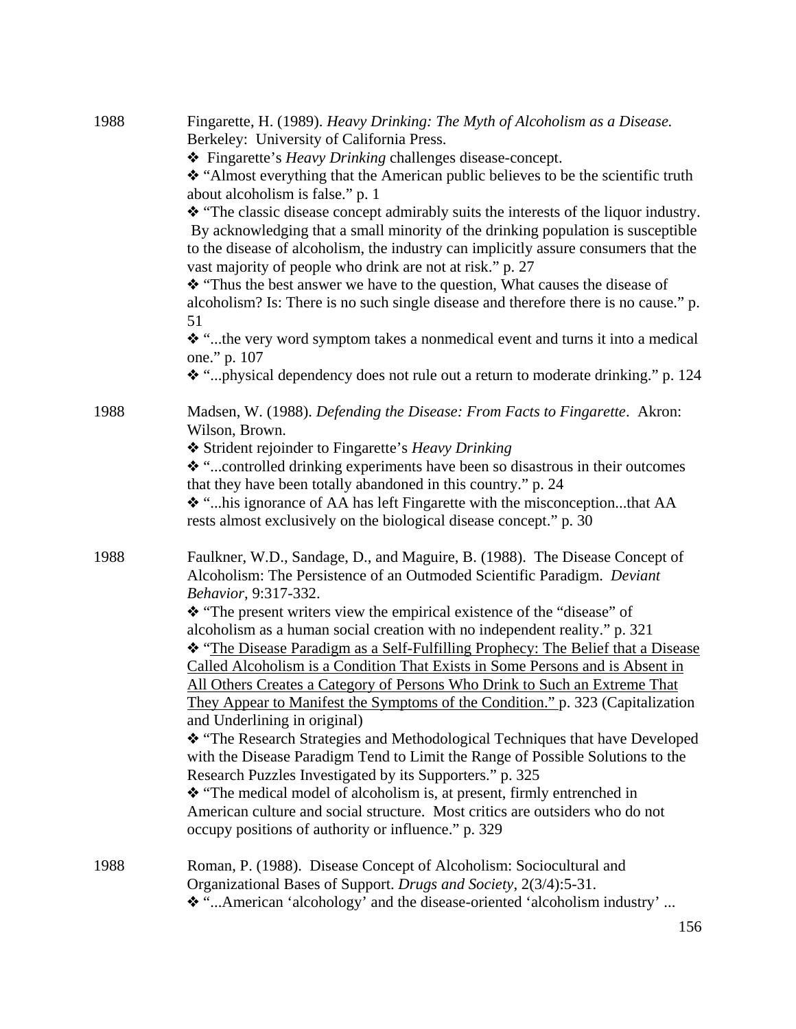1988 Fingarette, H. (1989). *Heavy Drinking: The Myth of Alcoholism as a Disease.* Berkeley: University of California Press.

❖ Fingarette's *Heavy Drinking* challenges disease-concept.

❖ "Almost everything that the American public believes to be the scientific truth about alcoholism is false." p. 1

❖ "The classic disease concept admirably suits the interests of the liquor industry. By acknowledging that a small minority of the drinking population is susceptible to the disease of alcoholism, the industry can implicitly assure consumers that the vast majority of people who drink are not at risk." p. 27

❖ "Thus the best answer we have to the question, What causes the disease of alcoholism? Is: There is no such single disease and therefore there is no cause." p. 51

❖ "...the very word symptom takes a nonmedical event and turns it into a medical one." p. 107

❖ "...physical dependency does not rule out a return to moderate drinking." p. 124

1988 Madsen, W. (1988). *Defending the Disease: From Facts to Fingarette*. Akron: Wilson, Brown.

❖ Strident rejoinder to Fingarette's *Heavy Drinking*

❖ "...controlled drinking experiments have been so disastrous in their outcomes that they have been totally abandoned in this country." p. 24

❖ "...his ignorance of AA has left Fingarette with the misconception...that AA rests almost exclusively on the biological disease concept." p. 30

1988 Faulkner, W.D., Sandage, D., and Maguire, B. (1988). The Disease Concept of Alcoholism: The Persistence of an Outmoded Scientific Paradigm. *Deviant Behavior*, 9:317-332.

❖ "The present writers view the empirical existence of the "disease" of alcoholism as a human social creation with no independent reality." p. 321

❖ "<u>The Disease Paradigm as a Self-Fulfilling Prophecy: The Belief that a Disease Called Alcoholism is a Condition That Exists in Some Persons and is Absent in All Others Creates a Category of Persons Who Drink to Such an Extreme That They Appear to Manifest the Symptoms of the Condition."</u> p. 323 (Capitalization and Underlining in original)

❖ "The Research Strategies and Methodological Techniques that have Developed with the Disease Paradigm Tend to Limit the Range of Possible Solutions to the Research Puzzles Investigated by its Supporters." p. 325

❖ "The medical model of alcoholism is, at present, firmly entrenched in American culture and social structure. Most critics are outsiders who do not occupy positions of authority or influence." p. 329

1988 Roman, P. (1988). Disease Concept of Alcoholism: Sociocultural and Organizational Bases of Support. *Drugs and Society*, 2(3/4):5-31.

❖ "...American 'alcohology' and the disease-oriented 'alcoholism industry' ...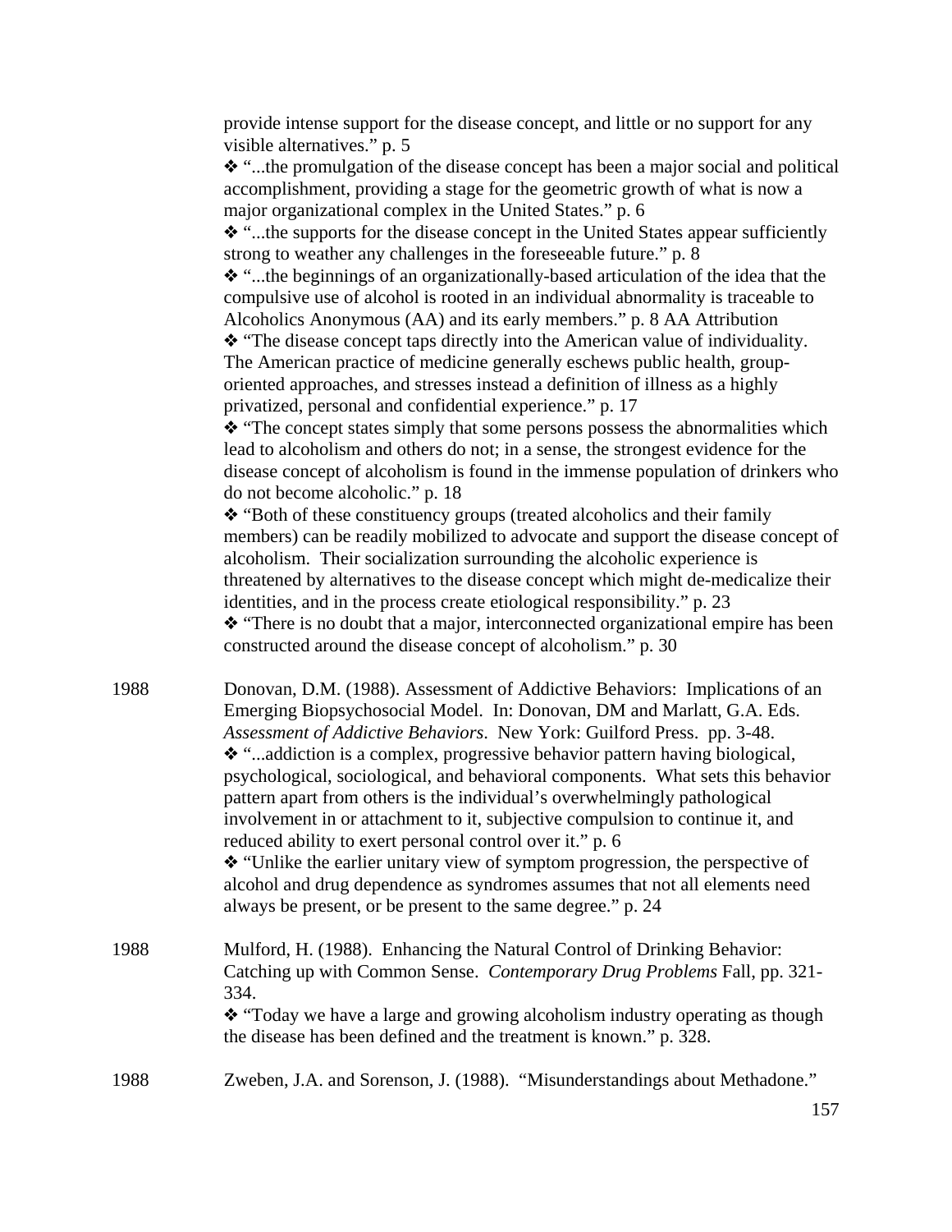provide intense support for the disease concept, and little or no support for any visible alternatives." p. 5

❖ "...the promulgation of the disease concept has been a major social and political accomplishment, providing a stage for the geometric growth of what is now a major organizational complex in the United States." p. 6

❖ "...the supports for the disease concept in the United States appear sufficiently strong to weather any challenges in the foreseeable future." p. 8

❖ "...the beginnings of an organizationally-based articulation of the idea that the compulsive use of alcohol is rooted in an individual abnormality is traceable to Alcoholics Anonymous (AA) and its early members." p. 8 AA Attribution

❖ "The disease concept taps directly into the American value of individuality. The American practice of medicine generally eschews public health, group-oriented approaches, and stresses instead a definition of illness as a highly privatized, personal and confidential experience." p. 17

❖ "The concept states simply that some persons possess the abnormalities which lead to alcoholism and others do not; in a sense, the strongest evidence for the disease concept of alcoholism is found in the immense population of drinkers who do not become alcoholic." p. 18

❖ "Both of these constituency groups (treated alcoholics and their family members) can be readily mobilized to advocate and support the disease concept of alcoholism. Their socialization surrounding the alcoholic experience is threatened by alternatives to the disease concept which might de-medicalize their identities, and in the process create etiological responsibility." p. 23

❖ "There is no doubt that a major, interconnected organizational empire has been constructed around the disease concept of alcoholism." p. 30

1988 Donovan, D.M. (1988). Assessment of Addictive Behaviors: Implications of an Emerging Biopsychosocial Model. In: Donovan, DM and Marlatt, G.A. Eds. *Assessment of Addictive Behaviors*. New York: Guilford Press. pp. 3-48.

❖ "...addiction is a complex, progressive behavior pattern having biological, psychological, sociological, and behavioral components. What sets this behavior pattern apart from others is the individual's overwhelmingly pathological involvement in or attachment to it, subjective compulsion to continue it, and reduced ability to exert personal control over it." p. 6

❖ "Unlike the earlier unitary view of symptom progression, the perspective of alcohol and drug dependence as syndromes assumes that not all elements need always be present, or be present to the same degree." p. 24

1988 Mulford, H. (1988). Enhancing the Natural Control of Drinking Behavior: Catching up with Common Sense. *Contemporary Drug Problems* Fall, pp. 321-334.

❖ "Today we have a large and growing alcoholism industry operating as though the disease has been defined and the treatment is known." p. 328.

1988 Zweben, J.A. and Sorenson, J. (1988). "Misunderstandings about Methadone."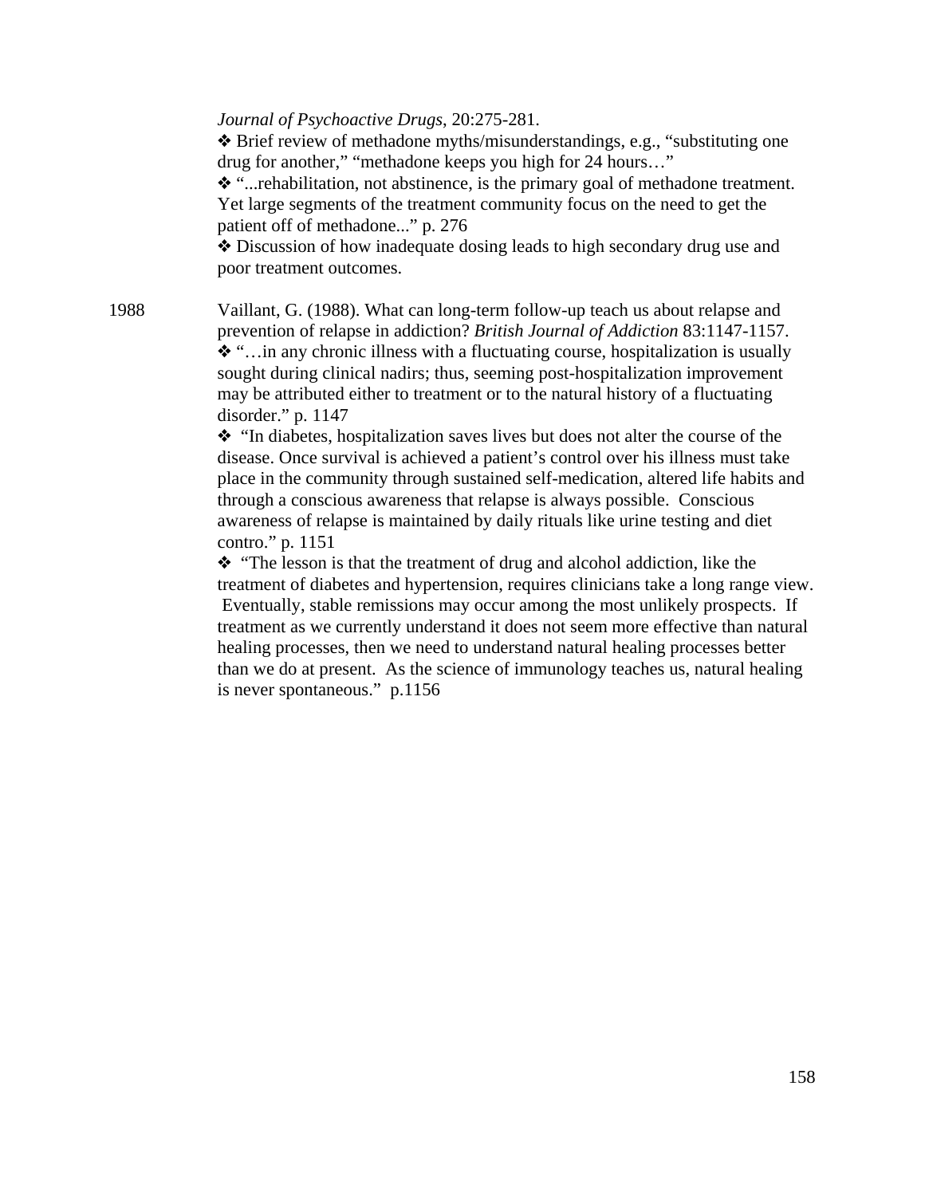*Journal of Psychoactive Drugs*, 20:275-281.

❖ Brief review of methadone myths/misunderstandings, e.g., "substituting one drug for another," "methadone keeps you high for 24 hours…"

❖ "...rehabilitation, not abstinence, is the primary goal of methadone treatment. Yet large segments of the treatment community focus on the need to get the patient off of methadone..." p. 276

❖ Discussion of how inadequate dosing leads to high secondary drug use and poor treatment outcomes.

1988 Vaillant, G. (1988). What can long-term follow-up teach us about relapse and prevention of relapse in addiction? *British Journal of Addiction* 83:1147-1157.

❖ "…in any chronic illness with a fluctuating course, hospitalization is usually sought during clinical nadirs; thus, seeming post-hospitalization improvement may be attributed either to treatment or to the natural history of a fluctuating disorder." p. 1147

❖ "In diabetes, hospitalization saves lives but does not alter the course of the disease. Once survival is achieved a patient's control over his illness must take place in the community through sustained self-medication, altered life habits and through a conscious awareness that relapse is always possible. Conscious awareness of relapse is maintained by daily rituals like urine testing and diet contro." p. 1151

❖ "The lesson is that the treatment of drug and alcohol addiction, like the treatment of diabetes and hypertension, requires clinicians take a long range view. Eventually, stable remissions may occur among the most unlikely prospects. If treatment as we currently understand it does not seem more effective than natural healing processes, then we need to understand natural healing processes better than we do at present. As the science of immunology teaches us, natural healing is never spontaneous." p.1156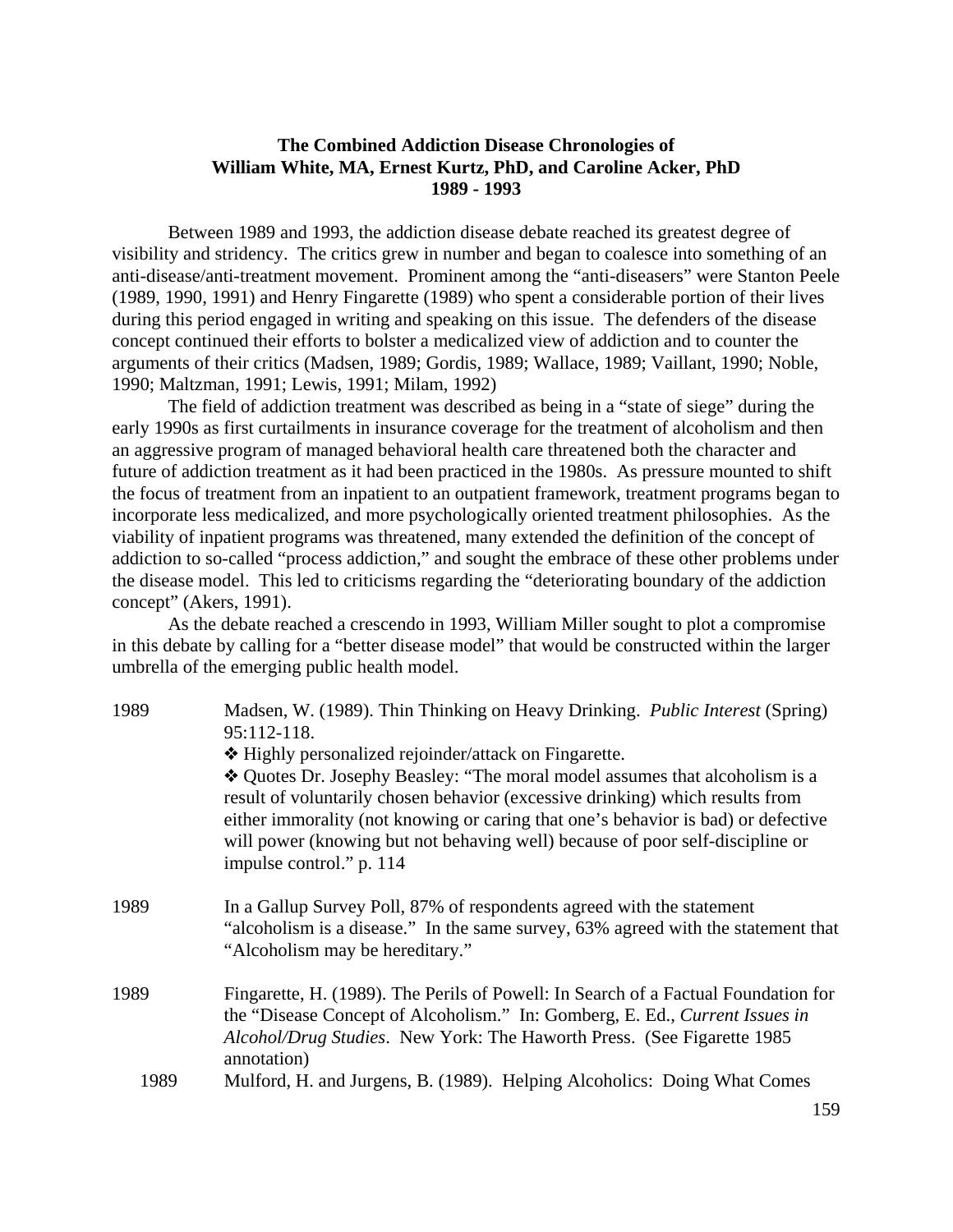### The Combined Addiction Disease Chronologies of William White, MA, Ernest Kurtz, PhD, and Caroline Acker, PhD 1989 - 1993

Between 1989 and 1993, the addiction disease debate reached its greatest degree of visibility and stridency. The critics grew in number and began to coalesce into something of an anti-disease/anti-treatment movement. Prominent among the "anti-diseasers" were Stanton Peele (1989, 1990, 1991) and Henry Fingarette (1989) who spent a considerable portion of their lives during this period engaged in writing and speaking on this issue. The defenders of the disease concept continued their efforts to bolster a medicalized view of addiction and to counter the arguments of their critics (Madsen, 1989; Gordis, 1989; Wallace, 1989; Vaillant, 1990; Noble, 1990; Maltzman, 1991; Lewis, 1991; Milam, 1992)

The field of addiction treatment was described as being in a "state of siege" during the early 1990s as first curtailments in insurance coverage for the treatment of alcoholism and then an aggressive program of managed behavioral health care threatened both the character and future of addiction treatment as it had been practiced in the 1980s. As pressure mounted to shift the focus of treatment from an inpatient to an outpatient framework, treatment programs began to incorporate less medicalized, and more psychologically oriented treatment philosophies. As the viability of inpatient programs was threatened, many extended the definition of the concept of addiction to so-called "process addiction," and sought the embrace of these other problems under the disease model. This led to criticisms regarding the "deteriorating boundary of the addiction concept" (Akers, 1991).

As the debate reached a crescendo in 1993, William Miller sought to plot a compromise in this debate by calling for a "better disease model" that would be constructed within the larger umbrella of the emerging public health model.

1989 Madsen, W. (1989). Thin Thinking on Heavy Drinking. *Public Interest* (Spring) 95:112-118.

❖ Highly personalized rejoinder/attack on Fingarette.

❖ Quotes Dr. Josephy Beasley: "The moral model assumes that alcoholism is a result of voluntarily chosen behavior (excessive drinking) which results from either immorality (not knowing or caring that one's behavior is bad) or defective will power (knowing but not behaving well) because of poor self-discipline or impulse control." p. 114

1989 In a Gallup Survey Poll, 87% of respondents agreed with the statement "alcoholism is a disease." In the same survey, 63% agreed with the statement that "Alcoholism may be hereditary."

1989 Fingarette, H. (1989). The Perils of Powell: In Search of a Factual Foundation for the "Disease Concept of Alcoholism." In: Gomberg, E. Ed., *Current Issues in Alcohol/Drug Studies*. New York: The Haworth Press. (See Figarette 1985 annotation)

1989 Mulford, H. and Jurgens, B. (1989). Helping Alcoholics: Doing What Comes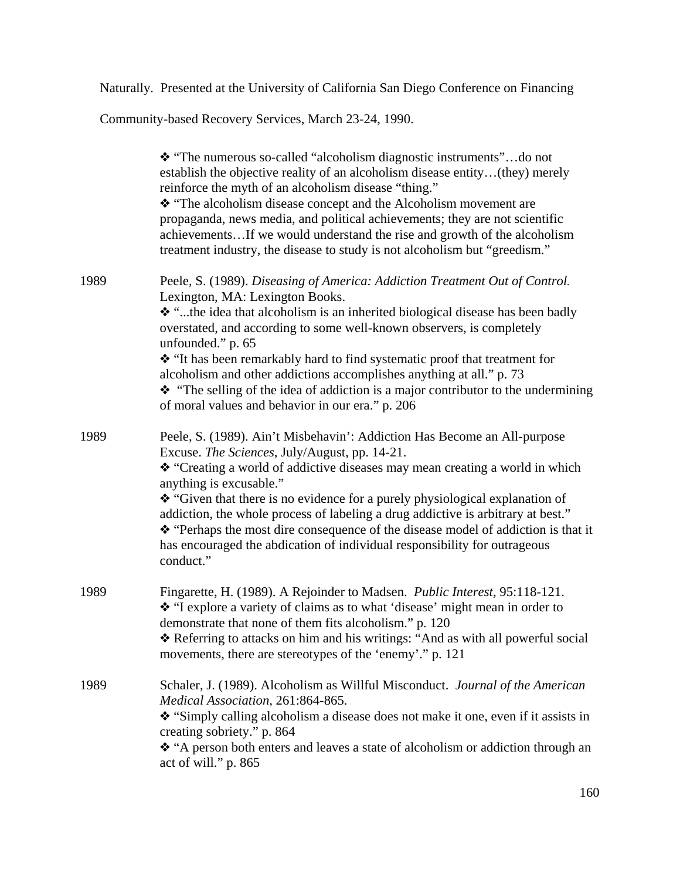Naturally. Presented at the University of California San Diego Conference on Financing Community-based Recovery Services, March 23-24, 1990.

- ❖ "The numerous so-called "alcoholism diagnostic instruments"…do not establish the objective reality of an alcoholism disease entity…(they) merely reinforce the myth of an alcoholism disease "thing."
- ❖ "The alcoholism disease concept and the Alcoholism movement are propaganda, news media, and political achievements; they are not scientific achievements…If we would understand the rise and growth of the alcoholism treatment industry, the disease to study is not alcoholism but "greedism."

1989 Peele, S. (1989). *Diseasing of America: Addiction Treatment Out of Control.* Lexington, MA: Lexington Books.

- ❖ "...the idea that alcoholism is an inherited biological disease has been badly overstated, and according to some well-known observers, is completely unfounded." p. 65
- ❖ "It has been remarkably hard to find systematic proof that treatment for alcoholism and other addictions accomplishes anything at all." p. 73
- ❖ "The selling of the idea of addiction is a major contributor to the undermining of moral values and behavior in our era." p. 206

1989 Peele, S. (1989). Ain't Misbehavin': Addiction Has Become an All-purpose Excuse. *The Sciences*, July/August, pp. 14-21.

- ❖ "Creating a world of addictive diseases may mean creating a world in which anything is excusable."
- ❖ "Given that there is no evidence for a purely physiological explanation of addiction, the whole process of labeling a drug addictive is arbitrary at best."
- ❖ "Perhaps the most dire consequence of the disease model of addiction is that it has encouraged the abdication of individual responsibility for outrageous conduct."

1989 Fingarette, H. (1989). A Rejoinder to Madsen. *Public Interest*, 95:118-121.

- ❖ "I explore a variety of claims as to what 'disease' might mean in order to demonstrate that none of them fits alcoholism." p. 120
- ❖ Referring to attacks on him and his writings: "And as with all powerful social movements, there are stereotypes of the 'enemy'." p. 121

1989 Schaler, J. (1989). Alcoholism as Willful Misconduct. *Journal of the American Medical Association*, 261:864-865.

- ❖ "Simply calling alcoholism a disease does not make it one, even if it assists in creating sobriety." p. 864
- ❖ "A person both enters and leaves a state of alcoholism or addiction through an act of will." p. 865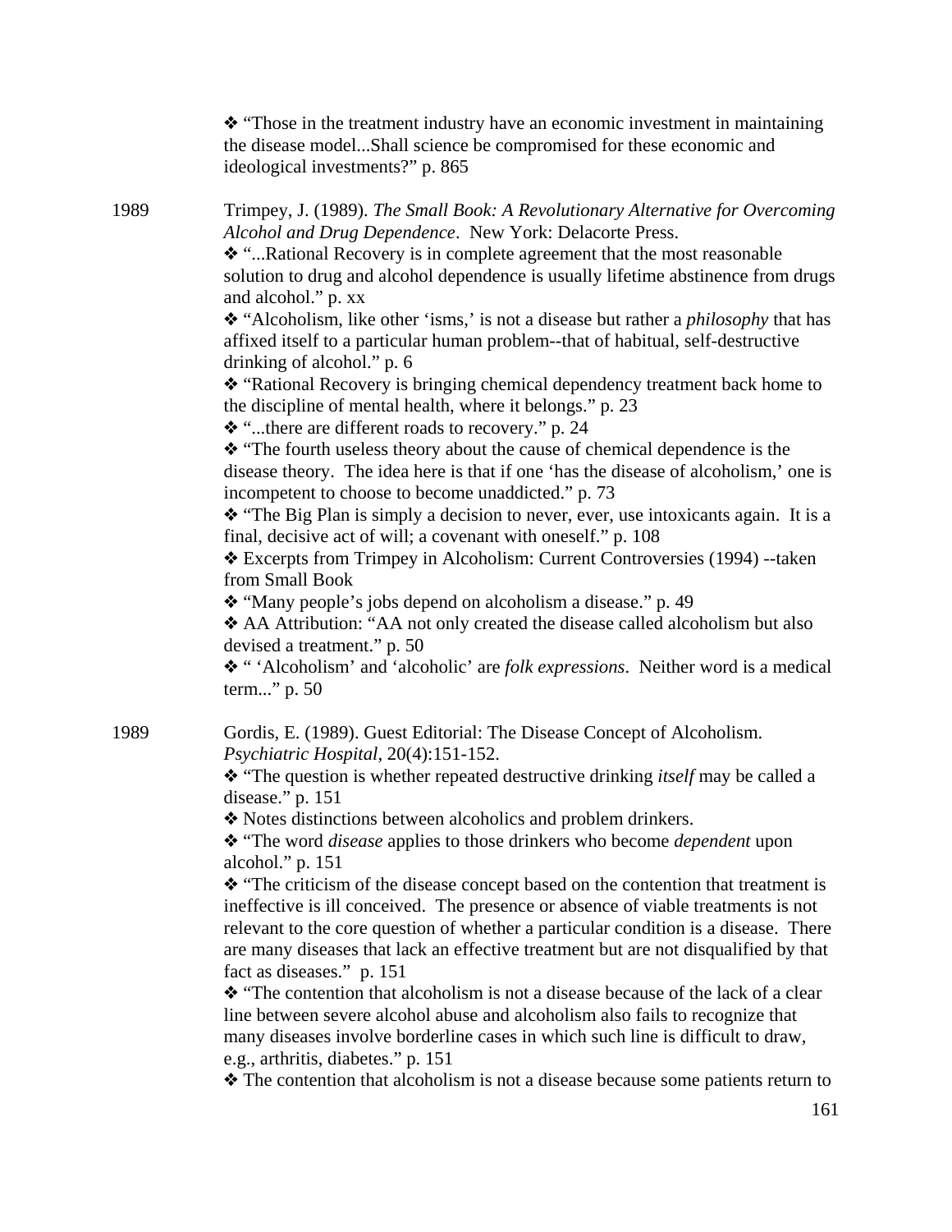❖ "Those in the treatment industry have an economic investment in maintaining the disease model...Shall science be compromised for these economic and ideological investments?" p. 865

1989 Trimpey, J. (1989). *The Small Book: A Revolutionary Alternative for Overcoming Alcohol and Drug Dependence*. New York: Delacorte Press.

❖ "...Rational Recovery is in complete agreement that the most reasonable solution to drug and alcohol dependence is usually lifetime abstinence from drugs and alcohol." p. xx

❖ "Alcoholism, like other 'isms,' is not a disease but rather a *philosophy* that has affixed itself to a particular human problem--that of habitual, self-destructive drinking of alcohol." p. 6

❖ "Rational Recovery is bringing chemical dependency treatment back home to the discipline of mental health, where it belongs." p. 23

❖ "...there are different roads to recovery." p. 24

❖ "The fourth useless theory about the cause of chemical dependence is the disease theory. The idea here is that if one 'has the disease of alcoholism,' one is incompetent to choose to become unaddicted." p. 73

❖ "The Big Plan is simply a decision to never, ever, use intoxicants again. It is a final, decisive act of will; a covenant with oneself." p. 108

❖ Excerpts from Trimpey in Alcoholism: Current Controversies (1994) --taken from Small Book

❖ "Many people's jobs depend on alcoholism a disease." p. 49

❖ AA Attribution: "AA not only created the disease called alcoholism but also devised a treatment." p. 50

❖ " 'Alcoholism' and 'alcoholic' are *folk expressions*. Neither word is a medical term..." p. 50

1989 Gordis, E. (1989). Guest Editorial: The Disease Concept of Alcoholism. *Psychiatric Hospital*, 20(4):151-152.

❖ "The question is whether repeated destructive drinking *itself* may be called a disease." p. 151

❖ Notes distinctions between alcoholics and problem drinkers.

❖ "The word *disease* applies to those drinkers who become *dependent* upon alcohol." p. 151

❖ "The criticism of the disease concept based on the contention that treatment is ineffective is ill conceived. The presence or absence of viable treatments is not relevant to the core question of whether a particular condition is a disease. There are many diseases that lack an effective treatment but are not disqualified by that fact as diseases." p. 151

❖ "The contention that alcoholism is not a disease because of the lack of a clear line between severe alcohol abuse and alcoholism also fails to recognize that many diseases involve borderline cases in which such line is difficult to draw, e.g., arthritis, diabetes." p. 151

❖ The contention that alcoholism is not a disease because some patients return to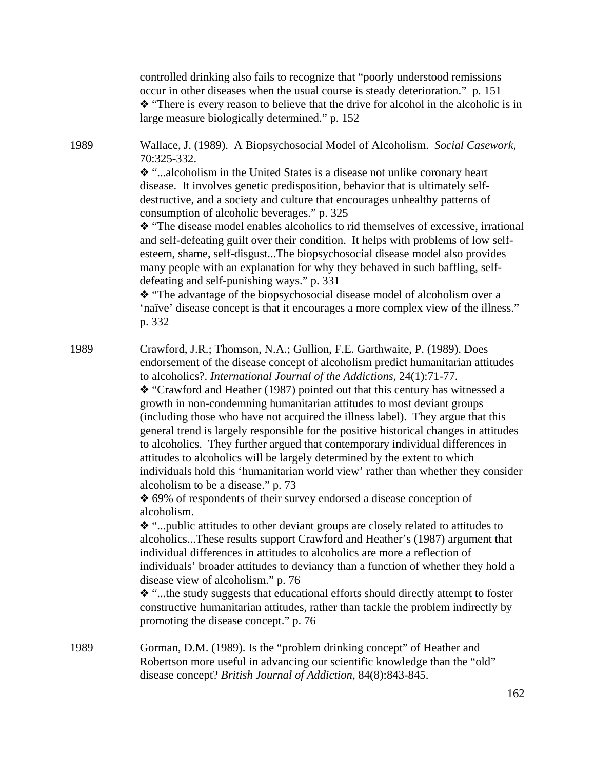controlled drinking also fails to recognize that "poorly understood remissions occur in other diseases when the usual course is steady deterioration." p. 151

❖ "There is every reason to believe that the drive for alcohol in the alcoholic is in large measure biologically determined." p. 152

1989 Wallace, J. (1989). A Biopsychosocial Model of Alcoholism. *Social Casework*, 70:325-332.

❖ "...alcoholism in the United States is a disease not unlike coronary heart disease. It involves genetic predisposition, behavior that is ultimately self-destructive, and a society and culture that encourages unhealthy patterns of consumption of alcoholic beverages." p. 325

❖ "The disease model enables alcoholics to rid themselves of excessive, irrational and self-defeating guilt over their condition. It helps with problems of low self-esteem, shame, self-disgust...The biopsychosocial disease model also provides many people with an explanation for why they behaved in such baffling, self-defeating and self-punishing ways." p. 331

❖ "The advantage of the biopsychosocial disease model of alcoholism over a 'naïve' disease concept is that it encourages a more complex view of the illness." p. 332

1989 Crawford, J.R.; Thomson, N.A.; Gullion, F.E. Garthwaite, P. (1989). Does endorsement of the disease concept of alcoholism predict humanitarian attitudes to alcoholics?. *International Journal of the Addictions*, 24(1):71-77.

❖ "Crawford and Heather (1987) pointed out that this century has witnessed a growth in non-condemning humanitarian attitudes to most deviant groups (including those who have not acquired the illness label). They argue that this general trend is largely responsible for the positive historical changes in attitudes to alcoholics. They further argued that contemporary individual differences in attitudes to alcoholics will be largely determined by the extent to which individuals hold this 'humanitarian world view' rather than whether they consider alcoholism to be a disease." p. 73

❖ 69% of respondents of their survey endorsed a disease conception of alcoholism.

❖ "...public attitudes to other deviant groups are closely related to attitudes to alcoholics...These results support Crawford and Heather's (1987) argument that individual differences in attitudes to alcoholics are more a reflection of individuals' broader attitudes to deviancy than a function of whether they hold a disease view of alcoholism." p. 76

❖ "...the study suggests that educational efforts should directly attempt to foster constructive humanitarian attitudes, rather than tackle the problem indirectly by promoting the disease concept." p. 76

1989 Gorman, D.M. (1989). Is the "problem drinking concept" of Heather and Robertson more useful in advancing our scientific knowledge than the "old" disease concept? *British Journal of Addiction*, 84(8):843-845.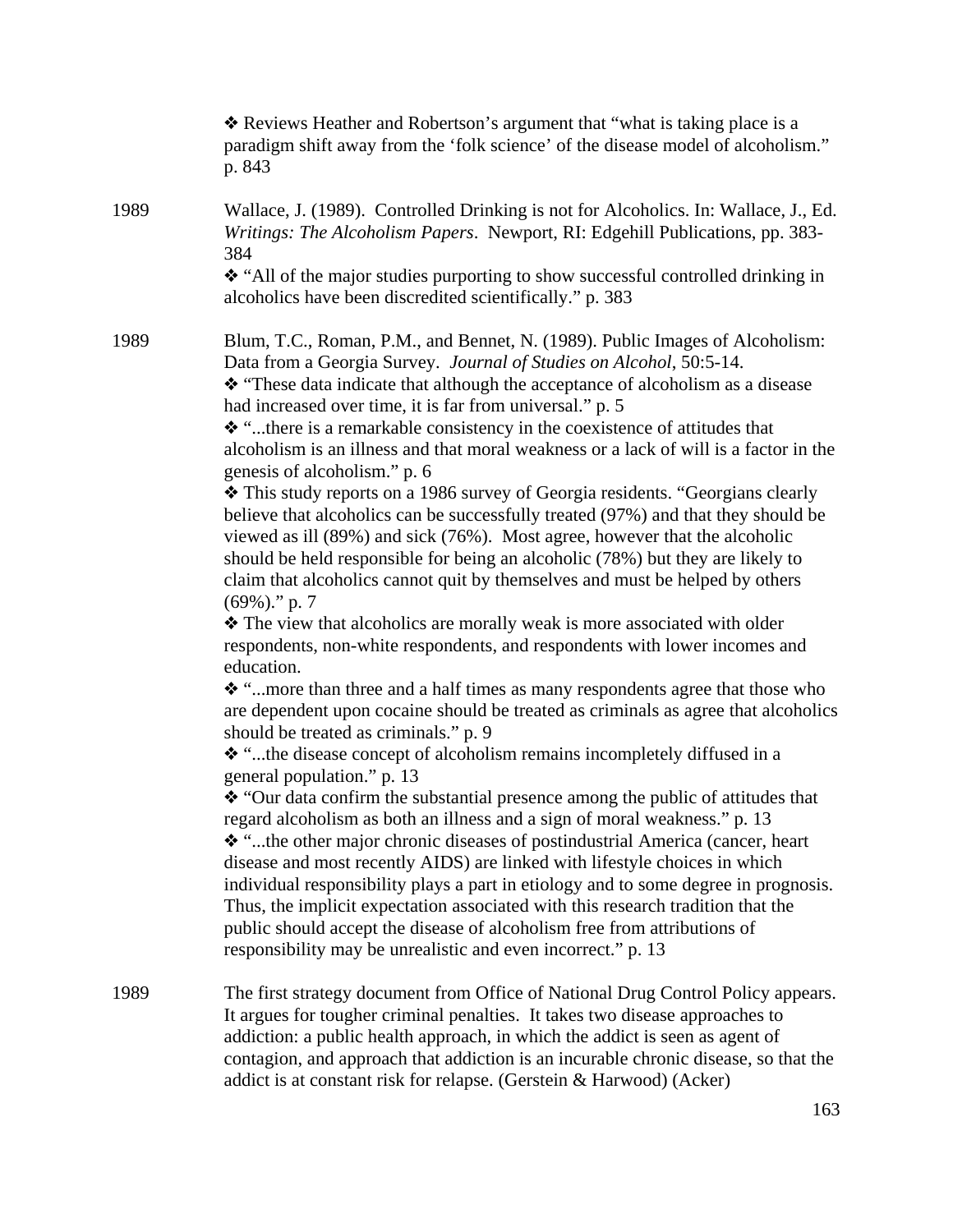❖ Reviews Heather and Robertson's argument that "what is taking place is a paradigm shift away from the 'folk science' of the disease model of alcoholism." p. 843

1989 Wallace, J. (1989). Controlled Drinking is not for Alcoholics. In: Wallace, J., Ed. *Writings: The Alcoholism Papers*. Newport, RI: Edgehill Publications, pp. 383-384

❖ "All of the major studies purporting to show successful controlled drinking in alcoholics have been discredited scientifically." p. 383

1989 Blum, T.C., Roman, P.M., and Bennet, N. (1989). Public Images of Alcoholism: Data from a Georgia Survey. *Journal of Studies on Alcohol*, 50:5-14.

❖ "These data indicate that although the acceptance of alcoholism as a disease had increased over time, it is far from universal." p. 5

❖ "...there is a remarkable consistency in the coexistence of attitudes that alcoholism is an illness and that moral weakness or a lack of will is a factor in the genesis of alcoholism." p. 6

❖ This study reports on a 1986 survey of Georgia residents. "Georgians clearly believe that alcoholics can be successfully treated (97%) and that they should be viewed as ill (89%) and sick (76%). Most agree, however that the alcoholic should be held responsible for being an alcoholic (78%) but they are likely to claim that alcoholics cannot quit by themselves and must be helped by others (69%)." p. 7

❖ The view that alcoholics are morally weak is more associated with older respondents, non-white respondents, and respondents with lower incomes and education.

❖ "...more than three and a half times as many respondents agree that those who are dependent upon cocaine should be treated as criminals as agree that alcoholics should be treated as criminals." p. 9

❖ "...the disease concept of alcoholism remains incompletely diffused in a general population." p. 13

❖ "Our data confirm the substantial presence among the public of attitudes that regard alcoholism as both an illness and a sign of moral weakness." p. 13

❖ "...the other major chronic diseases of postindustrial America (cancer, heart disease and most recently AIDS) are linked with lifestyle choices in which individual responsibility plays a part in etiology and to some degree in prognosis. Thus, the implicit expectation associated with this research tradition that the public should accept the disease of alcoholism free from attributions of responsibility may be unrealistic and even incorrect." p. 13

1989 The first strategy document from Office of National Drug Control Policy appears. It argues for tougher criminal penalties. It takes two disease approaches to addiction: a public health approach, in which the addict is seen as agent of contagion, and approach that addiction is an incurable chronic disease, so that the addict is at constant risk for relapse. (Gerstein & Harwood) (Acker)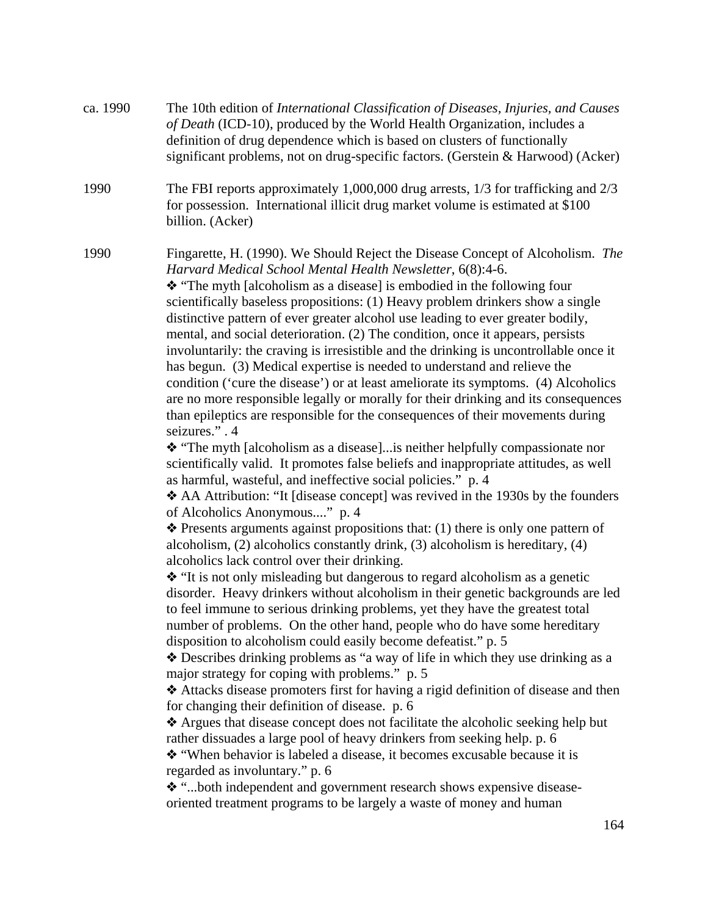ca. 1990 The 10th edition of *International Classification of Diseases, Injuries, and Causes of Death* (ICD-10), produced by the World Health Organization, includes a definition of drug dependence which is based on clusters of functionally significant problems, not on drug-specific factors. (Gerstein & Harwood) (Acker)

1990 The FBI reports approximately 1,000,000 drug arrests, 1/3 for trafficking and 2/3 for possession. International illicit drug market volume is estimated at $100 billion. (Acker)

1990 Fingarette, H. (1990). We Should Reject the Disease Concept of Alcoholism. *The Harvard Medical School Mental Health Newsletter*, 6(8):4-6.

❖ "The myth [alcoholism as a disease] is embodied in the following four scientifically baseless propositions: (1) Heavy problem drinkers show a single distinctive pattern of ever greater alcohol use leading to ever greater bodily, mental, and social deterioration. (2) The condition, once it appears, persists involuntarily: the craving is irresistible and the drinking is uncontrollable once it has begun. (3) Medical expertise is needed to understand and relieve the condition ('cure the disease') or at least ameliorate its symptoms. (4) Alcoholics are no more responsible legally or morally for their drinking and its consequences than epileptics are responsible for the consequences of their movements during seizures." . 4

❖ "The myth [alcoholism as a disease]...is neither helpfully compassionate nor scientifically valid. It promotes false beliefs and inappropriate attitudes, as well as harmful, wasteful, and ineffective social policies." p. 4

❖ AA Attribution: "It [disease concept] was revived in the 1930s by the founders of Alcoholics Anonymous...." p. 4

❖ Presents arguments against propositions that: (1) there is only one pattern of alcoholism, (2) alcoholics constantly drink, (3) alcoholism is hereditary, (4) alcoholics lack control over their drinking.

❖ "It is not only misleading but dangerous to regard alcoholism as a genetic disorder. Heavy drinkers without alcoholism in their genetic backgrounds are led to feel immune to serious drinking problems, yet they have the greatest total number of problems. On the other hand, people who do have some hereditary disposition to alcoholism could easily become defeatist." p. 5

❖ Describes drinking problems as "a way of life in which they use drinking as a major strategy for coping with problems." p. 5

❖ Attacks disease promoters first for having a rigid definition of disease and then for changing their definition of disease. p. 6

❖ Argues that disease concept does not facilitate the alcoholic seeking help but rather dissuades a large pool of heavy drinkers from seeking help. p. 6

❖ "When behavior is labeled a disease, it becomes excusable because it is regarded as involuntary." p. 6

❖ "...both independent and government research shows expensive disease-oriented treatment programs to be largely a waste of money and human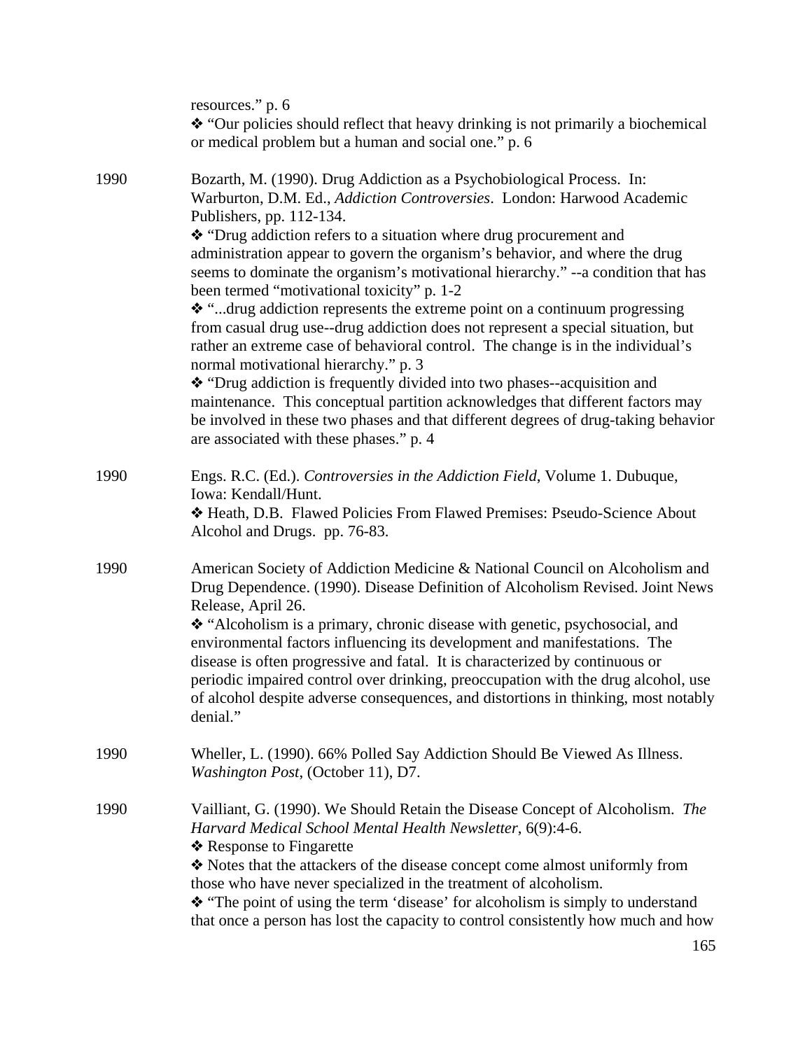resources." p. 6
❖ "Our policies should reflect that heavy drinking is not primarily a biochemical or medical problem but a human and social one." p. 6

1990 Bozarth, M. (1990). Drug Addiction as a Psychobiological Process. In: Warburton, D.M. Ed., *Addiction Controversies*. London: Harwood Academic Publishers, pp. 112-134.
❖ "Drug addiction refers to a situation where drug procurement and administration appear to govern the organism's behavior, and where the drug seems to dominate the organism's motivational hierarchy." --a condition that has been termed "motivational toxicity" p. 1-2
❖ "...drug addiction represents the extreme point on a continuum progressing from casual drug use--drug addiction does not represent a special situation, but rather an extreme case of behavioral control. The change is in the individual's normal motivational hierarchy." p. 3
❖ "Drug addiction is frequently divided into two phases--acquisition and maintenance. This conceptual partition acknowledges that different factors may be involved in these two phases and that different degrees of drug-taking behavior are associated with these phases." p. 4

1990 Engs. R.C. (Ed.). *Controversies in the Addiction Field*, Volume 1. Dubuque, Iowa: Kendall/Hunt.
❖ Heath, D.B. Flawed Policies From Flawed Premises: Pseudo-Science About Alcohol and Drugs. pp. 76-83.

1990 American Society of Addiction Medicine & National Council on Alcoholism and Drug Dependence. (1990). Disease Definition of Alcoholism Revised. Joint News Release, April 26.
❖ "Alcoholism is a primary, chronic disease with genetic, psychosocial, and environmental factors influencing its development and manifestations. The disease is often progressive and fatal. It is characterized by continuous or periodic impaired control over drinking, preoccupation with the drug alcohol, use of alcohol despite adverse consequences, and distortions in thinking, most notably denial."

1990 Wheller, L. (1990). 66% Polled Say Addiction Should Be Viewed As Illness. *Washington Post*, (October 11), D7.

1990 Vailliant, G. (1990). We Should Retain the Disease Concept of Alcoholism. *The Harvard Medical School Mental Health Newsletter*, 6(9):4-6.
❖ Response to Fingarette
❖ Notes that the attackers of the disease concept come almost uniformly from those who have never specialized in the treatment of alcoholism.
❖ "The point of using the term 'disease' for alcoholism is simply to understand that once a person has lost the capacity to control consistently how much and how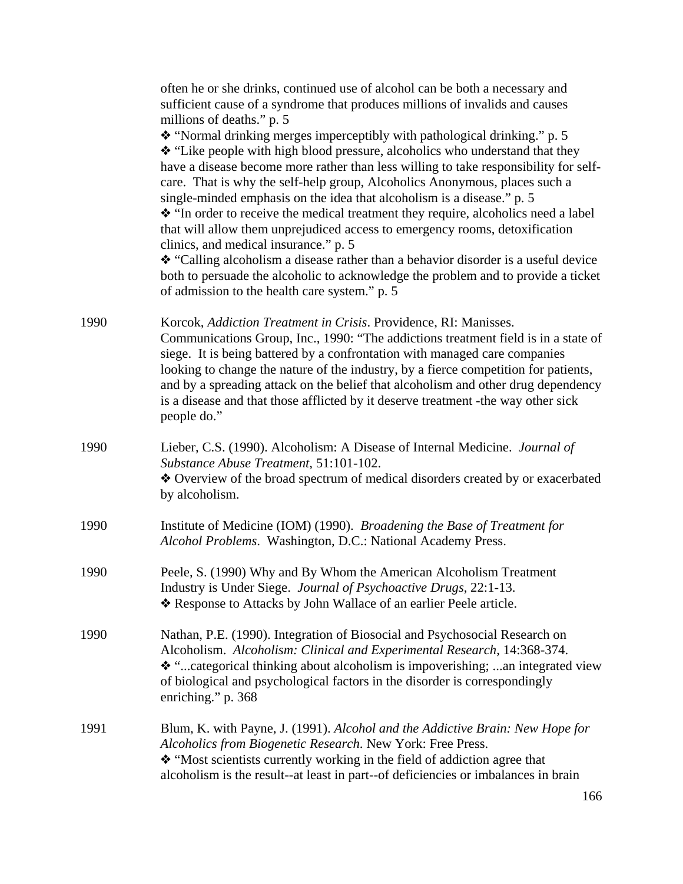often he or she drinks, continued use of alcohol can be both a necessary and sufficient cause of a syndrome that produces millions of invalids and causes millions of deaths." p. 5

❖ "Normal drinking merges imperceptibly with pathological drinking." p. 5

❖ "Like people with high blood pressure, alcoholics who understand that they have a disease become more rather than less willing to take responsibility for self-care. That is why the self-help group, Alcoholics Anonymous, places such a single-minded emphasis on the idea that alcoholism is a disease." p. 5

❖ "In order to receive the medical treatment they require, alcoholics need a label that will allow them unprejudiced access to emergency rooms, detoxification clinics, and medical insurance." p. 5

❖ "Calling alcoholism a disease rather than a behavior disorder is a useful device both to persuade the alcoholic to acknowledge the problem and to provide a ticket of admission to the health care system." p. 5

1990 Korcok, *Addiction Treatment in Crisis*. Providence, RI: Manisses. Communications Group, Inc., 1990: "The addictions treatment field is in a state of siege. It is being battered by a confrontation with managed care companies looking to change the nature of the industry, by a fierce competition for patients, and by a spreading attack on the belief that alcoholism and other drug dependency is a disease and that those afflicted by it deserve treatment -the way other sick people do."

1990 Lieber, C.S. (1990). Alcoholism: A Disease of Internal Medicine. *Journal of Substance Abuse Treatment*, 51:101-102.

❖ Overview of the broad spectrum of medical disorders created by or exacerbated by alcoholism.

1990 Institute of Medicine (IOM) (1990). *Broadening the Base of Treatment for Alcohol Problems*. Washington, D.C.: National Academy Press.

1990 Peele, S. (1990) Why and By Whom the American Alcoholism Treatment Industry is Under Siege. *Journal of Psychoactive Drugs*, 22:1-13.

❖ Response to Attacks by John Wallace of an earlier Peele article.

1990 Nathan, P.E. (1990). Integration of Biosocial and Psychosocial Research on Alcoholism. *Alcoholism: Clinical and Experimental Research*, 14:368-374.

❖ "...categorical thinking about alcoholism is impoverishing; ...an integrated view of biological and psychological factors in the disorder is correspondingly enriching." p. 368

1991 Blum, K. with Payne, J. (1991). *Alcohol and the Addictive Brain: New Hope for Alcoholics from Biogenetic Research*. New York: Free Press.

❖ "Most scientists currently working in the field of addiction agree that alcoholism is the result--at least in part--of deficiencies or imbalances in brain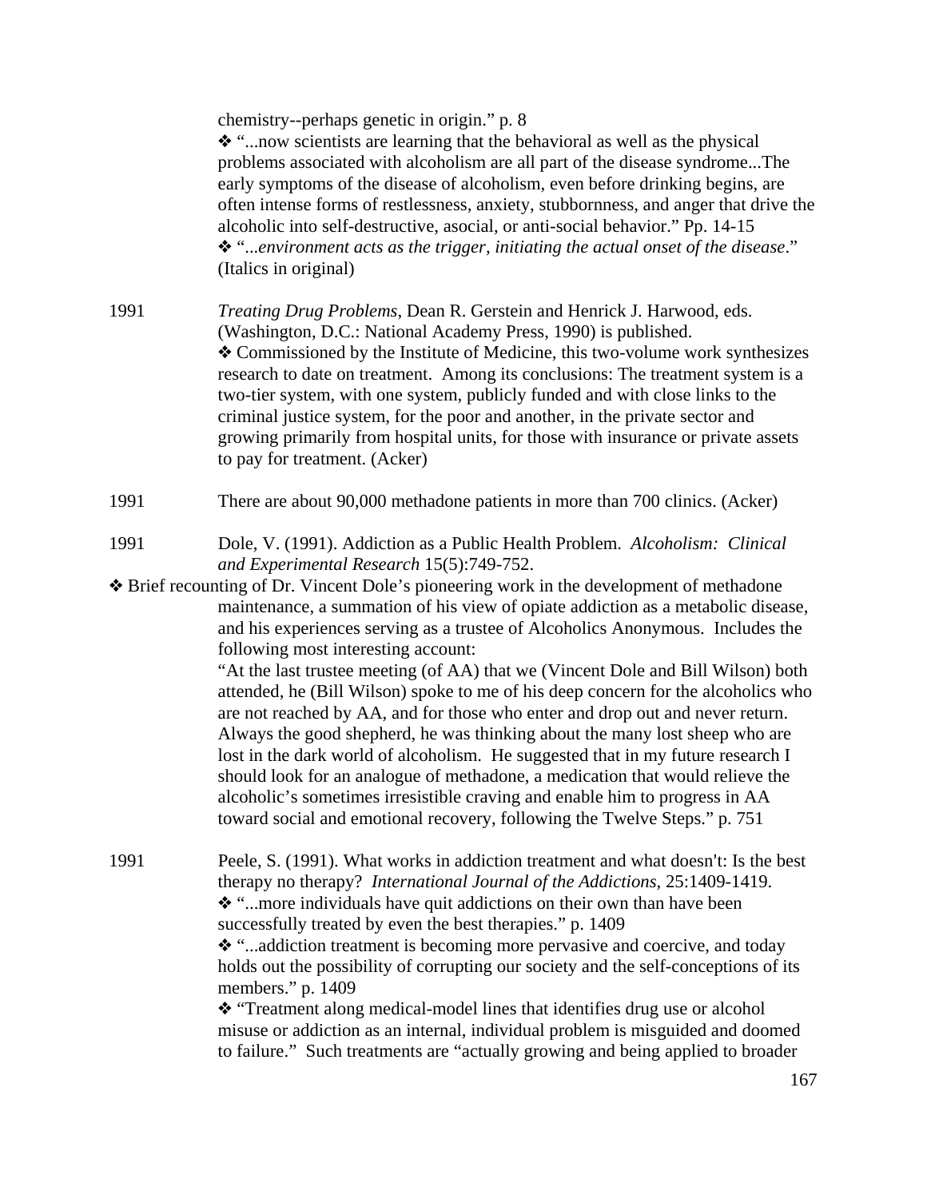chemistry--perhaps genetic in origin." p. 8

❖ "...now scientists are learning that the behavioral as well as the physical problems associated with alcoholism are all part of the disease syndrome...The early symptoms of the disease of alcoholism, even before drinking begins, are often intense forms of restlessness, anxiety, stubbornness, and anger that drive the alcoholic into self-destructive, asocial, or anti-social behavior." Pp. 14-15

❖ "...*environment acts as the trigger, initiating the actual onset of the disease*." (Italics in original)

1991 *Treating Drug Problems*, Dean R. Gerstein and Henrick J. Harwood, eds. (Washington, D.C.: National Academy Press, 1990) is published.

❖ Commissioned by the Institute of Medicine, this two-volume work synthesizes research to date on treatment. Among its conclusions: The treatment system is a two-tier system, with one system, publicly funded and with close links to the criminal justice system, for the poor and another, in the private sector and growing primarily from hospital units, for those with insurance or private assets to pay for treatment. (Acker)

1991 There are about 90,000 methadone patients in more than 700 clinics. (Acker)

1991 Dole, V. (1991). Addiction as a Public Health Problem. *Alcoholism: Clinical and Experimental Research* 15(5):749-752.

❖ Brief recounting of Dr. Vincent Dole's pioneering work in the development of methadone maintenance, a summation of his view of opiate addiction as a metabolic disease, and his experiences serving as a trustee of Alcoholics Anonymous. Includes the following most interesting account:

"At the last trustee meeting (of AA) that we (Vincent Dole and Bill Wilson) both attended, he (Bill Wilson) spoke to me of his deep concern for the alcoholics who are not reached by AA, and for those who enter and drop out and never return. Always the good shepherd, he was thinking about the many lost sheep who are lost in the dark world of alcoholism. He suggested that in my future research I should look for an analogue of methadone, a medication that would relieve the alcoholic's sometimes irresistible craving and enable him to progress in AA toward social and emotional recovery, following the Twelve Steps." p. 751

1991 Peele, S. (1991). What works in addiction treatment and what doesn't: Is the best therapy no therapy? *International Journal of the Addictions*, 25:1409-1419.

❖ "...more individuals have quit addictions on their own than have been successfully treated by even the best therapies." p. 1409

❖ "...addiction treatment is becoming more pervasive and coercive, and today holds out the possibility of corrupting our society and the self-conceptions of its members." p. 1409

❖ "Treatment along medical-model lines that identifies drug use or alcohol misuse or addiction as an internal, individual problem is misguided and doomed to failure." Such treatments are "actually growing and being applied to broader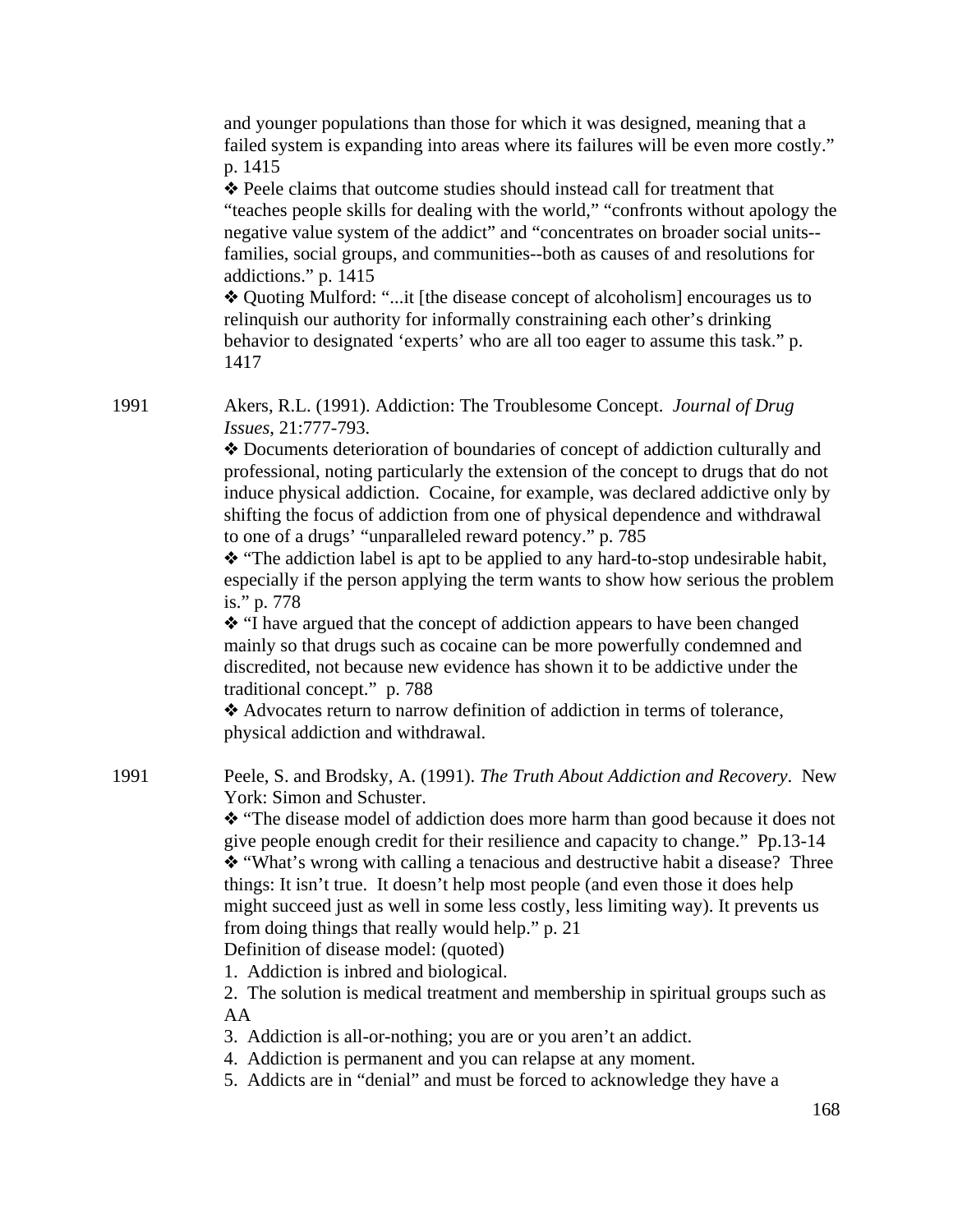and younger populations than those for which it was designed, meaning that a failed system is expanding into areas where its failures will be even more costly." p. 1415

❖ Peele claims that outcome studies should instead call for treatment that "teaches people skills for dealing with the world," "confronts without apology the negative value system of the addict" and "concentrates on broader social units--families, social groups, and communities--both as causes of and resolutions for addictions." p. 1415

❖ Quoting Mulford: "...it [the disease concept of alcoholism] encourages us to relinquish our authority for informally constraining each other's drinking behavior to designated 'experts' who are all too eager to assume this task." p. 1417

1991 Akers, R.L. (1991). Addiction: The Troublesome Concept. *Journal of Drug Issues*, 21:777-793.

❖ Documents deterioration of boundaries of concept of addiction culturally and professional, noting particularly the extension of the concept to drugs that do not induce physical addiction. Cocaine, for example, was declared addictive only by shifting the focus of addiction from one of physical dependence and withdrawal to one of a drugs' "unparalleled reward potency." p. 785

❖ "The addiction label is apt to be applied to any hard-to-stop undesirable habit, especially if the person applying the term wants to show how serious the problem is." p. 778

❖ "I have argued that the concept of addiction appears to have been changed mainly so that drugs such as cocaine can be more powerfully condemned and discredited, not because new evidence has shown it to be addictive under the traditional concept." p. 788

❖ Advocates return to narrow definition of addiction in terms of tolerance, physical addiction and withdrawal.

1991 Peele, S. and Brodsky, A. (1991). *The Truth About Addiction and Recovery*. New York: Simon and Schuster.

❖ "The disease model of addiction does more harm than good because it does not give people enough credit for their resilience and capacity to change." Pp.13-14

❖ "What's wrong with calling a tenacious and destructive habit a disease? Three things: It isn't true. It doesn't help most people (and even those it does help might succeed just as well in some less costly, less limiting way). It prevents us from doing things that really would help." p. 21

Definition of disease model: (quoted)

1. Addiction is inbred and biological.
2. The solution is medical treatment and membership in spiritual groups such as AA
3. Addiction is all-or-nothing; you are or you aren't an addict.
4. Addiction is permanent and you can relapse at any moment.
5. Addicts are in "denial" and must be forced to acknowledge they have a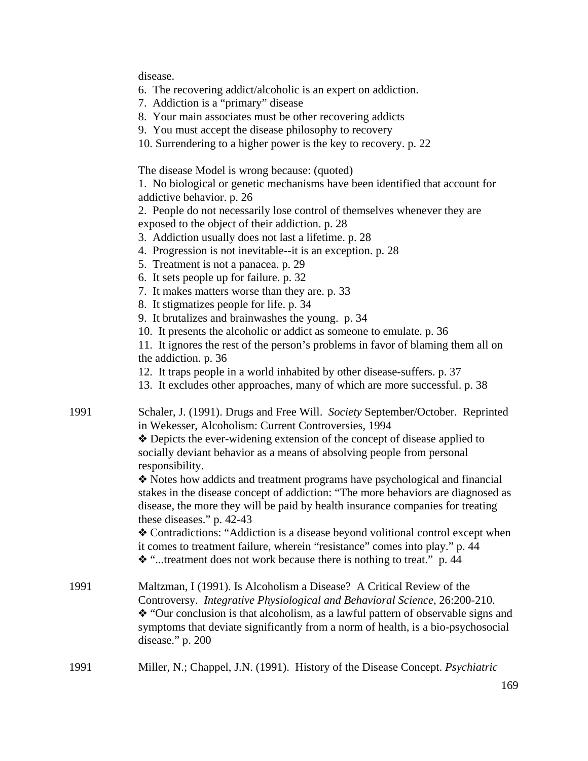disease.
6. The recovering addict/alcoholic is an expert on addiction.
7. Addiction is a "primary" disease
8. Your main associates must be other recovering addicts
9. You must accept the disease philosophy to recovery
10. Surrendering to a higher power is the key to recovery. p. 22

The disease Model is wrong because: (quoted)
1. No biological or genetic mechanisms have been identified that account for addictive behavior. p. 26
2. People do not necessarily lose control of themselves whenever they are exposed to the object of their addiction. p. 28
3. Addiction usually does not last a lifetime. p. 28
4. Progression is not inevitable--it is an exception. p. 28
5. Treatment is not a panacea. p. 29
6. It sets people up for failure. p. 32
7. It makes matters worse than they are. p. 33
8. It stigmatizes people for life. p. 34
9. It brutalizes and brainwashes the young. p. 34
10. It presents the alcoholic or addict as someone to emulate. p. 36
11. It ignores the rest of the person's problems in favor of blaming them all on the addiction. p. 36
12. It traps people in a world inhabited by other disease-suffers. p. 37
13. It excludes other approaches, many of which are more successful. p. 38

1991 Schaler, J. (1991). Drugs and Free Will. *Society* September/October. Reprinted in Wekesser, Alcoholism: Current Controversies, 1994

❖ Depicts the ever-widening extension of the concept of disease applied to socially deviant behavior as a means of absolving people from personal responsibility.

❖ Notes how addicts and treatment programs have psychological and financial stakes in the disease concept of addiction: "The more behaviors are diagnosed as disease, the more they will be paid by health insurance companies for treating these diseases." p. 42-43

❖ Contradictions: "Addiction is a disease beyond volitional control except when it comes to treatment failure, wherein "resistance" comes into play." p. 44

❖ "...treatment does not work because there is nothing to treat." p. 44

1991 Maltzman, I (1991). Is Alcoholism a Disease? A Critical Review of the Controversy. *Integrative Physiological and Behavioral Science*, 26:200-210.

❖ "Our conclusion is that alcoholism, as a lawful pattern of observable signs and symptoms that deviate significantly from a norm of health, is a bio-psychosocial disease." p. 200

1991 Miller, N.; Chappel, J.N. (1991). History of the Disease Concept. *Psychiatric*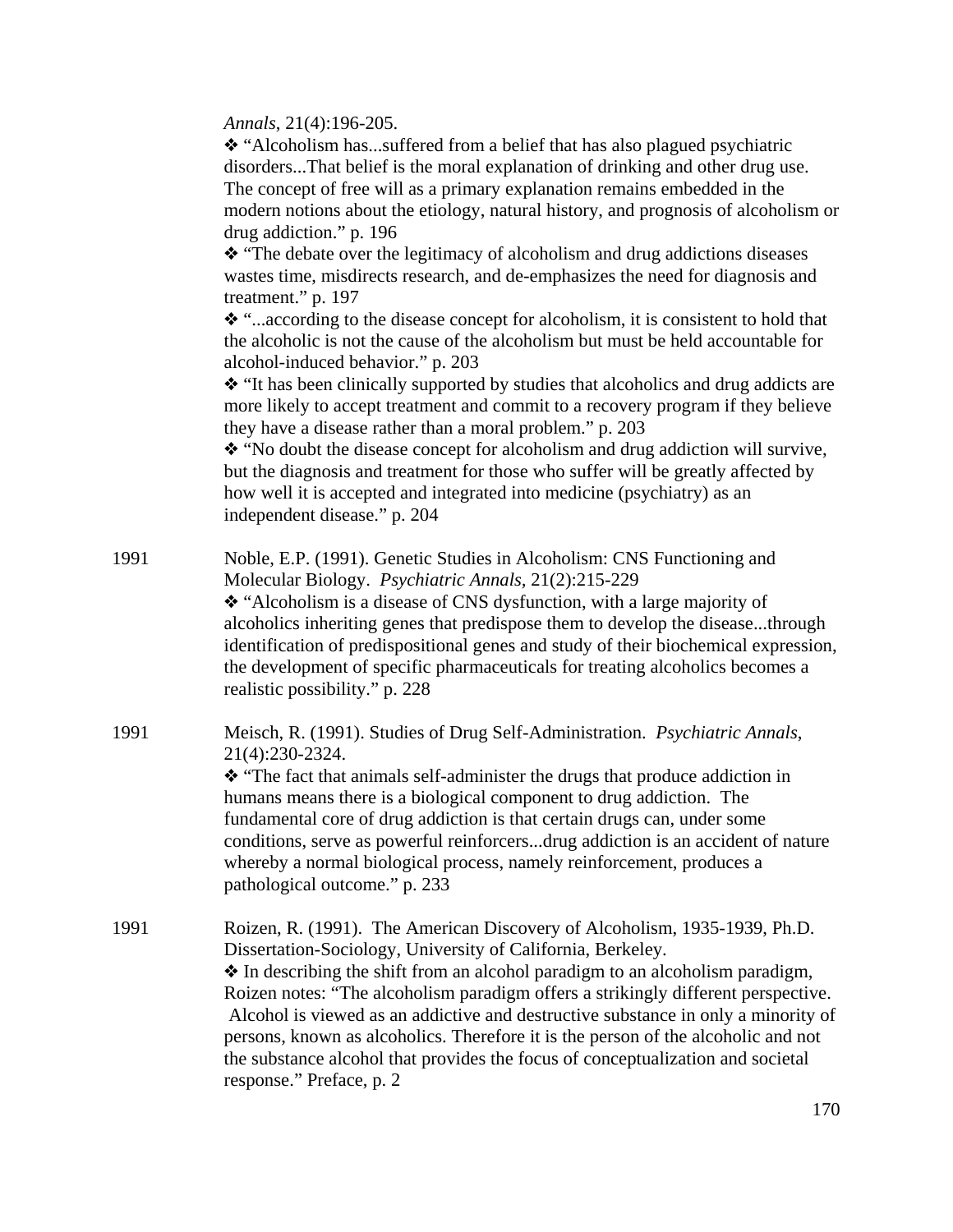*Annals*, 21(4):196-205.

❖ "Alcoholism has...suffered from a belief that has also plagued psychiatric disorders...That belief is the moral explanation of drinking and other drug use. The concept of free will as a primary explanation remains embedded in the modern notions about the etiology, natural history, and prognosis of alcoholism or drug addiction." p. 196

❖ "The debate over the legitimacy of alcoholism and drug addictions diseases wastes time, misdirects research, and de-emphasizes the need for diagnosis and treatment." p. 197

❖ "...according to the disease concept for alcoholism, it is consistent to hold that the alcoholic is not the cause of the alcoholism but must be held accountable for alcohol-induced behavior." p. 203

❖ "It has been clinically supported by studies that alcoholics and drug addicts are more likely to accept treatment and commit to a recovery program if they believe they have a disease rather than a moral problem." p. 203

❖ "No doubt the disease concept for alcoholism and drug addiction will survive, but the diagnosis and treatment for those who suffer will be greatly affected by how well it is accepted and integrated into medicine (psychiatry) as an independent disease." p. 204

1991 Noble, E.P. (1991). Genetic Studies in Alcoholism: CNS Functioning and Molecular Biology. *Psychiatric Annals,* 21(2):215-229

❖ "Alcoholism is a disease of CNS dysfunction, with a large majority of alcoholics inheriting genes that predispose them to develop the disease...through identification of predispositional genes and study of their biochemical expression, the development of specific pharmaceuticals for treating alcoholics becomes a realistic possibility." p. 228

1991 Meisch, R. (1991). Studies of Drug Self-Administration. *Psychiatric Annals*, 21(4):230-2324.

❖ "The fact that animals self-administer the drugs that produce addiction in humans means there is a biological component to drug addiction. The fundamental core of drug addiction is that certain drugs can, under some conditions, serve as powerful reinforcers...drug addiction is an accident of nature whereby a normal biological process, namely reinforcement, produces a pathological outcome." p. 233

1991 Roizen, R. (1991). The American Discovery of Alcoholism, 1935-1939, Ph.D. Dissertation-Sociology, University of California, Berkeley.

❖ In describing the shift from an alcohol paradigm to an alcoholism paradigm, Roizen notes: "The alcoholism paradigm offers a strikingly different perspective. Alcohol is viewed as an addictive and destructive substance in only a minority of persons, known as alcoholics. Therefore it is the person of the alcoholic and not the substance alcohol that provides the focus of conceptualization and societal response." Preface, p. 2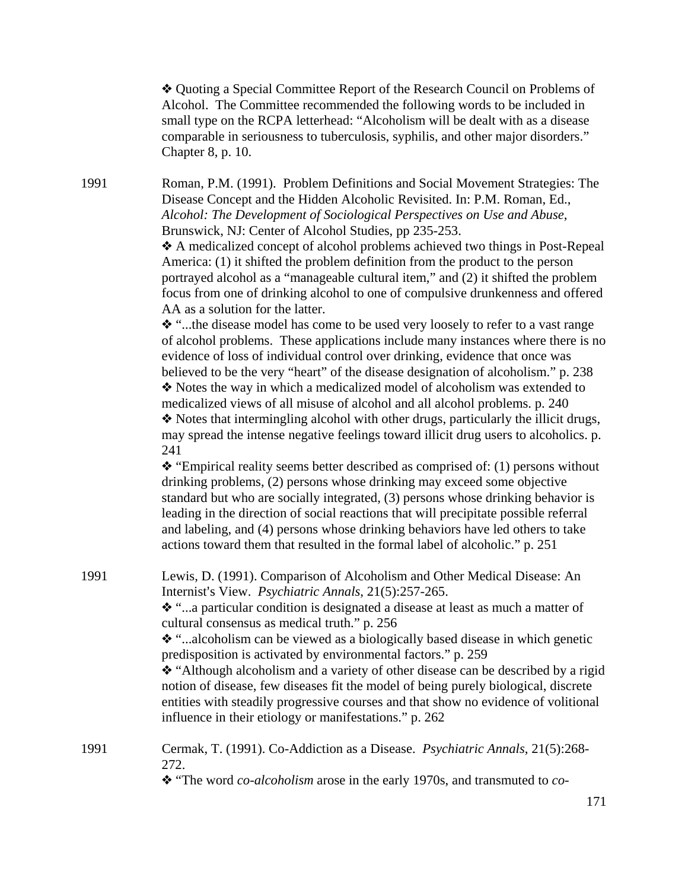❖ Quoting a Special Committee Report of the Research Council on Problems of Alcohol. The Committee recommended the following words to be included in small type on the RCPA letterhead: "Alcoholism will be dealt with as a disease comparable in seriousness to tuberculosis, syphilis, and other major disorders." Chapter 8, p. 10.

1991 Roman, P.M. (1991). Problem Definitions and Social Movement Strategies: The Disease Concept and the Hidden Alcoholic Revisited. In: P.M. Roman, Ed., *Alcohol: The Development of Sociological Perspectives on Use and Abuse*, Brunswick, NJ: Center of Alcohol Studies, pp 235-253.

❖ A medicalized concept of alcohol problems achieved two things in Post-Repeal America: (1) it shifted the problem definition from the product to the person portrayed alcohol as a "manageable cultural item," and (2) it shifted the problem focus from one of drinking alcohol to one of compulsive drunkenness and offered AA as a solution for the latter.

❖ "...the disease model has come to be used very loosely to refer to a vast range of alcohol problems. These applications include many instances where there is no evidence of loss of individual control over drinking, evidence that once was believed to be the very "heart" of the disease designation of alcoholism." p. 238

❖ Notes the way in which a medicalized model of alcoholism was extended to medicalized views of all misuse of alcohol and all alcohol problems. p. 240

❖ Notes that intermingling alcohol with other drugs, particularly the illicit drugs, may spread the intense negative feelings toward illicit drug users to alcoholics. p. 241

❖ "Empirical reality seems better described as comprised of: (1) persons without drinking problems, (2) persons whose drinking may exceed some objective standard but who are socially integrated, (3) persons whose drinking behavior is leading in the direction of social reactions that will precipitate possible referral and labeling, and (4) persons whose drinking behaviors have led others to take actions toward them that resulted in the formal label of alcoholic." p. 251

1991 Lewis, D. (1991). Comparison of Alcoholism and Other Medical Disease: An Internist's View. *Psychiatric Annals*, 21(5):257-265.

❖ "...a particular condition is designated a disease at least as much a matter of cultural consensus as medical truth." p. 256

❖ "...alcoholism can be viewed as a biologically based disease in which genetic predisposition is activated by environmental factors." p. 259

❖ "Although alcoholism and a variety of other disease can be described by a rigid notion of disease, few diseases fit the model of being purely biological, discrete entities with steadily progressive courses and that show no evidence of volitional influence in their etiology or manifestations." p. 262

1991 Cermak, T. (1991). Co-Addiction as a Disease. *Psychiatric Annals*, 21(5):268-272.

❖ "The word *co-alcoholism* arose in the early 1970s, and transmuted to *co-*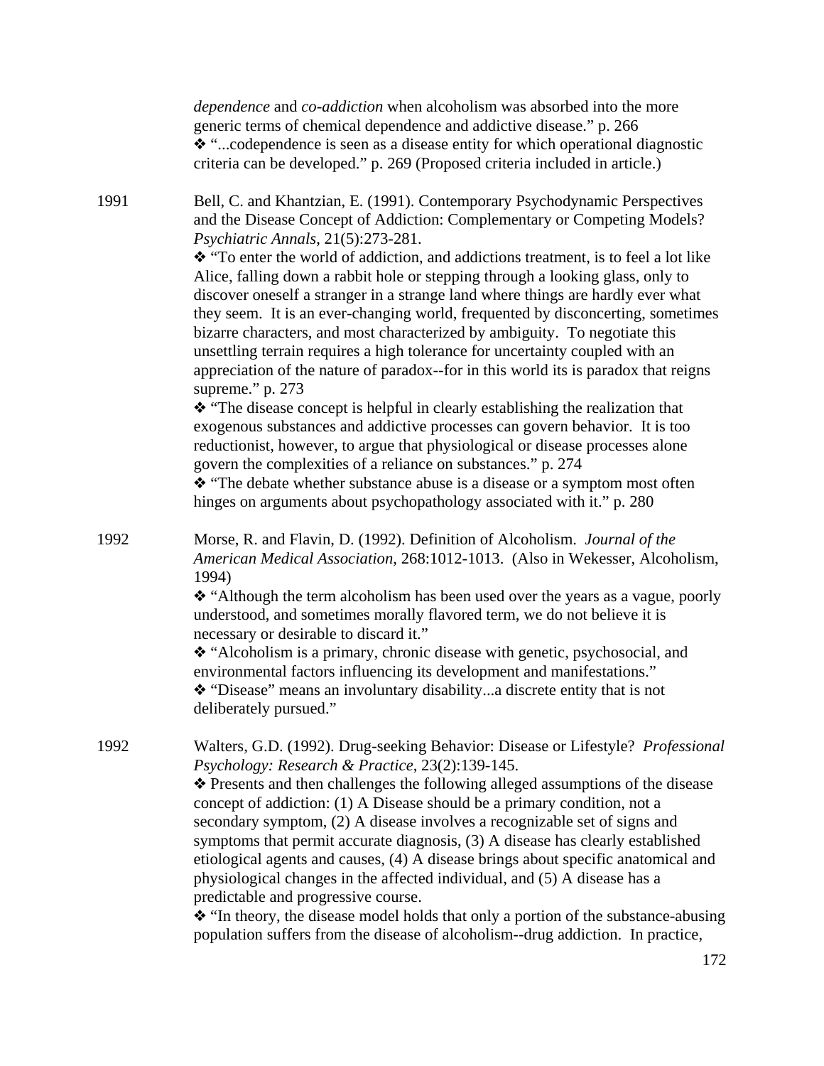*dependence* and *co-addiction* when alcoholism was absorbed into the more generic terms of chemical dependence and addictive disease." p. 266

❖ "...codependence is seen as a disease entity for which operational diagnostic criteria can be developed." p. 269 (Proposed criteria included in article.)

1991 Bell, C. and Khantzian, E. (1991). Contemporary Psychodynamic Perspectives and the Disease Concept of Addiction: Complementary or Competing Models? *Psychiatric Annals*, 21(5):273-281.

❖ "To enter the world of addiction, and addictions treatment, is to feel a lot like Alice, falling down a rabbit hole or stepping through a looking glass, only to discover oneself a stranger in a strange land where things are hardly ever what they seem. It is an ever-changing world, frequented by disconcerting, sometimes bizarre characters, and most characterized by ambiguity. To negotiate this unsettling terrain requires a high tolerance for uncertainty coupled with an appreciation of the nature of paradox--for in this world its is paradox that reigns supreme." p. 273

❖ "The disease concept is helpful in clearly establishing the realization that exogenous substances and addictive processes can govern behavior. It is too reductionist, however, to argue that physiological or disease processes alone govern the complexities of a reliance on substances." p. 274

❖ "The debate whether substance abuse is a disease or a symptom most often hinges on arguments about psychopathology associated with it." p. 280

1992 Morse, R. and Flavin, D. (1992). Definition of Alcoholism. *Journal of the American Medical Association*, 268:1012-1013. (Also in Wekesser, Alcoholism, 1994)

❖ "Although the term alcoholism has been used over the years as a vague, poorly understood, and sometimes morally flavored term, we do not believe it is necessary or desirable to discard it."

❖ "Alcoholism is a primary, chronic disease with genetic, psychosocial, and environmental factors influencing its development and manifestations."

❖ "Disease" means an involuntary disability...a discrete entity that is not deliberately pursued."

1992 Walters, G.D. (1992). Drug-seeking Behavior: Disease or Lifestyle? *Professional Psychology: Research & Practice*, 23(2):139-145.

❖ Presents and then challenges the following alleged assumptions of the disease concept of addiction: (1) A Disease should be a primary condition, not a secondary symptom, (2) A disease involves a recognizable set of signs and symptoms that permit accurate diagnosis, (3) A disease has clearly established etiological agents and causes, (4) A disease brings about specific anatomical and physiological changes in the affected individual, and (5) A disease has a predictable and progressive course.

❖ "In theory, the disease model holds that only a portion of the substance-abusing population suffers from the disease of alcoholism--drug addiction. In practice,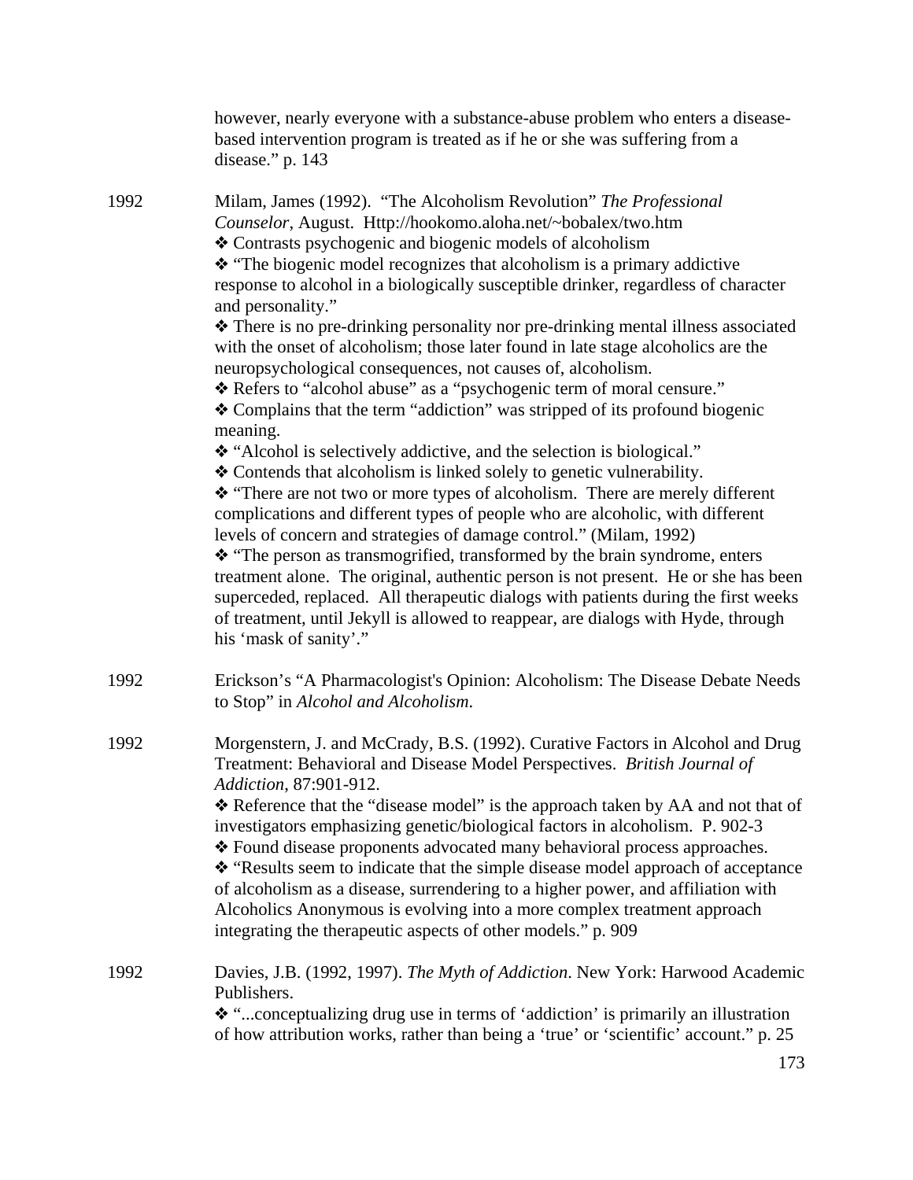however, nearly everyone with a substance-abuse problem who enters a disease-based intervention program is treated as if he or she was suffering from a disease." p. 143

1992 Milam, James (1992). "The Alcoholism Revolution" *The Professional Counselor*, August. Http://hookomo.aloha.net/~bobalex/two.htm

❖ Contrasts psychogenic and biogenic models of alcoholism

❖ "The biogenic model recognizes that alcoholism is a primary addictive response to alcohol in a biologically susceptible drinker, regardless of character and personality."

❖ There is no pre-drinking personality nor pre-drinking mental illness associated with the onset of alcoholism; those later found in late stage alcoholics are the neuropsychological consequences, not causes of, alcoholism.

❖ Refers to "alcohol abuse" as a "psychogenic term of moral censure."

❖ Complains that the term "addiction" was stripped of its profound biogenic meaning.

❖ "Alcohol is selectively addictive, and the selection is biological."

❖ Contends that alcoholism is linked solely to genetic vulnerability.

❖ "There are not two or more types of alcoholism. There are merely different complications and different types of people who are alcoholic, with different levels of concern and strategies of damage control." (Milam, 1992)

❖ "The person as transmogrified, transformed by the brain syndrome, enters treatment alone. The original, authentic person is not present. He or she has been superceded, replaced. All therapeutic dialogs with patients during the first weeks of treatment, until Jekyll is allowed to reappear, are dialogs with Hyde, through his 'mask of sanity'."

1992 Erickson's "A Pharmacologist's Opinion: Alcoholism: The Disease Debate Needs to Stop" in *Alcohol and Alcoholism*.

1992 Morgenstern, J. and McCrady, B.S. (1992). Curative Factors in Alcohol and Drug Treatment: Behavioral and Disease Model Perspectives. *British Journal of Addiction*, 87:901-912.

❖ Reference that the "disease model" is the approach taken by AA and not that of investigators emphasizing genetic/biological factors in alcoholism. P. 902-3

❖ Found disease proponents advocated many behavioral process approaches.

❖ "Results seem to indicate that the simple disease model approach of acceptance of alcoholism as a disease, surrendering to a higher power, and affiliation with Alcoholics Anonymous is evolving into a more complex treatment approach integrating the therapeutic aspects of other models." p. 909

1992 Davies, J.B. (1992, 1997). *The Myth of Addiction*. New York: Harwood Academic Publishers.

❖ "...conceptualizing drug use in terms of 'addiction' is primarily an illustration of how attribution works, rather than being a 'true' or 'scientific' account." p. 25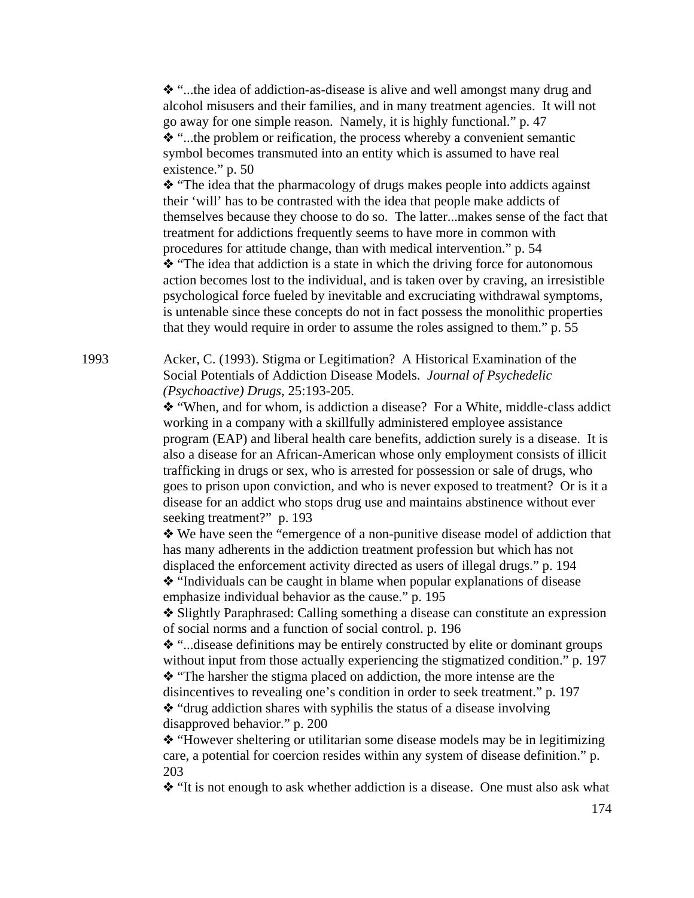❖ "...the idea of addiction-as-disease is alive and well amongst many drug and alcohol misusers and their families, and in many treatment agencies. It will not go away for one simple reason. Namely, it is highly functional." p. 47

❖ "...the problem or reification, the process whereby a convenient semantic symbol becomes transmuted into an entity which is assumed to have real existence." p. 50

❖ "The idea that the pharmacology of drugs makes people into addicts against their 'will' has to be contrasted with the idea that people make addicts of themselves because they choose to do so. The latter...makes sense of the fact that treatment for addictions frequently seems to have more in common with procedures for attitude change, than with medical intervention." p. 54

❖ "The idea that addiction is a state in which the driving force for autonomous action becomes lost to the individual, and is taken over by craving, an irresistible psychological force fueled by inevitable and excruciating withdrawal symptoms, is untenable since these concepts do not in fact possess the monolithic properties that they would require in order to assume the roles assigned to them." p. 55

1993 Acker, C. (1993). Stigma or Legitimation? A Historical Examination of the Social Potentials of Addiction Disease Models. *Journal of Psychedelic (Psychoactive) Drugs*, 25:193-205.

❖ "When, and for whom, is addiction a disease? For a White, middle-class addict working in a company with a skillfully administered employee assistance program (EAP) and liberal health care benefits, addiction surely is a disease. It is also a disease for an African-American whose only employment consists of illicit trafficking in drugs or sex, who is arrested for possession or sale of drugs, who goes to prison upon conviction, and who is never exposed to treatment? Or is it a disease for an addict who stops drug use and maintains abstinence without ever seeking treatment?" p. 193

❖ We have seen the "emergence of a non-punitive disease model of addiction that has many adherents in the addiction treatment profession but which has not displaced the enforcement activity directed as users of illegal drugs." p. 194

❖ "Individuals can be caught in blame when popular explanations of disease emphasize individual behavior as the cause." p. 195

❖ Slightly Paraphrased: Calling something a disease can constitute an expression of social norms and a function of social control. p. 196

❖ "...disease definitions may be entirely constructed by elite or dominant groups without input from those actually experiencing the stigmatized condition." p. 197

❖ "The harsher the stigma placed on addiction, the more intense are the disincentives to revealing one's condition in order to seek treatment." p. 197

❖ "drug addiction shares with syphilis the status of a disease involving disapproved behavior." p. 200

❖ "However sheltering or utilitarian some disease models may be in legitimizing care, a potential for coercion resides within any system of disease definition." p. 203

❖ "It is not enough to ask whether addiction is a disease. One must also ask what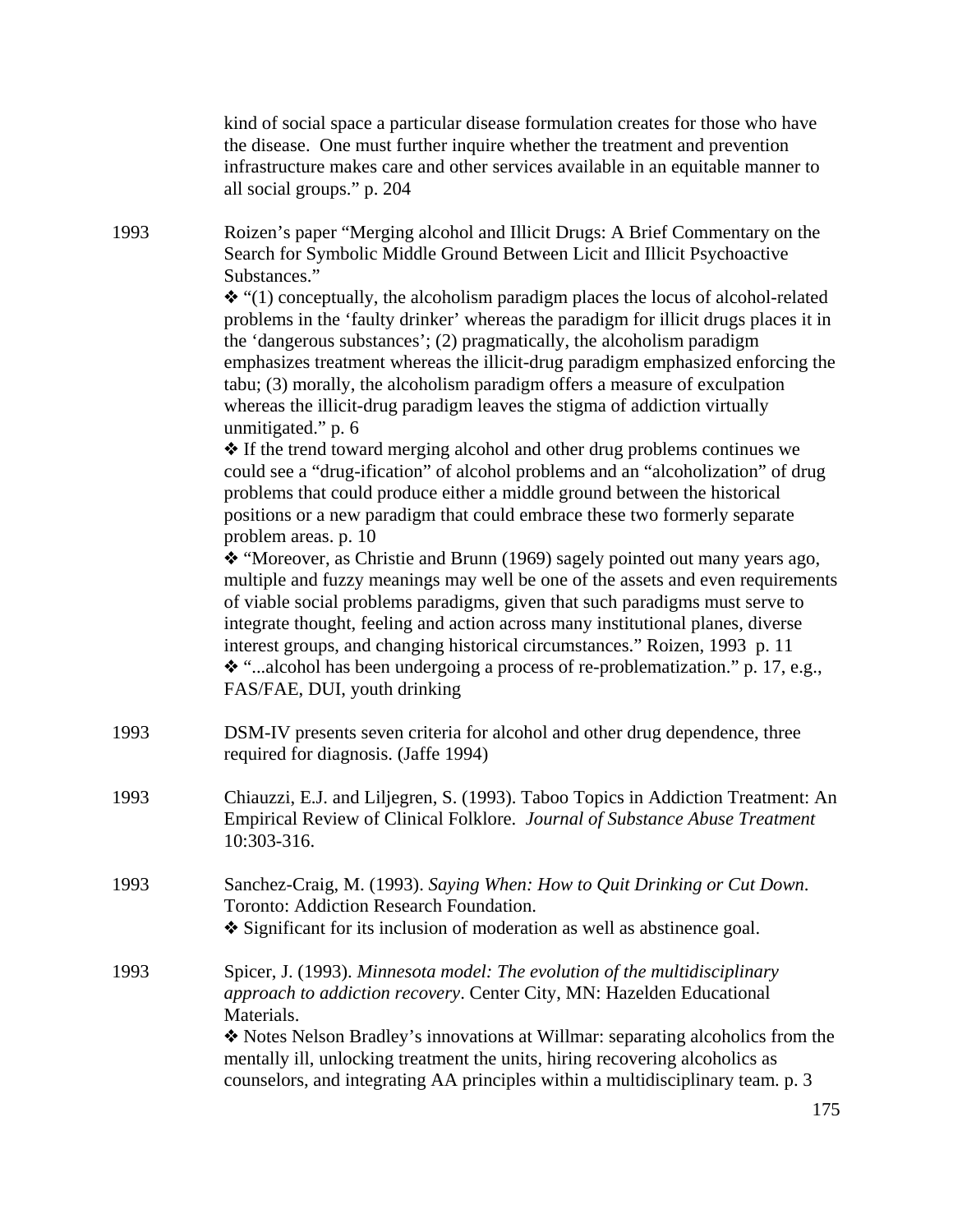kind of social space a particular disease formulation creates for those who have the disease. One must further inquire whether the treatment and prevention infrastructure makes care and other services available in an equitable manner to all social groups." p. 204

1993 Roizen's paper "Merging alcohol and Illicit Drugs: A Brief Commentary on the Search for Symbolic Middle Ground Between Licit and Illicit Psychoactive Substances."

❖ "(1) conceptually, the alcoholism paradigm places the locus of alcohol-related problems in the 'faulty drinker' whereas the paradigm for illicit drugs places it in the 'dangerous substances'; (2) pragmatically, the alcoholism paradigm emphasizes treatment whereas the illicit-drug paradigm emphasized enforcing the tabu; (3) morally, the alcoholism paradigm offers a measure of exculpation whereas the illicit-drug paradigm leaves the stigma of addiction virtually unmitigated." p. 6

❖ If the trend toward merging alcohol and other drug problems continues we could see a "drug-ification" of alcohol problems and an "alcoholization" of drug problems that could produce either a middle ground between the historical positions or a new paradigm that could embrace these two formerly separate problem areas. p. 10

❖ "Moreover, as Christie and Brunn (1969) sagely pointed out many years ago, multiple and fuzzy meanings may well be one of the assets and even requirements of viable social problems paradigms, given that such paradigms must serve to integrate thought, feeling and action across many institutional planes, diverse interest groups, and changing historical circumstances." Roizen, 1993 p. 11

❖ "...alcohol has been undergoing a process of re-problematization." p. 17, e.g., FAS/FAE, DUI, youth drinking

1993 DSM-IV presents seven criteria for alcohol and other drug dependence, three required for diagnosis. (Jaffe 1994)

1993 Chiauzzi, E.J. and Liljegren, S. (1993). Taboo Topics in Addiction Treatment: An Empirical Review of Clinical Folklore. *Journal of Substance Abuse Treatment* 10:303-316.

1993 Sanchez-Craig, M. (1993). *Saying When: How to Quit Drinking or Cut Down*. Toronto: Addiction Research Foundation.

❖ Significant for its inclusion of moderation as well as abstinence goal.

1993 Spicer, J. (1993). *Minnesota model: The evolution of the multidisciplinary approach to addiction recovery*. Center City, MN: Hazelden Educational Materials.

❖ Notes Nelson Bradley's innovations at Willmar: separating alcoholics from the mentally ill, unlocking treatment the units, hiring recovering alcoholics as counselors, and integrating AA principles within a multidisciplinary team. p. 3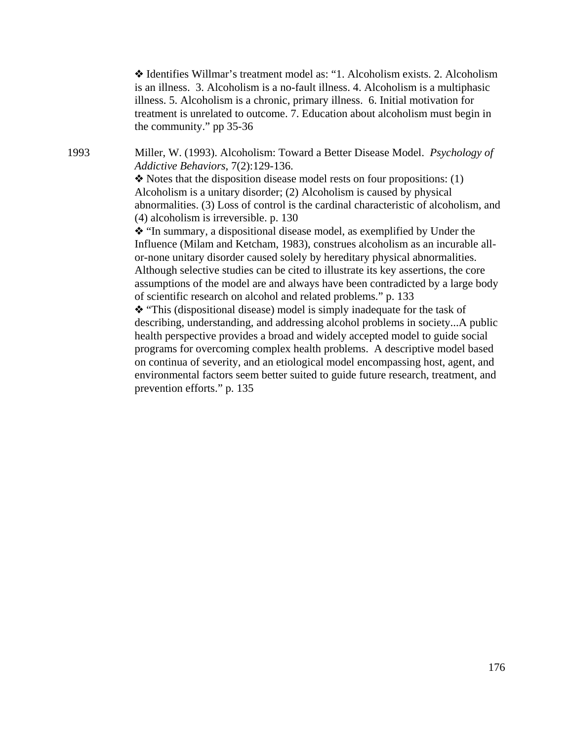❖ Identifies Willmar's treatment model as: "1. Alcoholism exists. 2. Alcoholism is an illness. 3. Alcoholism is a no-fault illness. 4. Alcoholism is a multiphasic illness. 5. Alcoholism is a chronic, primary illness. 6. Initial motivation for treatment is unrelated to outcome. 7. Education about alcoholism must begin in the community." pp 35-36

1993 Miller, W. (1993). Alcoholism: Toward a Better Disease Model. *Psychology of Addictive Behaviors*, 7(2):129-136.

❖ Notes that the disposition disease model rests on four propositions: (1) Alcoholism is a unitary disorder; (2) Alcoholism is caused by physical abnormalities. (3) Loss of control is the cardinal characteristic of alcoholism, and (4) alcoholism is irreversible. p. 130

❖ "In summary, a dispositional disease model, as exemplified by Under the Influence (Milam and Ketcham, 1983), construes alcoholism as an incurable all-or-none unitary disorder caused solely by hereditary physical abnormalities. Although selective studies can be cited to illustrate its key assertions, the core assumptions of the model are and always have been contradicted by a large body of scientific research on alcohol and related problems." p. 133

❖ "This (dispositional disease) model is simply inadequate for the task of describing, understanding, and addressing alcohol problems in society...A public health perspective provides a broad and widely accepted model to guide social programs for overcoming complex health problems. A descriptive model based on continua of severity, and an etiological model encompassing host, agent, and environmental factors seem better suited to guide future research, treatment, and prevention efforts." p. 135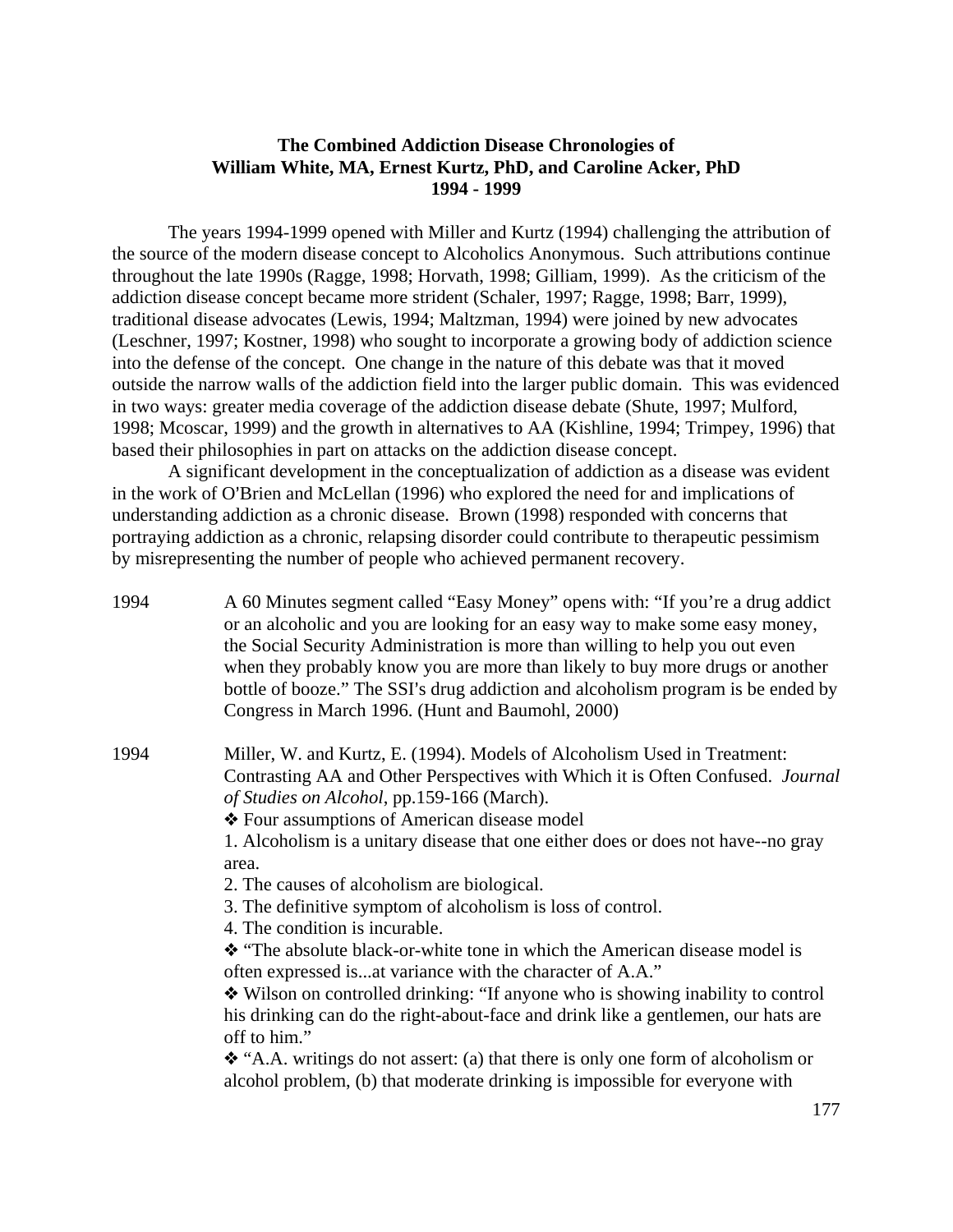**The Combined Addiction Disease Chronologies of William White, MA, Ernest Kurtz, PhD, and Caroline Acker, PhD 1994 - 1999**

The years 1994-1999 opened with Miller and Kurtz (1994) challenging the attribution of the source of the modern disease concept to Alcoholics Anonymous. Such attributions continue throughout the late 1990s (Ragge, 1998; Horvath, 1998; Gilliam, 1999). As the criticism of the addiction disease concept became more strident (Schaler, 1997; Ragge, 1998; Barr, 1999), traditional disease advocates (Lewis, 1994; Maltzman, 1994) were joined by new advocates (Leschner, 1997; Kostner, 1998) who sought to incorporate a growing body of addiction science into the defense of the concept. One change in the nature of this debate was that it moved outside the narrow walls of the addiction field into the larger public domain. This was evidenced in two ways: greater media coverage of the addiction disease debate (Shute, 1997; Mulford, 1998; Mcoscar, 1999) and the growth in alternatives to AA (Kishline, 1994; Trimpey, 1996) that based their philosophies in part on attacks on the addiction disease concept.

A significant development in the conceptualization of addiction as a disease was evident in the work of O'Brien and McLellan (1996) who explored the need for and implications of understanding addiction as a chronic disease. Brown (1998) responded with concerns that portraying addiction as a chronic, relapsing disorder could contribute to therapeutic pessimism by misrepresenting the number of people who achieved permanent recovery.

1994 — A 60 Minutes segment called "Easy Money" opens with: "If you're a drug addict or an alcoholic and you are looking for an easy way to make some easy money, the Social Security Administration is more than willing to help you out even when they probably know you are more than likely to buy more drugs or another bottle of booze." The SSI's drug addiction and alcoholism program is be ended by Congress in March 1996. (Hunt and Baumohl, 2000)

1994 — Miller, W. and Kurtz, E. (1994). Models of Alcoholism Used in Treatment: Contrasting AA and Other Perspectives with Which it is Often Confused. *Journal of Studies on Alcohol*, pp.159-166 (March).

❖ Four assumptions of American disease model

1. Alcoholism is a unitary disease that one either does or does not have--no gray area.
2. The causes of alcoholism are biological.
3. The definitive symptom of alcoholism is loss of control.
4. The condition is incurable.

❖ "The absolute black-or-white tone in which the American disease model is often expressed is...at variance with the character of A.A."

❖ Wilson on controlled drinking: "If anyone who is showing inability to control his drinking can do the right-about-face and drink like a gentlemen, our hats are off to him."

❖ "A.A. writings do not assert: (a) that there is only one form of alcoholism or alcohol problem, (b) that moderate drinking is impossible for everyone with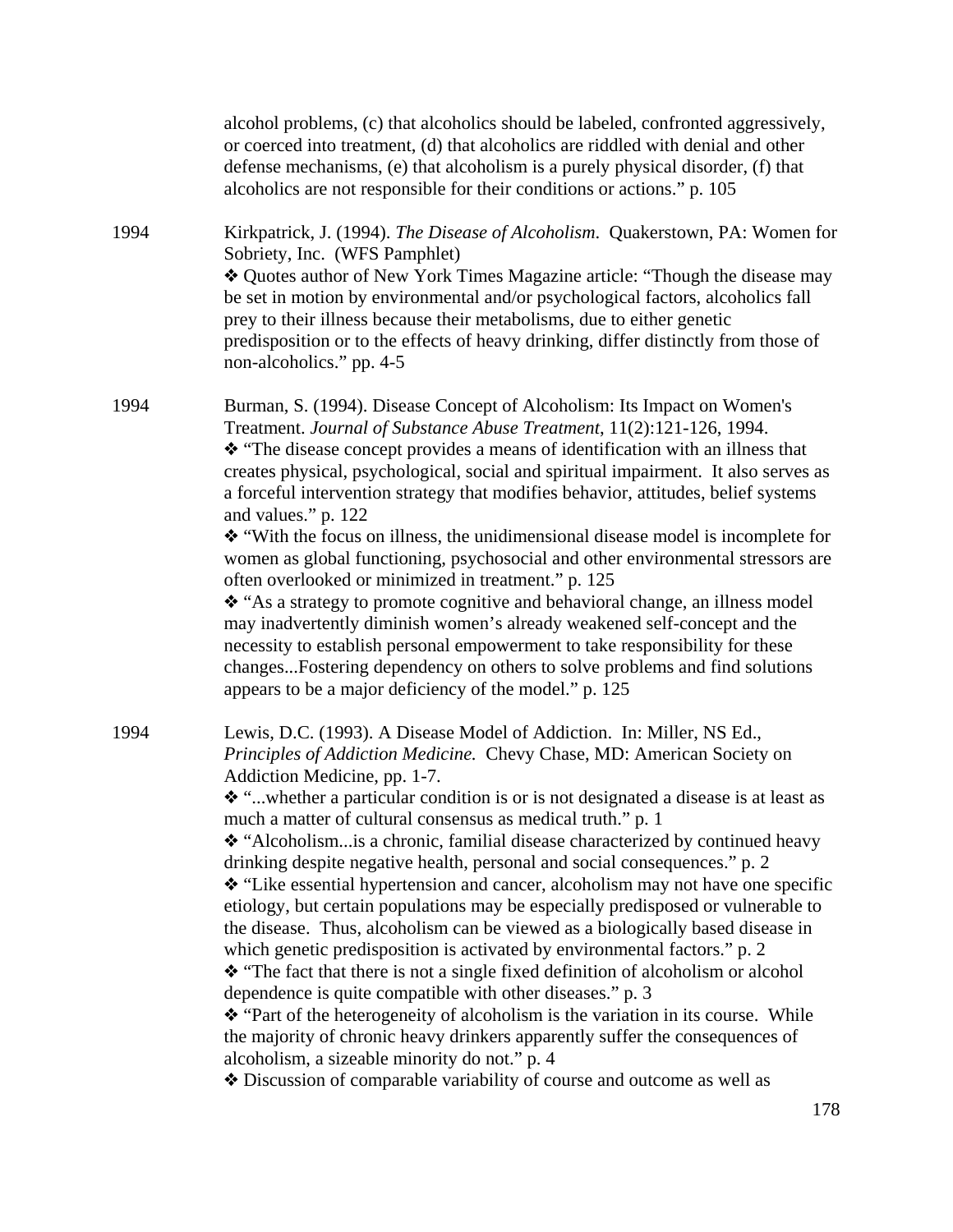alcohol problems, (c) that alcoholics should be labeled, confronted aggressively, or coerced into treatment, (d) that alcoholics are riddled with denial and other defense mechanisms, (e) that alcoholism is a purely physical disorder, (f) that alcoholics are not responsible for their conditions or actions." p. 105

1994 Kirkpatrick, J. (1994). *The Disease of Alcoholism*. Quakerstown, PA: Women for Sobriety, Inc. (WFS Pamphlet)

❖ Quotes author of New York Times Magazine article: "Though the disease may be set in motion by environmental and/or psychological factors, alcoholics fall prey to their illness because their metabolisms, due to either genetic predisposition or to the effects of heavy drinking, differ distinctly from those of non-alcoholics." pp. 4-5

1994 Burman, S. (1994). Disease Concept of Alcoholism: Its Impact on Women's Treatment. *Journal of Substance Abuse Treatment*, 11(2):121-126, 1994.

❖ "The disease concept provides a means of identification with an illness that creates physical, psychological, social and spiritual impairment. It also serves as a forceful intervention strategy that modifies behavior, attitudes, belief systems and values." p. 122

❖ "With the focus on illness, the unidimensional disease model is incomplete for women as global functioning, psychosocial and other environmental stressors are often overlooked or minimized in treatment." p. 125

❖ "As a strategy to promote cognitive and behavioral change, an illness model may inadvertently diminish women's already weakened self-concept and the necessity to establish personal empowerment to take responsibility for these changes...Fostering dependency on others to solve problems and find solutions appears to be a major deficiency of the model." p. 125

1994 Lewis, D.C. (1993). A Disease Model of Addiction. In: Miller, NS Ed., *Principles of Addiction Medicine.* Chevy Chase, MD: American Society on Addiction Medicine, pp. 1-7.

❖ "...whether a particular condition is or is not designated a disease is at least as much a matter of cultural consensus as medical truth." p. 1

❖ "Alcoholism...is a chronic, familial disease characterized by continued heavy drinking despite negative health, personal and social consequences." p. 2

❖ "Like essential hypertension and cancer, alcoholism may not have one specific etiology, but certain populations may be especially predisposed or vulnerable to the disease. Thus, alcoholism can be viewed as a biologically based disease in which genetic predisposition is activated by environmental factors." p. 2

❖ "The fact that there is not a single fixed definition of alcoholism or alcohol dependence is quite compatible with other diseases." p. 3

❖ "Part of the heterogeneity of alcoholism is the variation in its course. While the majority of chronic heavy drinkers apparently suffer the consequences of alcoholism, a sizeable minority do not." p. 4

❖ Discussion of comparable variability of course and outcome as well as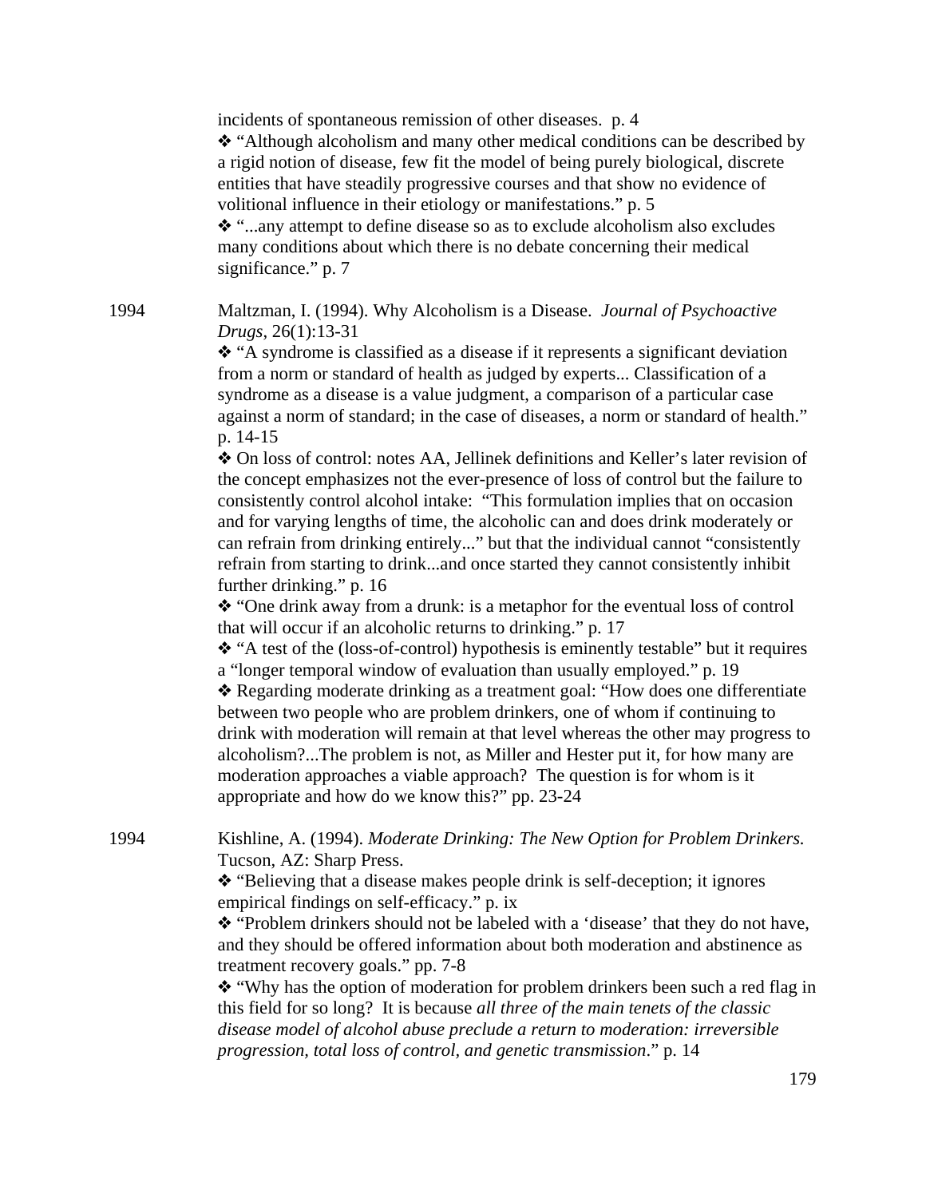incidents of spontaneous remission of other diseases. p. 4

❖ "Although alcoholism and many other medical conditions can be described by a rigid notion of disease, few fit the model of being purely biological, discrete entities that have steadily progressive courses and that show no evidence of volitional influence in their etiology or manifestations." p. 5

❖ "...any attempt to define disease so as to exclude alcoholism also excludes many conditions about which there is no debate concerning their medical significance." p. 7

1994 Maltzman, I. (1994). Why Alcoholism is a Disease. *Journal of Psychoactive Drugs*, 26(1):13-31

❖ "A syndrome is classified as a disease if it represents a significant deviation from a norm or standard of health as judged by experts... Classification of a syndrome as a disease is a value judgment, a comparison of a particular case against a norm of standard; in the case of diseases, a norm or standard of health." p. 14-15

❖ On loss of control: notes AA, Jellinek definitions and Keller's later revision of the concept emphasizes not the ever-presence of loss of control but the failure to consistently control alcohol intake: "This formulation implies that on occasion and for varying lengths of time, the alcoholic can and does drink moderately or can refrain from drinking entirely..." but that the individual cannot "consistently refrain from starting to drink...and once started they cannot consistently inhibit further drinking." p. 16

❖ "One drink away from a drunk: is a metaphor for the eventual loss of control that will occur if an alcoholic returns to drinking." p. 17

❖ "A test of the (loss-of-control) hypothesis is eminently testable" but it requires a "longer temporal window of evaluation than usually employed." p. 19

❖ Regarding moderate drinking as a treatment goal: "How does one differentiate between two people who are problem drinkers, one of whom if continuing to drink with moderation will remain at that level whereas the other may progress to alcoholism?...The problem is not, as Miller and Hester put it, for how many are moderation approaches a viable approach? The question is for whom is it appropriate and how do we know this?" pp. 23-24

1994 Kishline, A. (1994). *Moderate Drinking: The New Option for Problem Drinkers.* Tucson, AZ: Sharp Press.

❖ "Believing that a disease makes people drink is self-deception; it ignores empirical findings on self-efficacy." p. ix

❖ "Problem drinkers should not be labeled with a 'disease' that they do not have, and they should be offered information about both moderation and abstinence as treatment recovery goals." pp. 7-8

❖ "Why has the option of moderation for problem drinkers been such a red flag in this field for so long? It is because *all three of the main tenets of the classic disease model of alcohol abuse preclude a return to moderation: irreversible progression, total loss of control, and genetic transmission*." p. 14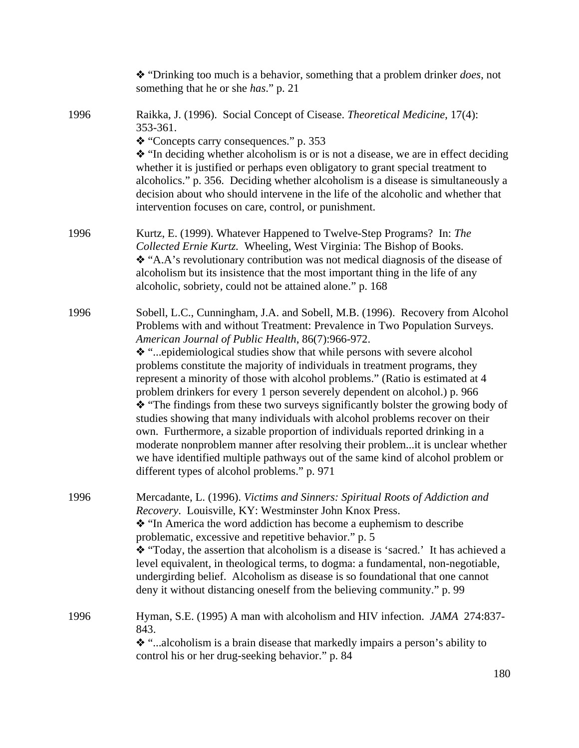❖ "Drinking too much is a behavior, something that a problem drinker *does*, not something that he or she *has*." p. 21

1996 Raikka, J. (1996). Social Concept of Cisease. *Theoretical Medicine*, 17(4): 353-361.
❖ "Concepts carry consequences." p. 353
❖ "In deciding whether alcoholism is or is not a disease, we are in effect deciding whether it is justified or perhaps even obligatory to grant special treatment to alcoholics." p. 356. Deciding whether alcoholism is a disease is simultaneously a decision about who should intervene in the life of the alcoholic and whether that intervention focuses on care, control, or punishment.

1996 Kurtz, E. (1999). Whatever Happened to Twelve-Step Programs? In: *The Collected Ernie Kurtz.* Wheeling, West Virginia: The Bishop of Books.
❖ "A.A's revolutionary contribution was not medical diagnosis of the disease of alcoholism but its insistence that the most important thing in the life of any alcoholic, sobriety, could not be attained alone." p. 168

1996 Sobell, L.C., Cunningham, J.A. and Sobell, M.B. (1996). Recovery from Alcohol Problems with and without Treatment: Prevalence in Two Population Surveys. *American Journal of Public Health*, 86(7):966-972.
❖ "...epidemiological studies show that while persons with severe alcohol problems constitute the majority of individuals in treatment programs, they represent a minority of those with alcohol problems." (Ratio is estimated at 4 problem drinkers for every 1 person severely dependent on alcohol.) p. 966
❖ "The findings from these two surveys significantly bolster the growing body of studies showing that many individuals with alcohol problems recover on their own. Furthermore, a sizable proportion of individuals reported drinking in a moderate nonproblem manner after resolving their problem...it is unclear whether we have identified multiple pathways out of the same kind of alcohol problem or different types of alcohol problems." p. 971

1996 Mercadante, L. (1996). *Victims and Sinners: Spiritual Roots of Addiction and Recovery*. Louisville, KY: Westminster John Knox Press.
❖ "In America the word addiction has become a euphemism to describe problematic, excessive and repetitive behavior." p. 5
❖ "Today, the assertion that alcoholism is a disease is 'sacred.' It has achieved a level equivalent, in theological terms, to dogma: a fundamental, non-negotiable, undergirding belief. Alcoholism as disease is so foundational that one cannot deny it without distancing oneself from the believing community." p. 99

1996 Hyman, S.E. (1995) A man with alcoholism and HIV infection. *JAMA* 274:837-843.
❖ "...alcoholism is a brain disease that markedly impairs a person's ability to control his or her drug-seeking behavior." p. 84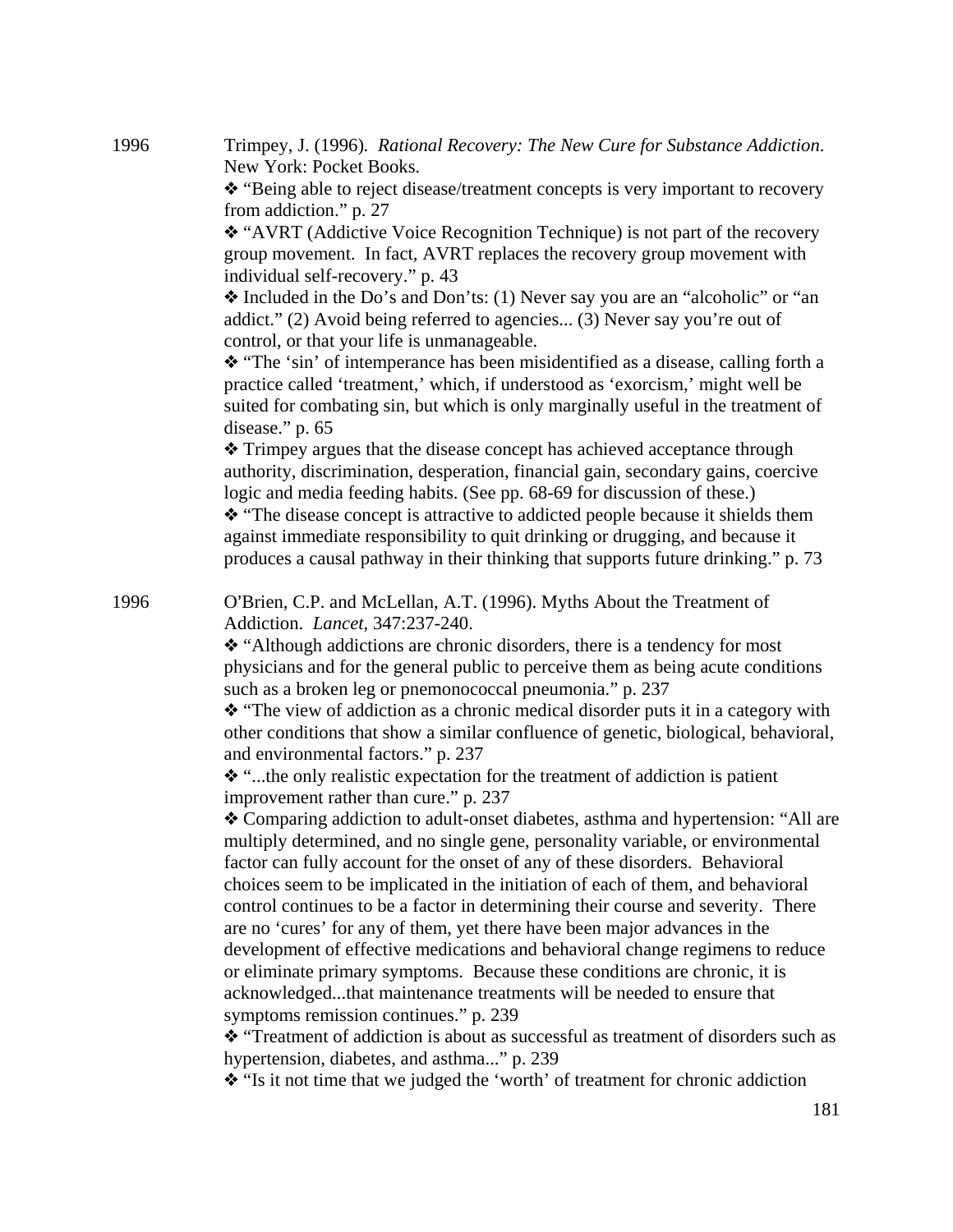1996 Trimpey, J. (1996). *Rational Recovery: The New Cure for Substance Addiction*. New York: Pocket Books.

❖ "Being able to reject disease/treatment concepts is very important to recovery from addiction." p. 27

❖ "AVRT (Addictive Voice Recognition Technique) is not part of the recovery group movement. In fact, AVRT replaces the recovery group movement with individual self-recovery." p. 43

❖ Included in the Do's and Don'ts: (1) Never say you are an "alcoholic" or "an addict." (2) Avoid being referred to agencies... (3) Never say you're out of control, or that your life is unmanageable.

❖ "The 'sin' of intemperance has been misidentified as a disease, calling forth a practice called 'treatment,' which, if understood as 'exorcism,' might well be suited for combating sin, but which is only marginally useful in the treatment of disease." p. 65

❖ Trimpey argues that the disease concept has achieved acceptance through authority, discrimination, desperation, financial gain, secondary gains, coercive logic and media feeding habits. (See pp. 68-69 for discussion of these.)

❖ "The disease concept is attractive to addicted people because it shields them against immediate responsibility to quit drinking or drugging, and because it produces a causal pathway in their thinking that supports future drinking." p. 73

1996 O'Brien, C.P. and McLellan, A.T. (1996). Myths About the Treatment of Addiction. *Lancet*, 347:237-240.

❖ "Although addictions are chronic disorders, there is a tendency for most physicians and for the general public to perceive them as being acute conditions such as a broken leg or pnemonococcal pneumonia." p. 237

❖ "The view of addiction as a chronic medical disorder puts it in a category with other conditions that show a similar confluence of genetic, biological, behavioral, and environmental factors." p. 237

❖ "...the only realistic expectation for the treatment of addiction is patient improvement rather than cure." p. 237

❖ Comparing addiction to adult-onset diabetes, asthma and hypertension: "All are multiply determined, and no single gene, personality variable, or environmental factor can fully account for the onset of any of these disorders. Behavioral choices seem to be implicated in the initiation of each of them, and behavioral control continues to be a factor in determining their course and severity. There are no 'cures' for any of them, yet there have been major advances in the development of effective medications and behavioral change regimens to reduce or eliminate primary symptoms. Because these conditions are chronic, it is acknowledged...that maintenance treatments will be needed to ensure that symptoms remission continues." p. 239

❖ "Treatment of addiction is about as successful as treatment of disorders such as hypertension, diabetes, and asthma..." p. 239

❖ "Is it not time that we judged the 'worth' of treatment for chronic addiction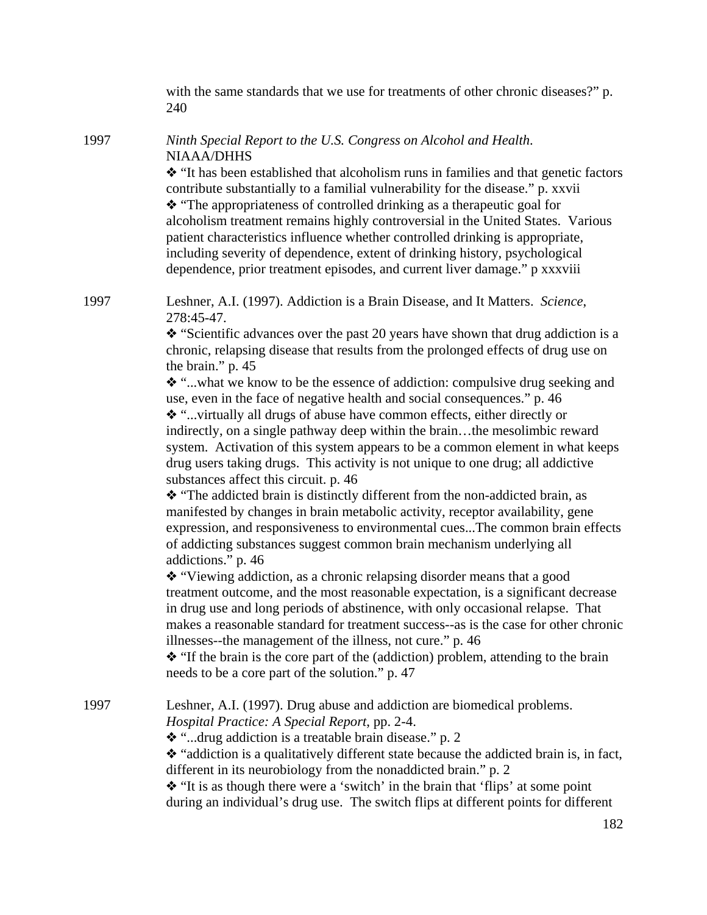with the same standards that we use for treatments of other chronic diseases?" p. 240

1997 *Ninth Special Report to the U.S. Congress on Alcohol and Health*. NIAAA/DHHS

❖ "It has been established that alcoholism runs in families and that genetic factors contribute substantially to a familial vulnerability for the disease." p. xxvii

❖ "The appropriateness of controlled drinking as a therapeutic goal for alcoholism treatment remains highly controversial in the United States. Various patient characteristics influence whether controlled drinking is appropriate, including severity of dependence, extent of drinking history, psychological dependence, prior treatment episodes, and current liver damage." p xxxviii

1997 Leshner, A.I. (1997). Addiction is a Brain Disease, and It Matters. *Science*, 278:45-47.

❖ "Scientific advances over the past 20 years have shown that drug addiction is a chronic, relapsing disease that results from the prolonged effects of drug use on the brain." p. 45

❖ "...what we know to be the essence of addiction: compulsive drug seeking and use, even in the face of negative health and social consequences." p. 46

❖ "...virtually all drugs of abuse have common effects, either directly or indirectly, on a single pathway deep within the brain…the mesolimbic reward system. Activation of this system appears to be a common element in what keeps drug users taking drugs. This activity is not unique to one drug; all addictive substances affect this circuit. p. 46

❖ "The addicted brain is distinctly different from the non-addicted brain, as manifested by changes in brain metabolic activity, receptor availability, gene expression, and responsiveness to environmental cues...The common brain effects of addicting substances suggest common brain mechanism underlying all addictions." p. 46

❖ "Viewing addiction, as a chronic relapsing disorder means that a good treatment outcome, and the most reasonable expectation, is a significant decrease in drug use and long periods of abstinence, with only occasional relapse. That makes a reasonable standard for treatment success--as is the case for other chronic illnesses--the management of the illness, not cure." p. 46

❖ "If the brain is the core part of the (addiction) problem, attending to the brain needs to be a core part of the solution." p. 47

1997 Leshner, A.I. (1997). Drug abuse and addiction are biomedical problems. *Hospital Practice: A Special Report*, pp. 2-4.

❖ "...drug addiction is a treatable brain disease." p. 2

❖ "addiction is a qualitatively different state because the addicted brain is, in fact, different in its neurobiology from the nonaddicted brain." p. 2

❖ "It is as though there were a 'switch' in the brain that 'flips' at some point during an individual's drug use. The switch flips at different points for different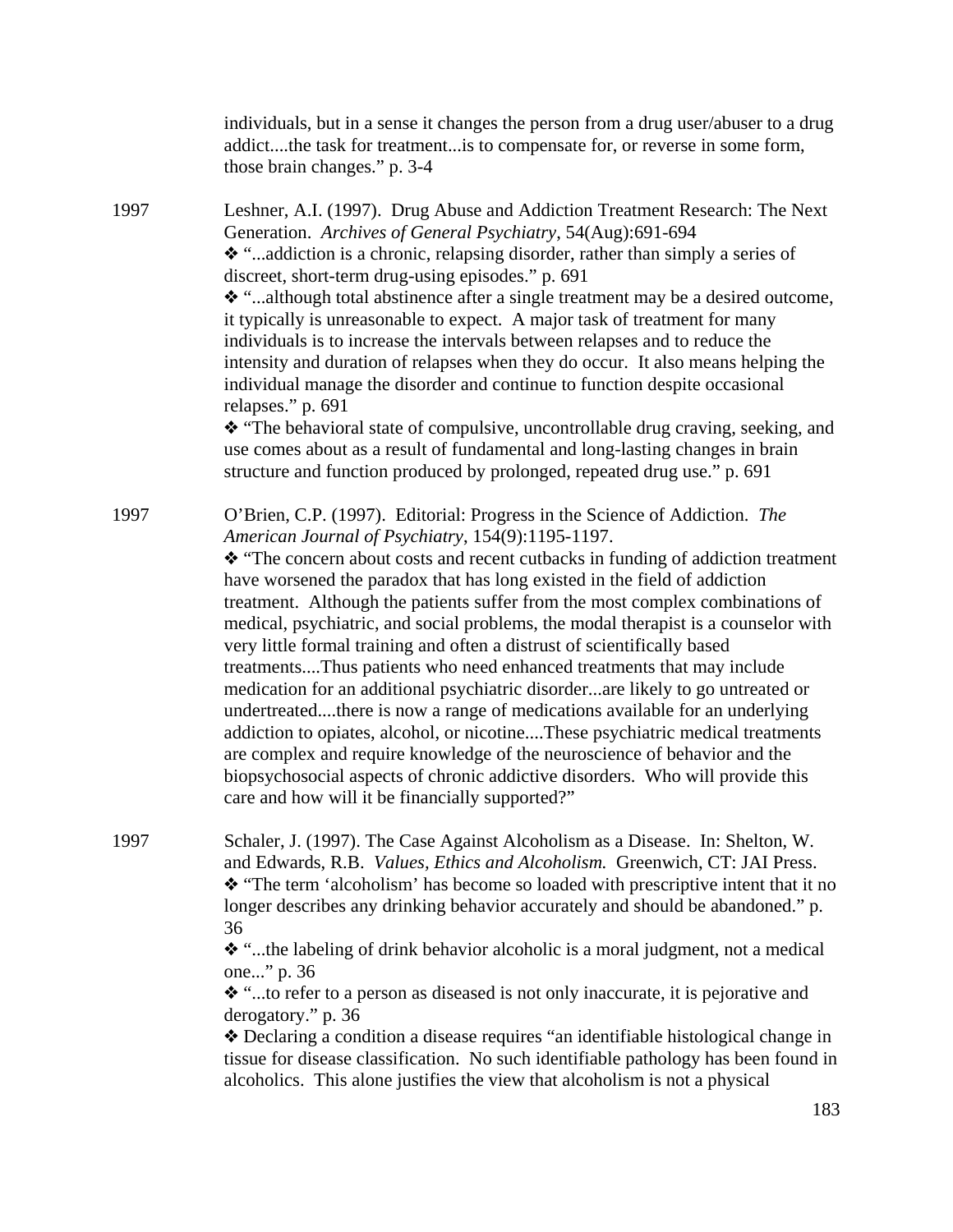individuals, but in a sense it changes the person from a drug user/abuser to a drug addict....the task for treatment...is to compensate for, or reverse in some form, those brain changes." p. 3-4

1997 Leshner, A.I. (1997). Drug Abuse and Addiction Treatment Research: The Next Generation. *Archives of General Psychiatry*, 54(Aug):691-694

❖ "...addiction is a chronic, relapsing disorder, rather than simply a series of discreet, short-term drug-using episodes." p. 691

❖ "...although total abstinence after a single treatment may be a desired outcome, it typically is unreasonable to expect. A major task of treatment for many individuals is to increase the intervals between relapses and to reduce the intensity and duration of relapses when they do occur. It also means helping the individual manage the disorder and continue to function despite occasional relapses." p. 691

❖ "The behavioral state of compulsive, uncontrollable drug craving, seeking, and use comes about as a result of fundamental and long-lasting changes in brain structure and function produced by prolonged, repeated drug use." p. 691

1997 O'Brien, C.P. (1997). Editorial: Progress in the Science of Addiction. *The American Journal of Psychiatry*, 154(9):1195-1197.

❖ "The concern about costs and recent cutbacks in funding of addiction treatment have worsened the paradox that has long existed in the field of addiction treatment. Although the patients suffer from the most complex combinations of medical, psychiatric, and social problems, the modal therapist is a counselor with very little formal training and often a distrust of scientifically based treatments....Thus patients who need enhanced treatments that may include medication for an additional psychiatric disorder...are likely to go untreated or undertreated....there is now a range of medications available for an underlying addiction to opiates, alcohol, or nicotine....These psychiatric medical treatments are complex and require knowledge of the neuroscience of behavior and the biopsychosocial aspects of chronic addictive disorders. Who will provide this care and how will it be financially supported?"

1997 Schaler, J. (1997). The Case Against Alcoholism as a Disease. In: Shelton, W. and Edwards, R.B. *Values, Ethics and Alcoholism.* Greenwich, CT: JAI Press.

❖ "The term 'alcoholism' has become so loaded with prescriptive intent that it no longer describes any drinking behavior accurately and should be abandoned." p. 36

❖ "...the labeling of drink behavior alcoholic is a moral judgment, not a medical one..." p. 36

❖ "...to refer to a person as diseased is not only inaccurate, it is pejorative and derogatory." p. 36

❖ Declaring a condition a disease requires "an identifiable histological change in tissue for disease classification. No such identifiable pathology has been found in alcoholics. This alone justifies the view that alcoholism is not a physical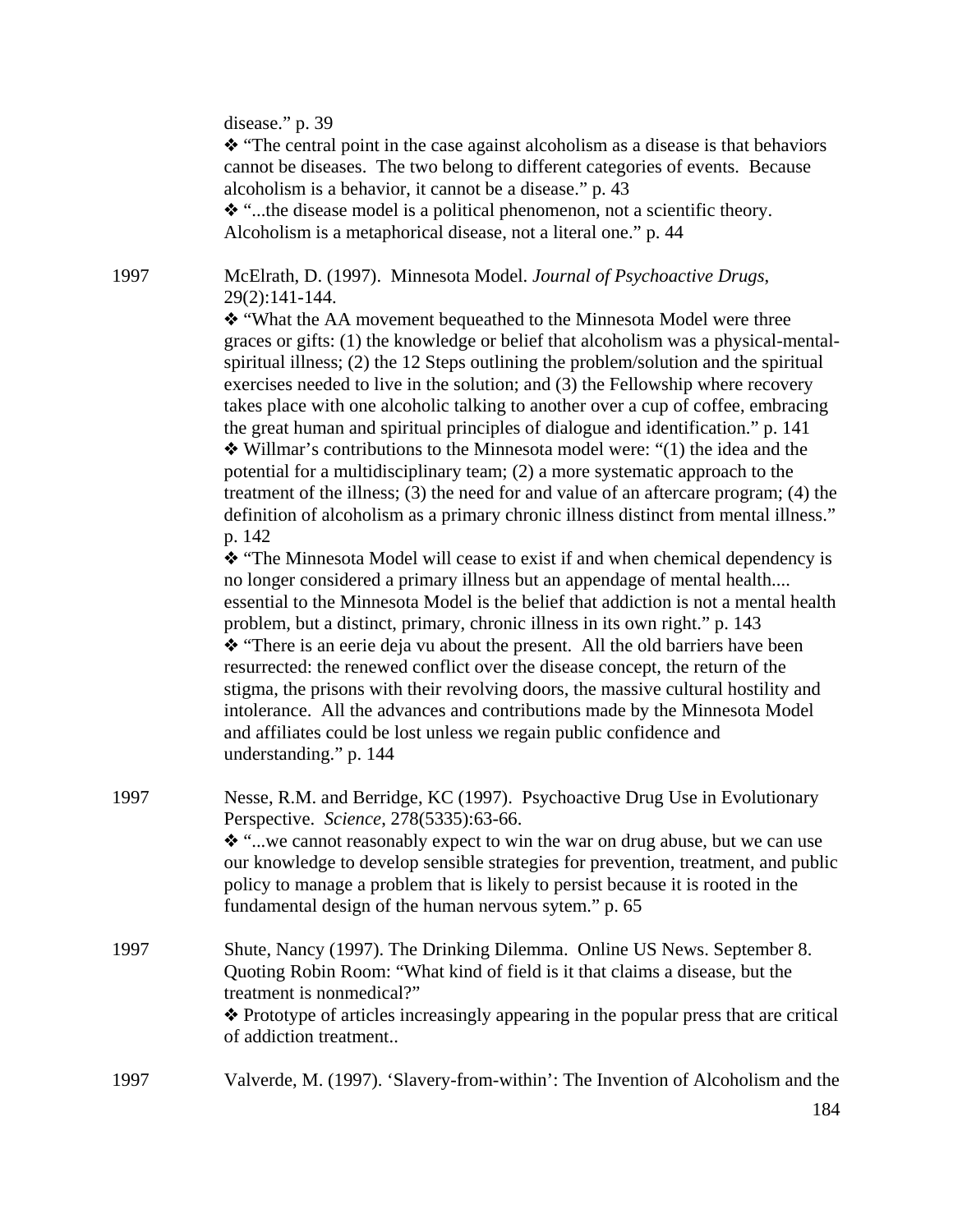disease." p. 39

❖ "The central point in the case against alcoholism as a disease is that behaviors cannot be diseases. The two belong to different categories of events. Because alcoholism is a behavior, it cannot be a disease." p. 43

❖ "...the disease model is a political phenomenon, not a scientific theory. Alcoholism is a metaphorical disease, not a literal one." p. 44

1997 McElrath, D. (1997). Minnesota Model. *Journal of Psychoactive Drugs*, 29(2):141-144.

❖ "What the AA movement bequeathed to the Minnesota Model were three graces or gifts: (1) the knowledge or belief that alcoholism was a physical-mental-spiritual illness; (2) the 12 Steps outlining the problem/solution and the spiritual exercises needed to live in the solution; and (3) the Fellowship where recovery takes place with one alcoholic talking to another over a cup of coffee, embracing the great human and spiritual principles of dialogue and identification." p. 141

❖ Willmar's contributions to the Minnesota model were: "(1) the idea and the potential for a multidisciplinary team; (2) a more systematic approach to the treatment of the illness; (3) the need for and value of an aftercare program; (4) the definition of alcoholism as a primary chronic illness distinct from mental illness." p. 142

❖ "The Minnesota Model will cease to exist if and when chemical dependency is no longer considered a primary illness but an appendage of mental health.... essential to the Minnesota Model is the belief that addiction is not a mental health problem, but a distinct, primary, chronic illness in its own right." p. 143

❖ "There is an eerie deja vu about the present. All the old barriers have been resurrected: the renewed conflict over the disease concept, the return of the stigma, the prisons with their revolving doors, the massive cultural hostility and intolerance. All the advances and contributions made by the Minnesota Model and affiliates could be lost unless we regain public confidence and understanding." p. 144

1997 Nesse, R.M. and Berridge, KC (1997). Psychoactive Drug Use in Evolutionary Perspective. *Science*, 278(5335):63-66.

❖ "...we cannot reasonably expect to win the war on drug abuse, but we can use our knowledge to develop sensible strategies for prevention, treatment, and public policy to manage a problem that is likely to persist because it is rooted in the fundamental design of the human nervous sytem." p. 65

1997 Shute, Nancy (1997). The Drinking Dilemma. Online US News. September 8. Quoting Robin Room: "What kind of field is it that claims a disease, but the treatment is nonmedical?"

❖ Prototype of articles increasingly appearing in the popular press that are critical of addiction treatment..

1997 Valverde, M. (1997). 'Slavery-from-within': The Invention of Alcoholism and the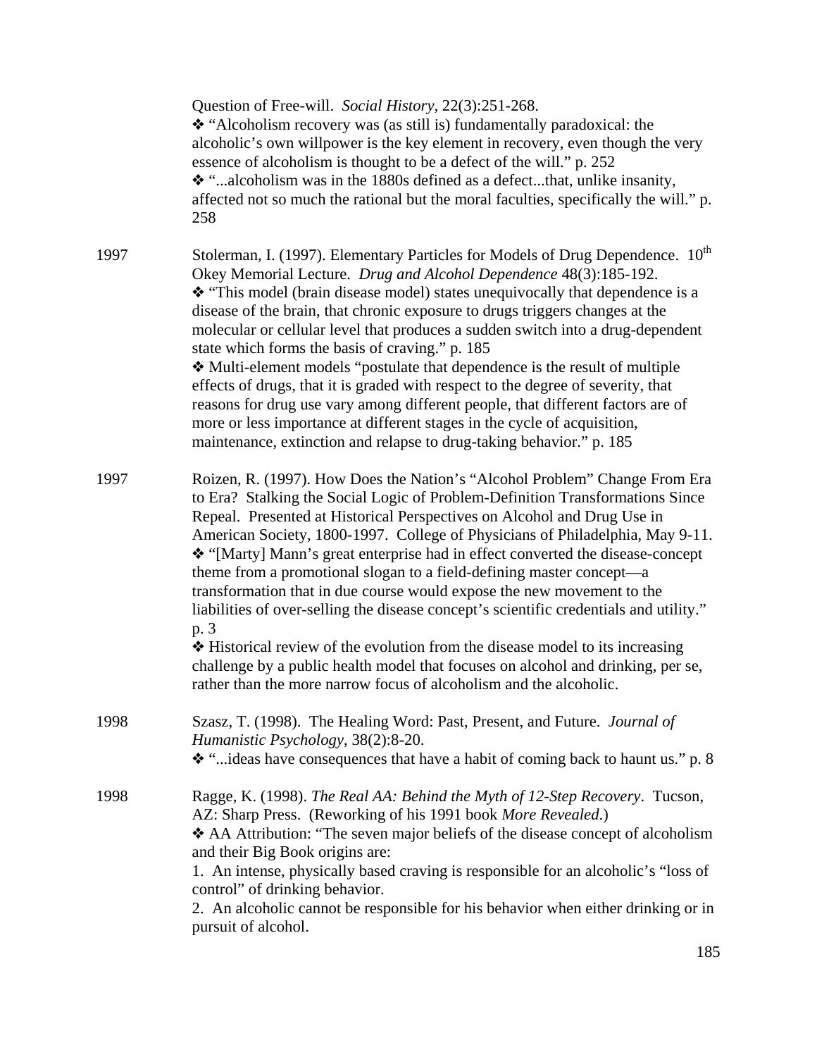Question of Free-will. *Social History*, 22(3):251-268.

❖ "Alcoholism recovery was (as still is) fundamentally paradoxical: the alcoholic's own willpower is the key element in recovery, even though the very essence of alcoholism is thought to be a defect of the will." p. 252

❖ "...alcoholism was in the 1880s defined as a defect...that, unlike insanity, affected not so much the rational but the moral faculties, specifically the will." p. 258

1997 Stolerman, I. (1997). Elementary Particles for Models of Drug Dependence. 10th Okey Memorial Lecture. *Drug and Alcohol Dependence* 48(3):185-192.

❖ "This model (brain disease model) states unequivocally that dependence is a disease of the brain, that chronic exposure to drugs triggers changes at the molecular or cellular level that produces a sudden switch into a drug-dependent state which forms the basis of craving." p. 185

❖ Multi-element models "postulate that dependence is the result of multiple effects of drugs, that it is graded with respect to the degree of severity, that reasons for drug use vary among different people, that different factors are of more or less importance at different stages in the cycle of acquisition, maintenance, extinction and relapse to drug-taking behavior." p. 185

1997 Roizen, R. (1997). How Does the Nation's "Alcohol Problem" Change From Era to Era? Stalking the Social Logic of Problem-Definition Transformations Since Repeal. Presented at Historical Perspectives on Alcohol and Drug Use in American Society, 1800-1997. College of Physicians of Philadelphia, May 9-11.

❖ "[Marty] Mann's great enterprise had in effect converted the disease-concept theme from a promotional slogan to a field-defining master concept—a transformation that in due course would expose the new movement to the liabilities of over-selling the disease concept's scientific credentials and utility." p. 3

❖ Historical review of the evolution from the disease model to its increasing challenge by a public health model that focuses on alcohol and drinking, per se, rather than the more narrow focus of alcoholism and the alcoholic.

1998 Szasz, T. (1998). The Healing Word: Past, Present, and Future. *Journal of Humanistic Psychology*, 38(2):8-20.

❖ "...ideas have consequences that have a habit of coming back to haunt us." p. 8

1998 Ragge, K. (1998). *The Real AA: Behind the Myth of 12-Step Recovery*. Tucson, AZ: Sharp Press. (Reworking of his 1991 book *More Revealed*.)

❖ AA Attribution: "The seven major beliefs of the disease concept of alcoholism and their Big Book origins are:

1. An intense, physically based craving is responsible for an alcoholic's "loss of control" of drinking behavior.
2. An alcoholic cannot be responsible for his behavior when either drinking or in pursuit of alcohol.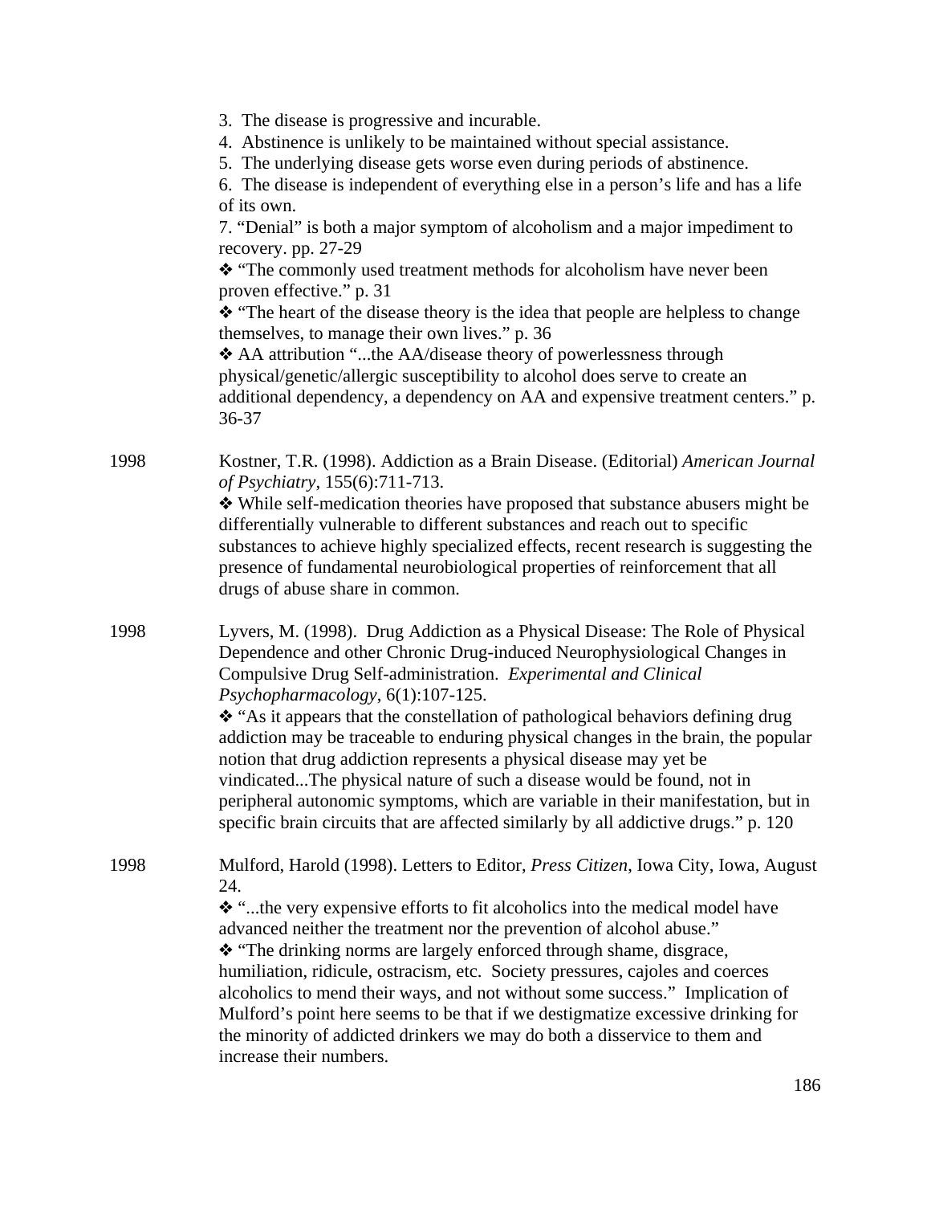3. The disease is progressive and incurable.
4. Abstinence is unlikely to be maintained without special assistance.
5. The underlying disease gets worse even during periods of abstinence.
6. The disease is independent of everything else in a person's life and has a life of its own.
7. "Denial" is both a major symptom of alcoholism and a major impediment to recovery. pp. 27-29

❖ "The commonly used treatment methods for alcoholism have never been proven effective." p. 31

❖ "The heart of the disease theory is the idea that people are helpless to change themselves, to manage their own lives." p. 36

❖ AA attribution "...the AA/disease theory of powerlessness through physical/genetic/allergic susceptibility to alcohol does serve to create an additional dependency, a dependency on AA and expensive treatment centers." p. 36-37

1998 Kostner, T.R. (1998). Addiction as a Brain Disease. (Editorial) *American Journal of Psychiatry*, 155(6):711-713.

❖ While self-medication theories have proposed that substance abusers might be differentially vulnerable to different substances and reach out to specific substances to achieve highly specialized effects, recent research is suggesting the presence of fundamental neurobiological properties of reinforcement that all drugs of abuse share in common.

1998 Lyvers, M. (1998). Drug Addiction as a Physical Disease: The Role of Physical Dependence and other Chronic Drug-induced Neurophysiological Changes in Compulsive Drug Self-administration. *Experimental and Clinical Psychopharmacology*, 6(1):107-125.

❖ "As it appears that the constellation of pathological behaviors defining drug addiction may be traceable to enduring physical changes in the brain, the popular notion that drug addiction represents a physical disease may yet be vindicated...The physical nature of such a disease would be found, not in peripheral autonomic symptoms, which are variable in their manifestation, but in specific brain circuits that are affected similarly by all addictive drugs." p. 120

1998 Mulford, Harold (1998). Letters to Editor, *Press Citizen*, Iowa City, Iowa, August 24.

❖ "...the very expensive efforts to fit alcoholics into the medical model have advanced neither the treatment nor the prevention of alcohol abuse."

❖ "The drinking norms are largely enforced through shame, disgrace, humiliation, ridicule, ostracism, etc. Society pressures, cajoles and coerces alcoholics to mend their ways, and not without some success." Implication of Mulford's point here seems to be that if we destigmatize excessive drinking for the minority of addicted drinkers we may do both a disservice to them and increase their numbers.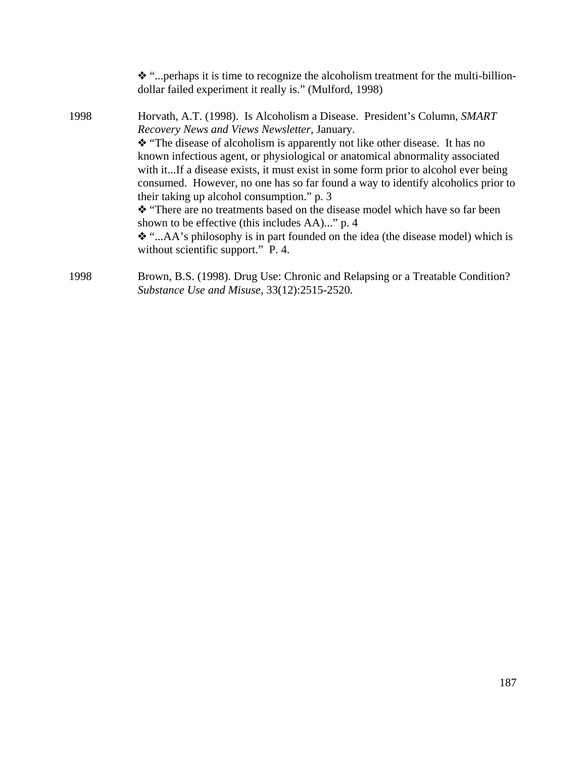❖ "...perhaps it is time to recognize the alcoholism treatment for the multi-billion-dollar failed experiment it really is." (Mulford, 1998)

1998 Horvath, A.T. (1998). Is Alcoholism a Disease. President's Column, *SMART Recovery News and Views Newsletter*, January.

❖ "The disease of alcoholism is apparently not like other disease. It has no known infectious agent, or physiological or anatomical abnormality associated with it...If a disease exists, it must exist in some form prior to alcohol ever being consumed. However, no one has so far found a way to identify alcoholics prior to their taking up alcohol consumption." p. 3

❖ "There are no treatments based on the disease model which have so far been shown to be effective (this includes AA)..." p. 4

❖ "...AA's philosophy is in part founded on the idea (the disease model) which is without scientific support." P. 4.

1998 Brown, B.S. (1998). Drug Use: Chronic and Relapsing or a Treatable Condition? *Substance Use and Misuse*, 33(12):2515-2520.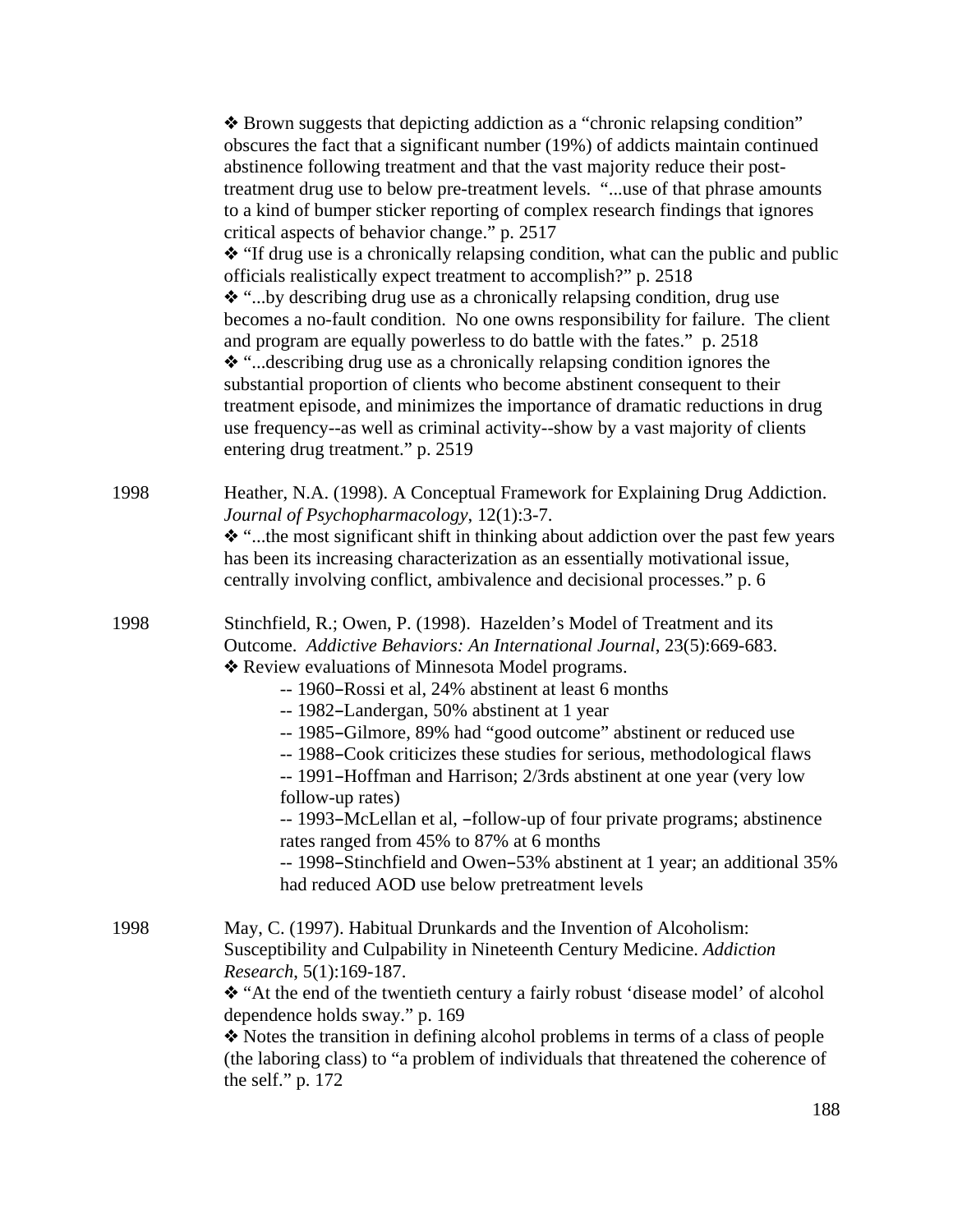❖ Brown suggests that depicting addiction as a "chronic relapsing condition" obscures the fact that a significant number (19%) of addicts maintain continued abstinence following treatment and that the vast majority reduce their post-treatment drug use to below pre-treatment levels. "...use of that phrase amounts to a kind of bumper sticker reporting of complex research findings that ignores critical aspects of behavior change." p. 2517

❖ "If drug use is a chronically relapsing condition, what can the public and public officials realistically expect treatment to accomplish?" p. 2518

❖ "...by describing drug use as a chronically relapsing condition, drug use becomes a no-fault condition. No one owns responsibility for failure. The client and program are equally powerless to do battle with the fates." p. 2518

❖ "...describing drug use as a chronically relapsing condition ignores the substantial proportion of clients who become abstinent consequent to their treatment episode, and minimizes the importance of dramatic reductions in drug use frequency--as well as criminal activity--show by a vast majority of clients entering drug treatment." p. 2519

1998 Heather, N.A. (1998). A Conceptual Framework for Explaining Drug Addiction. *Journal of Psychopharmacology*, 12(1):3-7.

❖ "...the most significant shift in thinking about addiction over the past few years has been its increasing characterization as an essentially motivational issue, centrally involving conflict, ambivalence and decisional processes." p. 6

1998 Stinchfield, R.; Owen, P. (1998). Hazelden's Model of Treatment and its Outcome. *Addictive Behaviors: An International Journal*, 23(5):669-683.

❖ Review evaluations of Minnesota Model programs.

- -- 1960–Rossi et al, 24% abstinent at least 6 months
- -- 1982–Landergan, 50% abstinent at 1 year
- -- 1985–Gilmore, 89% had "good outcome" abstinent or reduced use
- -- 1988–Cook criticizes these studies for serious, methodological flaws
- -- 1991–Hoffman and Harrison; 2/3rds abstinent at one year (very low follow-up rates)
- -- 1993–McLellan et al, –follow-up of four private programs; abstinence rates ranged from 45% to 87% at 6 months
- -- 1998–Stinchfield and Owen–53% abstinent at 1 year; an additional 35% had reduced AOD use below pretreatment levels

1998 May, C. (1997). Habitual Drunkards and the Invention of Alcoholism: Susceptibility and Culpability in Nineteenth Century Medicine. *Addiction Research*, 5(1):169-187.

❖ "At the end of the twentieth century a fairly robust 'disease model' of alcohol dependence holds sway." p. 169

❖ Notes the transition in defining alcohol problems in terms of a class of people (the laboring class) to "a problem of individuals that threatened the coherence of the self." p. 172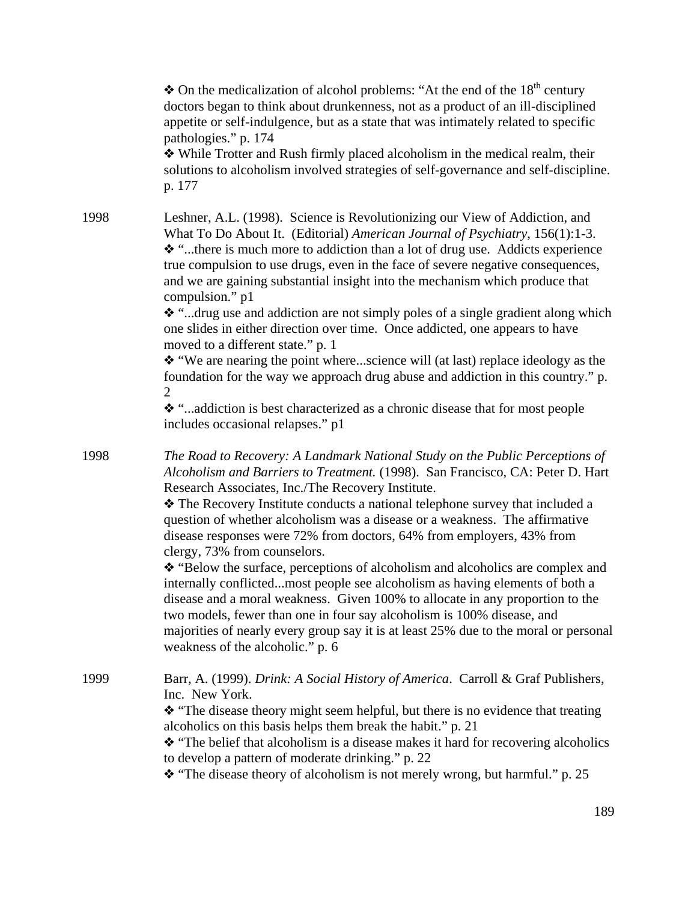❖ On the medicalization of alcohol problems: "At the end of the 18th century doctors began to think about drunkenness, not as a product of an ill-disciplined appetite or self-indulgence, but as a state that was intimately related to specific pathologies." p. 174

❖ While Trotter and Rush firmly placed alcoholism in the medical realm, their solutions to alcoholism involved strategies of self-governance and self-discipline. p. 177

1998 Leshner, A.L. (1998). Science is Revolutionizing our View of Addiction, and What To Do About It. (Editorial) *American Journal of Psychiatry*, 156(1):1-3.

❖ "...there is much more to addiction than a lot of drug use. Addicts experience true compulsion to use drugs, even in the face of severe negative consequences, and we are gaining substantial insight into the mechanism which produce that compulsion." p1

❖ "...drug use and addiction are not simply poles of a single gradient along which one slides in either direction over time. Once addicted, one appears to have moved to a different state." p. 1

❖ "We are nearing the point where...science will (at last) replace ideology as the foundation for the way we approach drug abuse and addiction in this country." p. 2

❖ "...addiction is best characterized as a chronic disease that for most people includes occasional relapses." p1

1998 *The Road to Recovery: A Landmark National Study on the Public Perceptions of Alcoholism and Barriers to Treatment.* (1998). San Francisco, CA: Peter D. Hart Research Associates, Inc./The Recovery Institute.

❖ The Recovery Institute conducts a national telephone survey that included a question of whether alcoholism was a disease or a weakness. The affirmative disease responses were 72% from doctors, 64% from employers, 43% from clergy, 73% from counselors.

❖ "Below the surface, perceptions of alcoholism and alcoholics are complex and internally conflicted...most people see alcoholism as having elements of both a disease and a moral weakness. Given 100% to allocate in any proportion to the two models, fewer than one in four say alcoholism is 100% disease, and majorities of nearly every group say it is at least 25% due to the moral or personal weakness of the alcoholic." p. 6

1999 Barr, A. (1999). *Drink: A Social History of America*. Carroll & Graf Publishers, Inc. New York.

❖ "The disease theory might seem helpful, but there is no evidence that treating alcoholics on this basis helps them break the habit." p. 21

❖ "The belief that alcoholism is a disease makes it hard for recovering alcoholics to develop a pattern of moderate drinking." p. 22

❖ "The disease theory of alcoholism is not merely wrong, but harmful." p. 25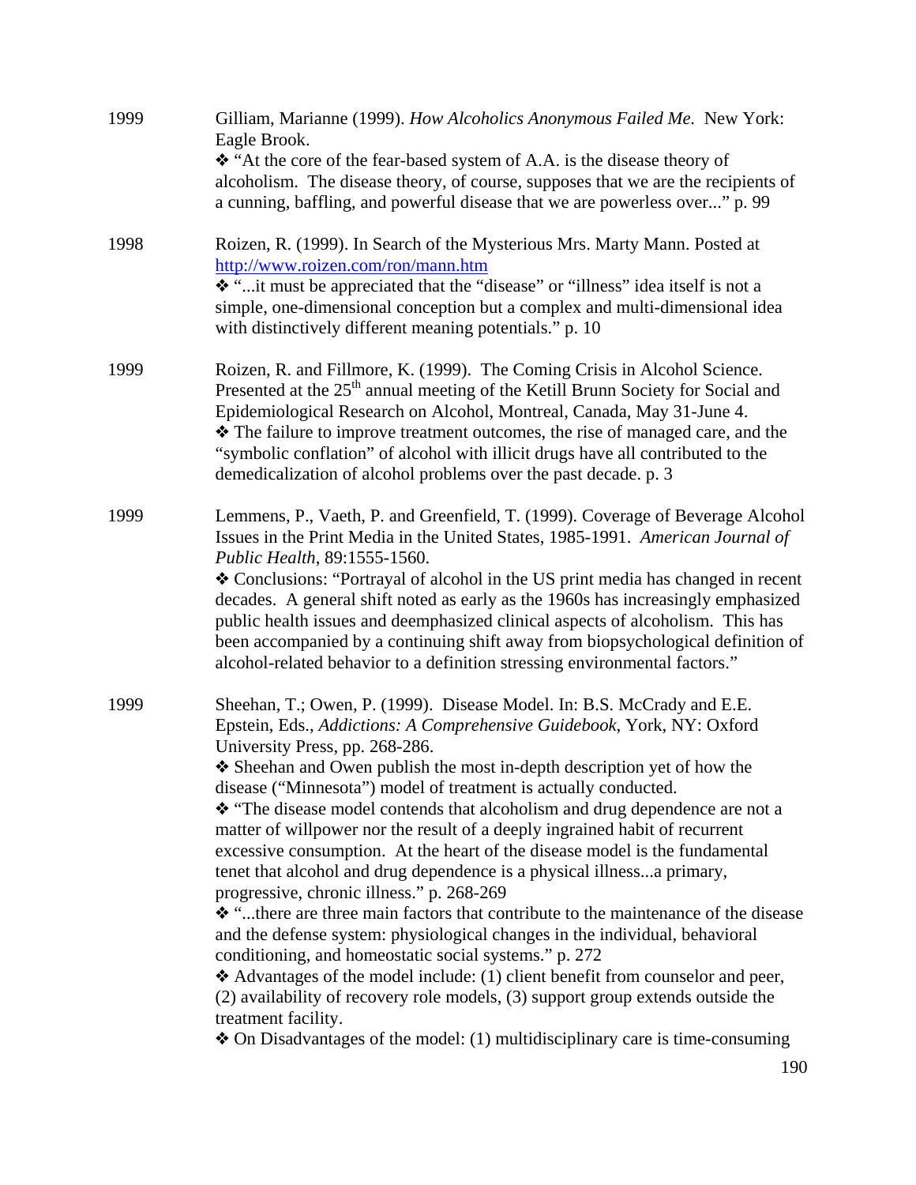1999 Gilliam, Marianne (1999). *How Alcoholics Anonymous Failed Me.* New York: Eagle Brook.

❖ "At the core of the fear-based system of A.A. is the disease theory of alcoholism. The disease theory, of course, supposes that we are the recipients of a cunning, baffling, and powerful disease that we are powerless over..." p. 99

1998 Roizen, R. (1999). In Search of the Mysterious Mrs. Marty Mann. Posted at [http://www.roizen.com/ron/mann.htm](http://www.roizen.com/ron/mann.htm)

❖ "...it must be appreciated that the "disease" or "illness" idea itself is not a simple, one-dimensional conception but a complex and multi-dimensional idea with distinctively different meaning potentials." p. 10

1999 Roizen, R. and Fillmore, K. (1999). The Coming Crisis in Alcohol Science. Presented at the 25th annual meeting of the Ketill Brunn Society for Social and Epidemiological Research on Alcohol, Montreal, Canada, May 31-June 4.

❖ The failure to improve treatment outcomes, the rise of managed care, and the "symbolic conflation" of alcohol with illicit drugs have all contributed to the demedicalization of alcohol problems over the past decade. p. 3

1999 Lemmens, P., Vaeth, P. and Greenfield, T. (1999). Coverage of Beverage Alcohol Issues in the Print Media in the United States, 1985-1991. *American Journal of Public Health*, 89:1555-1560.

❖ Conclusions: "Portrayal of alcohol in the US print media has changed in recent decades. A general shift noted as early as the 1960s has increasingly emphasized public health issues and deemphasized clinical aspects of alcoholism. This has been accompanied by a continuing shift away from biopsychological definition of alcohol-related behavior to a definition stressing environmental factors."

1999 Sheehan, T.; Owen, P. (1999). Disease Model. In: B.S. McCrady and E.E. Epstein, Eds., *Addictions: A Comprehensive Guidebook*, York, NY: Oxford University Press, pp. 268-286.

❖ Sheehan and Owen publish the most in-depth description yet of how the disease ("Minnesota") model of treatment is actually conducted.

❖ "The disease model contends that alcoholism and drug dependence are not a matter of willpower nor the result of a deeply ingrained habit of recurrent excessive consumption. At the heart of the disease model is the fundamental tenet that alcohol and drug dependence is a physical illness...a primary, progressive, chronic illness." p. 268-269

❖ "...there are three main factors that contribute to the maintenance of the disease and the defense system: physiological changes in the individual, behavioral conditioning, and homeostatic social systems." p. 272

❖ Advantages of the model include: (1) client benefit from counselor and peer, (2) availability of recovery role models, (3) support group extends outside the treatment facility.

❖ On Disadvantages of the model: (1) multidisciplinary care is time-consuming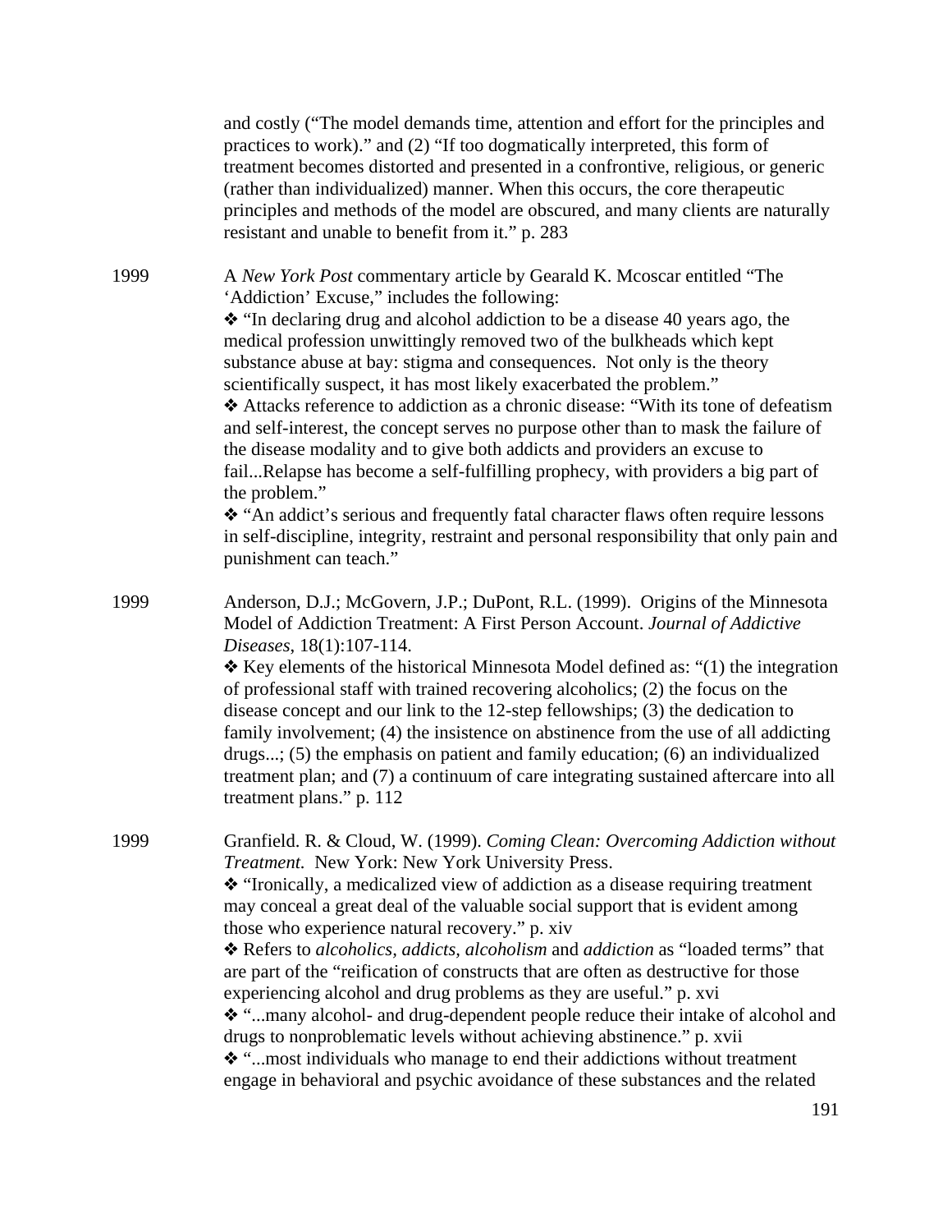and costly ("The model demands time, attention and effort for the principles and practices to work)." and (2) "If too dogmatically interpreted, this form of treatment becomes distorted and presented in a confrontive, religious, or generic (rather than individualized) manner. When this occurs, the core therapeutic principles and methods of the model are obscured, and many clients are naturally resistant and unable to benefit from it." p. 283

1999 A *New York Post* commentary article by Gearald K. Mcoscar entitled "The 'Addiction' Excuse," includes the following:

❖ "In declaring drug and alcohol addiction to be a disease 40 years ago, the medical profession unwittingly removed two of the bulkheads which kept substance abuse at bay: stigma and consequences. Not only is the theory scientifically suspect, it has most likely exacerbated the problem."

❖ Attacks reference to addiction as a chronic disease: "With its tone of defeatism and self-interest, the concept serves no purpose other than to mask the failure of the disease modality and to give both addicts and providers an excuse to fail...Relapse has become a self-fulfilling prophecy, with providers a big part of the problem."

❖ "An addict's serious and frequently fatal character flaws often require lessons in self-discipline, integrity, restraint and personal responsibility that only pain and punishment can teach."

1999 Anderson, D.J.; McGovern, J.P.; DuPont, R.L. (1999). Origins of the Minnesota Model of Addiction Treatment: A First Person Account. *Journal of Addictive Diseases*, 18(1):107-114.

❖ Key elements of the historical Minnesota Model defined as: "(1) the integration of professional staff with trained recovering alcoholics; (2) the focus on the disease concept and our link to the 12-step fellowships; (3) the dedication to family involvement; (4) the insistence on abstinence from the use of all addicting drugs...; (5) the emphasis on patient and family education; (6) an individualized treatment plan; and (7) a continuum of care integrating sustained aftercare into all treatment plans." p. 112

1999 Granfield. R. & Cloud, W. (1999). *Coming Clean: Overcoming Addiction without Treatment.* New York: New York University Press.

❖ "Ironically, a medicalized view of addiction as a disease requiring treatment may conceal a great deal of the valuable social support that is evident among those who experience natural recovery." p. xiv

❖ Refers to *alcoholics*, *addicts*, *alcoholism* and *addiction* as "loaded terms" that are part of the "reification of constructs that are often as destructive for those experiencing alcohol and drug problems as they are useful." p. xvi

❖ "...many alcohol- and drug-dependent people reduce their intake of alcohol and drugs to nonproblematic levels without achieving abstinence." p. xvii

❖ "...most individuals who manage to end their addictions without treatment engage in behavioral and psychic avoidance of these substances and the related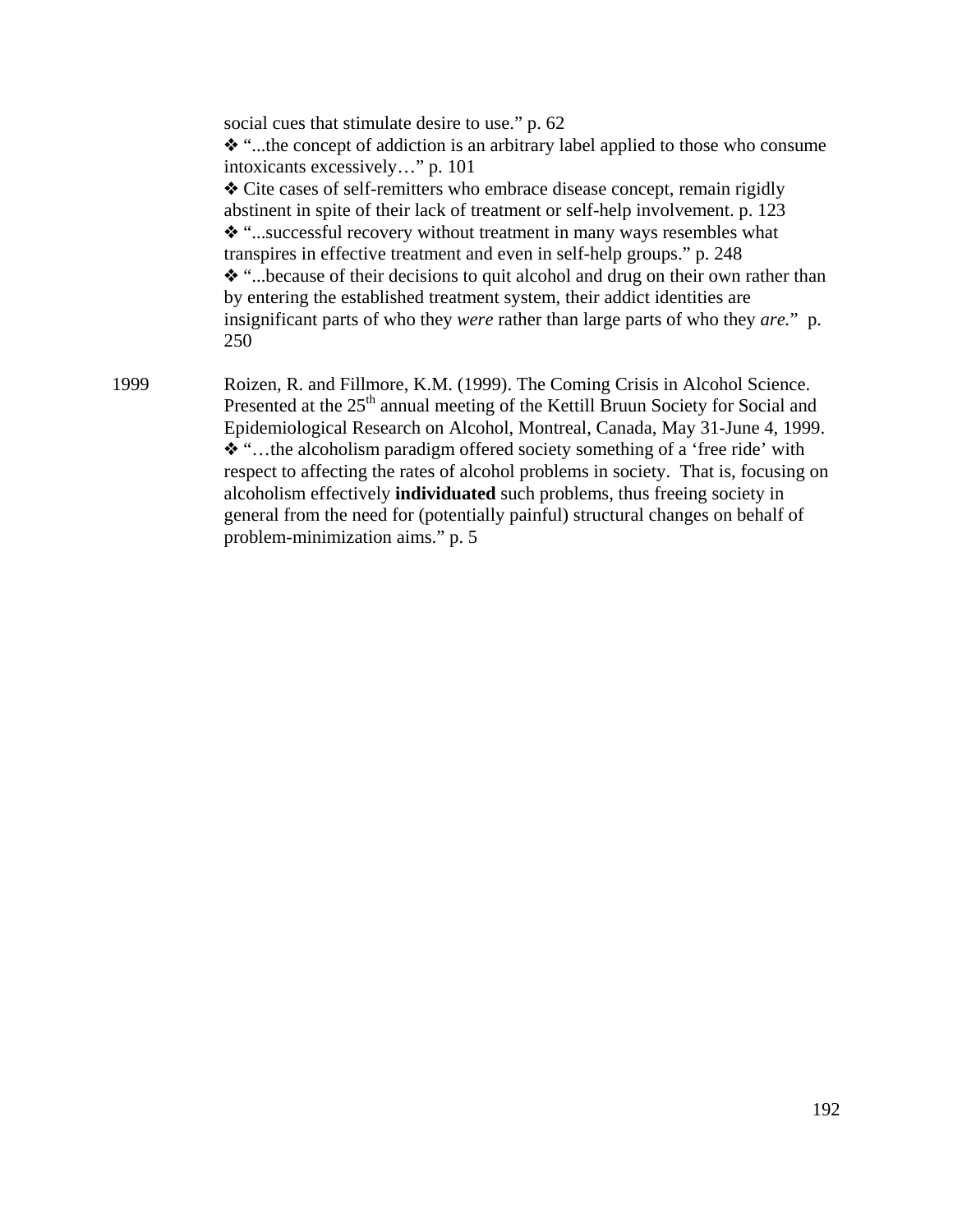social cues that stimulate desire to use." p. 62

❖ "...the concept of addiction is an arbitrary label applied to those who consume intoxicants excessively…" p. 101

❖ Cite cases of self-remitters who embrace disease concept, remain rigidly abstinent in spite of their lack of treatment or self-help involvement. p. 123

❖ "...successful recovery without treatment in many ways resembles what transpires in effective treatment and even in self-help groups." p. 248

❖ "...because of their decisions to quit alcohol and drug on their own rather than by entering the established treatment system, their addict identities are insignificant parts of who they *were* rather than large parts of who they *are.*" p. 250

1999 Roizen, R. and Fillmore, K.M. (1999). The Coming Crisis in Alcohol Science. Presented at the 25th annual meeting of the Kettill Bruun Society for Social and Epidemiological Research on Alcohol, Montreal, Canada, May 31-June 4, 1999.

❖ "…the alcoholism paradigm offered society something of a 'free ride' with respect to affecting the rates of alcohol problems in society. That is, focusing on alcoholism effectively **individuated** such problems, thus freeing society in general from the need for (potentially painful) structural changes on behalf of problem-minimization aims." p. 5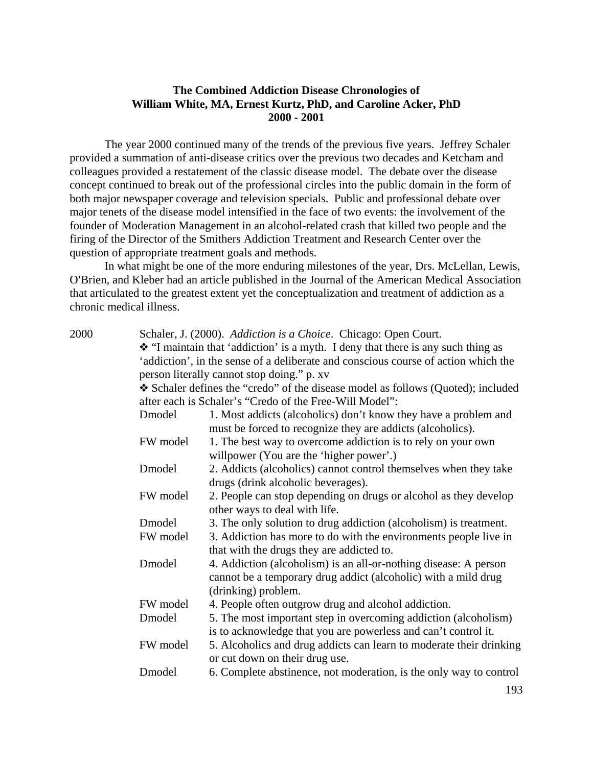**The Combined Addiction Disease Chronologies of**
**William White, MA, Ernest Kurtz, PhD, and Caroline Acker, PhD**
**2000 - 2001**

The year 2000 continued many of the trends of the previous five years. Jeffrey Schaler provided a summation of anti-disease critics over the previous two decades and Ketcham and colleagues provided a restatement of the classic disease model. The debate over the disease concept continued to break out of the professional circles into the public domain in the form of both major newspaper coverage and television specials. Public and professional debate over major tenets of the disease model intensified in the face of two events: the involvement of the founder of Moderation Management in an alcohol-related crash that killed two people and the firing of the Director of the Smithers Addiction Treatment and Research Center over the question of appropriate treatment goals and methods.

In what might be one of the more enduring milestones of the year, Drs. McLellan, Lewis, O'Brien, and Kleber had an article published in the Journal of the American Medical Association that articulated to the greatest extent yet the conceptualization and treatment of addiction as a chronic medical illness.

2000 Schaler, J. (2000). *Addiction is a Choice*. Chicago: Open Court.

❖ "I maintain that 'addiction' is a myth. I deny that there is any such thing as 'addiction', in the sense of a deliberate and conscious course of action which the person literally cannot stop doing." p. xv

❖ Schaler defines the "credo" of the disease model as follows (Quoted); included after each is Schaler's "Credo of the Free-Will Model":

Dmodel 1. Most addicts (alcoholics) don't know they have a problem and must be forced to recognize they are addicts (alcoholics).

FW model 1. The best way to overcome addiction is to rely on your own willpower (You are the 'higher power'.)

Dmodel 2. Addicts (alcoholics) cannot control themselves when they take drugs (drink alcoholic beverages).

FW model 2. People can stop depending on drugs or alcohol as they develop other ways to deal with life.

Dmodel 3. The only solution to drug addiction (alcoholism) is treatment.

FW model 3. Addiction has more to do with the environments people live in that with the drugs they are addicted to.

Dmodel 4. Addiction (alcoholism) is an all-or-nothing disease: A person cannot be a temporary drug addict (alcoholic) with a mild drug (drinking) problem.

FW model 4. People often outgrow drug and alcohol addiction.

Dmodel 5. The most important step in overcoming addiction (alcoholism) is to acknowledge that you are powerless and can't control it.

FW model 5. Alcoholics and drug addicts can learn to moderate their drinking or cut down on their drug use.

Dmodel 6. Complete abstinence, not moderation, is the only way to control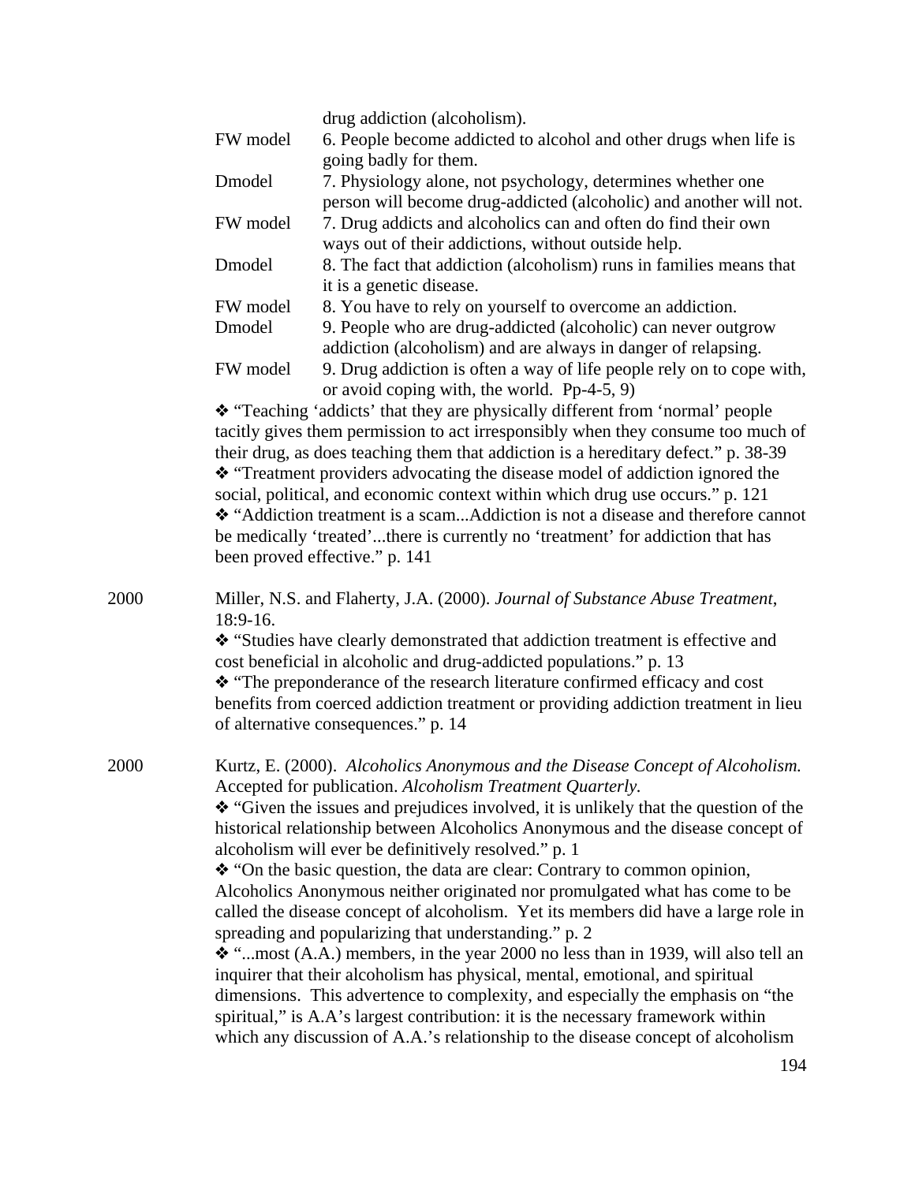drug addiction (alcoholism).

| | |
|---|---|
| FW model | 6. People become addicted to alcohol and other drugs when life is going badly for them. |
| Dmodel | 7. Physiology alone, not psychology, determines whether one person will become drug-addicted (alcoholic) and another will not. |
| FW model | 7. Drug addicts and alcoholics can and often do find their own ways out of their addictions, without outside help. |
| Dmodel | 8. The fact that addiction (alcoholism) runs in families means that it is a genetic disease. |
| FW model | 8. You have to rely on yourself to overcome an addiction. |
| Dmodel | 9. People who are drug-addicted (alcoholic) can never outgrow addiction (alcoholism) and are always in danger of relapsing. |
| FW model | 9. Drug addiction is often a way of life people rely on to cope with, or avoid coping with, the world. Pp-4-5, 9) |

❖ "Teaching 'addicts' that they are physically different from 'normal' people tacitly gives them permission to act irresponsibly when they consume too much of their drug, as does teaching them that addiction is a hereditary defect." p. 38-39

❖ "Treatment providers advocating the disease model of addiction ignored the social, political, and economic context within which drug use occurs." p. 121

❖ "Addiction treatment is a scam...Addiction is not a disease and therefore cannot be medically 'treated'...there is currently no 'treatment' for addiction that has been proved effective." p. 141

2000 Miller, N.S. and Flaherty, J.A. (2000). *Journal of Substance Abuse Treatment*, 18:9-16.

❖ "Studies have clearly demonstrated that addiction treatment is effective and cost beneficial in alcoholic and drug-addicted populations." p. 13

❖ "The preponderance of the research literature confirmed efficacy and cost benefits from coerced addiction treatment or providing addiction treatment in lieu of alternative consequences." p. 14

2000 Kurtz, E. (2000). *Alcoholics Anonymous and the Disease Concept of Alcoholism.* Accepted for publication. *Alcoholism Treatment Quarterly.*

❖ "Given the issues and prejudices involved, it is unlikely that the question of the historical relationship between Alcoholics Anonymous and the disease concept of alcoholism will ever be definitively resolved." p. 1

❖ "On the basic question, the data are clear: Contrary to common opinion, Alcoholics Anonymous neither originated nor promulgated what has come to be called the disease concept of alcoholism. Yet its members did have a large role in spreading and popularizing that understanding." p. 2

❖ "...most (A.A.) members, in the year 2000 no less than in 1939, will also tell an inquirer that their alcoholism has physical, mental, emotional, and spiritual dimensions. This advertence to complexity, and especially the emphasis on "the spiritual," is A.A's largest contribution: it is the necessary framework within which any discussion of A.A.'s relationship to the disease concept of alcoholism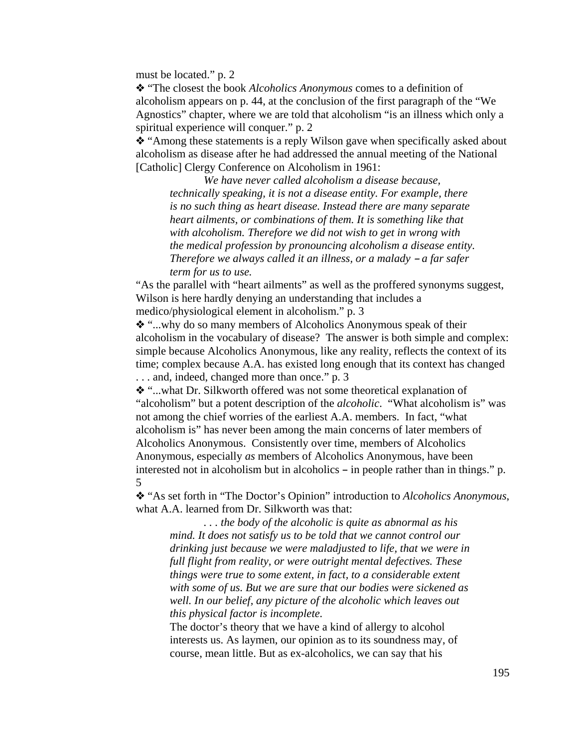must be located." p. 2

❖ "The closest the book *Alcoholics Anonymous* comes to a definition of alcoholism appears on p. 44, at the conclusion of the first paragraph of the "We Agnostics" chapter, where we are told that alcoholism "is an illness which only a spiritual experience will conquer." p. 2

❖ "Among these statements is a reply Wilson gave when specifically asked about alcoholism as disease after he had addressed the annual meeting of the National [Catholic] Clergy Conference on Alcoholism in 1961:

> *We have never called alcoholism a disease because, technically speaking, it is not a disease entity. For example, there is no such thing as heart disease. Instead there are many separate heart ailments, or combinations of them. It is something like that with alcoholism. Therefore we did not wish to get in wrong with the medical profession by pronouncing alcoholism a disease entity. Therefore we always called it an illness, or a malady – a far safer term for us to use.*

"As the parallel with "heart ailments" as well as the proffered synonyms suggest, Wilson is here hardly denying an understanding that includes a medico/physiological element in alcoholism." p. 3

❖ "...why do so many members of Alcoholics Anonymous speak of their alcoholism in the vocabulary of disease? The answer is both simple and complex: simple because Alcoholics Anonymous, like any reality, reflects the context of its time; complex because A.A. has existed long enough that its context has changed . . . and, indeed, changed more than once." p. 3

❖ "...what Dr. Silkworth offered was not some theoretical explanation of "alcoholism" but a potent description of the *alcoholic*. "What alcoholism is" was not among the chief worries of the earliest A.A. members. In fact, "what alcoholism is" has never been among the main concerns of later members of Alcoholics Anonymous. Consistently over time, members of Alcoholics Anonymous, especially *as* members of Alcoholics Anonymous, have been interested not in alcoholism but in alcoholics – in people rather than in things." p. 5

❖ "As set forth in "The Doctor's Opinion" introduction to *Alcoholics Anonymous*, what A.A. learned from Dr. Silkworth was that:

> *. . . the body of the alcoholic is quite as abnormal as his mind. It does not satisfy us to be told that we cannot control our drinking just because we were maladjusted to life, that we were in full flight from reality, or were outright mental defectives. These things were true to some extent, in fact, to a considerable extent with some of us. But we are sure that our bodies were sickened as well. In our belief, any picture of the alcoholic which leaves out this physical factor is incomplete.*
>
> The doctor's theory that we have a kind of allergy to alcohol interests us. As laymen, our opinion as to its soundness may, of course, mean little. But as ex-alcoholics, we can say that his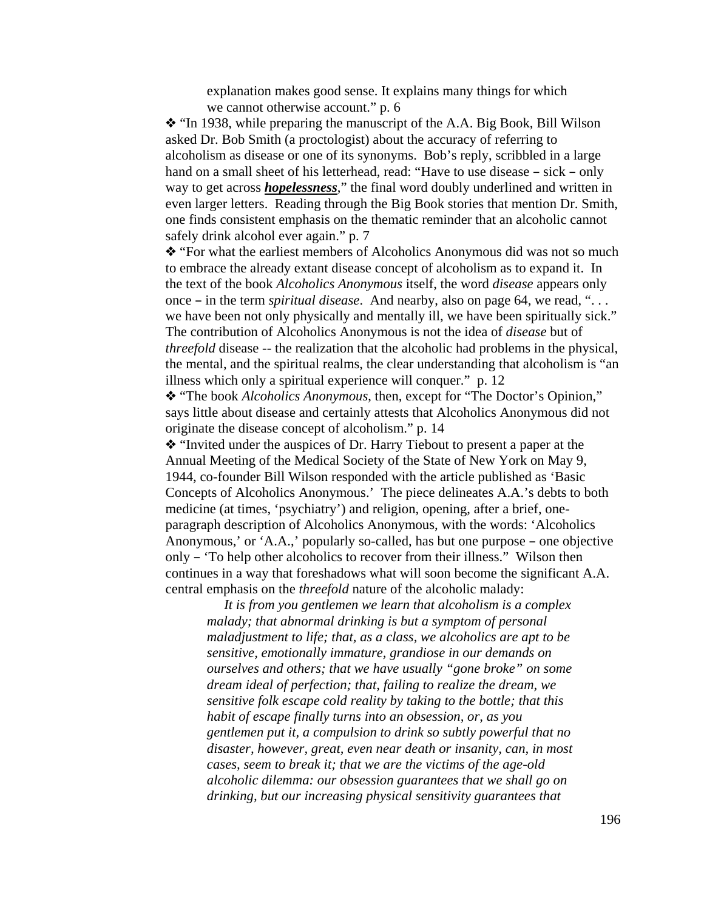> explanation makes good sense. It explains many things for which we cannot otherwise account." p. 6

❖ "In 1938, while preparing the manuscript of the A.A. Big Book, Bill Wilson asked Dr. Bob Smith (a proctologist) about the accuracy of referring to alcoholism as disease or one of its synonyms. Bob's reply, scribbled in a large hand on a small sheet of his letterhead, read: "Have to use disease – sick – only way to get across ***hopelessness***," the final word doubly underlined and written in even larger letters. Reading through the Big Book stories that mention Dr. Smith, one finds consistent emphasis on the thematic reminder that an alcoholic cannot safely drink alcohol ever again." p. 7

❖ "For what the earliest members of Alcoholics Anonymous did was not so much to embrace the already extant disease concept of alcoholism as to expand it. In the text of the book *Alcoholics Anonymous* itself, the word *disease* appears only once – in the term *spiritual disease*. And nearby, also on page 64, we read, ". . . we have been not only physically and mentally ill, we have been spiritually sick." The contribution of Alcoholics Anonymous is not the idea of *disease* but of *threefold* disease -- the realization that the alcoholic had problems in the physical, the mental, and the spiritual realms, the clear understanding that alcoholism is "an illness which only a spiritual experience will conquer." p. 12

❖ "The book *Alcoholics Anonymous*, then, except for "The Doctor's Opinion," says little about disease and certainly attests that Alcoholics Anonymous did not originate the disease concept of alcoholism." p. 14

❖ "Invited under the auspices of Dr. Harry Tiebout to present a paper at the Annual Meeting of the Medical Society of the State of New York on May 9, 1944, co-founder Bill Wilson responded with the article published as 'Basic Concepts of Alcoholics Anonymous.' The piece delineates A.A.'s debts to both medicine (at times, 'psychiatry') and religion, opening, after a brief, one-paragraph description of Alcoholics Anonymous, with the words: 'Alcoholics Anonymous,' or 'A.A.,' popularly so-called, has but one purpose – one objective only – 'To help other alcoholics to recover from their illness." Wilson then continues in a way that foreshadows what will soon become the significant A.A. central emphasis on the *threefold* nature of the alcoholic malady:

> *It is from you gentlemen we learn that alcoholism is a complex malady; that abnormal drinking is but a symptom of personal maladjustment to life; that, as a class, we alcoholics are apt to be sensitive, emotionally immature, grandiose in our demands on ourselves and others; that we have usually "gone broke" on some dream ideal of perfection; that, failing to realize the dream, we sensitive folk escape cold reality by taking to the bottle; that this habit of escape finally turns into an obsession, or, as you gentlemen put it, a compulsion to drink so subtly powerful that no disaster, however, great, even near death or insanity, can, in most cases, seem to break it; that we are the victims of the age-old alcoholic dilemma: our obsession guarantees that we shall go on drinking, but our increasing physical sensitivity guarantees that*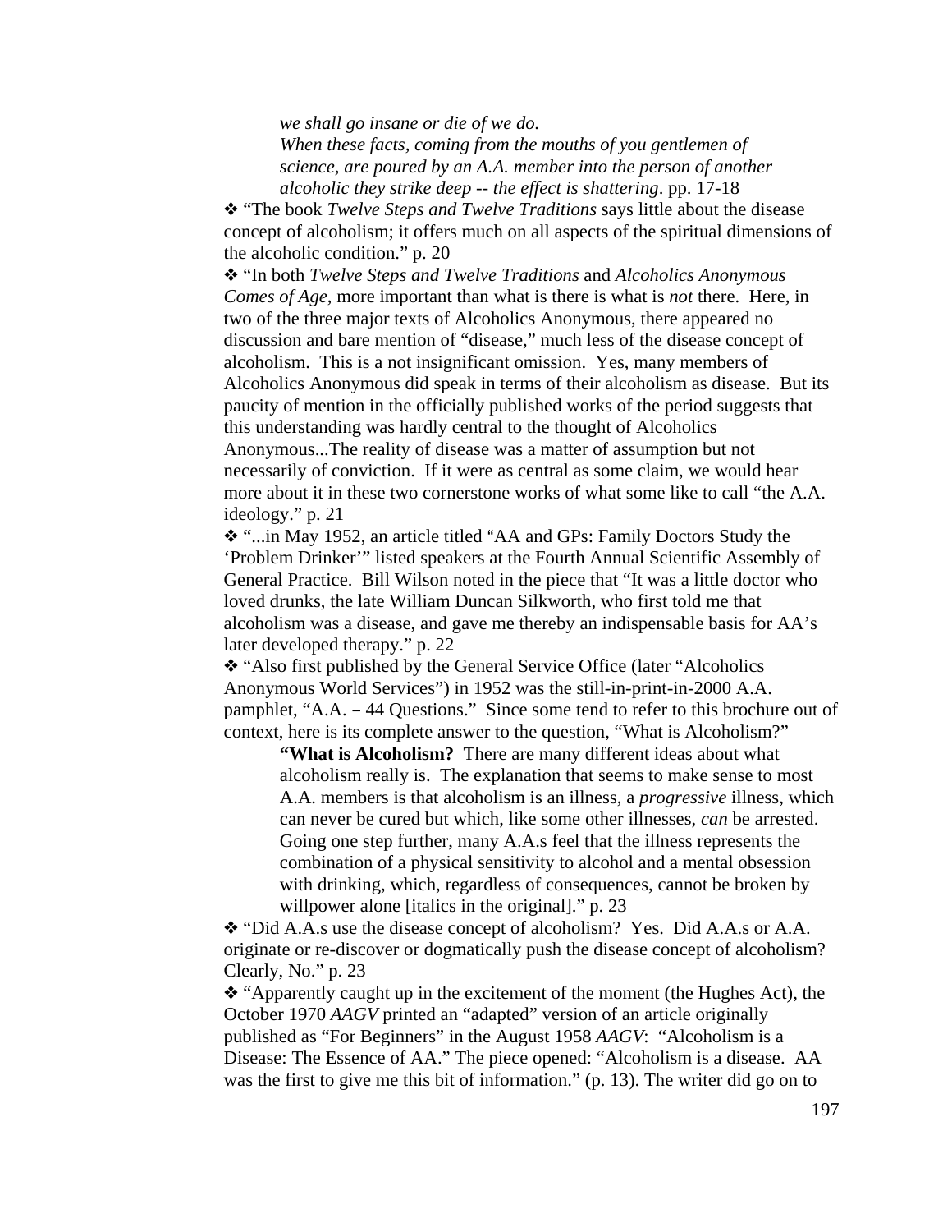> *we shall go insane or die of we do.*
> *When these facts, coming from the mouths of you gentlemen of science, are poured by an A.A. member into the person of another alcoholic they strike deep -- the effect is shattering*. pp. 17-18

❖ "The book *Twelve Steps and Twelve Traditions* says little about the disease concept of alcoholism; it offers much on all aspects of the spiritual dimensions of the alcoholic condition." p. 20

❖ "In both *Twelve Steps and Twelve Traditions* and *Alcoholics Anonymous Comes of Age*, more important than what is there is what is *not* there. Here, in two of the three major texts of Alcoholics Anonymous, there appeared no discussion and bare mention of "disease," much less of the disease concept of alcoholism. This is a not insignificant omission. Yes, many members of Alcoholics Anonymous did speak in terms of their alcoholism as disease. But its paucity of mention in the officially published works of the period suggests that this understanding was hardly central to the thought of Alcoholics Anonymous...The reality of disease was a matter of assumption but not necessarily of conviction. If it were as central as some claim, we would hear more about it in these two cornerstone works of what some like to call "the A.A. ideology." p. 21

❖ "...in May 1952, an article titled "AA and GPs: Family Doctors Study the 'Problem Drinker'" listed speakers at the Fourth Annual Scientific Assembly of General Practice. Bill Wilson noted in the piece that "It was a little doctor who loved drunks, the late William Duncan Silkworth, who first told me that alcoholism was a disease, and gave me thereby an indispensable basis for AA's later developed therapy." p. 22

❖ "Also first published by the General Service Office (later "Alcoholics Anonymous World Services") in 1952 was the still-in-print-in-2000 A.A. pamphlet, "A.A. – 44 Questions." Since some tend to refer to this brochure out of context, here is its complete answer to the question, "What is Alcoholism?"

> **"What is Alcoholism?** There are many different ideas about what alcoholism really is. The explanation that seems to make sense to most A.A. members is that alcoholism is an illness, a *progressive* illness, which can never be cured but which, like some other illnesses, *can* be arrested. Going one step further, many A.A.s feel that the illness represents the combination of a physical sensitivity to alcohol and a mental obsession with drinking, which, regardless of consequences, cannot be broken by willpower alone [italics in the original]." p. 23

❖ "Did A.A.s use the disease concept of alcoholism? Yes. Did A.A.s or A.A. originate or re-discover or dogmatically push the disease concept of alcoholism? Clearly, No." p. 23

❖ "Apparently caught up in the excitement of the moment (the Hughes Act), the October 1970 *AAGV* printed an "adapted" version of an article originally published as "For Beginners" in the August 1958 *AAGV*: "Alcoholism is a Disease: The Essence of AA." The piece opened: "Alcoholism is a disease. AA was the first to give me this bit of information." (p. 13). The writer did go on to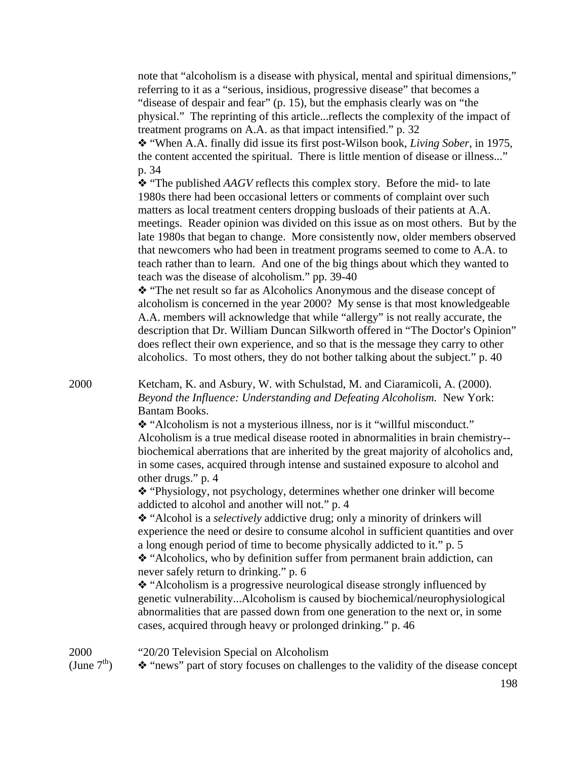note that "alcoholism is a disease with physical, mental and spiritual dimensions," referring to it as a "serious, insidious, progressive disease" that becomes a "disease of despair and fear" (p. 15), but the emphasis clearly was on "the physical." The reprinting of this article...reflects the complexity of the impact of treatment programs on A.A. as that impact intensified." p. 32

❖ "When A.A. finally did issue its first post-Wilson book, *Living Sober*, in 1975, the content accented the spiritual. There is little mention of disease or illness..." p. 34

❖ "The published *AAGV* reflects this complex story. Before the mid- to late 1980s there had been occasional letters or comments of complaint over such matters as local treatment centers dropping busloads of their patients at A.A. meetings. Reader opinion was divided on this issue as on most others. But by the late 1980s that began to change. More consistently now, older members observed that newcomers who had been in treatment programs seemed to come to A.A. to teach rather than to learn. And one of the big things about which they wanted to teach was the disease of alcoholism." pp. 39-40

❖ "The net result so far as Alcoholics Anonymous and the disease concept of alcoholism is concerned in the year 2000? My sense is that most knowledgeable A.A. members will acknowledge that while "allergy" is not really accurate, the description that Dr. William Duncan Silkworth offered in "The Doctor's Opinion" does reflect their own experience, and so that is the message they carry to other alcoholics. To most others, they do not bother talking about the subject." p. 40

2000 — Ketcham, K. and Asbury, W. with Schulstad, M. and Ciaramicoli, A. (2000). *Beyond the Influence: Understanding and Defeating Alcoholism.* New York: Bantam Books.

❖ "Alcoholism is not a mysterious illness, nor is it "willful misconduct." Alcoholism is a true medical disease rooted in abnormalities in brain chemistry--biochemical aberrations that are inherited by the great majority of alcoholics and, in some cases, acquired through intense and sustained exposure to alcohol and other drugs." p. 4

❖ "Physiology, not psychology, determines whether one drinker will become addicted to alcohol and another will not." p. 4

❖ "Alcohol is a *selectively* addictive drug; only a minority of drinkers will experience the need or desire to consume alcohol in sufficient quantities and over a long enough period of time to become physically addicted to it." p. 5

❖ "Alcoholics, who by definition suffer from permanent brain addiction, can never safely return to drinking." p. 6

❖ "Alcoholism is a progressive neurological disease strongly influenced by genetic vulnerability...Alcoholism is caused by biochemical/neurophysiological abnormalities that are passed down from one generation to the next or, in some cases, acquired through heavy or prolonged drinking." p. 46

2000 (June 7th) — "20/20 Television Special on Alcoholism

❖ "news" part of story focuses on challenges to the validity of the disease concept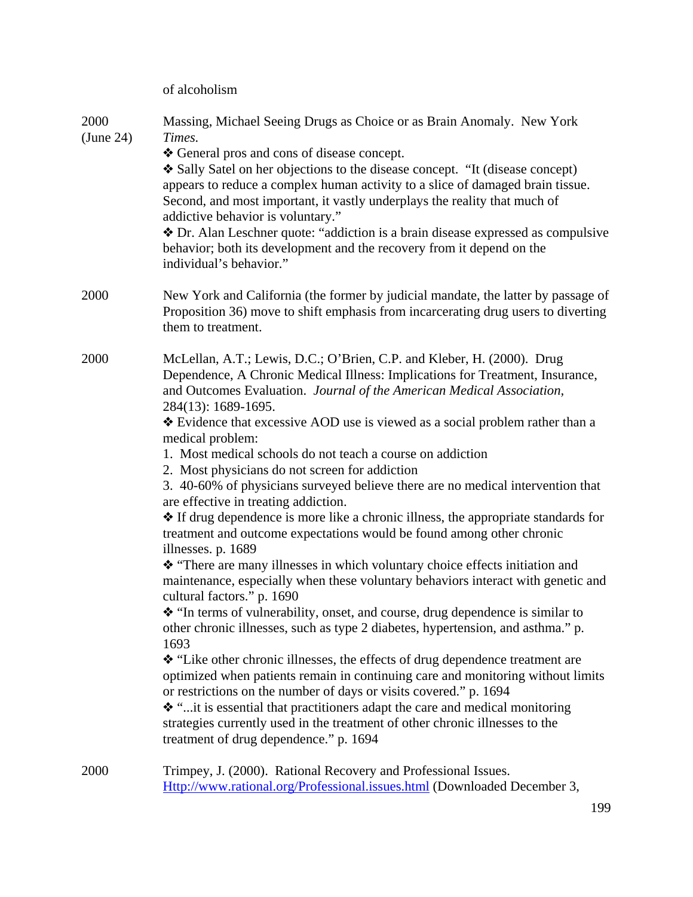of alcoholism

2000 (June 24)

Massing, Michael Seeing Drugs as Choice or as Brain Anomaly. New York *Times.*

❖ General pros and cons of disease concept.

❖ Sally Satel on her objections to the disease concept. "It (disease concept) appears to reduce a complex human activity to a slice of damaged brain tissue. Second, and most important, it vastly underplays the reality that much of addictive behavior is voluntary."

❖ Dr. Alan Leschner quote: "addiction is a brain disease expressed as compulsive behavior; both its development and the recovery from it depend on the individual's behavior."

2000

New York and California (the former by judicial mandate, the latter by passage of Proposition 36) move to shift emphasis from incarcerating drug users to diverting them to treatment.

2000

McLellan, A.T.; Lewis, D.C.; O'Brien, C.P. and Kleber, H. (2000). Drug Dependence, A Chronic Medical Illness: Implications for Treatment, Insurance, and Outcomes Evaluation. *Journal of the American Medical Association*, 284(13): 1689-1695.

❖ Evidence that excessive AOD use is viewed as a social problem rather than a medical problem:

1. Most medical schools do not teach a course on addiction
2. Most physicians do not screen for addiction
3. 40-60% of physicians surveyed believe there are no medical intervention that are effective in treating addiction.

❖ If drug dependence is more like a chronic illness, the appropriate standards for treatment and outcome expectations would be found among other chronic illnesses. p. 1689

❖ "There are many illnesses in which voluntary choice effects initiation and maintenance, especially when these voluntary behaviors interact with genetic and cultural factors." p. 1690

❖ "In terms of vulnerability, onset, and course, drug dependence is similar to other chronic illnesses, such as type 2 diabetes, hypertension, and asthma." p. 1693

❖ "Like other chronic illnesses, the effects of drug dependence treatment are optimized when patients remain in continuing care and monitoring without limits or restrictions on the number of days or visits covered." p. 1694

❖ "...it is essential that practitioners adapt the care and medical monitoring strategies currently used in the treatment of other chronic illnesses to the treatment of drug dependence." p. 1694

2000

Trimpey, J. (2000). Rational Recovery and Professional Issues. [Http://www.rational.org/Professional.issues.html](Http://www.rational.org/Professional.issues.html) (Downloaded December 3,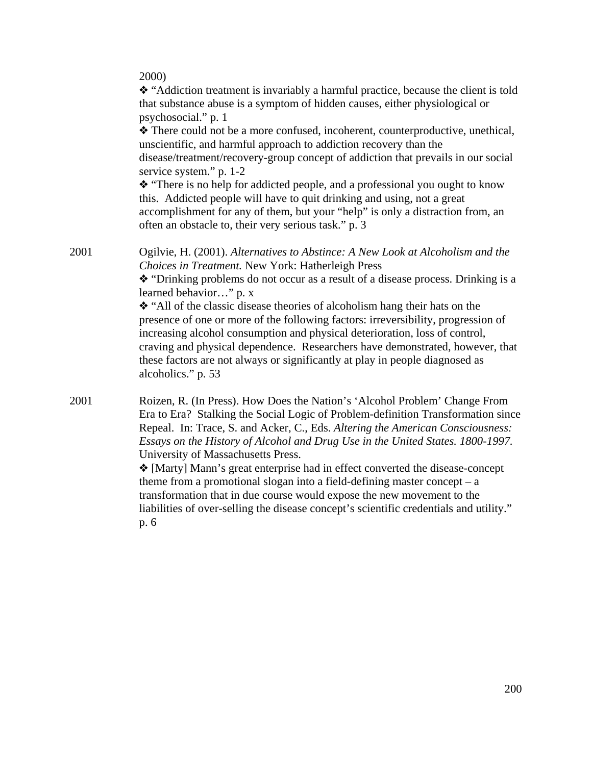2000)

❖ "Addiction treatment is invariably a harmful practice, because the client is told that substance abuse is a symptom of hidden causes, either physiological or psychosocial." p. 1

❖ There could not be a more confused, incoherent, counterproductive, unethical, unscientific, and harmful approach to addiction recovery than the disease/treatment/recovery-group concept of addiction that prevails in our social service system." p. 1-2

❖ "There is no help for addicted people, and a professional you ought to know this. Addicted people will have to quit drinking and using, not a great accomplishment for any of them, but your "help" is only a distraction from, an often an obstacle to, their very serious task." p. 3

2001 — Ogilvie, H. (2001). *Alternatives to Abstince: A New Look at Alcoholism and the Choices in Treatment.* New York: Hatherleigh Press

❖ "Drinking problems do not occur as a result of a disease process. Drinking is a learned behavior…" p. x

❖ "All of the classic disease theories of alcoholism hang their hats on the presence of one or more of the following factors: irreversibility, progression of increasing alcohol consumption and physical deterioration, loss of control, craving and physical dependence. Researchers have demonstrated, however, that these factors are not always or significantly at play in people diagnosed as alcoholics." p. 53

2001 — Roizen, R. (In Press). How Does the Nation's 'Alcohol Problem' Change From Era to Era? Stalking the Social Logic of Problem-definition Transformation since Repeal. In: Trace, S. and Acker, C., Eds. *Altering the American Consciousness: Essays on the History of Alcohol and Drug Use in the United States. 1800-1997.* University of Massachusetts Press.

❖ [Marty] Mann's great enterprise had in effect converted the disease-concept theme from a promotional slogan into a field-defining master concept – a transformation that in due course would expose the new movement to the liabilities of over-selling the disease concept's scientific credentials and utility." p. 6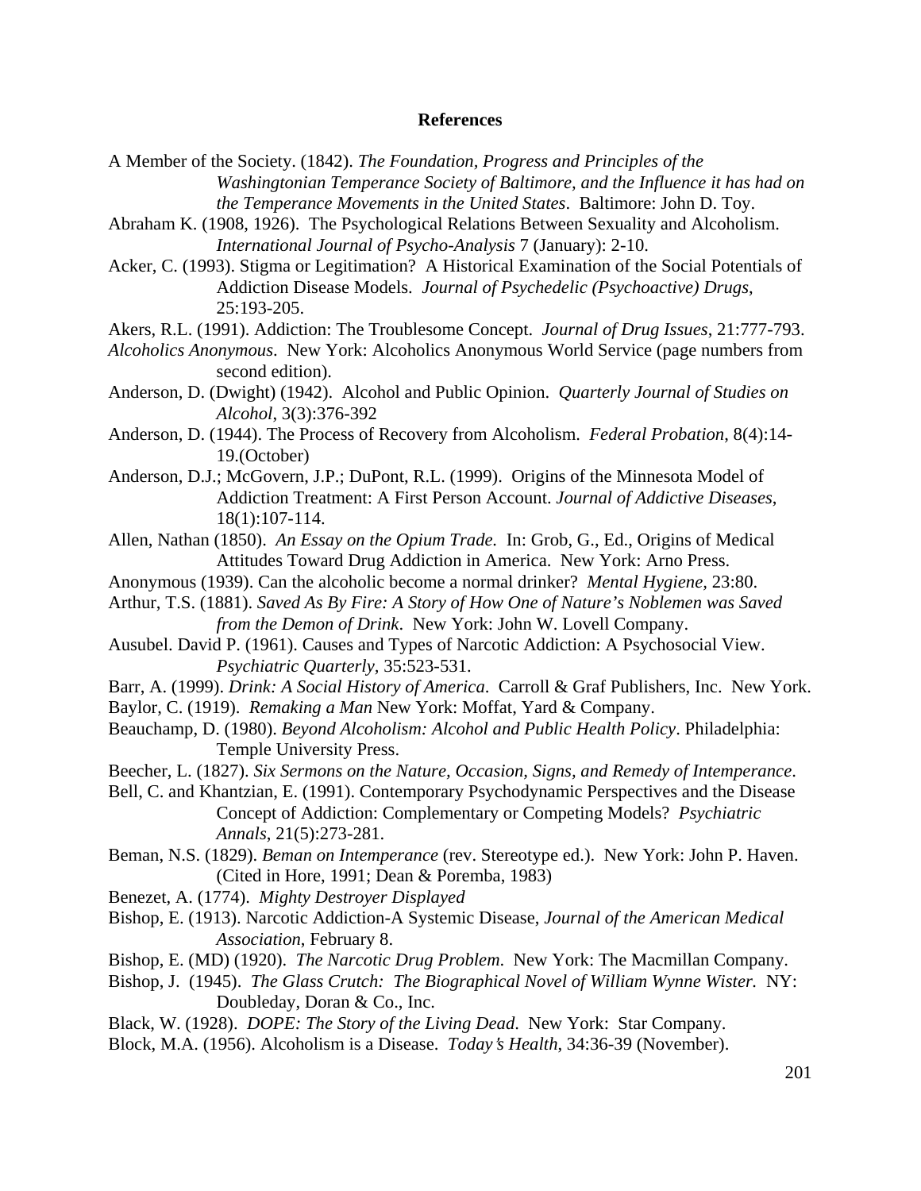## References

A Member of the Society. (1842). *The Foundation, Progress and Principles of the Washingtonian Temperance Society of Baltimore, and the Influence it has had on the Temperance Movements in the United States*. Baltimore: John D. Toy.

Abraham K. (1908, 1926). The Psychological Relations Between Sexuality and Alcoholism. *International Journal of Psycho-Analysis* 7 (January): 2-10.

Acker, C. (1993). Stigma or Legitimation? A Historical Examination of the Social Potentials of Addiction Disease Models. *Journal of Psychedelic (Psychoactive) Drugs*, 25:193-205.

Akers, R.L. (1991). Addiction: The Troublesome Concept. *Journal of Drug Issues*, 21:777-793.

*Alcoholics Anonymous*. New York: Alcoholics Anonymous World Service (page numbers from second edition).

Anderson, D. (Dwight) (1942). Alcohol and Public Opinion. *Quarterly Journal of Studies on Alcohol*, 3(3):376-392

Anderson, D. (1944). The Process of Recovery from Alcoholism. *Federal Probation*, 8(4):14-19.(October)

Anderson, D.J.; McGovern, J.P.; DuPont, R.L. (1999). Origins of the Minnesota Model of Addiction Treatment: A First Person Account. *Journal of Addictive Diseases*, 18(1):107-114.

Allen, Nathan (1850). *An Essay on the Opium Trade.* In: Grob, G., Ed., Origins of Medical Attitudes Toward Drug Addiction in America. New York: Arno Press.

Anonymous (1939). Can the alcoholic become a normal drinker? *Mental Hygiene*, 23:80.

Arthur, T.S. (1881). *Saved As By Fire: A Story of How One of Nature's Noblemen was Saved from the Demon of Drink*. New York: John W. Lovell Company.

Ausubel. David P. (1961). Causes and Types of Narcotic Addiction: A Psychosocial View. *Psychiatric Quarterly*, 35:523-531.

Barr, A. (1999). *Drink: A Social History of America*. Carroll & Graf Publishers, Inc. New York.

Baylor, C. (1919). *Remaking a Man* New York: Moffat, Yard & Company.

Beauchamp, D. (1980). *Beyond Alcoholism: Alcohol and Public Health Policy*. Philadelphia: Temple University Press.

Beecher, L. (1827). *Six Sermons on the Nature, Occasion, Signs, and Remedy of Intemperance*.

Bell, C. and Khantzian, E. (1991). Contemporary Psychodynamic Perspectives and the Disease Concept of Addiction: Complementary or Competing Models? *Psychiatric Annals*, 21(5):273-281.

Beman, N.S. (1829). *Beman on Intemperance* (rev. Stereotype ed.). New York: John P. Haven. (Cited in Hore, 1991; Dean & Poremba, 1983)

Benezet, A. (1774). *Mighty Destroyer Displayed*

Bishop, E. (1913). Narcotic Addiction-A Systemic Disease, *Journal of the American Medical Association*, February 8.

Bishop, E. (MD) (1920). *The Narcotic Drug Problem*. New York: The Macmillan Company.

Bishop, J. (1945). *The Glass Crutch: The Biographical Novel of William Wynne Wister.* NY: Doubleday, Doran & Co., Inc.

Black, W. (1928). *DOPE: The Story of the Living Dead*. New York: Star Company.

Block, M.A. (1956). Alcoholism is a Disease. *Today's Health*, 34:36-39 (November).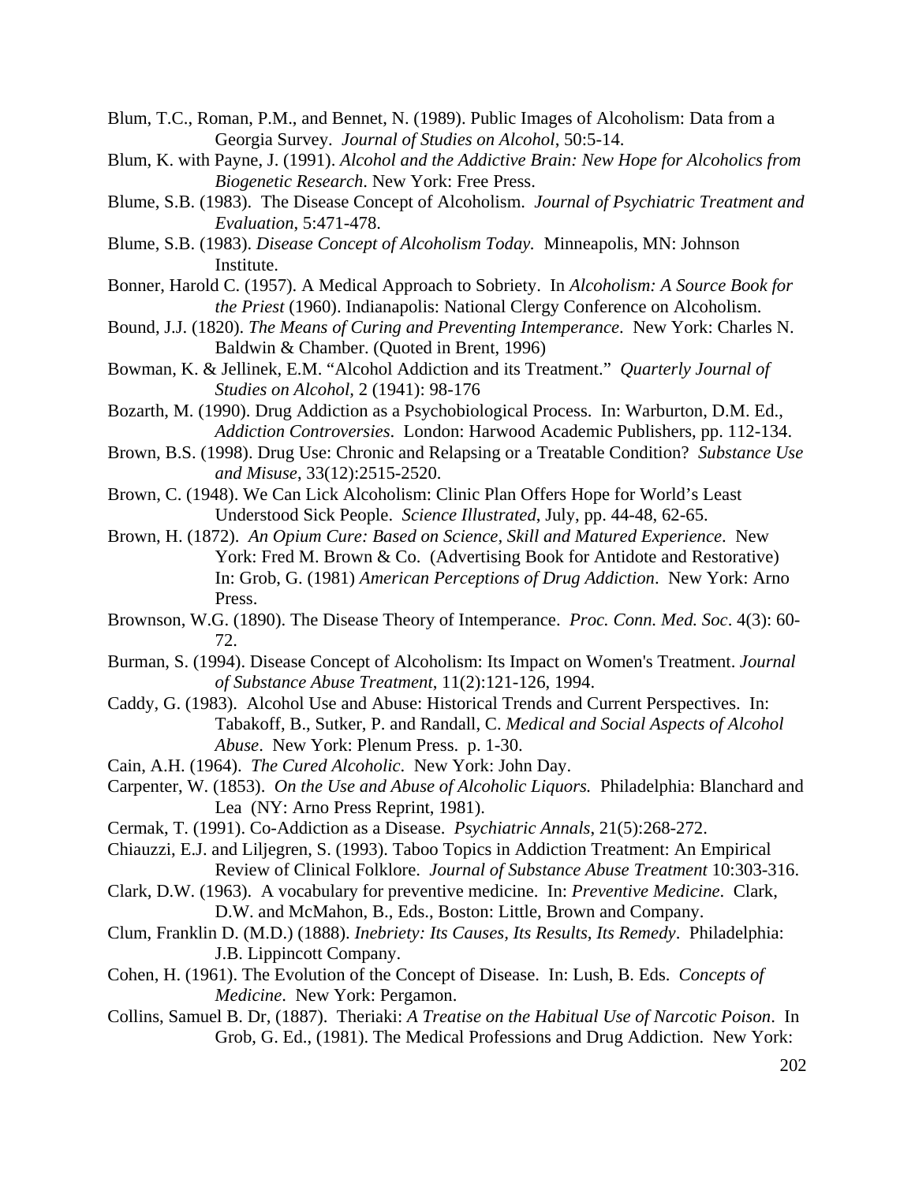Blum, T.C., Roman, P.M., and Bennet, N. (1989). Public Images of Alcoholism: Data from a Georgia Survey. *Journal of Studies on Alcohol*, 50:5-14.

Blum, K. with Payne, J. (1991). *Alcohol and the Addictive Brain: New Hope for Alcoholics from Biogenetic Research*. New York: Free Press.

Blume, S.B. (1983). The Disease Concept of Alcoholism. *Journal of Psychiatric Treatment and Evaluation*, 5:471-478.

Blume, S.B. (1983). *Disease Concept of Alcoholism Today.* Minneapolis, MN: Johnson Institute.

Bonner, Harold C. (1957). A Medical Approach to Sobriety. In *Alcoholism: A Source Book for the Priest* (1960). Indianapolis: National Clergy Conference on Alcoholism.

Bound, J.J. (1820). *The Means of Curing and Preventing Intemperance*. New York: Charles N. Baldwin & Chamber. (Quoted in Brent, 1996)

Bowman, K. & Jellinek, E.M. "Alcohol Addiction and its Treatment." *Quarterly Journal of Studies on Alcohol*, 2 (1941): 98-176

Bozarth, M. (1990). Drug Addiction as a Psychobiological Process. In: Warburton, D.M. Ed., *Addiction Controversies*. London: Harwood Academic Publishers, pp. 112-134.

Brown, B.S. (1998). Drug Use: Chronic and Relapsing or a Treatable Condition? *Substance Use and Misuse*, 33(12):2515-2520.

Brown, C. (1948). We Can Lick Alcoholism: Clinic Plan Offers Hope for World's Least Understood Sick People. *Science Illustrated*, July, pp. 44-48, 62-65.

Brown, H. (1872). *An Opium Cure: Based on Science, Skill and Matured Experience*. New York: Fred M. Brown & Co. (Advertising Book for Antidote and Restorative) In: Grob, G. (1981) *American Perceptions of Drug Addiction*. New York: Arno Press.

Brownson, W.G. (1890). The Disease Theory of Intemperance. *Proc. Conn. Med. Soc*. 4(3): 60-72.

Burman, S. (1994). Disease Concept of Alcoholism: Its Impact on Women's Treatment. *Journal of Substance Abuse Treatment*, 11(2):121-126, 1994.

Caddy, G. (1983). Alcohol Use and Abuse: Historical Trends and Current Perspectives. In: Tabakoff, B., Sutker, P. and Randall, C. *Medical and Social Aspects of Alcohol Abuse*. New York: Plenum Press. p. 1-30.

Cain, A.H. (1964). *The Cured Alcoholic*. New York: John Day.

Carpenter, W. (1853). *On the Use and Abuse of Alcoholic Liquors.* Philadelphia: Blanchard and Lea (NY: Arno Press Reprint, 1981).

Cermak, T. (1991). Co-Addiction as a Disease. *Psychiatric Annals*, 21(5):268-272.

Chiauzzi, E.J. and Liljegren, S. (1993). Taboo Topics in Addiction Treatment: An Empirical Review of Clinical Folklore. *Journal of Substance Abuse Treatment* 10:303-316.

Clark, D.W. (1963). A vocabulary for preventive medicine. In: *Preventive Medicine*. Clark, D.W. and McMahon, B., Eds., Boston: Little, Brown and Company.

Clum, Franklin D. (M.D.) (1888). *Inebriety: Its Causes, Its Results, Its Remedy*. Philadelphia: J.B. Lippincott Company.

Cohen, H. (1961). The Evolution of the Concept of Disease. In: Lush, B. Eds. *Concepts of Medicine*. New York: Pergamon.

Collins, Samuel B. Dr, (1887). Theriaki: *A Treatise on the Habitual Use of Narcotic Poison*. In Grob, G. Ed., (1981). The Medical Professions and Drug Addiction. New York: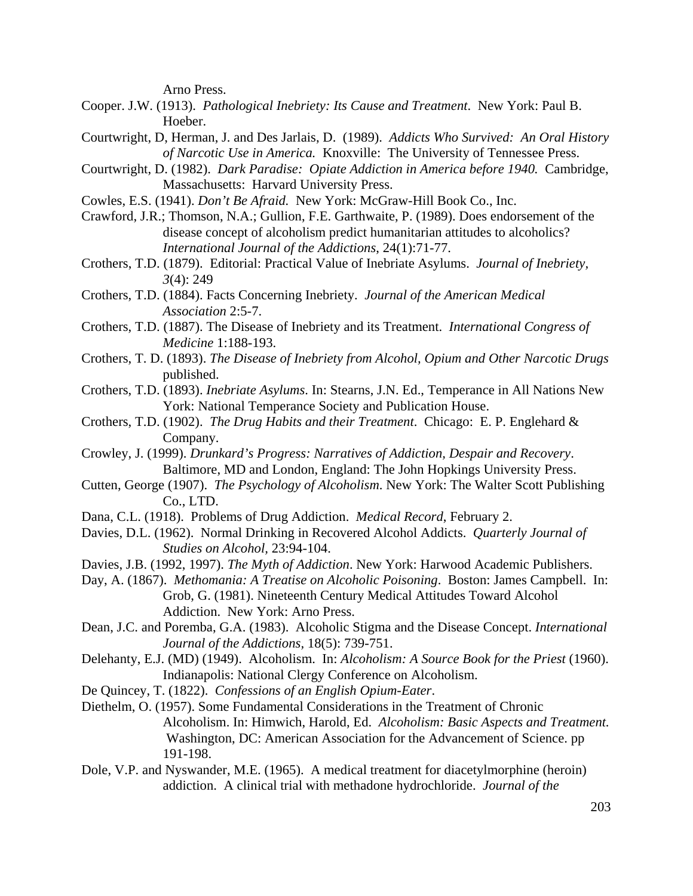Arno Press.

Cooper. J.W. (1913). *Pathological Inebriety: Its Cause and Treatment*. New York: Paul B. Hoeber.

Courtwright, D, Herman, J. and Des Jarlais, D. (1989). *Addicts Who Survived: An Oral History of Narcotic Use in America.* Knoxville: The University of Tennessee Press.

Courtwright, D. (1982). *Dark Paradise: Opiate Addiction in America before 1940.* Cambridge, Massachusetts: Harvard University Press.

Cowles, E.S. (1941). *Don't Be Afraid.* New York: McGraw-Hill Book Co., Inc.

Crawford, J.R.; Thomson, N.A.; Gullion, F.E. Garthwaite, P. (1989). Does endorsement of the disease concept of alcoholism predict humanitarian attitudes to alcoholics? *International Journal of the Addictions*, 24(1):71-77.

Crothers, T.D. (1879). Editorial: Practical Value of Inebriate Asylums. *Journal of Inebriety, 3*(4): 249

Crothers, T.D. (1884). Facts Concerning Inebriety. *Journal of the American Medical Association* 2:5-7.

Crothers, T.D. (1887). The Disease of Inebriety and its Treatment. *International Congress of Medicine* 1:188-193.

Crothers, T. D. (1893). *The Disease of Inebriety from Alcohol, Opium and Other Narcotic Drugs* published.

Crothers, T.D. (1893). *Inebriate Asylums*. In: Stearns, J.N. Ed., Temperance in All Nations New York: National Temperance Society and Publication House.

Crothers, T.D. (1902). *The Drug Habits and their Treatment*. Chicago: E. P. Englehard & Company.

Crowley, J. (1999). *Drunkard's Progress: Narratives of Addiction, Despair and Recovery*. Baltimore, MD and London, England: The John Hopkings University Press.

Cutten, George (1907). *The Psychology of Alcoholism*. New York: The Walter Scott Publishing Co., LTD.

Dana, C.L. (1918). Problems of Drug Addiction. *Medical Record*, February 2.

Davies, D.L. (1962). Normal Drinking in Recovered Alcohol Addicts. *Quarterly Journal of Studies on Alcohol*, 23:94-104.

Davies, J.B. (1992, 1997). *The Myth of Addiction*. New York: Harwood Academic Publishers.

Day, A. (1867). *Methomania: A Treatise on Alcoholic Poisoning*. Boston: James Campbell. In: Grob, G. (1981). Nineteenth Century Medical Attitudes Toward Alcohol Addiction. New York: Arno Press.

Dean, J.C. and Poremba, G.A. (1983). Alcoholic Stigma and the Disease Concept. *International Journal of the Addictions*, 18(5): 739-751.

Delehanty, E.J. (MD) (1949). Alcoholism. In: *Alcoholism: A Source Book for the Priest* (1960). Indianapolis: National Clergy Conference on Alcoholism.

De Quincey, T. (1822). *Confessions of an English Opium-Eater*.

Diethelm, O. (1957). Some Fundamental Considerations in the Treatment of Chronic Alcoholism. In: Himwich, Harold, Ed. *Alcoholism: Basic Aspects and Treatment.* Washington, DC: American Association for the Advancement of Science. pp 191-198.

Dole, V.P. and Nyswander, M.E. (1965). A medical treatment for diacetylmorphine (heroin) addiction. A clinical trial with methadone hydrochloride. *Journal of the*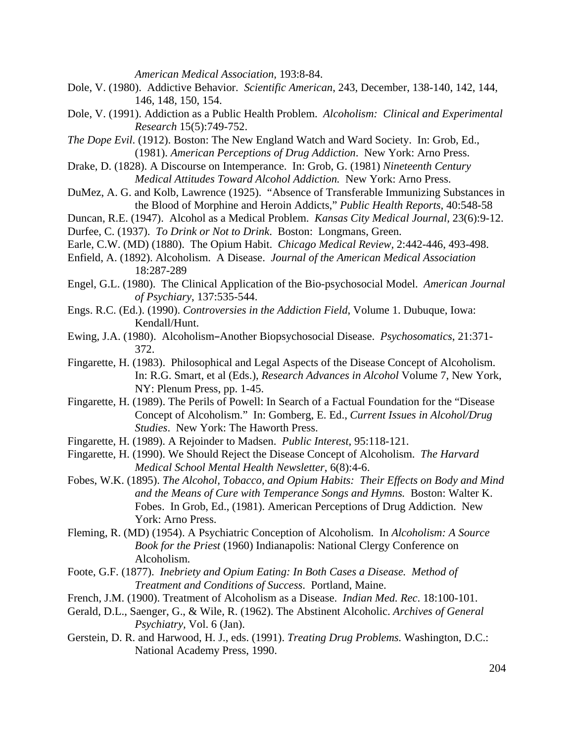*American Medical Association,* 193:8-84.

Dole, V. (1980). Addictive Behavior. *Scientific American*, 243, December, 138-140, 142, 144, 146, 148, 150, 154.

Dole, V. (1991). Addiction as a Public Health Problem. *Alcoholism: Clinical and Experimental Research* 15(5):749-752.

*The Dope Evil*. (1912). Boston: The New England Watch and Ward Society. In: Grob, Ed., (1981). *American Perceptions of Drug Addiction*. New York: Arno Press.

Drake, D. (1828). A Discourse on Intemperance. In: Grob, G. (1981) *Nineteenth Century Medical Attitudes Toward Alcohol Addiction.* New York: Arno Press.

DuMez, A. G. and Kolb, Lawrence (1925). "Absence of Transferable Immunizing Substances in the Blood of Morphine and Heroin Addicts," *Public Health Reports*, 40:548-58

Duncan, R.E. (1947). Alcohol as a Medical Problem. *Kansas City Medical Journal,* 23(6):9-12.

Durfee, C. (1937). *To Drink or Not to Drink*. Boston: Longmans, Green.

Earle, C.W. (MD) (1880). The Opium Habit. *Chicago Medical Review,* 2:442-446, 493-498.

Enfield, A. (1892). Alcoholism. A Disease. *Journal of the American Medical Association* 18:287-289

Engel, G.L. (1980). The Clinical Application of the Bio-psychosocial Model. *American Journal of Psychiary*, 137:535-544.

Engs. R.C. (Ed.). (1990). *Controversies in the Addiction Field*, Volume 1. Dubuque, Iowa: Kendall/Hunt.

Ewing, J.A. (1980). Alcoholism–Another Biopsychosocial Disease. *Psychosomatics*, 21:371-372.

Fingarette, H. (1983). Philosophical and Legal Aspects of the Disease Concept of Alcoholism. In: R.G. Smart, et al (Eds.), *Research Advances in Alcohol* Volume 7, New York, NY: Plenum Press, pp. 1-45.

Fingarette, H. (1989). The Perils of Powell: In Search of a Factual Foundation for the "Disease Concept of Alcoholism." In: Gomberg, E. Ed., *Current Issues in Alcohol/Drug Studies*. New York: The Haworth Press.

Fingarette, H. (1989). A Rejoinder to Madsen. *Public Interest,* 95:118-121.

Fingarette, H. (1990). We Should Reject the Disease Concept of Alcoholism. *The Harvard Medical School Mental Health Newsletter*, 6(8):4-6.

Fobes, W.K. (1895). *The Alcohol, Tobacco, and Opium Habits: Their Effects on Body and Mind and the Means of Cure with Temperance Songs and Hymns.* Boston: Walter K. Fobes. In Grob, Ed., (1981). American Perceptions of Drug Addiction. New York: Arno Press.

Fleming, R. (MD) (1954). A Psychiatric Conception of Alcoholism. In *Alcoholism: A Source Book for the Priest* (1960) Indianapolis: National Clergy Conference on Alcoholism.

Foote, G.F. (1877). *Inebriety and Opium Eating: In Both Cases a Disease. Method of Treatment and Conditions of Success*. Portland, Maine.

French, J.M. (1900). Treatment of Alcoholism as a Disease. *Indian Med. Rec*. 18:100-101.

Gerald, D.L., Saenger, G., & Wile, R. (1962). The Abstinent Alcoholic. *Archives of General Psychiatry*, Vol. 6 (Jan).

Gerstein, D. R. and Harwood, H. J., eds. (1991). *Treating Drug Problems.* Washington, D.C.: National Academy Press, 1990.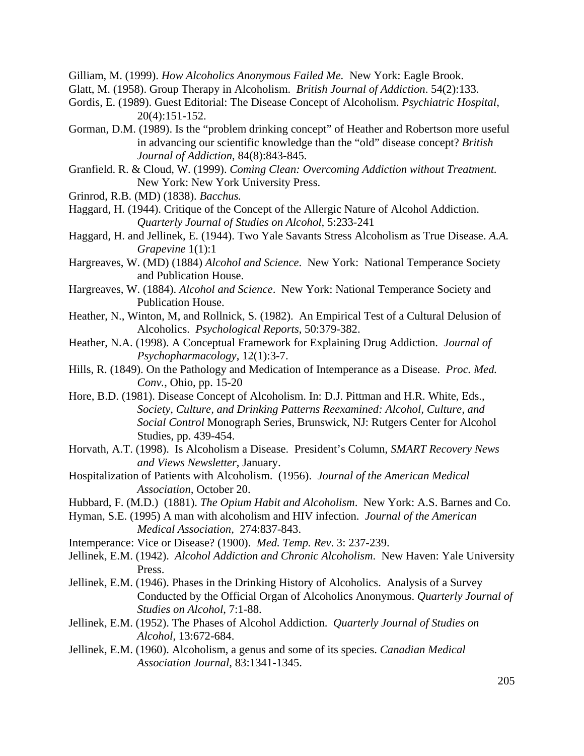Gilliam, M. (1999). *How Alcoholics Anonymous Failed Me.* New York: Eagle Brook.

Glatt, M. (1958). Group Therapy in Alcoholism. *British Journal of Addiction*. 54(2):133.

Gordis, E. (1989). Guest Editorial: The Disease Concept of Alcoholism. *Psychiatric Hospital,* 20(4):151-152.

Gorman, D.M. (1989). Is the "problem drinking concept" of Heather and Robertson more useful in advancing our scientific knowledge than the "old" disease concept? *British Journal of Addiction*, 84(8):843-845.

Granfield. R. & Cloud, W. (1999). *Coming Clean: Overcoming Addiction without Treatment.* New York: New York University Press.

Grinrod, R.B. (MD) (1838). *Bacchus.*

Haggard, H. (1944). Critique of the Concept of the Allergic Nature of Alcohol Addiction. *Quarterly Journal of Studies on Alcohol*, 5:233-241

Haggard, H. and Jellinek, E. (1944). Two Yale Savants Stress Alcoholism as True Disease. *A.A. Grapevine* 1(1):1

Hargreaves, W. (MD) (1884) *Alcohol and Science*. New York: National Temperance Society and Publication House.

Hargreaves, W. (1884). *Alcohol and Science*. New York: National Temperance Society and Publication House.

Heather, N., Winton, M, and Rollnick, S. (1982). An Empirical Test of a Cultural Delusion of Alcoholics. *Psychological Reports*, 50:379-382.

Heather, N.A. (1998). A Conceptual Framework for Explaining Drug Addiction. *Journal of Psychopharmacology*, 12(1):3-7.

Hills, R. (1849). On the Pathology and Medication of Intemperance as a Disease. *Proc. Med. Conv.*, Ohio, pp. 15-20

Hore, B.D. (1981). Disease Concept of Alcoholism. In: D.J. Pittman and H.R. White, Eds., *Society, Culture, and Drinking Patterns Reexamined: Alcohol, Culture, and Social Control* Monograph Series, Brunswick, NJ: Rutgers Center for Alcohol Studies, pp. 439-454.

Horvath, A.T. (1998). Is Alcoholism a Disease. President's Column, *SMART Recovery News and Views Newsletter*, January.

Hospitalization of Patients with Alcoholism. (1956). *Journal of the American Medical Association*, October 20.

Hubbard, F. (M.D.) (1881). *The Opium Habit and Alcoholism*. New York: A.S. Barnes and Co.

Hyman, S.E. (1995) A man with alcoholism and HIV infection. *Journal of the American Medical Association*, 274:837-843.

Intemperance: Vice or Disease? (1900). *Med. Temp. Rev*. 3: 237-239.

Jellinek, E.M. (1942). *Alcohol Addiction and Chronic Alcoholism*. New Haven: Yale University Press.

Jellinek, E.M. (1946). Phases in the Drinking History of Alcoholics. Analysis of a Survey Conducted by the Official Organ of Alcoholics Anonymous. *Quarterly Journal of Studies on Alcohol*, 7:1-88.

Jellinek, E.M. (1952). The Phases of Alcohol Addiction. *Quarterly Journal of Studies on Alcohol*, 13:672-684.

Jellinek, E.M. (1960). Alcoholism, a genus and some of its species. *Canadian Medical Association Journal*, 83:1341-1345.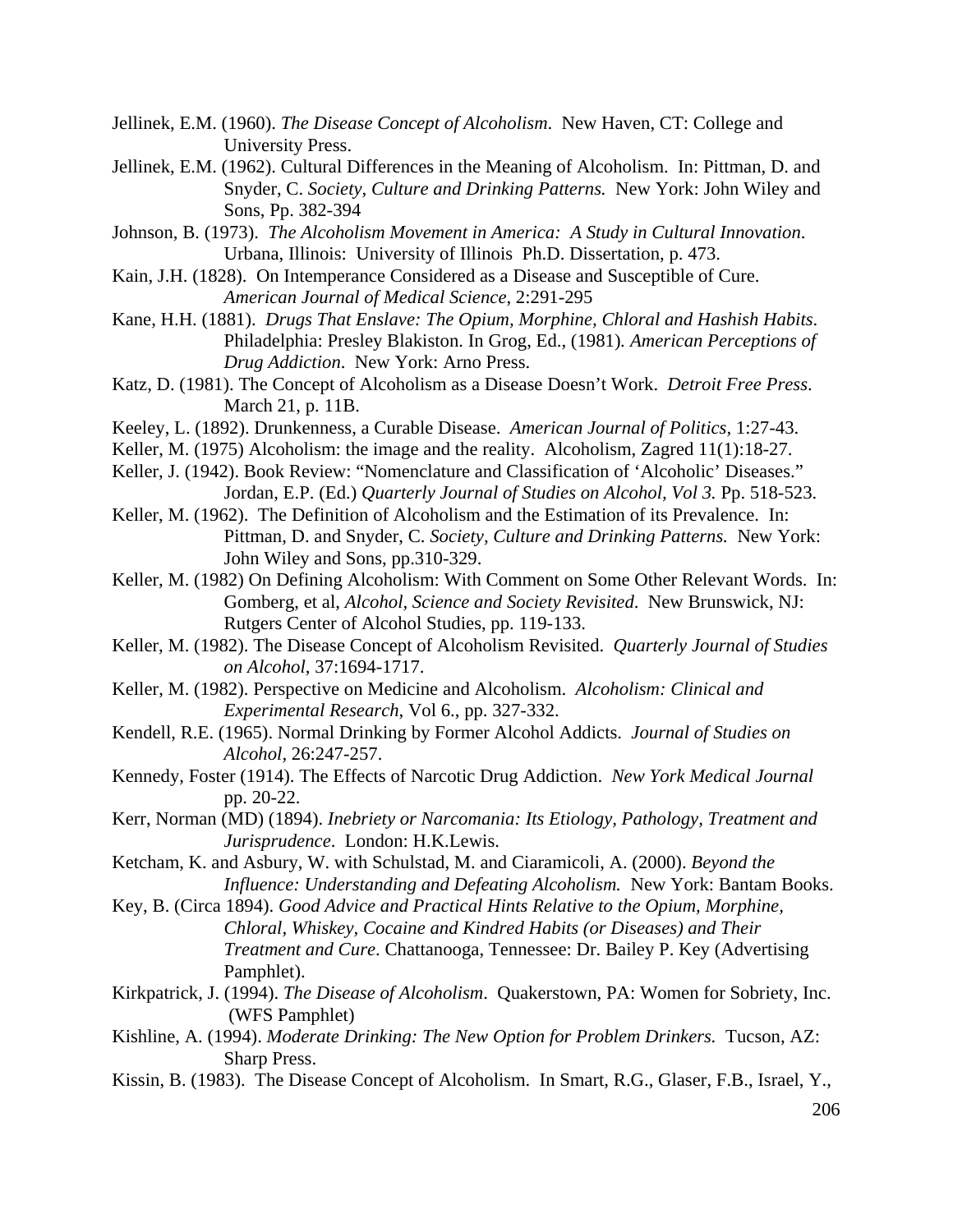Jellinek, E.M. (1960). *The Disease Concept of Alcoholism*. New Haven, CT: College and University Press.

Jellinek, E.M. (1962). Cultural Differences in the Meaning of Alcoholism. In: Pittman, D. and Snyder, C. *Society, Culture and Drinking Patterns.* New York: John Wiley and Sons, Pp. 382-394

Johnson, B. (1973). *The Alcoholism Movement in America: A Study in Cultural Innovation*. Urbana, Illinois: University of Illinois Ph.D. Dissertation, p. 473.

Kain, J.H. (1828). On Intemperance Considered as a Disease and Susceptible of Cure. *American Journal of Medical Science*, 2:291-295

Kane, H.H. (1881). *Drugs That Enslave: The Opium, Morphine, Chloral and Hashish Habits*. Philadelphia: Presley Blakiston. In Grog, Ed., (1981). *American Perceptions of Drug Addiction*. New York: Arno Press.

Katz, D. (1981). The Concept of Alcoholism as a Disease Doesn't Work. *Detroit Free Press*. March 21, p. 11B.

Keeley, L. (1892). Drunkenness, a Curable Disease. *American Journal of Politics,* 1:27-43.

Keller, M. (1975) Alcoholism: the image and the reality. Alcoholism, Zagred 11(1):18-27.

Keller, J. (1942). Book Review: "Nomenclature and Classification of 'Alcoholic' Diseases." Jordan, E.P. (Ed.) *Quarterly Journal of Studies on Alcohol, Vol 3.* Pp. 518-523.

Keller, M. (1962). The Definition of Alcoholism and the Estimation of its Prevalence. In: Pittman, D. and Snyder, C. *Society, Culture and Drinking Patterns.* New York: John Wiley and Sons, pp.310-329.

Keller, M. (1982) On Defining Alcoholism: With Comment on Some Other Relevant Words. In: Gomberg, et al, *Alcohol, Science and Society Revisited*. New Brunswick, NJ: Rutgers Center of Alcohol Studies, pp. 119-133.

Keller, M. (1982). The Disease Concept of Alcoholism Revisited. *Quarterly Journal of Studies on Alcohol*, 37:1694-1717.

Keller, M. (1982). Perspective on Medicine and Alcoholism. *Alcoholism: Clinical and Experimental Research*, Vol 6., pp. 327-332.

Kendell, R.E. (1965). Normal Drinking by Former Alcohol Addicts. *Journal of Studies on Alcohol*, 26:247-257.

Kennedy, Foster (1914). The Effects of Narcotic Drug Addiction. *New York Medical Journal* pp. 20-22.

Kerr, Norman (MD) (1894). *Inebriety or Narcomania: Its Etiology, Pathology, Treatment and Jurisprudence*. London: H.K.Lewis.

Ketcham, K. and Asbury, W. with Schulstad, M. and Ciaramicoli, A. (2000). *Beyond the Influence: Understanding and Defeating Alcoholism.* New York: Bantam Books.

Key, B. (Circa 1894). *Good Advice and Practical Hints Relative to the Opium, Morphine, Chloral, Whiskey, Cocaine and Kindred Habits (or Diseases) and Their Treatment and Cure*. Chattanooga, Tennessee: Dr. Bailey P. Key (Advertising Pamphlet).

Kirkpatrick, J. (1994). *The Disease of Alcoholism*. Quakerstown, PA: Women for Sobriety, Inc. (WFS Pamphlet)

Kishline, A. (1994). *Moderate Drinking: The New Option for Problem Drinkers.* Tucson, AZ: Sharp Press.

Kissin, B. (1983). The Disease Concept of Alcoholism. In Smart, R.G., Glaser, F.B., Israel, Y.,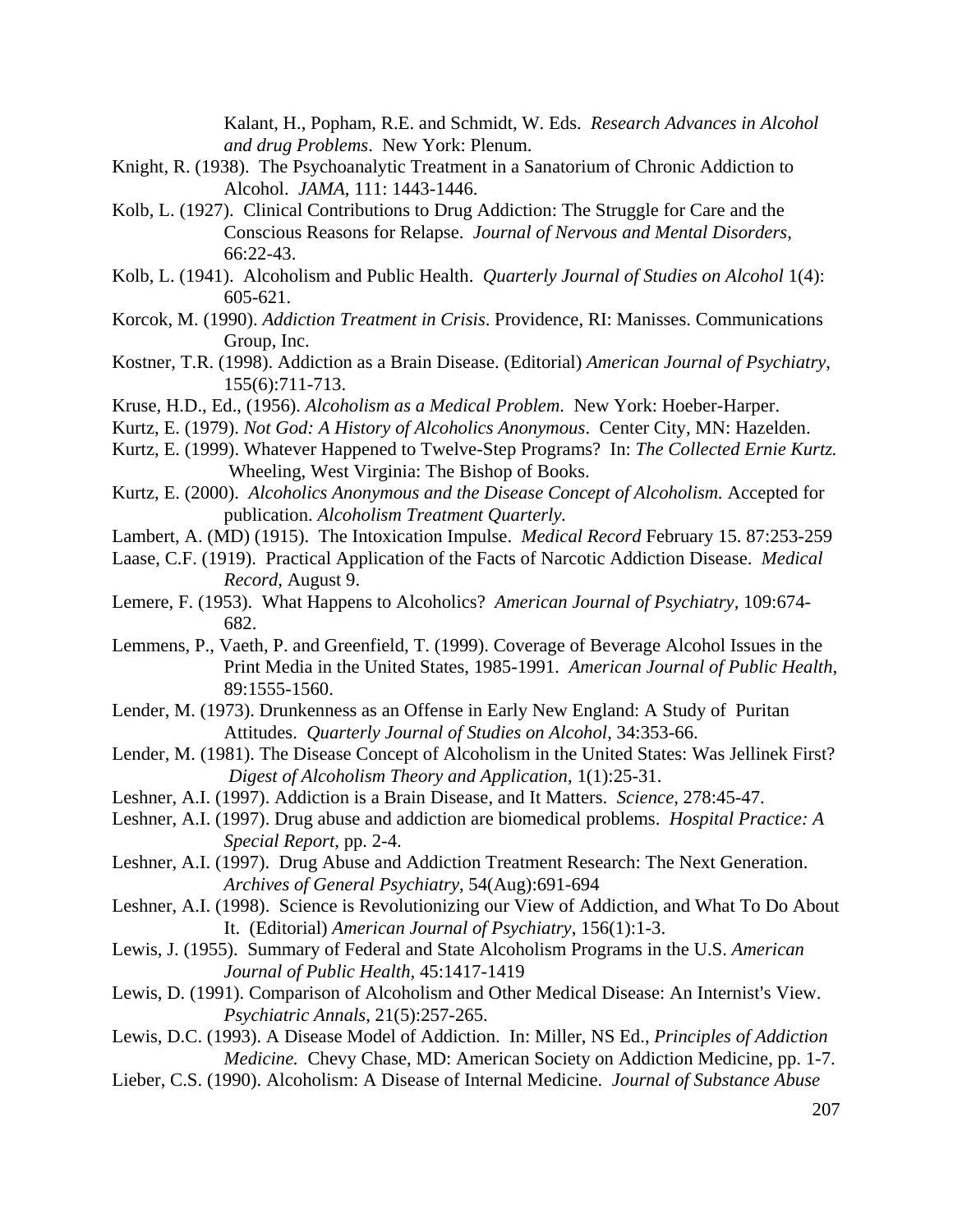Kalant, H., Popham, R.E. and Schmidt, W. Eds. *Research Advances in Alcohol and drug Problems*. New York: Plenum.

Knight, R. (1938). The Psychoanalytic Treatment in a Sanatorium of Chronic Addiction to Alcohol. *JAMA*, 111: 1443-1446.

Kolb, L. (1927). Clinical Contributions to Drug Addiction: The Struggle for Care and the Conscious Reasons for Relapse. *Journal of Nervous and Mental Disorders*, 66:22-43.

Kolb, L. (1941). Alcoholism and Public Health. *Quarterly Journal of Studies on Alcohol* 1(4): 605-621.

Korcok, M. (1990). *Addiction Treatment in Crisis*. Providence, RI: Manisses. Communications Group, Inc.

Kostner, T.R. (1998). Addiction as a Brain Disease. (Editorial) *American Journal of Psychiatry*, 155(6):711-713.

Kruse, H.D., Ed., (1956). *Alcoholism as a Medical Problem*. New York: Hoeber-Harper.

Kurtz, E. (1979). *Not God: A History of Alcoholics Anonymous*. Center City, MN: Hazelden.

Kurtz, E. (1999). Whatever Happened to Twelve-Step Programs? In: *The Collected Ernie Kurtz.* Wheeling, West Virginia: The Bishop of Books.

Kurtz, E. (2000). *Alcoholics Anonymous and the Disease Concept of Alcoholism.* Accepted for publication. *Alcoholism Treatment Quarterly.*

Lambert, A. (MD) (1915). The Intoxication Impulse. *Medical Record* February 15. 87:253-259

Laase, C.F. (1919). Practical Application of the Facts of Narcotic Addiction Disease. *Medical Record*, August 9.

Lemere, F. (1953). What Happens to Alcoholics? *American Journal of Psychiatry*, 109:674-682.

Lemmens, P., Vaeth, P. and Greenfield, T. (1999). Coverage of Beverage Alcohol Issues in the Print Media in the United States, 1985-1991. *American Journal of Public Health*, 89:1555-1560.

Lender, M. (1973). Drunkenness as an Offense in Early New England: A Study of Puritan Attitudes. *Quarterly Journal of Studies on Alcohol*, 34:353-66.

Lender, M. (1981). The Disease Concept of Alcoholism in the United States: Was Jellinek First? *Digest of Alcoholism Theory and Application*, 1(1):25-31.

Leshner, A.I. (1997). Addiction is a Brain Disease, and It Matters. *Science*, 278:45-47.

Leshner, A.I. (1997). Drug abuse and addiction are biomedical problems. *Hospital Practice: A Special Report*, pp. 2-4.

Leshner, A.I. (1997). Drug Abuse and Addiction Treatment Research: The Next Generation. *Archives of General Psychiatry*, 54(Aug):691-694

Leshner, A.I. (1998). Science is Revolutionizing our View of Addiction, and What To Do About It. (Editorial) *American Journal of Psychiatry*, 156(1):1-3.

Lewis, J. (1955). Summary of Federal and State Alcoholism Programs in the U.S. *American Journal of Public Health*, 45:1417-1419

Lewis, D. (1991). Comparison of Alcoholism and Other Medical Disease: An Internist's View. *Psychiatric Annals*, 21(5):257-265.

Lewis, D.C. (1993). A Disease Model of Addiction. In: Miller, NS Ed., *Principles of Addiction Medicine.* Chevy Chase, MD: American Society on Addiction Medicine, pp. 1-7.

Lieber, C.S. (1990). Alcoholism: A Disease of Internal Medicine. *Journal of Substance Abuse*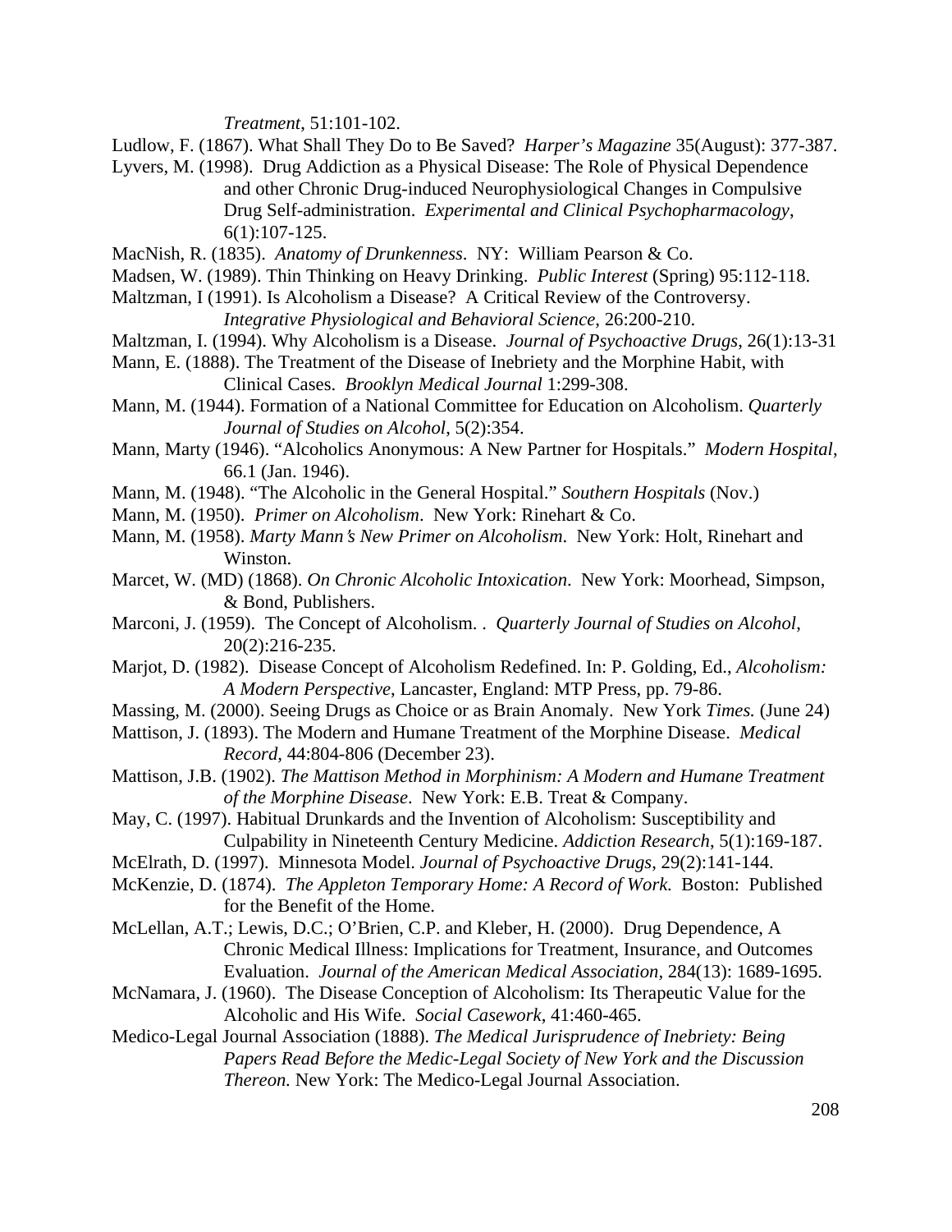*Treatment*, 51:101-102.

Ludlow, F. (1867). What Shall They Do to Be Saved? *Harper's Magazine* 35(August): 377-387.

Lyvers, M. (1998). Drug Addiction as a Physical Disease: The Role of Physical Dependence and other Chronic Drug-induced Neurophysiological Changes in Compulsive Drug Self-administration. *Experimental and Clinical Psychopharmacology*, 6(1):107-125.

MacNish, R. (1835). *Anatomy of Drunkenness*. NY: William Pearson & Co.

Madsen, W. (1989). Thin Thinking on Heavy Drinking. *Public Interest* (Spring) 95:112-118.

Maltzman, I (1991). Is Alcoholism a Disease? A Critical Review of the Controversy. *Integrative Physiological and Behavioral Science*, 26:200-210.

Maltzman, I. (1994). Why Alcoholism is a Disease. *Journal of Psychoactive Drugs*, 26(1):13-31

Mann, E. (1888). The Treatment of the Disease of Inebriety and the Morphine Habit, with Clinical Cases. *Brooklyn Medical Journal* 1:299-308.

Mann, M. (1944). Formation of a National Committee for Education on Alcoholism. *Quarterly Journal of Studies on Alcohol*, 5(2):354.

Mann, Marty (1946). "Alcoholics Anonymous: A New Partner for Hospitals." *Modern Hospital*, 66.1 (Jan. 1946).

Mann, M. (1948). "The Alcoholic in the General Hospital." *Southern Hospitals* (Nov.)

Mann, M. (1950). *Primer on Alcoholism*. New York: Rinehart & Co.

Mann, M. (1958). *Marty Mann's New Primer on Alcoholism*. New York: Holt, Rinehart and Winston.

Marcet, W. (MD) (1868). *On Chronic Alcoholic Intoxication*. New York: Moorhead, Simpson, & Bond, Publishers.

Marconi, J. (1959). The Concept of Alcoholism. . *Quarterly Journal of Studies on Alcohol*, 20(2):216-235.

Marjot, D. (1982). Disease Concept of Alcoholism Redefined. In: P. Golding, Ed., *Alcoholism: A Modern Perspective*, Lancaster, England: MTP Press, pp. 79-86.

Massing, M. (2000). Seeing Drugs as Choice or as Brain Anomaly. New York *Times.* (June 24)

Mattison, J. (1893). The Modern and Humane Treatment of the Morphine Disease. *Medical Record*, 44:804-806 (December 23).

Mattison, J.B. (1902). *The Mattison Method in Morphinism: A Modern and Humane Treatment of the Morphine Disease*. New York: E.B. Treat & Company.

May, C. (1997). Habitual Drunkards and the Invention of Alcoholism: Susceptibility and Culpability in Nineteenth Century Medicine. *Addiction Research*, 5(1):169-187.

McElrath, D. (1997). Minnesota Model. *Journal of Psychoactive Drugs*, 29(2):141-144.

McKenzie, D. (1874). *The Appleton Temporary Home: A Record of Work.* Boston: Published for the Benefit of the Home.

McLellan, A.T.; Lewis, D.C.; O'Brien, C.P. and Kleber, H. (2000). Drug Dependence, A Chronic Medical Illness: Implications for Treatment, Insurance, and Outcomes Evaluation. *Journal of the American Medical Association*, 284(13): 1689-1695.

McNamara, J. (1960). The Disease Conception of Alcoholism: Its Therapeutic Value for the Alcoholic and His Wife. *Social Casework*, 41:460-465.

Medico-Legal Journal Association (1888). *The Medical Jurisprudence of Inebriety: Being Papers Read Before the Medic-Legal Society of New York and the Discussion Thereon.* New York: The Medico-Legal Journal Association.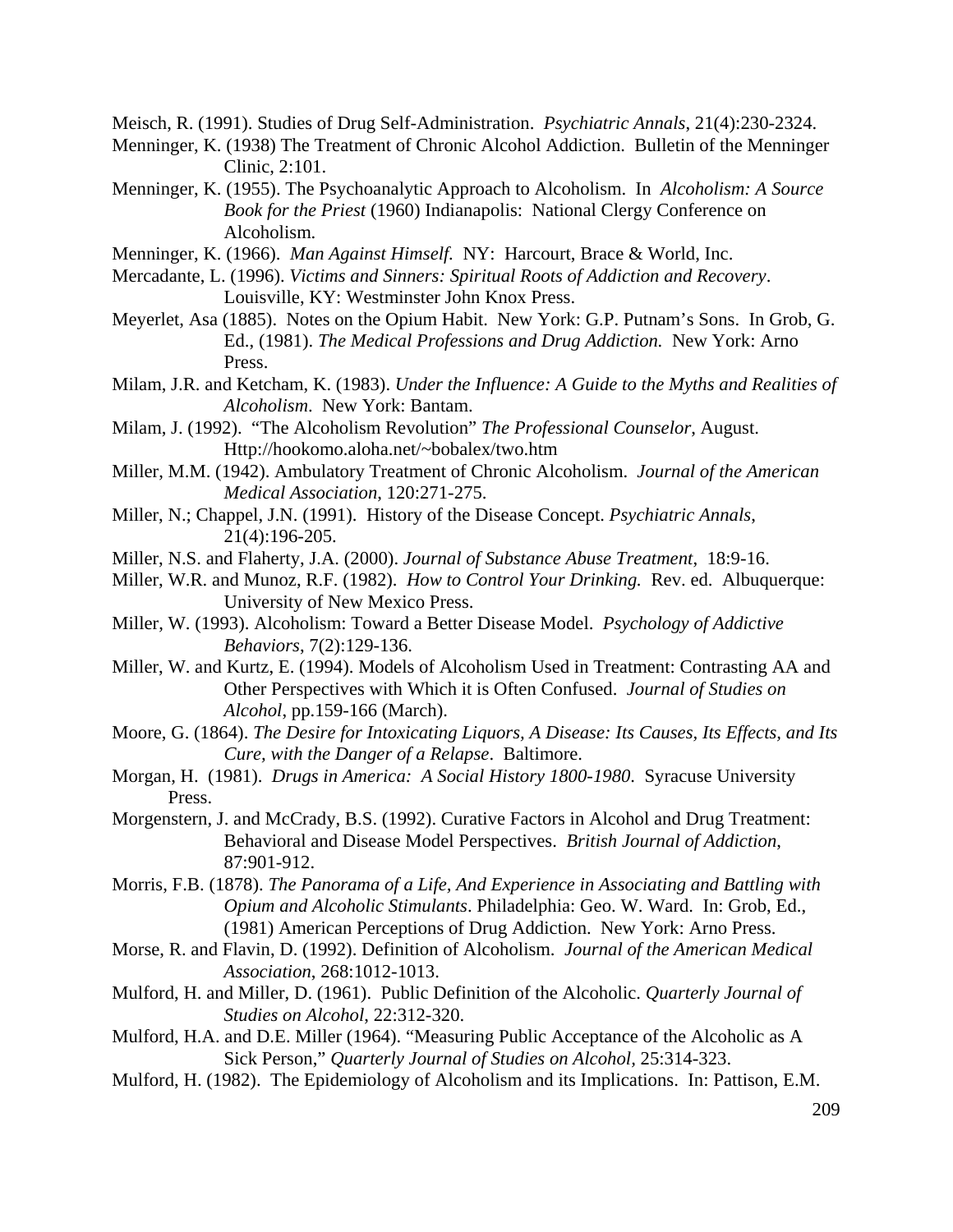Meisch, R. (1991). Studies of Drug Self-Administration. *Psychiatric Annals*, 21(4):230-2324.

Menninger, K. (1938) The Treatment of Chronic Alcohol Addiction. Bulletin of the Menninger Clinic, 2:101.

Menninger, K. (1955). The Psychoanalytic Approach to Alcoholism. In *Alcoholism: A Source Book for the Priest* (1960) Indianapolis: National Clergy Conference on Alcoholism.

Menninger, K. (1966). *Man Against Himself*. NY: Harcourt, Brace & World, Inc.

Mercadante, L. (1996). *Victims and Sinners: Spiritual Roots of Addiction and Recovery*. Louisville, KY: Westminster John Knox Press.

Meyerlet, Asa (1885). Notes on the Opium Habit. New York: G.P. Putnam's Sons. In Grob, G. Ed., (1981). *The Medical Professions and Drug Addiction.* New York: Arno Press.

Milam, J.R. and Ketcham, K. (1983). *Under the Influence: A Guide to the Myths and Realities of Alcoholism*. New York: Bantam.

Milam, J. (1992). "The Alcoholism Revolution" *The Professional Counselor*, August. Http://hookomo.aloha.net/~bobalex/two.htm

Miller, M.M. (1942). Ambulatory Treatment of Chronic Alcoholism. *Journal of the American Medical Association*, 120:271-275.

Miller, N.; Chappel, J.N. (1991). History of the Disease Concept. *Psychiatric Annals*, 21(4):196-205.

Miller, N.S. and Flaherty, J.A. (2000). *Journal of Substance Abuse Treatment*, 18:9-16.

Miller, W.R. and Munoz, R.F. (1982). *How to Control Your Drinking.* Rev. ed. Albuquerque: University of New Mexico Press.

Miller, W. (1993). Alcoholism: Toward a Better Disease Model. *Psychology of Addictive Behaviors*, 7(2):129-136.

Miller, W. and Kurtz, E. (1994). Models of Alcoholism Used in Treatment: Contrasting AA and Other Perspectives with Which it is Often Confused. *Journal of Studies on Alcohol*, pp.159-166 (March).

Moore, G. (1864). *The Desire for Intoxicating Liquors, A Disease: Its Causes, Its Effects, and Its Cure, with the Danger of a Relapse*. Baltimore.

Morgan, H. (1981). *Drugs in America: A Social History 1800-1980*. Syracuse University Press.

Morgenstern, J. and McCrady, B.S. (1992). Curative Factors in Alcohol and Drug Treatment: Behavioral and Disease Model Perspectives. *British Journal of Addiction*, 87:901-912.

Morris, F.B. (1878). *The Panorama of a Life, And Experience in Associating and Battling with Opium and Alcoholic Stimulants*. Philadelphia: Geo. W. Ward. In: Grob, Ed., (1981) American Perceptions of Drug Addiction. New York: Arno Press.

Morse, R. and Flavin, D. (1992). Definition of Alcoholism. *Journal of the American Medical Association*, 268:1012-1013.

Mulford, H. and Miller, D. (1961). Public Definition of the Alcoholic. *Quarterly Journal of Studies on Alcohol*, 22:312-320.

Mulford, H.A. and D.E. Miller (1964). "Measuring Public Acceptance of the Alcoholic as A Sick Person," *Quarterly Journal of Studies on Alcohol*, 25:314-323.

Mulford, H. (1982). The Epidemiology of Alcoholism and its Implications. In: Pattison, E.M.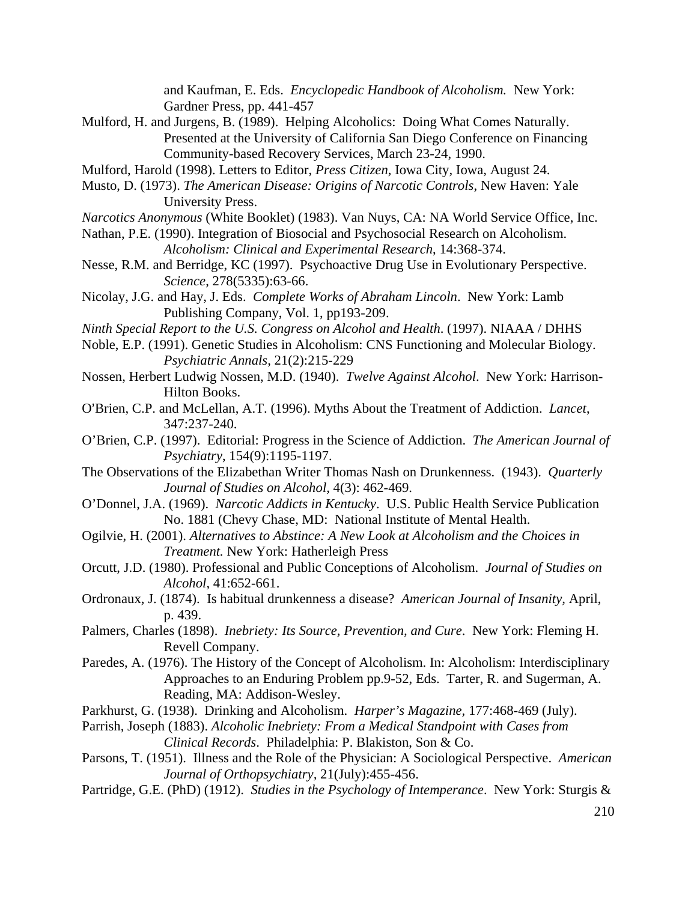and Kaufman, E. Eds. *Encyclopedic Handbook of Alcoholism.* New York: Gardner Press, pp. 441-457

Mulford, H. and Jurgens, B. (1989). Helping Alcoholics: Doing What Comes Naturally. Presented at the University of California San Diego Conference on Financing Community-based Recovery Services, March 23-24, 1990.

Mulford, Harold (1998). Letters to Editor, *Press Citizen*, Iowa City, Iowa, August 24.

Musto, D. (1973). *The American Disease: Origins of Narcotic Controls*, New Haven: Yale University Press.

*Narcotics Anonymous* (White Booklet) (1983). Van Nuys, CA: NA World Service Office, Inc.

Nathan, P.E. (1990). Integration of Biosocial and Psychosocial Research on Alcoholism. *Alcoholism: Clinical and Experimental Research*, 14:368-374.

Nesse, R.M. and Berridge, KC (1997). Psychoactive Drug Use in Evolutionary Perspective. *Science*, 278(5335):63-66.

Nicolay, J.G. and Hay, J. Eds. *Complete Works of Abraham Lincoln*. New York: Lamb Publishing Company, Vol. 1, pp193-209.

*Ninth Special Report to the U.S. Congress on Alcohol and Health*. (1997). NIAAA / DHHS

Noble, E.P. (1991). Genetic Studies in Alcoholism: CNS Functioning and Molecular Biology. *Psychiatric Annals*, 21(2):215-229

Nossen, Herbert Ludwig Nossen, M.D. (1940). *Twelve Against Alcohol*. New York: Harrison-Hilton Books.

O'Brien, C.P. and McLellan, A.T. (1996). Myths About the Treatment of Addiction. *Lancet*, 347:237-240.

O'Brien, C.P. (1997). Editorial: Progress in the Science of Addiction. *The American Journal of Psychiatry*, 154(9):1195-1197.

The Observations of the Elizabethan Writer Thomas Nash on Drunkenness. (1943). *Quarterly Journal of Studies on Alcohol*, 4(3): 462-469.

O'Donnel, J.A. (1969). *Narcotic Addicts in Kentucky*. U.S. Public Health Service Publication No. 1881 (Chevy Chase, MD: National Institute of Mental Health.

Ogilvie, H. (2001). *Alternatives to Abstince: A New Look at Alcoholism and the Choices in Treatment.* New York: Hatherleigh Press

Orcutt, J.D. (1980). Professional and Public Conceptions of Alcoholism. *Journal of Studies on Alcohol*, 41:652-661.

Ordronaux, J. (1874). Is habitual drunkenness a disease? *American Journal of Insanity*, April, p. 439.

Palmers, Charles (1898). *Inebriety: Its Source, Prevention, and Cure*. New York: Fleming H. Revell Company.

Paredes, A. (1976). The History of the Concept of Alcoholism. In: Alcoholism: Interdisciplinary Approaches to an Enduring Problem pp.9-52, Eds. Tarter, R. and Sugerman, A. Reading, MA: Addison-Wesley.

Parkhurst, G. (1938). Drinking and Alcoholism. *Harper's Magazine*, 177:468-469 (July).

Parrish, Joseph (1883). *Alcoholic Inebriety: From a Medical Standpoint with Cases from Clinical Records*. Philadelphia: P. Blakiston, Son & Co.

Parsons, T. (1951). Illness and the Role of the Physician: A Sociological Perspective. *American Journal of Orthopsychiatry*, 21(July):455-456.

Partridge, G.E. (PhD) (1912). *Studies in the Psychology of Intemperance*. New York: Sturgis &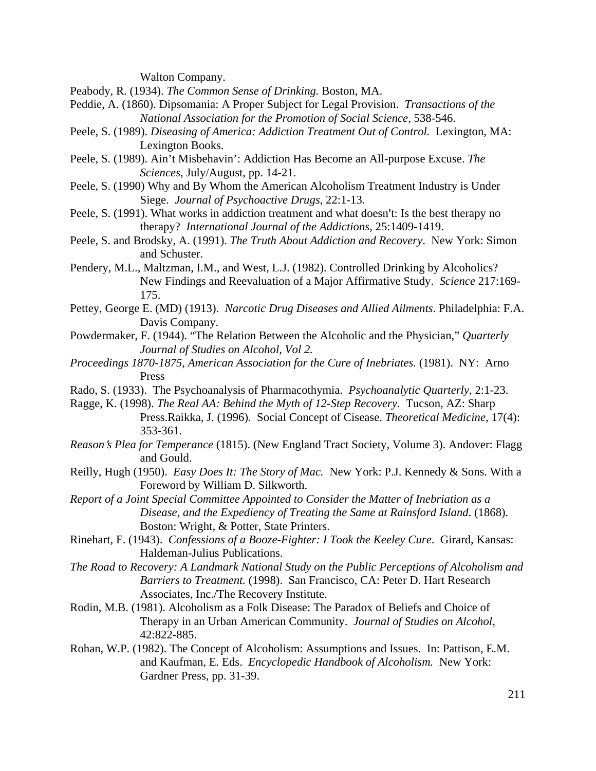Walton Company.

Peabody, R. (1934). *The Common Sense of Drinking.* Boston, MA.

Peddie, A. (1860). Dipsomania: A Proper Subject for Legal Provision. *Transactions of the National Association for the Promotion of Social Science,* 538-546.

Peele, S. (1989). *Diseasing of America: Addiction Treatment Out of Control.* Lexington, MA: Lexington Books.

Peele, S. (1989). Ain't Misbehavin': Addiction Has Become an All-purpose Excuse. *The Sciences*, July/August, pp. 14-21.

Peele, S. (1990) Why and By Whom the American Alcoholism Treatment Industry is Under Siege. *Journal of Psychoactive Drugs*, 22:1-13.

Peele, S. (1991). What works in addiction treatment and what doesn't: Is the best therapy no therapy? *International Journal of the Addictions,* 25:1409-1419.

Peele, S. and Brodsky, A. (1991). *The Truth About Addiction and Recovery*. New York: Simon and Schuster.

Pendery, M.L., Maltzman, I.M., and West, L.J. (1982). Controlled Drinking by Alcoholics? New Findings and Reevaluation of a Major Affirmative Study. *Science* 217:169-175.

Pettey, George E. (MD) (1913). *Narcotic Drug Diseases and Allied Ailments*. Philadelphia: F.A. Davis Company.

Powdermaker, F. (1944). "The Relation Between the Alcoholic and the Physician," *Quarterly Journal of Studies on Alcohol, Vol 2.*

*Proceedings 1870-1875, American Association for the Cure of Inebriates.* (1981). NY: Arno Press

Rado, S. (1933). The Psychoanalysis of Pharmacothymia. *Psychoanalytic Quarterly*, 2:1-23.

Ragge, K. (1998). *The Real AA: Behind the Myth of 12-Step Recovery*. Tucson, AZ: Sharp Press.Raikka, J. (1996). Social Concept of Cisease. *Theoretical Medicine*, 17(4): 353-361.

*Reason's Plea for Temperance* (1815). (New England Tract Society, Volume 3). Andover: Flagg and Gould.

Reilly, Hugh (1950). *Easy Does It: The Story of Mac.* New York: P.J. Kennedy & Sons. With a Foreword by William D. Silkworth.

*Report of a Joint Special Committee Appointed to Consider the Matter of Inebriation as a Disease, and the Expediency of Treating the Same at Rainsford Island.* (1868). Boston: Wright, & Potter, State Printers.

Rinehart, F. (1943). *Confessions of a Booze-Fighter: I Took the Keeley Cure*. Girard, Kansas: Haldeman-Julius Publications.

*The Road to Recovery: A Landmark National Study on the Public Perceptions of Alcoholism and Barriers to Treatment.* (1998). San Francisco, CA: Peter D. Hart Research Associates, Inc./The Recovery Institute.

Rodin, M.B. (1981). Alcoholism as a Folk Disease: The Paradox of Beliefs and Choice of Therapy in an Urban American Community. *Journal of Studies on Alcohol*, 42:822-885.

Rohan, W.P. (1982). The Concept of Alcoholism: Assumptions and Issues. In: Pattison, E.M. and Kaufman, E. Eds. *Encyclopedic Handbook of Alcoholism.* New York: Gardner Press, pp. 31-39.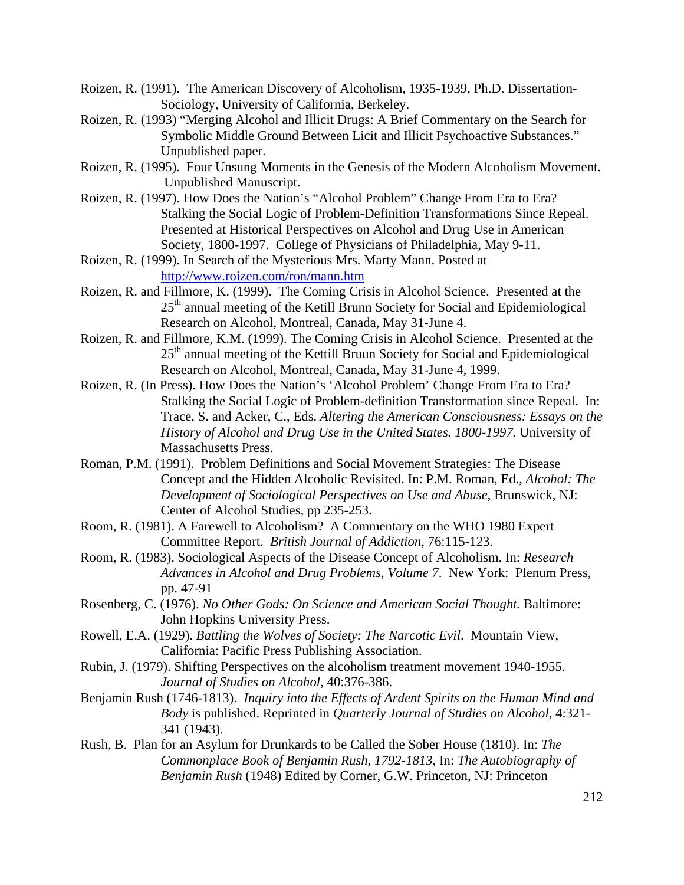Roizen, R. (1991). The American Discovery of Alcoholism, 1935-1939, Ph.D. Dissertation-Sociology, University of California, Berkeley.

Roizen, R. (1993) "Merging Alcohol and Illicit Drugs: A Brief Commentary on the Search for Symbolic Middle Ground Between Licit and Illicit Psychoactive Substances." Unpublished paper.

Roizen, R. (1995). Four Unsung Moments in the Genesis of the Modern Alcoholism Movement. Unpublished Manuscript.

Roizen, R. (1997). How Does the Nation's "Alcohol Problem" Change From Era to Era? Stalking the Social Logic of Problem-Definition Transformations Since Repeal. Presented at Historical Perspectives on Alcohol and Drug Use in American Society, 1800-1997. College of Physicians of Philadelphia, May 9-11.

Roizen, R. (1999). In Search of the Mysterious Mrs. Marty Mann. Posted at http://www.roizen.com/ron/mann.htm

Roizen, R. and Fillmore, K. (1999). The Coming Crisis in Alcohol Science. Presented at the 25th annual meeting of the Ketill Brunn Society for Social and Epidemiological Research on Alcohol, Montreal, Canada, May 31-June 4.

Roizen, R. and Fillmore, K.M. (1999). The Coming Crisis in Alcohol Science. Presented at the 25th annual meeting of the Kettill Bruun Society for Social and Epidemiological Research on Alcohol, Montreal, Canada, May 31-June 4, 1999.

Roizen, R. (In Press). How Does the Nation's 'Alcohol Problem' Change From Era to Era? Stalking the Social Logic of Problem-definition Transformation since Repeal. In: Trace, S. and Acker, C., Eds. *Altering the American Consciousness: Essays on the History of Alcohol and Drug Use in the United States. 1800-1997.* University of Massachusetts Press.

Roman, P.M. (1991). Problem Definitions and Social Movement Strategies: The Disease Concept and the Hidden Alcoholic Revisited. In: P.M. Roman, Ed., *Alcohol: The Development of Sociological Perspectives on Use and Abuse*, Brunswick, NJ: Center of Alcohol Studies, pp 235-253.

Room, R. (1981). A Farewell to Alcoholism? A Commentary on the WHO 1980 Expert Committee Report. *British Journal of Addiction*, 76:115-123.

Room, R. (1983). Sociological Aspects of the Disease Concept of Alcoholism. In: *Research Advances in Alcohol and Drug Problems, Volume 7*. New York: Plenum Press, pp. 47-91

Rosenberg, C. (1976). *No Other Gods: On Science and American Social Thought.* Baltimore: John Hopkins University Press.

Rowell, E.A. (1929). *Battling the Wolves of Society: The Narcotic Evil*. Mountain View, California: Pacific Press Publishing Association.

Rubin, J. (1979). Shifting Perspectives on the alcoholism treatment movement 1940-1955. *Journal of Studies on Alcohol*, 40:376-386.

Benjamin Rush (1746-1813). *Inquiry into the Effects of Ardent Spirits on the Human Mind and Body* is published. Reprinted in *Quarterly Journal of Studies on Alcohol*, 4:321-341 (1943).

Rush, B. Plan for an Asylum for Drunkards to be Called the Sober House (1810). In: *The Commonplace Book of Benjamin Rush, 1792-1813*, In: *The Autobiography of Benjamin Rush* (1948) Edited by Corner, G.W. Princeton, NJ: Princeton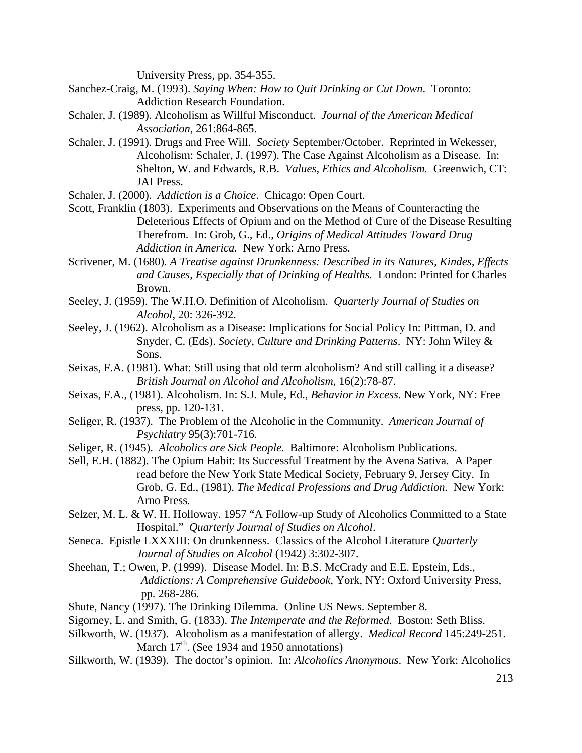University Press, pp. 354-355.

Sanchez-Craig, M. (1993). *Saying When: How to Quit Drinking or Cut Down*. Toronto: Addiction Research Foundation.

Schaler, J. (1989). Alcoholism as Willful Misconduct. *Journal of the American Medical Association*, 261:864-865.

Schaler, J. (1991). Drugs and Free Will. *Society* September/October. Reprinted in Wekesser, Alcoholism: Schaler, J. (1997). The Case Against Alcoholism as a Disease. In: Shelton, W. and Edwards, R.B. *Values, Ethics and Alcoholism.* Greenwich, CT: JAI Press.

Schaler, J. (2000). *Addiction is a Choice*. Chicago: Open Court.

Scott, Franklin (1803). Experiments and Observations on the Means of Counteracting the Deleterious Effects of Opium and on the Method of Cure of the Disease Resulting Therefrom. In: Grob, G., Ed., *Origins of Medical Attitudes Toward Drug Addiction in America.* New York: Arno Press.

Scrivener, M. (1680). *A Treatise against Drunkenness: Described in its Natures, Kindes, Effects and Causes, Especially that of Drinking of Healths.* London: Printed for Charles Brown.

Seeley, J. (1959). The W.H.O. Definition of Alcoholism. *Quarterly Journal of Studies on Alcohol*, 20: 326-392.

Seeley, J. (1962). Alcoholism as a Disease: Implications for Social Policy In: Pittman, D. and Snyder, C. (Eds). *Society, Culture and Drinking Patterns*. NY: John Wiley & Sons.

Seixas, F.A. (1981). What: Still using that old term alcoholism? And still calling it a disease? *British Journal on Alcohol and Alcoholism*, 16(2):78-87.

Seixas, F.A., (1981). Alcoholism. In: S.J. Mule, Ed., *Behavior in Excess*. New York, NY: Free press, pp. 120-131.

Seliger, R. (1937). The Problem of the Alcoholic in the Community. *American Journal of Psychiatry* 95(3):701-716.

Seliger, R. (1945). *Alcoholics are Sick People*. Baltimore: Alcoholism Publications.

Sell, E.H. (1882). The Opium Habit: Its Successful Treatment by the Avena Sativa. A Paper read before the New York State Medical Society, February 9, Jersey City. In Grob, G. Ed., (1981). *The Medical Professions and Drug Addiction.* New York: Arno Press.

Selzer, M. L. & W. H. Holloway. 1957 "A Follow-up Study of Alcoholics Committed to a State Hospital." *Quarterly Journal of Studies on Alcohol*.

Seneca. Epistle LXXXIII: On drunkenness. Classics of the Alcohol Literature *Quarterly Journal of Studies on Alcohol* (1942) 3:302-307.

Sheehan, T.; Owen, P. (1999). Disease Model. In: B.S. McCrady and E.E. Epstein, Eds., *Addictions: A Comprehensive Guidebook*, York, NY: Oxford University Press, pp. 268-286.

Shute, Nancy (1997). The Drinking Dilemma. Online US News. September 8.

Sigorney, L. and Smith, G. (1833). *The Intemperate and the Reformed*. Boston: Seth Bliss.

Silkworth, W. (1937). Alcoholism as a manifestation of allergy. *Medical Record* 145:249-251. March 17th. (See 1934 and 1950 annotations)

Silkworth, W. (1939). The doctor's opinion. In: *Alcoholics Anonymous*. New York: Alcoholics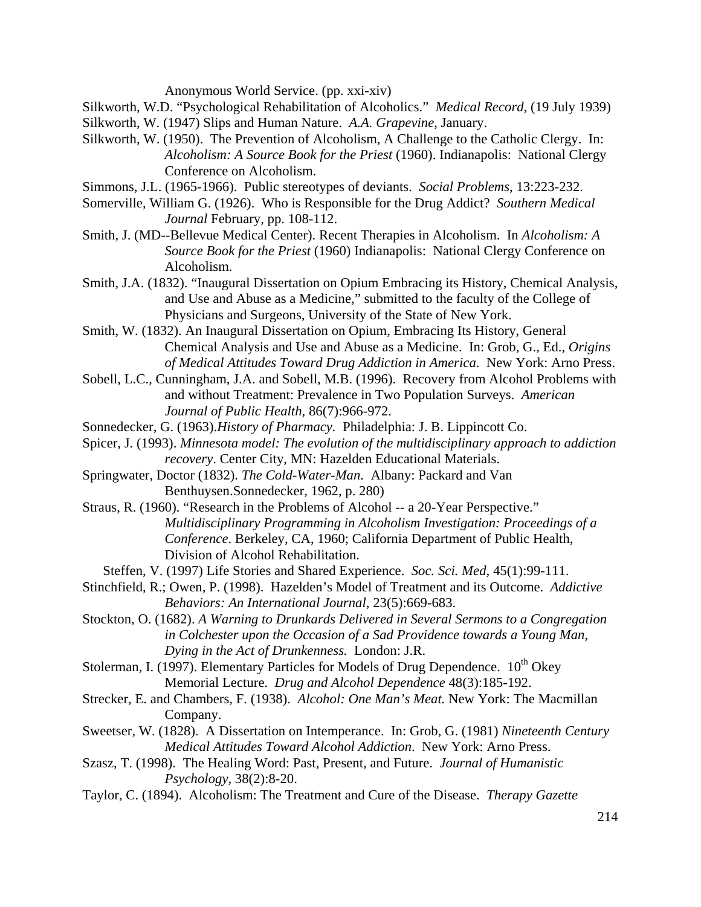Anonymous World Service. (pp. xxi-xiv)

Silkworth, W.D. "Psychological Rehabilitation of Alcoholics." *Medical Record*, (19 July 1939)

Silkworth, W. (1947) Slips and Human Nature. *A.A. Grapevine*, January.

Silkworth, W. (1950). The Prevention of Alcoholism, A Challenge to the Catholic Clergy. In: *Alcoholism: A Source Book for the Priest* (1960). Indianapolis: National Clergy Conference on Alcoholism.

Simmons, J.L. (1965-1966). Public stereotypes of deviants. *Social Problems*, 13:223-232.

Somerville, William G. (1926). Who is Responsible for the Drug Addict? *Southern Medical Journal* February, pp. 108-112.

Smith, J. (MD--Bellevue Medical Center). Recent Therapies in Alcoholism. In *Alcoholism: A Source Book for the Priest* (1960) Indianapolis: National Clergy Conference on Alcoholism.

Smith, J.A. (1832). "Inaugural Dissertation on Opium Embracing its History, Chemical Analysis, and Use and Abuse as a Medicine," submitted to the faculty of the College of Physicians and Surgeons, University of the State of New York.

Smith, W. (1832). An Inaugural Dissertation on Opium, Embracing Its History, General Chemical Analysis and Use and Abuse as a Medicine. In: Grob, G., Ed., *Origins of Medical Attitudes Toward Drug Addiction in America*. New York: Arno Press.

Sobell, L.C., Cunningham, J.A. and Sobell, M.B. (1996). Recovery from Alcohol Problems with and without Treatment: Prevalence in Two Population Surveys. *American Journal of Public Health*, 86(7):966-972.

Sonnedecker, G. (1963).*History of Pharmacy.* Philadelphia: J. B. Lippincott Co.

Spicer, J. (1993). *Minnesota model: The evolution of the multidisciplinary approach to addiction recovery*. Center City, MN: Hazelden Educational Materials.

Springwater, Doctor (1832). *The Cold-Water-Man*. Albany: Packard and Van Benthuysen.Sonnedecker, 1962, p. 280)

Straus, R. (1960). "Research in the Problems of Alcohol -- a 20-Year Perspective." *Multidisciplinary Programming in Alcoholism Investigation: Proceedings of a Conference*. Berkeley, CA, 1960; California Department of Public Health, Division of Alcohol Rehabilitation.

Steffen, V. (1997) Life Stories and Shared Experience. *Soc. Sci. Med*, 45(1):99-111.

Stinchfield, R.; Owen, P. (1998). Hazelden's Model of Treatment and its Outcome. *Addictive Behaviors: An International Journal*, 23(5):669-683.

Stockton, O. (1682). *A Warning to Drunkards Delivered in Several Sermons to a Congregation in Colchester upon the Occasion of a Sad Providence towards a Young Man, Dying in the Act of Drunkenness.* London: J.R.

Stolerman, I. (1997). Elementary Particles for Models of Drug Dependence. 10th Okey Memorial Lecture. *Drug and Alcohol Dependence* 48(3):185-192.

Strecker, E. and Chambers, F. (1938). *Alcohol: One Man's Meat.* New York: The Macmillan Company.

Sweetser, W. (1828). A Dissertation on Intemperance. In: Grob, G. (1981) *Nineteenth Century Medical Attitudes Toward Alcohol Addiction*. New York: Arno Press.

Szasz, T. (1998). The Healing Word: Past, Present, and Future. *Journal of Humanistic Psychology*, 38(2):8-20.

Taylor, C. (1894). Alcoholism: The Treatment and Cure of the Disease. *Therapy Gazette*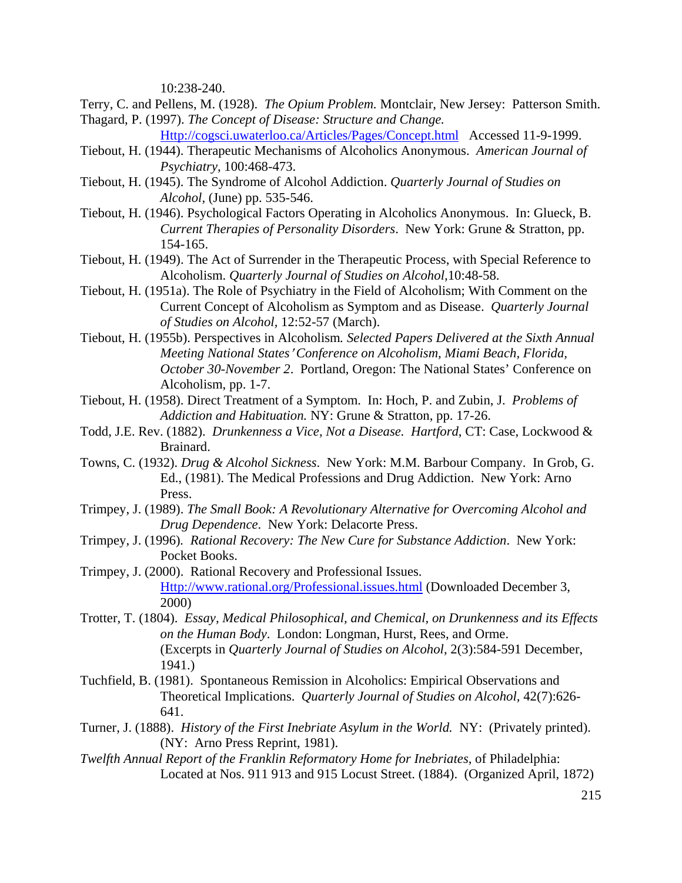10:238-240.

Terry, C. and Pellens, M. (1928). *The Opium Problem.* Montclair, New Jersey: Patterson Smith.

Thagard, P. (1997). *The Concept of Disease: Structure and Change.* Http://cogsci.uwaterloo.ca/Articles/Pages/Concept.html Accessed 11-9-1999.

Tiebout, H. (1944). Therapeutic Mechanisms of Alcoholics Anonymous. *American Journal of Psychiatry*, 100:468-473.

Tiebout, H. (1945). The Syndrome of Alcohol Addiction. *Quarterly Journal of Studies on Alcohol*, (June) pp. 535-546.

Tiebout, H. (1946). Psychological Factors Operating in Alcoholics Anonymous. In: Glueck, B. *Current Therapies of Personality Disorders*. New York: Grune & Stratton, pp. 154-165.

Tiebout, H. (1949). The Act of Surrender in the Therapeutic Process, with Special Reference to Alcoholism. *Quarterly Journal of Studies on Alcohol,*10:48-58.

Tiebout, H. (1951a). The Role of Psychiatry in the Field of Alcoholism; With Comment on the Current Concept of Alcoholism as Symptom and as Disease. *Quarterly Journal of Studies on Alcohol*, 12:52-57 (March).

Tiebout, H. (1955b). Perspectives in Alcoholism. *Selected Papers Delivered at the Sixth Annual Meeting National States' Conference on Alcoholism, Miami Beach, Florida, October 30-November 2*. Portland, Oregon: The National States' Conference on Alcoholism, pp. 1-7.

Tiebout, H. (1958). Direct Treatment of a Symptom. In: Hoch, P. and Zubin, J. *Problems of Addiction and Habituation.* NY: Grune & Stratton, pp. 17-26.

Todd, J.E. Rev. (1882). *Drunkenness a Vice, Not a Disease. Hartford*, CT: Case, Lockwood & Brainard.

Towns, C. (1932). *Drug & Alcohol Sickness*. New York: M.M. Barbour Company. In Grob, G. Ed., (1981). The Medical Professions and Drug Addiction. New York: Arno Press.

Trimpey, J. (1989). *The Small Book: A Revolutionary Alternative for Overcoming Alcohol and Drug Dependence*. New York: Delacorte Press.

Trimpey, J. (1996). *Rational Recovery: The New Cure for Substance Addiction*. New York: Pocket Books.

Trimpey, J. (2000). Rational Recovery and Professional Issues. Http://www.rational.org/Professional.issues.html (Downloaded December 3, 2000)

Trotter, T. (1804). *Essay, Medical Philosophical, and Chemical, on Drunkenness and its Effects on the Human Body*. London: Longman, Hurst, Rees, and Orme. (Excerpts in *Quarterly Journal of Studies on Alcohol*, 2(3):584-591 December, 1941.)

Tuchfield, B. (1981). Spontaneous Remission in Alcoholics: Empirical Observations and Theoretical Implications. *Quarterly Journal of Studies on Alcohol*, 42(7):626-641.

Turner, J. (1888). *History of the First Inebriate Asylum in the World.* NY: (Privately printed). (NY: Arno Press Reprint, 1981).

*Twelfth Annual Report of the Franklin Reformatory Home for Inebriates,* of Philadelphia: Located at Nos. 911 913 and 915 Locust Street. (1884). (Organized April, 1872)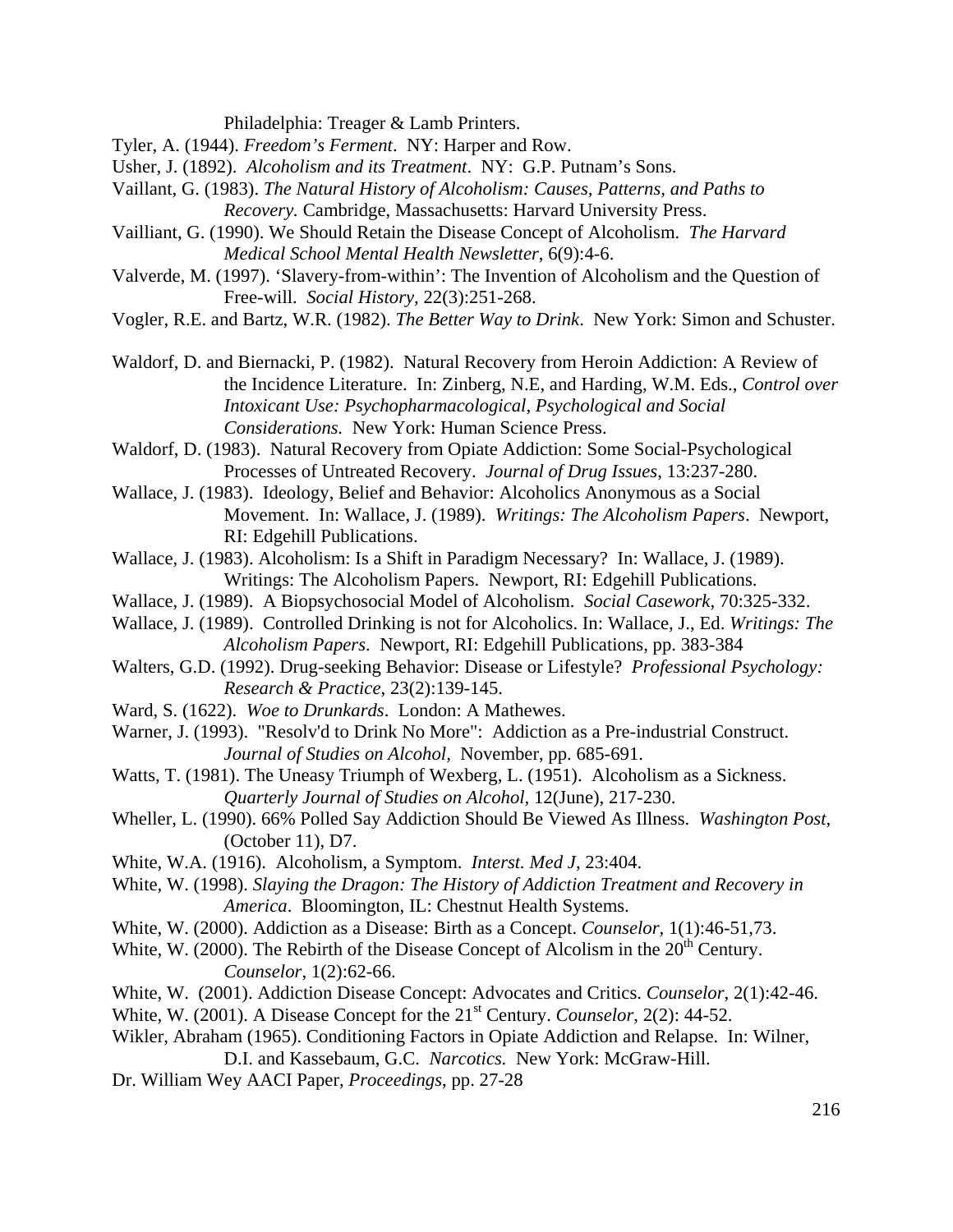Philadelphia: Treager & Lamb Printers.

Tyler, A. (1944). *Freedom's Ferment*. NY: Harper and Row.

Usher, J. (1892). *Alcoholism and its Treatment*. NY: G.P. Putnam's Sons.

Vaillant, G. (1983). *The Natural History of Alcoholism: Causes, Patterns, and Paths to Recovery.* Cambridge, Massachusetts: Harvard University Press.

Vailliant, G. (1990). We Should Retain the Disease Concept of Alcoholism. *The Harvard Medical School Mental Health Newsletter*, 6(9):4-6.

Valverde, M. (1997). 'Slavery-from-within': The Invention of Alcoholism and the Question of Free-will. *Social History*, 22(3):251-268.

Vogler, R.E. and Bartz, W.R. (1982). *The Better Way to Drink*. New York: Simon and Schuster.

Waldorf, D. and Biernacki, P. (1982). Natural Recovery from Heroin Addiction: A Review of the Incidence Literature. In: Zinberg, N.E, and Harding, W.M. Eds., *Control over Intoxicant Use: Psychopharmacological, Psychological and Social Considerations.* New York: Human Science Press.

Waldorf, D. (1983). Natural Recovery from Opiate Addiction: Some Social-Psychological Processes of Untreated Recovery. *Journal of Drug Issues*, 13:237-280.

Wallace, J. (1983). Ideology, Belief and Behavior: Alcoholics Anonymous as a Social Movement. In: Wallace, J. (1989). *Writings: The Alcoholism Papers*. Newport, RI: Edgehill Publications.

Wallace, J. (1983). Alcoholism: Is a Shift in Paradigm Necessary? In: Wallace, J. (1989). Writings: The Alcoholism Papers. Newport, RI: Edgehill Publications.

Wallace, J. (1989). A Biopsychosocial Model of Alcoholism. *Social Casework*, 70:325-332.

Wallace, J. (1989). Controlled Drinking is not for Alcoholics. In: Wallace, J., Ed. *Writings: The Alcoholism Papers*. Newport, RI: Edgehill Publications, pp. 383-384

Walters, G.D. (1992). Drug-seeking Behavior: Disease or Lifestyle? *Professional Psychology: Research & Practice*, 23(2):139-145.

Ward, S. (1622). *Woe to Drunkards*. London: A Mathewes.

Warner, J. (1993). "Resolv'd to Drink No More": Addiction as a Pre-industrial Construct. *Journal of Studies on Alcohol*, November, pp. 685-691.

Watts, T. (1981). The Uneasy Triumph of Wexberg, L. (1951). Alcoholism as a Sickness. *Quarterly Journal of Studies on Alcohol*, 12(June), 217-230.

Wheller, L. (1990). 66% Polled Say Addiction Should Be Viewed As Illness. *Washington Post*, (October 11), D7.

White, W.A. (1916). Alcoholism, a Symptom. *Interst. Med J*, 23:404.

White, W. (1998). *Slaying the Dragon: The History of Addiction Treatment and Recovery in America*. Bloomington, IL: Chestnut Health Systems.

White, W. (2000). Addiction as a Disease: Birth as a Concept. *Counselor,* 1(1):46-51,73.

White, W. (2000). The Rebirth of the Disease Concept of Alcolism in the 20th Century. *Counselor*, 1(2):62-66.

White, W. (2001). Addiction Disease Concept: Advocates and Critics. *Counselor*, 2(1):42-46.

White, W. (2001). A Disease Concept for the 21st Century. *Counselor*, 2(2): 44-52.

Wikler, Abraham (1965). Conditioning Factors in Opiate Addiction and Relapse. In: Wilner, D.I. and Kassebaum, G.C. *Narcotics.* New York: McGraw-Hill.

Dr. William Wey AACI Paper, *Proceedings*, pp. 27-28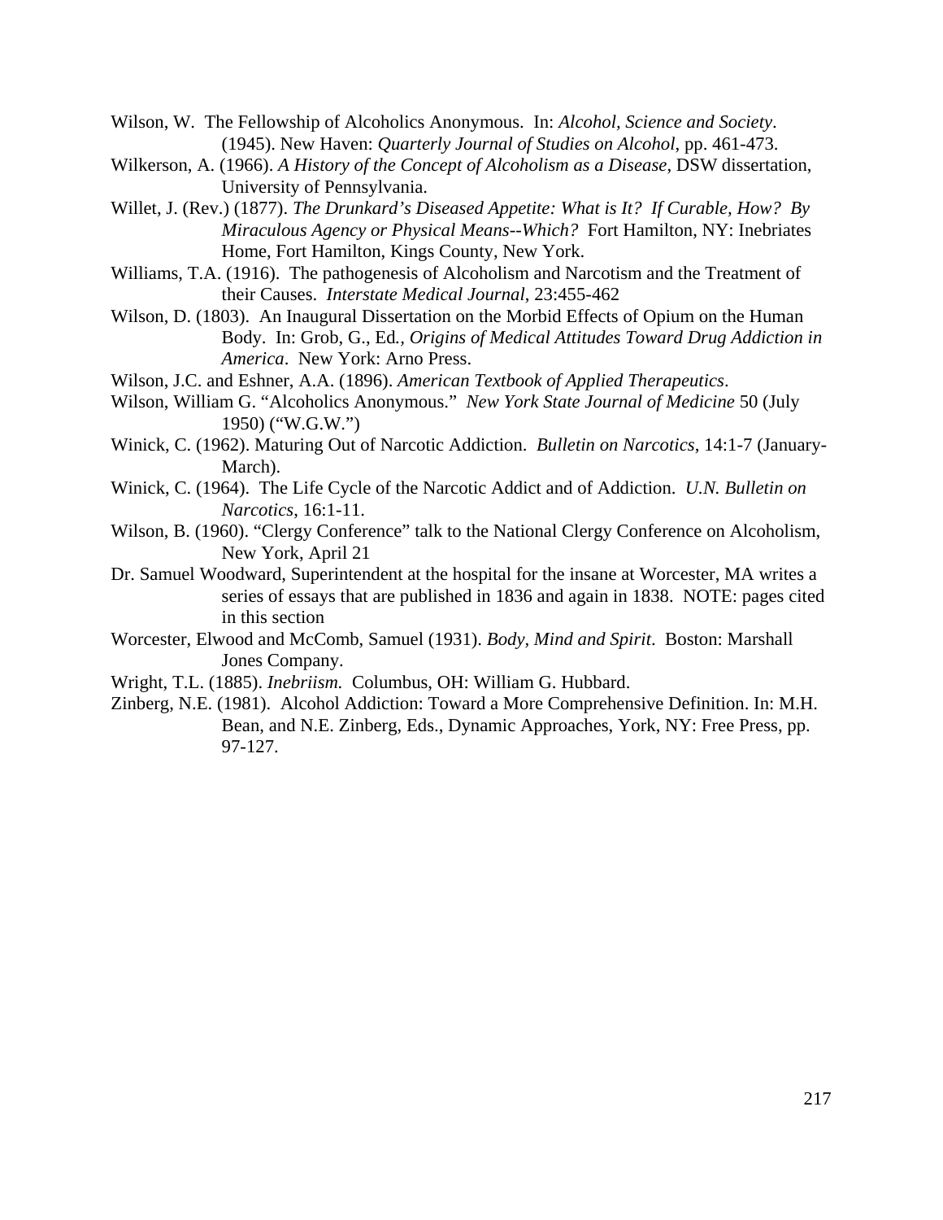Wilson, W. The Fellowship of Alcoholics Anonymous. In: *Alcohol, Science and Society*. (1945). New Haven: *Quarterly Journal of Studies on Alcohol*, pp. 461-473.

Wilkerson, A. (1966). *A History of the Concept of Alcoholism as a Disease*, DSW dissertation, University of Pennsylvania.

Willet, J. (Rev.) (1877). *The Drunkard's Diseased Appetite: What is It? If Curable, How? By Miraculous Agency or Physical Means--Which?* Fort Hamilton, NY: Inebriates Home, Fort Hamilton, Kings County, New York.

Williams, T.A. (1916). The pathogenesis of Alcoholism and Narcotism and the Treatment of their Causes. *Interstate Medical Journal*, 23:455-462

Wilson, D. (1803). An Inaugural Dissertation on the Morbid Effects of Opium on the Human Body. In: Grob, G., Ed*., Origins of Medical Attitudes Toward Drug Addiction in America*. New York: Arno Press.

Wilson, J.C. and Eshner, A.A. (1896). *American Textbook of Applied Therapeutics*.

Wilson, William G. "Alcoholics Anonymous." *New York State Journal of Medicine* 50 (July 1950) ("W.G.W.")

Winick, C. (1962). Maturing Out of Narcotic Addiction. *Bulletin on Narcotics*, 14:1-7 (January-March).

Winick, C. (1964). The Life Cycle of the Narcotic Addict and of Addiction. *U.N. Bulletin on Narcotics*, 16:1-11.

Wilson, B. (1960). "Clergy Conference" talk to the National Clergy Conference on Alcoholism, New York, April 21

Dr. Samuel Woodward, Superintendent at the hospital for the insane at Worcester, MA writes a series of essays that are published in 1836 and again in 1838. NOTE: pages cited in this section

Worcester, Elwood and McComb, Samuel (1931). *Body, Mind and Spirit*. Boston: Marshall Jones Company.

Wright, T.L. (1885). *Inebriism.* Columbus, OH: William G. Hubbard.

Zinberg, N.E. (1981). Alcohol Addiction: Toward a More Comprehensive Definition. In: M.H. Bean, and N.E. Zinberg, Eds., Dynamic Approaches, York, NY: Free Press, pp. 97-127.